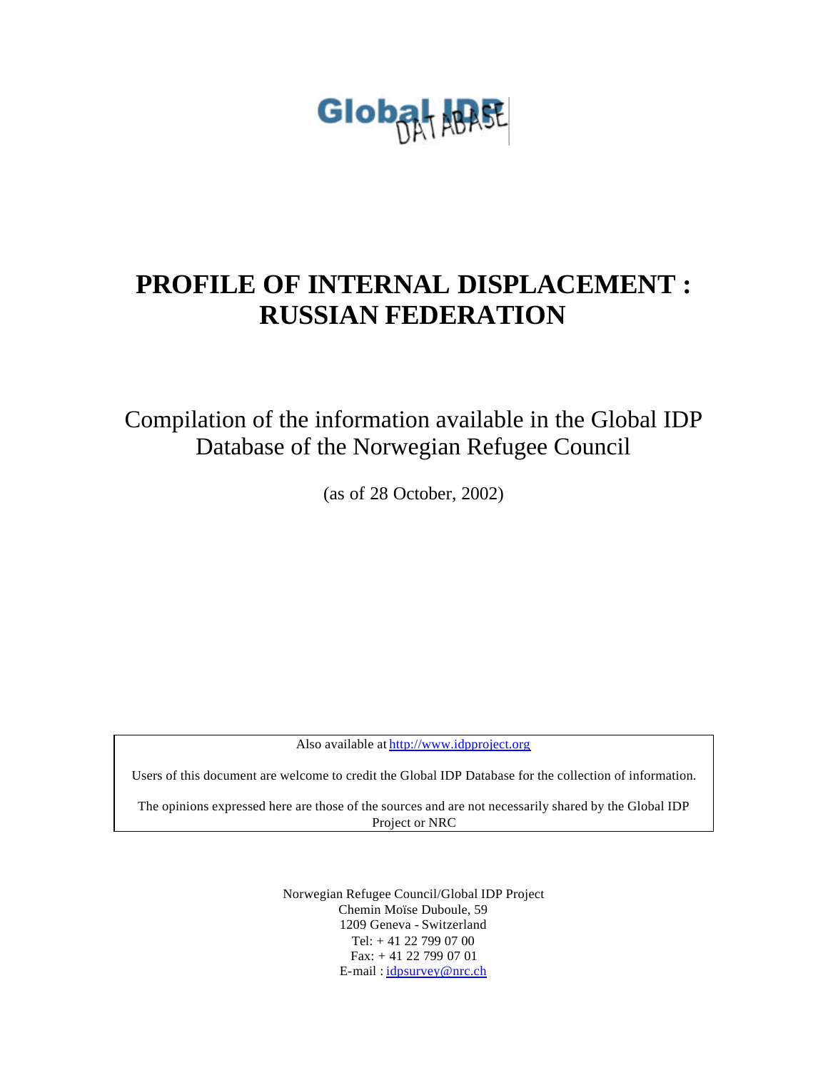Global IDP DATABASE

# PROFILE OF INTERNAL DISPLACEMENT : RUSSIAN FEDERATION

Compilation of the information available in the Global IDP Database of the Norwegian Refugee Council

(as of 28 October, 2002)

Also available at http://www.idpproject.org

Users of this document are welcome to credit the Global IDP Database for the collection of information.

The opinions expressed here are those of the sources and are not necessarily shared by the Global IDP Project or NRC

Norwegian Refugee Council/Global IDP Project
Chemin Moïse Duboule, 59
1209 Geneva - Switzerland
Tel: + 41 22 799 07 00
Fax: + 41 22 799 07 01
E-mail : idpsurvey@nrc.ch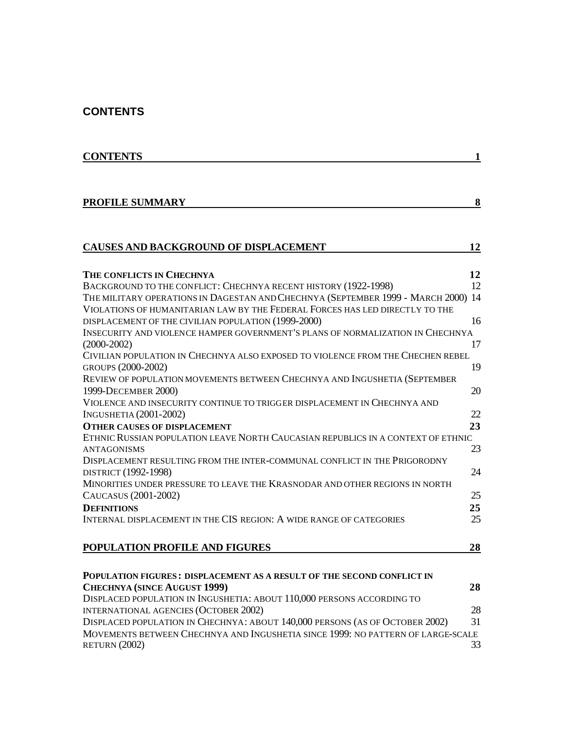## CONTENTS

**CONTENTS** 1

**PROFILE SUMMARY** 8

**CAUSES AND BACKGROUND OF DISPLACEMENT** 12

**THE CONFLICTS IN CHECHNYA** 12

BACKGROUND TO THE CONFLICT: CHECHNYA RECENT HISTORY (1922-1998) 12

THE MILITARY OPERATIONS IN DAGESTAN AND CHECHNYA (SEPTEMBER 1999 - MARCH 2000) 14

VIOLATIONS OF HUMANITARIAN LAW BY THE FEDERAL FORCES HAS LED DIRECTLY TO THE DISPLACEMENT OF THE CIVILIAN POPULATION (1999-2000) 16

INSECURITY AND VIOLENCE HAMPER GOVERNMENT'S PLANS OF NORMALIZATION IN CHECHNYA (2000-2002) 17

CIVILIAN POPULATION IN CHECHNYA ALSO EXPOSED TO VIOLENCE FROM THE CHECHEN REBEL GROUPS (2000-2002) 19

REVIEW OF POPULATION MOVEMENTS BETWEEN CHECHNYA AND INGUSHETIA (SEPTEMBER 1999-DECEMBER 2000) 20

VIOLENCE AND INSECURITY CONTINUE TO TRIGGER DISPLACEMENT IN CHECHNYA AND INGUSHETIA (2001-2002) 22

**OTHER CAUSES OF DISPLACEMENT** 23

ETHNIC RUSSIAN POPULATION LEAVE NORTH CAUCASIAN REPUBLICS IN A CONTEXT OF ETHNIC ANTAGONISMS 23

DISPLACEMENT RESULTING FROM THE INTER-COMMUNAL CONFLICT IN THE PRIGORODNY DISTRICT (1992-1998) 24

MINORITIES UNDER PRESSURE TO LEAVE THE KRASNODAR AND OTHER REGIONS IN NORTH CAUCASUS (2001-2002) 25

**DEFINITIONS** 25

INTERNAL DISPLACEMENT IN THE CIS REGION: A WIDE RANGE OF CATEGORIES 25

**POPULATION PROFILE AND FIGURES** 28

**POPULATION FIGURES: DISPLACEMENT AS A RESULT OF THE SECOND CONFLICT IN CHECHNYA (SINCE AUGUST 1999)** 28

DISPLACED POPULATION IN INGUSHETIA: ABOUT 110,000 PERSONS ACCORDING TO INTERNATIONAL AGENCIES (OCTOBER 2002) 28

DISPLACED POPULATION IN CHECHNYA: ABOUT 140,000 PERSONS (AS OF OCTOBER 2002) 31

MOVEMENTS BETWEEN CHECHNYA AND INGUSHETIA SINCE 1999: NO PATTERN OF LARGE-SCALE RETURN (2002) 33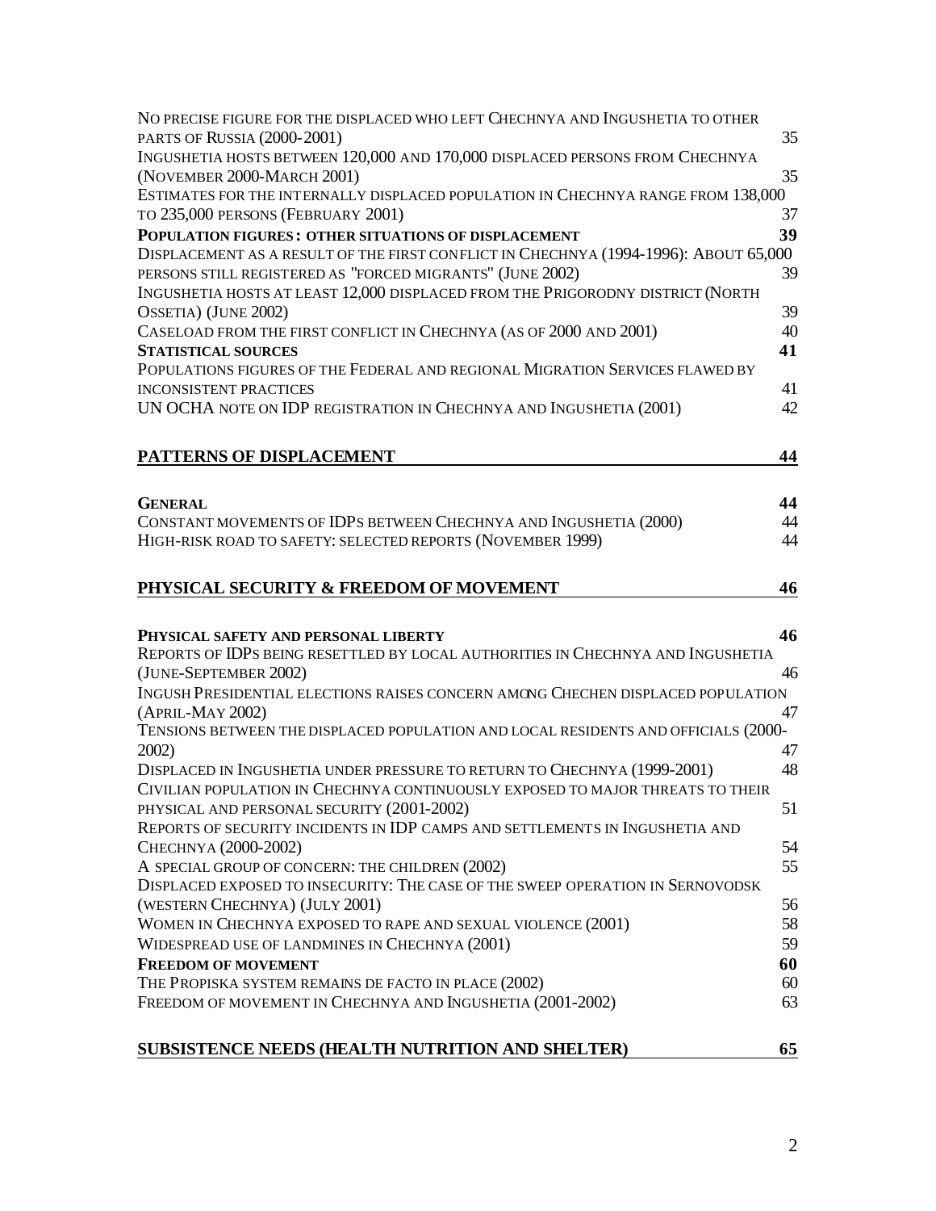No precise figure for the displaced who left Chechnya and Ingushetia to other parts of Russia (2000-2001) 35
Ingushetia hosts between 120,000 and 170,000 displaced persons from Chechnya (November 2000-March 2001) 35
Estimates for the internally displaced population in Chechnya range from 138,000 to 235,000 persons (February 2001) 37
**Population figures: other situations of displacement** **39**
Displacement as a result of the first conflict in Chechnya (1994-1996): About 65,000 persons still registered as "forced migrants" (June 2002) 39
Ingushetia hosts at least 12,000 displaced from the Prigorodny district (North Ossetia) (June 2002) 39
Caseload from the first conflict in Chechnya (as of 2000 and 2001) 40
**Statistical sources** **41**
Populations figures of the Federal and regional Migration Services flawed by inconsistent practices 41
UN OCHA note on IDP registration in Chechnya and Ingushetia (2001) 42

**PATTERNS OF DISPLACEMENT** **44**

**General** **44**
Constant movements of IDPs between Chechnya and Ingushetia (2000) 44
High-risk road to safety: selected reports (November 1999) 44

**PHYSICAL SECURITY & FREEDOM OF MOVEMENT** **46**

**Physical safety and personal liberty** **46**
Reports of IDPs being resettled by local authorities in Chechnya and Ingushetia (June-September 2002) 46
Ingush Presidential elections raises concern among Chechen displaced population (April-May 2002) 47
Tensions between the displaced population and local residents and officials (2000-2002) 47
Displaced in Ingushetia under pressure to return to Chechnya (1999-2001) 48
Civilian population in Chechnya continuously exposed to major threats to their physical and personal security (2001-2002) 51
Reports of security incidents in IDP camps and settlements in Ingushetia and Chechnya (2000-2002) 54
A special group of concern: the children (2002) 55
Displaced exposed to insecurity: The case of the sweep operation in Sernovodsk (western Chechnya) (July 2001) 56
Women in Chechnya exposed to rape and sexual violence (2001) 58
Widespread use of landmines in Chechnya (2001) 59
**Freedom of movement** **60**
The Propiska system remains de facto in place (2002) 60
Freedom of movement in Chechnya and Ingushetia (2001-2002) 63

**SUBSISTENCE NEEDS (HEALTH NUTRITION AND SHELTER)** **65**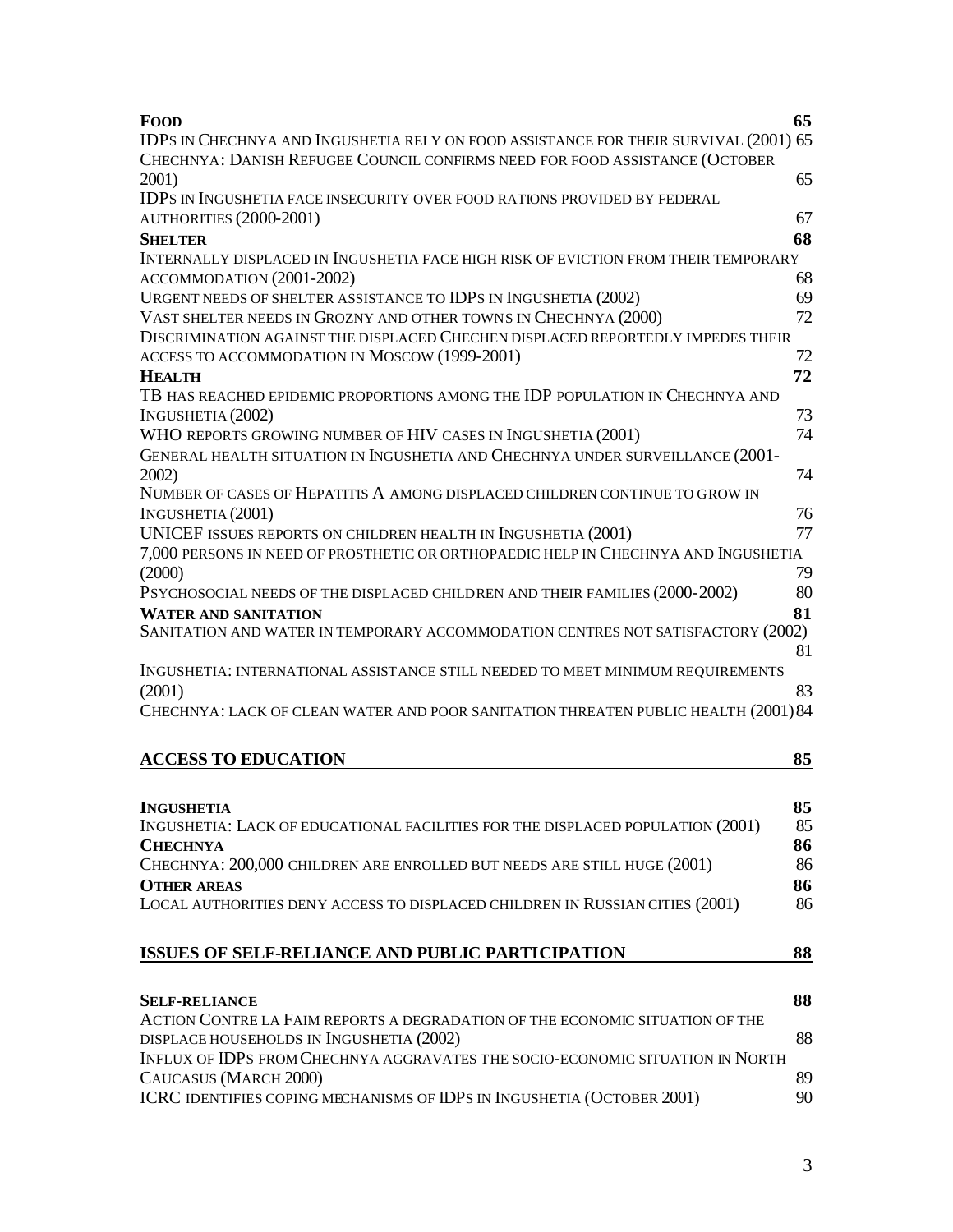**Food** 65

IDPs in Chechnya and Ingushetia rely on food assistance for their survival (2001) 65

Chechnya: Danish Refugee Council confirms need for food assistance (October 2001) 65

IDPs in Ingushetia face insecurity over food rations provided by federal authorities (2000-2001) 67

**Shelter** 68

Internally displaced in Ingushetia face high risk of eviction from their temporary accommodation (2001-2002) 68

Urgent needs of shelter assistance to IDPs in Ingushetia (2002) 69

Vast shelter needs in Grozny and other towns in Chechnya (2000) 72

Discrimination against the displaced Chechen displaced reportedly impedes their access to accommodation in Moscow (1999-2001) 72

**Health** 72

TB has reached epidemic proportions among the IDP population in Chechnya and Ingushetia (2002) 73

WHO reports growing number of HIV cases in Ingushetia (2001) 74

General health situation in Ingushetia and Chechnya under surveillance (2001-2002) 74

Number of cases of Hepatitis A among displaced children continue to grow in Ingushetia (2001) 76

UNICEF issues reports on children health in Ingushetia (2001) 77

7,000 persons in need of prosthetic or orthopaedic help in Chechnya and Ingushetia (2000) 79

Psychosocial needs of the displaced children and their families (2000-2002) 80

**Water and sanitation** 81

Sanitation and water in temporary accommodation centres not satisfactory (2002) 81

Ingushetia: international assistance still needed to meet minimum requirements (2001) 83

Chechnya: lack of clean water and poor sanitation threaten public health (2001) 84

## ACCESS TO EDUCATION 85

**Ingushetia** 85

Ingushetia: Lack of educational facilities for the displaced population (2001) 85

**Chechnya** 86

Chechnya: 200,000 children are enrolled but needs are still huge (2001) 86

**Other areas** 86

Local authorities deny access to displaced children in Russian cities (2001) 86

## ISSUES OF SELF-RELIANCE AND PUBLIC PARTICIPATION 88

**Self-reliance** 88

Action Contre la Faim reports a degradation of the economic situation of the displace households in Ingushetia (2002) 88

Influx of IDPs from Chechnya aggravates the socio-economic situation in North Caucasus (March 2000) 89

ICRC identifies coping mechanisms of IDPs in Ingushetia (October 2001) 90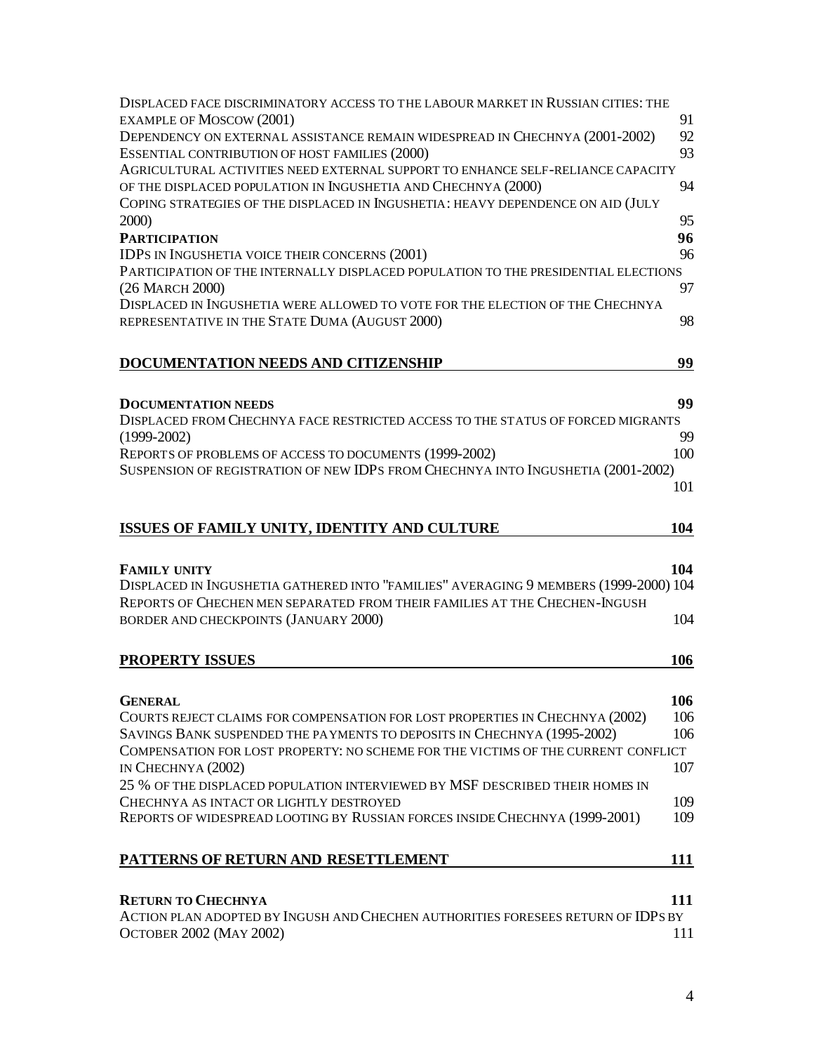Displaced face discriminatory access to the labour market in Russian cities: the example of Moscow (2001) 91
Dependency on external assistance remain widespread in Chechnya (2001-2002) 92
Essential contribution of host families (2000) 93
Agricultural activities need external support to enhance self-reliance capacity of the displaced population in Ingushetia and Chechnya (2000) 94
Coping strategies of the displaced in Ingushetia: heavy dependence on aid (July 2000) 95
**Participation** **96**
IDPs in Ingushetia voice their concerns (2001) 96
Participation of the internally displaced population to the presidential elections (26 March 2000) 97
Displaced in Ingushetia were allowed to vote for the election of the Chechnya representative in the State Duma (August 2000) 98

**DOCUMENTATION NEEDS AND CITIZENSHIP** **99**

**Documentation needs** **99**
Displaced from Chechnya face restricted access to the status of forced migrants (1999-2002) 99
Reports of problems of access to documents (1999-2002) 100
Suspension of registration of new IDPs from Chechnya into Ingushetia (2001-2002) 101

**ISSUES OF FAMILY UNITY, IDENTITY AND CULTURE** **104**

**Family unity** **104**
Displaced in Ingushetia gathered into "families" averaging 9 members (1999-2000) 104
Reports of Chechen men separated from their families at the Chechen-Ingush border and checkpoints (January 2000) 104

**PROPERTY ISSUES** **106**

**General** **106**
Courts reject claims for compensation for lost properties in Chechnya (2002) 106
Savings Bank suspended the payments to deposits in Chechnya (1995-2002) 106
Compensation for lost property: no scheme for the victims of the current conflict in Chechnya (2002) 107
25 % of the displaced population interviewed by MSF described their homes in Chechnya as intact or lightly destroyed 109
Reports of widespread looting by Russian forces inside Chechnya (1999-2001) 109

**PATTERNS OF RETURN AND RESETTLEMENT** **111**

**Return to Chechnya** **111**
Action plan adopted by Ingush and Chechen authorities foresees return of IDPs by October 2002 (May 2002) 111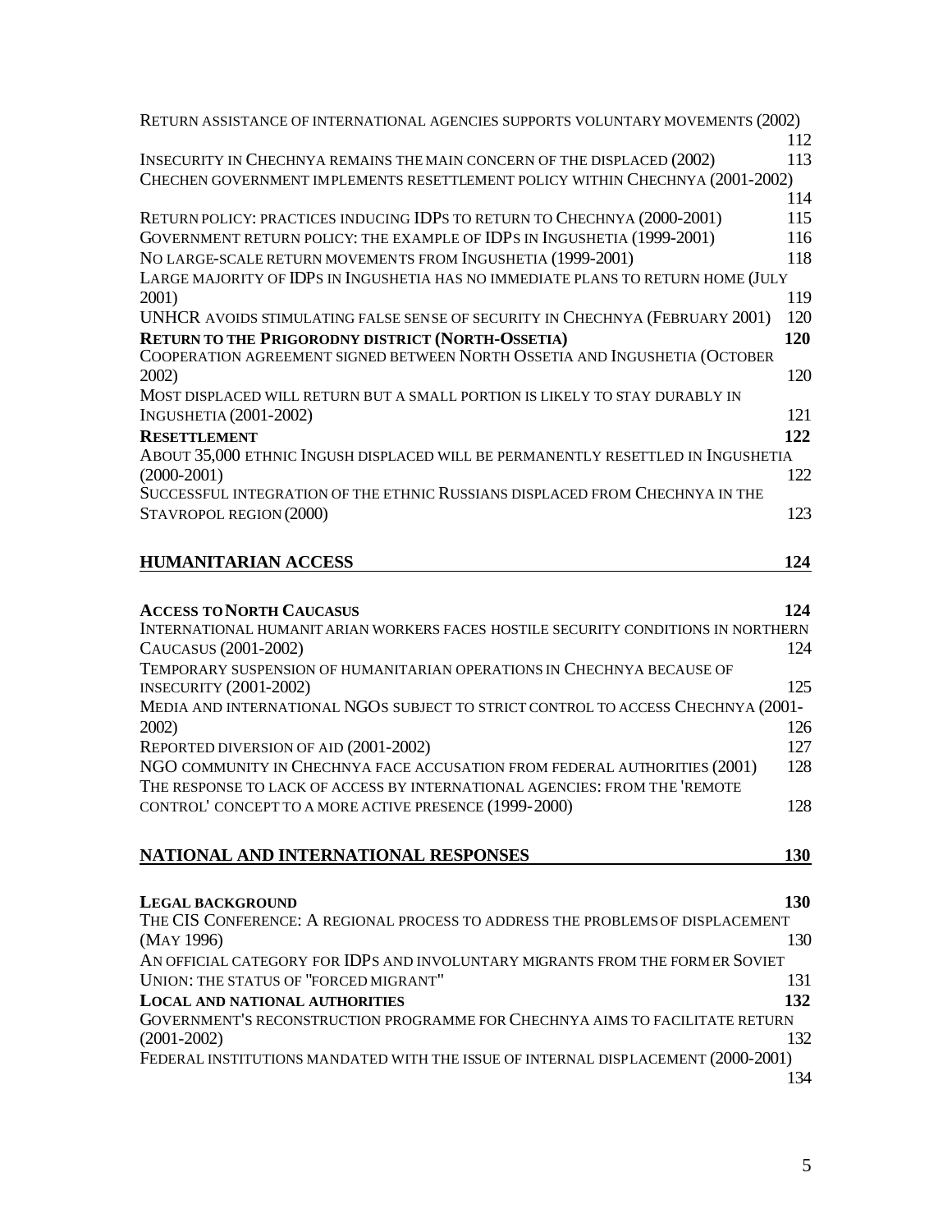Return assistance of international agencies supports voluntary movements (2002) 112
Insecurity in Chechnya remains the main concern of the displaced (2002) 113
Chechen government implements resettlement policy within Chechnya (2001-2002) 114
Return policy: practices inducing IDPs to return to Chechnya (2000-2001) 115
Government return policy: the example of IDPs in Ingushetia (1999-2001) 116
No large-scale return movements from Ingushetia (1999-2001) 118
Large majority of IDPs in Ingushetia has no immediate plans to return home (July 2001) 119
UNHCR avoids stimulating false sense of security in Chechnya (February 2001) 120

**Return to the Prigorodny district (North-Ossetia) 120**

Cooperation agreement signed between North Ossetia and Ingushetia (October 2002) 120
Most displaced will return but a small portion is likely to stay durably in Ingushetia (2001-2002) 121

**Resettlement 122**

About 35,000 ethnic Ingush displaced will be permanently resettled in Ingushetia (2000-2001) 122
Successful integration of the ethnic Russians displaced from Chechnya in the Stavropol region (2000) 123

## HUMANITARIAN ACCESS 124

**Access to North Caucasus 124**

International humanitarian workers faces hostile security conditions in northern Caucasus (2001-2002) 124
Temporary suspension of humanitarian operations in Chechnya because of insecurity (2001-2002) 125
Media and international NGOs subject to strict control to access Chechnya (2001-2002) 126
Reported diversion of aid (2001-2002) 127
NGO community in Chechnya face accusation from federal authorities (2001) 128
The response to lack of access by international agencies: from the 'remote control' concept to a more active presence (1999-2000) 128

## NATIONAL AND INTERNATIONAL RESPONSES 130

**Legal background 130**

The CIS Conference: A regional process to address the problems of displacement (May 1996) 130
An official category for IDPs and involuntary migrants from the former Soviet Union: the status of "forced migrant" 131

**Local and national authorities 132**

Government's reconstruction programme for Chechnya aims to facilitate return (2001-2002) 132
Federal institutions mandated with the issue of internal displacement (2000-2001) 134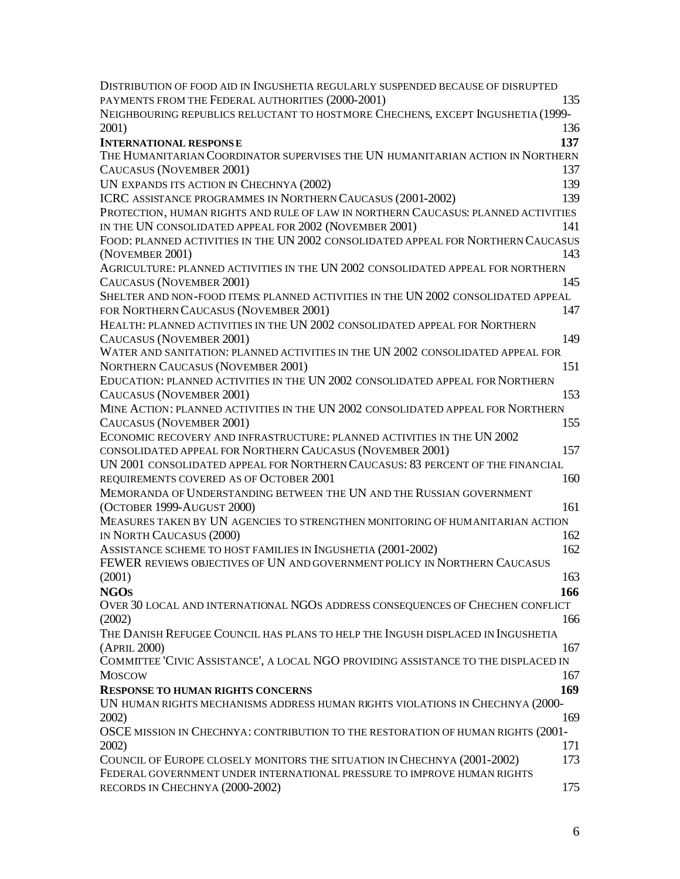DISTRIBUTION OF FOOD AID IN INGUSHETIA REGULARLY SUSPENDED BECAUSE OF DISRUPTED PAYMENTS FROM THE FEDERAL AUTHORITIES (2000-2001) 135

NEIGHBOURING REPUBLICS RELUCTANT TO HOST MORE CHECHENS, EXCEPT INGUSHETIA (1999-2001) 136

**INTERNATIONAL RESPONSE 137**

THE HUMANITARIAN COORDINATOR SUPERVISES THE UN HUMANITARIAN ACTION IN NORTHERN CAUCASUS (NOVEMBER 2001) 137

UN EXPANDS ITS ACTION IN CHECHNYA (2002) 139

ICRC ASSISTANCE PROGRAMMES IN NORTHERN CAUCASUS (2001-2002) 139

PROTECTION, HUMAN RIGHTS AND RULE OF LAW IN NORTHERN CAUCASUS: PLANNED ACTIVITIES IN THE UN CONSOLIDATED APPEAL FOR 2002 (NOVEMBER 2001) 141

FOOD: PLANNED ACTIVITIES IN THE UN 2002 CONSOLIDATED APPEAL FOR NORTHERN CAUCASUS (NOVEMBER 2001) 143

AGRICULTURE: PLANNED ACTIVITIES IN THE UN 2002 CONSOLIDATED APPEAL FOR NORTHERN CAUCASUS (NOVEMBER 2001) 145

SHELTER AND NON-FOOD ITEMS: PLANNED ACTIVITIES IN THE UN 2002 CONSOLIDATED APPEAL FOR NORTHERN CAUCASUS (NOVEMBER 2001) 147

HEALTH: PLANNED ACTIVITIES IN THE UN 2002 CONSOLIDATED APPEAL FOR NORTHERN CAUCASUS (NOVEMBER 2001) 149

WATER AND SANITATION: PLANNED ACTIVITIES IN THE UN 2002 CONSOLIDATED APPEAL FOR NORTHERN CAUCASUS (NOVEMBER 2001) 151

EDUCATION: PLANNED ACTIVITIES IN THE UN 2002 CONSOLIDATED APPEAL FOR NORTHERN CAUCASUS (NOVEMBER 2001) 153

MINE ACTION: PLANNED ACTIVITIES IN THE UN 2002 CONSOLIDATED APPEAL FOR NORTHERN CAUCASUS (NOVEMBER 2001) 155

ECONOMIC RECOVERY AND INFRASTRUCTURE: PLANNED ACTIVITIES IN THE UN 2002 CONSOLIDATED APPEAL FOR NORTHERN CAUCASUS (NOVEMBER 2001) 157

UN 2001 CONSOLIDATED APPEAL FOR NORTHERN CAUCASUS: 83 PERCENT OF THE FINANCIAL REQUIREMENTS COVERED AS OF OCTOBER 2001 160

MEMORANDA OF UNDERSTANDING BETWEEN THE UN AND THE RUSSIAN GOVERNMENT (OCTOBER 1999-AUGUST 2000) 161

MEASURES TAKEN BY UN AGENCIES TO STRENGTHEN MONITORING OF HUMANITARIAN ACTION IN NORTH CAUCASUS (2000) 162

ASSISTANCE SCHEME TO HOST FAMILIES IN INGUSHETIA (2001-2002) 162

FEWER REVIEWS OBJECTIVES OF UN AND GOVERNMENT POLICY IN NORTHERN CAUCASUS (2001) 163

**NGOS 166**

OVER 30 LOCAL AND INTERNATIONAL NGOS ADDRESS CONSEQUENCES OF CHECHEN CONFLICT (2002) 166

THE DANISH REFUGEE COUNCIL HAS PLANS TO HELP THE INGUSH DISPLACED IN INGUSHETIA (APRIL 2000) 167

COMMITTEE 'CIVIC ASSISTANCE', A LOCAL NGO PROVIDING ASSISTANCE TO THE DISPLACED IN MOSCOW 167

**RESPONSE TO HUMAN RIGHTS CONCERNS 169**

UN HUMAN RIGHTS MECHANISMS ADDRESS HUMAN RIGHTS VIOLATIONS IN CHECHNYA (2000-2002) 169

OSCE MISSION IN CHECHNYA: CONTRIBUTION TO THE RESTORATION OF HUMAN RIGHTS (2001-2002) 171

COUNCIL OF EUROPE CLOSELY MONITORS THE SITUATION IN CHECHNYA (2001-2002) 173

FEDERAL GOVERNMENT UNDER INTERNATIONAL PRESSURE TO IMPROVE HUMAN RIGHTS RECORDS IN CHECHNYA (2000-2002) 175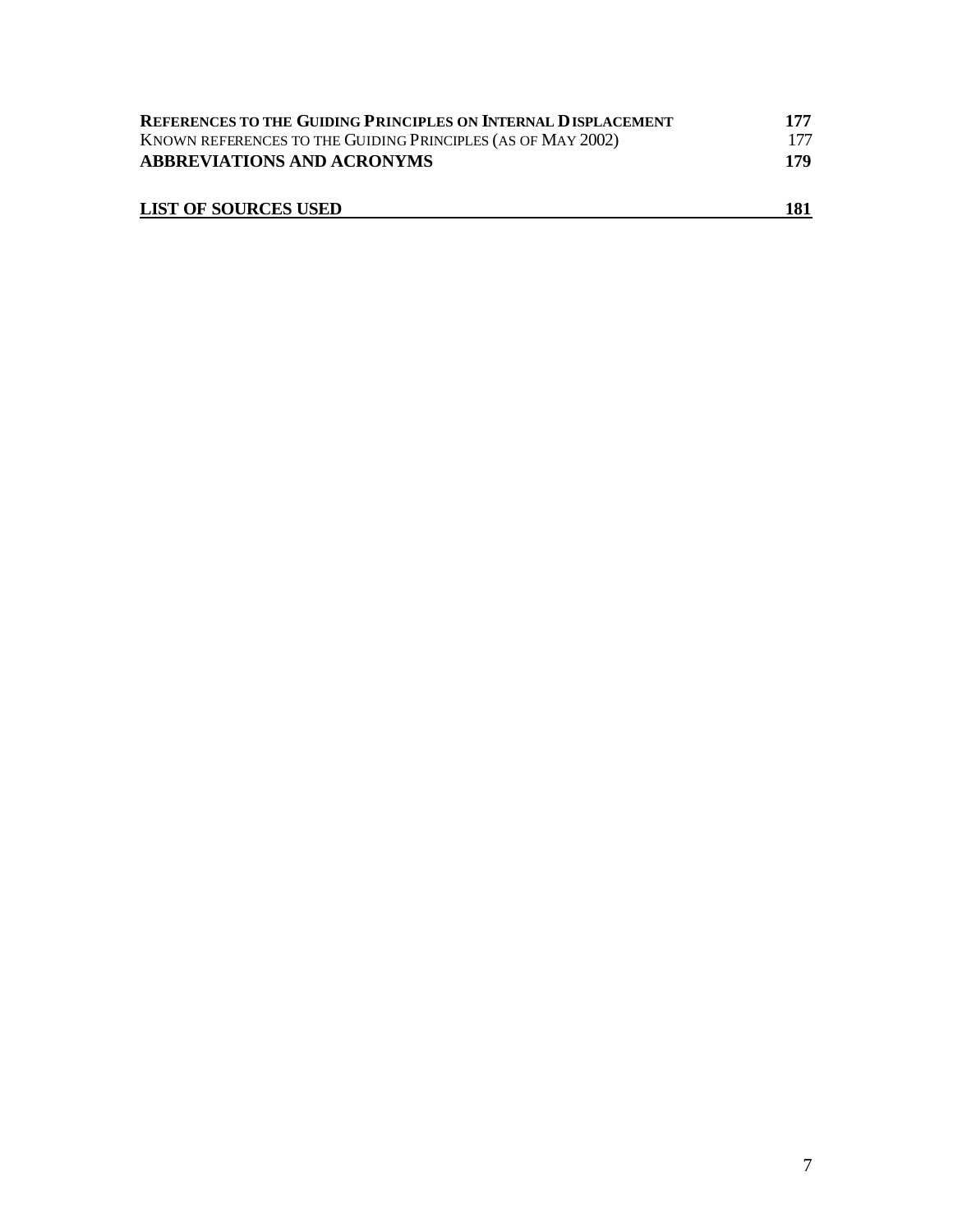**REFERENCES TO THE GUIDING PRINCIPLES ON INTERNAL DISPLACEMENT** **177**
KNOWN REFERENCES TO THE GUIDING PRINCIPLES (AS OF MAY 2002) 177
**ABBREVIATIONS AND ACRONYMS** **179**

**LIST OF SOURCES USED** **181**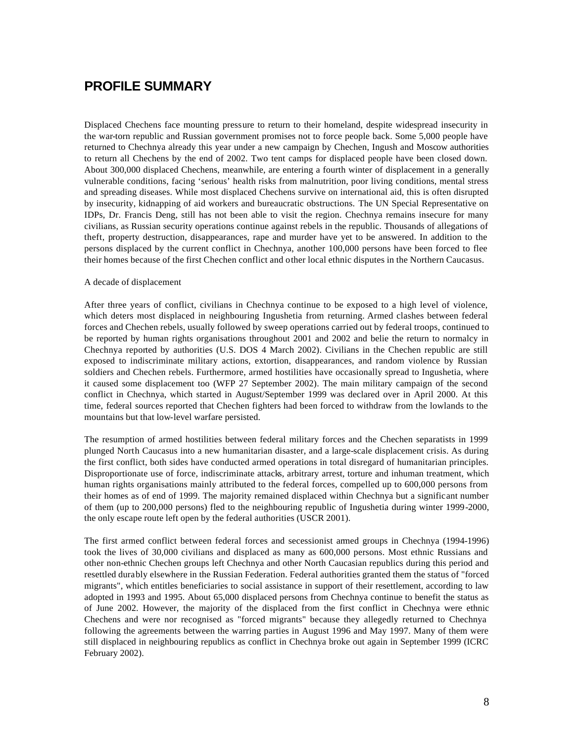# PROFILE SUMMARY

Displaced Chechens face mounting pressure to return to their homeland, despite widespread insecurity in the war-torn republic and Russian government promises not to force people back. Some 5,000 people have returned to Chechnya already this year under a new campaign by Chechen, Ingush and Moscow authorities to return all Chechens by the end of 2002. Two tent camps for displaced people have been closed down. About 300,000 displaced Chechens, meanwhile, are entering a fourth winter of displacement in a generally vulnerable conditions, facing 'serious' health risks from malnutrition, poor living conditions, mental stress and spreading diseases. While most displaced Chechens survive on international aid, this is often disrupted by insecurity, kidnapping of aid workers and bureaucratic obstructions. The UN Special Representative on IDPs, Dr. Francis Deng, still has not been able to visit the region. Chechnya remains insecure for many civilians, as Russian security operations continue against rebels in the republic. Thousands of allegations of theft, property destruction, disappearances, rape and murder have yet to be answered. In addition to the persons displaced by the current conflict in Chechnya, another 100,000 persons have been forced to flee their homes because of the first Chechen conflict and other local ethnic disputes in the Northern Caucasus.

A decade of displacement

After three years of conflict, civilians in Chechnya continue to be exposed to a high level of violence, which deters most displaced in neighbouring Ingushetia from returning. Armed clashes between federal forces and Chechen rebels, usually followed by sweep operations carried out by federal troops, continued to be reported by human rights organisations throughout 2001 and 2002 and belie the return to normalcy in Chechnya reported by authorities (U.S. DOS 4 March 2002). Civilians in the Chechen republic are still exposed to indiscriminate military actions, extortion, disappearances, and random violence by Russian soldiers and Chechen rebels. Furthermore, armed hostilities have occasionally spread to Ingushetia, where it caused some displacement too (WFP 27 September 2002). The main military campaign of the second conflict in Chechnya, which started in August/September 1999 was declared over in April 2000. At this time, federal sources reported that Chechen fighters had been forced to withdraw from the lowlands to the mountains but that low-level warfare persisted.

The resumption of armed hostilities between federal military forces and the Chechen separatists in 1999 plunged North Caucasus into a new humanitarian disaster, and a large-scale displacement crisis. As during the first conflict, both sides have conducted armed operations in total disregard of humanitarian principles. Disproportionate use of force, indiscriminate attacks, arbitrary arrest, torture and inhuman treatment, which human rights organisations mainly attributed to the federal forces, compelled up to 600,000 persons from their homes as of end of 1999. The majority remained displaced within Chechnya but a significant number of them (up to 200,000 persons) fled to the neighbouring republic of Ingushetia during winter 1999-2000, the only escape route left open by the federal authorities (USCR 2001).

The first armed conflict between federal forces and secessionist armed groups in Chechnya (1994-1996) took the lives of 30,000 civilians and displaced as many as 600,000 persons. Most ethnic Russians and other non-ethnic Chechen groups left Chechnya and other North Caucasian republics during this period and resettled durably elsewhere in the Russian Federation. Federal authorities granted them the status of "forced migrants", which entitles beneficiaries to social assistance in support of their resettlement, according to law adopted in 1993 and 1995. About 65,000 displaced persons from Chechnya continue to benefit the status as of June 2002. However, the majority of the displaced from the first conflict in Chechnya were ethnic Chechens and were nor recognised as "forced migrants" because they allegedly returned to Chechnya following the agreements between the warring parties in August 1996 and May 1997. Many of them were still displaced in neighbouring republics as conflict in Chechnya broke out again in September 1999 (ICRC February 2002).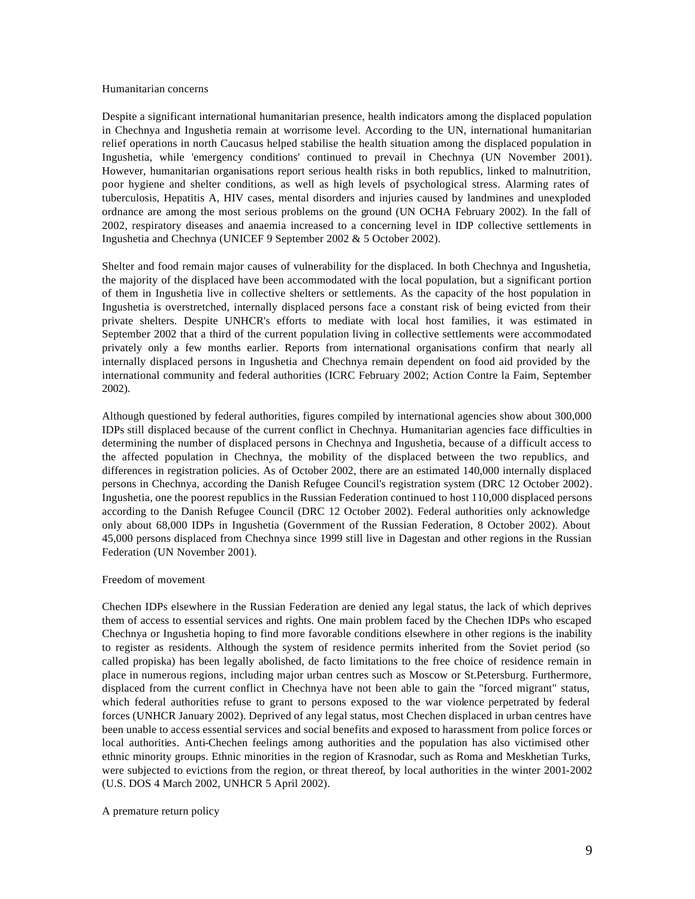### Humanitarian concerns

Despite a significant international humanitarian presence, health indicators among the displaced population in Chechnya and Ingushetia remain at worrisome level. According to the UN, international humanitarian relief operations in north Caucasus helped stabilise the health situation among the displaced population in Ingushetia, while 'emergency conditions' continued to prevail in Chechnya (UN November 2001). However, humanitarian organisations report serious health risks in both republics, linked to malnutrition, poor hygiene and shelter conditions, as well as high levels of psychological stress. Alarming rates of tuberculosis, Hepatitis A, HIV cases, mental disorders and injuries caused by landmines and unexploded ordnance are among the most serious problems on the ground (UN OCHA February 2002). In the fall of 2002, respiratory diseases and anaemia increased to a concerning level in IDP collective settlements in Ingushetia and Chechnya (UNICEF 9 September 2002 & 5 October 2002).

Shelter and food remain major causes of vulnerability for the displaced. In both Chechnya and Ingushetia, the majority of the displaced have been accommodated with the local population, but a significant portion of them in Ingushetia live in collective shelters or settlements. As the capacity of the host population in Ingushetia is overstretched, internally displaced persons face a constant risk of being evicted from their private shelters. Despite UNHCR's efforts to mediate with local host families, it was estimated in September 2002 that a third of the current population living in collective settlements were accommodated privately only a few months earlier. Reports from international organisations confirm that nearly all internally displaced persons in Ingushetia and Chechnya remain dependent on food aid provided by the international community and federal authorities (ICRC February 2002; Action Contre la Faim, September 2002).

Although questioned by federal authorities, figures compiled by international agencies show about 300,000 IDPs still displaced because of the current conflict in Chechnya. Humanitarian agencies face difficulties in determining the number of displaced persons in Chechnya and Ingushetia, because of a difficult access to the affected population in Chechnya, the mobility of the displaced between the two republics, and differences in registration policies. As of October 2002, there are an estimated 140,000 internally displaced persons in Chechnya, according the Danish Refugee Council's registration system (DRC 12 October 2002). Ingushetia, one the poorest republics in the Russian Federation continued to host 110,000 displaced persons according to the Danish Refugee Council (DRC 12 October 2002). Federal authorities only acknowledge only about 68,000 IDPs in Ingushetia (Government of the Russian Federation, 8 October 2002). About 45,000 persons displaced from Chechnya since 1999 still live in Dagestan and other regions in the Russian Federation (UN November 2001).

### Freedom of movement

Chechen IDPs elsewhere in the Russian Federation are denied any legal status, the lack of which deprives them of access to essential services and rights. One main problem faced by the Chechen IDPs who escaped Chechnya or Ingushetia hoping to find more favorable conditions elsewhere in other regions is the inability to register as residents. Although the system of residence permits inherited from the Soviet period (so called propiska) has been legally abolished, de facto limitations to the free choice of residence remain in place in numerous regions, including major urban centres such as Moscow or St.Petersburg. Furthermore, displaced from the current conflict in Chechnya have not been able to gain the "forced migrant" status, which federal authorities refuse to grant to persons exposed to the war violence perpetrated by federal forces (UNHCR January 2002). Deprived of any legal status, most Chechen displaced in urban centres have been unable to access essential services and social benefits and exposed to harassment from police forces or local authorities. Anti-Chechen feelings among authorities and the population has also victimised other ethnic minority groups. Ethnic minorities in the region of Krasnodar, such as Roma and Meskhetian Turks, were subjected to evictions from the region, or threat thereof, by local authorities in the winter 2001-2002 (U.S. DOS 4 March 2002, UNHCR 5 April 2002).

### A premature return policy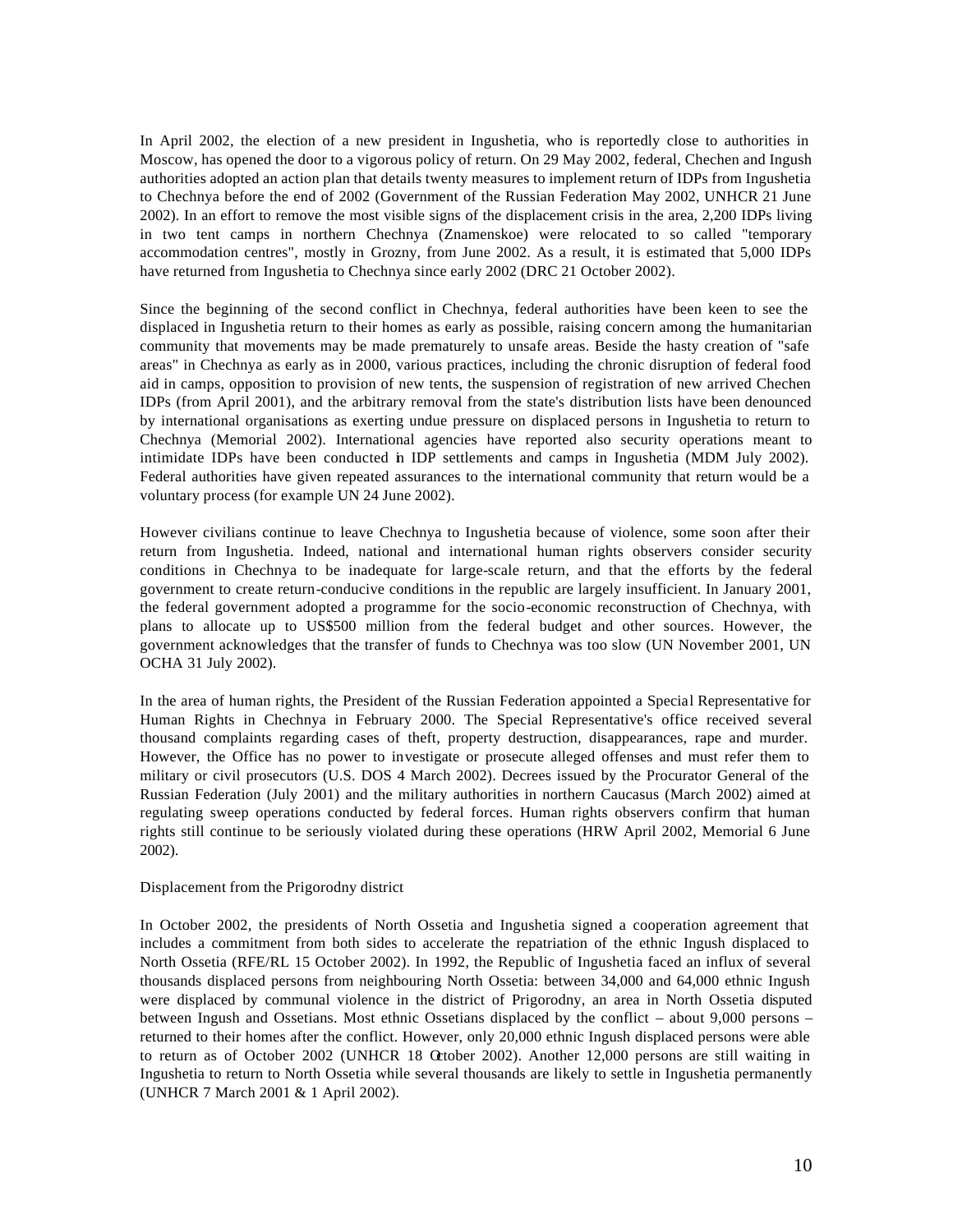In April 2002, the election of a new president in Ingushetia, who is reportedly close to authorities in Moscow, has opened the door to a vigorous policy of return. On 29 May 2002, federal, Chechen and Ingush authorities adopted an action plan that details twenty measures to implement return of IDPs from Ingushetia to Chechnya before the end of 2002 (Government of the Russian Federation May 2002, UNHCR 21 June 2002). In an effort to remove the most visible signs of the displacement crisis in the area, 2,200 IDPs living in two tent camps in northern Chechnya (Znamenskoe) were relocated to so called "temporary accommodation centres", mostly in Grozny, from June 2002. As a result, it is estimated that 5,000 IDPs have returned from Ingushetia to Chechnya since early 2002 (DRC 21 October 2002).

Since the beginning of the second conflict in Chechnya, federal authorities have been keen to see the displaced in Ingushetia return to their homes as early as possible, raising concern among the humanitarian community that movements may be made prematurely to unsafe areas. Beside the hasty creation of "safe areas" in Chechnya as early as in 2000, various practices, including the chronic disruption of federal food aid in camps, opposition to provision of new tents, the suspension of registration of new arrived Chechen IDPs (from April 2001), and the arbitrary removal from the state's distribution lists have been denounced by international organisations as exerting undue pressure on displaced persons in Ingushetia to return to Chechnya (Memorial 2002). International agencies have reported also security operations meant to intimidate IDPs have been conducted in IDP settlements and camps in Ingushetia (MDM July 2002). Federal authorities have given repeated assurances to the international community that return would be a voluntary process (for example UN 24 June 2002).

However civilians continue to leave Chechnya to Ingushetia because of violence, some soon after their return from Ingushetia. Indeed, national and international human rights observers consider security conditions in Chechnya to be inadequate for large-scale return, and that the efforts by the federal government to create return-conducive conditions in the republic are largely insufficient. In January 2001, the federal government adopted a programme for the socio-economic reconstruction of Chechnya, with plans to allocate up to US$500 million from the federal budget and other sources. However, the government acknowledges that the transfer of funds to Chechnya was too slow (UN November 2001, UN OCHA 31 July 2002).

In the area of human rights, the President of the Russian Federation appointed a Special Representative for Human Rights in Chechnya in February 2000. The Special Representative's office received several thousand complaints regarding cases of theft, property destruction, disappearances, rape and murder. However, the Office has no power to investigate or prosecute alleged offenses and must refer them to military or civil prosecutors (U.S. DOS 4 March 2002). Decrees issued by the Procurator General of the Russian Federation (July 2001) and the military authorities in northern Caucasus (March 2002) aimed at regulating sweep operations conducted by federal forces. Human rights observers confirm that human rights still continue to be seriously violated during these operations (HRW April 2002, Memorial 6 June 2002).

Displacement from the Prigorodny district

In October 2002, the presidents of North Ossetia and Ingushetia signed a cooperation agreement that includes a commitment from both sides to accelerate the repatriation of the ethnic Ingush displaced to North Ossetia (RFE/RL 15 October 2002). In 1992, the Republic of Ingushetia faced an influx of several thousands displaced persons from neighbouring North Ossetia: between 34,000 and 64,000 ethnic Ingush were displaced by communal violence in the district of Prigorodny, an area in North Ossetia disputed between Ingush and Ossetians. Most ethnic Ossetians displaced by the conflict – about 9,000 persons – returned to their homes after the conflict. However, only 20,000 ethnic Ingush displaced persons were able to return as of October 2002 (UNHCR 18 October 2002). Another 12,000 persons are still waiting in Ingushetia to return to North Ossetia while several thousands are likely to settle in Ingushetia permanently (UNHCR 7 March 2001 & 1 April 2002).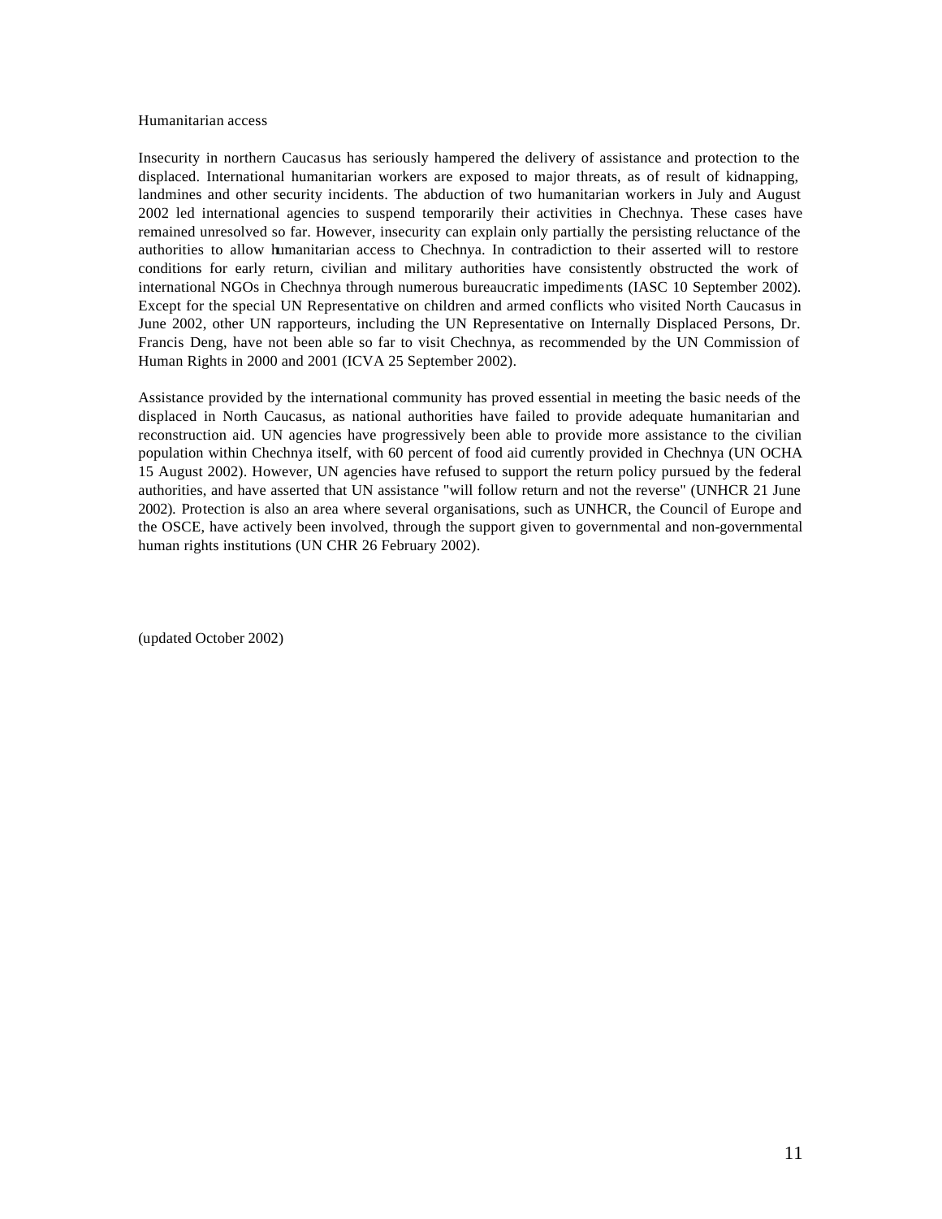## Humanitarian access

Insecurity in northern Caucasus has seriously hampered the delivery of assistance and protection to the displaced. International humanitarian workers are exposed to major threats, as of result of kidnapping, landmines and other security incidents. The abduction of two humanitarian workers in July and August 2002 led international agencies to suspend temporarily their activities in Chechnya. These cases have remained unresolved so far. However, insecurity can explain only partially the persisting reluctance of the authorities to allow humanitarian access to Chechnya. In contradiction to their asserted will to restore conditions for early return, civilian and military authorities have consistently obstructed the work of international NGOs in Chechnya through numerous bureaucratic impediments (IASC 10 September 2002). Except for the special UN Representative on children and armed conflicts who visited North Caucasus in June 2002, other UN rapporteurs, including the UN Representative on Internally Displaced Persons, Dr. Francis Deng, have not been able so far to visit Chechnya, as recommended by the UN Commission of Human Rights in 2000 and 2001 (ICVA 25 September 2002).

Assistance provided by the international community has proved essential in meeting the basic needs of the displaced in North Caucasus, as national authorities have failed to provide adequate humanitarian and reconstruction aid. UN agencies have progressively been able to provide more assistance to the civilian population within Chechnya itself, with 60 percent of food aid currently provided in Chechnya (UN OCHA 15 August 2002). However, UN agencies have refused to support the return policy pursued by the federal authorities, and have asserted that UN assistance "will follow return and not the reverse" (UNHCR 21 June 2002). Protection is also an area where several organisations, such as UNHCR, the Council of Europe and the OSCE, have actively been involved, through the support given to governmental and non-governmental human rights institutions (UN CHR 26 February 2002).

(updated October 2002)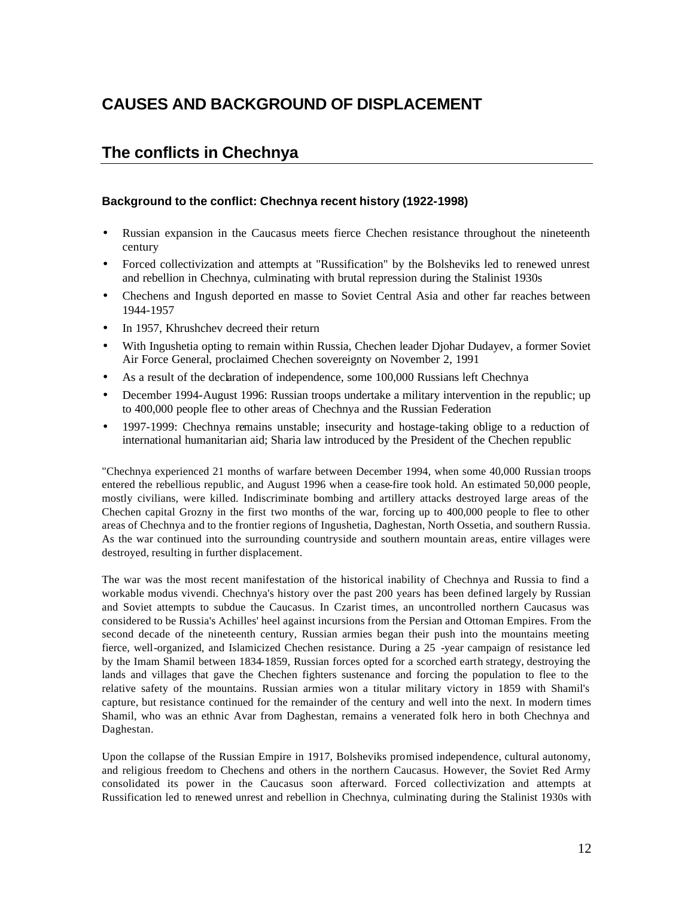# CAUSES AND BACKGROUND OF DISPLACEMENT

## The conflicts in Chechnya

### Background to the conflict: Chechnya recent history (1922-1998)

- Russian expansion in the Caucasus meets fierce Chechen resistance throughout the nineteenth century
- Forced collectivization and attempts at "Russification" by the Bolsheviks led to renewed unrest and rebellion in Chechnya, culminating with brutal repression during the Stalinist 1930s
- Chechens and Ingush deported en masse to Soviet Central Asia and other far reaches between 1944-1957
- In 1957, Khrushchev decreed their return
- With Ingushetia opting to remain within Russia, Chechen leader Djohar Dudayev, a former Soviet Air Force General, proclaimed Chechen sovereignty on November 2, 1991
- As a result of the declaration of independence, some 100,000 Russians left Chechnya
- December 1994-August 1996: Russian troops undertake a military intervention in the republic; up to 400,000 people flee to other areas of Chechnya and the Russian Federation
- 1997-1999: Chechnya remains unstable; insecurity and hostage-taking oblige to a reduction of international humanitarian aid; Sharia law introduced by the President of the Chechen republic

"Chechnya experienced 21 months of warfare between December 1994, when some 40,000 Russian troops entered the rebellious republic, and August 1996 when a cease-fire took hold. An estimated 50,000 people, mostly civilians, were killed. Indiscriminate bombing and artillery attacks destroyed large areas of the Chechen capital Grozny in the first two months of the war, forcing up to 400,000 people to flee to other areas of Chechnya and to the frontier regions of Ingushetia, Daghestan, North Ossetia, and southern Russia. As the war continued into the surrounding countryside and southern mountain areas, entire villages were destroyed, resulting in further displacement.

The war was the most recent manifestation of the historical inability of Chechnya and Russia to find a workable modus vivendi. Chechnya's history over the past 200 years has been defined largely by Russian and Soviet attempts to subdue the Caucasus. In Czarist times, an uncontrolled northern Caucasus was considered to be Russia's Achilles' heel against incursions from the Persian and Ottoman Empires. From the second decade of the nineteenth century, Russian armies began their push into the mountains meeting fierce, well-organized, and Islamicized Chechen resistance. During a 25 -year campaign of resistance led by the Imam Shamil between 1834-1859, Russian forces opted for a scorched earth strategy, destroying the lands and villages that gave the Chechen fighters sustenance and forcing the population to flee to the relative safety of the mountains. Russian armies won a titular military victory in 1859 with Shamil's capture, but resistance continued for the remainder of the century and well into the next. In modern times Shamil, who was an ethnic Avar from Daghestan, remains a venerated folk hero in both Chechnya and Daghestan.

Upon the collapse of the Russian Empire in 1917, Bolsheviks promised independence, cultural autonomy, and religious freedom to Chechens and others in the northern Caucasus. However, the Soviet Red Army consolidated its power in the Caucasus soon afterward. Forced collectivization and attempts at Russification led to renewed unrest and rebellion in Chechnya, culminating during the Stalinist 1930s with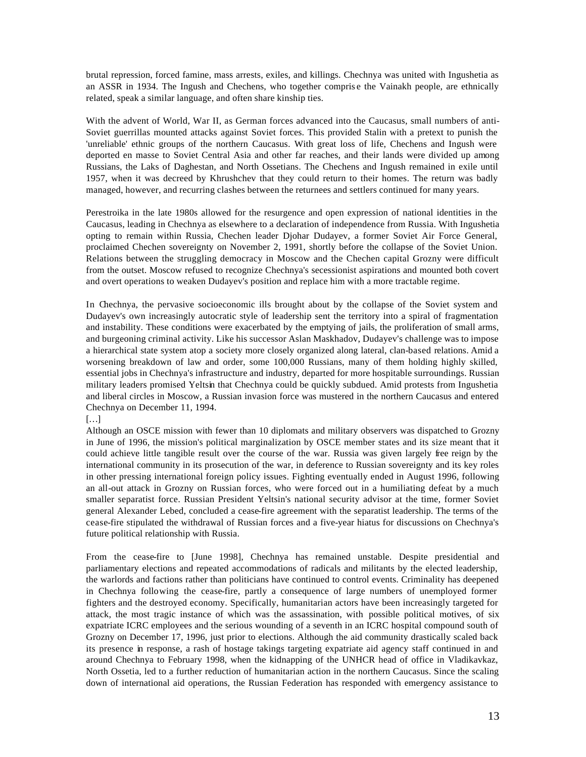brutal repression, forced famine, mass arrests, exiles, and killings. Chechnya was united with Ingushetia as an ASSR in 1934. The Ingush and Chechens, who together comprise the Vainakh people, are ethnically related, speak a similar language, and often share kinship ties.

With the advent of World, War II, as German forces advanced into the Caucasus, small numbers of anti-Soviet guerrillas mounted attacks against Soviet forces. This provided Stalin with a pretext to punish the 'unreliable' ethnic groups of the northern Caucasus. With great loss of life, Chechens and Ingush were deported en masse to Soviet Central Asia and other far reaches, and their lands were divided up among Russians, the Laks of Daghestan, and North Ossetians. The Chechens and Ingush remained in exile until 1957, when it was decreed by Khrushchev that they could return to their homes. The return was badly managed, however, and recurring clashes between the returnees and settlers continued for many years.

Perestroika in the late 1980s allowed for the resurgence and open expression of national identities in the Caucasus, leading in Chechnya as elsewhere to a declaration of independence from Russia. With Ingushetia opting to remain within Russia, Chechen leader Djohar Dudayev, a former Soviet Air Force General, proclaimed Chechen sovereignty on November 2, 1991, shortly before the collapse of the Soviet Union. Relations between the struggling democracy in Moscow and the Chechen capital Grozny were difficult from the outset. Moscow refused to recognize Chechnya's secessionist aspirations and mounted both covert and overt operations to weaken Dudayev's position and replace him with a more tractable regime.

In Chechnya, the pervasive socioeconomic ills brought about by the collapse of the Soviet system and Dudayev's own increasingly autocratic style of leadership sent the territory into a spiral of fragmentation and instability. These conditions were exacerbated by the emptying of jails, the proliferation of small arms, and burgeoning criminal activity. Like his successor Aslan Maskhadov, Dudayev's challenge was to impose a hierarchical state system atop a society more closely organized along lateral, clan-based relations. Amid a worsening breakdown of law and order, some 100,000 Russians, many of them holding highly skilled, essential jobs in Chechnya's infrastructure and industry, departed for more hospitable surroundings. Russian military leaders promised Yeltsin that Chechnya could be quickly subdued. Amid protests from Ingushetia and liberal circles in Moscow, a Russian invasion force was mustered in the northern Caucasus and entered Chechnya on December 11, 1994.

[…]

Although an OSCE mission with fewer than 10 diplomats and military observers was dispatched to Grozny in June of 1996, the mission's political marginalization by OSCE member states and its size meant that it could achieve little tangible result over the course of the war. Russia was given largely free reign by the international community in its prosecution of the war, in deference to Russian sovereignty and its key roles in other pressing international foreign policy issues. Fighting eventually ended in August 1996, following an all-out attack in Grozny on Russian forces, who were forced out in a humiliating defeat by a much smaller separatist force. Russian President Yeltsin's national security advisor at the time, former Soviet general Alexander Lebed, concluded a cease-fire agreement with the separatist leadership. The terms of the cease-fire stipulated the withdrawal of Russian forces and a five-year hiatus for discussions on Chechnya's future political relationship with Russia.

From the cease-fire to [June 1998], Chechnya has remained unstable. Despite presidential and parliamentary elections and repeated accommodations of radicals and militants by the elected leadership, the warlords and factions rather than politicians have continued to control events. Criminality has deepened in Chechnya following the cease-fire, partly a consequence of large numbers of unemployed former fighters and the destroyed economy. Specifically, humanitarian actors have been increasingly targeted for attack, the most tragic instance of which was the assassination, with possible political motives, of six expatriate ICRC employees and the serious wounding of a seventh in an ICRC hospital compound south of Grozny on December 17, 1996, just prior to elections. Although the aid community drastically scaled back its presence in response, a rash of hostage takings targeting expatriate aid agency staff continued in and around Chechnya to February 1998, when the kidnapping of the UNHCR head of office in Vladikavkaz, North Ossetia, led to a further reduction of humanitarian action in the northern Caucasus. Since the scaling down of international aid operations, the Russian Federation has responded with emergency assistance to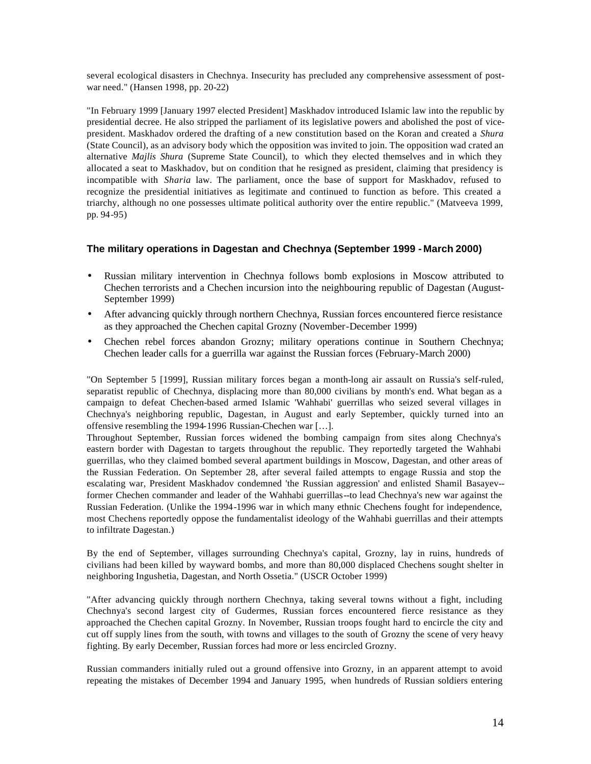several ecological disasters in Chechnya. Insecurity has precluded any comprehensive assessment of post-war need." (Hansen 1998, pp. 20-22)

"In February 1999 [January 1997 elected President] Maskhadov introduced Islamic law into the republic by presidential decree. He also stripped the parliament of its legislative powers and abolished the post of vice-president. Maskhadov ordered the drafting of a new constitution based on the Koran and created a *Shura* (State Council), as an advisory body which the opposition was invited to join. The opposition wad crated an alternative *Majlis Shura* (Supreme State Council), to which they elected themselves and in which they allocated a seat to Maskhadov, but on condition that he resigned as president, claiming that presidency is incompatible with *Sharia* law. The parliament, once the base of support for Maskhadov, refused to recognize the presidential initiatives as legitimate and continued to function as before. This created a triarchy, although no one possesses ultimate political authority over the entire republic." (Matveeva 1999, pp. 94-95)

### The military operations in Dagestan and Chechnya (September 1999 - March 2000)

- Russian military intervention in Chechnya follows bomb explosions in Moscow attributed to Chechen terrorists and a Chechen incursion into the neighbouring republic of Dagestan (August-September 1999)
- After advancing quickly through northern Chechnya, Russian forces encountered fierce resistance as they approached the Chechen capital Grozny (November-December 1999)
- Chechen rebel forces abandon Grozny; military operations continue in Southern Chechnya; Chechen leader calls for a guerrilla war against the Russian forces (February-March 2000)

"On September 5 [1999], Russian military forces began a month-long air assault on Russia's self-ruled, separatist republic of Chechnya, displacing more than 80,000 civilians by month's end. What began as a campaign to defeat Chechen-based armed Islamic 'Wahhabi' guerrillas who seized several villages in Chechnya's neighboring republic, Dagestan, in August and early September, quickly turned into an offensive resembling the 1994-1996 Russian-Chechen war […].
Throughout September, Russian forces widened the bombing campaign from sites along Chechnya's eastern border with Dagestan to targets throughout the republic. They reportedly targeted the Wahhabi guerrillas, who they claimed bombed several apartment buildings in Moscow, Dagestan, and other areas of the Russian Federation. On September 28, after several failed attempts to engage Russia and stop the escalating war, President Maskhadov condemned 'the Russian aggression' and enlisted Shamil Basayev--former Chechen commander and leader of the Wahhabi guerrillas--to lead Chechnya's new war against the Russian Federation. (Unlike the 1994-1996 war in which many ethnic Chechens fought for independence, most Chechens reportedly oppose the fundamentalist ideology of the Wahhabi guerrillas and their attempts to infiltrate Dagestan.)

By the end of September, villages surrounding Chechnya's capital, Grozny, lay in ruins, hundreds of civilians had been killed by wayward bombs, and more than 80,000 displaced Chechens sought shelter in neighboring Ingushetia, Dagestan, and North Ossetia." (USCR October 1999)

"After advancing quickly through northern Chechnya, taking several towns without a fight, including Chechnya's second largest city of Gudermes, Russian forces encountered fierce resistance as they approached the Chechen capital Grozny. In November, Russian troops fought hard to encircle the city and cut off supply lines from the south, with towns and villages to the south of Grozny the scene of very heavy fighting. By early December, Russian forces had more or less encircled Grozny.

Russian commanders initially ruled out a ground offensive into Grozny, in an apparent attempt to avoid repeating the mistakes of December 1994 and January 1995, when hundreds of Russian soldiers entering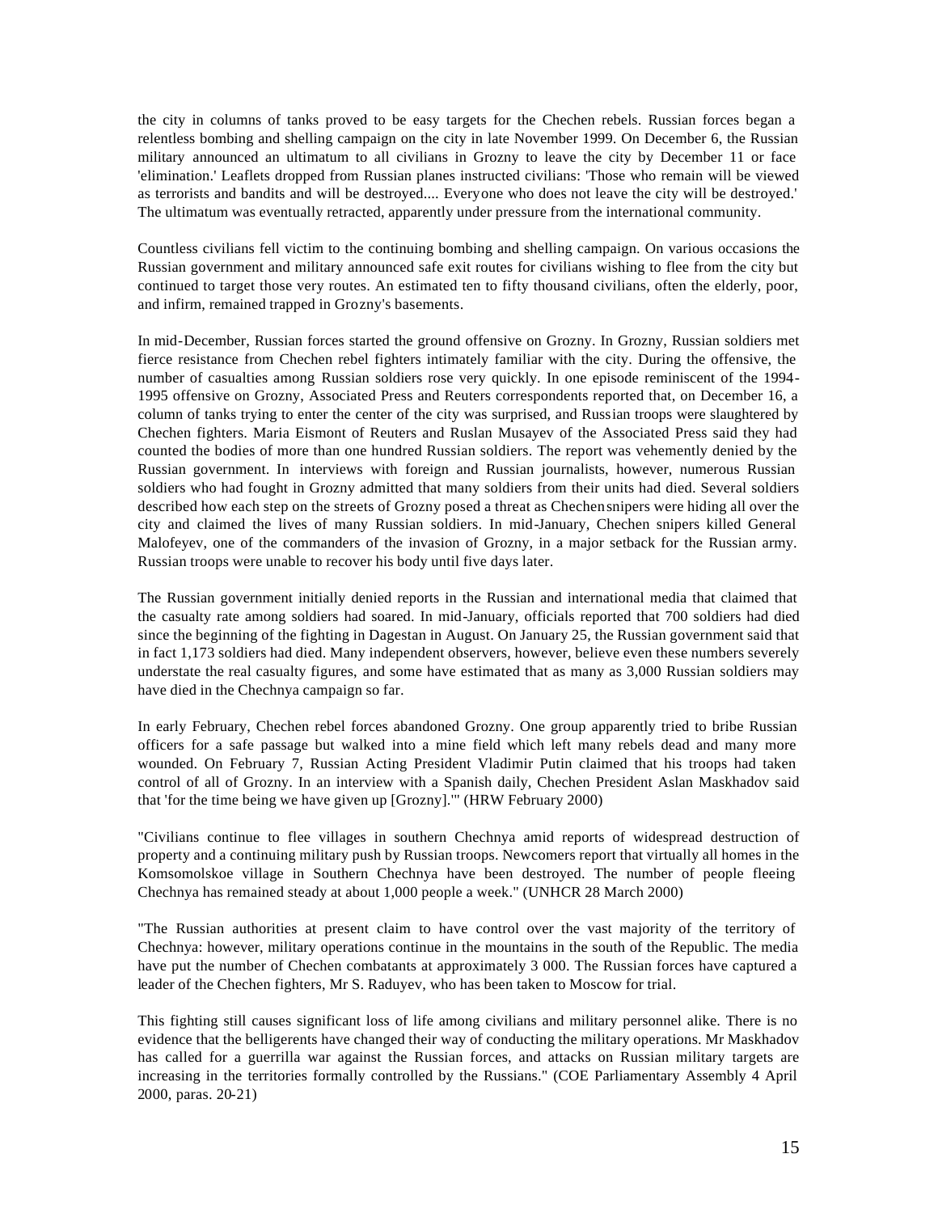the city in columns of tanks proved to be easy targets for the Chechen rebels. Russian forces began a relentless bombing and shelling campaign on the city in late November 1999. On December 6, the Russian military announced an ultimatum to all civilians in Grozny to leave the city by December 11 or face 'elimination.' Leaflets dropped from Russian planes instructed civilians: 'Those who remain will be viewed as terrorists and bandits and will be destroyed.... Everyone who does not leave the city will be destroyed.' The ultimatum was eventually retracted, apparently under pressure from the international community.

Countless civilians fell victim to the continuing bombing and shelling campaign. On various occasions the Russian government and military announced safe exit routes for civilians wishing to flee from the city but continued to target those very routes. An estimated ten to fifty thousand civilians, often the elderly, poor, and infirm, remained trapped in Grozny's basements.

In mid-December, Russian forces started the ground offensive on Grozny. In Grozny, Russian soldiers met fierce resistance from Chechen rebel fighters intimately familiar with the city. During the offensive, the number of casualties among Russian soldiers rose very quickly. In one episode reminiscent of the 1994-1995 offensive on Grozny, Associated Press and Reuters correspondents reported that, on December 16, a column of tanks trying to enter the center of the city was surprised, and Russian troops were slaughtered by Chechen fighters. Maria Eismont of Reuters and Ruslan Musayev of the Associated Press said they had counted the bodies of more than one hundred Russian soldiers. The report was vehemently denied by the Russian government. In interviews with foreign and Russian journalists, however, numerous Russian soldiers who had fought in Grozny admitted that many soldiers from their units had died. Several soldiers described how each step on the streets of Grozny posed a threat as Chechen snipers were hiding all over the city and claimed the lives of many Russian soldiers. In mid-January, Chechen snipers killed General Malofeyev, one of the commanders of the invasion of Grozny, in a major setback for the Russian army. Russian troops were unable to recover his body until five days later.

The Russian government initially denied reports in the Russian and international media that claimed that the casualty rate among soldiers had soared. In mid-January, officials reported that 700 soldiers had died since the beginning of the fighting in Dagestan in August. On January 25, the Russian government said that in fact 1,173 soldiers had died. Many independent observers, however, believe even these numbers severely understate the real casualty figures, and some have estimated that as many as 3,000 Russian soldiers may have died in the Chechnya campaign so far.

In early February, Chechen rebel forces abandoned Grozny. One group apparently tried to bribe Russian officers for a safe passage but walked into a mine field which left many rebels dead and many more wounded. On February 7, Russian Acting President Vladimir Putin claimed that his troops had taken control of all of Grozny. In an interview with a Spanish daily, Chechen President Aslan Maskhadov said that 'for the time being we have given up [Grozny].'" (HRW February 2000)

"Civilians continue to flee villages in southern Chechnya amid reports of widespread destruction of property and a continuing military push by Russian troops. Newcomers report that virtually all homes in the Komsomolskoe village in Southern Chechnya have been destroyed. The number of people fleeing Chechnya has remained steady at about 1,000 people a week." (UNHCR 28 March 2000)

"The Russian authorities at present claim to have control over the vast majority of the territory of Chechnya: however, military operations continue in the mountains in the south of the Republic. The media have put the number of Chechen combatants at approximately 3 000. The Russian forces have captured a leader of the Chechen fighters, Mr S. Raduyev, who has been taken to Moscow for trial.

This fighting still causes significant loss of life among civilians and military personnel alike. There is no evidence that the belligerents have changed their way of conducting the military operations. Mr Maskhadov has called for a guerrilla war against the Russian forces, and attacks on Russian military targets are increasing in the territories formally controlled by the Russians." (COE Parliamentary Assembly 4 April 2000, paras. 20-21)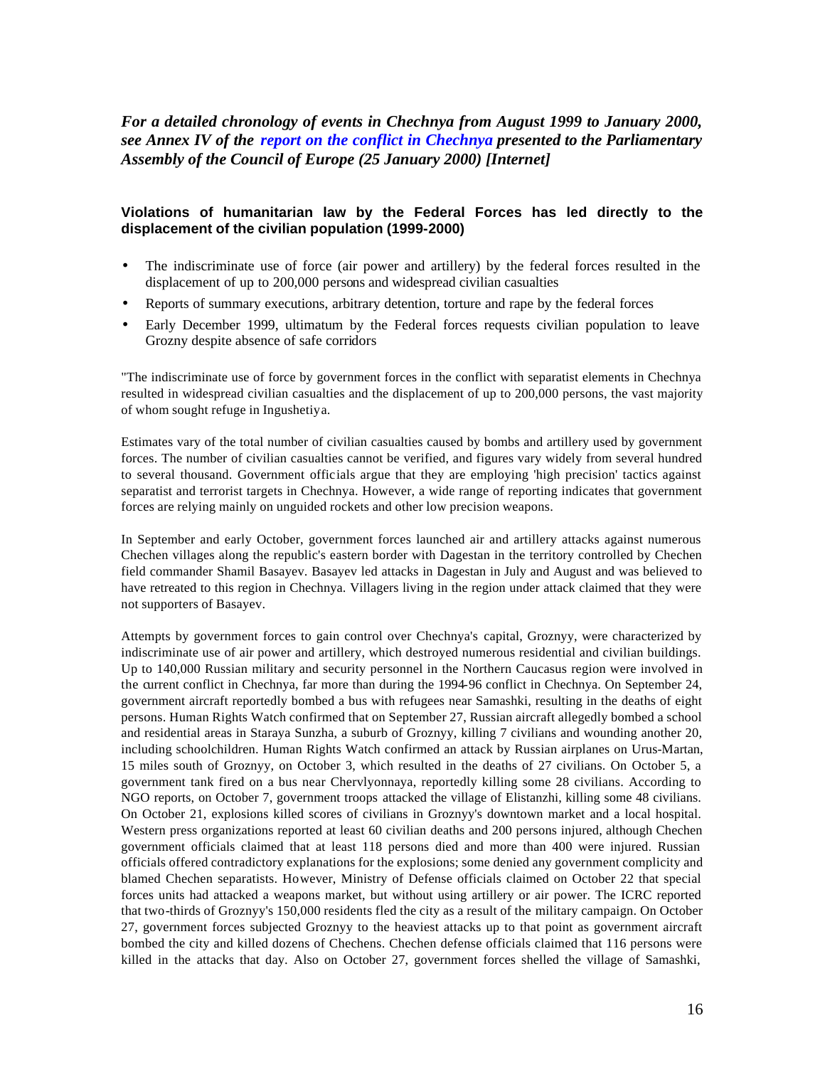***For a detailed chronology of events in Chechnya from August 1999 to January 2000, see Annex IV of the report on the conflict in Chechnya presented to the Parliamentary Assembly of the Council of Europe (25 January 2000) [Internet]***

### Violations of humanitarian law by the Federal Forces has led directly to the displacement of the civilian population (1999-2000)

- The indiscriminate use of force (air power and artillery) by the federal forces resulted in the displacement of up to 200,000 persons and widespread civilian casualties
- Reports of summary executions, arbitrary detention, torture and rape by the federal forces
- Early December 1999, ultimatum by the Federal forces requests civilian population to leave Grozny despite absence of safe corridors

"The indiscriminate use of force by government forces in the conflict with separatist elements in Chechnya resulted in widespread civilian casualties and the displacement of up to 200,000 persons, the vast majority of whom sought refuge in Ingushetiya.

Estimates vary of the total number of civilian casualties caused by bombs and artillery used by government forces. The number of civilian casualties cannot be verified, and figures vary widely from several hundred to several thousand. Government officials argue that they are employing 'high precision' tactics against separatist and terrorist targets in Chechnya. However, a wide range of reporting indicates that government forces are relying mainly on unguided rockets and other low precision weapons.

In September and early October, government forces launched air and artillery attacks against numerous Chechen villages along the republic's eastern border with Dagestan in the territory controlled by Chechen field commander Shamil Basayev. Basayev led attacks in Dagestan in July and August and was believed to have retreated to this region in Chechnya. Villagers living in the region under attack claimed that they were not supporters of Basayev.

Attempts by government forces to gain control over Chechnya's capital, Groznyy, were characterized by indiscriminate use of air power and artillery, which destroyed numerous residential and civilian buildings. Up to 140,000 Russian military and security personnel in the Northern Caucasus region were involved in the current conflict in Chechnya, far more than during the 1994-96 conflict in Chechnya. On September 24, government aircraft reportedly bombed a bus with refugees near Samashki, resulting in the deaths of eight persons. Human Rights Watch confirmed that on September 27, Russian aircraft allegedly bombed a school and residential areas in Staraya Sunzha, a suburb of Groznyy, killing 7 civilians and wounding another 20, including schoolchildren. Human Rights Watch confirmed an attack by Russian airplanes on Urus-Martan, 15 miles south of Groznyy, on October 3, which resulted in the deaths of 27 civilians. On October 5, a government tank fired on a bus near Chervlyonnaya, reportedly killing some 28 civilians. According to NGO reports, on October 7, government troops attacked the village of Elistanzhi, killing some 48 civilians. On October 21, explosions killed scores of civilians in Groznyy's downtown market and a local hospital. Western press organizations reported at least 60 civilian deaths and 200 persons injured, although Chechen government officials claimed that at least 118 persons died and more than 400 were injured. Russian officials offered contradictory explanations for the explosions; some denied any government complicity and blamed Chechen separatists. However, Ministry of Defense officials claimed on October 22 that special forces units had attacked a weapons market, but without using artillery or air power. The ICRC reported that two-thirds of Groznyy's 150,000 residents fled the city as a result of the military campaign. On October 27, government forces subjected Groznyy to the heaviest attacks up to that point as government aircraft bombed the city and killed dozens of Chechens. Chechen defense officials claimed that 116 persons were killed in the attacks that day. Also on October 27, government forces shelled the village of Samashki,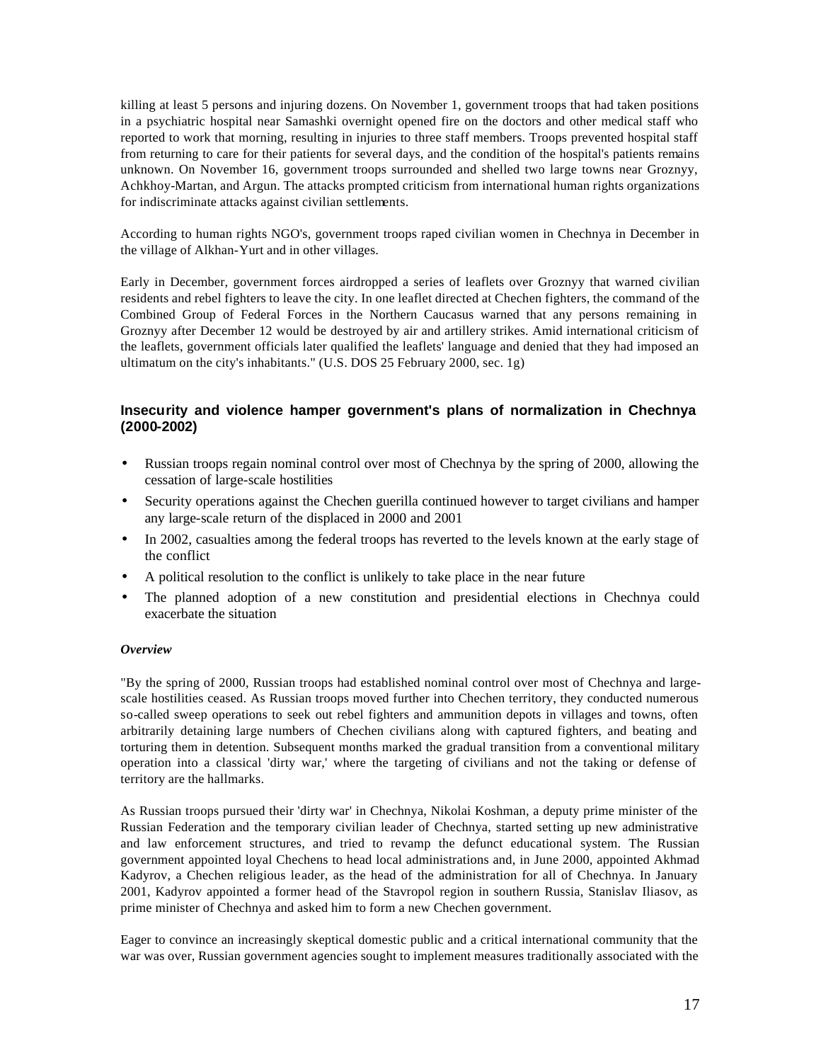killing at least 5 persons and injuring dozens. On November 1, government troops that had taken positions in a psychiatric hospital near Samashki overnight opened fire on the doctors and other medical staff who reported to work that morning, resulting in injuries to three staff members. Troops prevented hospital staff from returning to care for their patients for several days, and the condition of the hospital's patients remains unknown. On November 16, government troops surrounded and shelled two large towns near Groznyy, Achkhoy-Martan, and Argun. The attacks prompted criticism from international human rights organizations for indiscriminate attacks against civilian settlements.

According to human rights NGO's, government troops raped civilian women in Chechnya in December in the village of Alkhan-Yurt and in other villages.

Early in December, government forces airdropped a series of leaflets over Groznyy that warned civilian residents and rebel fighters to leave the city. In one leaflet directed at Chechen fighters, the command of the Combined Group of Federal Forces in the Northern Caucasus warned that any persons remaining in Groznyy after December 12 would be destroyed by air and artillery strikes. Amid international criticism of the leaflets, government officials later qualified the leaflets' language and denied that they had imposed an ultimatum on the city's inhabitants." (U.S. DOS 25 February 2000, sec. 1g)

### Insecurity and violence hamper government's plans of normalization in Chechnya (2000-2002)

- Russian troops regain nominal control over most of Chechnya by the spring of 2000, allowing the cessation of large-scale hostilities
- Security operations against the Chechen guerilla continued however to target civilians and hamper any large-scale return of the displaced in 2000 and 2001
- In 2002, casualties among the federal troops has reverted to the levels known at the early stage of the conflict
- A political resolution to the conflict is unlikely to take place in the near future
- The planned adoption of a new constitution and presidential elections in Chechnya could exacerbate the situation

***Overview***

"By the spring of 2000, Russian troops had established nominal control over most of Chechnya and large-scale hostilities ceased. As Russian troops moved further into Chechen territory, they conducted numerous so-called sweep operations to seek out rebel fighters and ammunition depots in villages and towns, often arbitrarily detaining large numbers of Chechen civilians along with captured fighters, and beating and torturing them in detention. Subsequent months marked the gradual transition from a conventional military operation into a classical 'dirty war,' where the targeting of civilians and not the taking or defense of territory are the hallmarks.

As Russian troops pursued their 'dirty war' in Chechnya, Nikolai Koshman, a deputy prime minister of the Russian Federation and the temporary civilian leader of Chechnya, started setting up new administrative and law enforcement structures, and tried to revamp the defunct educational system. The Russian government appointed loyal Chechens to head local administrations and, in June 2000, appointed Akhmad Kadyrov, a Chechen religious leader, as the head of the administration for all of Chechnya. In January 2001, Kadyrov appointed a former head of the Stavropol region in southern Russia, Stanislav Iliasov, as prime minister of Chechnya and asked him to form a new Chechen government.

Eager to convince an increasingly skeptical domestic public and a critical international community that the war was over, Russian government agencies sought to implement measures traditionally associated with the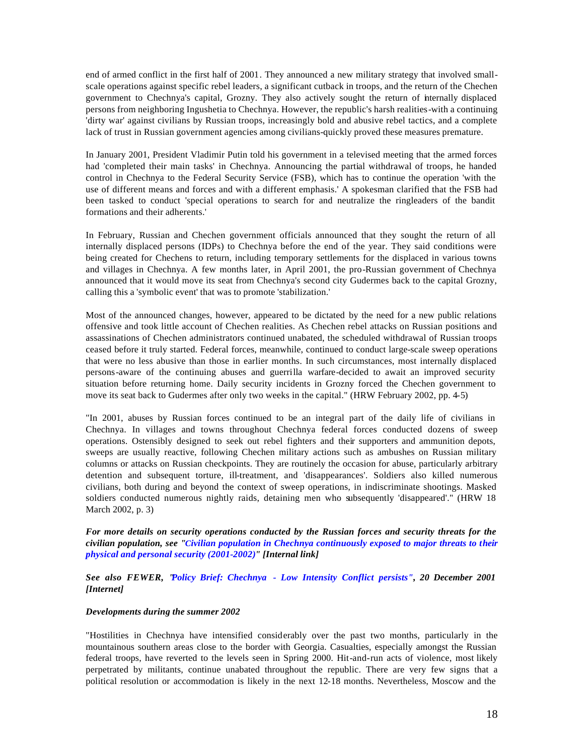end of armed conflict in the first half of 2001. They announced a new military strategy that involved small-scale operations against specific rebel leaders, a significant cutback in troops, and the return of the Chechen government to Chechnya's capital, Grozny. They also actively sought the return of internally displaced persons from neighboring Ingushetia to Chechnya. However, the republic's harsh realities-with a continuing 'dirty war' against civilians by Russian troops, increasingly bold and abusive rebel tactics, and a complete lack of trust in Russian government agencies among civilians-quickly proved these measures premature.

In January 2001, President Vladimir Putin told his government in a televised meeting that the armed forces had 'completed their main tasks' in Chechnya. Announcing the partial withdrawal of troops, he handed control in Chechnya to the Federal Security Service (FSB), which has to continue the operation 'with the use of different means and forces and with a different emphasis.' A spokesman clarified that the FSB had been tasked to conduct 'special operations to search for and neutralize the ringleaders of the bandit formations and their adherents.'

In February, Russian and Chechen government officials announced that they sought the return of all internally displaced persons (IDPs) to Chechnya before the end of the year. They said conditions were being created for Chechens to return, including temporary settlements for the displaced in various towns and villages in Chechnya. A few months later, in April 2001, the pro-Russian government of Chechnya announced that it would move its seat from Chechnya's second city Gudermes back to the capital Grozny, calling this a 'symbolic event' that was to promote 'stabilization.'

Most of the announced changes, however, appeared to be dictated by the need for a new public relations offensive and took little account of Chechen realities. As Chechen rebel attacks on Russian positions and assassinations of Chechen administrators continued unabated, the scheduled withdrawal of Russian troops ceased before it truly started. Federal forces, meanwhile, continued to conduct large-scale sweep operations that were no less abusive than those in earlier months. In such circumstances, most internally displaced persons-aware of the continuing abuses and guerrilla warfare-decided to await an improved security situation before returning home. Daily security incidents in Grozny forced the Chechen government to move its seat back to Gudermes after only two weeks in the capital." (HRW February 2002, pp. 4-5)

"In 2001, abuses by Russian forces continued to be an integral part of the daily life of civilians in Chechnya. In villages and towns throughout Chechnya federal forces conducted dozens of sweep operations. Ostensibly designed to seek out rebel fighters and their supporters and ammunition depots, sweeps are usually reactive, following Chechen military actions such as ambushes on Russian military columns or attacks on Russian checkpoints. They are routinely the occasion for abuse, particularly arbitrary detention and subsequent torture, ill-treatment, and 'disappearances'. Soldiers also killed numerous civilians, both during and beyond the context of sweep operations, in indiscriminate shootings. Masked soldiers conducted numerous nightly raids, detaining men who subsequently 'disappeared'." (HRW 18 March 2002, p. 3)

***For more details on security operations conducted by the Russian forces and security threats for the civilian population, see "Civilian population in Chechnya continuously exposed to major threats to their physical and personal security (2001-2002)" [Internal link]***

***See also FEWER, "Policy Brief: Chechnya - Low Intensity Conflict persists", 20 December 2001 [Internet]***

***Developments during the summer 2002***

"Hostilities in Chechnya have intensified considerably over the past two months, particularly in the mountainous southern areas close to the border with Georgia. Casualties, especially amongst the Russian federal troops, have reverted to the levels seen in Spring 2000. Hit-and-run acts of violence, most likely perpetrated by militants, continue unabated throughout the republic. There are very few signs that a political resolution or accommodation is likely in the next 12-18 months. Nevertheless, Moscow and the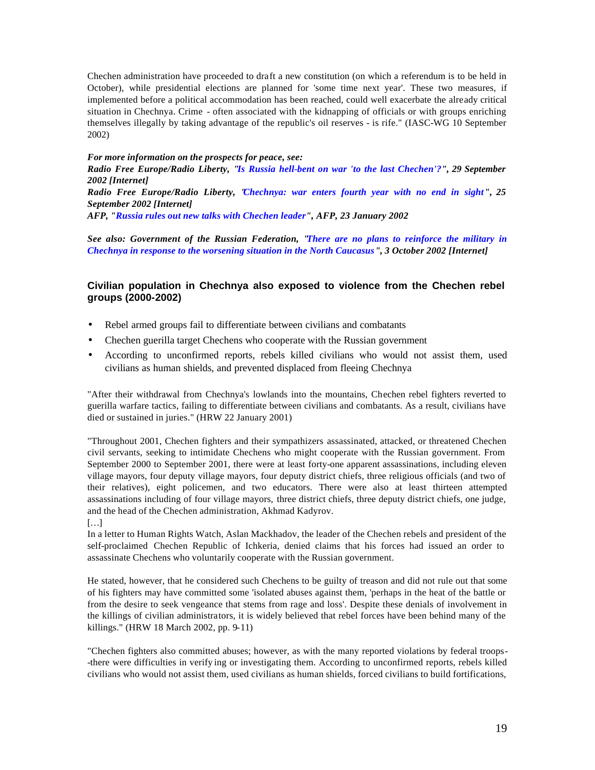Chechen administration have proceeded to draft a new constitution (on which a referendum is to be held in October), while presidential elections are planned for 'some time next year'. These two measures, if implemented before a political accommodation has been reached, could well exacerbate the already critical situation in Chechnya. Crime - often associated with the kidnapping of officials or with groups enriching themselves illegally by taking advantage of the republic's oil reserves - is rife." (IASC-WG 10 September 2002)

***For more information on the prospects for peace, see:***
***Radio Free Europe/Radio Liberty, "Is Russia hell-bent on war 'to the last Chechen'?", 29 September 2002 [Internet]***
***Radio Free Europe/Radio Liberty, "Chechnya: war enters fourth year with no end in sight", 25 September 2002 [Internet]***
***AFP, "Russia rules out new talks with Chechen leader", AFP, 23 January 2002***

***See also: Government of the Russian Federation, "There are no plans to reinforce the military in Chechnya in response to the worsening situation in the North Caucasus", 3 October 2002 [Internet]***

### Civilian population in Chechnya also exposed to violence from the Chechen rebel groups (2000-2002)

- Rebel armed groups fail to differentiate between civilians and combatants
- Chechen guerilla target Chechens who cooperate with the Russian government
- According to unconfirmed reports, rebels killed civilians who would not assist them, used civilians as human shields, and prevented displaced from fleeing Chechnya

"After their withdrawal from Chechnya's lowlands into the mountains, Chechen rebel fighters reverted to guerilla warfare tactics, failing to differentiate between civilians and combatants. As a result, civilians have died or sustained in juries." (HRW 22 January 2001)

"Throughout 2001, Chechen fighters and their sympathizers assassinated, attacked, or threatened Chechen civil servants, seeking to intimidate Chechens who might cooperate with the Russian government. From September 2000 to September 2001, there were at least forty-one apparent assassinations, including eleven village mayors, four deputy village mayors, four deputy district chiefs, three religious officials (and two of their relatives), eight policemen, and two educators. There were also at least thirteen attempted assassinations including of four village mayors, three district chiefs, three deputy district chiefs, one judge, and the head of the Chechen administration, Akhmad Kadyrov.
[…]
In a letter to Human Rights Watch, Aslan Mackhadov, the leader of the Chechen rebels and president of the self-proclaimed Chechen Republic of Ichkeria, denied claims that his forces had issued an order to assassinate Chechens who voluntarily cooperate with the Russian government.

He stated, however, that he considered such Chechens to be guilty of treason and did not rule out that some of his fighters may have committed some 'isolated abuses against them, 'perhaps in the heat of the battle or from the desire to seek vengeance that stems from rage and loss'. Despite these denials of involvement in the killings of civilian administrators, it is widely believed that rebel forces have been behind many of the killings." (HRW 18 March 2002, pp. 9-11)

"Chechen fighters also committed abuses; however, as with the many reported violations by federal troops--there were difficulties in verifying or investigating them. According to unconfirmed reports, rebels killed civilians who would not assist them, used civilians as human shields, forced civilians to build fortifications,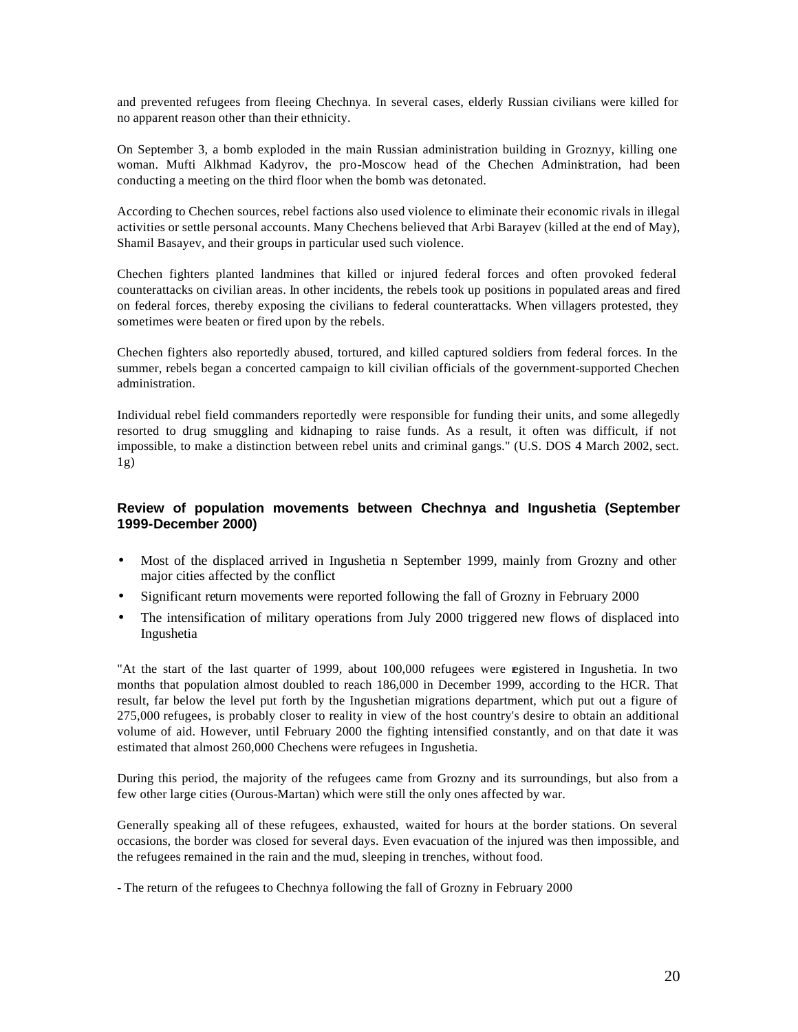and prevented refugees from fleeing Chechnya. In several cases, elderly Russian civilians were killed for no apparent reason other than their ethnicity.

On September 3, a bomb exploded in the main Russian administration building in Groznyy, killing one woman. Mufti Alkhmad Kadyrov, the pro-Moscow head of the Chechen Administration, had been conducting a meeting on the third floor when the bomb was detonated.

According to Chechen sources, rebel factions also used violence to eliminate their economic rivals in illegal activities or settle personal accounts. Many Chechens believed that Arbi Barayev (killed at the end of May), Shamil Basayev, and their groups in particular used such violence.

Chechen fighters planted landmines that killed or injured federal forces and often provoked federal counterattacks on civilian areas. In other incidents, the rebels took up positions in populated areas and fired on federal forces, thereby exposing the civilians to federal counterattacks. When villagers protested, they sometimes were beaten or fired upon by the rebels.

Chechen fighters also reportedly abused, tortured, and killed captured soldiers from federal forces. In the summer, rebels began a concerted campaign to kill civilian officials of the government-supported Chechen administration.

Individual rebel field commanders reportedly were responsible for funding their units, and some allegedly resorted to drug smuggling and kidnaping to raise funds. As a result, it often was difficult, if not impossible, to make a distinction between rebel units and criminal gangs." (U.S. DOS 4 March 2002, sect. 1g)

### Review of population movements between Chechnya and Ingushetia (September 1999-December 2000)

- Most of the displaced arrived in Ingushetia n September 1999, mainly from Grozny and other major cities affected by the conflict
- Significant return movements were reported following the fall of Grozny in February 2000
- The intensification of military operations from July 2000 triggered new flows of displaced into Ingushetia

"At the start of the last quarter of 1999, about 100,000 refugees were registered in Ingushetia. In two months that population almost doubled to reach 186,000 in December 1999, according to the HCR. That result, far below the level put forth by the Ingushetian migrations department, which put out a figure of 275,000 refugees, is probably closer to reality in view of the host country's desire to obtain an additional volume of aid. However, until February 2000 the fighting intensified constantly, and on that date it was estimated that almost 260,000 Chechens were refugees in Ingushetia.

During this period, the majority of the refugees came from Grozny and its surroundings, but also from a few other large cities (Ourous-Martan) which were still the only ones affected by war.

Generally speaking all of these refugees, exhausted, waited for hours at the border stations. On several occasions, the border was closed for several days. Even evacuation of the injured was then impossible, and the refugees remained in the rain and the mud, sleeping in trenches, without food.

- The return of the refugees to Chechnya following the fall of Grozny in February 2000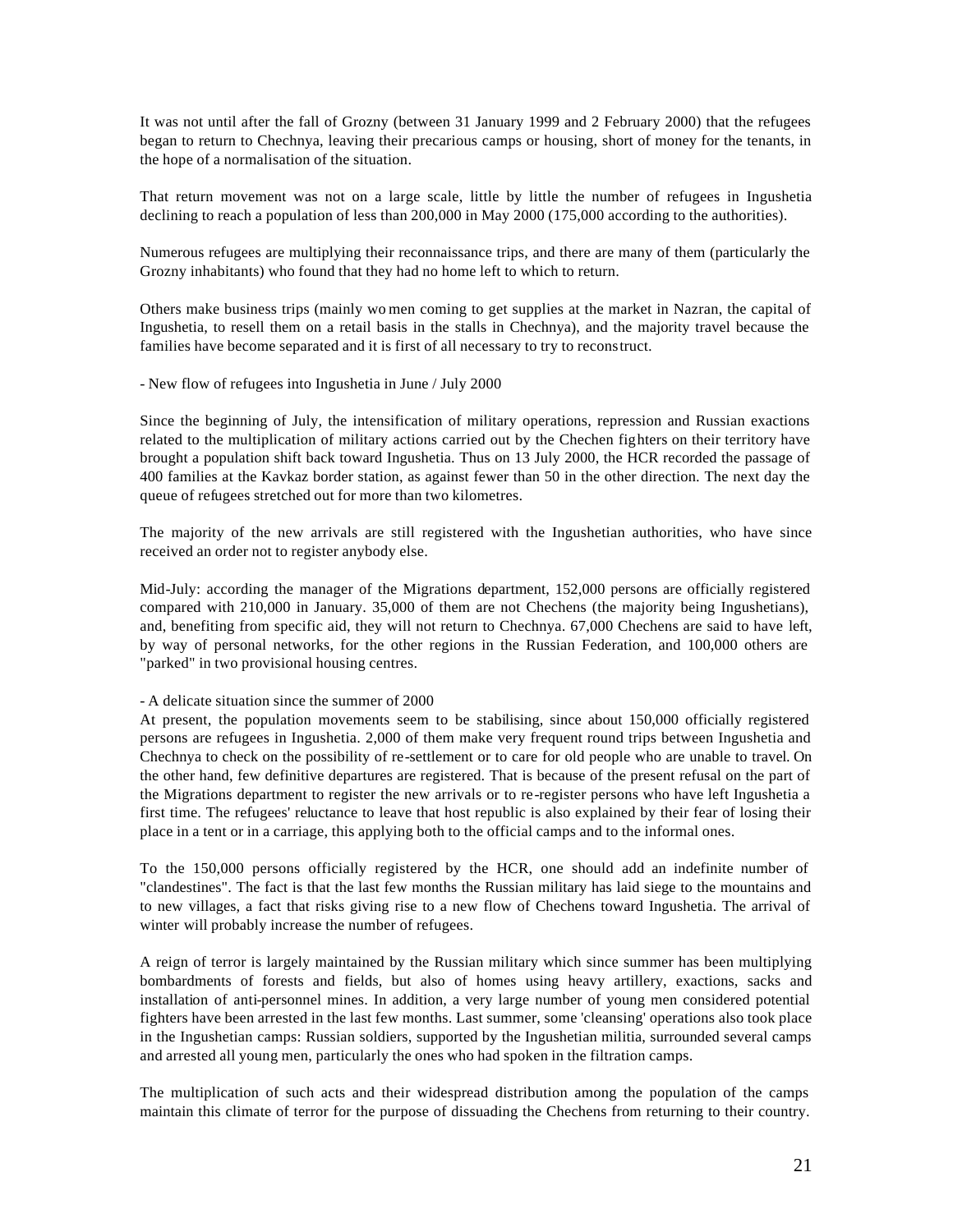It was not until after the fall of Grozny (between 31 January 1999 and 2 February 2000) that the refugees began to return to Chechnya, leaving their precarious camps or housing, short of money for the tenants, in the hope of a normalisation of the situation.

That return movement was not on a large scale, little by little the number of refugees in Ingushetia declining to reach a population of less than 200,000 in May 2000 (175,000 according to the authorities).

Numerous refugees are multiplying their reconnaissance trips, and there are many of them (particularly the Grozny inhabitants) who found that they had no home left to which to return.

Others make business trips (mainly women coming to get supplies at the market in Nazran, the capital of Ingushetia, to resell them on a retail basis in the stalls in Chechnya), and the majority travel because the families have become separated and it is first of all necessary to try to reconstruct.

- New flow of refugees into Ingushetia in June / July 2000

Since the beginning of July, the intensification of military operations, repression and Russian exactions related to the multiplication of military actions carried out by the Chechen fighters on their territory have brought a population shift back toward Ingushetia. Thus on 13 July 2000, the HCR recorded the passage of 400 families at the Kavkaz border station, as against fewer than 50 in the other direction. The next day the queue of refugees stretched out for more than two kilometres.

The majority of the new arrivals are still registered with the Ingushetian authorities, who have since received an order not to register anybody else.

Mid-July: according the manager of the Migrations department, 152,000 persons are officially registered compared with 210,000 in January. 35,000 of them are not Chechens (the majority being Ingushetians), and, benefiting from specific aid, they will not return to Chechnya. 67,000 Chechens are said to have left, by way of personal networks, for the other regions in the Russian Federation, and 100,000 others are "parked" in two provisional housing centres.

- A delicate situation since the summer of 2000

At present, the population movements seem to be stabilising, since about 150,000 officially registered persons are refugees in Ingushetia. 2,000 of them make very frequent round trips between Ingushetia and Chechnya to check on the possibility of re-settlement or to care for old people who are unable to travel. On the other hand, few definitive departures are registered. That is because of the present refusal on the part of the Migrations department to register the new arrivals or to re-register persons who have left Ingushetia a first time. The refugees' reluctance to leave that host republic is also explained by their fear of losing their place in a tent or in a carriage, this applying both to the official camps and to the informal ones.

To the 150,000 persons officially registered by the HCR, one should add an indefinite number of "clandestines". The fact is that the last few months the Russian military has laid siege to the mountains and to new villages, a fact that risks giving rise to a new flow of Chechens toward Ingushetia. The arrival of winter will probably increase the number of refugees.

A reign of terror is largely maintained by the Russian military which since summer has been multiplying bombardments of forests and fields, but also of homes using heavy artillery, exactions, sacks and installation of anti-personnel mines. In addition, a very large number of young men considered potential fighters have been arrested in the last few months. Last summer, some 'cleansing' operations also took place in the Ingushetian camps: Russian soldiers, supported by the Ingushetian militia, surrounded several camps and arrested all young men, particularly the ones who had spoken in the filtration camps.

The multiplication of such acts and their widespread distribution among the population of the camps maintain this climate of terror for the purpose of dissuading the Chechens from returning to their country.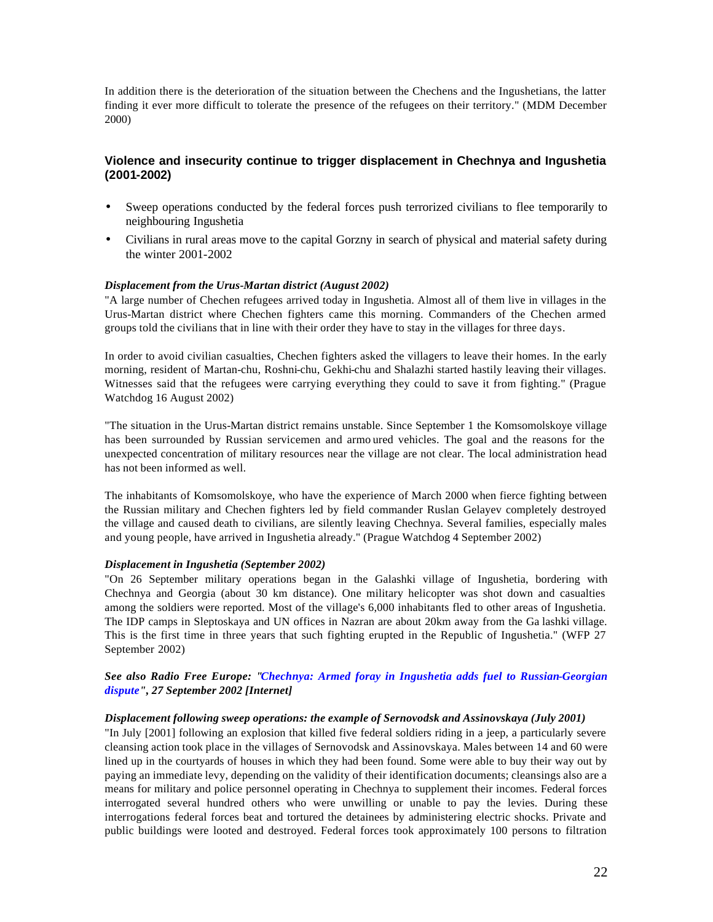In addition there is the deterioration of the situation between the Chechens and the Ingushetians, the latter finding it ever more difficult to tolerate the presence of the refugees on their territory." (MDM December 2000)

### Violence and insecurity continue to trigger displacement in Chechnya and Ingushetia (2001-2002)

- Sweep operations conducted by the federal forces push terrorized civilians to flee temporarily to neighbouring Ingushetia
- Civilians in rural areas move to the capital Gorzny in search of physical and material safety during the winter 2001-2002

***Displacement from the Urus-Martan district (August 2002)***

"A large number of Chechen refugees arrived today in Ingushetia. Almost all of them live in villages in the Urus-Martan district where Chechen fighters came this morning. Commanders of the Chechen armed groups told the civilians that in line with their order they have to stay in the villages for three days.

In order to avoid civilian casualties, Chechen fighters asked the villagers to leave their homes. In the early morning, resident of Martan-chu, Roshni-chu, Gekhi-chu and Shalazhi started hastily leaving their villages. Witnesses said that the refugees were carrying everything they could to save it from fighting." (Prague Watchdog 16 August 2002)

"The situation in the Urus-Martan district remains unstable. Since September 1 the Komsomolskoye village has been surrounded by Russian servicemen and armoured vehicles. The goal and the reasons for the unexpected concentration of military resources near the village are not clear. The local administration head has not been informed as well.

The inhabitants of Komsomolskoye, who have the experience of March 2000 when fierce fighting between the Russian military and Chechen fighters led by field commander Ruslan Gelayev completely destroyed the village and caused death to civilians, are silently leaving Chechnya. Several families, especially males and young people, have arrived in Ingushetia already." (Prague Watchdog 4 September 2002)

***Displacement in Ingushetia (September 2002)***

"On 26 September military operations began in the Galashki village of Ingushetia, bordering with Chechnya and Georgia (about 30 km distance). One military helicopter was shot down and casualties among the soldiers were reported. Most of the village's 6,000 inhabitants fled to other areas of Ingushetia. The IDP camps in Sleptoskaya and UN offices in Nazran are about 20km away from the Galashki village. This is the first time in three years that such fighting erupted in the Republic of Ingushetia." (WFP 27 September 2002)

***See also Radio Free Europe: "Chechnya: Armed foray in Ingushetia adds fuel to Russian-Georgian dispute", 27 September 2002 [Internet]***

***Displacement following sweep operations: the example of Sernovodsk and Assinovskaya (July 2001)***

"In July [2001] following an explosion that killed five federal soldiers riding in a jeep, a particularly severe cleansing action took place in the villages of Sernovodsk and Assinovskaya. Males between 14 and 60 were lined up in the courtyards of houses in which they had been found. Some were able to buy their way out by paying an immediate levy, depending on the validity of their identification documents; cleansings also are a means for military and police personnel operating in Chechnya to supplement their incomes. Federal forces interrogated several hundred others who were unwilling or unable to pay the levies. During these interrogations federal forces beat and tortured the detainees by administering electric shocks. Private and public buildings were looted and destroyed. Federal forces took approximately 100 persons to filtration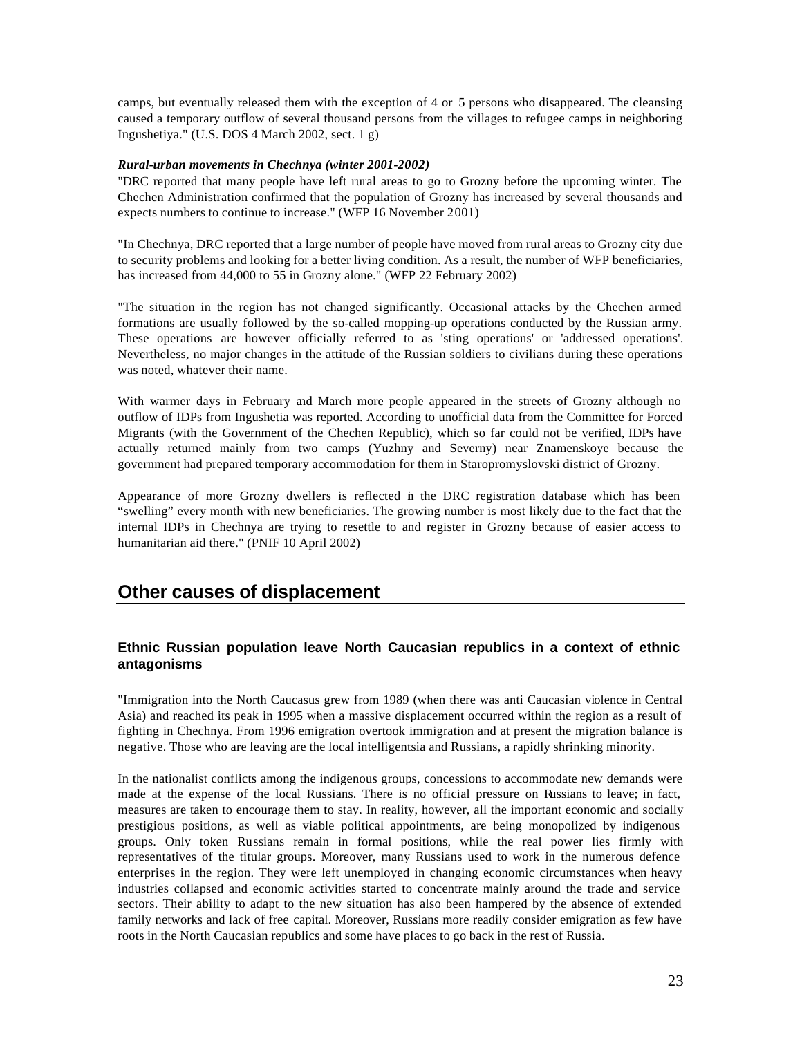camps, but eventually released them with the exception of 4 or 5 persons who disappeared. The cleansing caused a temporary outflow of several thousand persons from the villages to refugee camps in neighboring Ingushetiya." (U.S. DOS 4 March 2002, sect. 1 g)

***Rural-urban movements in Chechnya (winter 2001-2002)***

"DRC reported that many people have left rural areas to go to Grozny before the upcoming winter. The Chechen Administration confirmed that the population of Grozny has increased by several thousands and expects numbers to continue to increase." (WFP 16 November 2001)

"In Chechnya, DRC reported that a large number of people have moved from rural areas to Grozny city due to security problems and looking for a better living condition. As a result, the number of WFP beneficiaries, has increased from 44,000 to 55 in Grozny alone." (WFP 22 February 2002)

"The situation in the region has not changed significantly. Occasional attacks by the Chechen armed formations are usually followed by the so-called mopping-up operations conducted by the Russian army. These operations are however officially referred to as 'sting operations' or 'addressed operations'. Nevertheless, no major changes in the attitude of the Russian soldiers to civilians during these operations was noted, whatever their name.

With warmer days in February and March more people appeared in the streets of Grozny although no outflow of IDPs from Ingushetia was reported. According to unofficial data from the Committee for Forced Migrants (with the Government of the Chechen Republic), which so far could not be verified, IDPs have actually returned mainly from two camps (Yuzhny and Severny) near Znamenskoye because the government had prepared temporary accommodation for them in Staropromyslovski district of Grozny.

Appearance of more Grozny dwellers is reflected in the DRC registration database which has been "swelling" every month with new beneficiaries. The growing number is most likely due to the fact that the internal IDPs in Chechnya are trying to resettle to and register in Grozny because of easier access to humanitarian aid there." (PNIF 10 April 2002)

## Other causes of displacement

### Ethnic Russian population leave North Caucasian republics in a context of ethnic antagonisms

"Immigration into the North Caucasus grew from 1989 (when there was anti Caucasian violence in Central Asia) and reached its peak in 1995 when a massive displacement occurred within the region as a result of fighting in Chechnya. From 1996 emigration overtook immigration and at present the migration balance is negative. Those who are leaving are the local intelligentsia and Russians, a rapidly shrinking minority.

In the nationalist conflicts among the indigenous groups, concessions to accommodate new demands were made at the expense of the local Russians. There is no official pressure on Russians to leave; in fact, measures are taken to encourage them to stay. In reality, however, all the important economic and socially prestigious positions, as well as viable political appointments, are being monopolized by indigenous groups. Only token Russians remain in formal positions, while the real power lies firmly with representatives of the titular groups. Moreover, many Russians used to work in the numerous defence enterprises in the region. They were left unemployed in changing economic circumstances when heavy industries collapsed and economic activities started to concentrate mainly around the trade and service sectors. Their ability to adapt to the new situation has also been hampered by the absence of extended family networks and lack of free capital. Moreover, Russians more readily consider emigration as few have roots in the North Caucasian republics and some have places to go back in the rest of Russia.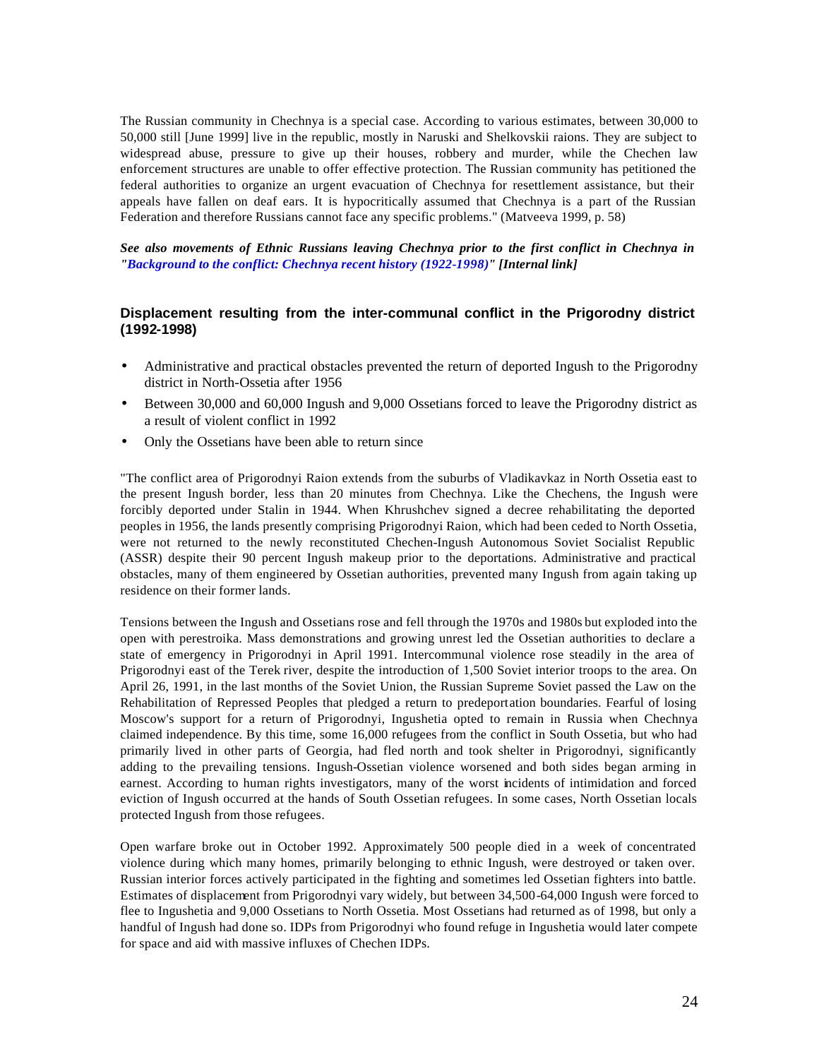The Russian community in Chechnya is a special case. According to various estimates, between 30,000 to 50,000 still [June 1999] live in the republic, mostly in Naruski and Shelkovskii raions. They are subject to widespread abuse, pressure to give up their houses, robbery and murder, while the Chechen law enforcement structures are unable to offer effective protection. The Russian community has petitioned the federal authorities to organize an urgent evacuation of Chechnya for resettlement assistance, but their appeals have fallen on deaf ears. It is hypocritically assumed that Chechnya is a part of the Russian Federation and therefore Russians cannot face any specific problems." (Matveeva 1999, p. 58)

***See also movements of Ethnic Russians leaving Chechnya prior to the first conflict in Chechnya in "Background to the conflict: Chechnya recent history (1922-1998)" [Internal link]***

### Displacement resulting from the inter-communal conflict in the Prigorodny district (1992-1998)

- Administrative and practical obstacles prevented the return of deported Ingush to the Prigorodny district in North-Ossetia after 1956
- Between 30,000 and 60,000 Ingush and 9,000 Ossetians forced to leave the Prigorodny district as a result of violent conflict in 1992
- Only the Ossetians have been able to return since

"The conflict area of Prigorodnyi Raion extends from the suburbs of Vladikavkaz in North Ossetia east to the present Ingush border, less than 20 minutes from Chechnya. Like the Chechens, the Ingush were forcibly deported under Stalin in 1944. When Khrushchev signed a decree rehabilitating the deported peoples in 1956, the lands presently comprising Prigorodnyi Raion, which had been ceded to North Ossetia, were not returned to the newly reconstituted Chechen-Ingush Autonomous Soviet Socialist Republic (ASSR) despite their 90 percent Ingush makeup prior to the deportations. Administrative and practical obstacles, many of them engineered by Ossetian authorities, prevented many Ingush from again taking up residence on their former lands.

Tensions between the Ingush and Ossetians rose and fell through the 1970s and 1980s but exploded into the open with perestroika. Mass demonstrations and growing unrest led the Ossetian authorities to declare a state of emergency in Prigorodnyi in April 1991. Intercommunal violence rose steadily in the area of Prigorodnyi east of the Terek river, despite the introduction of 1,500 Soviet interior troops to the area. On April 26, 1991, in the last months of the Soviet Union, the Russian Supreme Soviet passed the Law on the Rehabilitation of Repressed Peoples that pledged a return to predeportation boundaries. Fearful of losing Moscow's support for a return of Prigorodnyi, Ingushetia opted to remain in Russia when Chechnya claimed independence. By this time, some 16,000 refugees from the conflict in South Ossetia, but who had primarily lived in other parts of Georgia, had fled north and took shelter in Prigorodnyi, significantly adding to the prevailing tensions. Ingush-Ossetian violence worsened and both sides began arming in earnest. According to human rights investigators, many of the worst incidents of intimidation and forced eviction of Ingush occurred at the hands of South Ossetian refugees. In some cases, North Ossetian locals protected Ingush from those refugees.

Open warfare broke out in October 1992. Approximately 500 people died in a week of concentrated violence during which many homes, primarily belonging to ethnic Ingush, were destroyed or taken over. Russian interior forces actively participated in the fighting and sometimes led Ossetian fighters into battle. Estimates of displacement from Prigorodnyi vary widely, but between 34,500-64,000 Ingush were forced to flee to Ingushetia and 9,000 Ossetians to North Ossetia. Most Ossetians had returned as of 1998, but only a handful of Ingush had done so. IDPs from Prigorodnyi who found refuge in Ingushetia would later compete for space and aid with massive influxes of Chechen IDPs.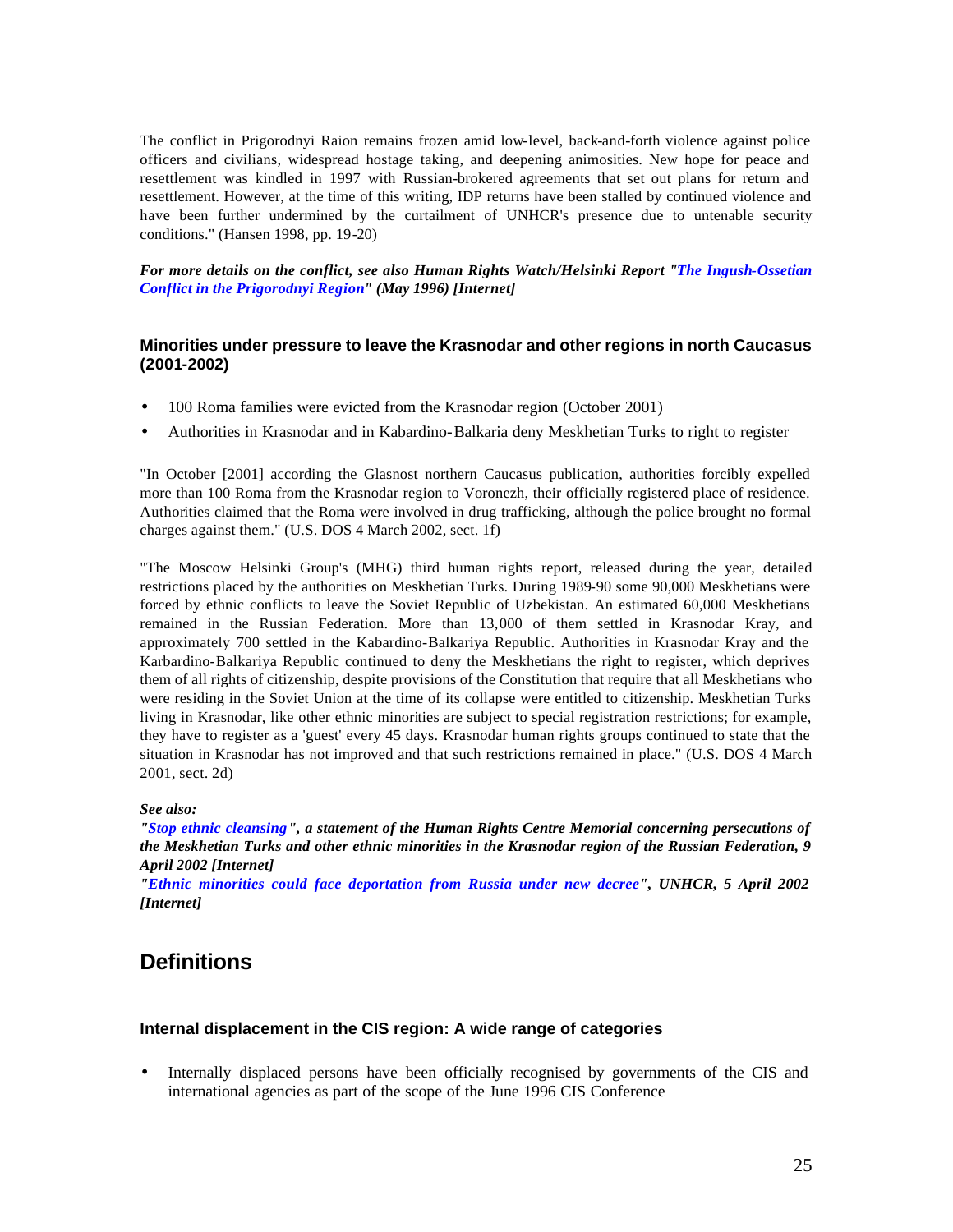The conflict in Prigorodnyi Raion remains frozen amid low-level, back-and-forth violence against police officers and civilians, widespread hostage taking, and deepening animosities. New hope for peace and resettlement was kindled in 1997 with Russian-brokered agreements that set out plans for return and resettlement. However, at the time of this writing, IDP returns have been stalled by continued violence and have been further undermined by the curtailment of UNHCR's presence due to untenable security conditions." (Hansen 1998, pp. 19-20)

***For more details on the conflict, see also Human Rights Watch/Helsinki Report "The Ingush-Ossetian Conflict in the Prigorodnyi Region" (May 1996) [Internet]***

### Minorities under pressure to leave the Krasnodar and other regions in north Caucasus (2001-2002)

- 100 Roma families were evicted from the Krasnodar region (October 2001)
- Authorities in Krasnodar and in Kabardino-Balkaria deny Meskhetian Turks to right to register

"In October [2001] according the Glasnost northern Caucasus publication, authorities forcibly expelled more than 100 Roma from the Krasnodar region to Voronezh, their officially registered place of residence. Authorities claimed that the Roma were involved in drug trafficking, although the police brought no formal charges against them." (U.S. DOS 4 March 2002, sect. 1f)

"The Moscow Helsinki Group's (MHG) third human rights report, released during the year, detailed restrictions placed by the authorities on Meskhetian Turks. During 1989-90 some 90,000 Meskhetians were forced by ethnic conflicts to leave the Soviet Republic of Uzbekistan. An estimated 60,000 Meskhetians remained in the Russian Federation. More than 13,000 of them settled in Krasnodar Kray, and approximately 700 settled in the Kabardino-Balkariya Republic. Authorities in Krasnodar Kray and the Karbardino-Balkariya Republic continued to deny the Meskhetians the right to register, which deprives them of all rights of citizenship, despite provisions of the Constitution that require that all Meskhetians who were residing in the Soviet Union at the time of its collapse were entitled to citizenship. Meskhetian Turks living in Krasnodar, like other ethnic minorities are subject to special registration restrictions; for example, they have to register as a 'guest' every 45 days. Krasnodar human rights groups continued to state that the situation in Krasnodar has not improved and that such restrictions remained in place." (U.S. DOS 4 March 2001, sect. 2d)

***See also:***
***"Stop ethnic cleansing", a statement of the Human Rights Centre Memorial concerning persecutions of the Meskhetian Turks and other ethnic minorities in the Krasnodar region of the Russian Federation, 9 April 2002 [Internet]***
***"Ethnic minorities could face deportation from Russia under new decree", UNHCR, 5 April 2002 [Internet]***

## Definitions

### Internal displacement in the CIS region: A wide range of categories

- Internally displaced persons have been officially recognised by governments of the CIS and international agencies as part of the scope of the June 1996 CIS Conference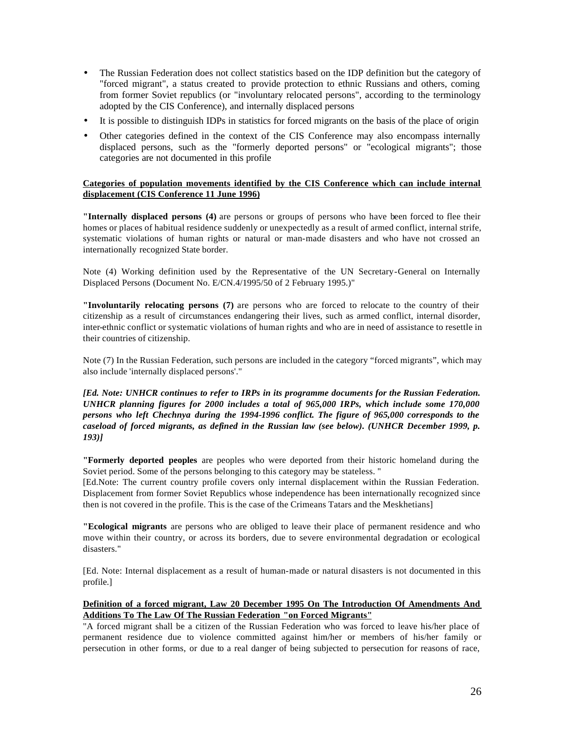- The Russian Federation does not collect statistics based on the IDP definition but the category of "forced migrant", a status created to provide protection to ethnic Russians and others, coming from former Soviet republics (or "involuntary relocated persons", according to the terminology adopted by the CIS Conference), and internally displaced persons
- It is possible to distinguish IDPs in statistics for forced migrants on the basis of the place of origin
- Other categories defined in the context of the CIS Conference may also encompass internally displaced persons, such as the "formerly deported persons" or "ecological migrants"; those categories are not documented in this profile

**Categories of population movements identified by the CIS Conference which can include internal displacement (CIS Conference 11 June 1996)**

**"Internally displaced persons (4)** are persons or groups of persons who have been forced to flee their homes or places of habitual residence suddenly or unexpectedly as a result of armed conflict, internal strife, systematic violations of human rights or natural or man-made disasters and who have not crossed an internationally recognized State border.

Note (4) Working definition used by the Representative of the UN Secretary-General on Internally Displaced Persons (Document No. E/CN.4/1995/50 of 2 February 1995.)"

**"Involuntarily relocating persons (7)** are persons who are forced to relocate to the country of their citizenship as a result of circumstances endangering their lives, such as armed conflict, internal disorder, inter-ethnic conflict or systematic violations of human rights and who are in need of assistance to resettle in their countries of citizenship.

Note (7) In the Russian Federation, such persons are included in the category "forced migrants", which may also include 'internally displaced persons'."

***[Ed. Note: UNHCR continues to refer to IRPs in its programme documents for the Russian Federation. UNHCR planning figures for 2000 includes a total of 965,000 IRPs, which include some 170,000 persons who left Chechnya during the 1994-1996 conflict. The figure of 965,000 corresponds to the caseload of forced migrants, as defined in the Russian law (see below). (UNHCR December 1999, p. 193)]***

**"Formerly deported peoples** are peoples who were deported from their historic homeland during the Soviet period. Some of the persons belonging to this category may be stateless. "

[Ed.Note: The current country profile covers only internal displacement within the Russian Federation. Displacement from former Soviet Republics whose independence has been internationally recognized since then is not covered in the profile. This is the case of the Crimeans Tatars and the Meskhetians]

**"Ecological migrants** are persons who are obliged to leave their place of permanent residence and who move within their country, or across its borders, due to severe environmental degradation or ecological disasters."

[Ed. Note: Internal displacement as a result of human-made or natural disasters is not documented in this profile.]

**Definition of a forced migrant, Law 20 December 1995 On The Introduction Of Amendments And Additions To The Law Of The Russian Federation "on Forced Migrants"**

"A forced migrant shall be a citizen of the Russian Federation who was forced to leave his/her place of permanent residence due to violence committed against him/her or members of his/her family or persecution in other forms, or due to a real danger of being subjected to persecution for reasons of race,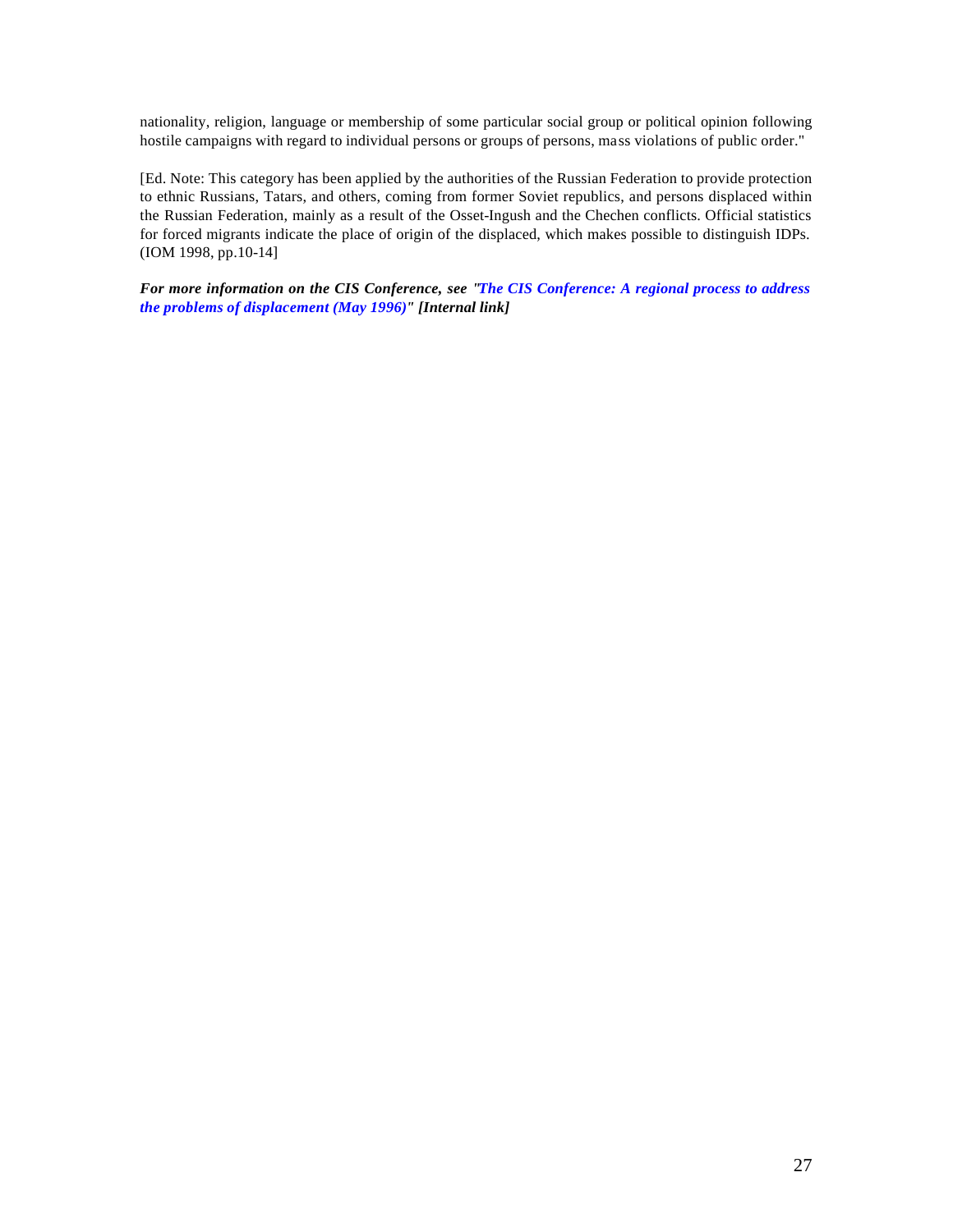nationality, religion, language or membership of some particular social group or political opinion following hostile campaigns with regard to individual persons or groups of persons, mass violations of public order."

[Ed. Note: This category has been applied by the authorities of the Russian Federation to provide protection to ethnic Russians, Tatars, and others, coming from former Soviet republics, and persons displaced within the Russian Federation, mainly as a result of the Osset-Ingush and the Chechen conflicts. Official statistics for forced migrants indicate the place of origin of the displaced, which makes possible to distinguish IDPs. (IOM 1998, pp.10-14]

***For more information on the CIS Conference, see "The CIS Conference: A regional process to address the problems of displacement (May 1996)" [Internal link]***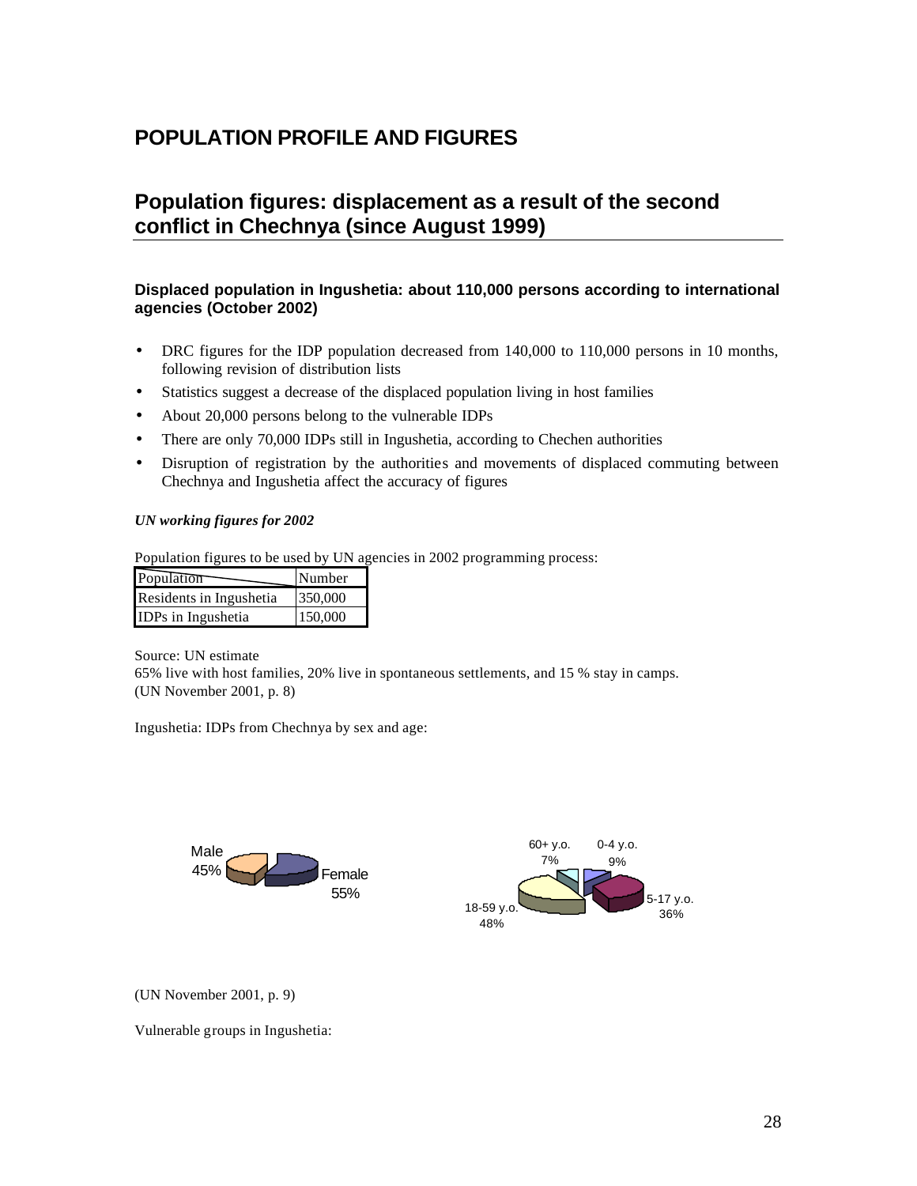# POPULATION PROFILE AND FIGURES

## Population figures: displacement as a result of the second conflict in Chechnya (since August 1999)

### Displaced population in Ingushetia: about 110,000 persons according to international agencies (October 2002)

- DRC figures for the IDP population decreased from 140,000 to 110,000 persons in 10 months, following revision of distribution lists
- Statistics suggest a decrease of the displaced population living in host families
- About 20,000 persons belong to the vulnerable IDPs
- There are only 70,000 IDPs still in Ingushetia, according to Chechen authorities
- Disruption of registration by the authorities and movements of displaced commuting between Chechnya and Ingushetia affect the accuracy of figures

***UN working figures for 2002***

Population figures to be used by UN agencies in 2002 programming process:

| Population | Number |
|---|---|
| Residents in Ingushetia | 350,000 |
| IDPs in Ingushetia | 150,000 |

Source: UN estimate
65% live with host families, 20% live in spontaneous settlements, and 15 % stay in camps.
(UN November 2001, p. 8)

Ingushetia: IDPs from Chechnya by sex and age:

Male 45%
Female 55%

60+ y.o. 7%
0-4 y.o. 9%
5-17 y.o. 36%
18-59 y.o. 48%

(UN November 2001, p. 9)

Vulnerable groups in Ingushetia: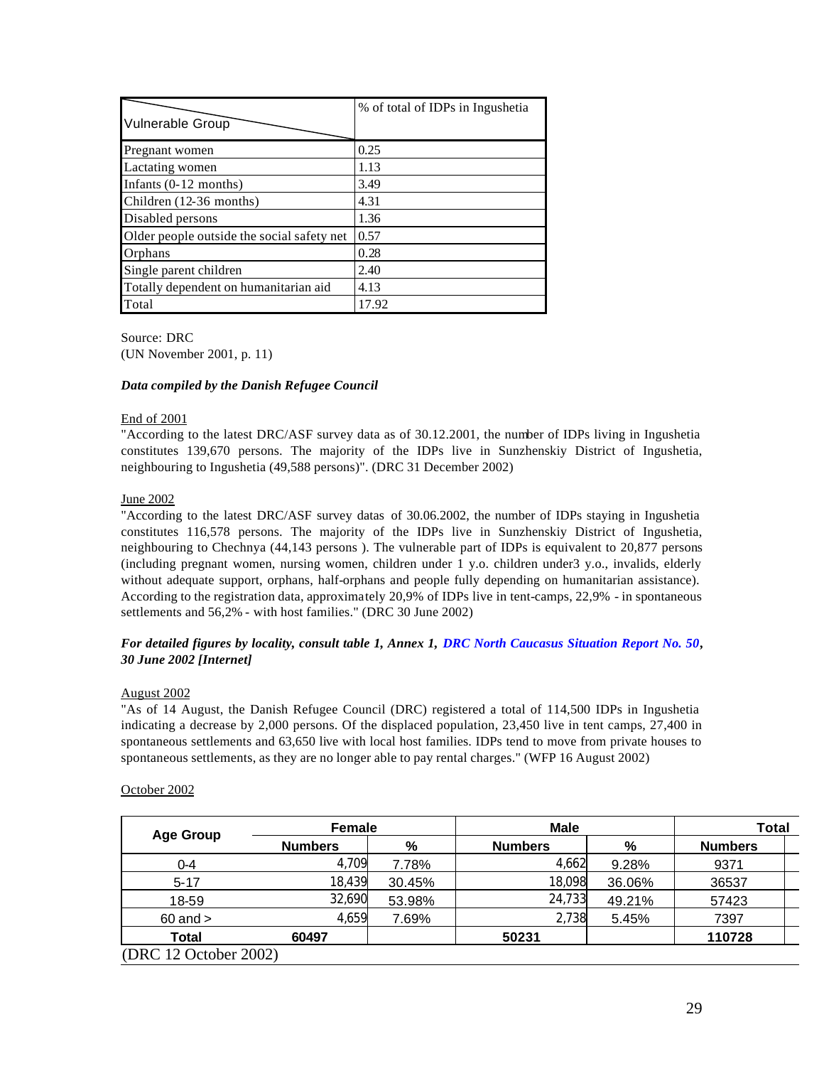| Vulnerable Group | % of total of IDPs in Ingushetia |
|---|---|
| Pregnant women | 0.25 |
| Lactating women | 1.13 |
| Infants (0-12 months) | 3.49 |
| Children (12-36 months) | 4.31 |
| Disabled persons | 1.36 |
| Older people outside the social safety net | 0.57 |
| Orphans | 0.28 |
| Single parent children | 2.40 |
| Totally dependent on humanitarian aid | 4.13 |
| Total | 17.92 |

Source: DRC
(UN November 2001, p. 11)

***Data compiled by the Danish Refugee Council***

End of 2001

"According to the latest DRC/ASF survey data as of 30.12.2001, the number of IDPs living in Ingushetia constitutes 139,670 persons. The majority of the IDPs live in Sunzhenskiy District of Ingushetia, neighbouring to Ingushetia (49,588 persons)". (DRC 31 December 2002)

June 2002

"According to the latest DRC/ASF survey datas of 30.06.2002, the number of IDPs staying in Ingushetia constitutes 116,578 persons. The majority of the IDPs live in Sunzhenskiy District of Ingushetia, neighbouring to Chechnya (44,143 persons ). The vulnerable part of IDPs is equivalent to 20,877 persons (including pregnant women, nursing women, children under 1 y.o. children under3 y.o., invalids, elderly without adequate support, orphans, half-orphans and people fully depending on humanitarian assistance). According to the registration data, approximately 20,9% of IDPs live in tent-camps, 22,9% - in spontaneous settlements and 56,2% - with host families." (DRC 30 June 2002)

***For detailed figures by locality, consult table 1, Annex 1, DRC North Caucasus Situation Report No. 50, 30 June 2002 [Internet]***

August 2002

"As of 14 August, the Danish Refugee Council (DRC) registered a total of 114,500 IDPs in Ingushetia indicating a decrease by 2,000 persons. Of the displaced population, 23,450 live in tent camps, 27,400 in spontaneous settlements and 63,650 live with local host families. IDPs tend to move from private houses to spontaneous settlements, as they are no longer able to pay rental charges." (WFP 16 August 2002)

October 2002

| Age Group | Female | | Male | | Total |
|---|---|---|---|---|---|
| | Numbers | % | Numbers | % | Numbers |
| 0-4 | 4,709 | 7.78% | 4,662 | 9.28% | 9371 |
| 5-17 | 18,439 | 30.45% | 18,098 | 36.06% | 36537 |
| 18-59 | 32,690 | 53.98% | 24,733 | 49.21% | 57423 |
| 60 and > | 4,659 | 7.69% | 2,738 | 5.45% | 7397 |
| **Total** | **60497** | | **50231** | | **110728** |

(DRC 12 October 2002)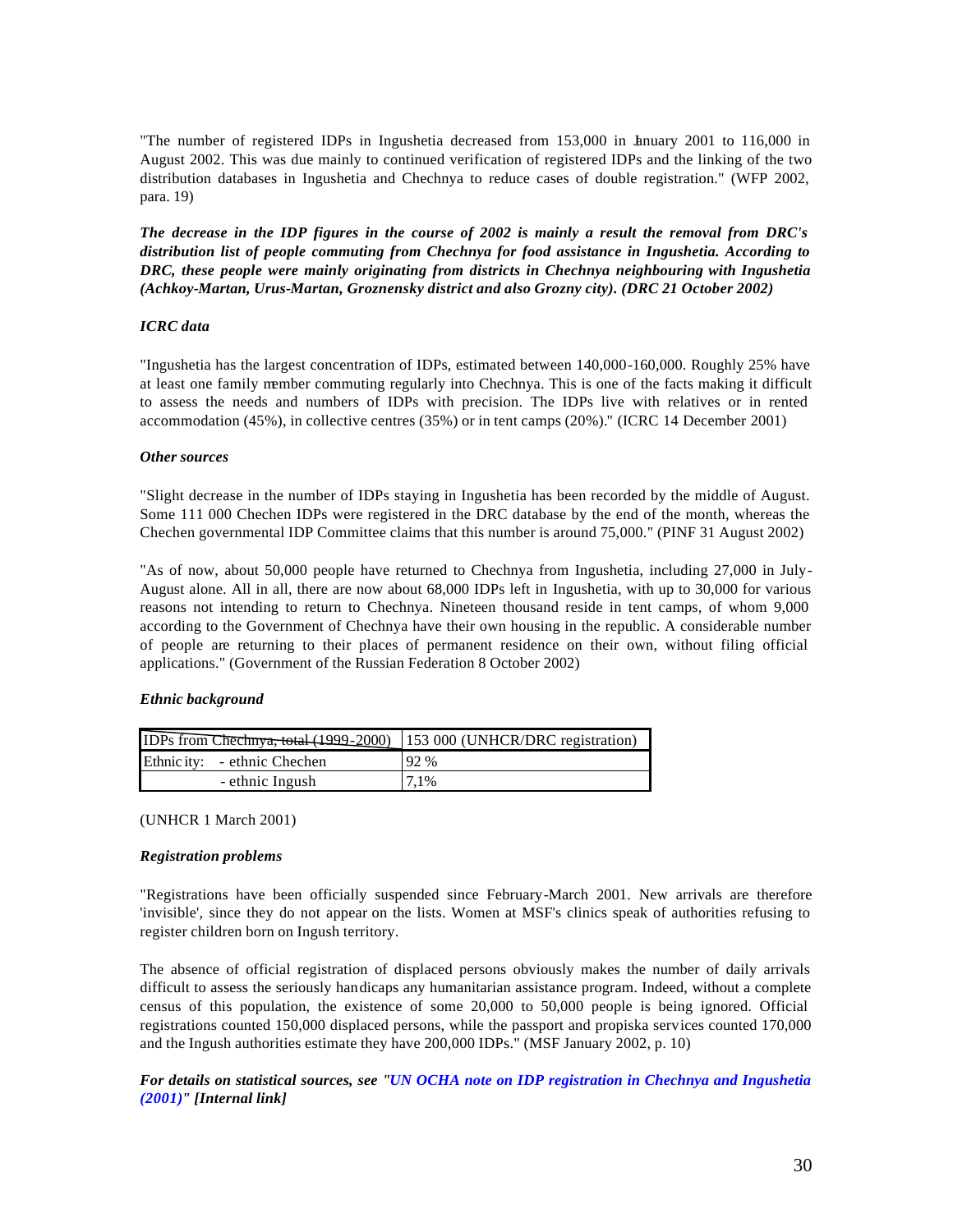"The number of registered IDPs in Ingushetia decreased from 153,000 in January 2001 to 116,000 in August 2002. This was due mainly to continued verification of registered IDPs and the linking of the two distribution databases in Ingushetia and Chechnya to reduce cases of double registration." (WFP 2002, para. 19)

***The decrease in the IDP figures in the course of 2002 is mainly a result the removal from DRC's distribution list of people commuting from Chechnya for food assistance in Ingushetia. According to DRC, these people were mainly originating from districts in Chechnya neighbouring with Ingushetia (Achkoy-Martan, Urus-Martan, Groznensky district and also Grozny city). (DRC 21 October 2002)***

***ICRC data***

"Ingushetia has the largest concentration of IDPs, estimated between 140,000-160,000. Roughly 25% have at least one family member commuting regularly into Chechnya. This is one of the facts making it difficult to assess the needs and numbers of IDPs with precision. The IDPs live with relatives or in rented accommodation (45%), in collective centres (35%) or in tent camps (20%)." (ICRC 14 December 2001)

***Other sources***

"Slight decrease in the number of IDPs staying in Ingushetia has been recorded by the middle of August. Some 111 000 Chechen IDPs were registered in the DRC database by the end of the month, whereas the Chechen governmental IDP Committee claims that this number is around 75,000." (PINF 31 August 2002)

"As of now, about 50,000 people have returned to Chechnya from Ingushetia, including 27,000 in July-August alone. All in all, there are now about 68,000 IDPs left in Ingushetia, with up to 30,000 for various reasons not intending to return to Chechnya. Nineteen thousand reside in tent camps, of whom 9,000 according to the Government of Chechnya have their own housing in the republic. A considerable number of people are returning to their places of permanent residence on their own, without filing official applications." (Government of the Russian Federation 8 October 2002)

***Ethnic background***

| IDPs from Chechnya, total (1999-2000) | 153 000 (UNHCR/DRC registration) |
|---|---|
| Ethnicity: - ethnic Chechen | 92 % |
| - ethnic Ingush | 7,1% |

(UNHCR 1 March 2001)

***Registration problems***

"Registrations have been officially suspended since February-March 2001. New arrivals are therefore 'invisible', since they do not appear on the lists. Women at MSF's clinics speak of authorities refusing to register children born on Ingush territory.

The absence of official registration of displaced persons obviously makes the number of daily arrivals difficult to assess the seriously handicaps any humanitarian assistance program. Indeed, without a complete census of this population, the existence of some 20,000 to 50,000 people is being ignored. Official registrations counted 150,000 displaced persons, while the passport and propiska services counted 170,000 and the Ingush authorities estimate they have 200,000 IDPs." (MSF January 2002, p. 10)

***For details on statistical sources, see "UN OCHA note on IDP registration in Chechnya and Ingushetia (2001)" [Internal link]***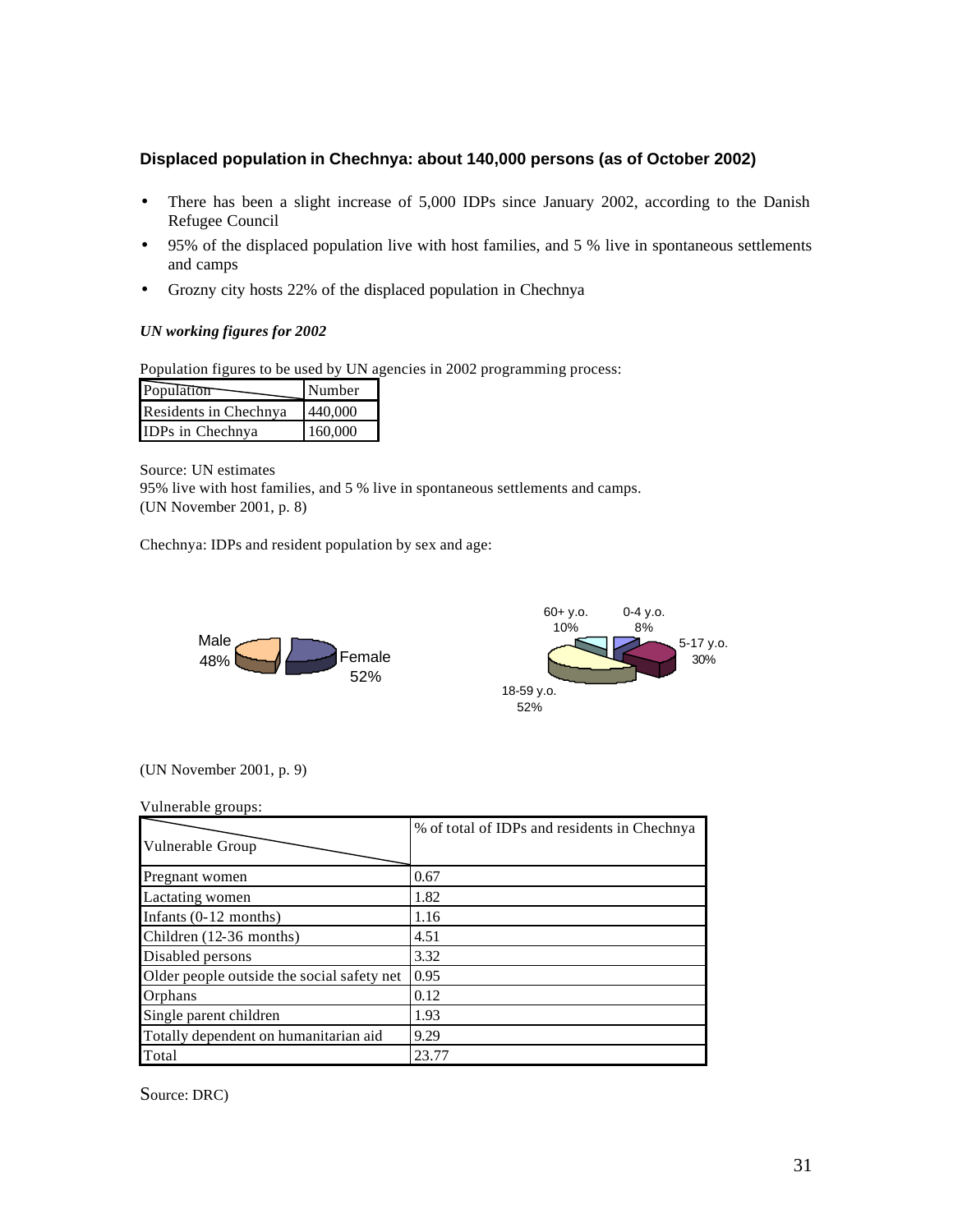### Displaced population in Chechnya: about 140,000 persons (as of October 2002)

- There has been a slight increase of 5,000 IDPs since January 2002, according to the Danish Refugee Council
- 95% of the displaced population live with host families, and 5 % live in spontaneous settlements and camps
- Grozny city hosts 22% of the displaced population in Chechnya

***UN working figures for 2002***

Population figures to be used by UN agencies in 2002 programming process:

| Population | Number |
|---|---|
| Residents in Chechnya | 440,000 |
| IDPs in Chechnya | 160,000 |

Source: UN estimates
95% live with host families, and 5 % live in spontaneous settlements and camps.
(UN November 2001, p. 8)

Chechnya: IDPs and resident population by sex and age:

Male 48%
Female 52%

60+ y.o. 10%
0-4 y.o. 8%
5-17 y.o. 30%
18-59 y.o. 52%

(UN November 2001, p. 9)

Vulnerable groups:

| Vulnerable Group | % of total of IDPs and residents in Chechnya |
|---|---|
| Pregnant women | 0.67 |
| Lactating women | 1.82 |
| Infants (0-12 months) | 1.16 |
| Children (12-36 months) | 4.51 |
| Disabled persons | 3.32 |
| Older people outside the social safety net | 0.95 |
| Orphans | 0.12 |
| Single parent children | 1.93 |
| Totally dependent on humanitarian aid | 9.29 |
| Total | 23.77 |

Source: DRC)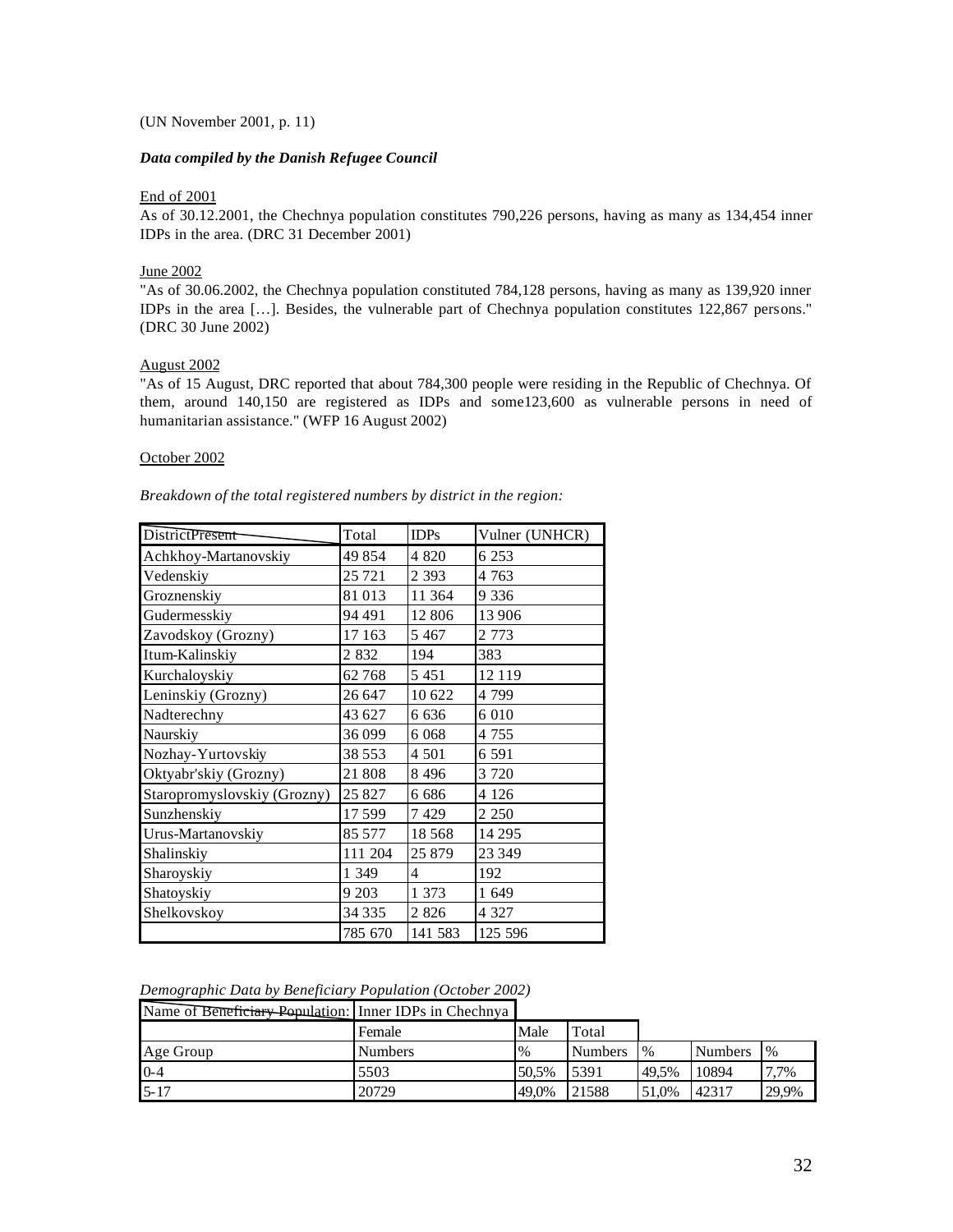(UN November 2001, p. 11)

***Data compiled by the Danish Refugee Council***

End of 2001

As of 30.12.2001, the Chechnya population constitutes 790,226 persons, having as many as 134,454 inner IDPs in the area. (DRC 31 December 2001)

June 2002

"As of 30.06.2002, the Chechnya population constituted 784,128 persons, having as many as 139,920 inner IDPs in the area […]. Besides, the vulnerable part of Chechnya population constitutes 122,867 persons." (DRC 30 June 2002)

August 2002

"As of 15 August, DRC reported that about 784,300 people were residing in the Republic of Chechnya. Of them, around 140,150 are registered as IDPs and some123,600 as vulnerable persons in need of humanitarian assistance." (WFP 16 August 2002)

October 2002

*Breakdown of the total registered numbers by district in the region:*

| District Present | Total | IDPs | Vulner (UNHCR) |
|---|---|---|---|
| Achkhoy-Martanovskiy | 49 854 | 4 820 | 6 253 |
| Vedenskiy | 25 721 | 2 393 | 4 763 |
| Groznenskiy | 81 013 | 11 364 | 9 336 |
| Gudermesskiy | 94 491 | 12 806 | 13 906 |
| Zavodskoy (Grozny) | 17 163 | 5 467 | 2 773 |
| Itum-Kalinskiy | 2 832 | 194 | 383 |
| Kurchaloyskiy | 62 768 | 5 451 | 12 119 |
| Leninskiy (Grozny) | 26 647 | 10 622 | 4 799 |
| Nadterechny | 43 627 | 6 636 | 6 010 |
| Naurskiy | 36 099 | 6 068 | 4 755 |
| Nozhay-Yurtovskiy | 38 553 | 4 501 | 6 591 |
| Oktyabr'skiy (Grozny) | 21 808 | 8 496 | 3 720 |
| Staropromyslovskiy (Grozny) | 25 827 | 6 686 | 4 126 |
| Sunzhenskiy | 17 599 | 7 429 | 2 250 |
| Urus-Martanovskiy | 85 577 | 18 568 | 14 295 |
| Shalinskiy | 111 204 | 25 879 | 23 349 |
| Sharoyskiy | 1 349 | 4 | 192 |
| Shatoyskiy | 9 203 | 1 373 | 1 649 |
| Shelkovskoy | 34 335 | 2 826 | 4 327 |
| | 785 670 | 141 583 | 125 596 |

*Demographic Data by Beneficiary Population (October 2002)*

| Name of Beneficiary Population: | Inner IDPs in Chechnya | | | | | |
|---|---|---|---|---|---|---|
| | Female | Male | Total | | | |
| Age Group | Numbers | % | Numbers | % | Numbers | % |
| 0-4 | 5503 | 50,5% | 5391 | 49,5% | 10894 | 7,7% |
| 5-17 | 20729 | 49,0% | 21588 | 51,0% | 42317 | 29,9% |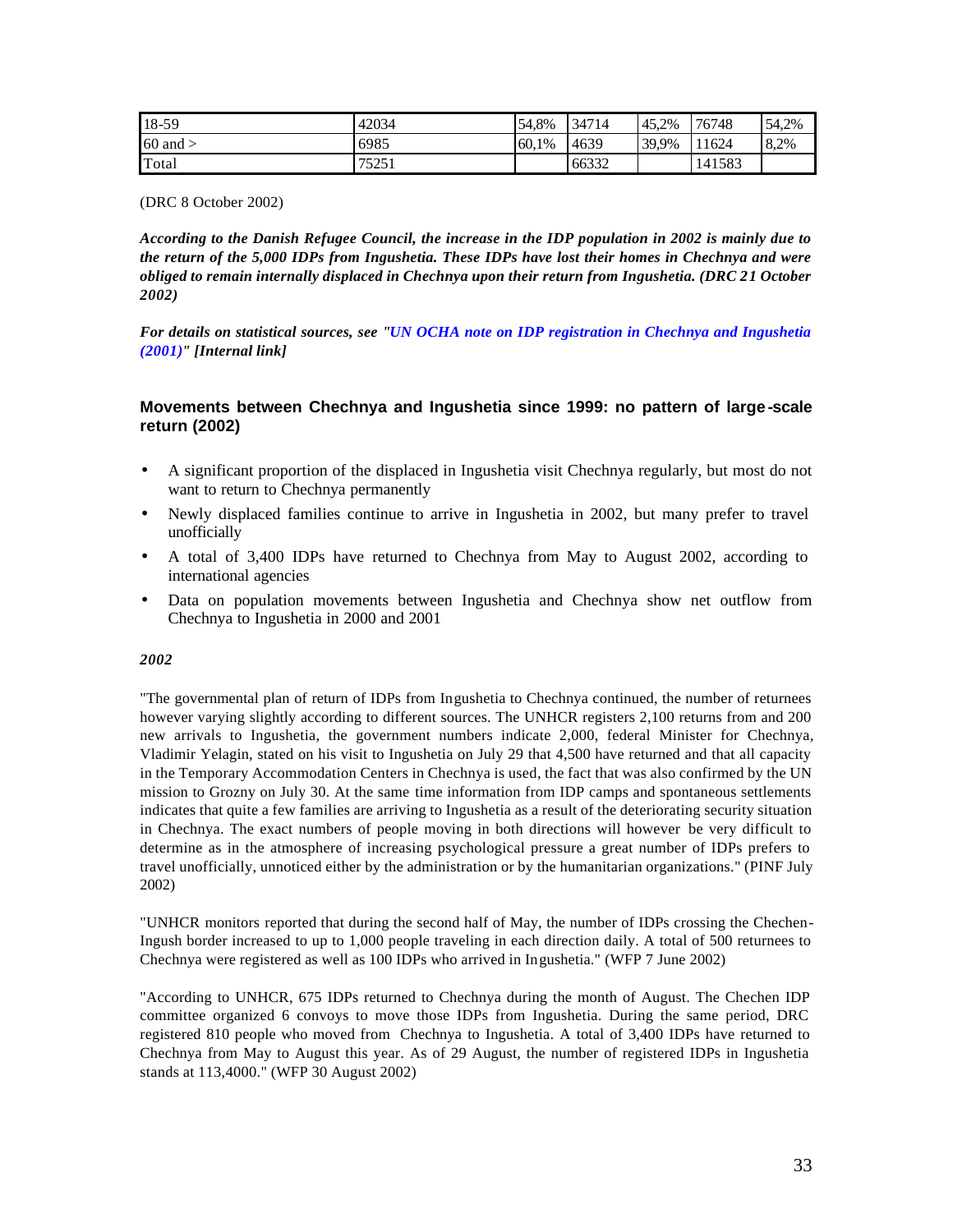| 18-59 | 42034 | 54,8% | 34714 | 45,2% | 76748 | 54,2% |
|---|---|---|---|---|---|---|
| 60 and > | 6985 | 60,1% | 4639 | 39,9% | 11624 | 8,2% |
| Total | 75251 | | 66332 | | 141583 | |

(DRC 8 October 2002)

***According to the Danish Refugee Council, the increase in the IDP population in 2002 is mainly due to the return of the 5,000 IDPs from Ingushetia. These IDPs have lost their homes in Chechnya and were obliged to remain internally displaced in Chechnya upon their return from Ingushetia. (DRC 21 October 2002)***

***For details on statistical sources, see "UN OCHA note on IDP registration in Chechnya and Ingushetia (2001)" [Internal link]***

### Movements between Chechnya and Ingushetia since 1999: no pattern of large-scale return (2002)

- A significant proportion of the displaced in Ingushetia visit Chechnya regularly, but most do not want to return to Chechnya permanently
- Newly displaced families continue to arrive in Ingushetia in 2002, but many prefer to travel unofficially
- A total of 3,400 IDPs have returned to Chechnya from May to August 2002, according to international agencies
- Data on population movements between Ingushetia and Chechnya show net outflow from Chechnya to Ingushetia in 2000 and 2001

***2002***

"The governmental plan of return of IDPs from Ingushetia to Chechnya continued, the number of returnees however varying slightly according to different sources. The UNHCR registers 2,100 returns from and 200 new arrivals to Ingushetia, the government numbers indicate 2,000, federal Minister for Chechnya, Vladimir Yelagin, stated on his visit to Ingushetia on July 29 that 4,500 have returned and that all capacity in the Temporary Accommodation Centers in Chechnya is used, the fact that was also confirmed by the UN mission to Grozny on July 30. At the same time information from IDP camps and spontaneous settlements indicates that quite a few families are arriving to Ingushetia as a result of the deteriorating security situation in Chechnya. The exact numbers of people moving in both directions will however be very difficult to determine as in the atmosphere of increasing psychological pressure a great number of IDPs prefers to travel unofficially, unnoticed either by the administration or by the humanitarian organizations." (PINF July 2002)

"UNHCR monitors reported that during the second half of May, the number of IDPs crossing the Chechen-Ingush border increased to up to 1,000 people traveling in each direction daily. A total of 500 returnees to Chechnya were registered as well as 100 IDPs who arrived in Ingushetia." (WFP 7 June 2002)

"According to UNHCR, 675 IDPs returned to Chechnya during the month of August. The Chechen IDP committee organized 6 convoys to move those IDPs from Ingushetia. During the same period, DRC registered 810 people who moved from Chechnya to Ingushetia. A total of 3,400 IDPs have returned to Chechnya from May to August this year. As of 29 August, the number of registered IDPs in Ingushetia stands at 113,4000." (WFP 30 August 2002)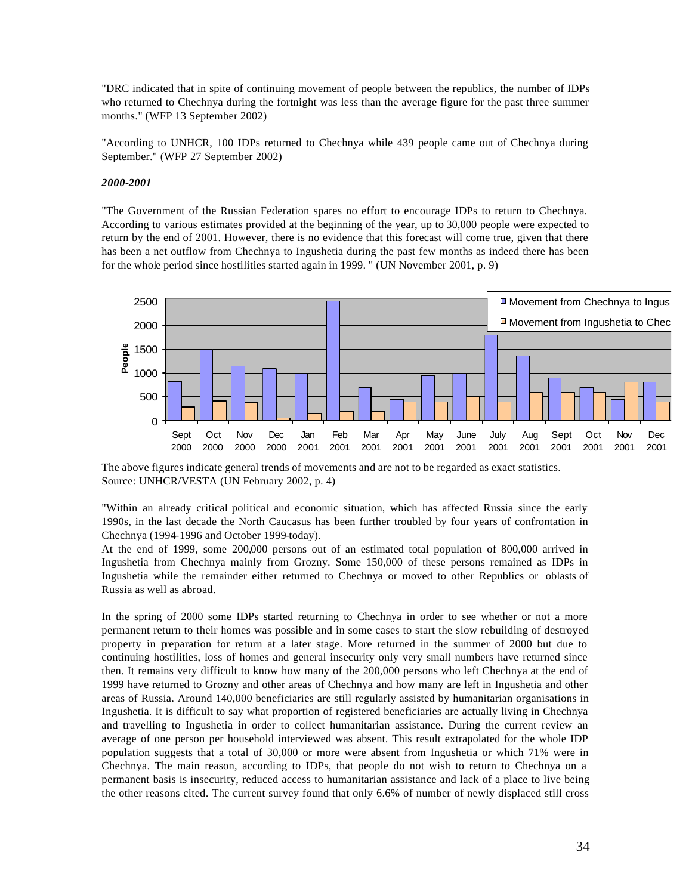"DRC indicated that in spite of continuing movement of people between the republics, the number of IDPs who returned to Chechnya during the fortnight was less than the average figure for the past three summer months." (WFP 13 September 2002)

"According to UNHCR, 100 IDPs returned to Chechnya while 439 people came out of Chechnya during September." (WFP 27 September 2002)

***2000-2001***

"The Government of the Russian Federation spares no effort to encourage IDPs to return to Chechnya. According to various estimates provided at the beginning of the year, up to 30,000 people were expected to return by the end of 2001. However, there is no evidence that this forecast will come true, given that there has been a net outflow from Chechnya to Ingushetia during the past few months as indeed there has been for the whole period since hostilities started again in 1999. " (UN November 2001, p. 9)

| Month | Movement from Chechnya to Ingusl | Movement from Ingushetia to Chec |
|---|---|---|
| Sept 2000 | 800 | 280 |
| Oct 2000 | 1500 | 400 |
| Nov 2000 | 1150 | 380 |
| Dec 2000 | 1100 | 50 |
| Jan 2001 | 1000 | 150 |
| Feb 2001 | 2500 | 200 |
| Mar 2001 | 700 | 200 |
| Apr 2001 | 450 | 400 |
| May 2001 | 950 | 400 |
| June 2001 | 1000 | 500 |
| July 2001 | 1800 | 400 |
| Aug 2001 | 1350 | 600 |
| Sept 2001 | 900 | 600 |
| Oct 2001 | 700 | 600 |
| Nov 2001 | 450 | 800 |
| Dec 2001 | 800 | 400 |

The above figures indicate general trends of movements and are not to be regarded as exact statistics.
Source: UNHCR/VESTA (UN February 2002, p. 4)

"Within an already critical political and economic situation, which has affected Russia since the early 1990s, in the last decade the North Caucasus has been further troubled by four years of confrontation in Chechnya (1994-1996 and October 1999-today).
At the end of 1999, some 200,000 persons out of an estimated total population of 800,000 arrived in Ingushetia from Chechnya mainly from Grozny. Some 150,000 of these persons remained as IDPs in Ingushetia while the remainder either returned to Chechnya or moved to other Republics or oblasts of Russia as well as abroad.

In the spring of 2000 some IDPs started returning to Chechnya in order to see whether or not a more permanent return to their homes was possible and in some cases to start the slow rebuilding of destroyed property in preparation for return at a later stage. More returned in the summer of 2000 but due to continuing hostilities, loss of homes and general insecurity only very small numbers have returned since then. It remains very difficult to know how many of the 200,000 persons who left Chechnya at the end of 1999 have returned to Grozny and other areas of Chechnya and how many are left in Ingushetia and other areas of Russia. Around 140,000 beneficiaries are still regularly assisted by humanitarian organisations in Ingushetia. It is difficult to say what proportion of registered beneficiaries are actually living in Chechnya and travelling to Ingushetia in order to collect humanitarian assistance. During the current review an average of one person per household interviewed was absent. This result extrapolated for the whole IDP population suggests that a total of 30,000 or more were absent from Ingushetia or which 71% were in Chechnya. The main reason, according to IDPs, that people do not wish to return to Chechnya on a permanent basis is insecurity, reduced access to humanitarian assistance and lack of a place to live being the other reasons cited. The current survey found that only 6.6% of number of newly displaced still cross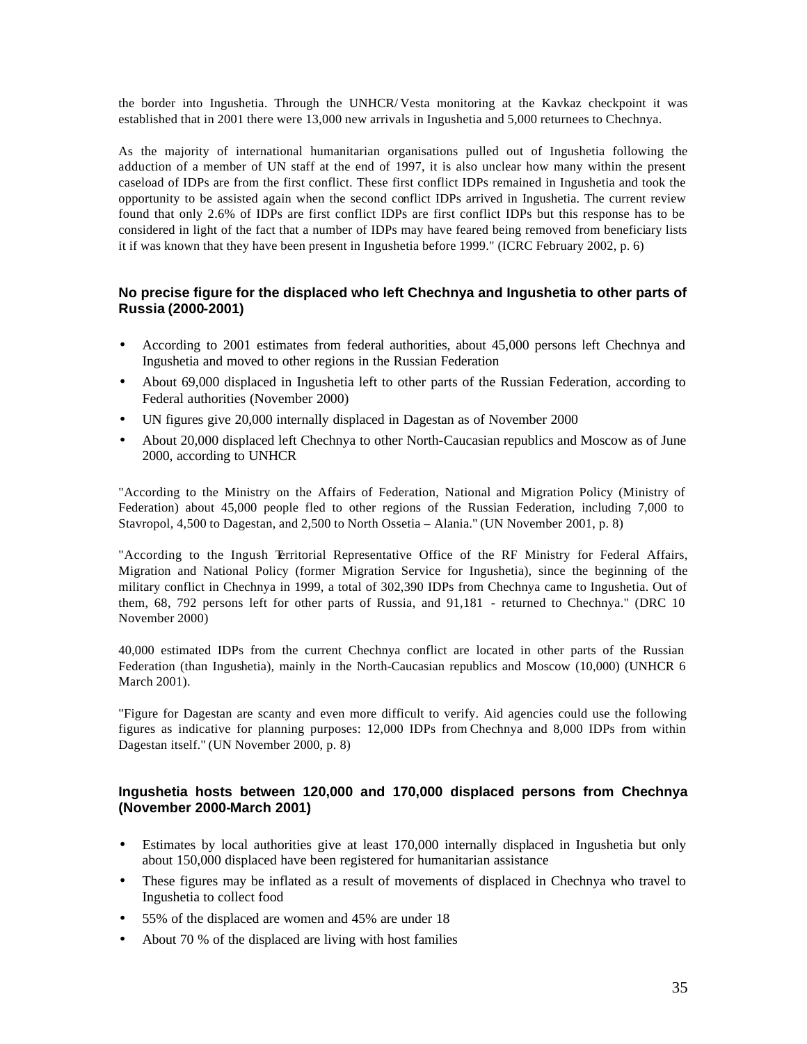the border into Ingushetia. Through the UNHCR/Vesta monitoring at the Kavkaz checkpoint it was established that in 2001 there were 13,000 new arrivals in Ingushetia and 5,000 returnees to Chechnya.

As the majority of international humanitarian organisations pulled out of Ingushetia following the adduction of a member of UN staff at the end of 1997, it is also unclear how many within the present caseload of IDPs are from the first conflict. These first conflict IDPs remained in Ingushetia and took the opportunity to be assisted again when the second conflict IDPs arrived in Ingushetia. The current review found that only 2.6% of IDPs are first conflict IDPs are first conflict IDPs but this response has to be considered in light of the fact that a number of IDPs may have feared being removed from beneficiary lists it if was known that they have been present in Ingushetia before 1999." (ICRC February 2002, p. 6)

### No precise figure for the displaced who left Chechnya and Ingushetia to other parts of Russia (2000-2001)

- According to 2001 estimates from federal authorities, about 45,000 persons left Chechnya and Ingushetia and moved to other regions in the Russian Federation
- About 69,000 displaced in Ingushetia left to other parts of the Russian Federation, according to Federal authorities (November 2000)
- UN figures give 20,000 internally displaced in Dagestan as of November 2000
- About 20,000 displaced left Chechnya to other North-Caucasian republics and Moscow as of June 2000, according to UNHCR

"According to the Ministry on the Affairs of Federation, National and Migration Policy (Ministry of Federation) about 45,000 people fled to other regions of the Russian Federation, including 7,000 to Stavropol, 4,500 to Dagestan, and 2,500 to North Ossetia – Alania." (UN November 2001, p. 8)

"According to the Ingush Territorial Representative Office of the RF Ministry for Federal Affairs, Migration and National Policy (former Migration Service for Ingushetia), since the beginning of the military conflict in Chechnya in 1999, a total of 302,390 IDPs from Chechnya came to Ingushetia. Out of them, 68, 792 persons left for other parts of Russia, and 91,181 - returned to Chechnya." (DRC 10 November 2000)

40,000 estimated IDPs from the current Chechnya conflict are located in other parts of the Russian Federation (than Ingushetia), mainly in the North-Caucasian republics and Moscow (10,000) (UNHCR 6 March 2001).

"Figure for Dagestan are scanty and even more difficult to verify. Aid agencies could use the following figures as indicative for planning purposes: 12,000 IDPs from Chechnya and 8,000 IDPs from within Dagestan itself." (UN November 2000, p. 8)

### Ingushetia hosts between 120,000 and 170,000 displaced persons from Chechnya (November 2000-March 2001)

- Estimates by local authorities give at least 170,000 internally displaced in Ingushetia but only about 150,000 displaced have been registered for humanitarian assistance
- These figures may be inflated as a result of movements of displaced in Chechnya who travel to Ingushetia to collect food
- 55% of the displaced are women and 45% are under 18
- About 70 % of the displaced are living with host families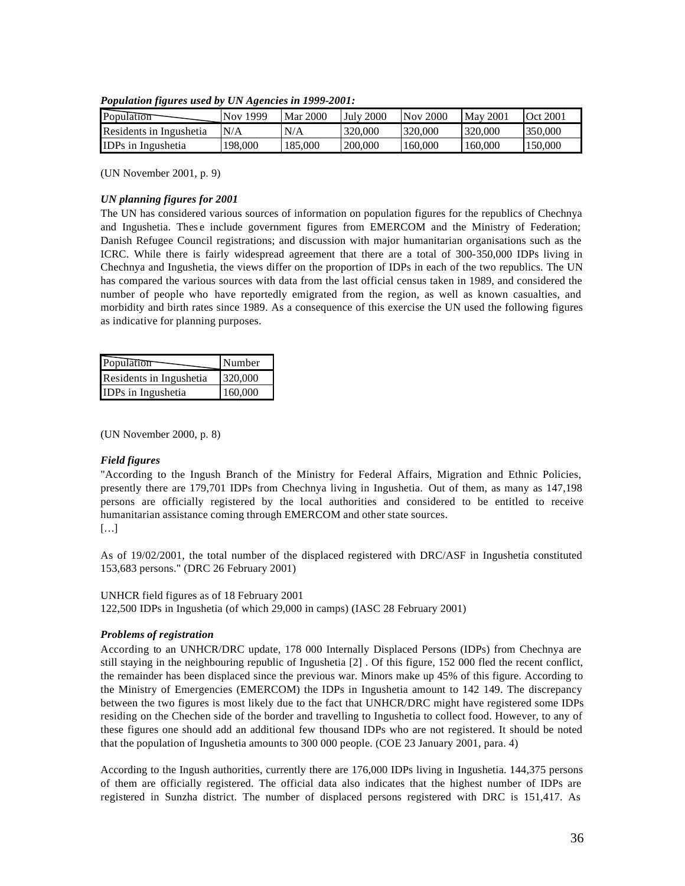***Population figures used by UN Agencies in 1999-2001:***

| Population | Nov 1999 | Mar 2000 | July 2000 | Nov 2000 | May 2001 | Oct 2001 |
|---|---|---|---|---|---|---|
| Residents in Ingushetia | N/A | N/A | 320,000 | 320,000 | 320,000 | 350,000 |
| IDPs in Ingushetia | 198,000 | 185,000 | 200,000 | 160,000 | 160,000 | 150,000 |

(UN November 2001, p. 9)

***UN planning figures for 2001***

The UN has considered various sources of information on population figures for the republics of Chechnya and Ingushetia. These include government figures from EMERCOM and the Ministry of Federation; Danish Refugee Council registrations; and discussion with major humanitarian organisations such as the ICRC. While there is fairly widespread agreement that there are a total of 300-350,000 IDPs living in Chechnya and Ingushetia, the views differ on the proportion of IDPs in each of the two republics. The UN has compared the various sources with data from the last official census taken in 1989, and considered the number of people who have reportedly emigrated from the region, as well as known casualties, and morbidity and birth rates since 1989. As a consequence of this exercise the UN used the following figures as indicative for planning purposes.

| Population | Number |
|---|---|
| Residents in Ingushetia | 320,000 |
| IDPs in Ingushetia | 160,000 |

(UN November 2000, p. 8)

***Field figures***

"According to the Ingush Branch of the Ministry for Federal Affairs, Migration and Ethnic Policies, presently there are 179,701 IDPs from Chechnya living in Ingushetia. Out of them, as many as 147,198 persons are officially registered by the local authorities and considered to be entitled to receive humanitarian assistance coming through EMERCOM and other state sources.
[…]

As of 19/02/2001, the total number of the displaced registered with DRC/ASF in Ingushetia constituted 153,683 persons." (DRC 26 February 2001)

UNHCR field figures as of 18 February 2001
122,500 IDPs in Ingushetia (of which 29,000 in camps) (IASC 28 February 2001)

***Problems of registration***

According to an UNHCR/DRC update, 178 000 Internally Displaced Persons (IDPs) from Chechnya are still staying in the neighbouring republic of Ingushetia [2] . Of this figure, 152 000 fled the recent conflict, the remainder has been displaced since the previous war. Minors make up 45% of this figure. According to the Ministry of Emergencies (EMERCOM) the IDPs in Ingushetia amount to 142 149. The discrepancy between the two figures is most likely due to the fact that UNHCR/DRC might have registered some IDPs residing on the Chechen side of the border and travelling to Ingushetia to collect food. However, to any of these figures one should add an additional few thousand IDPs who are not registered. It should be noted that the population of Ingushetia amounts to 300 000 people. (COE 23 January 2001, para. 4)

According to the Ingush authorities, currently there are 176,000 IDPs living in Ingushetia. 144,375 persons of them are officially registered. The official data also indicates that the highest number of IDPs are registered in Sunzha district. The number of displaced persons registered with DRC is 151,417. As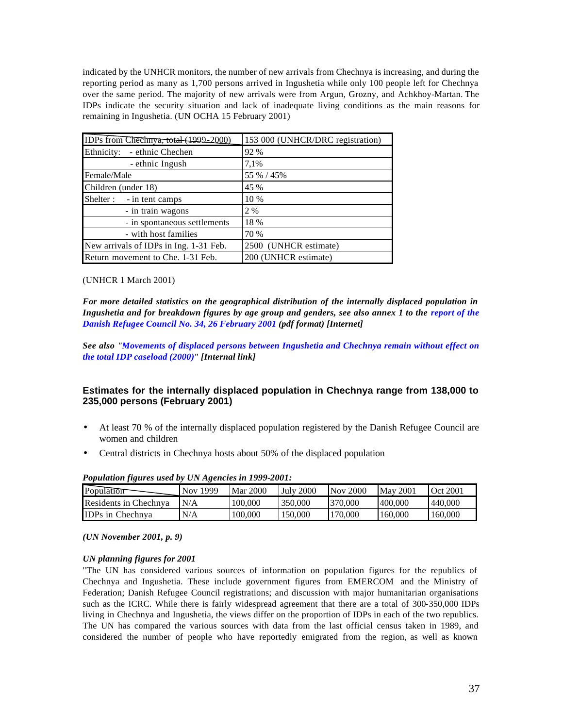indicated by the UNHCR monitors, the number of new arrivals from Chechnya is increasing, and during the reporting period as many as 1,700 persons arrived in Ingushetia while only 100 people left for Chechnya over the same period. The majority of new arrivals were from Argun, Grozny, and Achkhoy-Martan. The IDPs indicate the security situation and lack of inadequate living conditions as the main reasons for remaining in Ingushetia. (UN OCHA 15 February 2001)

| IDPs from Chechnya, total (1999-2000) | 153 000 (UNHCR/DRC registration) |
|---|---|
| Ethnicity: - ethnic Chechen | 92 % |
| - ethnic Ingush | 7,1% |
| Female/Male | 55 % / 45% |
| Children (under 18) | 45 % |
| Shelter : - in tent camps | 10 % |
| - in train wagons | 2 % |
| - in spontaneous settlements | 18 % |
| - with host families | 70 % |
| New arrivals of IDPs in Ing. 1-31 Feb. | 2500 (UNHCR estimate) |
| Return movement to Che. 1-31 Feb. | 200 (UNHCR estimate) |

(UNHCR 1 March 2001)

***For more detailed statistics on the geographical distribution of the internally displaced population in Ingushetia and for breakdown figures by age group and genders, see also annex 1 to the report of the Danish Refugee Council No. 34, 26 February 2001 (pdf format) [Internet]***

***See also "Movements of displaced persons between Ingushetia and Chechnya remain without effect on the total IDP caseload (2000)" [Internal link]***

### Estimates for the internally displaced population in Chechnya range from 138,000 to 235,000 persons (February 2001)

- At least 70 % of the internally displaced population registered by the Danish Refugee Council are women and children
- Central districts in Chechnya hosts about 50% of the displaced population

***Population figures used by UN Agencies in 1999-2001:***

| Population | Nov 1999 | Mar 2000 | July 2000 | Nov 2000 | May 2001 | Oct 2001 |
|---|---|---|---|---|---|---|
| Residents in Chechnya | N/A | 100,000 | 350,000 | 370,000 | 400,000 | 440,000 |
| IDPs in Chechnya | N/A | 100,000 | 150,000 | 170,000 | 160,000 | 160,000 |

***(UN November 2001, p. 9)***

***UN planning figures for 2001***

"The UN has considered various sources of information on population figures for the republics of Chechnya and Ingushetia. These include government figures from EMERCOM and the Ministry of Federation; Danish Refugee Council registrations; and discussion with major humanitarian organisations such as the ICRC. While there is fairly widespread agreement that there are a total of 300-350,000 IDPs living in Chechnya and Ingushetia, the views differ on the proportion of IDPs in each of the two republics. The UN has compared the various sources with data from the last official census taken in 1989, and considered the number of people who have reportedly emigrated from the region, as well as known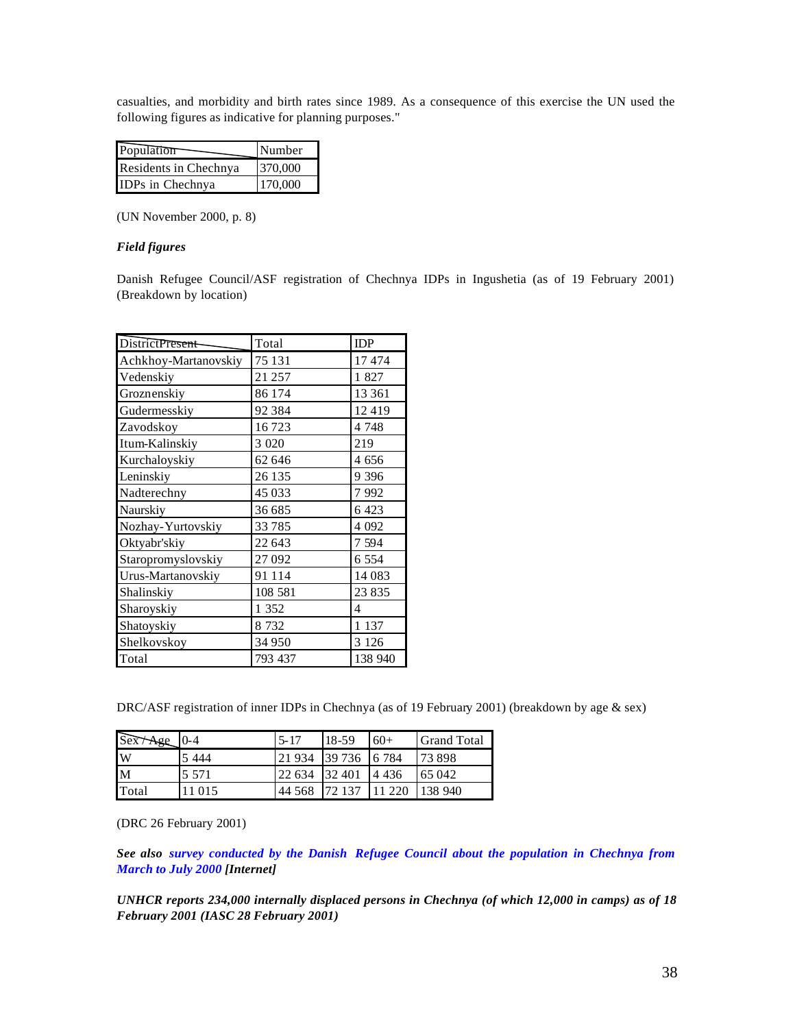casualties, and morbidity and birth rates since 1989. As a consequence of this exercise the UN used the following figures as indicative for planning purposes."

| Population | Number |
|---|---|
| Residents in Chechnya | 370,000 |
| IDPs in Chechnya | 170,000 |

(UN November 2000, p. 8)

***Field figures***

Danish Refugee Council/ASF registration of Chechnya IDPs in Ingushetia (as of 19 February 2001) (Breakdown by location)

| DistrictPresent | Total | IDP |
|---|---|---|
| Achkhoy-Martanovskiy | 75 131 | 17 474 |
| Vedenskiy | 21 257 | 1 827 |
| Groznenskiy | 86 174 | 13 361 |
| Gudermesskiy | 92 384 | 12 419 |
| Zavodskoy | 16 723 | 4 748 |
| Itum-Kalinskiy | 3 020 | 219 |
| Kurchaloyskiy | 62 646 | 4 656 |
| Leninskiy | 26 135 | 9 396 |
| Nadterechny | 45 033 | 7 992 |
| Naurskiy | 36 685 | 6 423 |
| Nozhay-Yurtovskiy | 33 785 | 4 092 |
| Oktyabr'skiy | 22 643 | 7 594 |
| Staropromyslovskiy | 27 092 | 6 554 |
| Urus-Martanovskiy | 91 114 | 14 083 |
| Shalinskiy | 108 581 | 23 835 |
| Sharoyskiy | 1 352 | 4 |
| Shatoyskiy | 8 732 | 1 137 |
| Shelkovskoy | 34 950 | 3 126 |
| Total | 793 437 | 138 940 |

DRC/ASF registration of inner IDPs in Chechnya (as of 19 February 2001) (breakdown by age & sex)

| Sex / Age | 0-4 | 5-17 | 18-59 | 60+ | Grand Total |
|---|---|---|---|---|---|
| W | 5 444 | 21 934 | 39 736 | 6 784 | 73 898 |
| M | 5 571 | 22 634 | 32 401 | 4 436 | 65 042 |
| Total | 11 015 | 44 568 | 72 137 | 11 220 | 138 940 |

(DRC 26 February 2001)

***See also survey conducted by the Danish Refugee Council about the population in Chechnya from March to July 2000 [Internet]***

***UNHCR reports 234,000 internally displaced persons in Chechnya (of which 12,000 in camps) as of 18 February 2001 (IASC 28 February 2001)***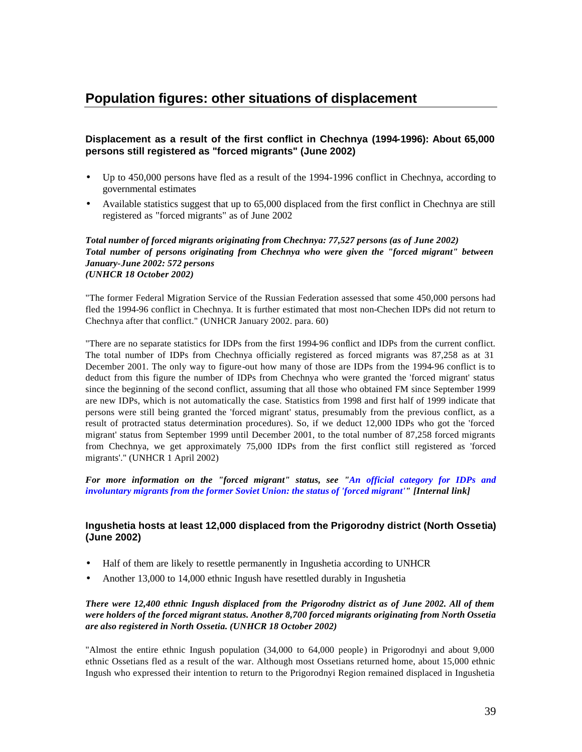# Population figures: other situations of displacement

## Displacement as a result of the first conflict in Chechnya (1994-1996): About 65,000 persons still registered as "forced migrants" (June 2002)

- Up to 450,000 persons have fled as a result of the 1994-1996 conflict in Chechnya, according to governmental estimates
- Available statistics suggest that up to 65,000 displaced from the first conflict in Chechnya are still registered as "forced migrants" as of June 2002

***Total number of forced migrants originating from Chechnya: 77,527 persons (as of June 2002)***
***Total number of persons originating from Chechnya who were given the "forced migrant" between January-June 2002: 572 persons***
***(UNHCR 18 October 2002)***

"The former Federal Migration Service of the Russian Federation assessed that some 450,000 persons had fled the 1994-96 conflict in Chechnya. It is further estimated that most non-Chechen IDPs did not return to Chechnya after that conflict." (UNHCR January 2002. para. 60)

"There are no separate statistics for IDPs from the first 1994-96 conflict and IDPs from the current conflict. The total number of IDPs from Chechnya officially registered as forced migrants was 87,258 as at 31 December 2001. The only way to figure-out how many of those are IDPs from the 1994-96 conflict is to deduct from this figure the number of IDPs from Chechnya who were granted the 'forced migrant' status since the beginning of the second conflict, assuming that all those who obtained FM since September 1999 are new IDPs, which is not automatically the case. Statistics from 1998 and first half of 1999 indicate that persons were still being granted the 'forced migrant' status, presumably from the previous conflict, as a result of protracted status determination procedures). So, if we deduct 12,000 IDPs who got the 'forced migrant' status from September 1999 until December 2001, to the total number of 87,258 forced migrants from Chechnya, we get approximately 75,000 IDPs from the first conflict still registered as 'forced migrants'." (UNHCR 1 April 2002)

***For more information on the "forced migrant" status, see "An official category for IDPs and involuntary migrants from the former Soviet Union: the status of 'forced migrant'" [Internal link]***

## Ingushetia hosts at least 12,000 displaced from the Prigorodny district (North Ossetia) (June 2002)

- Half of them are likely to resettle permanently in Ingushetia according to UNHCR
- Another 13,000 to 14,000 ethnic Ingush have resettled durably in Ingushetia

***There were 12,400 ethnic Ingush displaced from the Prigorodny district as of June 2002. All of them were holders of the forced migrant status. Another 8,700 forced migrants originating from North Ossetia are also registered in North Ossetia. (UNHCR 18 October 2002)***

"Almost the entire ethnic Ingush population (34,000 to 64,000 people) in Prigorodnyi and about 9,000 ethnic Ossetians fled as a result of the war. Although most Ossetians returned home, about 15,000 ethnic Ingush who expressed their intention to return to the Prigorodnyi Region remained displaced in Ingushetia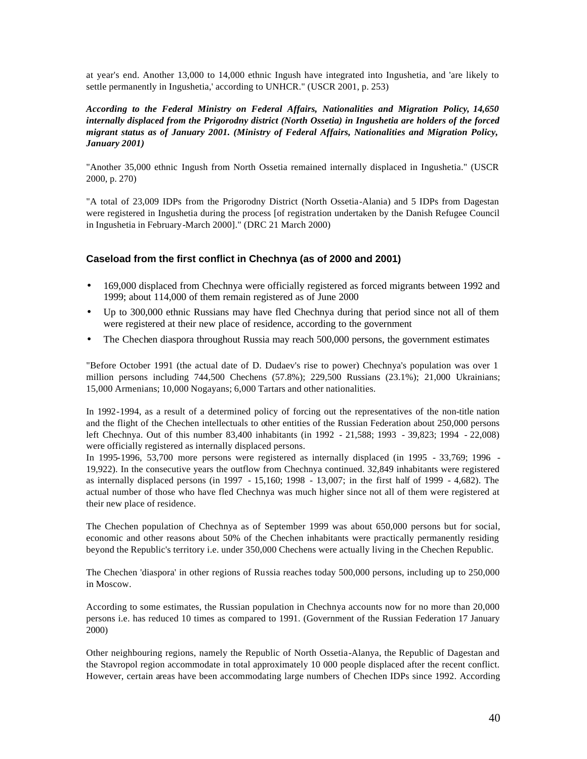at year's end. Another 13,000 to 14,000 ethnic Ingush have integrated into Ingushetia, and 'are likely to settle permanently in Ingushetia,' according to UNHCR." (USCR 2001, p. 253)

***According to the Federal Ministry on Federal Affairs, Nationalities and Migration Policy, 14,650 internally displaced from the Prigorodny district (North Ossetia) in Ingushetia are holders of the forced migrant status as of January 2001. (Ministry of Federal Affairs, Nationalities and Migration Policy, January 2001)***

"Another 35,000 ethnic Ingush from North Ossetia remained internally displaced in Ingushetia." (USCR 2000, p. 270)

"A total of 23,009 IDPs from the Prigorodny District (North Ossetia-Alania) and 5 IDPs from Dagestan were registered in Ingushetia during the process [of registration undertaken by the Danish Refugee Council in Ingushetia in February-March 2000]." (DRC 21 March 2000)

### Caseload from the first conflict in Chechnya (as of 2000 and 2001)

- 169,000 displaced from Chechnya were officially registered as forced migrants between 1992 and 1999; about 114,000 of them remain registered as of June 2000
- Up to 300,000 ethnic Russians may have fled Chechnya during that period since not all of them were registered at their new place of residence, according to the government
- The Chechen diaspora throughout Russia may reach 500,000 persons, the government estimates

"Before October 1991 (the actual date of D. Dudaev's rise to power) Chechnya's population was over 1 million persons including 744,500 Chechens (57.8%); 229,500 Russians (23.1%); 21,000 Ukrainians; 15,000 Armenians; 10,000 Nogayans; 6,000 Tartars and other nationalities.

In 1992-1994, as a result of a determined policy of forcing out the representatives of the non-title nation and the flight of the Chechen intellectuals to other entities of the Russian Federation about 250,000 persons left Chechnya. Out of this number 83,400 inhabitants (in 1992 - 21,588; 1993 - 39,823; 1994 - 22,008) were officially registered as internally displaced persons.
In 1995-1996, 53,700 more persons were registered as internally displaced (in 1995 - 33,769; 1996 - 19,922). In the consecutive years the outflow from Chechnya continued. 32,849 inhabitants were registered as internally displaced persons (in 1997 - 15,160; 1998 - 13,007; in the first half of 1999 - 4,682). The actual number of those who have fled Chechnya was much higher since not all of them were registered at their new place of residence.

The Chechen population of Chechnya as of September 1999 was about 650,000 persons but for social, economic and other reasons about 50% of the Chechen inhabitants were practically permanently residing beyond the Republic's territory i.e. under 350,000 Chechens were actually living in the Chechen Republic.

The Chechen 'diaspora' in other regions of Russia reaches today 500,000 persons, including up to 250,000 in Moscow.

According to some estimates, the Russian population in Chechnya accounts now for no more than 20,000 persons i.e. has reduced 10 times as compared to 1991. (Government of the Russian Federation 17 January 2000)

Other neighbouring regions, namely the Republic of North Ossetia-Alanya, the Republic of Dagestan and the Stavropol region accommodate in total approximately 10 000 people displaced after the recent conflict. However, certain areas have been accommodating large numbers of Chechen IDPs since 1992. According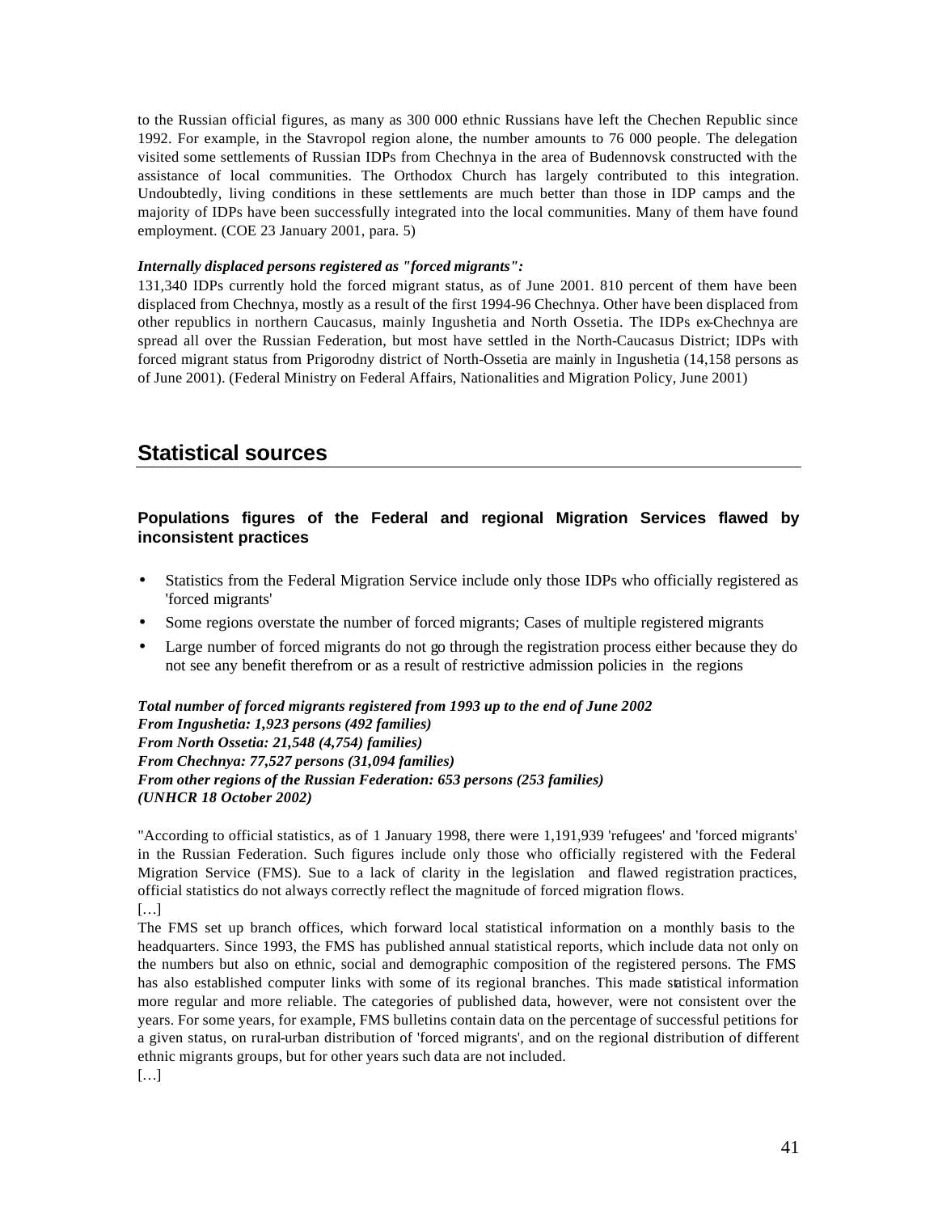to the Russian official figures, as many as 300 000 ethnic Russians have left the Chechen Republic since 1992. For example, in the Stavropol region alone, the number amounts to 76 000 people. The delegation visited some settlements of Russian IDPs from Chechnya in the area of Budennovsk constructed with the assistance of local communities. The Orthodox Church has largely contributed to this integration. Undoubtedly, living conditions in these settlements are much better than those in IDP camps and the majority of IDPs have been successfully integrated into the local communities. Many of them have found employment. (COE 23 January 2001, para. 5)

***Internally displaced persons registered as "forced migrants":***
131,340 IDPs currently hold the forced migrant status, as of June 2001. 810 percent of them have been displaced from Chechnya, mostly as a result of the first 1994-96 Chechnya. Other have been displaced from other republics in northern Caucasus, mainly Ingushetia and North Ossetia. The IDPs ex-Chechnya are spread all over the Russian Federation, but most have settled in the North-Caucasus District; IDPs with forced migrant status from Prigorodny district of North-Ossetia are mainly in Ingushetia (14,158 persons as of June 2001). (Federal Ministry on Federal Affairs, Nationalities and Migration Policy, June 2001)

## Statistical sources

### Populations figures of the Federal and regional Migration Services flawed by inconsistent practices

- Statistics from the Federal Migration Service include only those IDPs who officially registered as 'forced migrants'
- Some regions overstate the number of forced migrants; Cases of multiple registered migrants
- Large number of forced migrants do not go through the registration process either because they do not see any benefit therefrom or as a result of restrictive admission policies in the regions

***Total number of forced migrants registered from 1993 up to the end of June 2002***
***From Ingushetia: 1,923 persons (492 families)***
***From North Ossetia: 21,548 (4,754) families)***
***From Chechnya: 77,527 persons (31,094 families)***
***From other regions of the Russian Federation: 653 persons (253 families)***
***(UNHCR 18 October 2002)***

"According to official statistics, as of 1 January 1998, there were 1,191,939 'refugees' and 'forced migrants' in the Russian Federation. Such figures include only those who officially registered with the Federal Migration Service (FMS). Sue to a lack of clarity in the legislation and flawed registration practices, official statistics do not always correctly reflect the magnitude of forced migration flows.
[…]
The FMS set up branch offices, which forward local statistical information on a monthly basis to the headquarters. Since 1993, the FMS has published annual statistical reports, which include data not only on the numbers but also on ethnic, social and demographic composition of the registered persons. The FMS has also established computer links with some of its regional branches. This made statistical information more regular and more reliable. The categories of published data, however, were not consistent over the years. For some years, for example, FMS bulletins contain data on the percentage of successful petitions for a given status, on rural-urban distribution of 'forced migrants', and on the regional distribution of different ethnic migrants groups, but for other years such data are not included.
[…]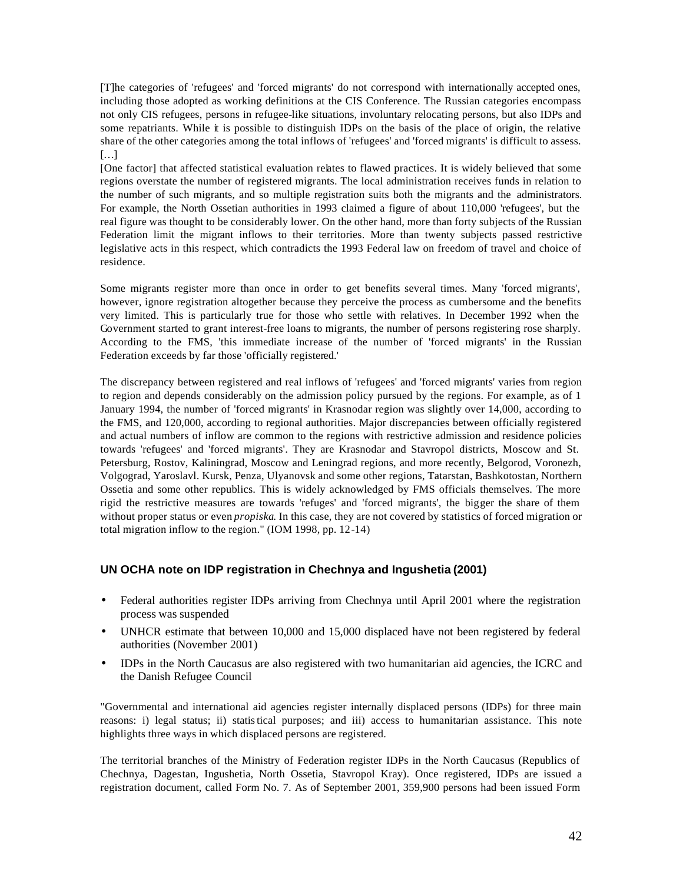[T]he categories of 'refugees' and 'forced migrants' do not correspond with internationally accepted ones, including those adopted as working definitions at the CIS Conference. The Russian categories encompass not only CIS refugees, persons in refugee-like situations, involuntary relocating persons, but also IDPs and some repatriants. While it is possible to distinguish IDPs on the basis of the place of origin, the relative share of the other categories among the total inflows of 'refugees' and 'forced migrants' is difficult to assess.
[…]
[One factor] that affected statistical evaluation relates to flawed practices. It is widely believed that some regions overstate the number of registered migrants. The local administration receives funds in relation to the number of such migrants, and so multiple registration suits both the migrants and the administrators. For example, the North Ossetian authorities in 1993 claimed a figure of about 110,000 'refugees', but the real figure was thought to be considerably lower. On the other hand, more than forty subjects of the Russian Federation limit the migrant inflows to their territories. More than twenty subjects passed restrictive legislative acts in this respect, which contradicts the 1993 Federal law on freedom of travel and choice of residence.

Some migrants register more than once in order to get benefits several times. Many 'forced migrants', however, ignore registration altogether because they perceive the process as cumbersome and the benefits very limited. This is particularly true for those who settle with relatives. In December 1992 when the Government started to grant interest-free loans to migrants, the number of persons registering rose sharply. According to the FMS, 'this immediate increase of the number of 'forced migrants' in the Russian Federation exceeds by far those 'officially registered.'

The discrepancy between registered and real inflows of 'refugees' and 'forced migrants' varies from region to region and depends considerably on the admission policy pursued by the regions. For example, as of 1 January 1994, the number of 'forced migrants' in Krasnodar region was slightly over 14,000, according to the FMS, and 120,000, according to regional authorities. Major discrepancies between officially registered and actual numbers of inflow are common to the regions with restrictive admission and residence policies towards 'refugees' and 'forced migrants'. They are Krasnodar and Stavropol districts, Moscow and St. Petersburg, Rostov, Kaliningrad, Moscow and Leningrad regions, and more recently, Belgorod, Voronezh, Volgograd, Yaroslavl. Kursk, Penza, Ulyanovsk and some other regions, Tatarstan, Bashkotostan, Northern Ossetia and some other republics. This is widely acknowledged by FMS officials themselves. The more rigid the restrictive measures are towards 'refuges' and 'forced migrants', the bigger the share of them without proper status or even *propiska*. In this case, they are not covered by statistics of forced migration or total migration inflow to the region." (IOM 1998, pp. 12-14)

### UN OCHA note on IDP registration in Chechnya and Ingushetia (2001)

- Federal authorities register IDPs arriving from Chechnya until April 2001 where the registration process was suspended
- UNHCR estimate that between 10,000 and 15,000 displaced have not been registered by federal authorities (November 2001)
- IDPs in the North Caucasus are also registered with two humanitarian aid agencies, the ICRC and the Danish Refugee Council

"Governmental and international aid agencies register internally displaced persons (IDPs) for three main reasons: i) legal status; ii) statistical purposes; and iii) access to humanitarian assistance. This note highlights three ways in which displaced persons are registered.

The territorial branches of the Ministry of Federation register IDPs in the North Caucasus (Republics of Chechnya, Dagestan, Ingushetia, North Ossetia, Stavropol Kray). Once registered, IDPs are issued a registration document, called Form No. 7. As of September 2001, 359,900 persons had been issued Form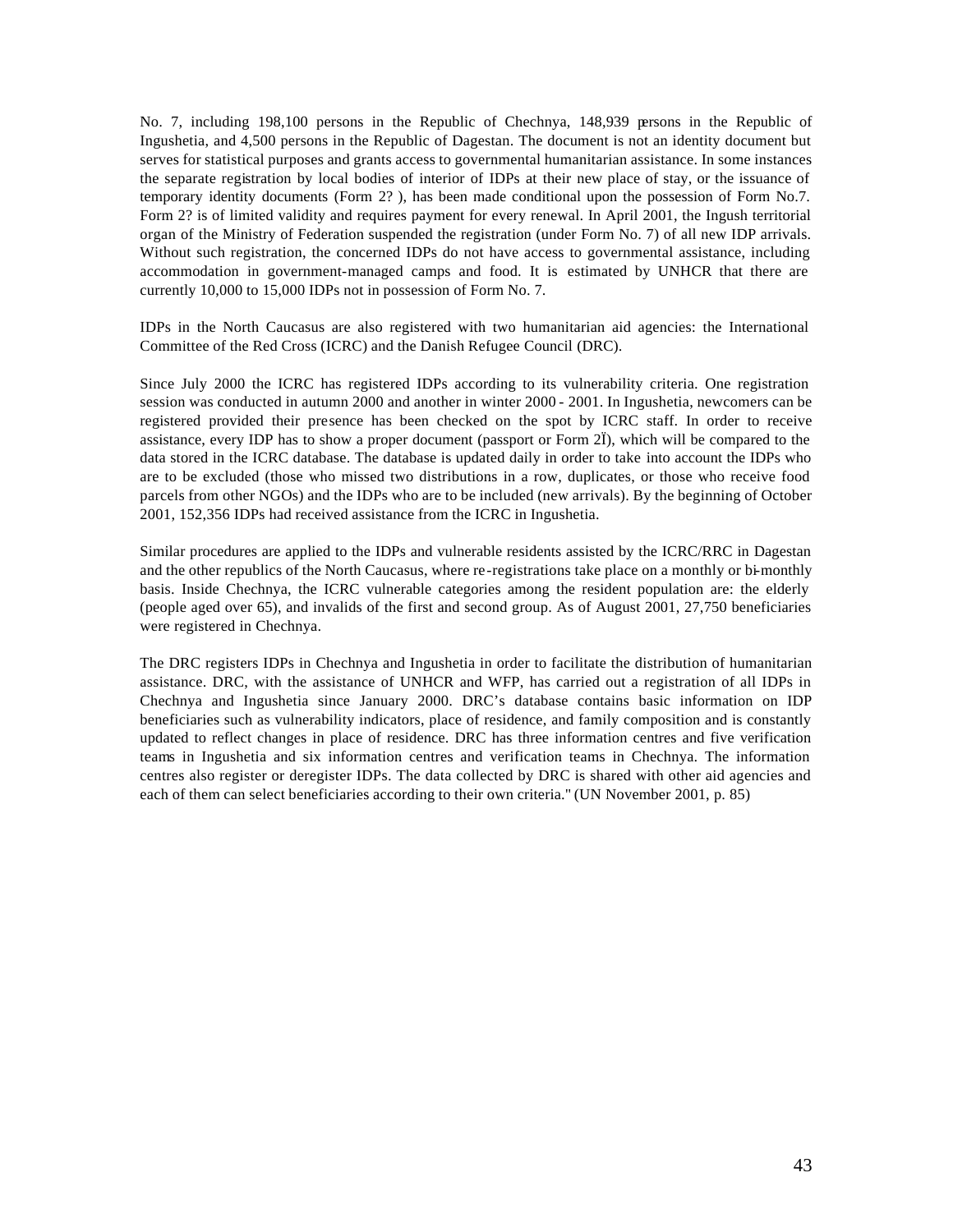No. 7, including 198,100 persons in the Republic of Chechnya, 148,939 persons in the Republic of Ingushetia, and 4,500 persons in the Republic of Dagestan. The document is not an identity document but serves for statistical purposes and grants access to governmental humanitarian assistance. In some instances the separate registration by local bodies of interior of IDPs at their new place of stay, or the issuance of temporary identity documents (Form 2? ), has been made conditional upon the possession of Form No.7. Form 2? is of limited validity and requires payment for every renewal. In April 2001, the Ingush territorial organ of the Ministry of Federation suspended the registration (under Form No. 7) of all new IDP arrivals. Without such registration, the concerned IDPs do not have access to governmental assistance, including accommodation in government-managed camps and food. It is estimated by UNHCR that there are currently 10,000 to 15,000 IDPs not in possession of Form No. 7.

IDPs in the North Caucasus are also registered with two humanitarian aid agencies: the International Committee of the Red Cross (ICRC) and the Danish Refugee Council (DRC).

Since July 2000 the ICRC has registered IDPs according to its vulnerability criteria. One registration session was conducted in autumn 2000 and another in winter 2000 - 2001. In Ingushetia, newcomers can be registered provided their presence has been checked on the spot by ICRC staff. In order to receive assistance, every IDP has to show a proper document (passport or Form 2Ï), which will be compared to the data stored in the ICRC database. The database is updated daily in order to take into account the IDPs who are to be excluded (those who missed two distributions in a row, duplicates, or those who receive food parcels from other NGOs) and the IDPs who are to be included (new arrivals). By the beginning of October 2001, 152,356 IDPs had received assistance from the ICRC in Ingushetia.

Similar procedures are applied to the IDPs and vulnerable residents assisted by the ICRC/RRC in Dagestan and the other republics of the North Caucasus, where re-registrations take place on a monthly or bi-monthly basis. Inside Chechnya, the ICRC vulnerable categories among the resident population are: the elderly (people aged over 65), and invalids of the first and second group. As of August 2001, 27,750 beneficiaries were registered in Chechnya.

The DRC registers IDPs in Chechnya and Ingushetia in order to facilitate the distribution of humanitarian assistance. DRC, with the assistance of UNHCR and WFP, has carried out a registration of all IDPs in Chechnya and Ingushetia since January 2000. DRC's database contains basic information on IDP beneficiaries such as vulnerability indicators, place of residence, and family composition and is constantly updated to reflect changes in place of residence. DRC has three information centres and five verification teams in Ingushetia and six information centres and verification teams in Chechnya. The information centres also register or deregister IDPs. The data collected by DRC is shared with other aid agencies and each of them can select beneficiaries according to their own criteria." (UN November 2001, p. 85)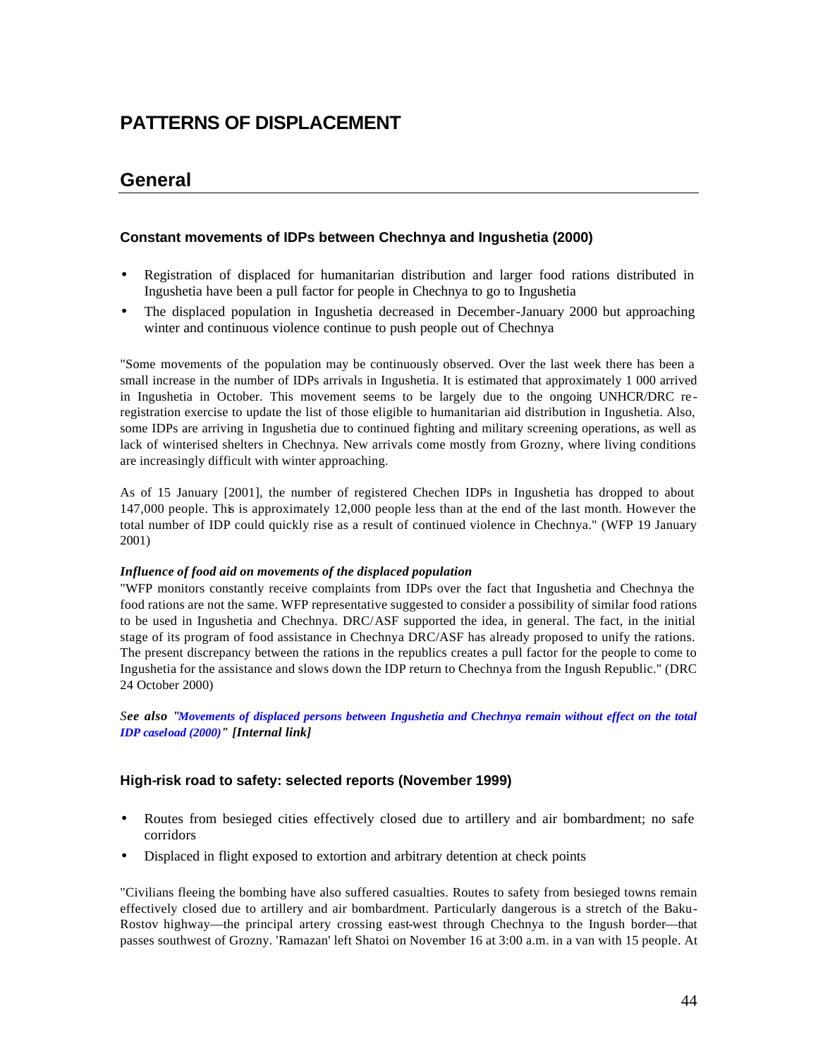# PATTERNS OF DISPLACEMENT

## General

### Constant movements of IDPs between Chechnya and Ingushetia (2000)

- Registration of displaced for humanitarian distribution and larger food rations distributed in Ingushetia have been a pull factor for people in Chechnya to go to Ingushetia
- The displaced population in Ingushetia decreased in December-January 2000 but approaching winter and continuous violence continue to push people out of Chechnya

"Some movements of the population may be continuously observed. Over the last week there has been a small increase in the number of IDPs arrivals in Ingushetia. It is estimated that approximately 1 000 arrived in Ingushetia in October. This movement seems to be largely due to the ongoing UNHCR/DRC re-registration exercise to update the list of those eligible to humanitarian aid distribution in Ingushetia. Also, some IDPs are arriving in Ingushetia due to continued fighting and military screening operations, as well as lack of winterised shelters in Chechnya. New arrivals come mostly from Grozny, where living conditions are increasingly difficult with winter approaching.

As of 15 January [2001], the number of registered Chechen IDPs in Ingushetia has dropped to about 147,000 people. This is approximately 12,000 people less than at the end of the last month. However the total number of IDP could quickly rise as a result of continued violence in Chechnya." (WFP 19 January 2001)

***Influence of food aid on movements of the displaced population***
"WFP monitors constantly receive complaints from IDPs over the fact that Ingushetia and Chechnya the food rations are not the same. WFP representative suggested to consider a possibility of similar food rations to be used in Ingushetia and Chechnya. DRC/ASF supported the idea, in general. The fact, in the initial stage of its program of food assistance in Chechnya DRC/ASF has already proposed to unify the rations. The present discrepancy between the rations in the republics creates a pull factor for the people to come to Ingushetia for the assistance and slows down the IDP return to Chechnya from the Ingush Republic." (DRC 24 October 2000)

***See also "Movements of displaced persons between Ingushetia and Chechnya remain without effect on the total IDP caseload (2000)" [Internal link]***

### High-risk road to safety: selected reports (November 1999)

- Routes from besieged cities effectively closed due to artillery and air bombardment; no safe corridors
- Displaced in flight exposed to extortion and arbitrary detention at check points

"Civilians fleeing the bombing have also suffered casualties. Routes to safety from besieged towns remain effectively closed due to artillery and air bombardment. Particularly dangerous is a stretch of the Baku-Rostov highway—the principal artery crossing east-west through Chechnya to the Ingush border—that passes southwest of Grozny. 'Ramazan' left Shatoi on November 16 at 3:00 a.m. in a van with 15 people. At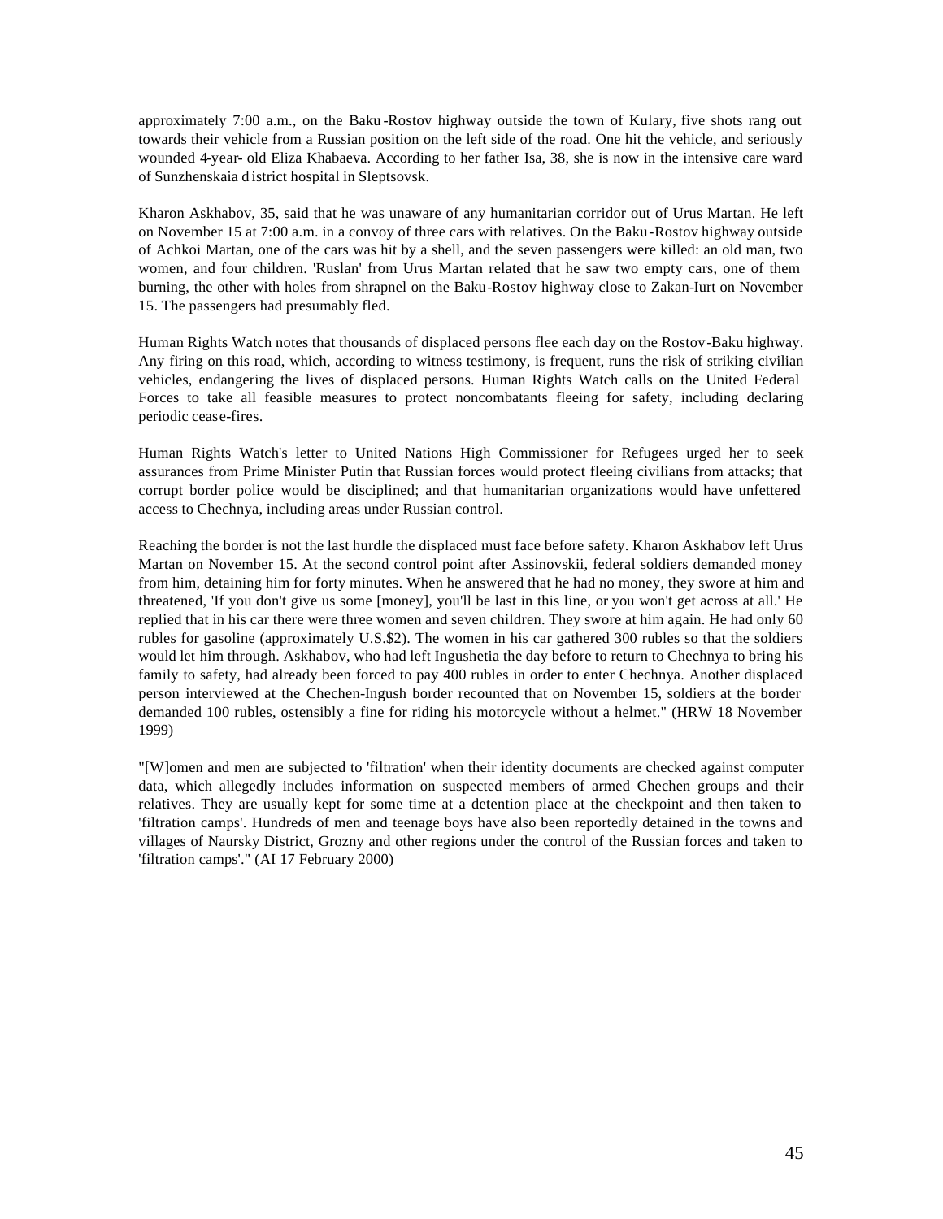approximately 7:00 a.m., on the Baku-Rostov highway outside the town of Kulary, five shots rang out towards their vehicle from a Russian position on the left side of the road. One hit the vehicle, and seriously wounded 4-year- old Eliza Khabaeva. According to her father Isa, 38, she is now in the intensive care ward of Sunzhenskaia district hospital in Sleptsovsk.

Kharon Askhabov, 35, said that he was unaware of any humanitarian corridor out of Urus Martan. He left on November 15 at 7:00 a.m. in a convoy of three cars with relatives. On the Baku-Rostov highway outside of Achkoi Martan, one of the cars was hit by a shell, and the seven passengers were killed: an old man, two women, and four children. 'Ruslan' from Urus Martan related that he saw two empty cars, one of them burning, the other with holes from shrapnel on the Baku-Rostov highway close to Zakan-Iurt on November 15. The passengers had presumably fled.

Human Rights Watch notes that thousands of displaced persons flee each day on the Rostov-Baku highway. Any firing on this road, which, according to witness testimony, is frequent, runs the risk of striking civilian vehicles, endangering the lives of displaced persons. Human Rights Watch calls on the United Federal Forces to take all feasible measures to protect noncombatants fleeing for safety, including declaring periodic cease-fires.

Human Rights Watch's letter to United Nations High Commissioner for Refugees urged her to seek assurances from Prime Minister Putin that Russian forces would protect fleeing civilians from attacks; that corrupt border police would be disciplined; and that humanitarian organizations would have unfettered access to Chechnya, including areas under Russian control.

Reaching the border is not the last hurdle the displaced must face before safety. Kharon Askhabov left Urus Martan on November 15. At the second control point after Assinovskii, federal soldiers demanded money from him, detaining him for forty minutes. When he answered that he had no money, they swore at him and threatened, 'If you don't give us some [money], you'll be last in this line, or you won't get across at all.' He replied that in his car there were three women and seven children. They swore at him again. He had only 60 rubles for gasoline (approximately U.S.$2). The women in his car gathered 300 rubles so that the soldiers would let him through. Askhabov, who had left Ingushetia the day before to return to Chechnya to bring his family to safety, had already been forced to pay 400 rubles in order to enter Chechnya. Another displaced person interviewed at the Chechen-Ingush border recounted that on November 15, soldiers at the border demanded 100 rubles, ostensibly a fine for riding his motorcycle without a helmet." (HRW 18 November 1999)

"[W]omen and men are subjected to 'filtration' when their identity documents are checked against computer data, which allegedly includes information on suspected members of armed Chechen groups and their relatives. They are usually kept for some time at a detention place at the checkpoint and then taken to 'filtration camps'. Hundreds of men and teenage boys have also been reportedly detained in the towns and villages of Naursky District, Grozny and other regions under the control of the Russian forces and taken to 'filtration camps'." (AI 17 February 2000)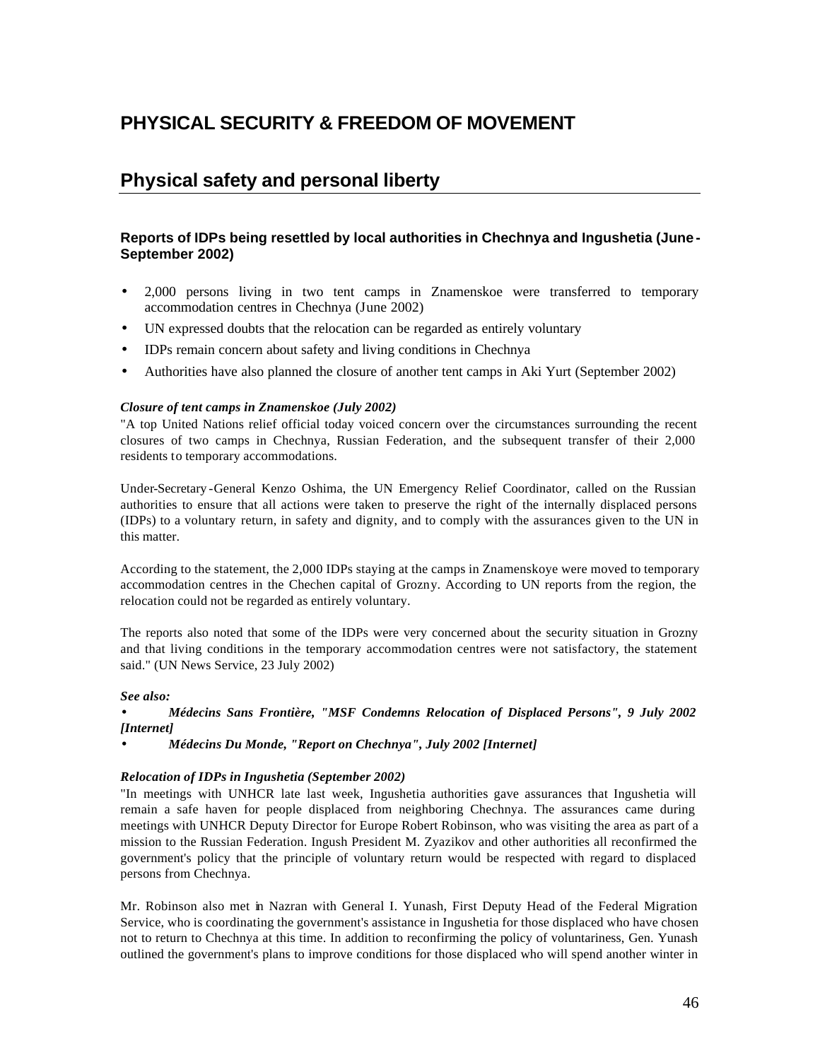# PHYSICAL SECURITY & FREEDOM OF MOVEMENT

## Physical safety and personal liberty

### Reports of IDPs being resettled by local authorities in Chechnya and Ingushetia (June-September 2002)

- 2,000 persons living in two tent camps in Znamenskoe were transferred to temporary accommodation centres in Chechnya (June 2002)
- UN expressed doubts that the relocation can be regarded as entirely voluntary
- IDPs remain concern about safety and living conditions in Chechnya
- Authorities have also planned the closure of another tent camps in Aki Yurt (September 2002)

***Closure of tent camps in Znamenskoe (July 2002)***

"A top United Nations relief official today voiced concern over the circumstances surrounding the recent closures of two camps in Chechnya, Russian Federation, and the subsequent transfer of their 2,000 residents to temporary accommodations.

Under-Secretary-General Kenzo Oshima, the UN Emergency Relief Coordinator, called on the Russian authorities to ensure that all actions were taken to preserve the right of the internally displaced persons (IDPs) to a voluntary return, in safety and dignity, and to comply with the assurances given to the UN in this matter.

According to the statement, the 2,000 IDPs staying at the camps in Znamenskoye were moved to temporary accommodation centres in the Chechen capital of Grozny. According to UN reports from the region, the relocation could not be regarded as entirely voluntary.

The reports also noted that some of the IDPs were very concerned about the security situation in Grozny and that living conditions in the temporary accommodation centres were not satisfactory, the statement said." (UN News Service, 23 July 2002)

***See also:***

- ***Médecins Sans Frontière, "MSF Condemns Relocation of Displaced Persons", 9 July 2002 [Internet]***
- ***Médecins Du Monde, "Report on Chechnya", July 2002 [Internet]***

***Relocation of IDPs in Ingushetia (September 2002)***

"In meetings with UNHCR late last week, Ingushetia authorities gave assurances that Ingushetia will remain a safe haven for people displaced from neighboring Chechnya. The assurances came during meetings with UNHCR Deputy Director for Europe Robert Robinson, who was visiting the area as part of a mission to the Russian Federation. Ingush President M. Zyazikov and other authorities all reconfirmed the government's policy that the principle of voluntary return would be respected with regard to displaced persons from Chechnya.

Mr. Robinson also met in Nazran with General I. Yunash, First Deputy Head of the Federal Migration Service, who is coordinating the government's assistance in Ingushetia for those displaced who have chosen not to return to Chechnya at this time. In addition to reconfirming the policy of voluntariness, Gen. Yunash outlined the government's plans to improve conditions for those displaced who will spend another winter in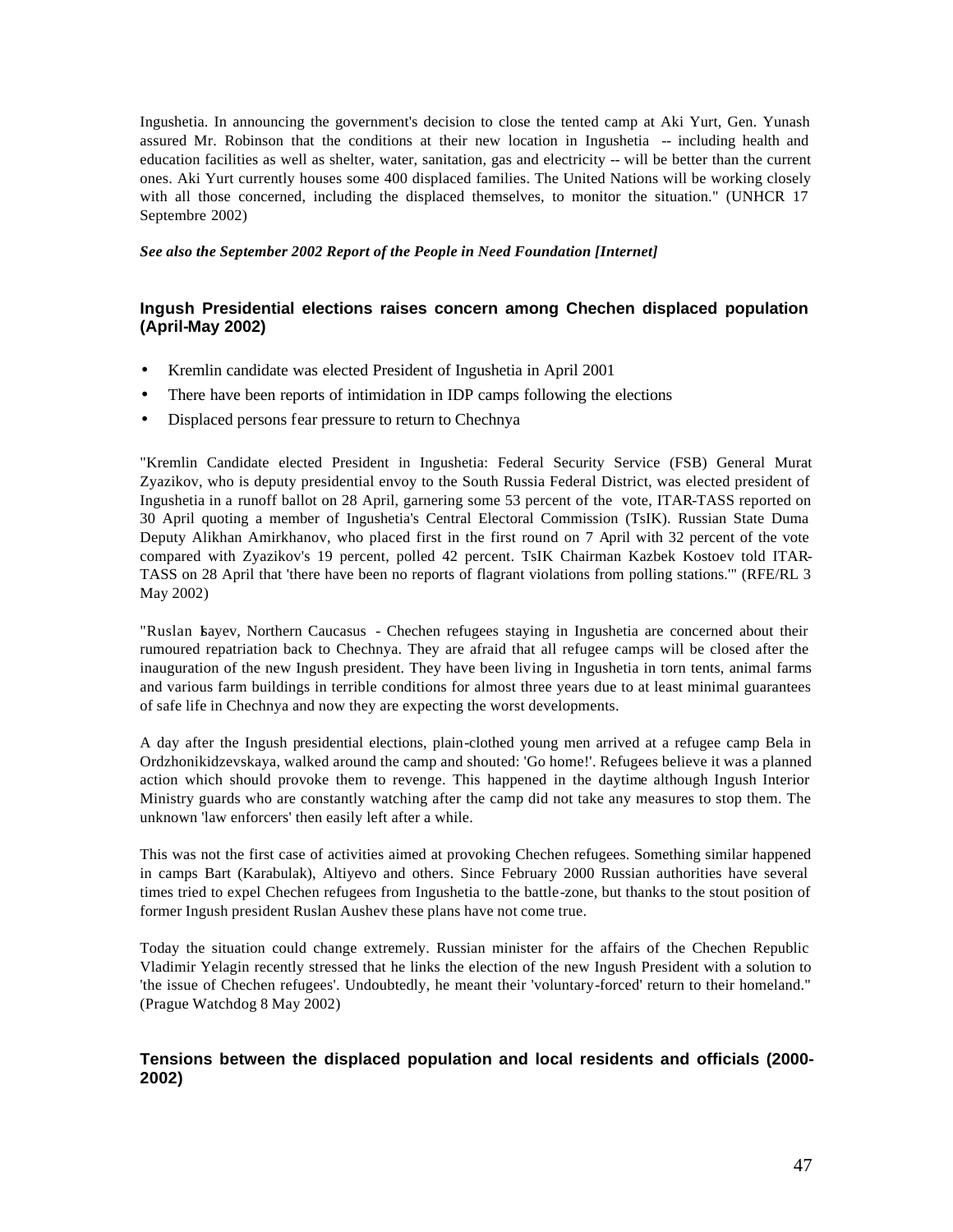Ingushetia. In announcing the government's decision to close the tented camp at Aki Yurt, Gen. Yunash assured Mr. Robinson that the conditions at their new location in Ingushetia -- including health and education facilities as well as shelter, water, sanitation, gas and electricity -- will be better than the current ones. Aki Yurt currently houses some 400 displaced families. The United Nations will be working closely with all those concerned, including the displaced themselves, to monitor the situation." (UNHCR 17 Septembre 2002)

***See also the September 2002 Report of the People in Need Foundation [Internet]***

### Ingush Presidential elections raises concern among Chechen displaced population (April-May 2002)

- Kremlin candidate was elected President of Ingushetia in April 2001
- There have been reports of intimidation in IDP camps following the elections
- Displaced persons fear pressure to return to Chechnya

"Kremlin Candidate elected President in Ingushetia: Federal Security Service (FSB) General Murat Zyazikov, who is deputy presidential envoy to the South Russia Federal District, was elected president of Ingushetia in a runoff ballot on 28 April, garnering some 53 percent of the vote, ITAR-TASS reported on 30 April quoting a member of Ingushetia's Central Electoral Commission (TsIK). Russian State Duma Deputy Alikhan Amirkhanov, who placed first in the first round on 7 April with 32 percent of the vote compared with Zyazikov's 19 percent, polled 42 percent. TsIK Chairman Kazbek Kostoev told ITAR-TASS on 28 April that 'there have been no reports of flagrant violations from polling stations.'" (RFE/RL 3 May 2002)

"Ruslan Isayev, Northern Caucasus - Chechen refugees staying in Ingushetia are concerned about their rumoured repatriation back to Chechnya. They are afraid that all refugee camps will be closed after the inauguration of the new Ingush president. They have been living in Ingushetia in torn tents, animal farms and various farm buildings in terrible conditions for almost three years due to at least minimal guarantees of safe life in Chechnya and now they are expecting the worst developments.

A day after the Ingush presidential elections, plain-clothed young men arrived at a refugee camp Bela in Ordzhonikidzevskaya, walked around the camp and shouted: 'Go home!'. Refugees believe it was a planned action which should provoke them to revenge. This happened in the daytime although Ingush Interior Ministry guards who are constantly watching after the camp did not take any measures to stop them. The unknown 'law enforcers' then easily left after a while.

This was not the first case of activities aimed at provoking Chechen refugees. Something similar happened in camps Bart (Karabulak), Altiyevo and others. Since February 2000 Russian authorities have several times tried to expel Chechen refugees from Ingushetia to the battle-zone, but thanks to the stout position of former Ingush president Ruslan Aushev these plans have not come true.

Today the situation could change extremely. Russian minister for the affairs of the Chechen Republic Vladimir Yelagin recently stressed that he links the election of the new Ingush President with a solution to 'the issue of Chechen refugees'. Undoubtedly, he meant their 'voluntary-forced' return to their homeland." (Prague Watchdog 8 May 2002)

### Tensions between the displaced population and local residents and officials (2000-2002)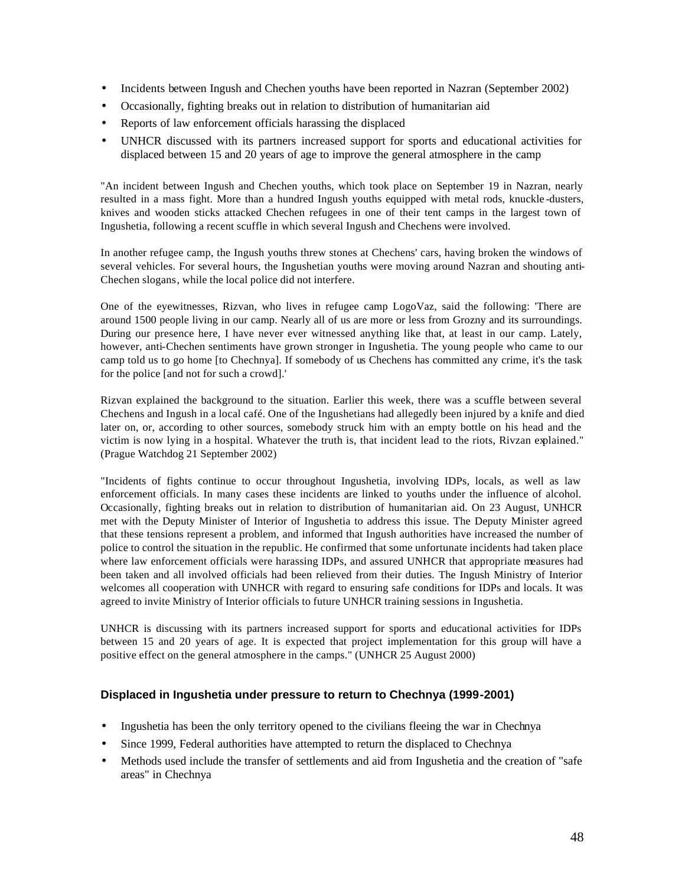- Incidents between Ingush and Chechen youths have been reported in Nazran (September 2002)
- Occasionally, fighting breaks out in relation to distribution of humanitarian aid
- Reports of law enforcement officials harassing the displaced
- UNHCR discussed with its partners increased support for sports and educational activities for displaced between 15 and 20 years of age to improve the general atmosphere in the camp

"An incident between Ingush and Chechen youths, which took place on September 19 in Nazran, nearly resulted in a mass fight. More than a hundred Ingush youths equipped with metal rods, knuckle-dusters, knives and wooden sticks attacked Chechen refugees in one of their tent camps in the largest town of Ingushetia, following a recent scuffle in which several Ingush and Chechens were involved.

In another refugee camp, the Ingush youths threw stones at Chechens' cars, having broken the windows of several vehicles. For several hours, the Ingushetian youths were moving around Nazran and shouting anti-Chechen slogans, while the local police did not interfere.

One of the eyewitnesses, Rizvan, who lives in refugee camp LogoVaz, said the following: 'There are around 1500 people living in our camp. Nearly all of us are more or less from Grozny and its surroundings. During our presence here, I have never ever witnessed anything like that, at least in our camp. Lately, however, anti-Chechen sentiments have grown stronger in Ingushetia. The young people who came to our camp told us to go home [to Chechnya]. If somebody of us Chechens has committed any crime, it's the task for the police [and not for such a crowd].'

Rizvan explained the background to the situation. Earlier this week, there was a scuffle between several Chechens and Ingush in a local café. One of the Ingushetians had allegedly been injured by a knife and died later on, or, according to other sources, somebody struck him with an empty bottle on his head and the victim is now lying in a hospital. Whatever the truth is, that incident lead to the riots, Rivzan explained." (Prague Watchdog 21 September 2002)

"Incidents of fights continue to occur throughout Ingushetia, involving IDPs, locals, as well as law enforcement officials. In many cases these incidents are linked to youths under the influence of alcohol. Occasionally, fighting breaks out in relation to distribution of humanitarian aid. On 23 August, UNHCR met with the Deputy Minister of Interior of Ingushetia to address this issue. The Deputy Minister agreed that these tensions represent a problem, and informed that Ingush authorities have increased the number of police to control the situation in the republic. He confirmed that some unfortunate incidents had taken place where law enforcement officials were harassing IDPs, and assured UNHCR that appropriate measures had been taken and all involved officials had been relieved from their duties. The Ingush Ministry of Interior welcomes all cooperation with UNHCR with regard to ensuring safe conditions for IDPs and locals. It was agreed to invite Ministry of Interior officials to future UNHCR training sessions in Ingushetia.

UNHCR is discussing with its partners increased support for sports and educational activities for IDPs between 15 and 20 years of age. It is expected that project implementation for this group will have a positive effect on the general atmosphere in the camps." (UNHCR 25 August 2000)

### Displaced in Ingushetia under pressure to return to Chechnya (1999-2001)

- Ingushetia has been the only territory opened to the civilians fleeing the war in Chechnya
- Since 1999, Federal authorities have attempted to return the displaced to Chechnya
- Methods used include the transfer of settlements and aid from Ingushetia and the creation of "safe areas" in Chechnya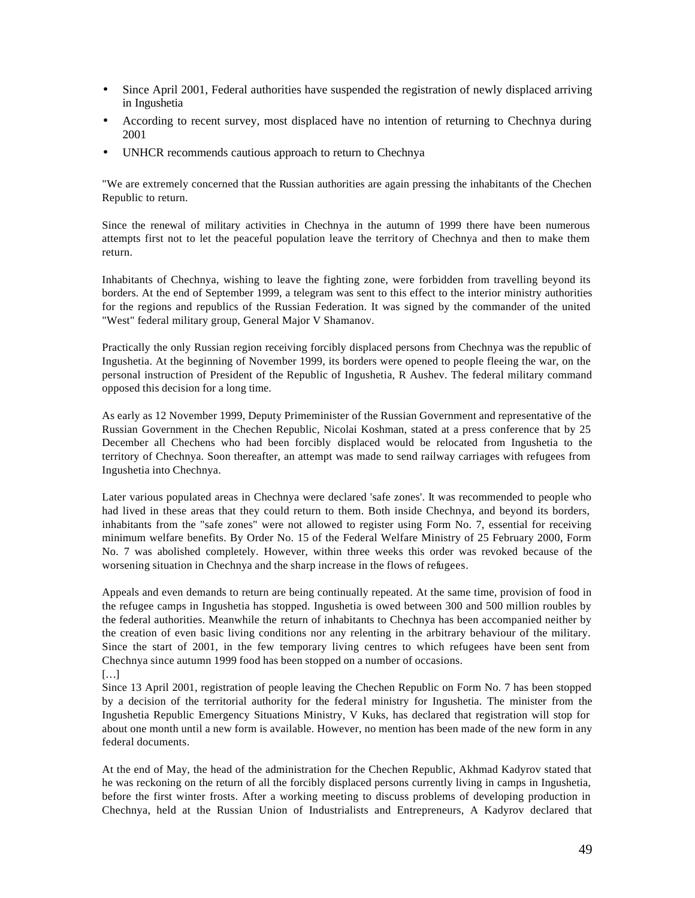- Since April 2001, Federal authorities have suspended the registration of newly displaced arriving in Ingushetia
- According to recent survey, most displaced have no intention of returning to Chechnya during 2001
- UNHCR recommends cautious approach to return to Chechnya

"We are extremely concerned that the Russian authorities are again pressing the inhabitants of the Chechen Republic to return.

Since the renewal of military activities in Chechnya in the autumn of 1999 there have been numerous attempts first not to let the peaceful population leave the territory of Chechnya and then to make them return.

Inhabitants of Chechnya, wishing to leave the fighting zone, were forbidden from travelling beyond its borders. At the end of September 1999, a telegram was sent to this effect to the interior ministry authorities for the regions and republics of the Russian Federation. It was signed by the commander of the united "West" federal military group, General Major V Shamanov.

Practically the only Russian region receiving forcibly displaced persons from Chechnya was the republic of Ingushetia. At the beginning of November 1999, its borders were opened to people fleeing the war, on the personal instruction of President of the Republic of Ingushetia, R Aushev. The federal military command opposed this decision for a long time.

As early as 12 November 1999, Deputy Primeminister of the Russian Government and representative of the Russian Government in the Chechen Republic, Nicolai Koshman, stated at a press conference that by 25 December all Chechens who had been forcibly displaced would be relocated from Ingushetia to the territory of Chechnya. Soon thereafter, an attempt was made to send railway carriages with refugees from Ingushetia into Chechnya.

Later various populated areas in Chechnya were declared 'safe zones'. It was recommended to people who had lived in these areas that they could return to them. Both inside Chechnya, and beyond its borders, inhabitants from the "safe zones" were not allowed to register using Form No. 7, essential for receiving minimum welfare benefits. By Order No. 15 of the Federal Welfare Ministry of 25 February 2000, Form No. 7 was abolished completely. However, within three weeks this order was revoked because of the worsening situation in Chechnya and the sharp increase in the flows of refugees.

Appeals and even demands to return are being continually repeated. At the same time, provision of food in the refugee camps in Ingushetia has stopped. Ingushetia is owed between 300 and 500 million roubles by the federal authorities. Meanwhile the return of inhabitants to Chechnya has been accompanied neither by the creation of even basic living conditions nor any relenting in the arbitrary behaviour of the military. Since the start of 2001, in the few temporary living centres to which refugees have been sent from Chechnya since autumn 1999 food has been stopped on a number of occasions.
[…]
Since 13 April 2001, registration of people leaving the Chechen Republic on Form No. 7 has been stopped by a decision of the territorial authority for the federal ministry for Ingushetia. The minister from the Ingushetia Republic Emergency Situations Ministry, V Kuks, has declared that registration will stop for about one month until a new form is available. However, no mention has been made of the new form in any federal documents.

At the end of May, the head of the administration for the Chechen Republic, Akhmad Kadyrov stated that he was reckoning on the return of all the forcibly displaced persons currently living in camps in Ingushetia, before the first winter frosts. After a working meeting to discuss problems of developing production in Chechnya, held at the Russian Union of Industrialists and Entrepreneurs, A Kadyrov declared that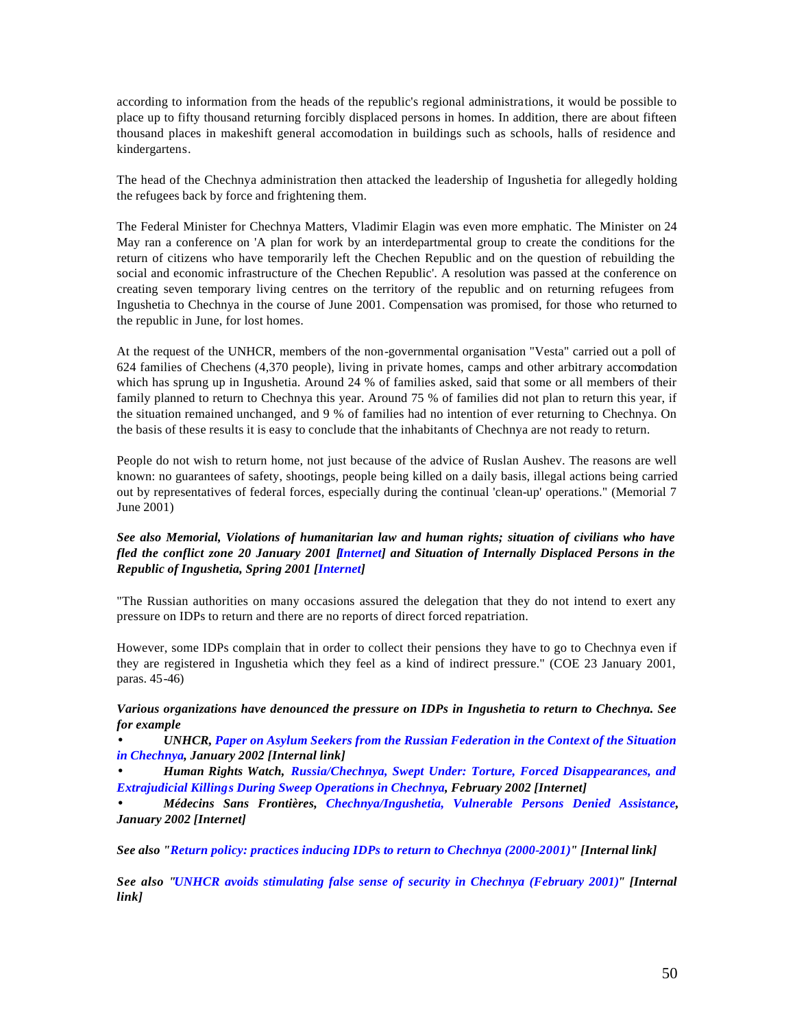according to information from the heads of the republic's regional administrations, it would be possible to place up to fifty thousand returning forcibly displaced persons in homes. In addition, there are about fifteen thousand places in makeshift general accomodation in buildings such as schools, halls of residence and kindergartens.

The head of the Chechnya administration then attacked the leadership of Ingushetia for allegedly holding the refugees back by force and frightening them.

The Federal Minister for Chechnya Matters, Vladimir Elagin was even more emphatic. The Minister on 24 May ran a conference on 'A plan for work by an interdepartmental group to create the conditions for the return of citizens who have temporarily left the Chechen Republic and on the question of rebuilding the social and economic infrastructure of the Chechen Republic'. A resolution was passed at the conference on creating seven temporary living centres on the territory of the republic and on returning refugees from Ingushetia to Chechnya in the course of June 2001. Compensation was promised, for those who returned to the republic in June, for lost homes.

At the request of the UNHCR, members of the non-governmental organisation "Vesta" carried out a poll of 624 families of Chechens (4,370 people), living in private homes, camps and other arbitrary accomodation which has sprung up in Ingushetia. Around 24 % of families asked, said that some or all members of their family planned to return to Chechnya this year. Around 75 % of families did not plan to return this year, if the situation remained unchanged, and 9 % of families had no intention of ever returning to Chechnya. On the basis of these results it is easy to conclude that the inhabitants of Chechnya are not ready to return.

People do not wish to return home, not just because of the advice of Ruslan Aushev. The reasons are well known: no guarantees of safety, shootings, people being killed on a daily basis, illegal actions being carried out by representatives of federal forces, especially during the continual 'clean-up' operations." (Memorial 7 June 2001)

***See also Memorial, Violations of humanitarian law and human rights; situation of civilians who have fled the conflict zone 20 January 2001 [Internet] and Situation of Internally Displaced Persons in the Republic of Ingushetia, Spring 2001 [Internet]***

"The Russian authorities on many occasions assured the delegation that they do not intend to exert any pressure on IDPs to return and there are no reports of direct forced repatriation.

However, some IDPs complain that in order to collect their pensions they have to go to Chechnya even if they are registered in Ingushetia which they feel as a kind of indirect pressure." (COE 23 January 2001, paras. 45-46)

***Various organizations have denounced the pressure on IDPs in Ingushetia to return to Chechnya. See for example***

- ***UNHCR, Paper on Asylum Seekers from the Russian Federation in the Context of the Situation in Chechnya, January 2002 [Internal link]***
- ***Human Rights Watch, Russia/Chechnya, Swept Under: Torture, Forced Disappearances, and Extrajudicial Killings During Sweep Operations in Chechnya, February 2002 [Internet]***
- ***Médecins Sans Frontières, Chechnya/Ingushetia, Vulnerable Persons Denied Assistance, January 2002 [Internet]***

***See also "Return policy: practices inducing IDPs to return to Chechnya (2000-2001)" [Internal link]***

***See also "UNHCR avoids stimulating false sense of security in Chechnya (February 2001)" [Internal link]***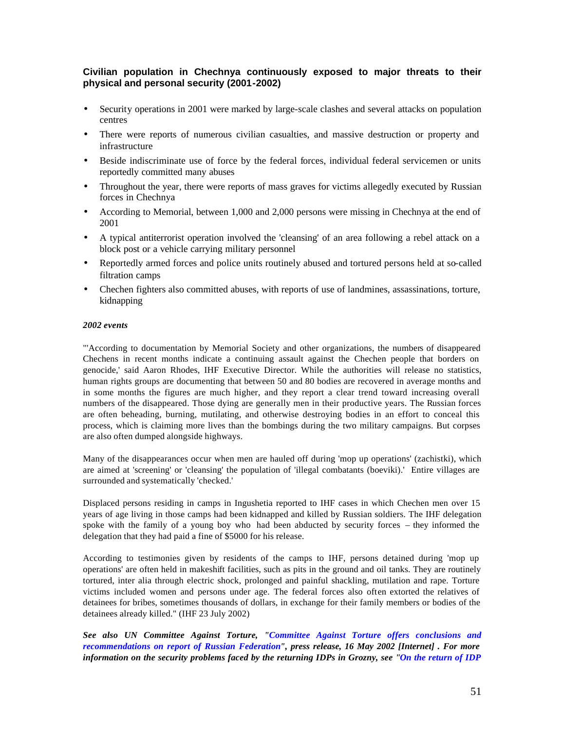### Civilian population in Chechnya continuously exposed to major threats to their physical and personal security (2001-2002)

- Security operations in 2001 were marked by large-scale clashes and several attacks on population centres
- There were reports of numerous civilian casualties, and massive destruction or property and infrastructure
- Beside indiscriminate use of force by the federal forces, individual federal servicemen or units reportedly committed many abuses
- Throughout the year, there were reports of mass graves for victims allegedly executed by Russian forces in Chechnya
- According to Memorial, between 1,000 and 2,000 persons were missing in Chechnya at the end of 2001
- A typical antiterrorist operation involved the 'cleansing' of an area following a rebel attack on a block post or a vehicle carrying military personnel
- Reportedly armed forces and police units routinely abused and tortured persons held at so-called filtration camps
- Chechen fighters also committed abuses, with reports of use of landmines, assassinations, torture, kidnapping

***2002 events***

"'According to documentation by Memorial Society and other organizations, the numbers of disappeared Chechens in recent months indicate a continuing assault against the Chechen people that borders on genocide,' said Aaron Rhodes, IHF Executive Director. While the authorities will release no statistics, human rights groups are documenting that between 50 and 80 bodies are recovered in average months and in some months the figures are much higher, and they report a clear trend toward increasing overall numbers of the disappeared. Those dying are generally men in their productive years. The Russian forces are often beheading, burning, mutilating, and otherwise destroying bodies in an effort to conceal this process, which is claiming more lives than the bombings during the two military campaigns. But corpses are also often dumped alongside highways.

Many of the disappearances occur when men are hauled off during 'mop up operations' (zachistki), which are aimed at 'screening' or 'cleansing' the population of 'illegal combatants (boeviki).' Entire villages are surrounded and systematically 'checked.'

Displaced persons residing in camps in Ingushetia reported to IHF cases in which Chechen men over 15 years of age living in those camps had been kidnapped and killed by Russian soldiers. The IHF delegation spoke with the family of a young boy who had been abducted by security forces – they informed the delegation that they had paid a fine of $5000 for his release.

According to testimonies given by residents of the camps to IHF, persons detained during 'mop up operations' are often held in makeshift facilities, such as pits in the ground and oil tanks. They are routinely tortured, inter alia through electric shock, prolonged and painful shackling, mutilation and rape. Torture victims included women and persons under age. The federal forces also often extorted the relatives of detainees for bribes, sometimes thousands of dollars, in exchange for their family members or bodies of the detainees already killed." (IHF 23 July 2002)

***See also UN Committee Against Torture, "Committee Against Torture offers conclusions and recommendations on report of Russian Federation", press release, 16 May 2002 [Internet] . For more information on the security problems faced by the returning IDPs in Grozny, see "On the return of IDP***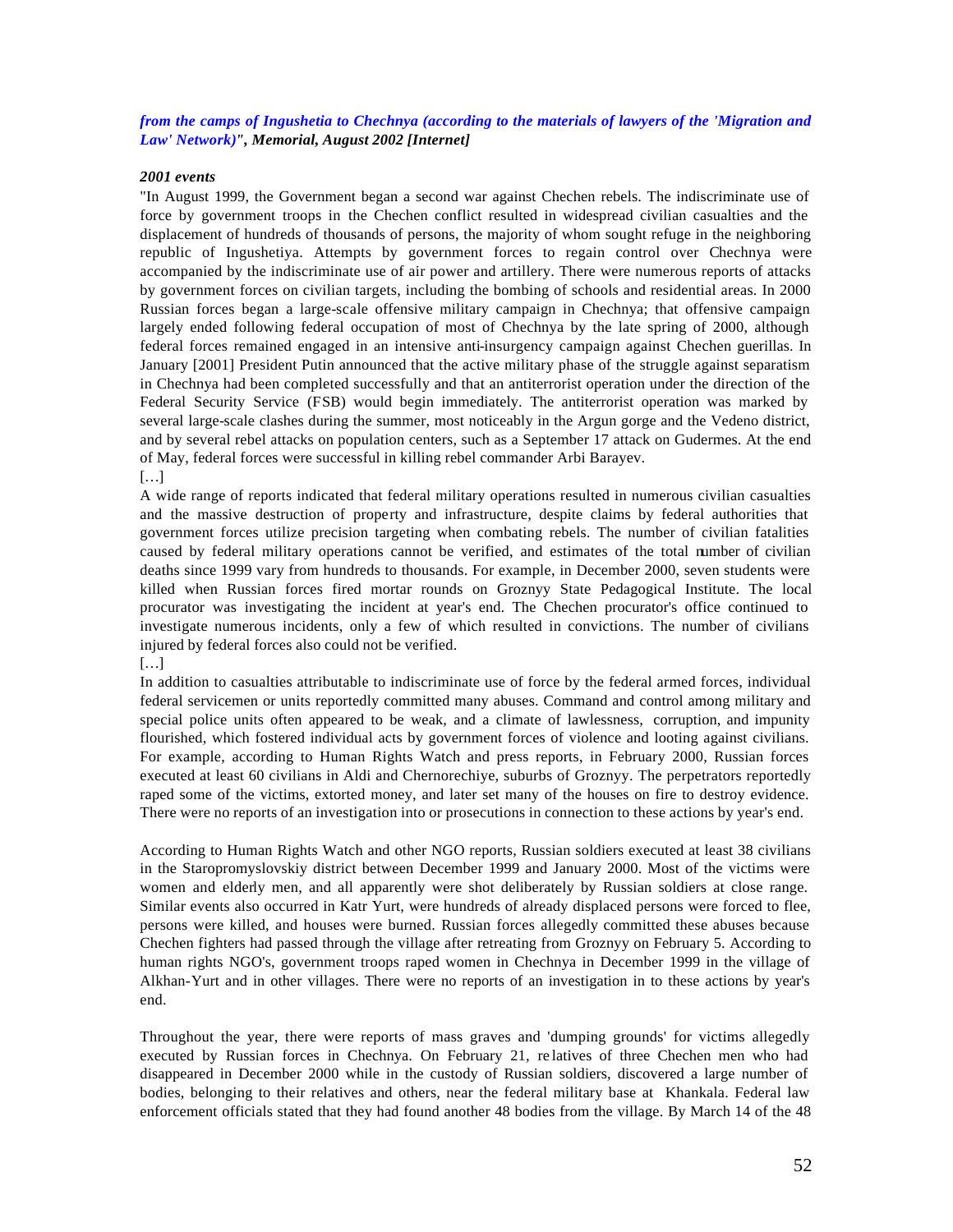*from the camps of Ingushetia to Chechnya (according to the materials of lawyers of the 'Migration and Law' Network)", Memorial, August 2002 [Internet]*

***2001 events***

"In August 1999, the Government began a second war against Chechen rebels. The indiscriminate use of force by government troops in the Chechen conflict resulted in widespread civilian casualties and the displacement of hundreds of thousands of persons, the majority of whom sought refuge in the neighboring republic of Ingushetiya. Attempts by government forces to regain control over Chechnya were accompanied by the indiscriminate use of air power and artillery. There were numerous reports of attacks by government forces on civilian targets, including the bombing of schools and residential areas. In 2000 Russian forces began a large-scale offensive military campaign in Chechnya; that offensive campaign largely ended following federal occupation of most of Chechnya by the late spring of 2000, although federal forces remained engaged in an intensive anti-insurgency campaign against Chechen guerillas. In January [2001] President Putin announced that the active military phase of the struggle against separatism in Chechnya had been completed successfully and that an antiterrorist operation under the direction of the Federal Security Service (FSB) would begin immediately. The antiterrorist operation was marked by several large-scale clashes during the summer, most noticeably in the Argun gorge and the Vedeno district, and by several rebel attacks on population centers, such as a September 17 attack on Gudermes. At the end of May, federal forces were successful in killing rebel commander Arbi Barayev.

[…]

A wide range of reports indicated that federal military operations resulted in numerous civilian casualties and the massive destruction of property and infrastructure, despite claims by federal authorities that government forces utilize precision targeting when combating rebels. The number of civilian fatalities caused by federal military operations cannot be verified, and estimates of the total number of civilian deaths since 1999 vary from hundreds to thousands. For example, in December 2000, seven students were killed when Russian forces fired mortar rounds on Groznyy State Pedagogical Institute. The local procurator was investigating the incident at year's end. The Chechen procurator's office continued to investigate numerous incidents, only a few of which resulted in convictions. The number of civilians injured by federal forces also could not be verified.

[…]

In addition to casualties attributable to indiscriminate use of force by the federal armed forces, individual federal servicemen or units reportedly committed many abuses. Command and control among military and special police units often appeared to be weak, and a climate of lawlessness, corruption, and impunity flourished, which fostered individual acts by government forces of violence and looting against civilians. For example, according to Human Rights Watch and press reports, in February 2000, Russian forces executed at least 60 civilians in Aldi and Chernorechiye, suburbs of Groznyy. The perpetrators reportedly raped some of the victims, extorted money, and later set many of the houses on fire to destroy evidence. There were no reports of an investigation into or prosecutions in connection to these actions by year's end.

According to Human Rights Watch and other NGO reports, Russian soldiers executed at least 38 civilians in the Staropromyslovskiy district between December 1999 and January 2000. Most of the victims were women and elderly men, and all apparently were shot deliberately by Russian soldiers at close range. Similar events also occurred in Katr Yurt, were hundreds of already displaced persons were forced to flee, persons were killed, and houses were burned. Russian forces allegedly committed these abuses because Chechen fighters had passed through the village after retreating from Groznyy on February 5. According to human rights NGO's, government troops raped women in Chechnya in December 1999 in the village of Alkhan-Yurt and in other villages. There were no reports of an investigation in to these actions by year's end.

Throughout the year, there were reports of mass graves and 'dumping grounds' for victims allegedly executed by Russian forces in Chechnya. On February 21, relatives of three Chechen men who had disappeared in December 2000 while in the custody of Russian soldiers, discovered a large number of bodies, belonging to their relatives and others, near the federal military base at Khankala. Federal law enforcement officials stated that they had found another 48 bodies from the village. By March 14 of the 48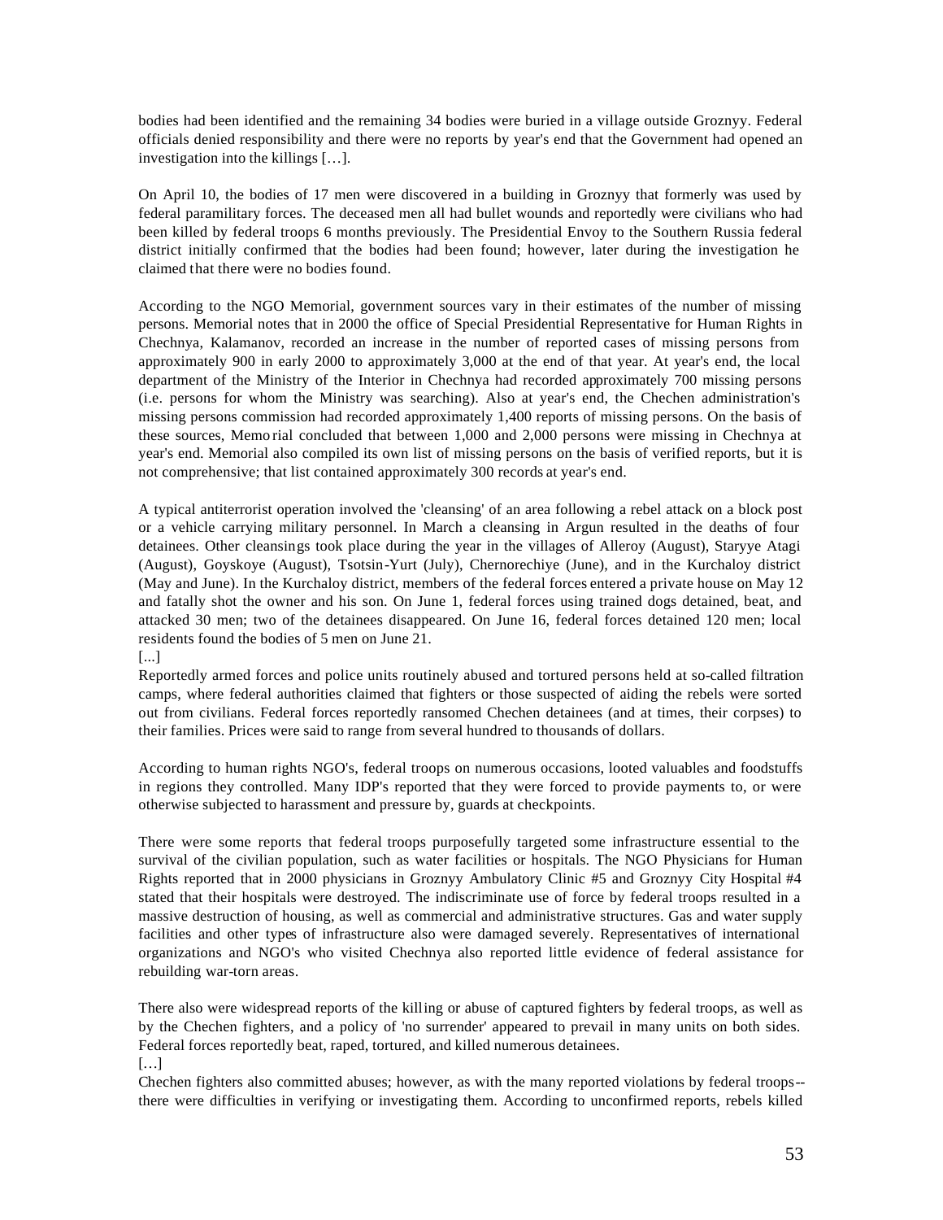bodies had been identified and the remaining 34 bodies were buried in a village outside Groznyy. Federal officials denied responsibility and there were no reports by year's end that the Government had opened an investigation into the killings […].

On April 10, the bodies of 17 men were discovered in a building in Groznyy that formerly was used by federal paramilitary forces. The deceased men all had bullet wounds and reportedly were civilians who had been killed by federal troops 6 months previously. The Presidential Envoy to the Southern Russia federal district initially confirmed that the bodies had been found; however, later during the investigation he claimed that there were no bodies found.

According to the NGO Memorial, government sources vary in their estimates of the number of missing persons. Memorial notes that in 2000 the office of Special Presidential Representative for Human Rights in Chechnya, Kalamanov, recorded an increase in the number of reported cases of missing persons from approximately 900 in early 2000 to approximately 3,000 at the end of that year. At year's end, the local department of the Ministry of the Interior in Chechnya had recorded approximately 700 missing persons (i.e. persons for whom the Ministry was searching). Also at year's end, the Chechen administration's missing persons commission had recorded approximately 1,400 reports of missing persons. On the basis of these sources, Memorial concluded that between 1,000 and 2,000 persons were missing in Chechnya at year's end. Memorial also compiled its own list of missing persons on the basis of verified reports, but it is not comprehensive; that list contained approximately 300 records at year's end.

A typical antiterrorist operation involved the 'cleansing' of an area following a rebel attack on a block post or a vehicle carrying military personnel. In March a cleansing in Argun resulted in the deaths of four detainees. Other cleansings took place during the year in the villages of Alleroy (August), Staryye Atagi (August), Goyskoye (August), Tsotsin-Yurt (July), Chernorechiye (June), and in the Kurchaloy district (May and June). In the Kurchaloy district, members of the federal forces entered a private house on May 12 and fatally shot the owner and his son. On June 1, federal forces using trained dogs detained, beat, and attacked 30 men; two of the detainees disappeared. On June 16, federal forces detained 120 men; local residents found the bodies of 5 men on June 21.

[...]

Reportedly armed forces and police units routinely abused and tortured persons held at so-called filtration camps, where federal authorities claimed that fighters or those suspected of aiding the rebels were sorted out from civilians. Federal forces reportedly ransomed Chechen detainees (and at times, their corpses) to their families. Prices were said to range from several hundred to thousands of dollars.

According to human rights NGO's, federal troops on numerous occasions, looted valuables and foodstuffs in regions they controlled. Many IDP's reported that they were forced to provide payments to, or were otherwise subjected to harassment and pressure by, guards at checkpoints.

There were some reports that federal troops purposefully targeted some infrastructure essential to the survival of the civilian population, such as water facilities or hospitals. The NGO Physicians for Human Rights reported that in 2000 physicians in Groznyy Ambulatory Clinic #5 and Groznyy City Hospital #4 stated that their hospitals were destroyed. The indiscriminate use of force by federal troops resulted in a massive destruction of housing, as well as commercial and administrative structures. Gas and water supply facilities and other types of infrastructure also were damaged severely. Representatives of international organizations and NGO's who visited Chechnya also reported little evidence of federal assistance for rebuilding war-torn areas.

There also were widespread reports of the killing or abuse of captured fighters by federal troops, as well as by the Chechen fighters, and a policy of 'no surrender' appeared to prevail in many units on both sides. Federal forces reportedly beat, raped, tortured, and killed numerous detainees.

[…]

Chechen fighters also committed abuses; however, as with the many reported violations by federal troops--there were difficulties in verifying or investigating them. According to unconfirmed reports, rebels killed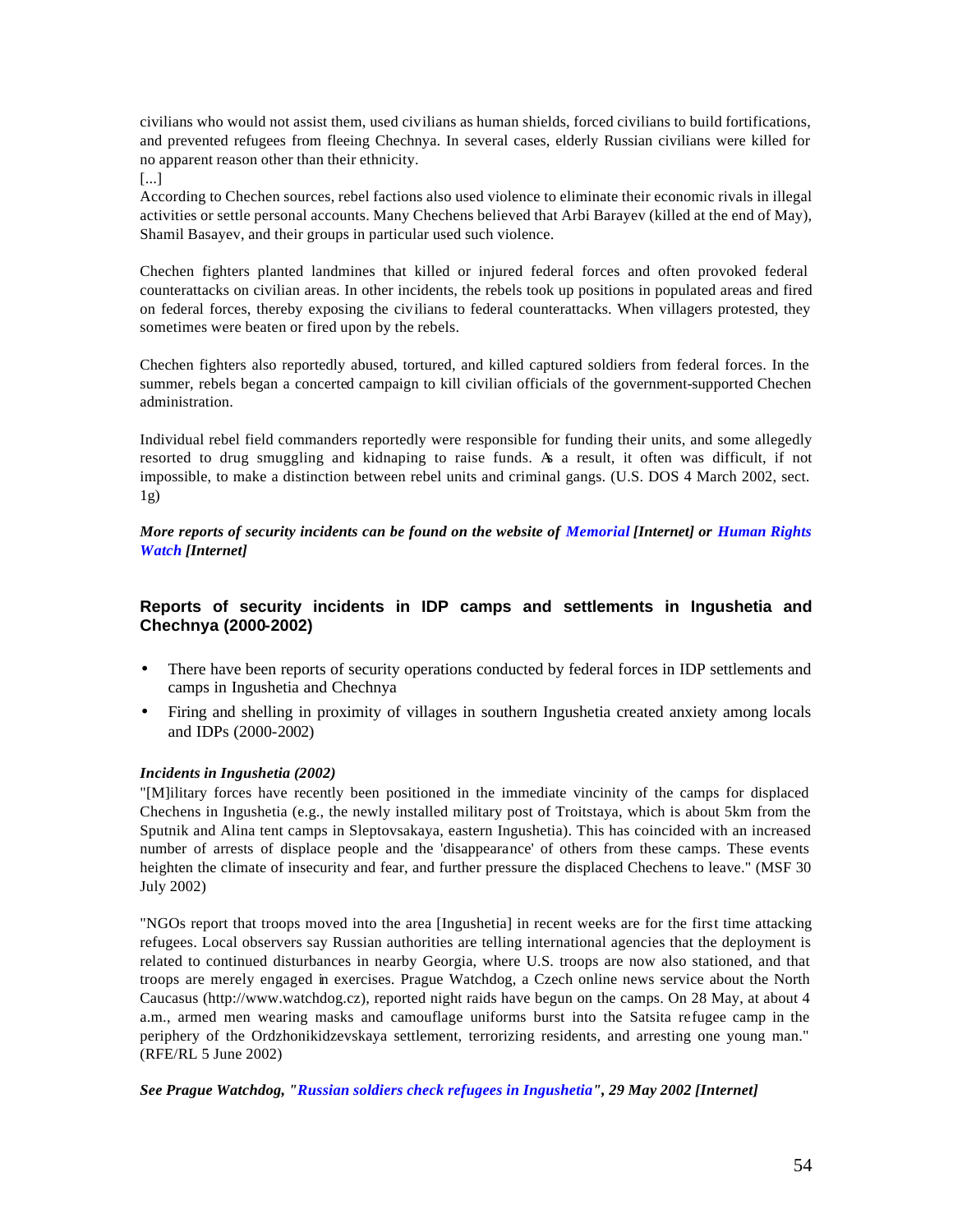civilians who would not assist them, used civilians as human shields, forced civilians to build fortifications, and prevented refugees from fleeing Chechnya. In several cases, elderly Russian civilians were killed for no apparent reason other than their ethnicity.

[...]

According to Chechen sources, rebel factions also used violence to eliminate their economic rivals in illegal activities or settle personal accounts. Many Chechens believed that Arbi Barayev (killed at the end of May), Shamil Basayev, and their groups in particular used such violence.

Chechen fighters planted landmines that killed or injured federal forces and often provoked federal counterattacks on civilian areas. In other incidents, the rebels took up positions in populated areas and fired on federal forces, thereby exposing the civilians to federal counterattacks. When villagers protested, they sometimes were beaten or fired upon by the rebels.

Chechen fighters also reportedly abused, tortured, and killed captured soldiers from federal forces. In the summer, rebels began a concerted campaign to kill civilian officials of the government-supported Chechen administration.

Individual rebel field commanders reportedly were responsible for funding their units, and some allegedly resorted to drug smuggling and kidnaping to raise funds. As a result, it often was difficult, if not impossible, to make a distinction between rebel units and criminal gangs. (U.S. DOS 4 March 2002, sect. 1g)

***More reports of security incidents can be found on the website of Memorial [Internet] or Human Rights Watch [Internet]***

### Reports of security incidents in IDP camps and settlements in Ingushetia and Chechnya (2000-2002)

- There have been reports of security operations conducted by federal forces in IDP settlements and camps in Ingushetia and Chechnya
- Firing and shelling in proximity of villages in southern Ingushetia created anxiety among locals and IDPs (2000-2002)

***Incidents in Ingushetia (2002)***

"[M]ilitary forces have recently been positioned in the immediate vincinity of the camps for displaced Chechens in Ingushetia (e.g., the newly installed military post of Troitstaya, which is about 5km from the Sputnik and Alina tent camps in Sleptovsakaya, eastern Ingushetia). This has coincided with an increased number of arrests of displace people and the 'disappearance' of others from these camps. These events heighten the climate of insecurity and fear, and further pressure the displaced Chechens to leave." (MSF 30 July 2002)

"NGOs report that troops moved into the area [Ingushetia] in recent weeks are for the first time attacking refugees. Local observers say Russian authorities are telling international agencies that the deployment is related to continued disturbances in nearby Georgia, where U.S. troops are now also stationed, and that troops are merely engaged in exercises. Prague Watchdog, a Czech online news service about the North Caucasus (http://www.watchdog.cz), reported night raids have begun on the camps. On 28 May, at about 4 a.m., armed men wearing masks and camouflage uniforms burst into the Satsita refugee camp in the periphery of the Ordzhonikidzevskaya settlement, terrorizing residents, and arresting one young man." (RFE/RL 5 June 2002)

***See Prague Watchdog, "Russian soldiers check refugees in Ingushetia", 29 May 2002 [Internet]***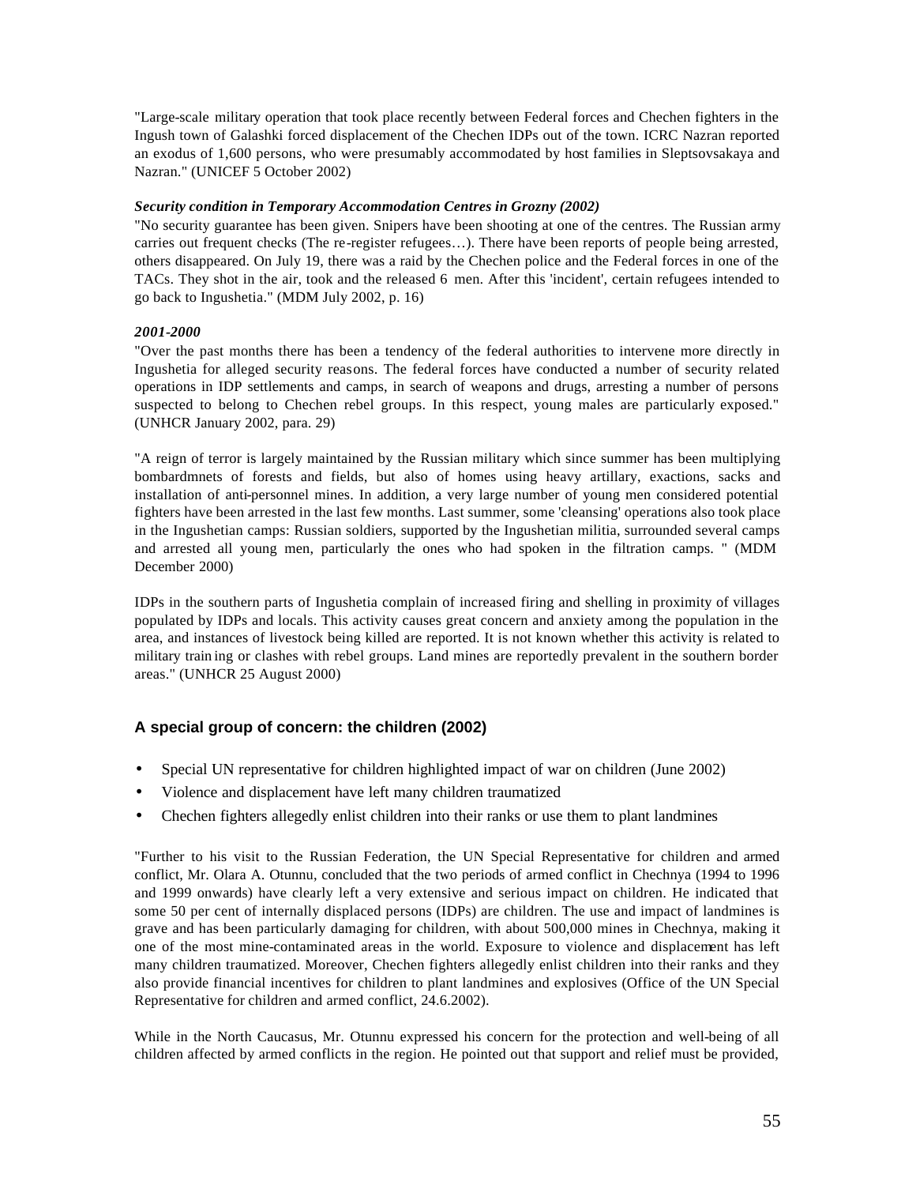"Large-scale military operation that took place recently between Federal forces and Chechen fighters in the Ingush town of Galashki forced displacement of the Chechen IDPs out of the town. ICRC Nazran reported an exodus of 1,600 persons, who were presumably accommodated by host families in Sleptsovsakaya and Nazran." (UNICEF 5 October 2002)

***Security condition in Temporary Accommodation Centres in Grozny (2002)***

"No security guarantee has been given. Snipers have been shooting at one of the centres. The Russian army carries out frequent checks (The re-register refugees…). There have been reports of people being arrested, others disappeared. On July 19, there was a raid by the Chechen police and the Federal forces in one of the TACs. They shot in the air, took and the released 6 men. After this 'incident', certain refugees intended to go back to Ingushetia." (MDM July 2002, p. 16)

***2001-2000***

"Over the past months there has been a tendency of the federal authorities to intervene more directly in Ingushetia for alleged security reasons. The federal forces have conducted a number of security related operations in IDP settlements and camps, in search of weapons and drugs, arresting a number of persons suspected to belong to Chechen rebel groups. In this respect, young males are particularly exposed." (UNHCR January 2002, para. 29)

"A reign of terror is largely maintained by the Russian military which since summer has been multiplying bombardmnets of forests and fields, but also of homes using heavy artillary, exactions, sacks and installation of anti-personnel mines. In addition, a very large number of young men considered potential fighters have been arrested in the last few months. Last summer, some 'cleansing' operations also took place in the Ingushetian camps: Russian soldiers, supported by the Ingushetian militia, surrounded several camps and arrested all young men, particularly the ones who had spoken in the filtration camps. " (MDM December 2000)

IDPs in the southern parts of Ingushetia complain of increased firing and shelling in proximity of villages populated by IDPs and locals. This activity causes great concern and anxiety among the population in the area, and instances of livestock being killed are reported. It is not known whether this activity is related to military training or clashes with rebel groups. Land mines are reportedly prevalent in the southern border areas." (UNHCR 25 August 2000)

### A special group of concern: the children (2002)

- Special UN representative for children highlighted impact of war on children (June 2002)
- Violence and displacement have left many children traumatized
- Chechen fighters allegedly enlist children into their ranks or use them to plant landmines

"Further to his visit to the Russian Federation, the UN Special Representative for children and armed conflict, Mr. Olara A. Otunnu, concluded that the two periods of armed conflict in Chechnya (1994 to 1996 and 1999 onwards) have clearly left a very extensive and serious impact on children. He indicated that some 50 per cent of internally displaced persons (IDPs) are children. The use and impact of landmines is grave and has been particularly damaging for children, with about 500,000 mines in Chechnya, making it one of the most mine-contaminated areas in the world. Exposure to violence and displacement has left many children traumatized. Moreover, Chechen fighters allegedly enlist children into their ranks and they also provide financial incentives for children to plant landmines and explosives (Office of the UN Special Representative for children and armed conflict, 24.6.2002).

While in the North Caucasus, Mr. Otunnu expressed his concern for the protection and well-being of all children affected by armed conflicts in the region. He pointed out that support and relief must be provided,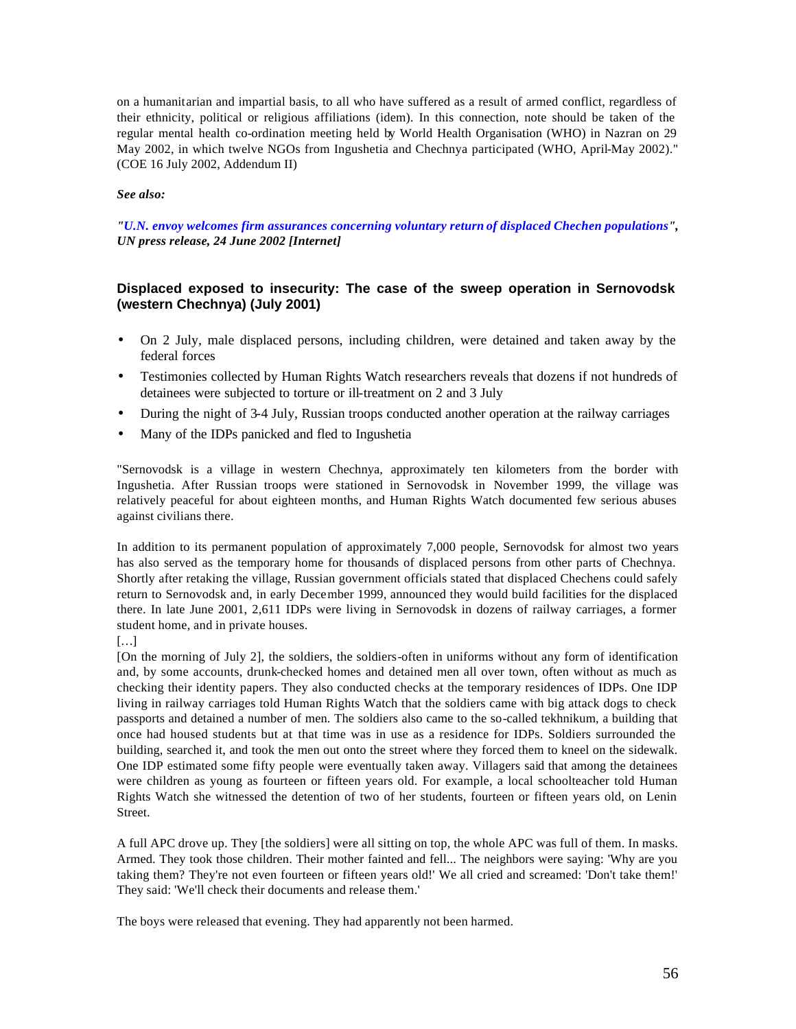on a humanitarian and impartial basis, to all who have suffered as a result of armed conflict, regardless of their ethnicity, political or religious affiliations (idem). In this connection, note should be taken of the regular mental health co-ordination meeting held by World Health Organisation (WHO) in Nazran on 29 May 2002, in which twelve NGOs from Ingushetia and Chechnya participated (WHO, April-May 2002)." (COE 16 July 2002, Addendum II)

***See also:***

***"U.N. envoy welcomes firm assurances concerning voluntary return of displaced Chechen populations", UN press release, 24 June 2002 [Internet]***

### Displaced exposed to insecurity: The case of the sweep operation in Sernovodsk (western Chechnya) (July 2001)

- On 2 July, male displaced persons, including children, were detained and taken away by the federal forces
- Testimonies collected by Human Rights Watch researchers reveals that dozens if not hundreds of detainees were subjected to torture or ill-treatment on 2 and 3 July
- During the night of 3-4 July, Russian troops conducted another operation at the railway carriages
- Many of the IDPs panicked and fled to Ingushetia

"Sernovodsk is a village in western Chechnya, approximately ten kilometers from the border with Ingushetia. After Russian troops were stationed in Sernovodsk in November 1999, the village was relatively peaceful for about eighteen months, and Human Rights Watch documented few serious abuses against civilians there.

In addition to its permanent population of approximately 7,000 people, Sernovodsk for almost two years has also served as the temporary home for thousands of displaced persons from other parts of Chechnya. Shortly after retaking the village, Russian government officials stated that displaced Chechens could safely return to Sernovodsk and, in early December 1999, announced they would build facilities for the displaced there. In late June 2001, 2,611 IDPs were living in Sernovodsk in dozens of railway carriages, a former student home, and in private houses.

[…]

[On the morning of July 2], the soldiers, the soldiers-often in uniforms without any form of identification and, by some accounts, drunk-checked homes and detained men all over town, often without as much as checking their identity papers. They also conducted checks at the temporary residences of IDPs. One IDP living in railway carriages told Human Rights Watch that the soldiers came with big attack dogs to check passports and detained a number of men. The soldiers also came to the so-called tekhnikum, a building that once had housed students but at that time was in use as a residence for IDPs. Soldiers surrounded the building, searched it, and took the men out onto the street where they forced them to kneel on the sidewalk. One IDP estimated some fifty people were eventually taken away. Villagers said that among the detainees were children as young as fourteen or fifteen years old. For example, a local schoolteacher told Human Rights Watch she witnessed the detention of two of her students, fourteen or fifteen years old, on Lenin Street.

A full APC drove up. They [the soldiers] were all sitting on top, the whole APC was full of them. In masks. Armed. They took those children. Their mother fainted and fell... The neighbors were saying: 'Why are you taking them? They're not even fourteen or fifteen years old!' We all cried and screamed: 'Don't take them!' They said: 'We'll check their documents and release them.'

The boys were released that evening. They had apparently not been harmed.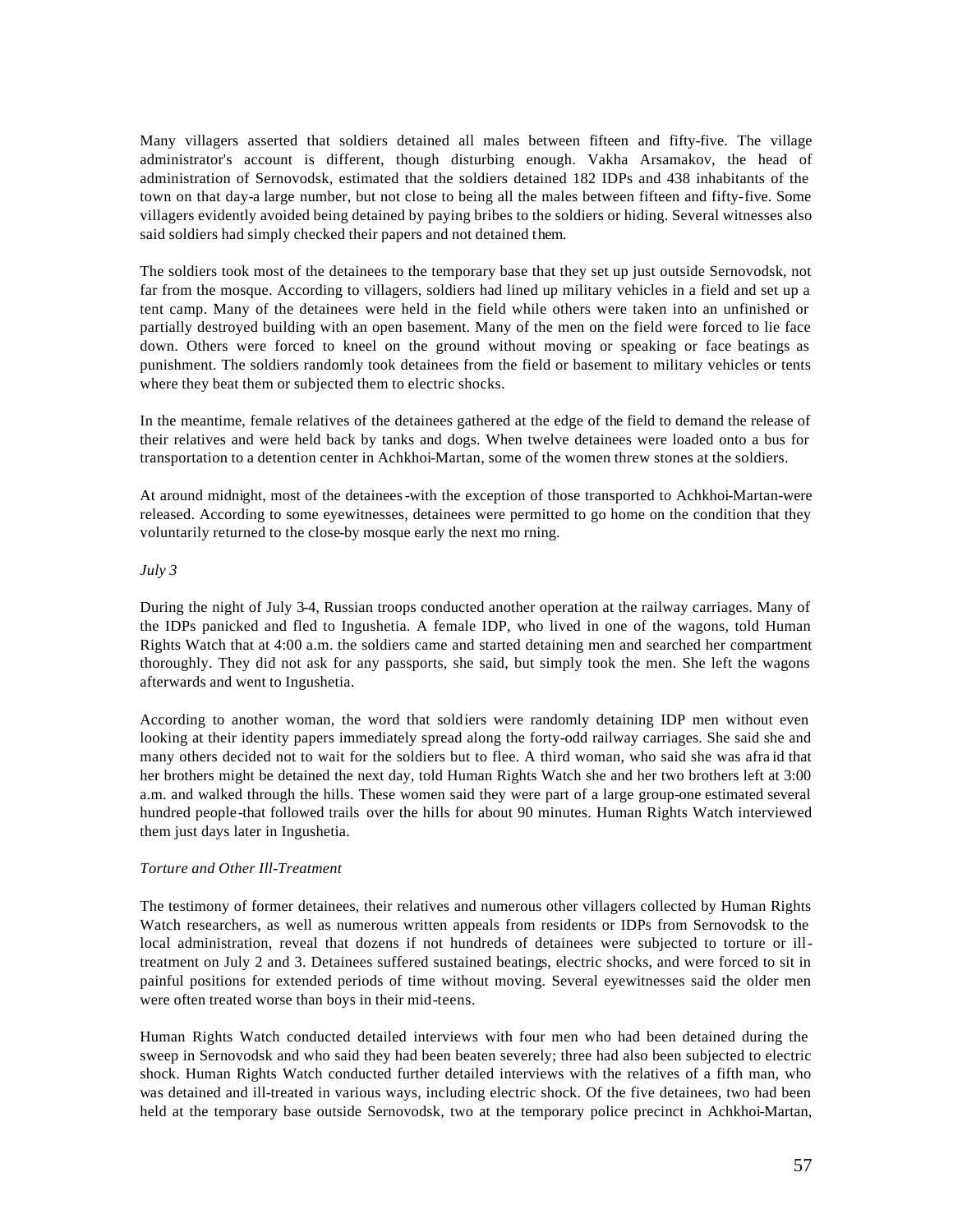Many villagers asserted that soldiers detained all males between fifteen and fifty-five. The village administrator's account is different, though disturbing enough. Vakha Arsamakov, the head of administration of Sernovodsk, estimated that the soldiers detained 182 IDPs and 438 inhabitants of the town on that day-a large number, but not close to being all the males between fifteen and fifty-five. Some villagers evidently avoided being detained by paying bribes to the soldiers or hiding. Several witnesses also said soldiers had simply checked their papers and not detained them.

The soldiers took most of the detainees to the temporary base that they set up just outside Sernovodsk, not far from the mosque. According to villagers, soldiers had lined up military vehicles in a field and set up a tent camp. Many of the detainees were held in the field while others were taken into an unfinished or partially destroyed building with an open basement. Many of the men on the field were forced to lie face down. Others were forced to kneel on the ground without moving or speaking or face beatings as punishment. The soldiers randomly took detainees from the field or basement to military vehicles or tents where they beat them or subjected them to electric shocks.

In the meantime, female relatives of the detainees gathered at the edge of the field to demand the release of their relatives and were held back by tanks and dogs. When twelve detainees were loaded onto a bus for transportation to a detention center in Achkhoi-Martan, some of the women threw stones at the soldiers.

At around midnight, most of the detainees-with the exception of those transported to Achkhoi-Martan-were released. According to some eyewitnesses, detainees were permitted to go home on the condition that they voluntarily returned to the close-by mosque early the next morning.

*July 3*

During the night of July 3-4, Russian troops conducted another operation at the railway carriages. Many of the IDPs panicked and fled to Ingushetia. A female IDP, who lived in one of the wagons, told Human Rights Watch that at 4:00 a.m. the soldiers came and started detaining men and searched her compartment thoroughly. They did not ask for any passports, she said, but simply took the men. She left the wagons afterwards and went to Ingushetia.

According to another woman, the word that soldiers were randomly detaining IDP men without even looking at their identity papers immediately spread along the forty-odd railway carriages. She said she and many others decided not to wait for the soldiers but to flee. A third woman, who said she was afraid that her brothers might be detained the next day, told Human Rights Watch she and her two brothers left at 3:00 a.m. and walked through the hills. These women said they were part of a large group-one estimated several hundred people-that followed trails over the hills for about 90 minutes. Human Rights Watch interviewed them just days later in Ingushetia.

*Torture and Other Ill-Treatment*

The testimony of former detainees, their relatives and numerous other villagers collected by Human Rights Watch researchers, as well as numerous written appeals from residents or IDPs from Sernovodsk to the local administration, reveal that dozens if not hundreds of detainees were subjected to torture or ill-treatment on July 2 and 3. Detainees suffered sustained beatings, electric shocks, and were forced to sit in painful positions for extended periods of time without moving. Several eyewitnesses said the older men were often treated worse than boys in their mid-teens.

Human Rights Watch conducted detailed interviews with four men who had been detained during the sweep in Sernovodsk and who said they had been beaten severely; three had also been subjected to electric shock. Human Rights Watch conducted further detailed interviews with the relatives of a fifth man, who was detained and ill-treated in various ways, including electric shock. Of the five detainees, two had been held at the temporary base outside Sernovodsk, two at the temporary police precinct in Achkhoi-Martan,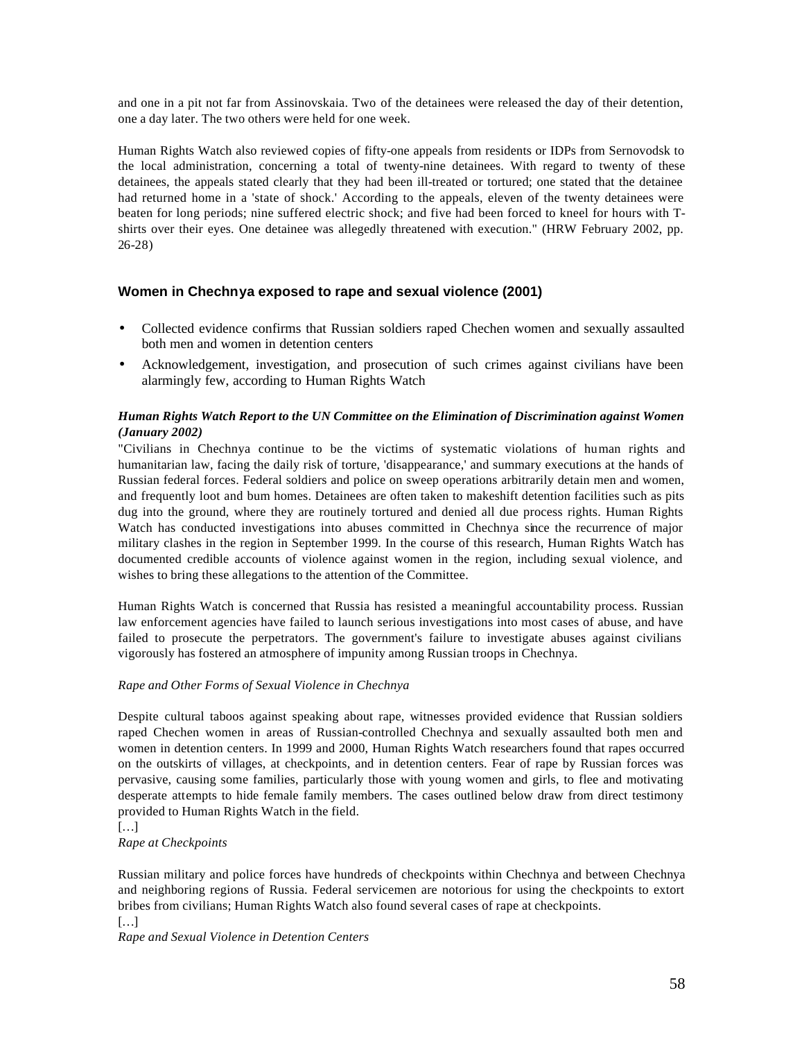and one in a pit not far from Assinovskaia. Two of the detainees were released the day of their detention, one a day later. The two others were held for one week.

Human Rights Watch also reviewed copies of fifty-one appeals from residents or IDPs from Sernovodsk to the local administration, concerning a total of twenty-nine detainees. With regard to twenty of these detainees, the appeals stated clearly that they had been ill-treated or tortured; one stated that the detainee had returned home in a 'state of shock.' According to the appeals, eleven of the twenty detainees were beaten for long periods; nine suffered electric shock; and five had been forced to kneel for hours with T-shirts over their eyes. One detainee was allegedly threatened with execution." (HRW February 2002, pp. 26-28)

### Women in Chechnya exposed to rape and sexual violence (2001)

- Collected evidence confirms that Russian soldiers raped Chechen women and sexually assaulted both men and women in detention centers
- Acknowledgement, investigation, and prosecution of such crimes against civilians have been alarmingly few, according to Human Rights Watch

***Human Rights Watch Report to the UN Committee on the Elimination of Discrimination against Women (January 2002)***

"Civilians in Chechnya continue to be the victims of systematic violations of human rights and humanitarian law, facing the daily risk of torture, 'disappearance,' and summary executions at the hands of Russian federal forces. Federal soldiers and police on sweep operations arbitrarily detain men and women, and frequently loot and bum homes. Detainees are often taken to makeshift detention facilities such as pits dug into the ground, where they are routinely tortured and denied all due process rights. Human Rights Watch has conducted investigations into abuses committed in Chechnya since the recurrence of major military clashes in the region in September 1999. In the course of this research, Human Rights Watch has documented credible accounts of violence against women in the region, including sexual violence, and wishes to bring these allegations to the attention of the Committee.

Human Rights Watch is concerned that Russia has resisted a meaningful accountability process. Russian law enforcement agencies have failed to launch serious investigations into most cases of abuse, and have failed to prosecute the perpetrators. The government's failure to investigate abuses against civilians vigorously has fostered an atmosphere of impunity among Russian troops in Chechnya.

*Rape and Other Forms of Sexual Violence in Chechnya*

Despite cultural taboos against speaking about rape, witnesses provided evidence that Russian soldiers raped Chechen women in areas of Russian-controlled Chechnya and sexually assaulted both men and women in detention centers. In 1999 and 2000, Human Rights Watch researchers found that rapes occurred on the outskirts of villages, at checkpoints, and in detention centers. Fear of rape by Russian forces was pervasive, causing some families, particularly those with young women and girls, to flee and motivating desperate attempts to hide female family members. The cases outlined below draw from direct testimony provided to Human Rights Watch in the field.

[…]

*Rape at Checkpoints*

Russian military and police forces have hundreds of checkpoints within Chechnya and between Chechnya and neighboring regions of Russia. Federal servicemen are notorious for using the checkpoints to extort bribes from civilians; Human Rights Watch also found several cases of rape at checkpoints.

[…]

*Rape and Sexual Violence in Detention Centers*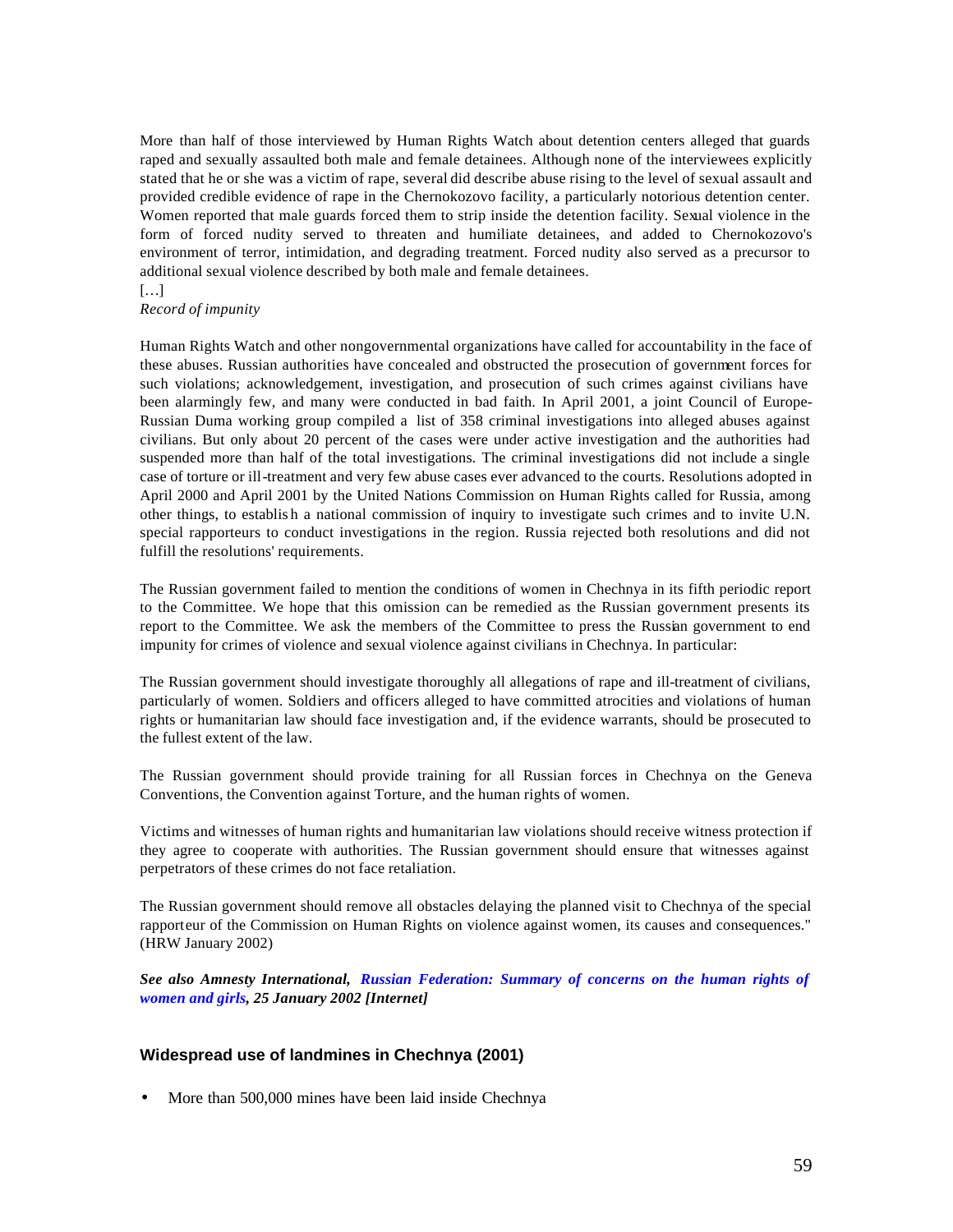More than half of those interviewed by Human Rights Watch about detention centers alleged that guards raped and sexually assaulted both male and female detainees. Although none of the interviewees explicitly stated that he or she was a victim of rape, several did describe abuse rising to the level of sexual assault and provided credible evidence of rape in the Chernokozovo facility, a particularly notorious detention center. Women reported that male guards forced them to strip inside the detention facility. Sexual violence in the form of forced nudity served to threaten and humiliate detainees, and added to Chernokozovo's environment of terror, intimidation, and degrading treatment. Forced nudity also served as a precursor to additional sexual violence described by both male and female detainees.

[…]

*Record of impunity*

Human Rights Watch and other nongovernmental organizations have called for accountability in the face of these abuses. Russian authorities have concealed and obstructed the prosecution of government forces for such violations; acknowledgement, investigation, and prosecution of such crimes against civilians have been alarmingly few, and many were conducted in bad faith. In April 2001, a joint Council of Europe-Russian Duma working group compiled a list of 358 criminal investigations into alleged abuses against civilians. But only about 20 percent of the cases were under active investigation and the authorities had suspended more than half of the total investigations. The criminal investigations did not include a single case of torture or ill-treatment and very few abuse cases ever advanced to the courts. Resolutions adopted in April 2000 and April 2001 by the United Nations Commission on Human Rights called for Russia, among other things, to establish a national commission of inquiry to investigate such crimes and to invite U.N. special rapporteurs to conduct investigations in the region. Russia rejected both resolutions and did not fulfill the resolutions' requirements.

The Russian government failed to mention the conditions of women in Chechnya in its fifth periodic report to the Committee. We hope that this omission can be remedied as the Russian government presents its report to the Committee. We ask the members of the Committee to press the Russian government to end impunity for crimes of violence and sexual violence against civilians in Chechnya. In particular:

The Russian government should investigate thoroughly all allegations of rape and ill-treatment of civilians, particularly of women. Soldiers and officers alleged to have committed atrocities and violations of human rights or humanitarian law should face investigation and, if the evidence warrants, should be prosecuted to the fullest extent of the law.

The Russian government should provide training for all Russian forces in Chechnya on the Geneva Conventions, the Convention against Torture, and the human rights of women.

Victims and witnesses of human rights and humanitarian law violations should receive witness protection if they agree to cooperate with authorities. The Russian government should ensure that witnesses against perpetrators of these crimes do not face retaliation.

The Russian government should remove all obstacles delaying the planned visit to Chechnya of the special rapporteur of the Commission on Human Rights on violence against women, its causes and consequences." (HRW January 2002)

***See also Amnesty International, Russian Federation: Summary of concerns on the human rights of women and girls, 25 January 2002 [Internet]***

### Widespread use of landmines in Chechnya (2001)

- More than 500,000 mines have been laid inside Chechnya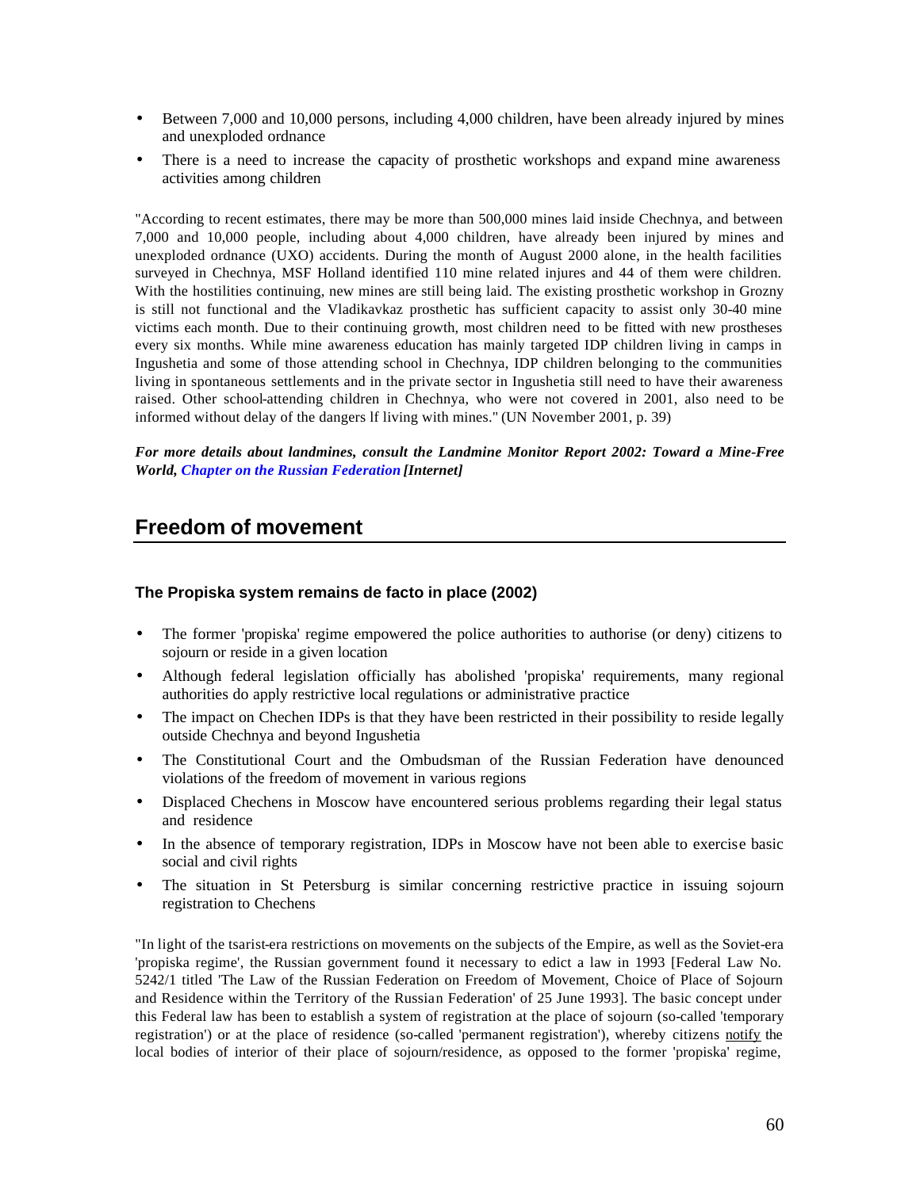- Between 7,000 and 10,000 persons, including 4,000 children, have been already injured by mines and unexploded ordnance
- There is a need to increase the capacity of prosthetic workshops and expand mine awareness activities among children

"According to recent estimates, there may be more than 500,000 mines laid inside Chechnya, and between 7,000 and 10,000 people, including about 4,000 children, have already been injured by mines and unexploded ordnance (UXO) accidents. During the month of August 2000 alone, in the health facilities surveyed in Chechnya, MSF Holland identified 110 mine related injures and 44 of them were children. With the hostilities continuing, new mines are still being laid. The existing prosthetic workshop in Grozny is still not functional and the Vladikavkaz prosthetic has sufficient capacity to assist only 30-40 mine victims each month. Due to their continuing growth, most children need to be fitted with new prostheses every six months. While mine awareness education has mainly targeted IDP children living in camps in Ingushetia and some of those attending school in Chechnya, IDP children belonging to the communities living in spontaneous settlements and in the private sector in Ingushetia still need to have their awareness raised. Other school-attending children in Chechnya, who were not covered in 2001, also need to be informed without delay of the dangers lf living with mines." (UN November 2001, p. 39)

***For more details about landmines, consult the Landmine Monitor Report 2002: Toward a Mine-Free World, Chapter on the Russian Federation [Internet]***

## Freedom of movement

### The Propiska system remains de facto in place (2002)

- The former 'propiska' regime empowered the police authorities to authorise (or deny) citizens to sojourn or reside in a given location
- Although federal legislation officially has abolished 'propiska' requirements, many regional authorities do apply restrictive local regulations or administrative practice
- The impact on Chechen IDPs is that they have been restricted in their possibility to reside legally outside Chechnya and beyond Ingushetia
- The Constitutional Court and the Ombudsman of the Russian Federation have denounced violations of the freedom of movement in various regions
- Displaced Chechens in Moscow have encountered serious problems regarding their legal status and residence
- In the absence of temporary registration, IDPs in Moscow have not been able to exercise basic social and civil rights
- The situation in St Petersburg is similar concerning restrictive practice in issuing sojourn registration to Chechens

"In light of the tsarist-era restrictions on movements on the subjects of the Empire, as well as the Soviet-era 'propiska regime', the Russian government found it necessary to edict a law in 1993 [Federal Law No. 5242/1 titled 'The Law of the Russian Federation on Freedom of Movement, Choice of Place of Sojourn and Residence within the Territory of the Russian Federation' of 25 June 1993]. The basic concept under this Federal law has been to establish a system of registration at the place of sojourn (so-called 'temporary registration') or at the place of residence (so-called 'permanent registration'), whereby citizens notify the local bodies of interior of their place of sojourn/residence, as opposed to the former 'propiska' regime,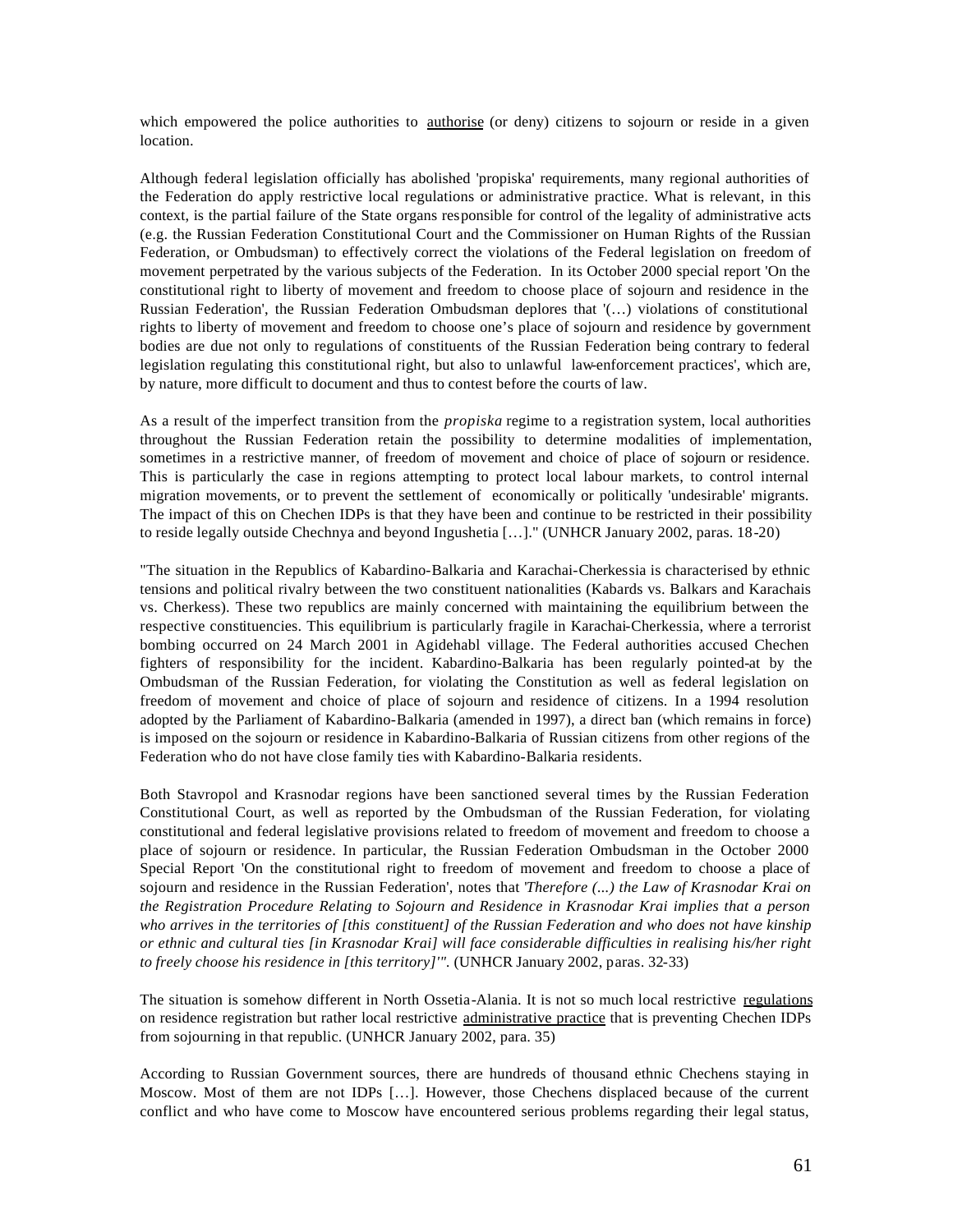which empowered the police authorities to authorise (or deny) citizens to sojourn or reside in a given location.

Although federal legislation officially has abolished 'propiska' requirements, many regional authorities of the Federation do apply restrictive local regulations or administrative practice. What is relevant, in this context, is the partial failure of the State organs responsible for control of the legality of administrative acts (e.g. the Russian Federation Constitutional Court and the Commissioner on Human Rights of the Russian Federation, or Ombudsman) to effectively correct the violations of the Federal legislation on freedom of movement perpetrated by the various subjects of the Federation. In its October 2000 special report 'On the constitutional right to liberty of movement and freedom to choose place of sojourn and residence in the Russian Federation', the Russian Federation Ombudsman deplores that '(…) violations of constitutional rights to liberty of movement and freedom to choose one's place of sojourn and residence by government bodies are due not only to regulations of constituents of the Russian Federation being contrary to federal legislation regulating this constitutional right, but also to unlawful law-enforcement practices', which are, by nature, more difficult to document and thus to contest before the courts of law.

As a result of the imperfect transition from the *propiska* regime to a registration system, local authorities throughout the Russian Federation retain the possibility to determine modalities of implementation, sometimes in a restrictive manner, of freedom of movement and choice of place of sojourn or residence. This is particularly the case in regions attempting to protect local labour markets, to control internal migration movements, or to prevent the settlement of economically or politically 'undesirable' migrants. The impact of this on Chechen IDPs is that they have been and continue to be restricted in their possibility to reside legally outside Chechnya and beyond Ingushetia […]." (UNHCR January 2002, paras. 18-20)

"The situation in the Republics of Kabardino-Balkaria and Karachai-Cherkessia is characterised by ethnic tensions and political rivalry between the two constituent nationalities (Kabards vs. Balkars and Karachais vs. Cherkess). These two republics are mainly concerned with maintaining the equilibrium between the respective constituencies. This equilibrium is particularly fragile in Karachai-Cherkessia, where a terrorist bombing occurred on 24 March 2001 in Agidehabl village. The Federal authorities accused Chechen fighters of responsibility for the incident. Kabardino-Balkaria has been regularly pointed-at by the Ombudsman of the Russian Federation, for violating the Constitution as well as federal legislation on freedom of movement and choice of place of sojourn and residence of citizens. In a 1994 resolution adopted by the Parliament of Kabardino-Balkaria (amended in 1997), a direct ban (which remains in force) is imposed on the sojourn or residence in Kabardino-Balkaria of Russian citizens from other regions of the Federation who do not have close family ties with Kabardino-Balkaria residents.

Both Stavropol and Krasnodar regions have been sanctioned several times by the Russian Federation Constitutional Court, as well as reported by the Ombudsman of the Russian Federation, for violating constitutional and federal legislative provisions related to freedom of movement and freedom to choose a place of sojourn or residence. In particular, the Russian Federation Ombudsman in the October 2000 Special Report 'On the constitutional right to freedom of movement and freedom to choose a place of sojourn and residence in the Russian Federation', notes that '*Therefore (...) the Law of Krasnodar Krai on the Registration Procedure Relating to Sojourn and Residence in Krasnodar Krai implies that a person who arrives in the territories of [this constituent] of the Russian Federation and who does not have kinship or ethnic and cultural ties [in Krasnodar Krai] will face considerable difficulties in realising his/her right to freely choose his residence in [this territory]'".* (UNHCR January 2002, paras. 32-33)

The situation is somehow different in North Ossetia-Alania. It is not so much local restrictive regulations on residence registration but rather local restrictive administrative practice that is preventing Chechen IDPs from sojourning in that republic. (UNHCR January 2002, para. 35)

According to Russian Government sources, there are hundreds of thousand ethnic Chechens staying in Moscow. Most of them are not IDPs […]. However, those Chechens displaced because of the current conflict and who have come to Moscow have encountered serious problems regarding their legal status,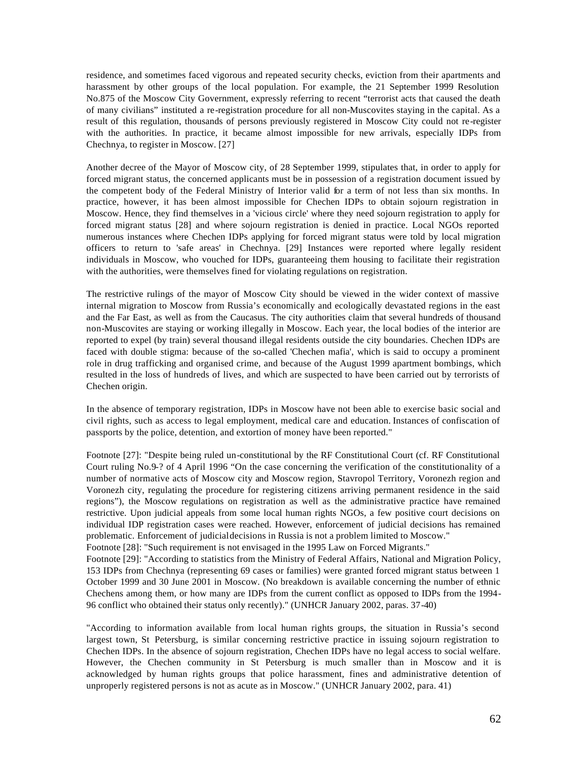residence, and sometimes faced vigorous and repeated security checks, eviction from their apartments and harassment by other groups of the local population. For example, the 21 September 1999 Resolution No.875 of the Moscow City Government, expressly referring to recent "terrorist acts that caused the death of many civilians" instituted a re-registration procedure for all non-Muscovites staying in the capital. As a result of this regulation, thousands of persons previously registered in Moscow City could not re-register with the authorities. In practice, it became almost impossible for new arrivals, especially IDPs from Chechnya, to register in Moscow. [27]

Another decree of the Mayor of Moscow city, of 28 September 1999, stipulates that, in order to apply for forced migrant status, the concerned applicants must be in possession of a registration document issued by the competent body of the Federal Ministry of Interior valid for a term of not less than six months. In practice, however, it has been almost impossible for Chechen IDPs to obtain sojourn registration in Moscow. Hence, they find themselves in a 'vicious circle' where they need sojourn registration to apply for forced migrant status [28] and where sojourn registration is denied in practice. Local NGOs reported numerous instances where Chechen IDPs applying for forced migrant status were told by local migration officers to return to 'safe areas' in Chechnya. [29] Instances were reported where legally resident individuals in Moscow, who vouched for IDPs, guaranteeing them housing to facilitate their registration with the authorities, were themselves fined for violating regulations on registration.

The restrictive rulings of the mayor of Moscow City should be viewed in the wider context of massive internal migration to Moscow from Russia's economically and ecologically devastated regions in the east and the Far East, as well as from the Caucasus. The city authorities claim that several hundreds of thousand non-Muscovites are staying or working illegally in Moscow. Each year, the local bodies of the interior are reported to expel (by train) several thousand illegal residents outside the city boundaries. Chechen IDPs are faced with double stigma: because of the so-called 'Chechen mafia', which is said to occupy a prominent role in drug trafficking and organised crime, and because of the August 1999 apartment bombings, which resulted in the loss of hundreds of lives, and which are suspected to have been carried out by terrorists of Chechen origin.

In the absence of temporary registration, IDPs in Moscow have not been able to exercise basic social and civil rights, such as access to legal employment, medical care and education. Instances of confiscation of passports by the police, detention, and extortion of money have been reported."

Footnote [27]: "Despite being ruled un-constitutional by the RF Constitutional Court (cf. RF Constitutional Court ruling No.9-? of 4 April 1996 "On the case concerning the verification of the constitutionality of a number of normative acts of Moscow city and Moscow region, Stavropol Territory, Voronezh region and Voronezh city, regulating the procedure for registering citizens arriving permanent residence in the said regions"), the Moscow regulations on registration as well as the administrative practice have remained restrictive. Upon judicial appeals from some local human rights NGOs, a few positive court decisions on individual IDP registration cases were reached. However, enforcement of judicial decisions has remained problematic. Enforcement of judicial decisions in Russia is not a problem limited to Moscow."

Footnote [28]: "Such requirement is not envisaged in the 1995 Law on Forced Migrants."

Footnote [29]: "According to statistics from the Ministry of Federal Affairs, National and Migration Policy, 153 IDPs from Chechnya (representing 69 cases or families) were granted forced migrant status between 1 October 1999 and 30 June 2001 in Moscow. (No breakdown is available concerning the number of ethnic Chechens among them, or how many are IDPs from the current conflict as opposed to IDPs from the 1994-96 conflict who obtained their status only recently)." (UNHCR January 2002, paras. 37-40)

"According to information available from local human rights groups, the situation in Russia's second largest town, St Petersburg, is similar concerning restrictive practice in issuing sojourn registration to Chechen IDPs. In the absence of sojourn registration, Chechen IDPs have no legal access to social welfare. However, the Chechen community in St Petersburg is much smaller than in Moscow and it is acknowledged by human rights groups that police harassment, fines and administrative detention of unproperly registered persons is not as acute as in Moscow." (UNHCR January 2002, para. 41)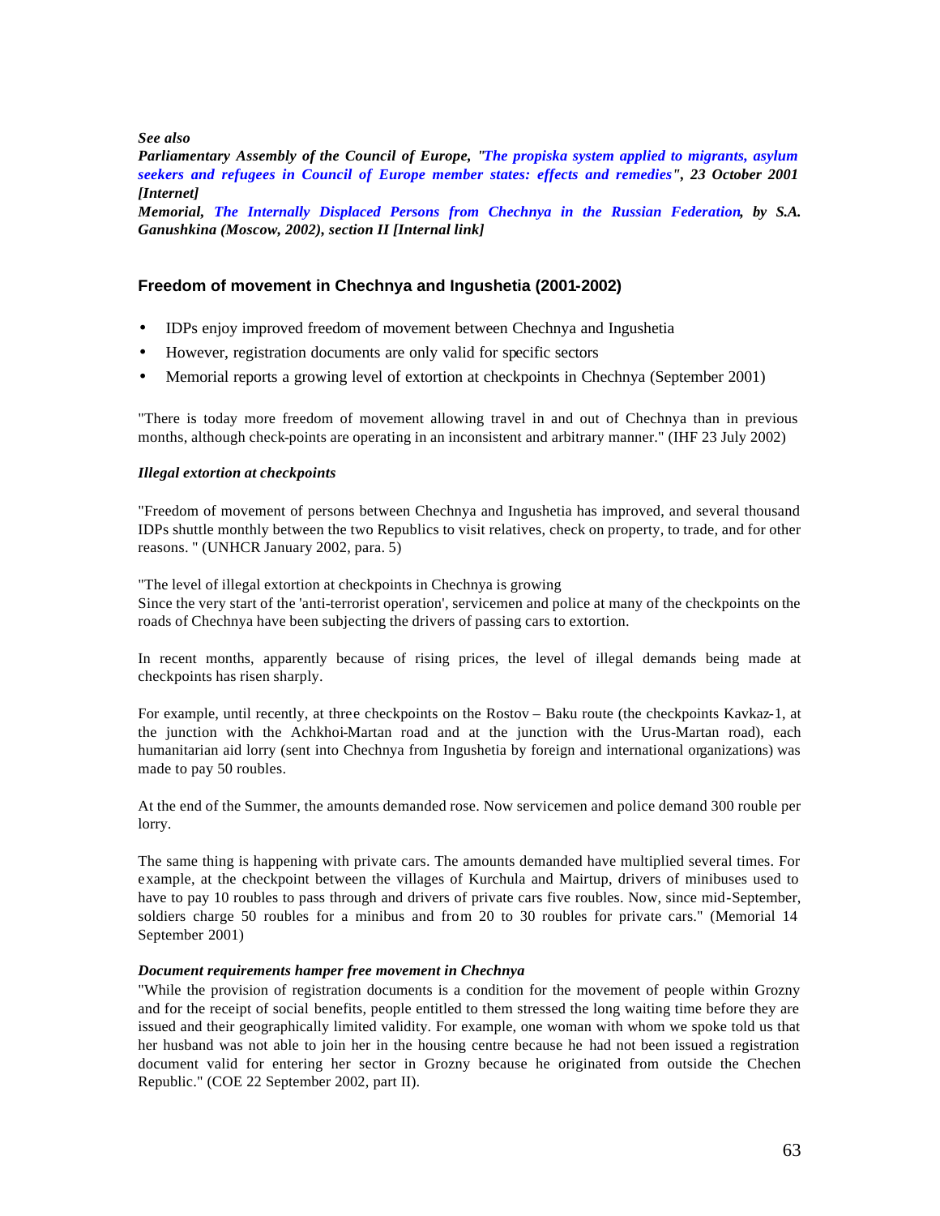***See also***

***Parliamentary Assembly of the Council of Europe, "The propiska system applied to migrants, asylum seekers and refugees in Council of Europe member states: effects and remedies", 23 October 2001 [Internet]***

***Memorial, The Internally Displaced Persons from Chechnya in the Russian Federation, by S.A. Ganushkina (Moscow, 2002), section II [Internal link]***

## Freedom of movement in Chechnya and Ingushetia (2001-2002)

- IDPs enjoy improved freedom of movement between Chechnya and Ingushetia
- However, registration documents are only valid for specific sectors
- Memorial reports a growing level of extortion at checkpoints in Chechnya (September 2001)

"There is today more freedom of movement allowing travel in and out of Chechnya than in previous months, although check-points are operating in an inconsistent and arbitrary manner." (IHF 23 July 2002)

***Illegal extortion at checkpoints***

"Freedom of movement of persons between Chechnya and Ingushetia has improved, and several thousand IDPs shuttle monthly between the two Republics to visit relatives, check on property, to trade, and for other reasons. " (UNHCR January 2002, para. 5)

"The level of illegal extortion at checkpoints in Chechnya is growing
Since the very start of the 'anti-terrorist operation', servicemen and police at many of the checkpoints on the roads of Chechnya have been subjecting the drivers of passing cars to extortion.

In recent months, apparently because of rising prices, the level of illegal demands being made at checkpoints has risen sharply.

For example, until recently, at three checkpoints on the Rostov – Baku route (the checkpoints Kavkaz-1, at the junction with the Achkhoi-Martan road and at the junction with the Urus-Martan road), each humanitarian aid lorry (sent into Chechnya from Ingushetia by foreign and international organizations) was made to pay 50 roubles.

At the end of the Summer, the amounts demanded rose. Now servicemen and police demand 300 rouble per lorry.

The same thing is happening with private cars. The amounts demanded have multiplied several times. For example, at the checkpoint between the villages of Kurchula and Mairtup, drivers of minibuses used to have to pay 10 roubles to pass through and drivers of private cars five roubles. Now, since mid-September, soldiers charge 50 roubles for a minibus and from 20 to 30 roubles for private cars." (Memorial 14 September 2001)

***Document requirements hamper free movement in Chechnya***

"While the provision of registration documents is a condition for the movement of people within Grozny and for the receipt of social benefits, people entitled to them stressed the long waiting time before they are issued and their geographically limited validity. For example, one woman with whom we spoke told us that her husband was not able to join her in the housing centre because he had not been issued a registration document valid for entering her sector in Grozny because he originated from outside the Chechen Republic." (COE 22 September 2002, part II).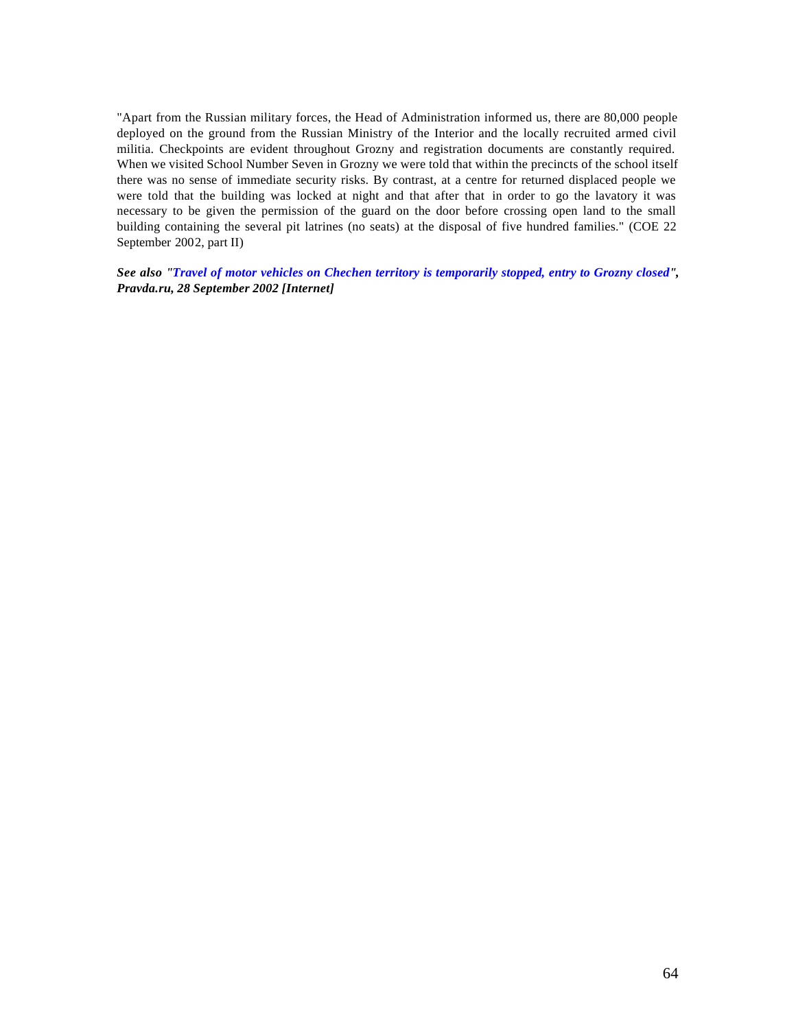"Apart from the Russian military forces, the Head of Administration informed us, there are 80,000 people deployed on the ground from the Russian Ministry of the Interior and the locally recruited armed civil militia. Checkpoints are evident throughout Grozny and registration documents are constantly required. When we visited School Number Seven in Grozny we were told that within the precincts of the school itself there was no sense of immediate security risks. By contrast, at a centre for returned displaced people we were told that the building was locked at night and that after that in order to go the lavatory it was necessary to be given the permission of the guard on the door before crossing open land to the small building containing the several pit latrines (no seats) at the disposal of five hundred families." (COE 22 September 2002, part II)

***See also "Travel of motor vehicles on Chechen territory is temporarily stopped, entry to Grozny closed", Pravda.ru, 28 September 2002 [Internet]***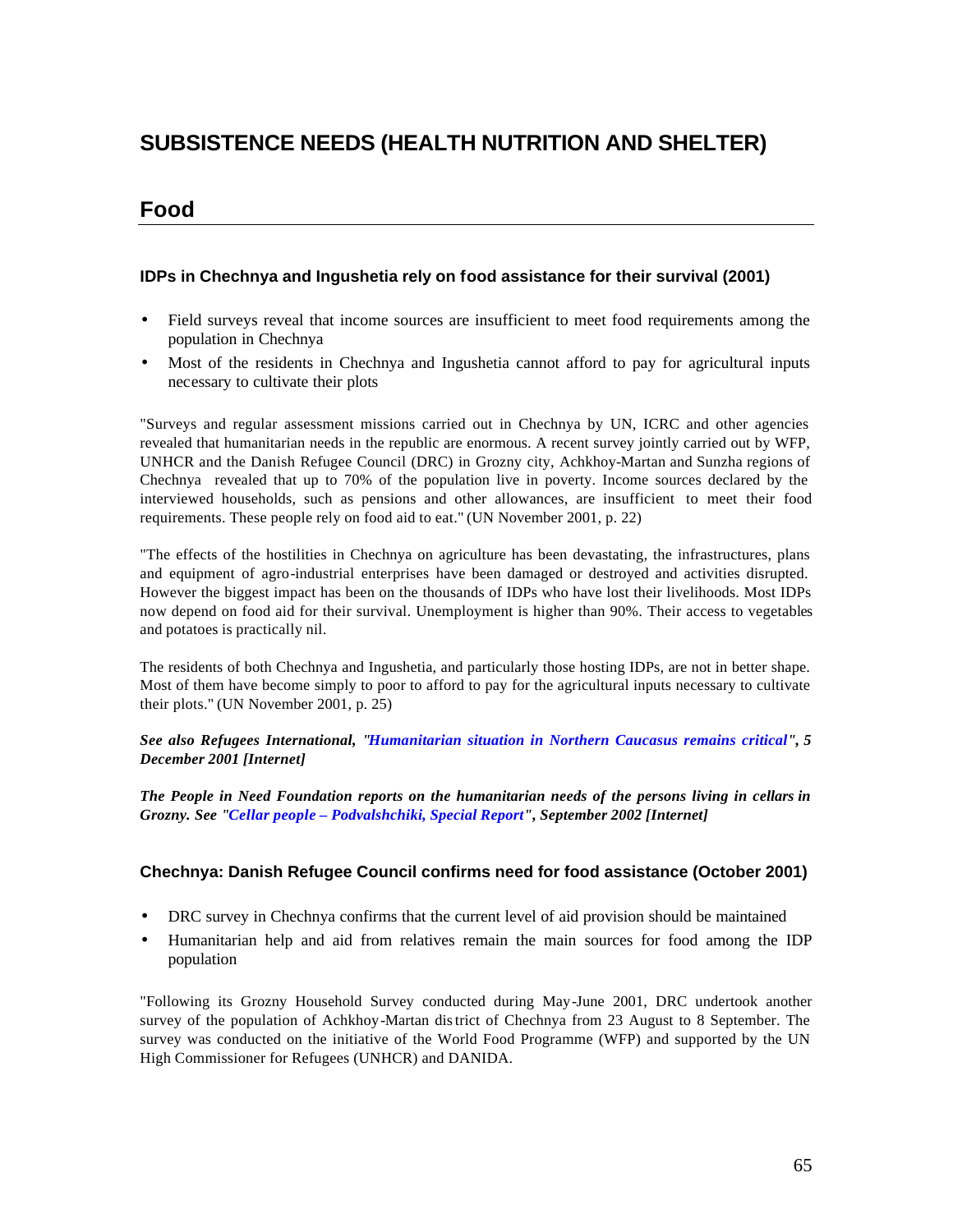# SUBSISTENCE NEEDS (HEALTH NUTRITION AND SHELTER)

## Food

### IDPs in Chechnya and Ingushetia rely on food assistance for their survival (2001)

- Field surveys reveal that income sources are insufficient to meet food requirements among the population in Chechnya
- Most of the residents in Chechnya and Ingushetia cannot afford to pay for agricultural inputs necessary to cultivate their plots

"Surveys and regular assessment missions carried out in Chechnya by UN, ICRC and other agencies revealed that humanitarian needs in the republic are enormous. A recent survey jointly carried out by WFP, UNHCR and the Danish Refugee Council (DRC) in Grozny city, Achkhoy-Martan and Sunzha regions of Chechnya revealed that up to 70% of the population live in poverty. Income sources declared by the interviewed households, such as pensions and other allowances, are insufficient to meet their food requirements. These people rely on food aid to eat." (UN November 2001, p. 22)

"The effects of the hostilities in Chechnya on agriculture has been devastating, the infrastructures, plans and equipment of agro-industrial enterprises have been damaged or destroyed and activities disrupted. However the biggest impact has been on the thousands of IDPs who have lost their livelihoods. Most IDPs now depend on food aid for their survival. Unemployment is higher than 90%. Their access to vegetables and potatoes is practically nil.

The residents of both Chechnya and Ingushetia, and particularly those hosting IDPs, are not in better shape. Most of them have become simply to poor to afford to pay for the agricultural inputs necessary to cultivate their plots." (UN November 2001, p. 25)

***See also Refugees International, "Humanitarian situation in Northern Caucasus remains critical", 5 December 2001 [Internet]***

***The People in Need Foundation reports on the humanitarian needs of the persons living in cellars in Grozny. See "Cellar people – Podvalshchiki, Special Report", September 2002 [Internet]***

### Chechnya: Danish Refugee Council confirms need for food assistance (October 2001)

- DRC survey in Chechnya confirms that the current level of aid provision should be maintained
- Humanitarian help and aid from relatives remain the main sources for food among the IDP population

"Following its Grozny Household Survey conducted during May-June 2001, DRC undertook another survey of the population of Achkhoy-Martan district of Chechnya from 23 August to 8 September. The survey was conducted on the initiative of the World Food Programme (WFP) and supported by the UN High Commissioner for Refugees (UNHCR) and DANIDA.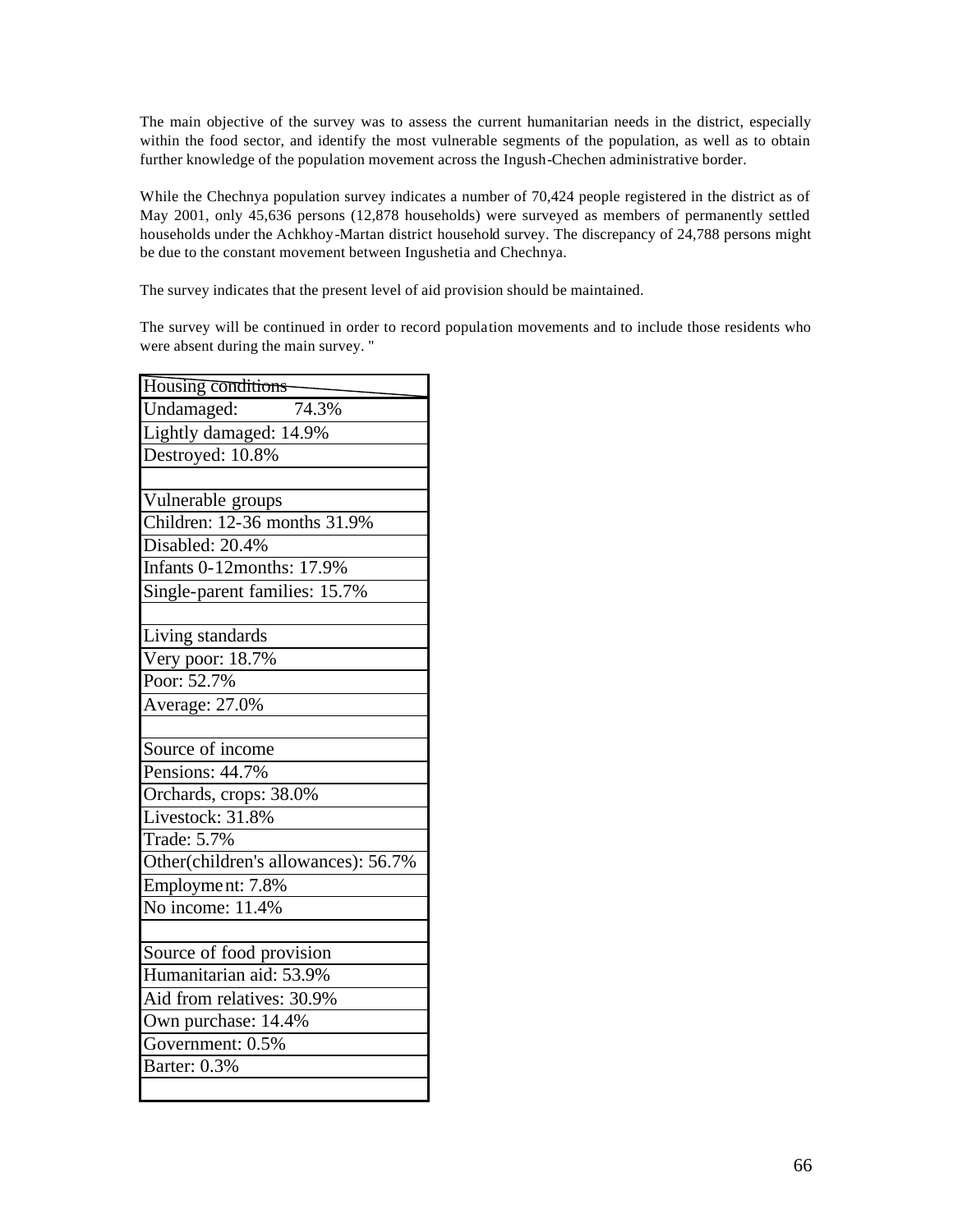The main objective of the survey was to assess the current humanitarian needs in the district, especially within the food sector, and identify the most vulnerable segments of the population, as well as to obtain further knowledge of the population movement across the Ingush-Chechen administrative border.

While the Chechnya population survey indicates a number of 70,424 people registered in the district as of May 2001, only 45,636 persons (12,878 households) were surveyed as members of permanently settled households under the Achkhoy-Martan district household survey. The discrepancy of 24,788 persons might be due to the constant movement between Ingushetia and Chechnya.

The survey indicates that the present level of aid provision should be maintained.

The survey will be continued in order to record population movements and to include those residents who were absent during the main survey. "

| Housing conditions |
|---|
| Undamaged: 74.3% |
| Lightly damaged: 14.9% |
| Destroyed: 10.8% |
| |
| Vulnerable groups |
| Children: 12-36 months 31.9% |
| Disabled: 20.4% |
| Infants 0-12months: 17.9% |
| Single-parent families: 15.7% |
| |
| Living standards |
| Very poor: 18.7% |
| Poor: 52.7% |
| Average: 27.0% |
| |
| Source of income |
| Pensions: 44.7% |
| Orchards, crops: 38.0% |
| Livestock: 31.8% |
| Trade: 5.7% |
| Other(children's allowances): 56.7% |
| Employment: 7.8% |
| No income: 11.4% |
| |
| Source of food provision |
| Humanitarian aid: 53.9% |
| Aid from relatives: 30.9% |
| Own purchase: 14.4% |
| Government: 0.5% |
| Barter: 0.3% |
| |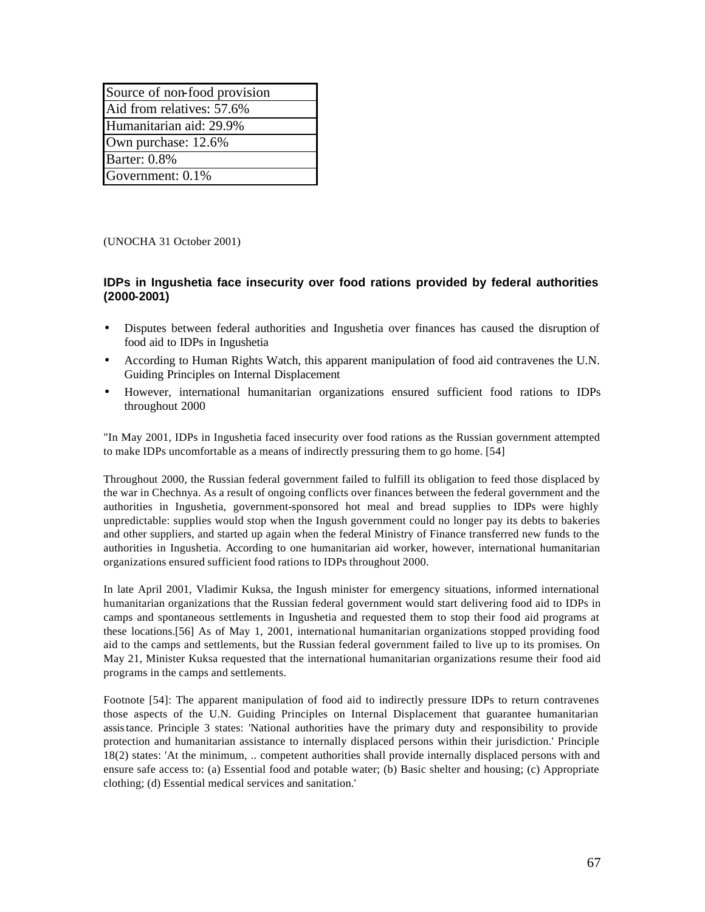| Source of non-food provision |
| --- |
| Aid from relatives: 57.6% |
| Humanitarian aid: 29.9% |
| Own purchase: 12.6% |
| Barter: 0.8% |
| Government: 0.1% |

(UNOCHA 31 October 2001)

### IDPs in Ingushetia face insecurity over food rations provided by federal authorities (2000-2001)

- Disputes between federal authorities and Ingushetia over finances has caused the disruption of food aid to IDPs in Ingushetia
- According to Human Rights Watch, this apparent manipulation of food aid contravenes the U.N. Guiding Principles on Internal Displacement
- However, international humanitarian organizations ensured sufficient food rations to IDPs throughout 2000

"In May 2001, IDPs in Ingushetia faced insecurity over food rations as the Russian government attempted to make IDPs uncomfortable as a means of indirectly pressuring them to go home. [54]

Throughout 2000, the Russian federal government failed to fulfill its obligation to feed those displaced by the war in Chechnya. As a result of ongoing conflicts over finances between the federal government and the authorities in Ingushetia, government-sponsored hot meal and bread supplies to IDPs were highly unpredictable: supplies would stop when the Ingush government could no longer pay its debts to bakeries and other suppliers, and started up again when the federal Ministry of Finance transferred new funds to the authorities in Ingushetia. According to one humanitarian aid worker, however, international humanitarian organizations ensured sufficient food rations to IDPs throughout 2000.

In late April 2001, Vladimir Kuksa, the Ingush minister for emergency situations, informed international humanitarian organizations that the Russian federal government would start delivering food aid to IDPs in camps and spontaneous settlements in Ingushetia and requested them to stop their food aid programs at these locations.[56] As of May 1, 2001, international humanitarian organizations stopped providing food aid to the camps and settlements, but the Russian federal government failed to live up to its promises. On May 21, Minister Kuksa requested that the international humanitarian organizations resume their food aid programs in the camps and settlements.

Footnote [54]: The apparent manipulation of food aid to indirectly pressure IDPs to return contravenes those aspects of the U.N. Guiding Principles on Internal Displacement that guarantee humanitarian assistance. Principle 3 states: 'National authorities have the primary duty and responsibility to provide protection and humanitarian assistance to internally displaced persons within their jurisdiction.' Principle 18(2) states: 'At the minimum, .. competent authorities shall provide internally displaced persons with and ensure safe access to: (a) Essential food and potable water; (b) Basic shelter and housing; (c) Appropriate clothing; (d) Essential medical services and sanitation.'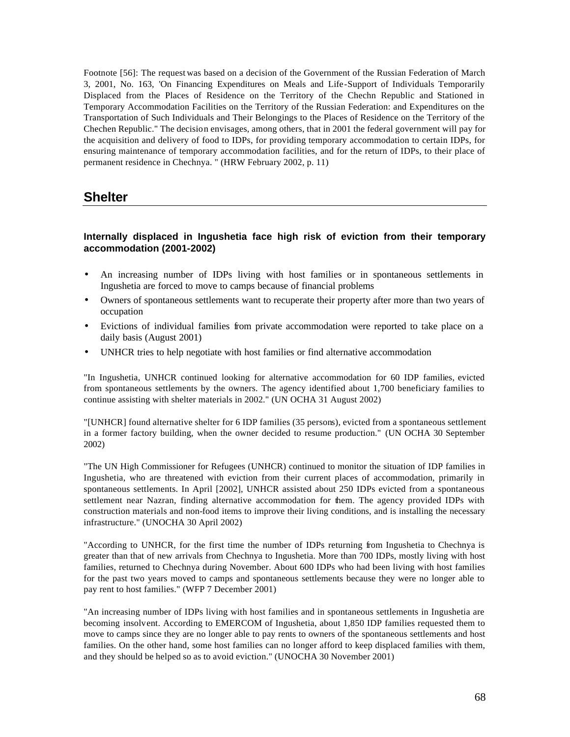Footnote [56]: The request was based on a decision of the Government of the Russian Federation of March 3, 2001, No. 163, 'On Financing Expenditures on Meals and Life-Support of Individuals Temporarily Displaced from the Places of Residence on the Territory of the Chechn Republic and Stationed in Temporary Accommodation Facilities on the Territory of the Russian Federation: and Expenditures on the Transportation of Such Individuals and Their Belongings to the Places of Residence on the Territory of the Chechen Republic." The decision envisages, among others, that in 2001 the federal government will pay for the acquisition and delivery of food to IDPs, for providing temporary accommodation to certain IDPs, for ensuring maintenance of temporary accommodation facilities, and for the return of IDPs, to their place of permanent residence in Chechnya. " (HRW February 2002, p. 11)

## Shelter

### Internally displaced in Ingushetia face high risk of eviction from their temporary accommodation (2001-2002)

- An increasing number of IDPs living with host families or in spontaneous settlements in Ingushetia are forced to move to camps because of financial problems
- Owners of spontaneous settlements want to recuperate their property after more than two years of occupation
- Evictions of individual families from private accommodation were reported to take place on a daily basis (August 2001)
- UNHCR tries to help negotiate with host families or find alternative accommodation

"In Ingushetia, UNHCR continued looking for alternative accommodation for 60 IDP families, evicted from spontaneous settlements by the owners. The agency identified about 1,700 beneficiary families to continue assisting with shelter materials in 2002." (UN OCHA 31 August 2002)

"[UNHCR] found alternative shelter for 6 IDP families (35 persons), evicted from a spontaneous settlement in a former factory building, when the owner decided to resume production." (UN OCHA 30 September 2002)

"The UN High Commissioner for Refugees (UNHCR) continued to monitor the situation of IDP families in Ingushetia, who are threatened with eviction from their current places of accommodation, primarily in spontaneous settlements. In April [2002], UNHCR assisted about 250 IDPs evicted from a spontaneous settlement near Nazran, finding alternative accommodation for them. The agency provided IDPs with construction materials and non-food items to improve their living conditions, and is installing the necessary infrastructure." (UNOCHA 30 April 2002)

"According to UNHCR, for the first time the number of IDPs returning from Ingushetia to Chechnya is greater than that of new arrivals from Chechnya to Ingushetia. More than 700 IDPs, mostly living with host families, returned to Chechnya during November. About 600 IDPs who had been living with host families for the past two years moved to camps and spontaneous settlements because they were no longer able to pay rent to host families." (WFP 7 December 2001)

"An increasing number of IDPs living with host families and in spontaneous settlements in Ingushetia are becoming insolvent. According to EMERCOM of Ingushetia, about 1,850 IDP families requested them to move to camps since they are no longer able to pay rents to owners of the spontaneous settlements and host families. On the other hand, some host families can no longer afford to keep displaced families with them, and they should be helped so as to avoid eviction." (UNOCHA 30 November 2001)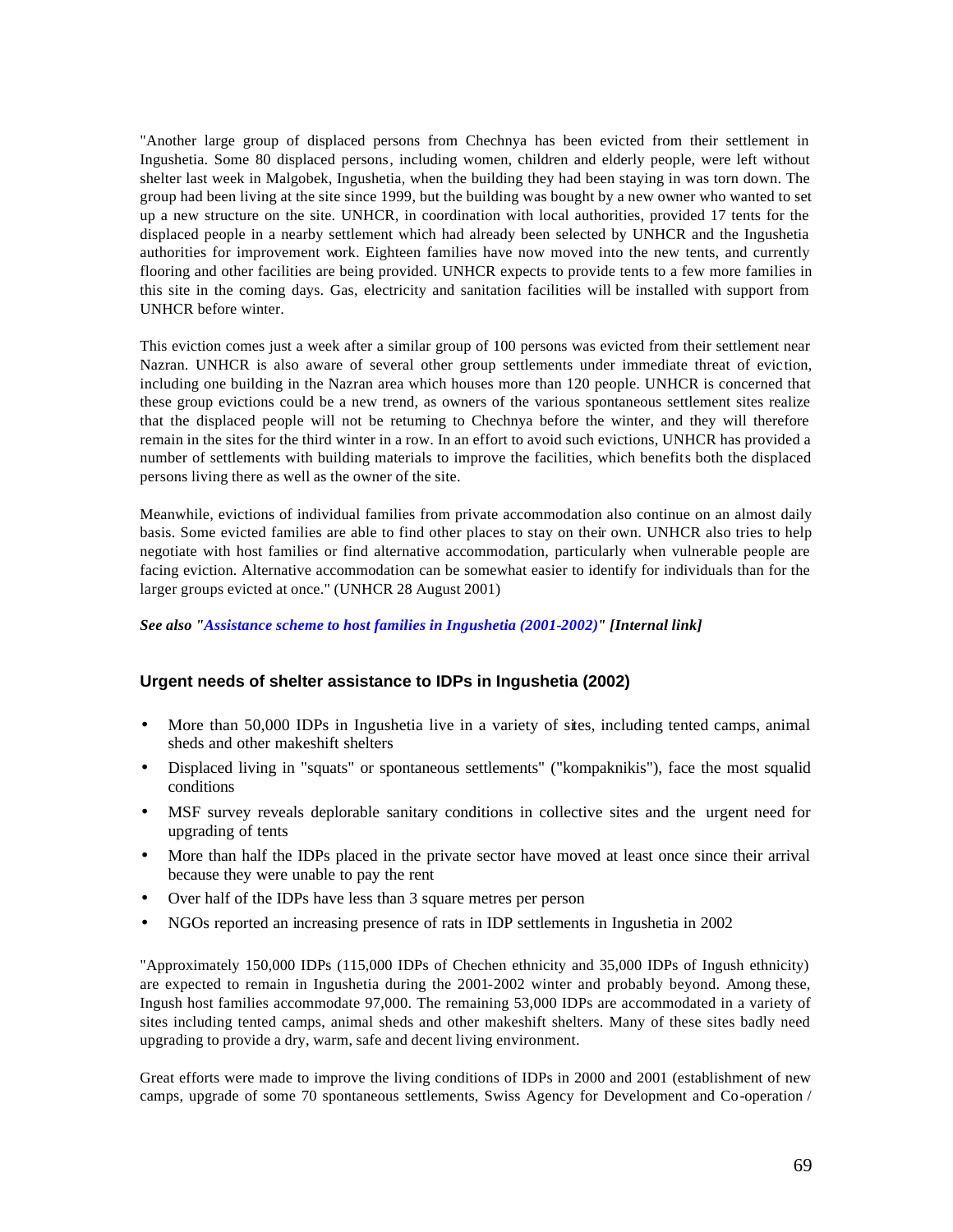"Another large group of displaced persons from Chechnya has been evicted from their settlement in Ingushetia. Some 80 displaced persons, including women, children and elderly people, were left without shelter last week in Malgobek, Ingushetia, when the building they had been staying in was torn down. The group had been living at the site since 1999, but the building was bought by a new owner who wanted to set up a new structure on the site. UNHCR, in coordination with local authorities, provided 17 tents for the displaced people in a nearby settlement which had already been selected by UNHCR and the Ingushetia authorities for improvement work. Eighteen families have now moved into the new tents, and currently flooring and other facilities are being provided. UNHCR expects to provide tents to a few more families in this site in the coming days. Gas, electricity and sanitation facilities will be installed with support from UNHCR before winter.

This eviction comes just a week after a similar group of 100 persons was evicted from their settlement near Nazran. UNHCR is also aware of several other group settlements under immediate threat of eviction, including one building in the Nazran area which houses more than 120 people. UNHCR is concerned that these group evictions could be a new trend, as owners of the various spontaneous settlement sites realize that the displaced people will not be returning to Chechnya before the winter, and they will therefore remain in the sites for the third winter in a row. In an effort to avoid such evictions, UNHCR has provided a number of settlements with building materials to improve the facilities, which benefits both the displaced persons living there as well as the owner of the site.

Meanwhile, evictions of individual families from private accommodation also continue on an almost daily basis. Some evicted families are able to find other places to stay on their own. UNHCR also tries to help negotiate with host families or find alternative accommodation, particularly when vulnerable people are facing eviction. Alternative accommodation can be somewhat easier to identify for individuals than for the larger groups evicted at once." (UNHCR 28 August 2001)

***See also "Assistance scheme to host families in Ingushetia (2001-2002)" [Internal link]***

## Urgent needs of shelter assistance to IDPs in Ingushetia (2002)

- More than 50,000 IDPs in Ingushetia live in a variety of sites, including tented camps, animal sheds and other makeshift shelters
- Displaced living in "squats" or spontaneous settlements" ("kompaknikis"), face the most squalid conditions
- MSF survey reveals deplorable sanitary conditions in collective sites and the urgent need for upgrading of tents
- More than half the IDPs placed in the private sector have moved at least once since their arrival because they were unable to pay the rent
- Over half of the IDPs have less than 3 square metres per person
- NGOs reported an increasing presence of rats in IDP settlements in Ingushetia in 2002

"Approximately 150,000 IDPs (115,000 IDPs of Chechen ethnicity and 35,000 IDPs of Ingush ethnicity) are expected to remain in Ingushetia during the 2001-2002 winter and probably beyond. Among these, Ingush host families accommodate 97,000. The remaining 53,000 IDPs are accommodated in a variety of sites including tented camps, animal sheds and other makeshift shelters. Many of these sites badly need upgrading to provide a dry, warm, safe and decent living environment.

Great efforts were made to improve the living conditions of IDPs in 2000 and 2001 (establishment of new camps, upgrade of some 70 spontaneous settlements, Swiss Agency for Development and Co-operation /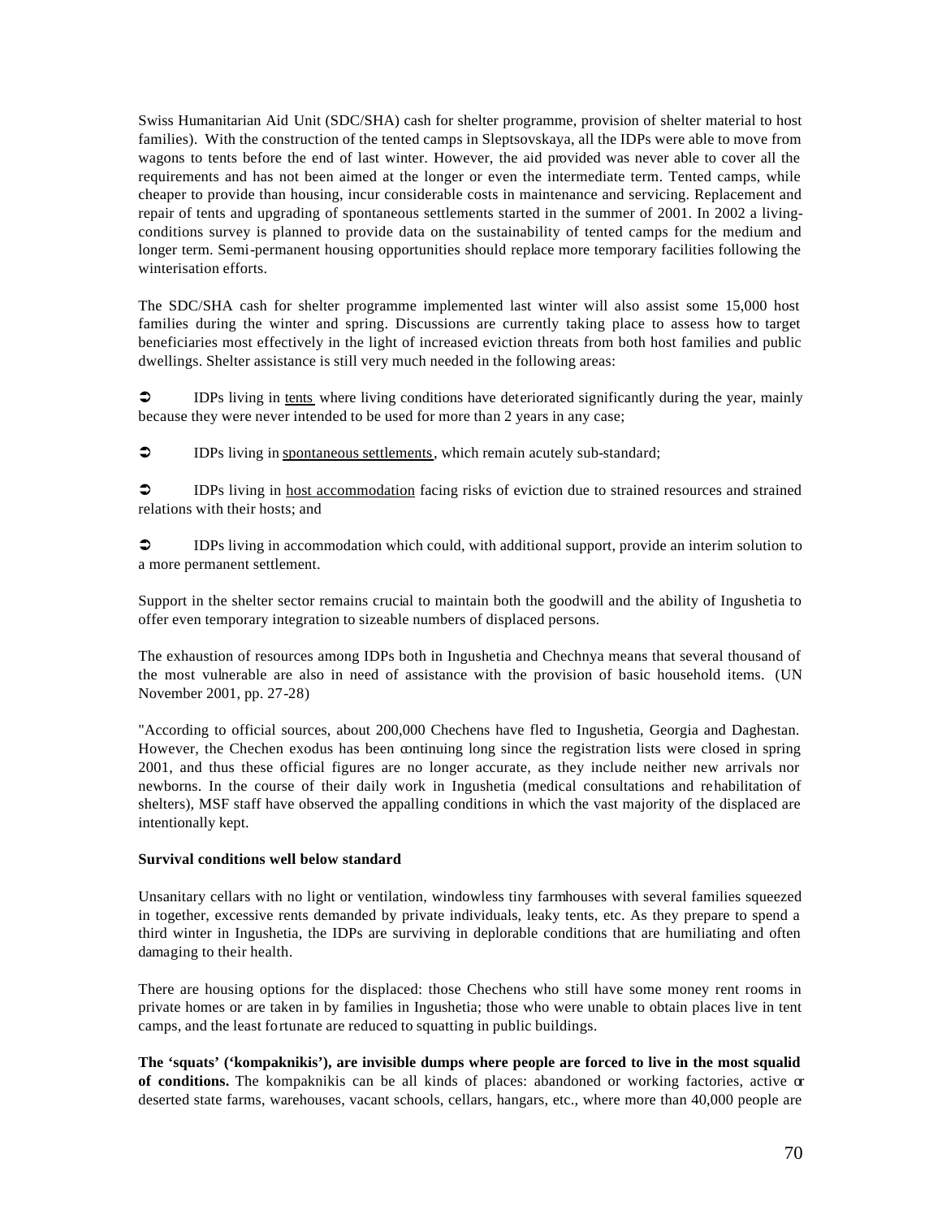Swiss Humanitarian Aid Unit (SDC/SHA) cash for shelter programme, provision of shelter material to host families). With the construction of the tented camps in Sleptsovskaya, all the IDPs were able to move from wagons to tents before the end of last winter. However, the aid provided was never able to cover all the requirements and has not been aimed at the longer or even the intermediate term. Tented camps, while cheaper to provide than housing, incur considerable costs in maintenance and servicing. Replacement and repair of tents and upgrading of spontaneous settlements started in the summer of 2001. In 2002 a living-conditions survey is planned to provide data on the sustainability of tented camps for the medium and longer term. Semi-permanent housing opportunities should replace more temporary facilities following the winterisation efforts.

The SDC/SHA cash for shelter programme implemented last winter will also assist some 15,000 host families during the winter and spring. Discussions are currently taking place to assess how to target beneficiaries most effectively in the light of increased eviction threats from both host families and public dwellings. Shelter assistance is still very much needed in the following areas:

➲ IDPs living in <u>tents</u> where living conditions have deteriorated significantly during the year, mainly because they were never intended to be used for more than 2 years in any case;

➲ IDPs living in <u>spontaneous settlements</u>, which remain acutely sub-standard;

➲ IDPs living in <u>host accommodation</u> facing risks of eviction due to strained resources and strained relations with their hosts; and

➲ IDPs living in accommodation which could, with additional support, provide an interim solution to a more permanent settlement.

Support in the shelter sector remains crucial to maintain both the goodwill and the ability of Ingushetia to offer even temporary integration to sizeable numbers of displaced persons.

The exhaustion of resources among IDPs both in Ingushetia and Chechnya means that several thousand of the most vulnerable are also in need of assistance with the provision of basic household items. (UN November 2001, pp. 27-28)

"According to official sources, about 200,000 Chechens have fled to Ingushetia, Georgia and Daghestan. However, the Chechen exodus has been continuing long since the registration lists were closed in spring 2001, and thus these official figures are no longer accurate, as they include neither new arrivals nor newborns. In the course of their daily work in Ingushetia (medical consultations and rehabilitation of shelters), MSF staff have observed the appalling conditions in which the vast majority of the displaced are intentionally kept.

**Survival conditions well below standard**

Unsanitary cellars with no light or ventilation, windowless tiny farmhouses with several families squeezed in together, excessive rents demanded by private individuals, leaky tents, etc. As they prepare to spend a third winter in Ingushetia, the IDPs are surviving in deplorable conditions that are humiliating and often damaging to their health.

There are housing options for the displaced: those Chechens who still have some money rent rooms in private homes or are taken in by families in Ingushetia; those who were unable to obtain places live in tent camps, and the least fortunate are reduced to squatting in public buildings.

**The 'squats' ('kompaknikis'), are invisible dumps where people are forced to live in the most squalid of conditions.** The kompaknikis can be all kinds of places: abandoned or working factories, active or deserted state farms, warehouses, vacant schools, cellars, hangars, etc., where more than 40,000 people are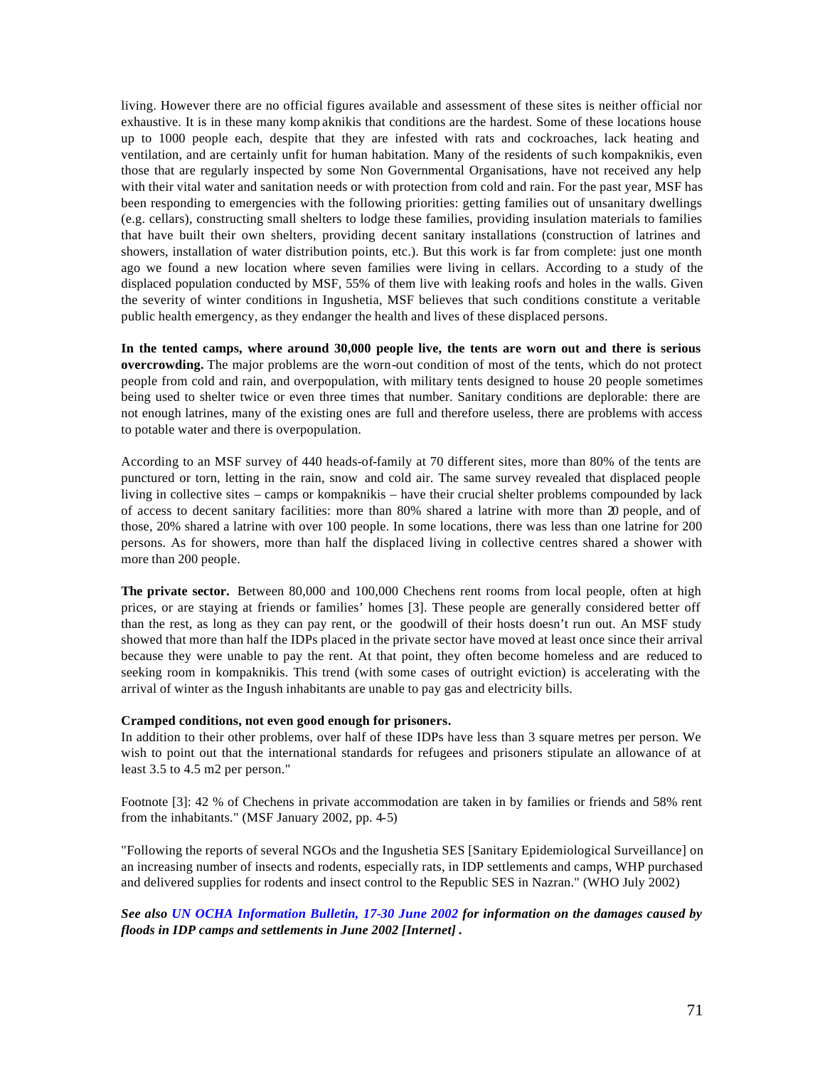living. However there are no official figures available and assessment of these sites is neither official nor exhaustive. It is in these many komp aknikis that conditions are the hardest. Some of these locations house up to 1000 people each, despite that they are infested with rats and cockroaches, lack heating and ventilation, and are certainly unfit for human habitation. Many of the residents of such kompaknikis, even those that are regularly inspected by some Non Governmental Organisations, have not received any help with their vital water and sanitation needs or with protection from cold and rain. For the past year, MSF has been responding to emergencies with the following priorities: getting families out of unsanitary dwellings (e.g. cellars), constructing small shelters to lodge these families, providing insulation materials to families that have built their own shelters, providing decent sanitary installations (construction of latrines and showers, installation of water distribution points, etc.). But this work is far from complete: just one month ago we found a new location where seven families were living in cellars. According to a study of the displaced population conducted by MSF, 55% of them live with leaking roofs and holes in the walls. Given the severity of winter conditions in Ingushetia, MSF believes that such conditions constitute a veritable public health emergency, as they endanger the health and lives of these displaced persons.

**In the tented camps, where around 30,000 people live, the tents are worn out and there is serious overcrowding.** The major problems are the worn-out condition of most of the tents, which do not protect people from cold and rain, and overpopulation, with military tents designed to house 20 people sometimes being used to shelter twice or even three times that number. Sanitary conditions are deplorable: there are not enough latrines, many of the existing ones are full and therefore useless, there are problems with access to potable water and there is overpopulation.

According to an MSF survey of 440 heads-of-family at 70 different sites, more than 80% of the tents are punctured or torn, letting in the rain, snow and cold air. The same survey revealed that displaced people living in collective sites – camps or kompaknikis – have their crucial shelter problems compounded by lack of access to decent sanitary facilities: more than 80% shared a latrine with more than 20 people, and of those, 20% shared a latrine with over 100 people. In some locations, there was less than one latrine for 200 persons. As for showers, more than half the displaced living in collective centres shared a shower with more than 200 people.

**The private sector.** Between 80,000 and 100,000 Chechens rent rooms from local people, often at high prices, or are staying at friends or families' homes [3]. These people are generally considered better off than the rest, as long as they can pay rent, or the goodwill of their hosts doesn't run out. An MSF study showed that more than half the IDPs placed in the private sector have moved at least once since their arrival because they were unable to pay the rent. At that point, they often become homeless and are reduced to seeking room in kompaknikis. This trend (with some cases of outright eviction) is accelerating with the arrival of winter as the Ingush inhabitants are unable to pay gas and electricity bills.

**Cramped conditions, not even good enough for prisoners.**
In addition to their other problems, over half of these IDPs have less than 3 square metres per person. We wish to point out that the international standards for refugees and prisoners stipulate an allowance of at least 3.5 to 4.5 m2 per person."

Footnote [3]: 42 % of Chechens in private accommodation are taken in by families or friends and 58% rent from the inhabitants." (MSF January 2002, pp. 4-5)

"Following the reports of several NGOs and the Ingushetia SES [Sanitary Epidemiological Surveillance] on an increasing number of insects and rodents, especially rats, in IDP settlements and camps, WHP purchased and delivered supplies for rodents and insect control to the Republic SES in Nazran." (WHO July 2002)

***See also UN OCHA Information Bulletin, 17-30 June 2002 for information on the damages caused by floods in IDP camps and settlements in June 2002 [Internet] .***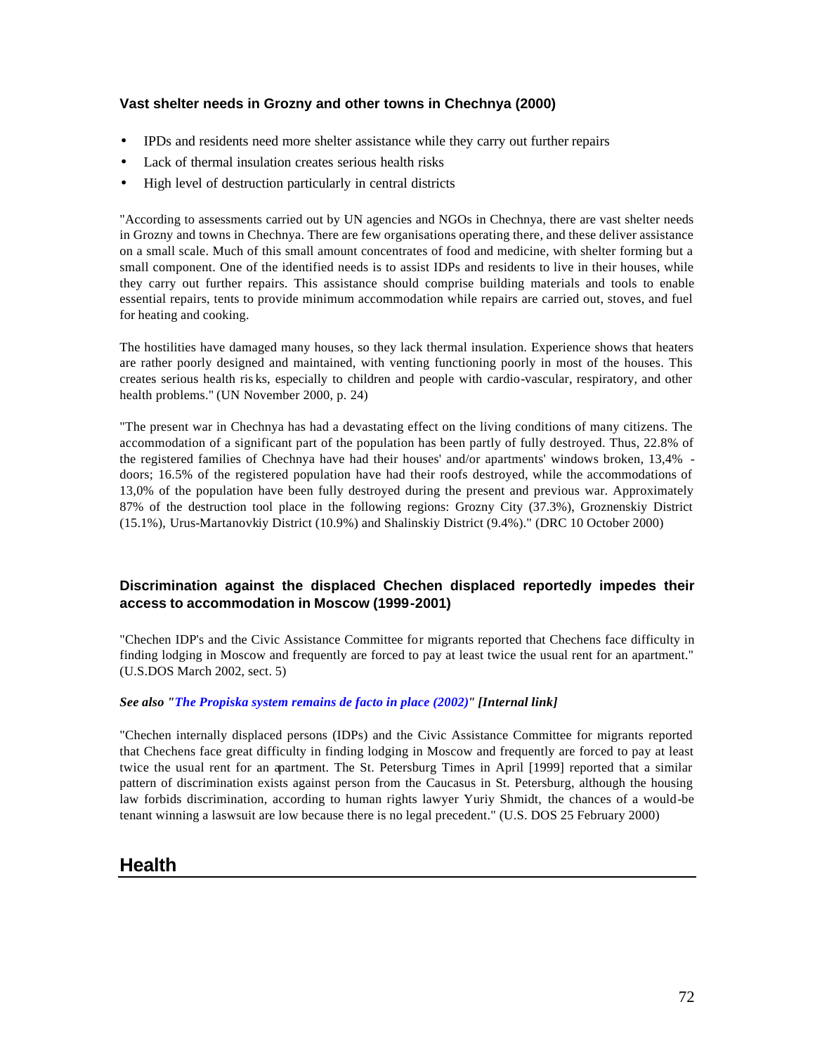### Vast shelter needs in Grozny and other towns in Chechnya (2000)

- IPDs and residents need more shelter assistance while they carry out further repairs
- Lack of thermal insulation creates serious health risks
- High level of destruction particularly in central districts

"According to assessments carried out by UN agencies and NGOs in Chechnya, there are vast shelter needs in Grozny and towns in Chechnya. There are few organisations operating there, and these deliver assistance on a small scale. Much of this small amount concentrates of food and medicine, with shelter forming but a small component. One of the identified needs is to assist IDPs and residents to live in their houses, while they carry out further repairs. This assistance should comprise building materials and tools to enable essential repairs, tents to provide minimum accommodation while repairs are carried out, stoves, and fuel for heating and cooking.

The hostilities have damaged many houses, so they lack thermal insulation. Experience shows that heaters are rather poorly designed and maintained, with venting functioning poorly in most of the houses. This creates serious health ris ks, especially to children and people with cardio-vascular, respiratory, and other health problems." (UN November 2000, p. 24)

"The present war in Chechnya has had a devastating effect on the living conditions of many citizens. The accommodation of a significant part of the population has been partly of fully destroyed. Thus, 22.8% of the registered families of Chechnya have had their houses' and/or apartments' windows broken, 13,4% - doors; 16.5% of the registered population have had their roofs destroyed, while the accommodations of 13,0% of the population have been fully destroyed during the present and previous war. Approximately 87% of the destruction tool place in the following regions: Grozny City (37.3%), Groznenskiy District (15.1%), Urus-Martanovkiy District (10.9%) and Shalinskiy District (9.4%)." (DRC 10 October 2000)

### Discrimination against the displaced Chechen displaced reportedly impedes their access to accommodation in Moscow (1999-2001)

"Chechen IDP's and the Civic Assistance Committee for migrants reported that Chechens face difficulty in finding lodging in Moscow and frequently are forced to pay at least twice the usual rent for an apartment." (U.S.DOS March 2002, sect. 5)

***See also "The Propiska system remains de facto in place (2002)" [Internal link]***

"Chechen internally displaced persons (IDPs) and the Civic Assistance Committee for migrants reported that Chechens face great difficulty in finding lodging in Moscow and frequently are forced to pay at least twice the usual rent for an apartment. The St. Petersburg Times in April [1999] reported that a similar pattern of discrimination exists against person from the Caucasus in St. Petersburg, although the housing law forbids discrimination, according to human rights lawyer Yuriy Shmidt, the chances of a would-be tenant winning a laswsuit are low because there is no legal precedent." (U.S. DOS 25 February 2000)

## Health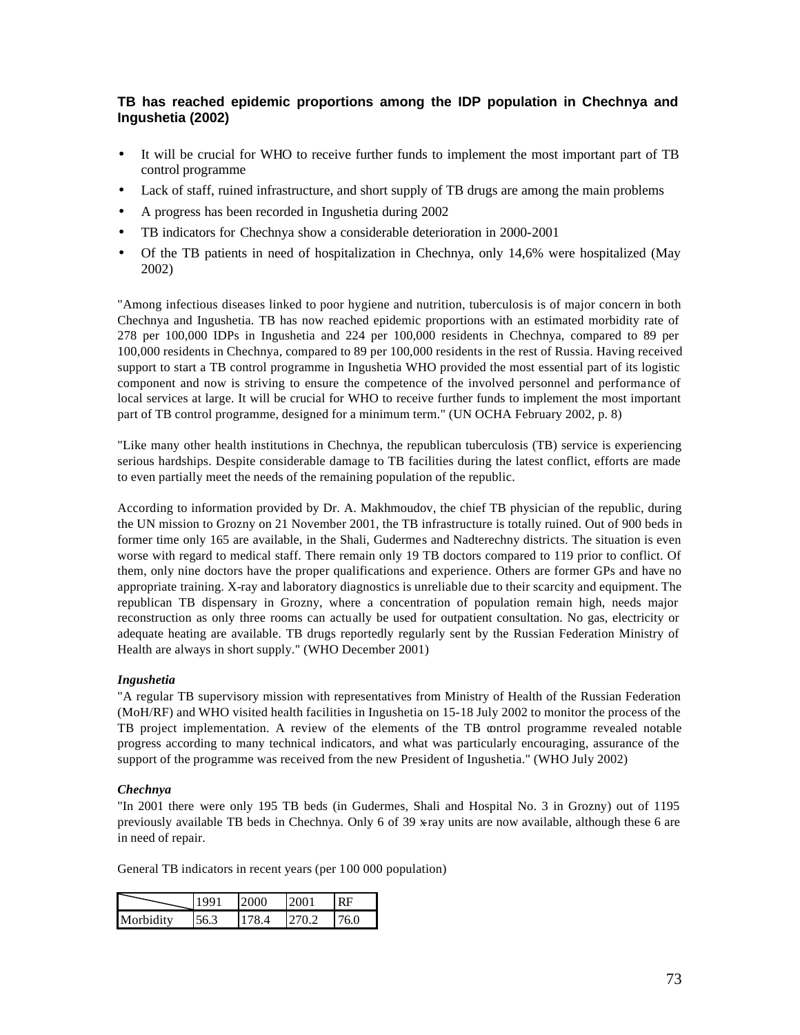### TB has reached epidemic proportions among the IDP population in Chechnya and Ingushetia (2002)

- It will be crucial for WHO to receive further funds to implement the most important part of TB control programme
- Lack of staff, ruined infrastructure, and short supply of TB drugs are among the main problems
- A progress has been recorded in Ingushetia during 2002
- TB indicators for Chechnya show a considerable deterioration in 2000-2001
- Of the TB patients in need of hospitalization in Chechnya, only 14,6% were hospitalized (May 2002)

"Among infectious diseases linked to poor hygiene and nutrition, tuberculosis is of major concern in both Chechnya and Ingushetia. TB has now reached epidemic proportions with an estimated morbidity rate of 278 per 100,000 IDPs in Ingushetia and 224 per 100,000 residents in Chechnya, compared to 89 per 100,000 residents in Chechnya, compared to 89 per 100,000 residents in the rest of Russia. Having received support to start a TB control programme in Ingushetia WHO provided the most essential part of its logistic component and now is striving to ensure the competence of the involved personnel and performance of local services at large. It will be crucial for WHO to receive further funds to implement the most important part of TB control programme, designed for a minimum term." (UN OCHA February 2002, p. 8)

"Like many other health institutions in Chechnya, the republican tuberculosis (TB) service is experiencing serious hardships. Despite considerable damage to TB facilities during the latest conflict, efforts are made to even partially meet the needs of the remaining population of the republic.

According to information provided by Dr. A. Makhmoudov, the chief TB physician of the republic, during the UN mission to Grozny on 21 November 2001, the TB infrastructure is totally ruined. Out of 900 beds in former time only 165 are available, in the Shali, Gudermes and Nadterechny districts. The situation is even worse with regard to medical staff. There remain only 19 TB doctors compared to 119 prior to conflict. Of them, only nine doctors have the proper qualifications and experience. Others are former GPs and have no appropriate training. X-ray and laboratory diagnostics is unreliable due to their scarcity and equipment. The republican TB dispensary in Grozny, where a concentration of population remain high, needs major reconstruction as only three rooms can actually be used for outpatient consultation. No gas, electricity or adequate heating are available. TB drugs reportedly regularly sent by the Russian Federation Ministry of Health are always in short supply." (WHO December 2001)

***Ingushetia***

"A regular TB supervisory mission with representatives from Ministry of Health of the Russian Federation (MoH/RF) and WHO visited health facilities in Ingushetia on 15-18 July 2002 to monitor the process of the TB project implementation. A review of the elements of the TB control programme revealed notable progress according to many technical indicators, and what was particularly encouraging, assurance of the support of the programme was received from the new President of Ingushetia." (WHO July 2002)

***Chechnya***

"In 2001 there were only 195 TB beds (in Gudermes, Shali and Hospital No. 3 in Grozny) out of 1195 previously available TB beds in Chechnya. Only 6 of 39 x-ray units are now available, although these 6 are in need of repair.

General TB indicators in recent years (per 100 000 population)

| | 1991 | 2000 | 2001 | RF |
|---|---|---|---|---|
| Morbidity | 56.3 | 178.4 | 270.2 | 76.0 |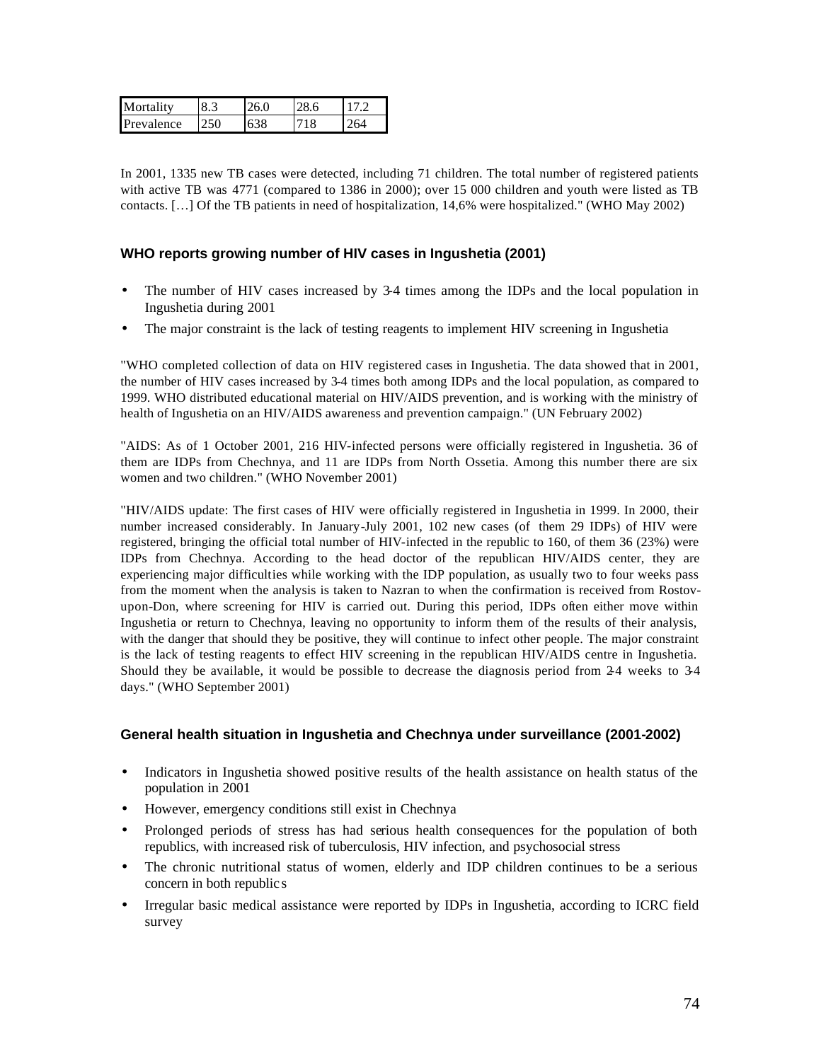| Mortality | 8.3 | 26.0 | 28.6 | 17.2 |
|---|---|---|---|---|
| Prevalence | 250 | 638 | 718 | 264 |

In 2001, 1335 new TB cases were detected, including 71 children. The total number of registered patients with active TB was 4771 (compared to 1386 in 2000); over 15 000 children and youth were listed as TB contacts. […] Of the TB patients in need of hospitalization, 14,6% were hospitalized." (WHO May 2002)

### WHO reports growing number of HIV cases in Ingushetia (2001)

- The number of HIV cases increased by 3-4 times among the IDPs and the local population in Ingushetia during 2001
- The major constraint is the lack of testing reagents to implement HIV screening in Ingushetia

"WHO completed collection of data on HIV registered cases in Ingushetia. The data showed that in 2001, the number of HIV cases increased by 3-4 times both among IDPs and the local population, as compared to 1999. WHO distributed educational material on HIV/AIDS prevention, and is working with the ministry of health of Ingushetia on an HIV/AIDS awareness and prevention campaign." (UN February 2002)

"AIDS: As of 1 October 2001, 216 HIV-infected persons were officially registered in Ingushetia. 36 of them are IDPs from Chechnya, and 11 are IDPs from North Ossetia. Among this number there are six women and two children." (WHO November 2001)

"HIV/AIDS update: The first cases of HIV were officially registered in Ingushetia in 1999. In 2000, their number increased considerably. In January-July 2001, 102 new cases (of them 29 IDPs) of HIV were registered, bringing the official total number of HIV-infected in the republic to 160, of them 36 (23%) were IDPs from Chechnya. According to the head doctor of the republican HIV/AIDS center, they are experiencing major difficulties while working with the IDP population, as usually two to four weeks pass from the moment when the analysis is taken to Nazran to when the confirmation is received from Rostov-upon-Don, where screening for HIV is carried out. During this period, IDPs often either move within Ingushetia or return to Chechnya, leaving no opportunity to inform them of the results of their analysis, with the danger that should they be positive, they will continue to infect other people. The major constraint is the lack of testing reagents to effect HIV screening in the republican HIV/AIDS centre in Ingushetia. Should they be available, it would be possible to decrease the diagnosis period from 2-4 weeks to 3-4 days." (WHO September 2001)

### General health situation in Ingushetia and Chechnya under surveillance (2001-2002)

- Indicators in Ingushetia showed positive results of the health assistance on health status of the population in 2001
- However, emergency conditions still exist in Chechnya
- Prolonged periods of stress has had serious health consequences for the population of both republics, with increased risk of tuberculosis, HIV infection, and psychosocial stress
- The chronic nutritional status of women, elderly and IDP children continues to be a serious concern in both republics
- Irregular basic medical assistance were reported by IDPs in Ingushetia, according to ICRC field survey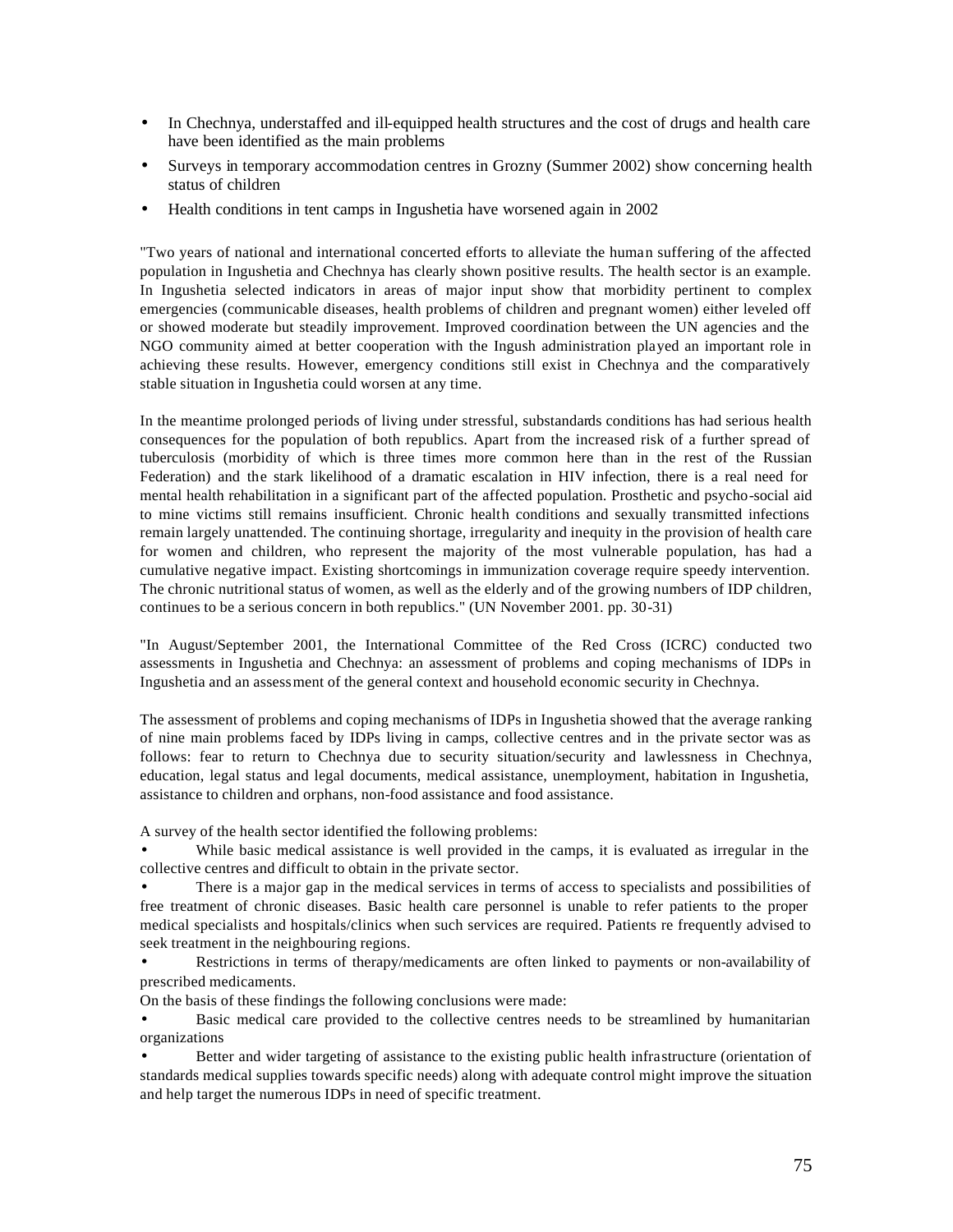- In Chechnya, understaffed and ill-equipped health structures and the cost of drugs and health care have been identified as the main problems
- Surveys in temporary accommodation centres in Grozny (Summer 2002) show concerning health status of children
- Health conditions in tent camps in Ingushetia have worsened again in 2002

"Two years of national and international concerted efforts to alleviate the human suffering of the affected population in Ingushetia and Chechnya has clearly shown positive results. The health sector is an example. In Ingushetia selected indicators in areas of major input show that morbidity pertinent to complex emergencies (communicable diseases, health problems of children and pregnant women) either leveled off or showed moderate but steadily improvement. Improved coordination between the UN agencies and the NGO community aimed at better cooperation with the Ingush administration played an important role in achieving these results. However, emergency conditions still exist in Chechnya and the comparatively stable situation in Ingushetia could worsen at any time.

In the meantime prolonged periods of living under stressful, substandards conditions has had serious health consequences for the population of both republics. Apart from the increased risk of a further spread of tuberculosis (morbidity of which is three times more common here than in the rest of the Russian Federation) and the stark likelihood of a dramatic escalation in HIV infection, there is a real need for mental health rehabilitation in a significant part of the affected population. Prosthetic and psycho-social aid to mine victims still remains insufficient. Chronic health conditions and sexually transmitted infections remain largely unattended. The continuing shortage, irregularity and inequity in the provision of health care for women and children, who represent the majority of the most vulnerable population, has had a cumulative negative impact. Existing shortcomings in immunization coverage require speedy intervention. The chronic nutritional status of women, as well as the elderly and of the growing numbers of IDP children, continues to be a serious concern in both republics." (UN November 2001. pp. 30-31)

"In August/September 2001, the International Committee of the Red Cross (ICRC) conducted two assessments in Ingushetia and Chechnya: an assessment of problems and coping mechanisms of IDPs in Ingushetia and an assessment of the general context and household economic security in Chechnya.

The assessment of problems and coping mechanisms of IDPs in Ingushetia showed that the average ranking of nine main problems faced by IDPs living in camps, collective centres and in the private sector was as follows: fear to return to Chechnya due to security situation/security and lawlessness in Chechnya, education, legal status and legal documents, medical assistance, unemployment, habitation in Ingushetia, assistance to children and orphans, non-food assistance and food assistance.

A survey of the health sector identified the following problems:

- While basic medical assistance is well provided in the camps, it is evaluated as irregular in the collective centres and difficult to obtain in the private sector.
- There is a major gap in the medical services in terms of access to specialists and possibilities of free treatment of chronic diseases. Basic health care personnel is unable to refer patients to the proper medical specialists and hospitals/clinics when such services are required. Patients re frequently advised to seek treatment in the neighbouring regions.
- Restrictions in terms of therapy/medicaments are often linked to payments or non-availability of prescribed medicaments.

On the basis of these findings the following conclusions were made:

- Basic medical care provided to the collective centres needs to be streamlined by humanitarian organizations
- Better and wider targeting of assistance to the existing public health infrastructure (orientation of standards medical supplies towards specific needs) along with adequate control might improve the situation and help target the numerous IDPs in need of specific treatment.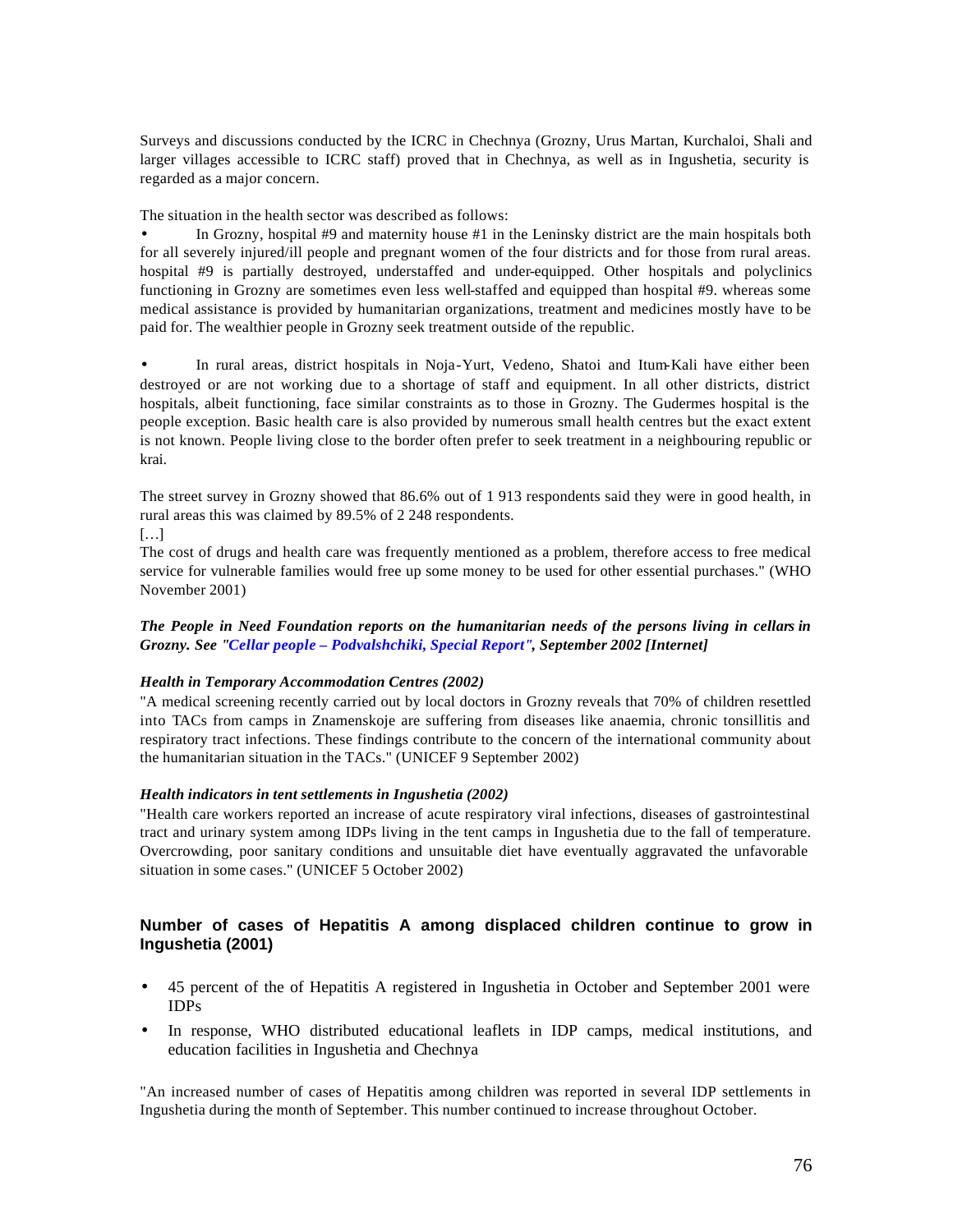Surveys and discussions conducted by the ICRC in Chechnya (Grozny, Urus Martan, Kurchaloi, Shali and larger villages accessible to ICRC staff) proved that in Chechnya, as well as in Ingushetia, security is regarded as a major concern.

The situation in the health sector was described as follows:

- In Grozny, hospital #9 and maternity house #1 in the Leninsky district are the main hospitals both for all severely injured/ill people and pregnant women of the four districts and for those from rural areas. hospital #9 is partially destroyed, understaffed and under-equipped. Other hospitals and polyclinics functioning in Grozny are sometimes even less well-staffed and equipped than hospital #9. whereas some medical assistance is provided by humanitarian organizations, treatment and medicines mostly have to be paid for. The wealthier people in Grozny seek treatment outside of the republic.

- In rural areas, district hospitals in Noja-Yurt, Vedeno, Shatoi and Itum-Kali have either been destroyed or are not working due to a shortage of staff and equipment. In all other districts, district hospitals, albeit functioning, face similar constraints as to those in Grozny. The Gudermes hospital is the people exception. Basic health care is also provided by numerous small health centres but the exact extent is not known. People living close to the border often prefer to seek treatment in a neighbouring republic or krai.

The street survey in Grozny showed that 86.6% out of 1 913 respondents said they were in good health, in rural areas this was claimed by 89.5% of 2 248 respondents.

[…]

The cost of drugs and health care was frequently mentioned as a problem, therefore access to free medical service for vulnerable families would free up some money to be used for other essential purchases." (WHO November 2001)

***The People in Need Foundation reports on the humanitarian needs of the persons living in cellars in Grozny. See "Cellar people – Podvalshchiki, Special Report", September 2002 [Internet]***

***Health in Temporary Accommodation Centres (2002)***

"A medical screening recently carried out by local doctors in Grozny reveals that 70% of children resettled into TACs from camps in Znamenskoje are suffering from diseases like anaemia, chronic tonsillitis and respiratory tract infections. These findings contribute to the concern of the international community about the humanitarian situation in the TACs." (UNICEF 9 September 2002)

***Health indicators in tent settlements in Ingushetia (2002)***

"Health care workers reported an increase of acute respiratory viral infections, diseases of gastrointestinal tract and urinary system among IDPs living in the tent camps in Ingushetia due to the fall of temperature. Overcrowding, poor sanitary conditions and unsuitable diet have eventually aggravated the unfavorable situation in some cases." (UNICEF 5 October 2002)

## Number of cases of Hepatitis A among displaced children continue to grow in Ingushetia (2001)

- 45 percent of the of Hepatitis A registered in Ingushetia in October and September 2001 were IDPs
- In response, WHO distributed educational leaflets in IDP camps, medical institutions, and education facilities in Ingushetia and Chechnya

"An increased number of cases of Hepatitis among children was reported in several IDP settlements in Ingushetia during the month of September. This number continued to increase throughout October.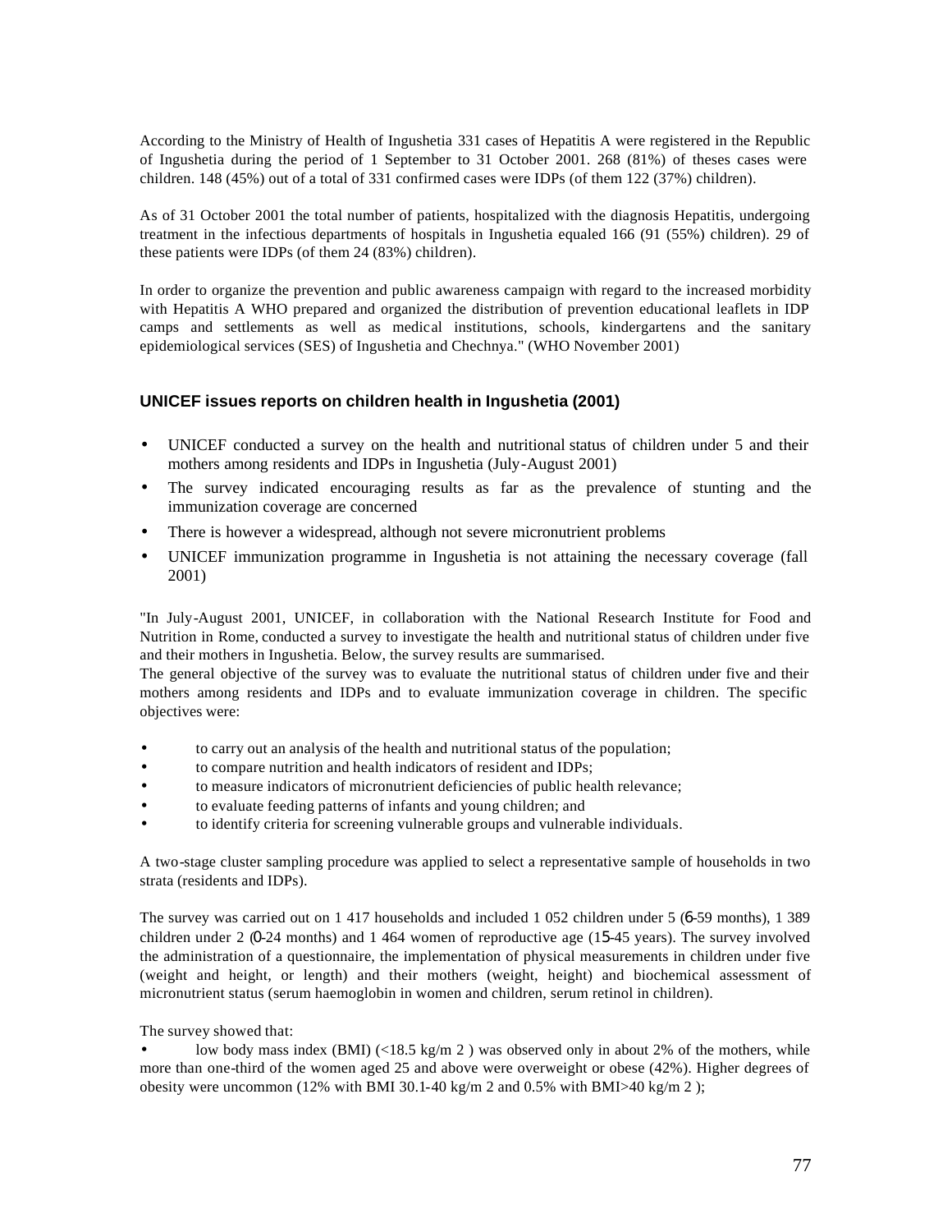According to the Ministry of Health of Ingushetia 331 cases of Hepatitis A were registered in the Republic of Ingushetia during the period of 1 September to 31 October 2001. 268 (81%) of theses cases were children. 148 (45%) out of a total of 331 confirmed cases were IDPs (of them 122 (37%) children).

As of 31 October 2001 the total number of patients, hospitalized with the diagnosis Hepatitis, undergoing treatment in the infectious departments of hospitals in Ingushetia equaled 166 (91 (55%) children). 29 of these patients were IDPs (of them 24 (83%) children).

In order to organize the prevention and public awareness campaign with regard to the increased morbidity with Hepatitis A WHO prepared and organized the distribution of prevention educational leaflets in IDP camps and settlements as well as medical institutions, schools, kindergartens and the sanitary epidemiological services (SES) of Ingushetia and Chechnya." (WHO November 2001)

### UNICEF issues reports on children health in Ingushetia (2001)

- UNICEF conducted a survey on the health and nutritional status of children under 5 and their mothers among residents and IDPs in Ingushetia (July-August 2001)
- The survey indicated encouraging results as far as the prevalence of stunting and the immunization coverage are concerned
- There is however a widespread, although not severe micronutrient problems
- UNICEF immunization programme in Ingushetia is not attaining the necessary coverage (fall 2001)

"In July-August 2001, UNICEF, in collaboration with the National Research Institute for Food and Nutrition in Rome, conducted a survey to investigate the health and nutritional status of children under five and their mothers in Ingushetia. Below, the survey results are summarised.
The general objective of the survey was to evaluate the nutritional status of children under five and their mothers among residents and IDPs and to evaluate immunization coverage in children. The specific objectives were:

- to carry out an analysis of the health and nutritional status of the population;
- to compare nutrition and health indicators of resident and IDPs;
- to measure indicators of micronutrient deficiencies of public health relevance;
- to evaluate feeding patterns of infants and young children; and
- to identify criteria for screening vulnerable groups and vulnerable individuals.

A two-stage cluster sampling procedure was applied to select a representative sample of households in two strata (residents and IDPs).

The survey was carried out on 1 417 households and included 1 052 children under 5 (6-59 months), 1 389 children under 2 (0-24 months) and 1 464 women of reproductive age (15-45 years). The survey involved the administration of a questionnaire, the implementation of physical measurements in children under five (weight and height, or length) and their mothers (weight, height) and biochemical assessment of micronutrient status (serum haemoglobin in women and children, serum retinol in children).

The survey showed that:

- low body mass index (BMI) (<18.5 kg/m 2 ) was observed only in about 2% of the mothers, while more than one-third of the women aged 25 and above were overweight or obese (42%). Higher degrees of obesity were uncommon (12% with BMI 30.1-40 kg/m 2 and 0.5% with BMI>40 kg/m 2 );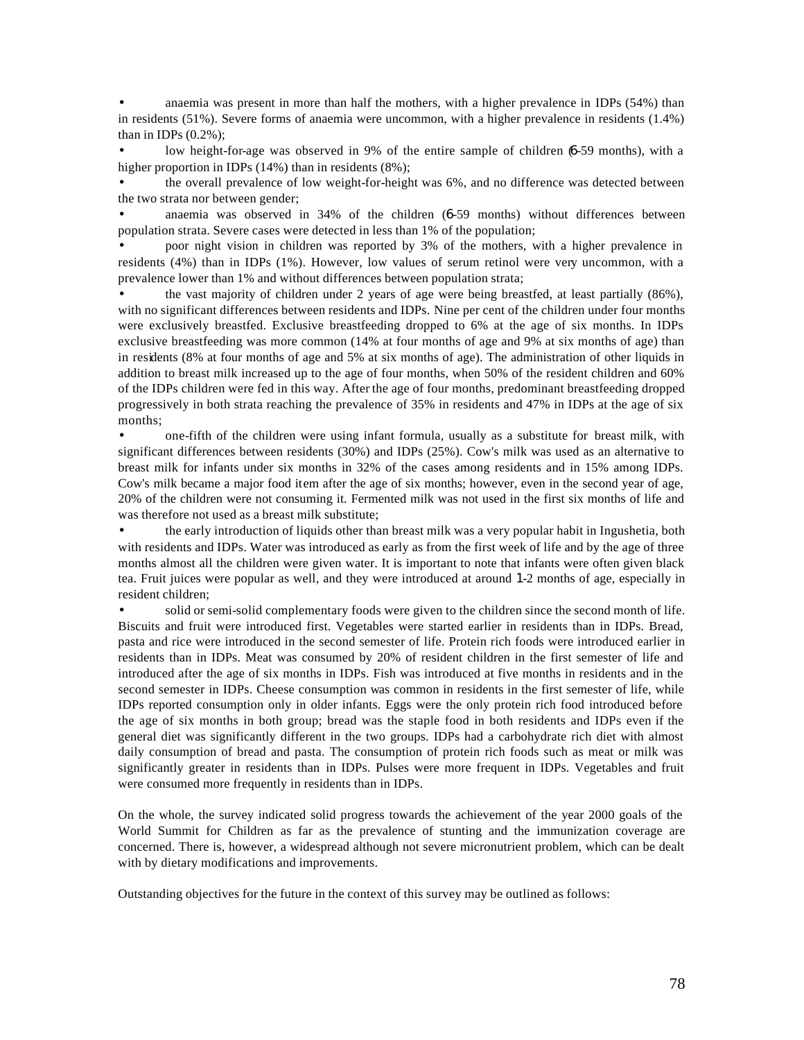- anaemia was present in more than half the mothers, with a higher prevalence in IDPs (54%) than in residents (51%). Severe forms of anaemia were uncommon, with a higher prevalence in residents (1.4%) than in IDPs (0.2%);
- low height-for-age was observed in 9% of the entire sample of children (6-59 months), with a higher proportion in IDPs (14%) than in residents (8%);
- the overall prevalence of low weight-for-height was 6%, and no difference was detected between the two strata nor between gender;
- anaemia was observed in 34% of the children (6-59 months) without differences between population strata. Severe cases were detected in less than 1% of the population;
- poor night vision in children was reported by 3% of the mothers, with a higher prevalence in residents (4%) than in IDPs (1%). However, low values of serum retinol were very uncommon, with a prevalence lower than 1% and without differences between population strata;
- the vast majority of children under 2 years of age were being breastfed, at least partially (86%), with no significant differences between residents and IDPs. Nine per cent of the children under four months were exclusively breastfed. Exclusive breastfeeding dropped to 6% at the age of six months. In IDPs exclusive breastfeeding was more common (14% at four months of age and 9% at six months of age) than in residents (8% at four months of age and 5% at six months of age). The administration of other liquids in addition to breast milk increased up to the age of four months, when 50% of the resident children and 60% of the IDPs children were fed in this way. After the age of four months, predominant breastfeeding dropped progressively in both strata reaching the prevalence of 35% in residents and 47% in IDPs at the age of six months;
- one-fifth of the children were using infant formula, usually as a substitute for breast milk, with significant differences between residents (30%) and IDPs (25%). Cow's milk was used as an alternative to breast milk for infants under six months in 32% of the cases among residents and in 15% among IDPs. Cow's milk became a major food item after the age of six months; however, even in the second year of age, 20% of the children were not consuming it. Fermented milk was not used in the first six months of life and was therefore not used as a breast milk substitute;
- the early introduction of liquids other than breast milk was a very popular habit in Ingushetia, both with residents and IDPs. Water was introduced as early as from the first week of life and by the age of three months almost all the children were given water. It is important to note that infants were often given black tea. Fruit juices were popular as well, and they were introduced at around 1-2 months of age, especially in resident children;
- solid or semi-solid complementary foods were given to the children since the second month of life. Biscuits and fruit were introduced first. Vegetables were started earlier in residents than in IDPs. Bread, pasta and rice were introduced in the second semester of life. Protein rich foods were introduced earlier in residents than in IDPs. Meat was consumed by 20% of resident children in the first semester of life and introduced after the age of six months in IDPs. Fish was introduced at five months in residents and in the second semester in IDPs. Cheese consumption was common in residents in the first semester of life, while IDPs reported consumption only in older infants. Eggs were the only protein rich food introduced before the age of six months in both group; bread was the staple food in both residents and IDPs even if the general diet was significantly different in the two groups. IDPs had a carbohydrate rich diet with almost daily consumption of bread and pasta. The consumption of protein rich foods such as meat or milk was significantly greater in residents than in IDPs. Pulses were more frequent in IDPs. Vegetables and fruit were consumed more frequently in residents than in IDPs.

On the whole, the survey indicated solid progress towards the achievement of the year 2000 goals of the World Summit for Children as far as the prevalence of stunting and the immunization coverage are concerned. There is, however, a widespread although not severe micronutrient problem, which can be dealt with by dietary modifications and improvements.

Outstanding objectives for the future in the context of this survey may be outlined as follows: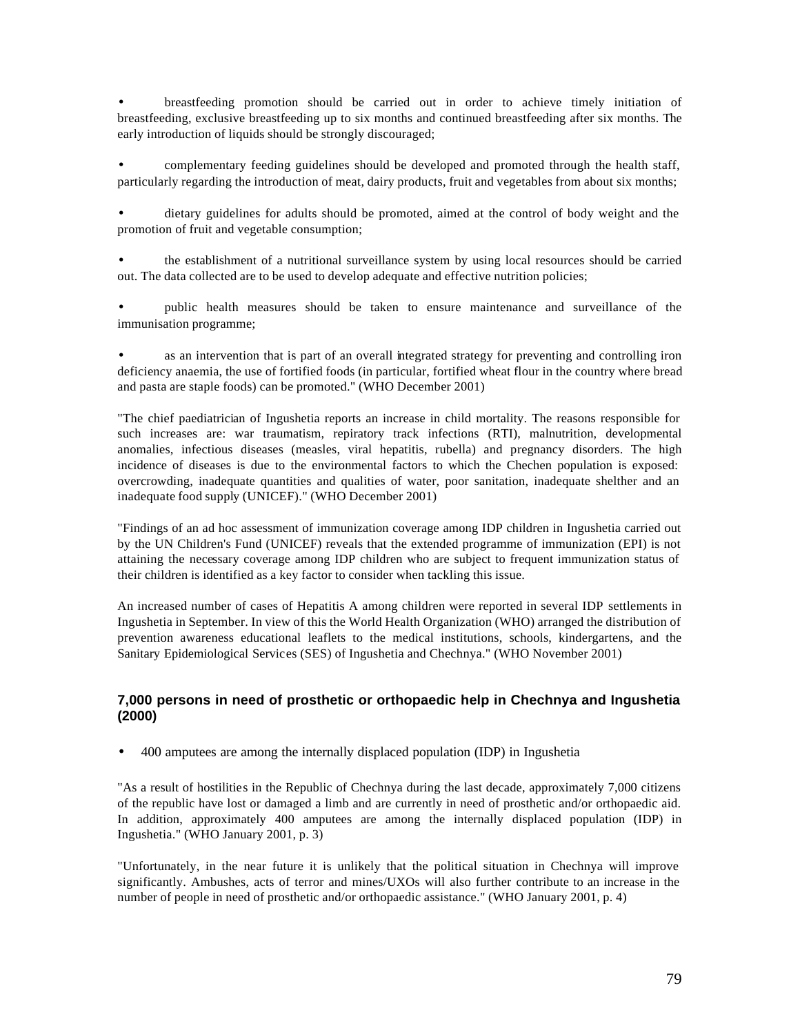- breastfeeding promotion should be carried out in order to achieve timely initiation of breastfeeding, exclusive breastfeeding up to six months and continued breastfeeding after six months. The early introduction of liquids should be strongly discouraged;

- complementary feeding guidelines should be developed and promoted through the health staff, particularly regarding the introduction of meat, dairy products, fruit and vegetables from about six months;

- dietary guidelines for adults should be promoted, aimed at the control of body weight and the promotion of fruit and vegetable consumption;

- the establishment of a nutritional surveillance system by using local resources should be carried out. The data collected are to be used to develop adequate and effective nutrition policies;

- public health measures should be taken to ensure maintenance and surveillance of the immunisation programme;

- as an intervention that is part of an overall integrated strategy for preventing and controlling iron deficiency anaemia, the use of fortified foods (in particular, fortified wheat flour in the country where bread and pasta are staple foods) can be promoted." (WHO December 2001)

"The chief paediatrician of Ingushetia reports an increase in child mortality. The reasons responsible for such increases are: war traumatism, repiratory track infections (RTI), malnutrition, developmental anomalies, infectious diseases (measles, viral hepatitis, rubella) and pregnancy disorders. The high incidence of diseases is due to the environmental factors to which the Chechen population is exposed: overcrowding, inadequate quantities and qualities of water, poor sanitation, inadequate shelther and an inadequate food supply (UNICEF)." (WHO December 2001)

"Findings of an ad hoc assessment of immunization coverage among IDP children in Ingushetia carried out by the UN Children's Fund (UNICEF) reveals that the extended programme of immunization (EPI) is not attaining the necessary coverage among IDP children who are subject to frequent immunization status of their children is identified as a key factor to consider when tackling this issue.

An increased number of cases of Hepatitis A among children were reported in several IDP settlements in Ingushetia in September. In view of this the World Health Organization (WHO) arranged the distribution of prevention awareness educational leaflets to the medical institutions, schools, kindergartens, and the Sanitary Epidemiological Services (SES) of Ingushetia and Chechnya." (WHO November 2001)

### 7,000 persons in need of prosthetic or orthopaedic help in Chechnya and Ingushetia (2000)

- 400 amputees are among the internally displaced population (IDP) in Ingushetia

"As a result of hostilities in the Republic of Chechnya during the last decade, approximately 7,000 citizens of the republic have lost or damaged a limb and are currently in need of prosthetic and/or orthopaedic aid. In addition, approximately 400 amputees are among the internally displaced population (IDP) in Ingushetia." (WHO January 2001, p. 3)

"Unfortunately, in the near future it is unlikely that the political situation in Chechnya will improve significantly. Ambushes, acts of terror and mines/UXOs will also further contribute to an increase in the number of people in need of prosthetic and/or orthopaedic assistance." (WHO January 2001, p. 4)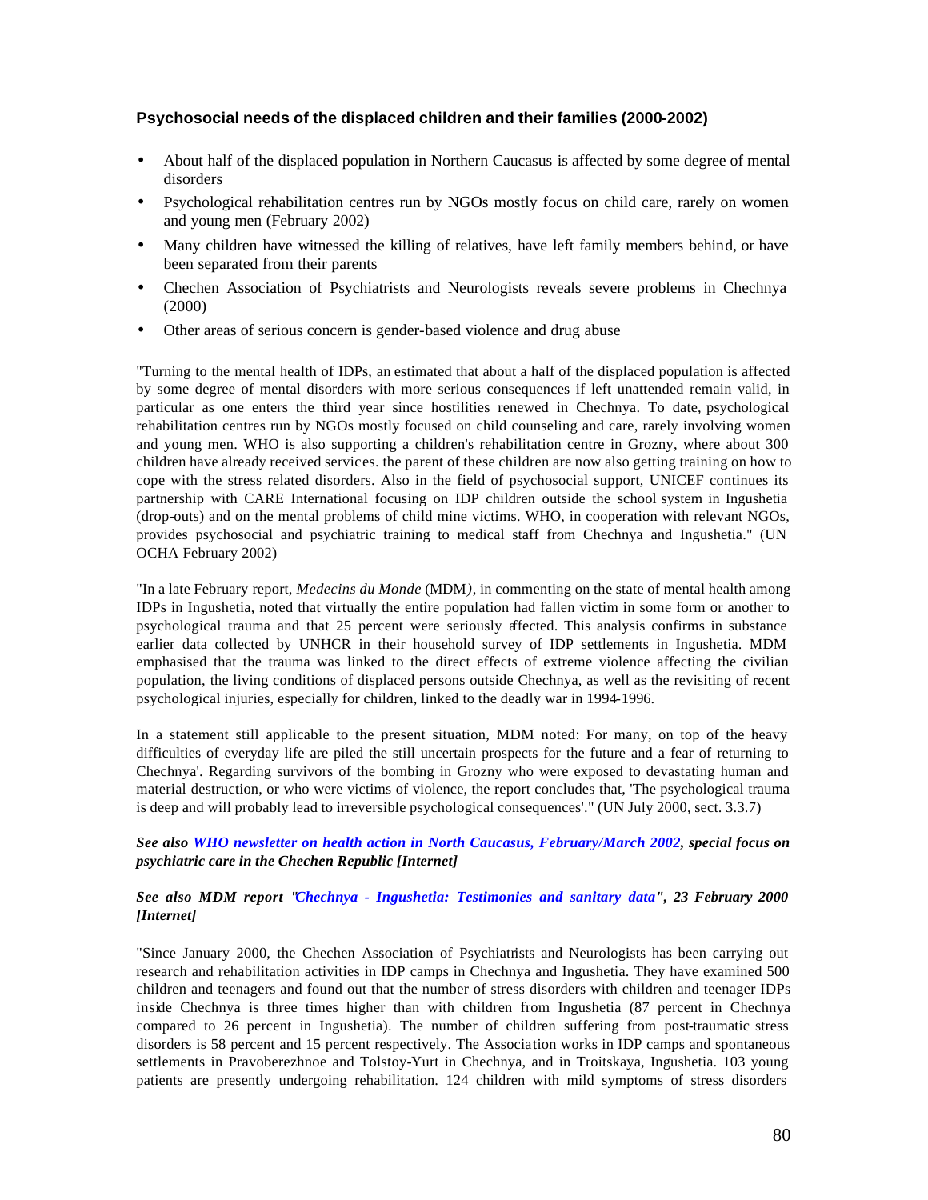### Psychosocial needs of the displaced children and their families (2000-2002)

- About half of the displaced population in Northern Caucasus is affected by some degree of mental disorders
- Psychological rehabilitation centres run by NGOs mostly focus on child care, rarely on women and young men (February 2002)
- Many children have witnessed the killing of relatives, have left family members behind, or have been separated from their parents
- Chechen Association of Psychiatrists and Neurologists reveals severe problems in Chechnya (2000)
- Other areas of serious concern is gender-based violence and drug abuse

"Turning to the mental health of IDPs, an estimated that about a half of the displaced population is affected by some degree of mental disorders with more serious consequences if left unattended remain valid, in particular as one enters the third year since hostilities renewed in Chechnya. To date, psychological rehabilitation centres run by NGOs mostly focused on child counseling and care, rarely involving women and young men. WHO is also supporting a children's rehabilitation centre in Grozny, where about 300 children have already received services. the parent of these children are now also getting training on how to cope with the stress related disorders. Also in the field of psychosocial support, UNICEF continues its partnership with CARE International focusing on IDP children outside the school system in Ingushetia (drop-outs) and on the mental problems of child mine victims. WHO, in cooperation with relevant NGOs, provides psychosocial and psychiatric training to medical staff from Chechnya and Ingushetia." (UN OCHA February 2002)

"In a late February report, *Medecins du Monde* (MDM*)*, in commenting on the state of mental health among IDPs in Ingushetia, noted that virtually the entire population had fallen victim in some form or another to psychological trauma and that 25 percent were seriously affected. This analysis confirms in substance earlier data collected by UNHCR in their household survey of IDP settlements in Ingushetia. MDM emphasised that the trauma was linked to the direct effects of extreme violence affecting the civilian population, the living conditions of displaced persons outside Chechnya, as well as the revisiting of recent psychological injuries, especially for children, linked to the deadly war in 1994-1996.

In a statement still applicable to the present situation, MDM noted: For many, on top of the heavy difficulties of everyday life are piled the still uncertain prospects for the future and a fear of returning to Chechnya'. Regarding survivors of the bombing in Grozny who were exposed to devastating human and material destruction, or who were victims of violence, the report concludes that, 'The psychological trauma is deep and will probably lead to irreversible psychological consequences'." (UN July 2000, sect. 3.3.7)

***See also WHO newsletter on health action in North Caucasus, February/March 2002, special focus on psychiatric care in the Chechen Republic [Internet]***

***See also MDM report "Chechnya - Ingushetia: Testimonies and sanitary data", 23 February 2000 [Internet]***

"Since January 2000, the Chechen Association of Psychiatrists and Neurologists has been carrying out research and rehabilitation activities in IDP camps in Chechnya and Ingushetia. They have examined 500 children and teenagers and found out that the number of stress disorders with children and teenager IDPs inside Chechnya is three times higher than with children from Ingushetia (87 percent in Chechnya compared to 26 percent in Ingushetia). The number of children suffering from post-traumatic stress disorders is 58 percent and 15 percent respectively. The Association works in IDP camps and spontaneous settlements in Pravoberezhnoe and Tolstoy-Yurt in Chechnya, and in Troitskaya, Ingushetia. 103 young patients are presently undergoing rehabilitation. 124 children with mild symptoms of stress disorders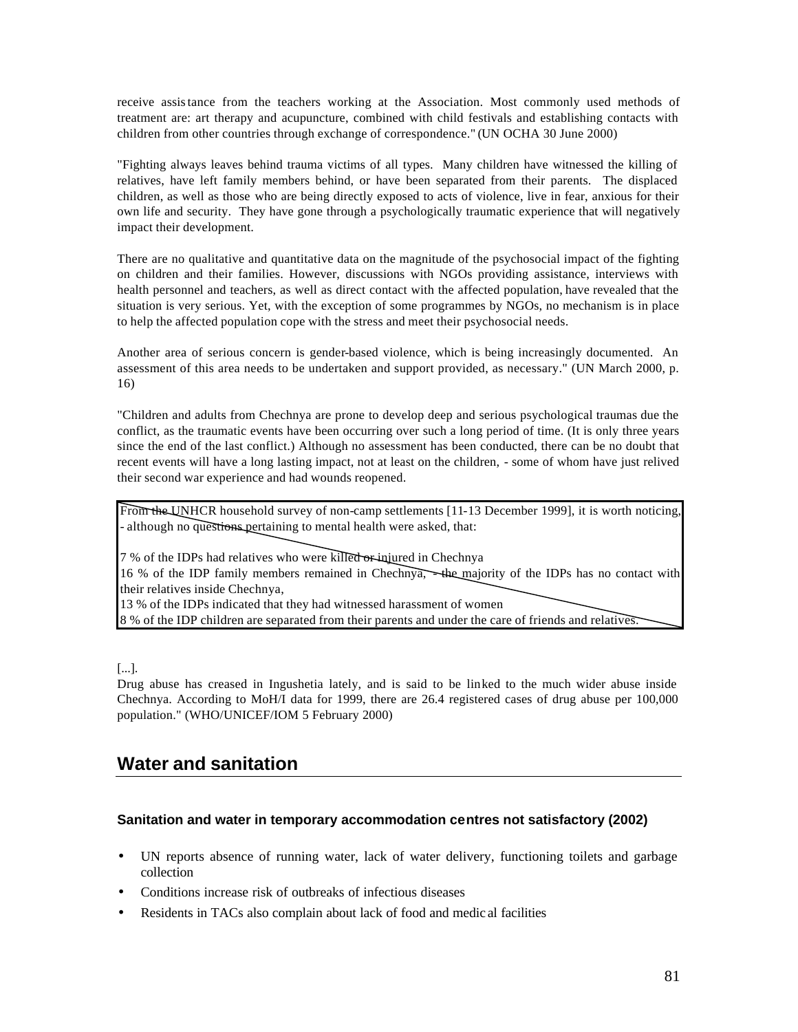receive assistance from the teachers working at the Association. Most commonly used methods of treatment are: art therapy and acupuncture, combined with child festivals and establishing contacts with children from other countries through exchange of correspondence." (UN OCHA 30 June 2000)

"Fighting always leaves behind trauma victims of all types. Many children have witnessed the killing of relatives, have left family members behind, or have been separated from their parents. The displaced children, as well as those who are being directly exposed to acts of violence, live in fear, anxious for their own life and security. They have gone through a psychologically traumatic experience that will negatively impact their development.

There are no qualitative and quantitative data on the magnitude of the psychosocial impact of the fighting on children and their families. However, discussions with NGOs providing assistance, interviews with health personnel and teachers, as well as direct contact with the affected population, have revealed that the situation is very serious. Yet, with the exception of some programmes by NGOs, no mechanism is in place to help the affected population cope with the stress and meet their psychosocial needs.

Another area of serious concern is gender-based violence, which is being increasingly documented. An assessment of this area needs to be undertaken and support provided, as necessary." (UN March 2000, p. 16)

"Children and adults from Chechnya are prone to develop deep and serious psychological traumas due the conflict, as the traumatic events have been occurring over such a long period of time. (It is only three years since the end of the last conflict.) Although no assessment has been conducted, there can be no doubt that recent events will have a long lasting impact, not at least on the children, - some of whom have just relived their second war experience and had wounds reopened.

From the UNHCR household survey of non-camp settlements [11-13 December 1999], it is worth noticing, - although no questions pertaining to mental health were asked, that:

7 % of the IDPs had relatives who were killed or injured in Chechnya
16 % of the IDP family members remained in Chechnya, - the majority of the IDPs has no contact with their relatives inside Chechnya,
13 % of the IDPs indicated that they had witnessed harassment of women
8 % of the IDP children are separated from their parents and under the care of friends and relatives.

[...].
Drug abuse has creased in Ingushetia lately, and is said to be linked to the much wider abuse inside Chechnya. According to MoH/I data for 1999, there are 26.4 registered cases of drug abuse per 100,000 population." (WHO/UNICEF/IOM 5 February 2000)

## Water and sanitation

### Sanitation and water in temporary accommodation centres not satisfactory (2002)

- UN reports absence of running water, lack of water delivery, functioning toilets and garbage collection
- Conditions increase risk of outbreaks of infectious diseases
- Residents in TACs also complain about lack of food and medical facilities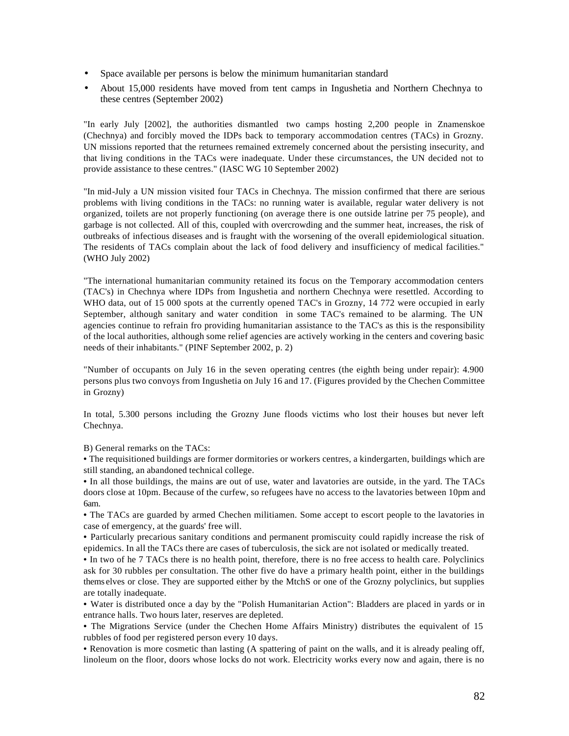- Space available per persons is below the minimum humanitarian standard
- About 15,000 residents have moved from tent camps in Ingushetia and Northern Chechnya to these centres (September 2002)

"In early July [2002], the authorities dismantled two camps hosting 2,200 people in Znamenskoe (Chechnya) and forcibly moved the IDPs back to temporary accommodation centres (TACs) in Grozny. UN missions reported that the returnees remained extremely concerned about the persisting insecurity, and that living conditions in the TACs were inadequate. Under these circumstances, the UN decided not to provide assistance to these centres." (IASC WG 10 September 2002)

"In mid-July a UN mission visited four TACs in Chechnya. The mission confirmed that there are serious problems with living conditions in the TACs: no running water is available, regular water delivery is not organized, toilets are not properly functioning (on average there is one outside latrine per 75 people), and garbage is not collected. All of this, coupled with overcrowding and the summer heat, increases, the risk of outbreaks of infectious diseases and is fraught with the worsening of the overall epidemiological situation. The residents of TACs complain about the lack of food delivery and insufficiency of medical facilities." (WHO July 2002)

"The international humanitarian community retained its focus on the Temporary accommodation centers (TAC's) in Chechnya where IDPs from Ingushetia and northern Chechnya were resettled. According to WHO data, out of 15 000 spots at the currently opened TAC's in Grozny, 14 772 were occupied in early September, although sanitary and water condition in some TAC's remained to be alarming. The UN agencies continue to refrain fro providing humanitarian assistance to the TAC's as this is the responsibility of the local authorities, although some relief agencies are actively working in the centers and covering basic needs of their inhabitants." (PINF September 2002, p. 2)

"Number of occupants on July 16 in the seven operating centres (the eighth being under repair): 4.900 persons plus two convoys from Ingushetia on July 16 and 17. (Figures provided by the Chechen Committee in Grozny)

In total, 5.300 persons including the Grozny June floods victims who lost their houses but never left Chechnya.

B) General remarks on the TACs:

• The requisitioned buildings are former dormitories or workers centres, a kindergarten, buildings which are still standing, an abandoned technical college.

• In all those buildings, the mains are out of use, water and lavatories are outside, in the yard. The TACs doors close at 10pm. Because of the curfew, so refugees have no access to the lavatories between 10pm and 6am.

• The TACs are guarded by armed Chechen militiamen. Some accept to escort people to the lavatories in case of emergency, at the guards' free will.

• Particularly precarious sanitary conditions and permanent promiscuity could rapidly increase the risk of epidemics. In all the TACs there are cases of tuberculosis, the sick are not isolated or medically treated.

• In two of he 7 TACs there is no health point, therefore, there is no free access to health care. Polyclinics ask for 30 rubbles per consultation. The other five do have a primary health point, either in the buildings themselves or close. They are supported either by the MtchS or one of the Grozny polyclinics, but supplies are totally inadequate.

• Water is distributed once a day by the "Polish Humanitarian Action": Bladders are placed in yards or in entrance halls. Two hours later, reserves are depleted.

• The Migrations Service (under the Chechen Home Affairs Ministry) distributes the equivalent of 15 rubbles of food per registered person every 10 days.

• Renovation is more cosmetic than lasting (A spattering of paint on the walls, and it is already pealing off, linoleum on the floor, doors whose locks do not work. Electricity works every now and again, there is no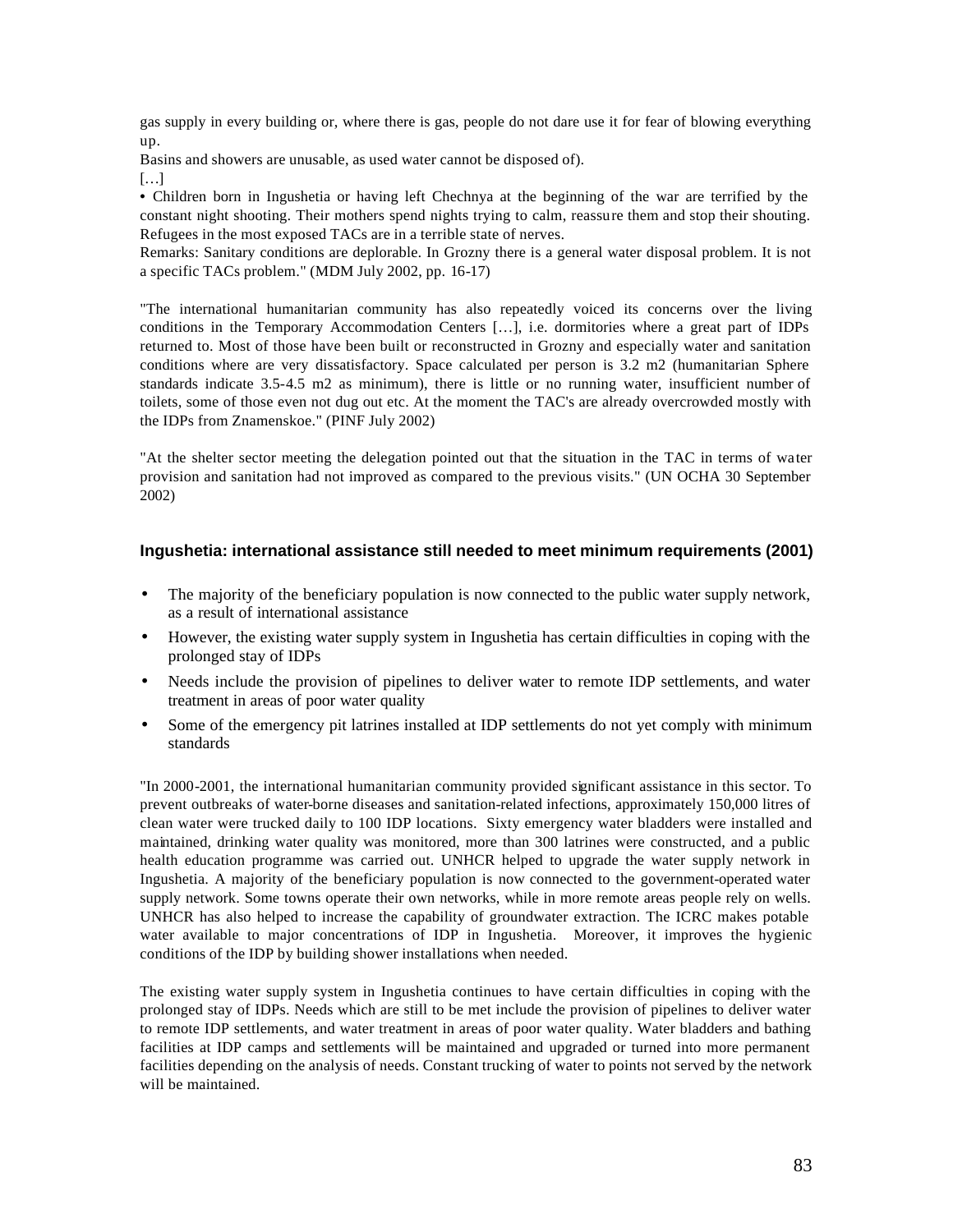gas supply in every building or, where there is gas, people do not dare use it for fear of blowing everything up.

Basins and showers are unusable, as used water cannot be disposed of).

[…]

• Children born in Ingushetia or having left Chechnya at the beginning of the war are terrified by the constant night shooting. Their mothers spend nights trying to calm, reassure them and stop their shouting. Refugees in the most exposed TACs are in a terrible state of nerves.

Remarks: Sanitary conditions are deplorable. In Grozny there is a general water disposal problem. It is not a specific TACs problem." (MDM July 2002, pp. 16-17)

"The international humanitarian community has also repeatedly voiced its concerns over the living conditions in the Temporary Accommodation Centers […], i.e. dormitories where a great part of IDPs returned to. Most of those have been built or reconstructed in Grozny and especially water and sanitation conditions where are very dissatisfactory. Space calculated per person is 3.2 m2 (humanitarian Sphere standards indicate 3.5-4.5 m2 as minimum), there is little or no running water, insufficient number of toilets, some of those even not dug out etc. At the moment the TAC's are already overcrowded mostly with the IDPs from Znamenskoe." (PINF July 2002)

"At the shelter sector meeting the delegation pointed out that the situation in the TAC in terms of water provision and sanitation had not improved as compared to the previous visits." (UN OCHA 30 September 2002)

### Ingushetia: international assistance still needed to meet minimum requirements (2001)

- The majority of the beneficiary population is now connected to the public water supply network, as a result of international assistance
- However, the existing water supply system in Ingushetia has certain difficulties in coping with the prolonged stay of IDPs
- Needs include the provision of pipelines to deliver water to remote IDP settlements, and water treatment in areas of poor water quality
- Some of the emergency pit latrines installed at IDP settlements do not yet comply with minimum standards

"In 2000-2001, the international humanitarian community provided significant assistance in this sector. To prevent outbreaks of water-borne diseases and sanitation-related infections, approximately 150,000 litres of clean water were trucked daily to 100 IDP locations. Sixty emergency water bladders were installed and maintained, drinking water quality was monitored, more than 300 latrines were constructed, and a public health education programme was carried out. UNHCR helped to upgrade the water supply network in Ingushetia. A majority of the beneficiary population is now connected to the government-operated water supply network. Some towns operate their own networks, while in more remote areas people rely on wells. UNHCR has also helped to increase the capability of groundwater extraction. The ICRC makes potable water available to major concentrations of IDP in Ingushetia. Moreover, it improves the hygienic conditions of the IDP by building shower installations when needed.

The existing water supply system in Ingushetia continues to have certain difficulties in coping with the prolonged stay of IDPs. Needs which are still to be met include the provision of pipelines to deliver water to remote IDP settlements, and water treatment in areas of poor water quality. Water bladders and bathing facilities at IDP camps and settlements will be maintained and upgraded or turned into more permanent facilities depending on the analysis of needs. Constant trucking of water to points not served by the network will be maintained.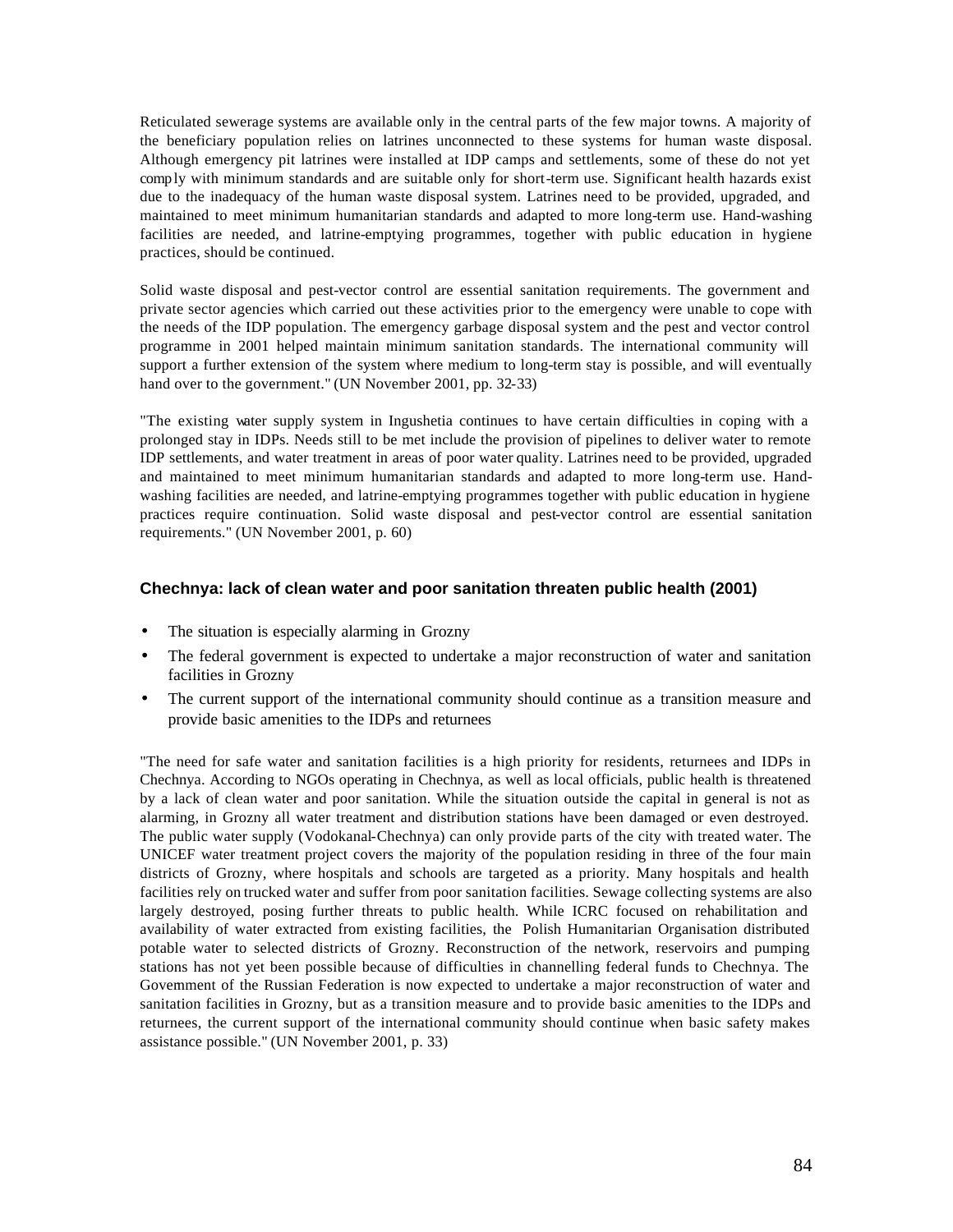Reticulated sewerage systems are available only in the central parts of the few major towns. A majority of the beneficiary population relies on latrines unconnected to these systems for human waste disposal. Although emergency pit latrines were installed at IDP camps and settlements, some of these do not yet comply with minimum standards and are suitable only for short-term use. Significant health hazards exist due to the inadequacy of the human waste disposal system. Latrines need to be provided, upgraded, and maintained to meet minimum humanitarian standards and adapted to more long-term use. Hand-washing facilities are needed, and latrine-emptying programmes, together with public education in hygiene practices, should be continued.

Solid waste disposal and pest-vector control are essential sanitation requirements. The government and private sector agencies which carried out these activities prior to the emergency were unable to cope with the needs of the IDP population. The emergency garbage disposal system and the pest and vector control programme in 2001 helped maintain minimum sanitation standards. The international community will support a further extension of the system where medium to long-term stay is possible, and will eventually hand over to the government." (UN November 2001, pp. 32-33)

"The existing water supply system in Ingushetia continues to have certain difficulties in coping with a prolonged stay in IDPs. Needs still to be met include the provision of pipelines to deliver water to remote IDP settlements, and water treatment in areas of poor water quality. Latrines need to be provided, upgraded and maintained to meet minimum humanitarian standards and adapted to more long-term use. Hand-washing facilities are needed, and latrine-emptying programmes together with public education in hygiene practices require continuation. Solid waste disposal and pest-vector control are essential sanitation requirements." (UN November 2001, p. 60)

### Chechnya: lack of clean water and poor sanitation threaten public health (2001)

- The situation is especially alarming in Grozny
- The federal government is expected to undertake a major reconstruction of water and sanitation facilities in Grozny
- The current support of the international community should continue as a transition measure and provide basic amenities to the IDPs and returnees

"The need for safe water and sanitation facilities is a high priority for residents, returnees and IDPs in Chechnya. According to NGOs operating in Chechnya, as well as local officials, public health is threatened by a lack of clean water and poor sanitation. While the situation outside the capital in general is not as alarming, in Grozny all water treatment and distribution stations have been damaged or even destroyed. The public water supply (Vodokanal-Chechnya) can only provide parts of the city with treated water. The UNICEF water treatment project covers the majority of the population residing in three of the four main districts of Grozny, where hospitals and schools are targeted as a priority. Many hospitals and health facilities rely on trucked water and suffer from poor sanitation facilities. Sewage collecting systems are also largely destroyed, posing further threats to public health. While ICRC focused on rehabilitation and availability of water extracted from existing facilities, the Polish Humanitarian Organisation distributed potable water to selected districts of Grozny. Reconstruction of the network, reservoirs and pumping stations has not yet been possible because of difficulties in channelling federal funds to Chechnya. The Government of the Russian Federation is now expected to undertake a major reconstruction of water and sanitation facilities in Grozny, but as a transition measure and to provide basic amenities to the IDPs and returnees, the current support of the international community should continue when basic safety makes assistance possible." (UN November 2001, p. 33)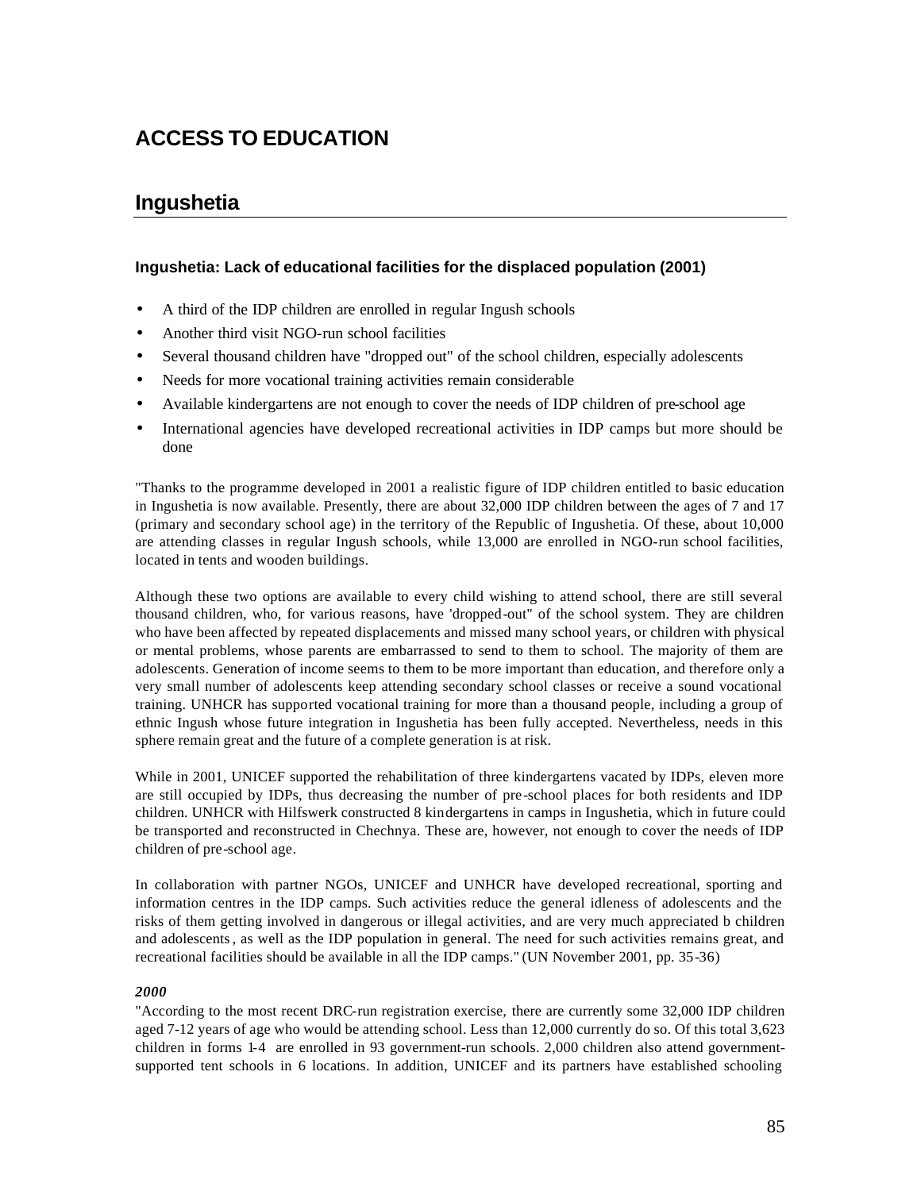# ACCESS TO EDUCATION

## Ingushetia

### Ingushetia: Lack of educational facilities for the displaced population (2001)

- A third of the IDP children are enrolled in regular Ingush schools
- Another third visit NGO-run school facilities
- Several thousand children have "dropped out" of the school children, especially adolescents
- Needs for more vocational training activities remain considerable
- Available kindergartens are not enough to cover the needs of IDP children of pre-school age
- International agencies have developed recreational activities in IDP camps but more should be done

"Thanks to the programme developed in 2001 a realistic figure of IDP children entitled to basic education in Ingushetia is now available. Presently, there are about 32,000 IDP children between the ages of 7 and 17 (primary and secondary school age) in the territory of the Republic of Ingushetia. Of these, about 10,000 are attending classes in regular Ingush schools, while 13,000 are enrolled in NGO-run school facilities, located in tents and wooden buildings.

Although these two options are available to every child wishing to attend school, there are still several thousand children, who, for various reasons, have 'dropped-out" of the school system. They are children who have been affected by repeated displacements and missed many school years, or children with physical or mental problems, whose parents are embarrassed to send to them to school. The majority of them are adolescents. Generation of income seems to them to be more important than education, and therefore only a very small number of adolescents keep attending secondary school classes or receive a sound vocational training. UNHCR has supported vocational training for more than a thousand people, including a group of ethnic Ingush whose future integration in Ingushetia has been fully accepted. Nevertheless, needs in this sphere remain great and the future of a complete generation is at risk.

While in 2001, UNICEF supported the rehabilitation of three kindergartens vacated by IDPs, eleven more are still occupied by IDPs, thus decreasing the number of pre-school places for both residents and IDP children. UNHCR with Hilfswerk constructed 8 kindergartens in camps in Ingushetia, which in future could be transported and reconstructed in Chechnya. These are, however, not enough to cover the needs of IDP children of pre-school age.

In collaboration with partner NGOs, UNICEF and UNHCR have developed recreational, sporting and information centres in the IDP camps. Such activities reduce the general idleness of adolescents and the risks of them getting involved in dangerous or illegal activities, and are very much appreciated b children and adolescents, as well as the IDP population in general. The need for such activities remains great, and recreational facilities should be available in all the IDP camps." (UN November 2001, pp. 35-36)

***2000***

"According to the most recent DRC-run registration exercise, there are currently some 32,000 IDP children aged 7-12 years of age who would be attending school. Less than 12,000 currently do so. Of this total 3,623 children in forms 1-4 are enrolled in 93 government-run schools. 2,000 children also attend government-supported tent schools in 6 locations. In addition, UNICEF and its partners have established schooling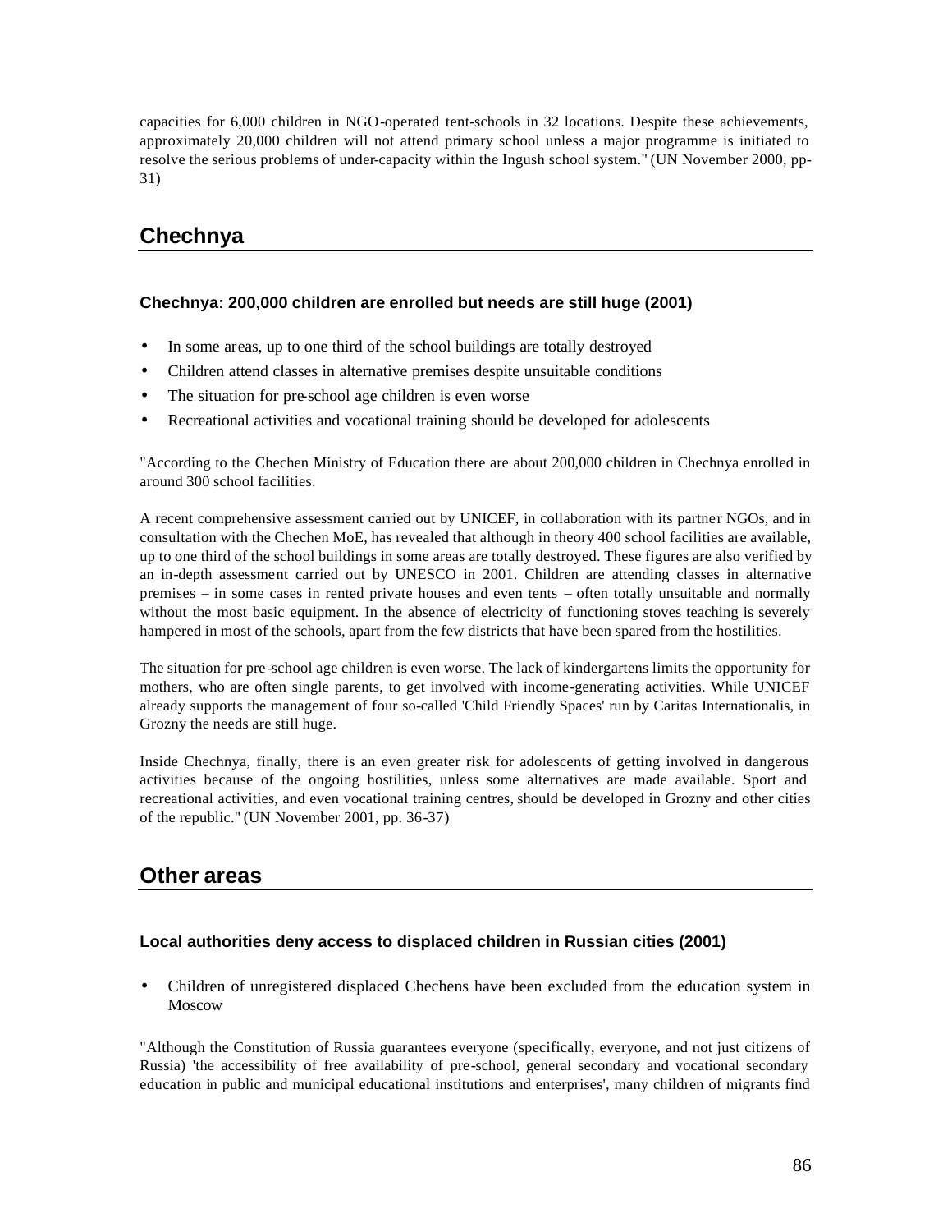capacities for 6,000 children in NGO-operated tent-schools in 32 locations. Despite these achievements, approximately 20,000 children will not attend primary school unless a major programme is initiated to resolve the serious problems of under-capacity within the Ingush school system." (UN November 2000, pp-31)

## Chechnya

### Chechnya: 200,000 children are enrolled but needs are still huge (2001)

- In some areas, up to one third of the school buildings are totally destroyed
- Children attend classes in alternative premises despite unsuitable conditions
- The situation for pre-school age children is even worse
- Recreational activities and vocational training should be developed for adolescents

"According to the Chechen Ministry of Education there are about 200,000 children in Chechnya enrolled in around 300 school facilities.

A recent comprehensive assessment carried out by UNICEF, in collaboration with its partner NGOs, and in consultation with the Chechen MoE, has revealed that although in theory 400 school facilities are available, up to one third of the school buildings in some areas are totally destroyed. These figures are also verified by an in-depth assessment carried out by UNESCO in 2001. Children are attending classes in alternative premises – in some cases in rented private houses and even tents – often totally unsuitable and normally without the most basic equipment. In the absence of electricity of functioning stoves teaching is severely hampered in most of the schools, apart from the few districts that have been spared from the hostilities.

The situation for pre-school age children is even worse. The lack of kindergartens limits the opportunity for mothers, who are often single parents, to get involved with income-generating activities. While UNICEF already supports the management of four so-called 'Child Friendly Spaces' run by Caritas Internationalis, in Grozny the needs are still huge.

Inside Chechnya, finally, there is an even greater risk for adolescents of getting involved in dangerous activities because of the ongoing hostilities, unless some alternatives are made available. Sport and recreational activities, and even vocational training centres, should be developed in Grozny and other cities of the republic." (UN November 2001, pp. 36-37)

## Other areas

### Local authorities deny access to displaced children in Russian cities (2001)

- Children of unregistered displaced Chechens have been excluded from the education system in Moscow

"Although the Constitution of Russia guarantees everyone (specifically, everyone, and not just citizens of Russia) 'the accessibility of free availability of pre-school, general secondary and vocational secondary education in public and municipal educational institutions and enterprises', many children of migrants find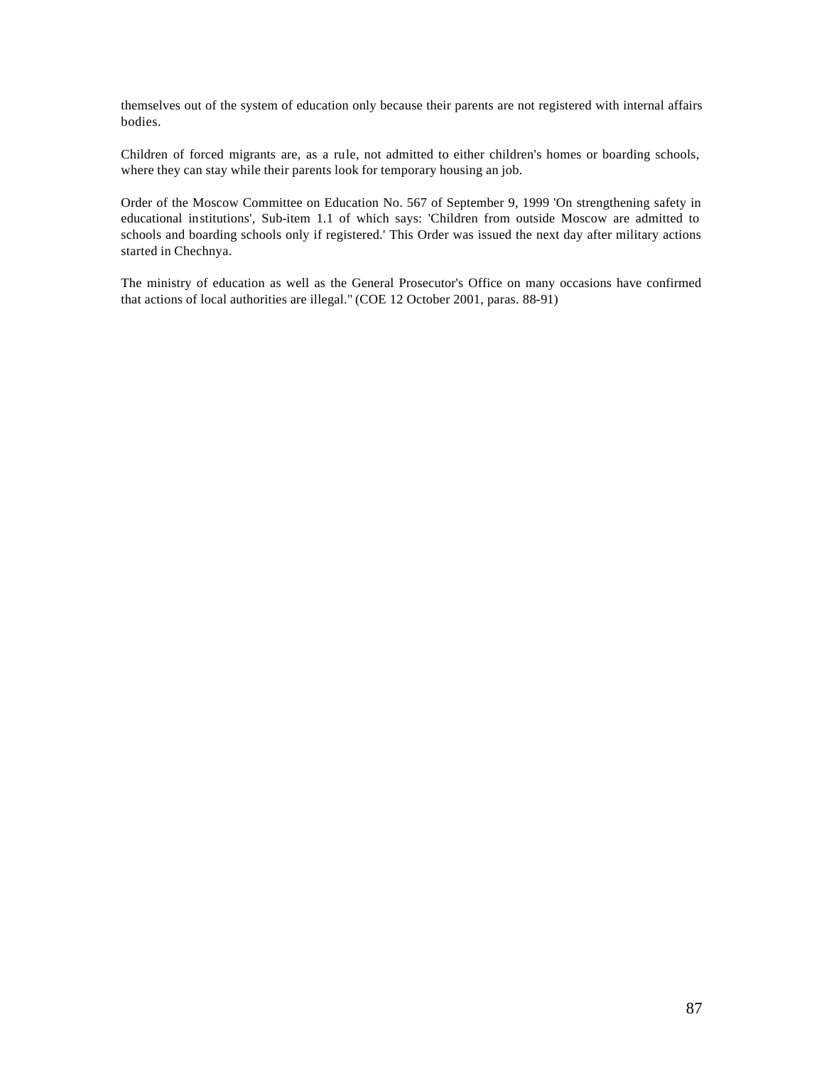themselves out of the system of education only because their parents are not registered with internal affairs bodies.

Children of forced migrants are, as a rule, not admitted to either children's homes or boarding schools, where they can stay while their parents look for temporary housing an job.

Order of the Moscow Committee on Education No. 567 of September 9, 1999 'On strengthening safety in educational institutions', Sub-item 1.1 of which says: 'Children from outside Moscow are admitted to schools and boarding schools only if registered.' This Order was issued the next day after military actions started in Chechnya.

The ministry of education as well as the General Prosecutor's Office on many occasions have confirmed that actions of local authorities are illegal." (COE 12 October 2001, paras. 88-91)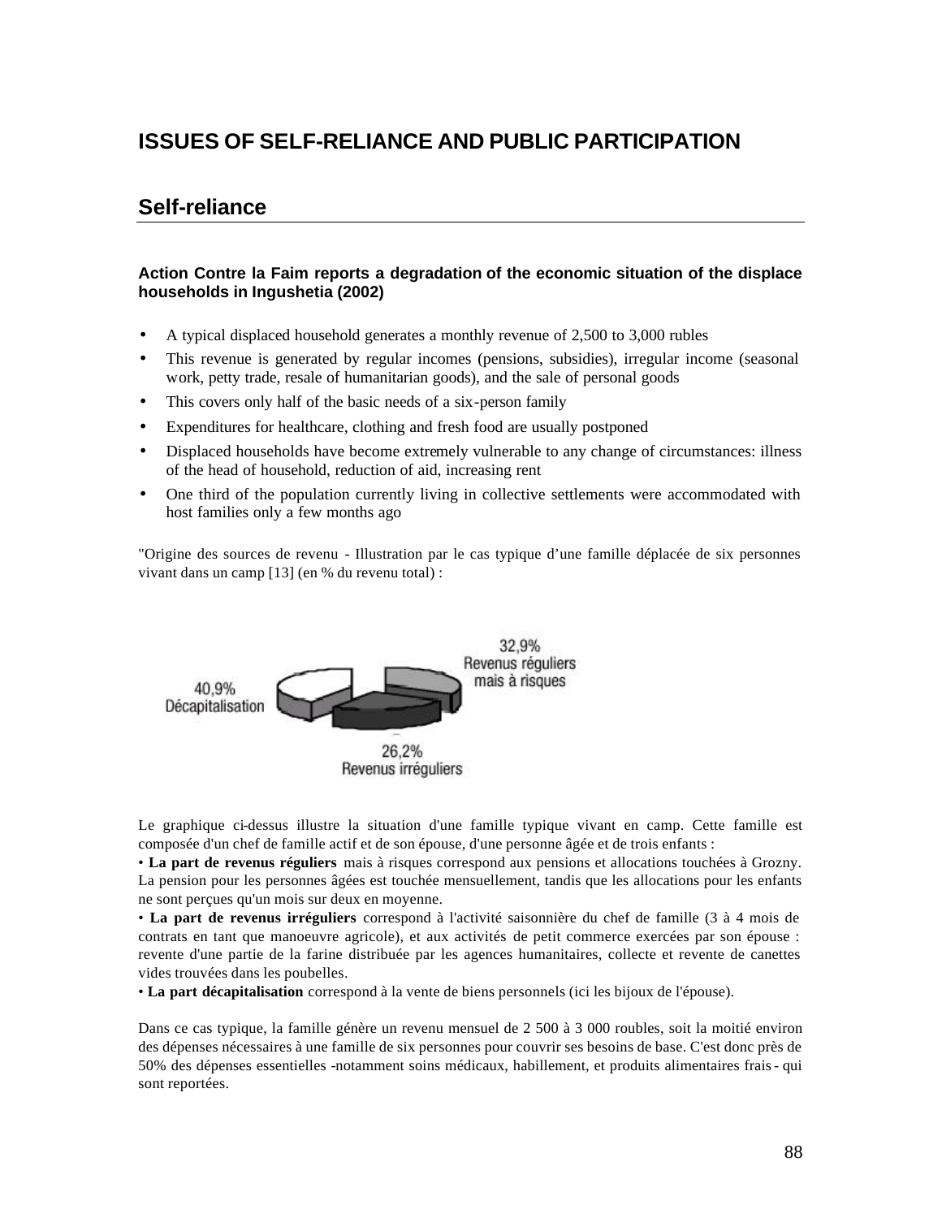# ISSUES OF SELF-RELIANCE AND PUBLIC PARTICIPATION

## Self-reliance

### Action Contre la Faim reports a degradation of the economic situation of the displace households in Ingushetia (2002)

- A typical displaced household generates a monthly revenue of 2,500 to 3,000 rubles
- This revenue is generated by regular incomes (pensions, subsidies), irregular income (seasonal work, petty trade, resale of humanitarian goods), and the sale of personal goods
- This covers only half of the basic needs of a six-person family
- Expenditures for healthcare, clothing and fresh food are usually postponed
- Displaced households have become extremely vulnerable to any change of circumstances: illness of the head of household, reduction of aid, increasing rent
- One third of the population currently living in collective settlements were accommodated with host families only a few months ago

"Origine des sources de revenu - Illustration par le cas typique d'une famille déplacée de six personnes vivant dans un camp [13] (en % du revenu total) :

40,9% Décapitalisation

32,9% Revenus réguliers mais à risques

26,2% Revenus irréguliers

Le graphique ci-dessus illustre la situation d'une famille typique vivant en camp. Cette famille est composée d'un chef de famille actif et de son épouse, d'une personne âgée et de trois enfants :

• **La part de revenus réguliers** mais à risques correspond aux pensions et allocations touchées à Grozny. La pension pour les personnes âgées est touchée mensuellement, tandis que les allocations pour les enfants ne sont perçues qu'un mois sur deux en moyenne.

• **La part de revenus irréguliers** correspond à l'activité saisonnière du chef de famille (3 à 4 mois de contrats en tant que manoeuvre agricole), et aux activités de petit commerce exercées par son épouse : revente d'une partie de la farine distribuée par les agences humanitaires, collecte et revente de canettes vides trouvées dans les poubelles.

• **La part décapitalisation** correspond à la vente de biens personnels (ici les bijoux de l'épouse).

Dans ce cas typique, la famille génère un revenu mensuel de 2 500 à 3 000 roubles, soit la moitié environ des dépenses nécessaires à une famille de six personnes pour couvrir ses besoins de base. C'est donc près de 50% des dépenses essentielles -notamment soins médicaux, habillement, et produits alimentaires frais - qui sont reportées.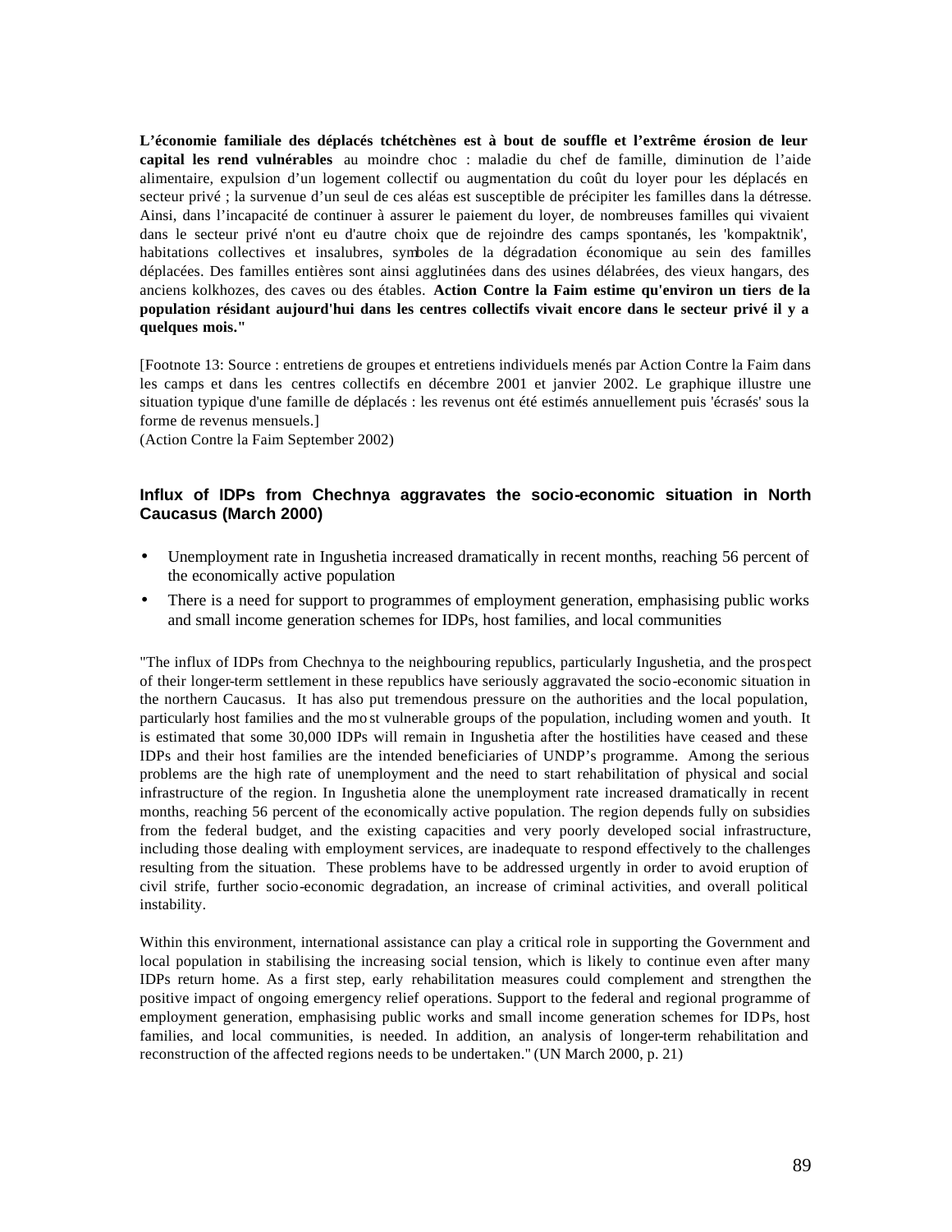**L'économie familiale des déplacés tchétchènes est à bout de souffle et l'extrême érosion de leur capital les rend vulnérables** au moindre choc : maladie du chef de famille, diminution de l'aide alimentaire, expulsion d'un logement collectif ou augmentation du coût du loyer pour les déplacés en secteur privé ; la survenue d'un seul de ces aléas est susceptible de précipiter les familles dans la détresse. Ainsi, dans l'incapacité de continuer à assurer le paiement du loyer, de nombreuses familles qui vivaient dans le secteur privé n'ont eu d'autre choix que de rejoindre des camps spontanés, les 'kompaktnik', habitations collectives et insalubres, symboles de la dégradation économique au sein des familles déplacées. Des familles entières sont ainsi agglutinées dans des usines délabrées, des vieux hangars, des anciens kolkhozes, des caves ou des étables. **Action Contre la Faim estime qu'environ un tiers de la population résidant aujourd'hui dans les centres collectifs vivait encore dans le secteur privé il y a quelques mois."**

[Footnote 13: Source : entretiens de groupes et entretiens individuels menés par Action Contre la Faim dans les camps et dans les centres collectifs en décembre 2001 et janvier 2002. Le graphique illustre une situation typique d'une famille de déplacés : les revenus ont été estimés annuellement puis 'écrasés' sous la forme de revenus mensuels.]
(Action Contre la Faim September 2002)

### Influx of IDPs from Chechnya aggravates the socio-economic situation in North Caucasus (March 2000)

- Unemployment rate in Ingushetia increased dramatically in recent months, reaching 56 percent of the economically active population
- There is a need for support to programmes of employment generation, emphasising public works and small income generation schemes for IDPs, host families, and local communities

"The influx of IDPs from Chechnya to the neighbouring republics, particularly Ingushetia, and the prospect of their longer-term settlement in these republics have seriously aggravated the socio-economic situation in the northern Caucasus. It has also put tremendous pressure on the authorities and the local population, particularly host families and the most vulnerable groups of the population, including women and youth. It is estimated that some 30,000 IDPs will remain in Ingushetia after the hostilities have ceased and these IDPs and their host families are the intended beneficiaries of UNDP's programme. Among the serious problems are the high rate of unemployment and the need to start rehabilitation of physical and social infrastructure of the region. In Ingushetia alone the unemployment rate increased dramatically in recent months, reaching 56 percent of the economically active population. The region depends fully on subsidies from the federal budget, and the existing capacities and very poorly developed social infrastructure, including those dealing with employment services, are inadequate to respond effectively to the challenges resulting from the situation. These problems have to be addressed urgently in order to avoid eruption of civil strife, further socio-economic degradation, an increase of criminal activities, and overall political instability.

Within this environment, international assistance can play a critical role in supporting the Government and local population in stabilising the increasing social tension, which is likely to continue even after many IDPs return home. As a first step, early rehabilitation measures could complement and strengthen the positive impact of ongoing emergency relief operations. Support to the federal and regional programme of employment generation, emphasising public works and small income generation schemes for IDPs, host families, and local communities, is needed. In addition, an analysis of longer-term rehabilitation and reconstruction of the affected regions needs to be undertaken." (UN March 2000, p. 21)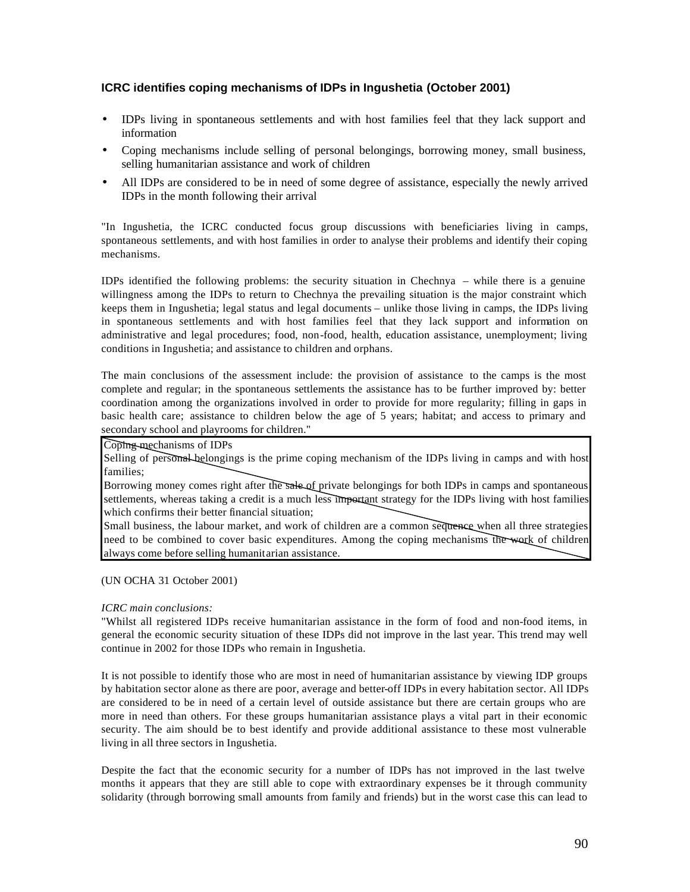### ICRC identifies coping mechanisms of IDPs in Ingushetia (October 2001)

- IDPs living in spontaneous settlements and with host families feel that they lack support and information
- Coping mechanisms include selling of personal belongings, borrowing money, small business, selling humanitarian assistance and work of children
- All IDPs are considered to be in need of some degree of assistance, especially the newly arrived IDPs in the month following their arrival

"In Ingushetia, the ICRC conducted focus group discussions with beneficiaries living in camps, spontaneous settlements, and with host families in order to analyse their problems and identify their coping mechanisms.

IDPs identified the following problems: the security situation in Chechnya – while there is a genuine willingness among the IDPs to return to Chechnya the prevailing situation is the major constraint which keeps them in Ingushetia; legal status and legal documents – unlike those living in camps, the IDPs living in spontaneous settlements and with host families feel that they lack support and information on administrative and legal procedures; food, non-food, health, education assistance, unemployment; living conditions in Ingushetia; and assistance to children and orphans.

The main conclusions of the assessment include: the provision of assistance to the camps is the most complete and regular; in the spontaneous settlements the assistance has to be further improved by: better coordination among the organizations involved in order to provide for more regularity; filling in gaps in basic health care; assistance to children below the age of 5 years; habitat; and access to primary and secondary school and playrooms for children."

| Coping mechanisms of IDPs |
|---|
| Selling of personal belongings is the prime coping mechanism of the IDPs living in camps and with host families; |
| Borrowing money comes right after the sale of private belongings for both IDPs in camps and spontaneous settlements, whereas taking a credit is a much less important strategy for the IDPs living with host families which confirms their better financial situation; |
| Small business, the labour market, and work of children are a common sequence when all three strategies need to be combined to cover basic expenditures. Among the coping mechanisms the work of children always come before selling humanitarian assistance. |

(UN OCHA 31 October 2001)

*ICRC main conclusions:*

"Whilst all registered IDPs receive humanitarian assistance in the form of food and non-food items, in general the economic security situation of these IDPs did not improve in the last year. This trend may well continue in 2002 for those IDPs who remain in Ingushetia.

It is not possible to identify those who are most in need of humanitarian assistance by viewing IDP groups by habitation sector alone as there are poor, average and better-off IDPs in every habitation sector. All IDPs are considered to be in need of a certain level of outside assistance but there are certain groups who are more in need than others. For these groups humanitarian assistance plays a vital part in their economic security. The aim should be to best identify and provide additional assistance to these most vulnerable living in all three sectors in Ingushetia.

Despite the fact that the economic security for a number of IDPs has not improved in the last twelve months it appears that they are still able to cope with extraordinary expenses be it through community solidarity (through borrowing small amounts from family and friends) but in the worst case this can lead to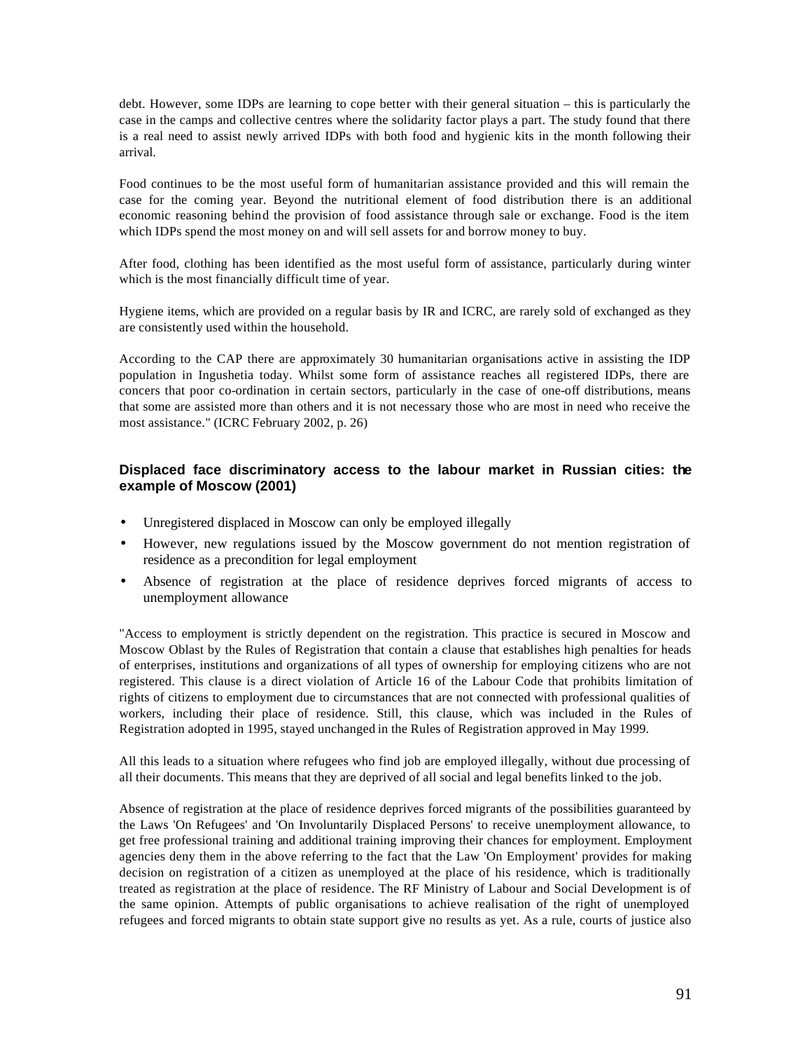debt. However, some IDPs are learning to cope better with their general situation – this is particularly the case in the camps and collective centres where the solidarity factor plays a part. The study found that there is a real need to assist newly arrived IDPs with both food and hygienic kits in the month following their arrival.

Food continues to be the most useful form of humanitarian assistance provided and this will remain the case for the coming year. Beyond the nutritional element of food distribution there is an additional economic reasoning behind the provision of food assistance through sale or exchange. Food is the item which IDPs spend the most money on and will sell assets for and borrow money to buy.

After food, clothing has been identified as the most useful form of assistance, particularly during winter which is the most financially difficult time of year.

Hygiene items, which are provided on a regular basis by IR and ICRC, are rarely sold of exchanged as they are consistently used within the household.

According to the CAP there are approximately 30 humanitarian organisations active in assisting the IDP population in Ingushetia today. Whilst some form of assistance reaches all registered IDPs, there are concers that poor co-ordination in certain sectors, particularly in the case of one-off distributions, means that some are assisted more than others and it is not necessary those who are most in need who receive the most assistance." (ICRC February 2002, p. 26)

### Displaced face discriminatory access to the labour market in Russian cities: the example of Moscow (2001)

- Unregistered displaced in Moscow can only be employed illegally
- However, new regulations issued by the Moscow government do not mention registration of residence as a precondition for legal employment
- Absence of registration at the place of residence deprives forced migrants of access to unemployment allowance

"Access to employment is strictly dependent on the registration. This practice is secured in Moscow and Moscow Oblast by the Rules of Registration that contain a clause that establishes high penalties for heads of enterprises, institutions and organizations of all types of ownership for employing citizens who are not registered. This clause is a direct violation of Article 16 of the Labour Code that prohibits limitation of rights of citizens to employment due to circumstances that are not connected with professional qualities of workers, including their place of residence. Still, this clause, which was included in the Rules of Registration adopted in 1995, stayed unchanged in the Rules of Registration approved in May 1999.

All this leads to a situation where refugees who find job are employed illegally, without due processing of all their documents. This means that they are deprived of all social and legal benefits linked to the job.

Absence of registration at the place of residence deprives forced migrants of the possibilities guaranteed by the Laws 'On Refugees' and 'On Involuntarily Displaced Persons' to receive unemployment allowance, to get free professional training and additional training improving their chances for employment. Employment agencies deny them in the above referring to the fact that the Law 'On Employment' provides for making decision on registration of a citizen as unemployed at the place of his residence, which is traditionally treated as registration at the place of residence. The RF Ministry of Labour and Social Development is of the same opinion. Attempts of public organisations to achieve realisation of the right of unemployed refugees and forced migrants to obtain state support give no results as yet. As a rule, courts of justice also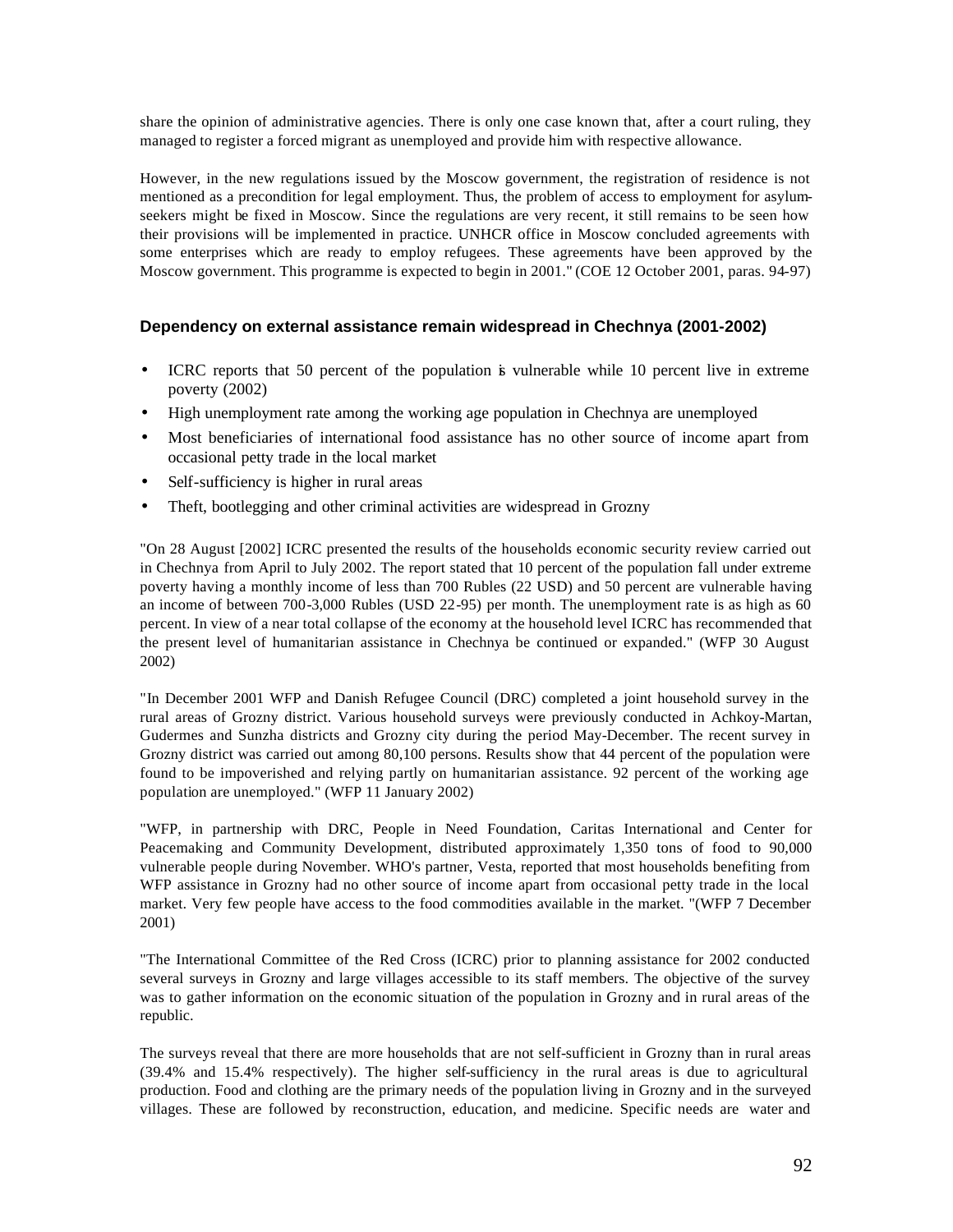share the opinion of administrative agencies. There is only one case known that, after a court ruling, they managed to register a forced migrant as unemployed and provide him with respective allowance.

However, in the new regulations issued by the Moscow government, the registration of residence is not mentioned as a precondition for legal employment. Thus, the problem of access to employment for asylum-seekers might be fixed in Moscow. Since the regulations are very recent, it still remains to be seen how their provisions will be implemented in practice. UNHCR office in Moscow concluded agreements with some enterprises which are ready to employ refugees. These agreements have been approved by the Moscow government. This programme is expected to begin in 2001." (COE 12 October 2001, paras. 94-97)

### Dependency on external assistance remain widespread in Chechnya (2001-2002)

- ICRC reports that 50 percent of the population is vulnerable while 10 percent live in extreme poverty (2002)
- High unemployment rate among the working age population in Chechnya are unemployed
- Most beneficiaries of international food assistance has no other source of income apart from occasional petty trade in the local market
- Self-sufficiency is higher in rural areas
- Theft, bootlegging and other criminal activities are widespread in Grozny

"On 28 August [2002] ICRC presented the results of the households economic security review carried out in Chechnya from April to July 2002. The report stated that 10 percent of the population fall under extreme poverty having a monthly income of less than 700 Rubles (22 USD) and 50 percent are vulnerable having an income of between 700-3,000 Rubles (USD 22-95) per month. The unemployment rate is as high as 60 percent. In view of a near total collapse of the economy at the household level ICRC has recommended that the present level of humanitarian assistance in Chechnya be continued or expanded." (WFP 30 August 2002)

"In December 2001 WFP and Danish Refugee Council (DRC) completed a joint household survey in the rural areas of Grozny district. Various household surveys were previously conducted in Achkoy-Martan, Gudermes and Sunzha districts and Grozny city during the period May-December. The recent survey in Grozny district was carried out among 80,100 persons. Results show that 44 percent of the population were found to be impoverished and relying partly on humanitarian assistance. 92 percent of the working age population are unemployed." (WFP 11 January 2002)

"WFP, in partnership with DRC, People in Need Foundation, Caritas International and Center for Peacemaking and Community Development, distributed approximately 1,350 tons of food to 90,000 vulnerable people during November. WHO's partner, Vesta, reported that most households benefiting from WFP assistance in Grozny had no other source of income apart from occasional petty trade in the local market. Very few people have access to the food commodities available in the market. "(WFP 7 December 2001)

"The International Committee of the Red Cross (ICRC) prior to planning assistance for 2002 conducted several surveys in Grozny and large villages accessible to its staff members. The objective of the survey was to gather information on the economic situation of the population in Grozny and in rural areas of the republic.

The surveys reveal that there are more households that are not self-sufficient in Grozny than in rural areas (39.4% and 15.4% respectively). The higher self-sufficiency in the rural areas is due to agricultural production. Food and clothing are the primary needs of the population living in Grozny and in the surveyed villages. These are followed by reconstruction, education, and medicine. Specific needs are water and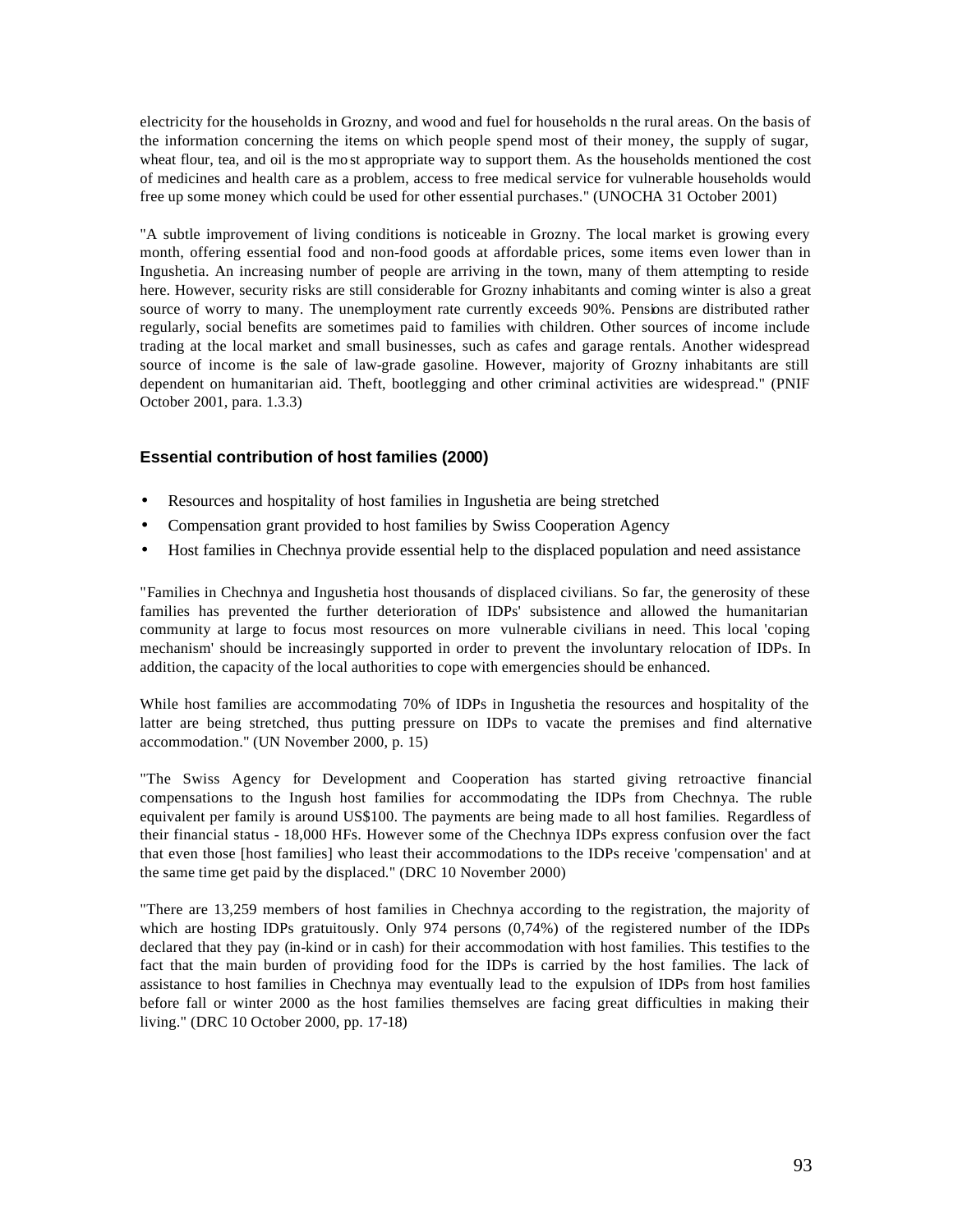electricity for the households in Grozny, and wood and fuel for households n the rural areas. On the basis of the information concerning the items on which people spend most of their money, the supply of sugar, wheat flour, tea, and oil is the most appropriate way to support them. As the households mentioned the cost of medicines and health care as a problem, access to free medical service for vulnerable households would free up some money which could be used for other essential purchases." (UNOCHA 31 October 2001)

"A subtle improvement of living conditions is noticeable in Grozny. The local market is growing every month, offering essential food and non-food goods at affordable prices, some items even lower than in Ingushetia. An increasing number of people are arriving in the town, many of them attempting to reside here. However, security risks are still considerable for Grozny inhabitants and coming winter is also a great source of worry to many. The unemployment rate currently exceeds 90%. Pensions are distributed rather regularly, social benefits are sometimes paid to families with children. Other sources of income include trading at the local market and small businesses, such as cafes and garage rentals. Another widespread source of income is the sale of law-grade gasoline. However, majority of Grozny inhabitants are still dependent on humanitarian aid. Theft, bootlegging and other criminal activities are widespread." (PNIF October 2001, para. 1.3.3)

### Essential contribution of host families (2000)

- Resources and hospitality of host families in Ingushetia are being stretched
- Compensation grant provided to host families by Swiss Cooperation Agency
- Host families in Chechnya provide essential help to the displaced population and need assistance

"Families in Chechnya and Ingushetia host thousands of displaced civilians. So far, the generosity of these families has prevented the further deterioration of IDPs' subsistence and allowed the humanitarian community at large to focus most resources on more vulnerable civilians in need. This local 'coping mechanism' should be increasingly supported in order to prevent the involuntary relocation of IDPs. In addition, the capacity of the local authorities to cope with emergencies should be enhanced.

While host families are accommodating 70% of IDPs in Ingushetia the resources and hospitality of the latter are being stretched, thus putting pressure on IDPs to vacate the premises and find alternative accommodation." (UN November 2000, p. 15)

"The Swiss Agency for Development and Cooperation has started giving retroactive financial compensations to the Ingush host families for accommodating the IDPs from Chechnya. The ruble equivalent per family is around US$100. The payments are being made to all host families. Regardless of their financial status - 18,000 HFs. However some of the Chechnya IDPs express confusion over the fact that even those [host families] who least their accommodations to the IDPs receive 'compensation' and at the same time get paid by the displaced." (DRC 10 November 2000)

"There are 13,259 members of host families in Chechnya according to the registration, the majority of which are hosting IDPs gratuitously. Only 974 persons (0,74%) of the registered number of the IDPs declared that they pay (in-kind or in cash) for their accommodation with host families. This testifies to the fact that the main burden of providing food for the IDPs is carried by the host families. The lack of assistance to host families in Chechnya may eventually lead to the expulsion of IDPs from host families before fall or winter 2000 as the host families themselves are facing great difficulties in making their living." (DRC 10 October 2000, pp. 17-18)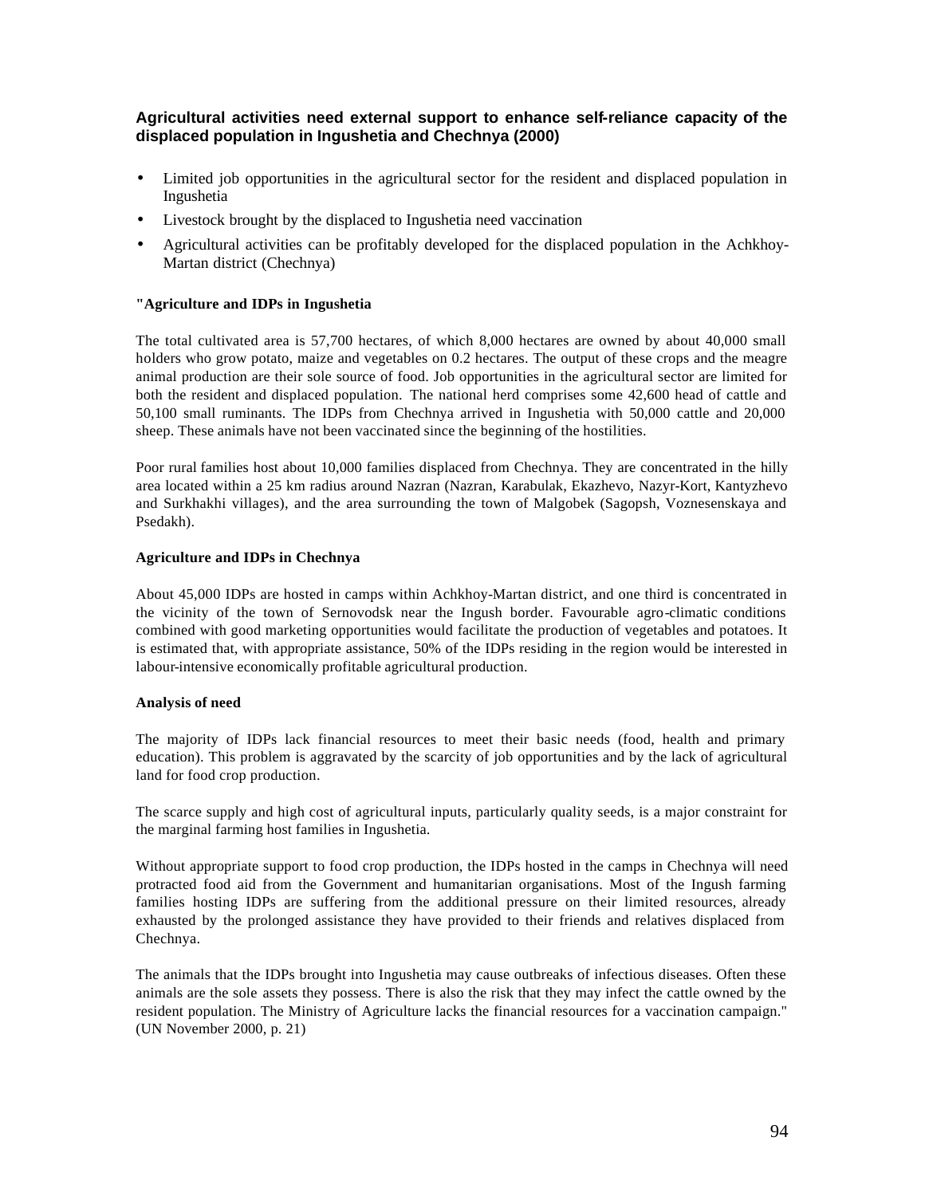### Agricultural activities need external support to enhance self-reliance capacity of the displaced population in Ingushetia and Chechnya (2000)

- Limited job opportunities in the agricultural sector for the resident and displaced population in Ingushetia
- Livestock brought by the displaced to Ingushetia need vaccination
- Agricultural activities can be profitably developed for the displaced population in the Achkhoy-Martan district (Chechnya)

**"Agriculture and IDPs in Ingushetia**

The total cultivated area is 57,700 hectares, of which 8,000 hectares are owned by about 40,000 small holders who grow potato, maize and vegetables on 0.2 hectares. The output of these crops and the meagre animal production are their sole source of food. Job opportunities in the agricultural sector are limited for both the resident and displaced population. The national herd comprises some 42,600 head of cattle and 50,100 small ruminants. The IDPs from Chechnya arrived in Ingushetia with 50,000 cattle and 20,000 sheep. These animals have not been vaccinated since the beginning of the hostilities.

Poor rural families host about 10,000 families displaced from Chechnya. They are concentrated in the hilly area located within a 25 km radius around Nazran (Nazran, Karabulak, Ekazhevo, Nazyr-Kort, Kantyzhevo and Surkhakhi villages), and the area surrounding the town of Malgobek (Sagopsh, Voznesenskaya and Psedakh).

**Agriculture and IDPs in Chechnya**

About 45,000 IDPs are hosted in camps within Achkhoy-Martan district, and one third is concentrated in the vicinity of the town of Sernovodsk near the Ingush border. Favourable agro-climatic conditions combined with good marketing opportunities would facilitate the production of vegetables and potatoes. It is estimated that, with appropriate assistance, 50% of the IDPs residing in the region would be interested in labour-intensive economically profitable agricultural production.

**Analysis of need**

The majority of IDPs lack financial resources to meet their basic needs (food, health and primary education). This problem is aggravated by the scarcity of job opportunities and by the lack of agricultural land for food crop production.

The scarce supply and high cost of agricultural inputs, particularly quality seeds, is a major constraint for the marginal farming host families in Ingushetia.

Without appropriate support to food crop production, the IDPs hosted in the camps in Chechnya will need protracted food aid from the Government and humanitarian organisations. Most of the Ingush farming families hosting IDPs are suffering from the additional pressure on their limited resources, already exhausted by the prolonged assistance they have provided to their friends and relatives displaced from Chechnya.

The animals that the IDPs brought into Ingushetia may cause outbreaks of infectious diseases. Often these animals are the sole assets they possess. There is also the risk that they may infect the cattle owned by the resident population. The Ministry of Agriculture lacks the financial resources for a vaccination campaign." (UN November 2000, p. 21)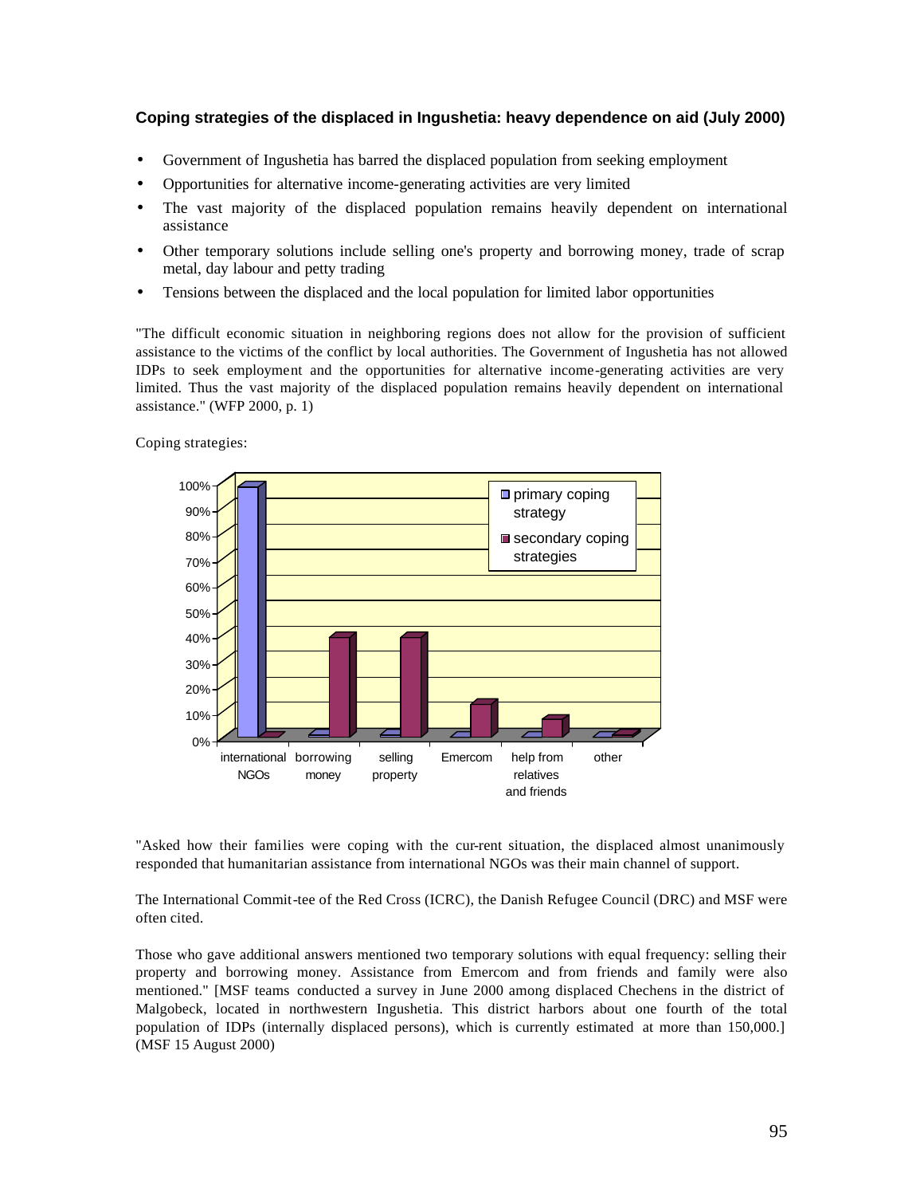### Coping strategies of the displaced in Ingushetia: heavy dependence on aid (July 2000)

- Government of Ingushetia has barred the displaced population from seeking employment
- Opportunities for alternative income-generating activities are very limited
- The vast majority of the displaced population remains heavily dependent on international assistance
- Other temporary solutions include selling one's property and borrowing money, trade of scrap metal, day labour and petty trading
- Tensions between the displaced and the local population for limited labor opportunities

"The difficult economic situation in neighboring regions does not allow for the provision of sufficient assistance to the victims of the conflict by local authorities. The Government of Ingushetia has not allowed IDPs to seek employment and the opportunities for alternative income-generating activities are very limited. Thus the vast majority of the displaced population remains heavily dependent on international assistance." (WFP 2000, p. 1)

Coping strategies:

"Asked how their families were coping with the cur-rent situation, the displaced almost unanimously responded that humanitarian assistance from international NGOs was their main channel of support.

The International Commit-tee of the Red Cross (ICRC), the Danish Refugee Council (DRC) and MSF were often cited.

Those who gave additional answers mentioned two temporary solutions with equal frequency: selling their property and borrowing money. Assistance from Emercom and from friends and family were also mentioned." [MSF teams conducted a survey in June 2000 among displaced Chechens in the district of Malgobeck, located in northwestern Ingushetia. This district harbors about one fourth of the total population of IDPs (internally displaced persons), which is currently estimated at more than 150,000.] (MSF 15 August 2000)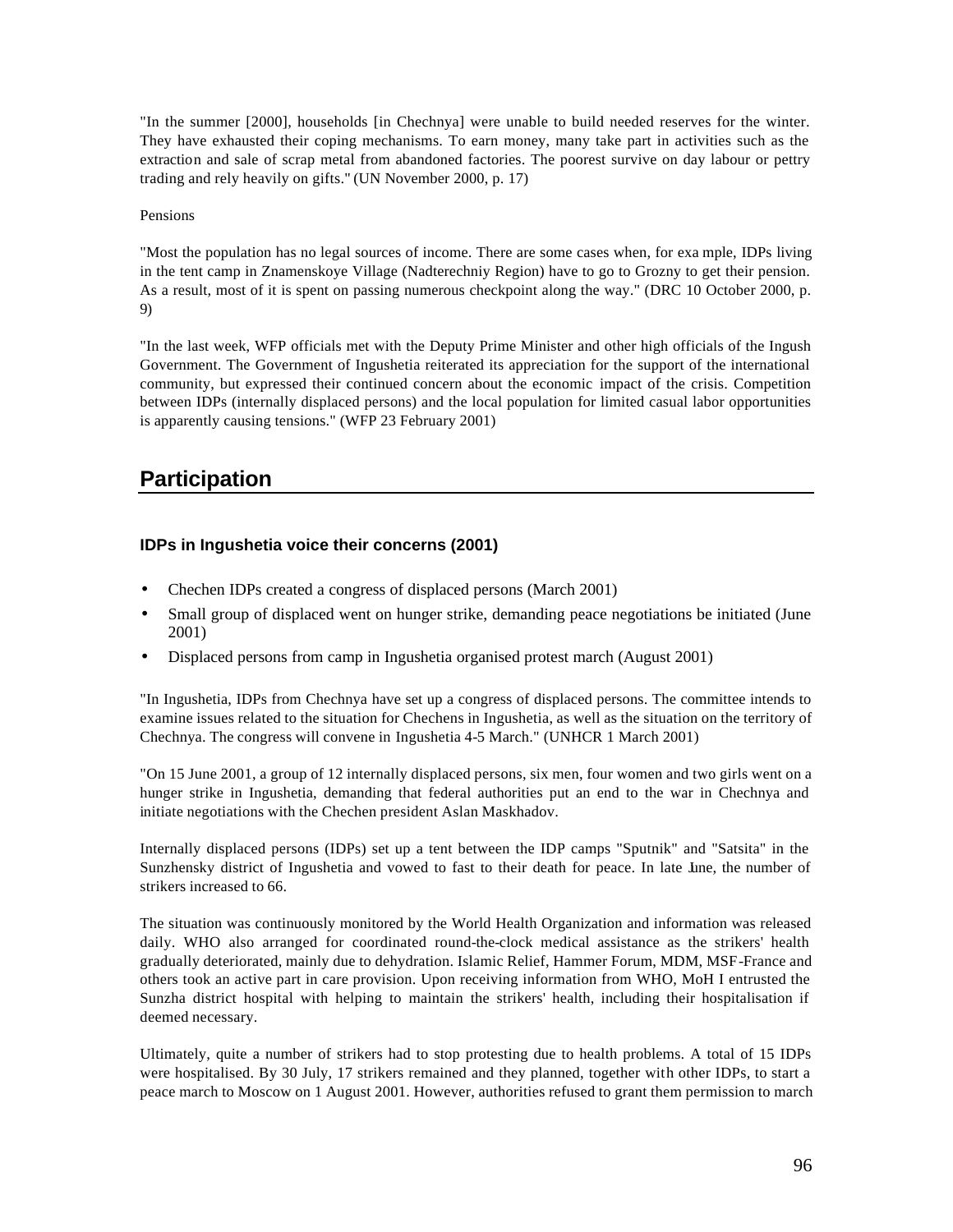"In the summer [2000], households [in Chechnya] were unable to build needed reserves for the winter. They have exhausted their coping mechanisms. To earn money, many take part in activities such as the extraction and sale of scrap metal from abandoned factories. The poorest survive on day labour or pettry trading and rely heavily on gifts." (UN November 2000, p. 17)

Pensions

"Most the population has no legal sources of income. There are some cases when, for exa mple, IDPs living in the tent camp in Znamenskoye Village (Nadterechniy Region) have to go to Grozny to get their pension. As a result, most of it is spent on passing numerous checkpoint along the way." (DRC 10 October 2000, p. 9)

"In the last week, WFP officials met with the Deputy Prime Minister and other high officials of the Ingush Government. The Government of Ingushetia reiterated its appreciation for the support of the international community, but expressed their continued concern about the economic impact of the crisis. Competition between IDPs (internally displaced persons) and the local population for limited casual labor opportunities is apparently causing tensions." (WFP 23 February 2001)

## Participation

### IDPs in Ingushetia voice their concerns (2001)

- Chechen IDPs created a congress of displaced persons (March 2001)
- Small group of displaced went on hunger strike, demanding peace negotiations be initiated (June 2001)
- Displaced persons from camp in Ingushetia organised protest march (August 2001)

"In Ingushetia, IDPs from Chechnya have set up a congress of displaced persons. The committee intends to examine issues related to the situation for Chechens in Ingushetia, as well as the situation on the territory of Chechnya. The congress will convene in Ingushetia 4-5 March." (UNHCR 1 March 2001)

"On 15 June 2001, a group of 12 internally displaced persons, six men, four women and two girls went on a hunger strike in Ingushetia, demanding that federal authorities put an end to the war in Chechnya and initiate negotiations with the Chechen president Aslan Maskhadov.

Internally displaced persons (IDPs) set up a tent between the IDP camps "Sputnik" and "Satsita" in the Sunzhensky district of Ingushetia and vowed to fast to their death for peace. In late June, the number of strikers increased to 66.

The situation was continuously monitored by the World Health Organization and information was released daily. WHO also arranged for coordinated round-the-clock medical assistance as the strikers' health gradually deteriorated, mainly due to dehydration. Islamic Relief, Hammer Forum, MDM, MSF-France and others took an active part in care provision. Upon receiving information from WHO, MoH I entrusted the Sunzha district hospital with helping to maintain the strikers' health, including their hospitalisation if deemed necessary.

Ultimately, quite a number of strikers had to stop protesting due to health problems. A total of 15 IDPs were hospitalised. By 30 July, 17 strikers remained and they planned, together with other IDPs, to start a peace march to Moscow on 1 August 2001. However, authorities refused to grant them permission to march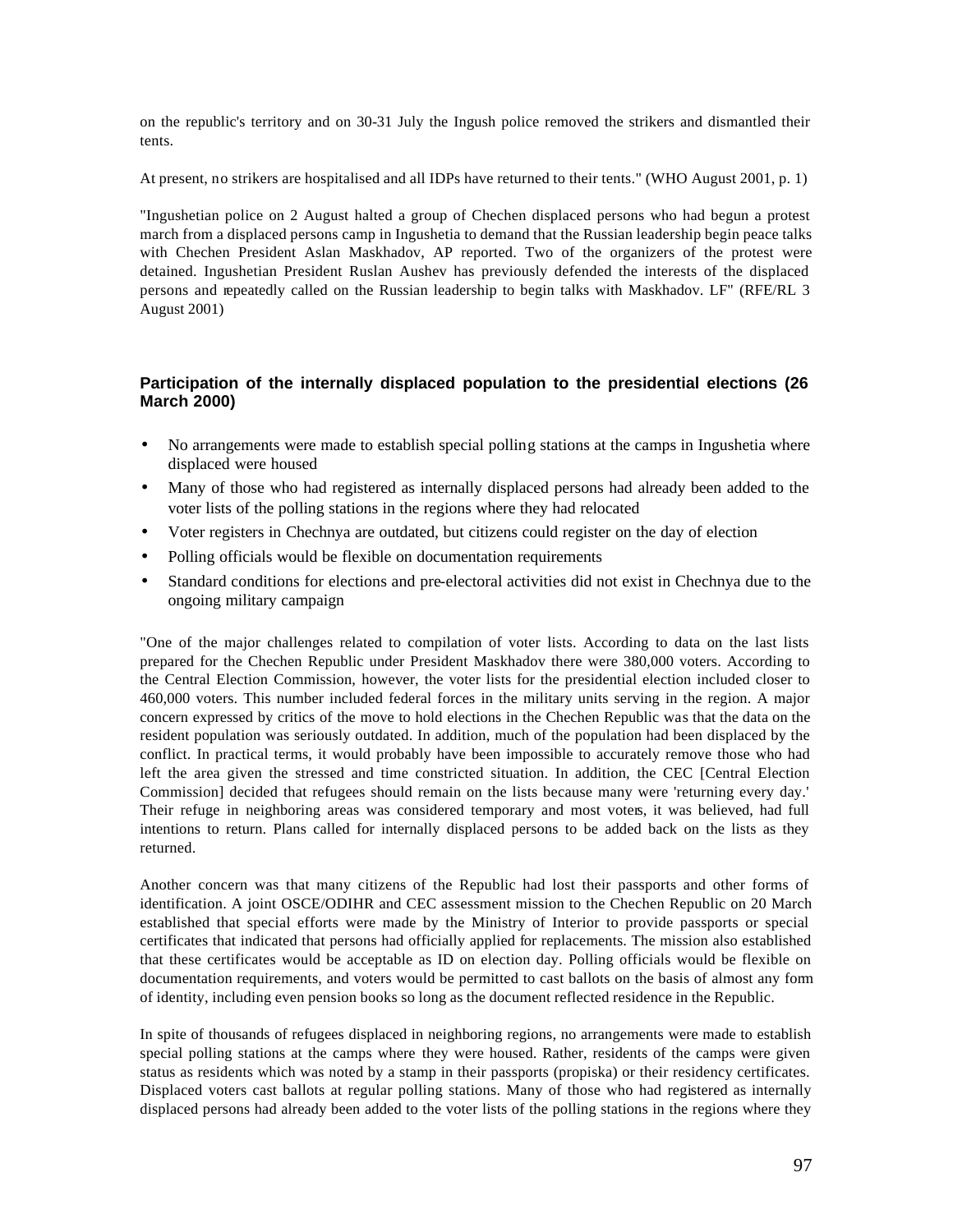on the republic's territory and on 30-31 July the Ingush police removed the strikers and dismantled their tents.

At present, no strikers are hospitalised and all IDPs have returned to their tents." (WHO August 2001, p. 1)

"Ingushetian police on 2 August halted a group of Chechen displaced persons who had begun a protest march from a displaced persons camp in Ingushetia to demand that the Russian leadership begin peace talks with Chechen President Aslan Maskhadov, AP reported. Two of the organizers of the protest were detained. Ingushetian President Ruslan Aushev has previously defended the interests of the displaced persons and repeatedly called on the Russian leadership to begin talks with Maskhadov. LF" (RFE/RL 3 August 2001)

### Participation of the internally displaced population to the presidential elections (26 March 2000)

- No arrangements were made to establish special polling stations at the camps in Ingushetia where displaced were housed
- Many of those who had registered as internally displaced persons had already been added to the voter lists of the polling stations in the regions where they had relocated
- Voter registers in Chechnya are outdated, but citizens could register on the day of election
- Polling officials would be flexible on documentation requirements
- Standard conditions for elections and pre-electoral activities did not exist in Chechnya due to the ongoing military campaign

"One of the major challenges related to compilation of voter lists. According to data on the last lists prepared for the Chechen Republic under President Maskhadov there were 380,000 voters. According to the Central Election Commission, however, the voter lists for the presidential election included closer to 460,000 voters. This number included federal forces in the military units serving in the region. A major concern expressed by critics of the move to hold elections in the Chechen Republic was that the data on the resident population was seriously outdated. In addition, much of the population had been displaced by the conflict. In practical terms, it would probably have been impossible to accurately remove those who had left the area given the stressed and time constricted situation. In addition, the CEC [Central Election Commission] decided that refugees should remain on the lists because many were 'returning every day.' Their refuge in neighboring areas was considered temporary and most voters, it was believed, had full intentions to return. Plans called for internally displaced persons to be added back on the lists as they returned.

Another concern was that many citizens of the Republic had lost their passports and other forms of identification. A joint OSCE/ODIHR and CEC assessment mission to the Chechen Republic on 20 March established that special efforts were made by the Ministry of Interior to provide passports or special certificates that indicated that persons had officially applied for replacements. The mission also established that these certificates would be acceptable as ID on election day. Polling officials would be flexible on documentation requirements, and voters would be permitted to cast ballots on the basis of almost any form of identity, including even pension books so long as the document reflected residence in the Republic.

In spite of thousands of refugees displaced in neighboring regions, no arrangements were made to establish special polling stations at the camps where they were housed. Rather, residents of the camps were given status as residents which was noted by a stamp in their passports (propiska) or their residency certificates. Displaced voters cast ballots at regular polling stations. Many of those who had registered as internally displaced persons had already been added to the voter lists of the polling stations in the regions where they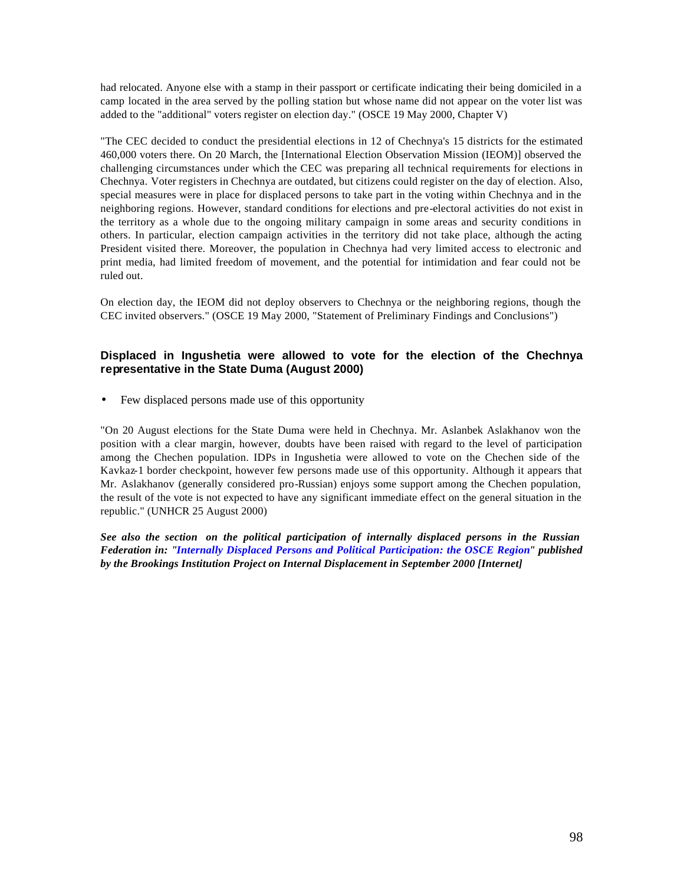had relocated. Anyone else with a stamp in their passport or certificate indicating their being domiciled in a camp located in the area served by the polling station but whose name did not appear on the voter list was added to the "additional" voters register on election day." (OSCE 19 May 2000, Chapter V)

"The CEC decided to conduct the presidential elections in 12 of Chechnya's 15 districts for the estimated 460,000 voters there. On 20 March, the [International Election Observation Mission (IEOM)] observed the challenging circumstances under which the CEC was preparing all technical requirements for elections in Chechnya. Voter registers in Chechnya are outdated, but citizens could register on the day of election. Also, special measures were in place for displaced persons to take part in the voting within Chechnya and in the neighboring regions. However, standard conditions for elections and pre-electoral activities do not exist in the territory as a whole due to the ongoing military campaign in some areas and security conditions in others. In particular, election campaign activities in the territory did not take place, although the acting President visited there. Moreover, the population in Chechnya had very limited access to electronic and print media, had limited freedom of movement, and the potential for intimidation and fear could not be ruled out.

On election day, the IEOM did not deploy observers to Chechnya or the neighboring regions, though the CEC invited observers." (OSCE 19 May 2000, "Statement of Preliminary Findings and Conclusions")

### Displaced in Ingushetia were allowed to vote for the election of the Chechnya representative in the State Duma (August 2000)

- Few displaced persons made use of this opportunity

"On 20 August elections for the State Duma were held in Chechnya. Mr. Aslanbek Aslakhanov won the position with a clear margin, however, doubts have been raised with regard to the level of participation among the Chechen population. IDPs in Ingushetia were allowed to vote on the Chechen side of the Kavkaz-1 border checkpoint, however few persons made use of this opportunity. Although it appears that Mr. Aslakhanov (generally considered pro-Russian) enjoys some support among the Chechen population, the result of the vote is not expected to have any significant immediate effect on the general situation in the republic." (UNHCR 25 August 2000)

***See also the section on the political participation of internally displaced persons in the Russian Federation in: "Internally Displaced Persons and Political Participation: the OSCE Region" published by the Brookings Institution Project on Internal Displacement in September 2000 [Internet]***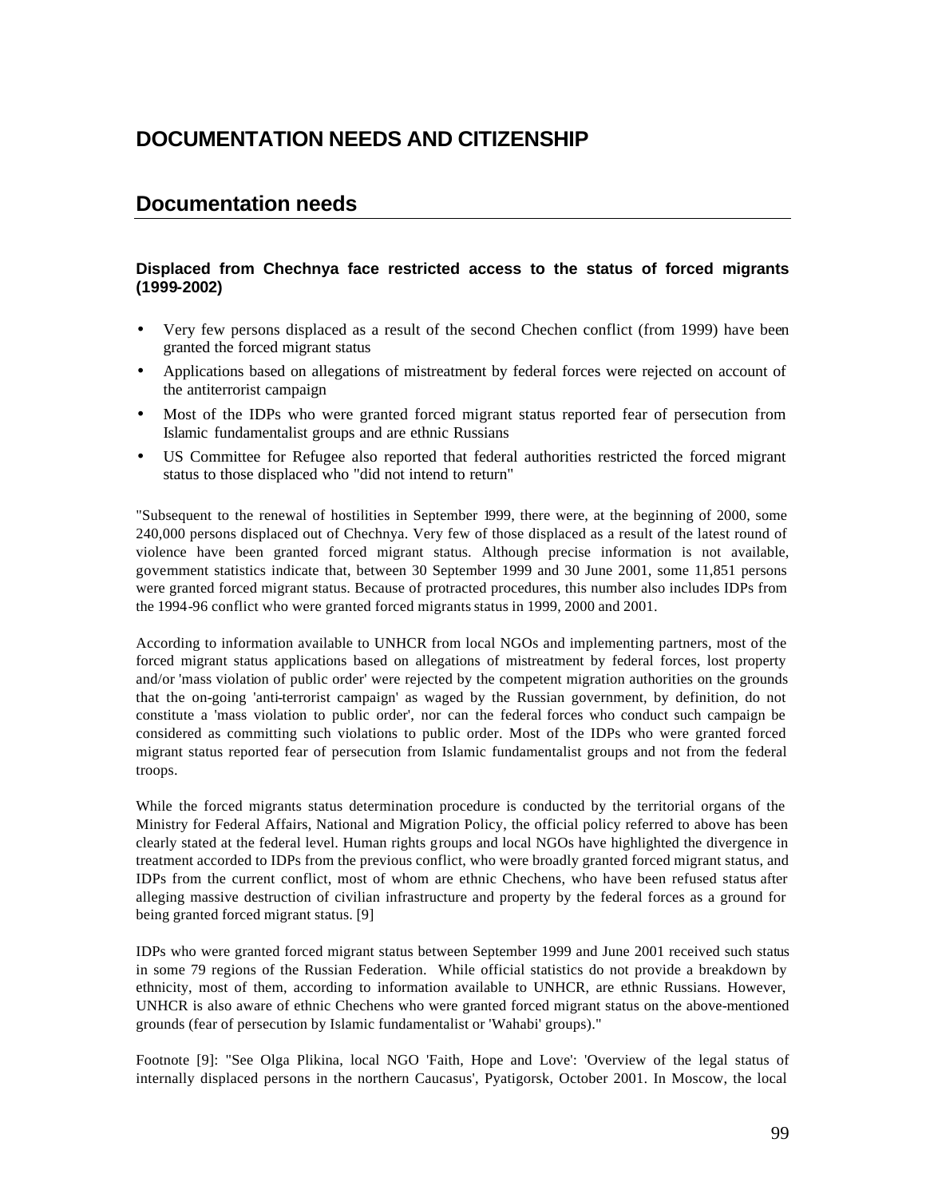# DOCUMENTATION NEEDS AND CITIZENSHIP

## Documentation needs

### Displaced from Chechnya face restricted access to the status of forced migrants (1999-2002)

- Very few persons displaced as a result of the second Chechen conflict (from 1999) have been granted the forced migrant status
- Applications based on allegations of mistreatment by federal forces were rejected on account of the antiterrorist campaign
- Most of the IDPs who were granted forced migrant status reported fear of persecution from Islamic fundamentalist groups and are ethnic Russians
- US Committee for Refugee also reported that federal authorities restricted the forced migrant status to those displaced who "did not intend to return"

"Subsequent to the renewal of hostilities in September 1999, there were, at the beginning of 2000, some 240,000 persons displaced out of Chechnya. Very few of those displaced as a result of the latest round of violence have been granted forced migrant status. Although precise information is not available, government statistics indicate that, between 30 September 1999 and 30 June 2001, some 11,851 persons were granted forced migrant status. Because of protracted procedures, this number also includes IDPs from the 1994-96 conflict who were granted forced migrants status in 1999, 2000 and 2001.

According to information available to UNHCR from local NGOs and implementing partners, most of the forced migrant status applications based on allegations of mistreatment by federal forces, lost property and/or 'mass violation of public order' were rejected by the competent migration authorities on the grounds that the on-going 'anti-terrorist campaign' as waged by the Russian government, by definition, do not constitute a 'mass violation to public order', nor can the federal forces who conduct such campaign be considered as committing such violations to public order. Most of the IDPs who were granted forced migrant status reported fear of persecution from Islamic fundamentalist groups and not from the federal troops.

While the forced migrants status determination procedure is conducted by the territorial organs of the Ministry for Federal Affairs, National and Migration Policy, the official policy referred to above has been clearly stated at the federal level. Human rights groups and local NGOs have highlighted the divergence in treatment accorded to IDPs from the previous conflict, who were broadly granted forced migrant status, and IDPs from the current conflict, most of whom are ethnic Chechens, who have been refused status after alleging massive destruction of civilian infrastructure and property by the federal forces as a ground for being granted forced migrant status. [9]

IDPs who were granted forced migrant status between September 1999 and June 2001 received such status in some 79 regions of the Russian Federation. While official statistics do not provide a breakdown by ethnicity, most of them, according to information available to UNHCR, are ethnic Russians. However, UNHCR is also aware of ethnic Chechens who were granted forced migrant status on the above-mentioned grounds (fear of persecution by Islamic fundamentalist or 'Wahabi' groups)."

Footnote [9]: "See Olga Plikina, local NGO 'Faith, Hope and Love': 'Overview of the legal status of internally displaced persons in the northern Caucasus', Pyatigorsk, October 2001. In Moscow, the local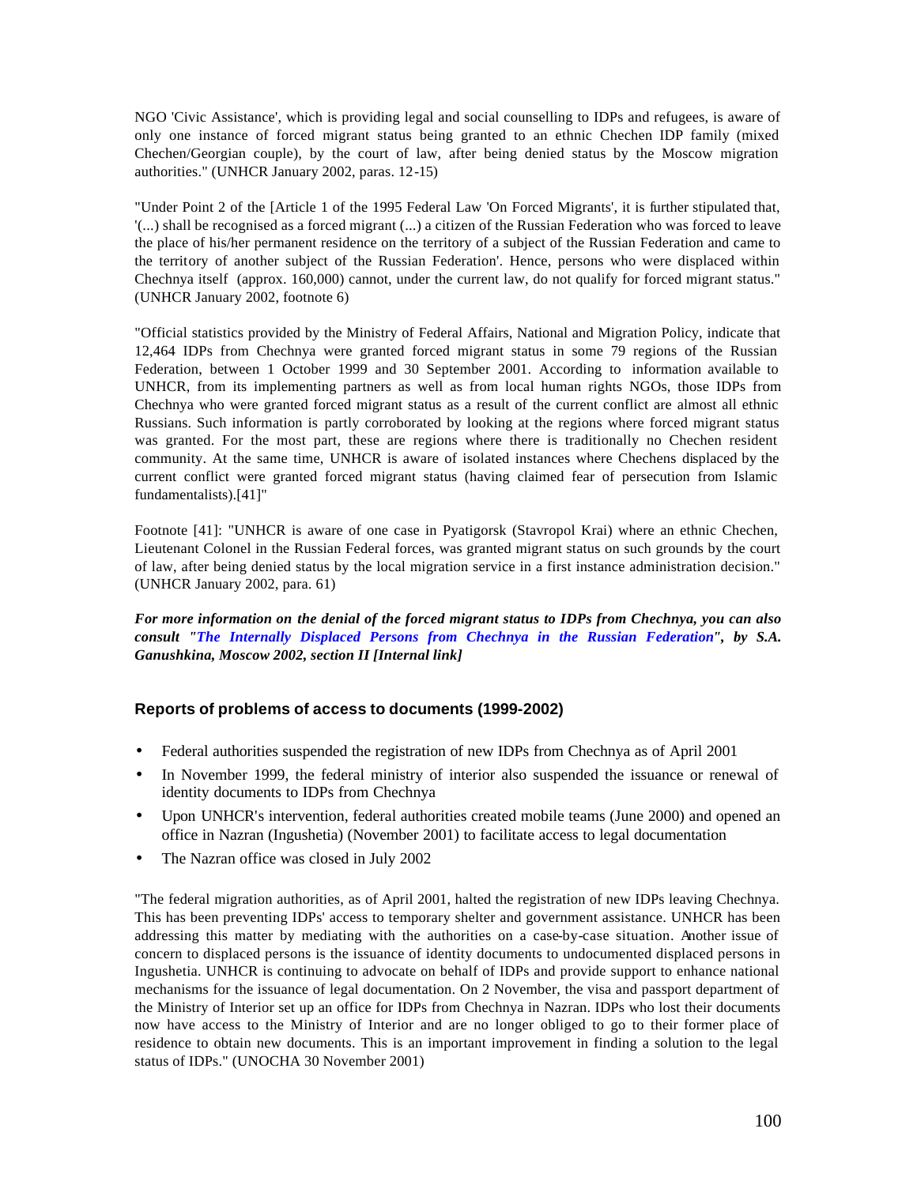NGO 'Civic Assistance', which is providing legal and social counselling to IDPs and refugees, is aware of only one instance of forced migrant status being granted to an ethnic Chechen IDP family (mixed Chechen/Georgian couple), by the court of law, after being denied status by the Moscow migration authorities." (UNHCR January 2002, paras. 12-15)

"Under Point 2 of the [Article 1 of the 1995 Federal Law 'On Forced Migrants', it is further stipulated that, '(...) shall be recognised as a forced migrant (...) a citizen of the Russian Federation who was forced to leave the place of his/her permanent residence on the territory of a subject of the Russian Federation and came to the territory of another subject of the Russian Federation'. Hence, persons who were displaced within Chechnya itself (approx. 160,000) cannot, under the current law, do not qualify for forced migrant status." (UNHCR January 2002, footnote 6)

"Official statistics provided by the Ministry of Federal Affairs, National and Migration Policy, indicate that 12,464 IDPs from Chechnya were granted forced migrant status in some 79 regions of the Russian Federation, between 1 October 1999 and 30 September 2001. According to information available to UNHCR, from its implementing partners as well as from local human rights NGOs, those IDPs from Chechnya who were granted forced migrant status as a result of the current conflict are almost all ethnic Russians. Such information is partly corroborated by looking at the regions where forced migrant status was granted. For the most part, these are regions where there is traditionally no Chechen resident community. At the same time, UNHCR is aware of isolated instances where Chechens displaced by the current conflict were granted forced migrant status (having claimed fear of persecution from Islamic fundamentalists).[41]"

Footnote [41]: "UNHCR is aware of one case in Pyatigorsk (Stavropol Krai) where an ethnic Chechen, Lieutenant Colonel in the Russian Federal forces, was granted migrant status on such grounds by the court of law, after being denied status by the local migration service in a first instance administration decision." (UNHCR January 2002, para. 61)

***For more information on the denial of the forced migrant status to IDPs from Chechnya, you can also consult "The Internally Displaced Persons from Chechnya in the Russian Federation", by S.A. Ganushkina, Moscow 2002, section II [Internal link]***

### Reports of problems of access to documents (1999-2002)

- Federal authorities suspended the registration of new IDPs from Chechnya as of April 2001
- In November 1999, the federal ministry of interior also suspended the issuance or renewal of identity documents to IDPs from Chechnya
- Upon UNHCR's intervention, federal authorities created mobile teams (June 2000) and opened an office in Nazran (Ingushetia) (November 2001) to facilitate access to legal documentation
- The Nazran office was closed in July 2002

"The federal migration authorities, as of April 2001, halted the registration of new IDPs leaving Chechnya. This has been preventing IDPs' access to temporary shelter and government assistance. UNHCR has been addressing this matter by mediating with the authorities on a case-by-case situation. Another issue of concern to displaced persons is the issuance of identity documents to undocumented displaced persons in Ingushetia. UNHCR is continuing to advocate on behalf of IDPs and provide support to enhance national mechanisms for the issuance of legal documentation. On 2 November, the visa and passport department of the Ministry of Interior set up an office for IDPs from Chechnya in Nazran. IDPs who lost their documents now have access to the Ministry of Interior and are no longer obliged to go to their former place of residence to obtain new documents. This is an important improvement in finding a solution to the legal status of IDPs." (UNOCHA 30 November 2001)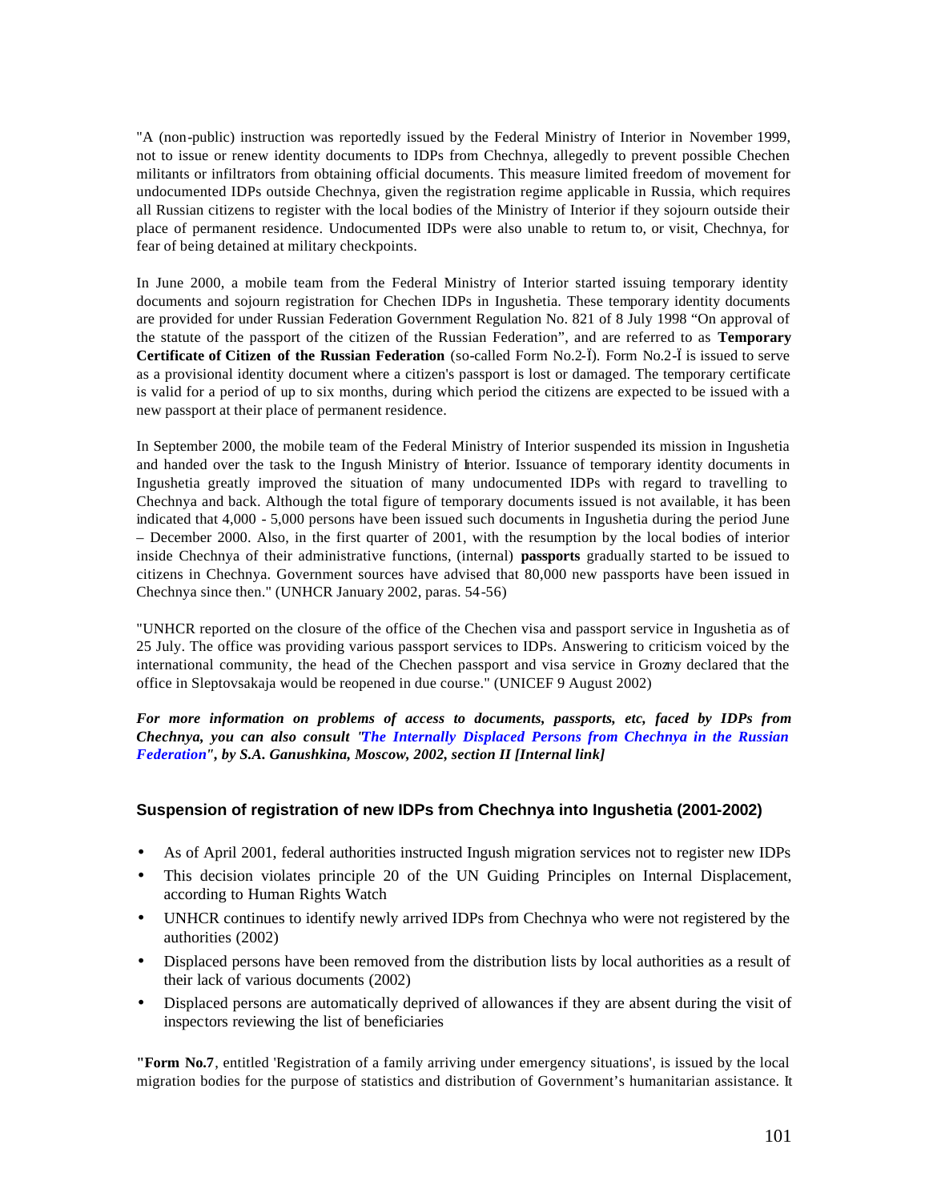"A (non-public) instruction was reportedly issued by the Federal Ministry of Interior in November 1999, not to issue or renew identity documents to IDPs from Chechnya, allegedly to prevent possible Chechen militants or infiltrators from obtaining official documents. This measure limited freedom of movement for undocumented IDPs outside Chechnya, given the registration regime applicable in Russia, which requires all Russian citizens to register with the local bodies of the Ministry of Interior if they sojourn outside their place of permanent residence. Undocumented IDPs were also unable to return to, or visit, Chechnya, for fear of being detained at military checkpoints.

In June 2000, a mobile team from the Federal Ministry of Interior started issuing temporary identity documents and sojourn registration for Chechen IDPs in Ingushetia. These temporary identity documents are provided for under Russian Federation Government Regulation No. 821 of 8 July 1998 "On approval of the statute of the passport of the citizen of the Russian Federation", and are referred to as **Temporary Certificate of Citizen of the Russian Federation** (so-called Form No.2-Ï). Form No.2-Ï is issued to serve as a provisional identity document where a citizen's passport is lost or damaged. The temporary certificate is valid for a period of up to six months, during which period the citizens are expected to be issued with a new passport at their place of permanent residence.

In September 2000, the mobile team of the Federal Ministry of Interior suspended its mission in Ingushetia and handed over the task to the Ingush Ministry of Interior. Issuance of temporary identity documents in Ingushetia greatly improved the situation of many undocumented IDPs with regard to travelling to Chechnya and back. Although the total figure of temporary documents issued is not available, it has been indicated that 4,000 - 5,000 persons have been issued such documents in Ingushetia during the period June – December 2000. Also, in the first quarter of 2001, with the resumption by the local bodies of interior inside Chechnya of their administrative functions, (internal) **passports** gradually started to be issued to citizens in Chechnya. Government sources have advised that 80,000 new passports have been issued in Chechnya since then." (UNHCR January 2002, paras. 54-56)

"UNHCR reported on the closure of the office of the Chechen visa and passport service in Ingushetia as of 25 July. The office was providing various passport services to IDPs. Answering to criticism voiced by the international community, the head of the Chechen passport and visa service in Grozny declared that the office in Sleptovsakaja would be reopened in due course." (UNICEF 9 August 2002)

***For more information on problems of access to documents, passports, etc, faced by IDPs from Chechnya, you can also consult "The Internally Displaced Persons from Chechnya in the Russian Federation", by S.A. Ganushkina, Moscow, 2002, section II [Internal link]***

### Suspension of registration of new IDPs from Chechnya into Ingushetia (2001-2002)

- As of April 2001, federal authorities instructed Ingush migration services not to register new IDPs
- This decision violates principle 20 of the UN Guiding Principles on Internal Displacement, according to Human Rights Watch
- UNHCR continues to identify newly arrived IDPs from Chechnya who were not registered by the authorities (2002)
- Displaced persons have been removed from the distribution lists by local authorities as a result of their lack of various documents (2002)
- Displaced persons are automatically deprived of allowances if they are absent during the visit of inspectors reviewing the list of beneficiaries

"**Form No.7**, entitled 'Registration of a family arriving under emergency situations', is issued by the local migration bodies for the purpose of statistics and distribution of Government's humanitarian assistance. It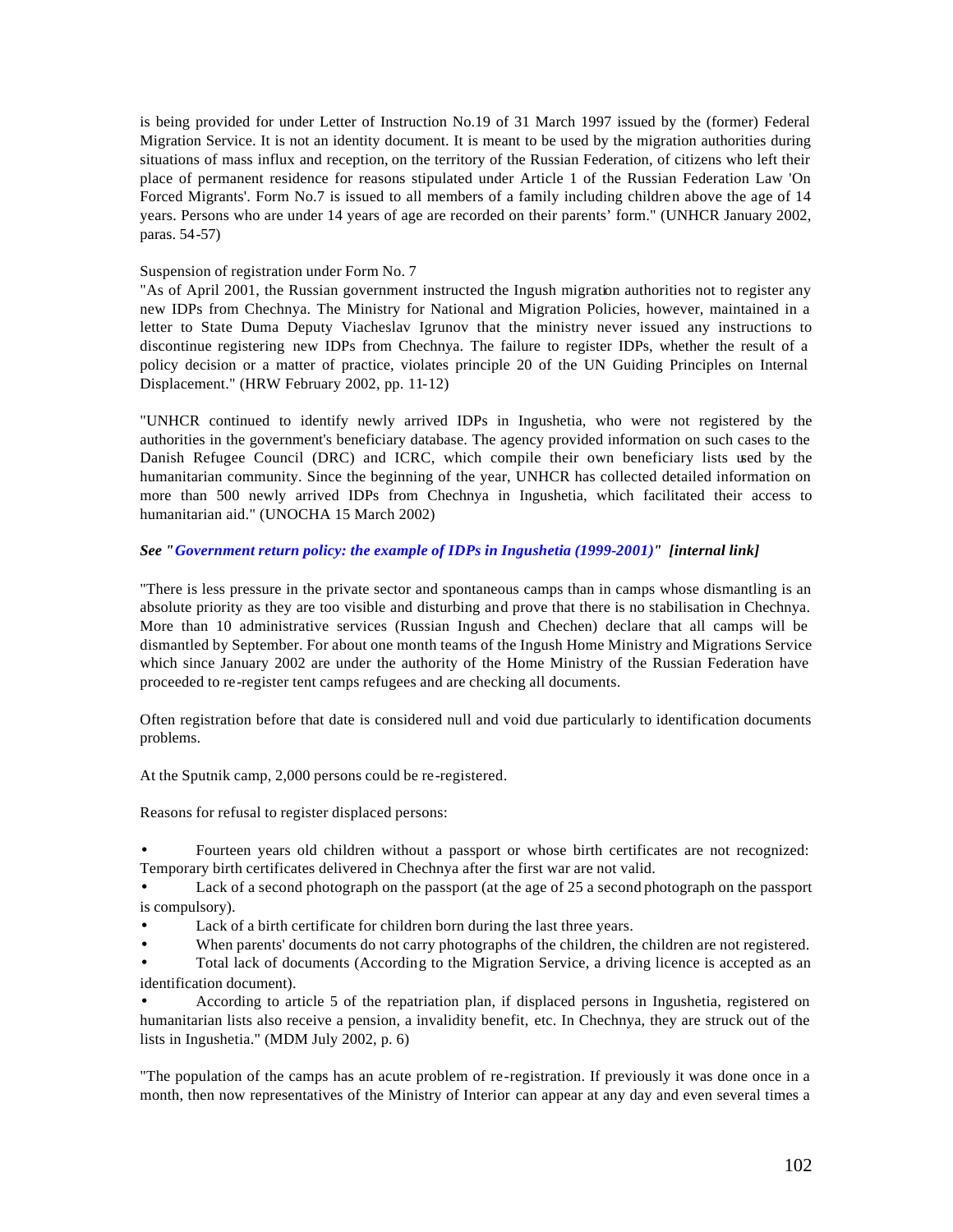is being provided for under Letter of Instruction No.19 of 31 March 1997 issued by the (former) Federal Migration Service. It is not an identity document. It is meant to be used by the migration authorities during situations of mass influx and reception, on the territory of the Russian Federation, of citizens who left their place of permanent residence for reasons stipulated under Article 1 of the Russian Federation Law 'On Forced Migrants'. Form No.7 is issued to all members of a family including children above the age of 14 years. Persons who are under 14 years of age are recorded on their parents' form." (UNHCR January 2002, paras. 54-57)

Suspension of registration under Form No. 7

"As of April 2001, the Russian government instructed the Ingush migration authorities not to register any new IDPs from Chechnya. The Ministry for National and Migration Policies, however, maintained in a letter to State Duma Deputy Viacheslav Igrunov that the ministry never issued any instructions to discontinue registering new IDPs from Chechnya. The failure to register IDPs, whether the result of a policy decision or a matter of practice, violates principle 20 of the UN Guiding Principles on Internal Displacement." (HRW February 2002, pp. 11-12)

"UNHCR continued to identify newly arrived IDPs in Ingushetia, who were not registered by the authorities in the government's beneficiary database. The agency provided information on such cases to the Danish Refugee Council (DRC) and ICRC, which compile their own beneficiary lists used by the humanitarian community. Since the beginning of the year, UNHCR has collected detailed information on more than 500 newly arrived IDPs from Chechnya in Ingushetia, which facilitated their access to humanitarian aid." (UNOCHA 15 March 2002)

***See "Government return policy: the example of IDPs in Ingushetia (1999-2001)" [internal link]***

"There is less pressure in the private sector and spontaneous camps than in camps whose dismantling is an absolute priority as they are too visible and disturbing and prove that there is no stabilisation in Chechnya. More than 10 administrative services (Russian Ingush and Chechen) declare that all camps will be dismantled by September. For about one month teams of the Ingush Home Ministry and Migrations Service which since January 2002 are under the authority of the Home Ministry of the Russian Federation have proceeded to re-register tent camps refugees and are checking all documents.

Often registration before that date is considered null and void due particularly to identification documents problems.

At the Sputnik camp, 2,000 persons could be re-registered.

Reasons for refusal to register displaced persons:

- Fourteen years old children without a passport or whose birth certificates are not recognized: Temporary birth certificates delivered in Chechnya after the first war are not valid.
- Lack of a second photograph on the passport (at the age of 25 a second photograph on the passport is compulsory).
- Lack of a birth certificate for children born during the last three years.
- When parents' documents do not carry photographs of the children, the children are not registered.
- Total lack of documents (According to the Migration Service, a driving licence is accepted as an identification document).
- According to article 5 of the repatriation plan, if displaced persons in Ingushetia, registered on humanitarian lists also receive a pension, a invalidity benefit, etc. In Chechnya, they are struck out of the lists in Ingushetia." (MDM July 2002, p. 6)

"The population of the camps has an acute problem of re-registration. If previously it was done once in a month, then now representatives of the Ministry of Interior can appear at any day and even several times a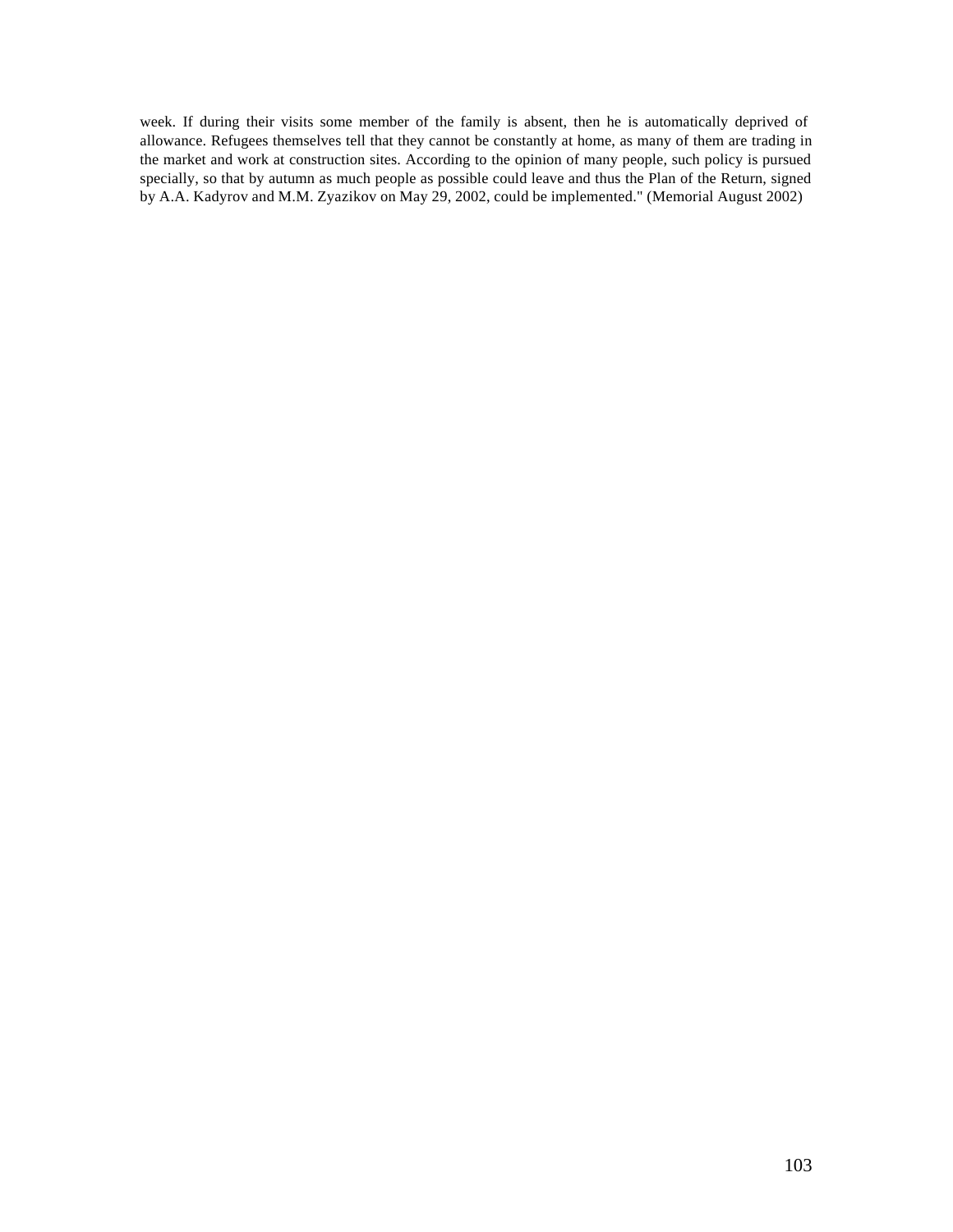week. If during their visits some member of the family is absent, then he is automatically deprived of allowance. Refugees themselves tell that they cannot be constantly at home, as many of them are trading in the market and work at construction sites. According to the opinion of many people, such policy is pursued specially, so that by autumn as much people as possible could leave and thus the Plan of the Return, signed by A.A. Kadyrov and M.M. Zyazikov on May 29, 2002, could be implemented." (Memorial August 2002)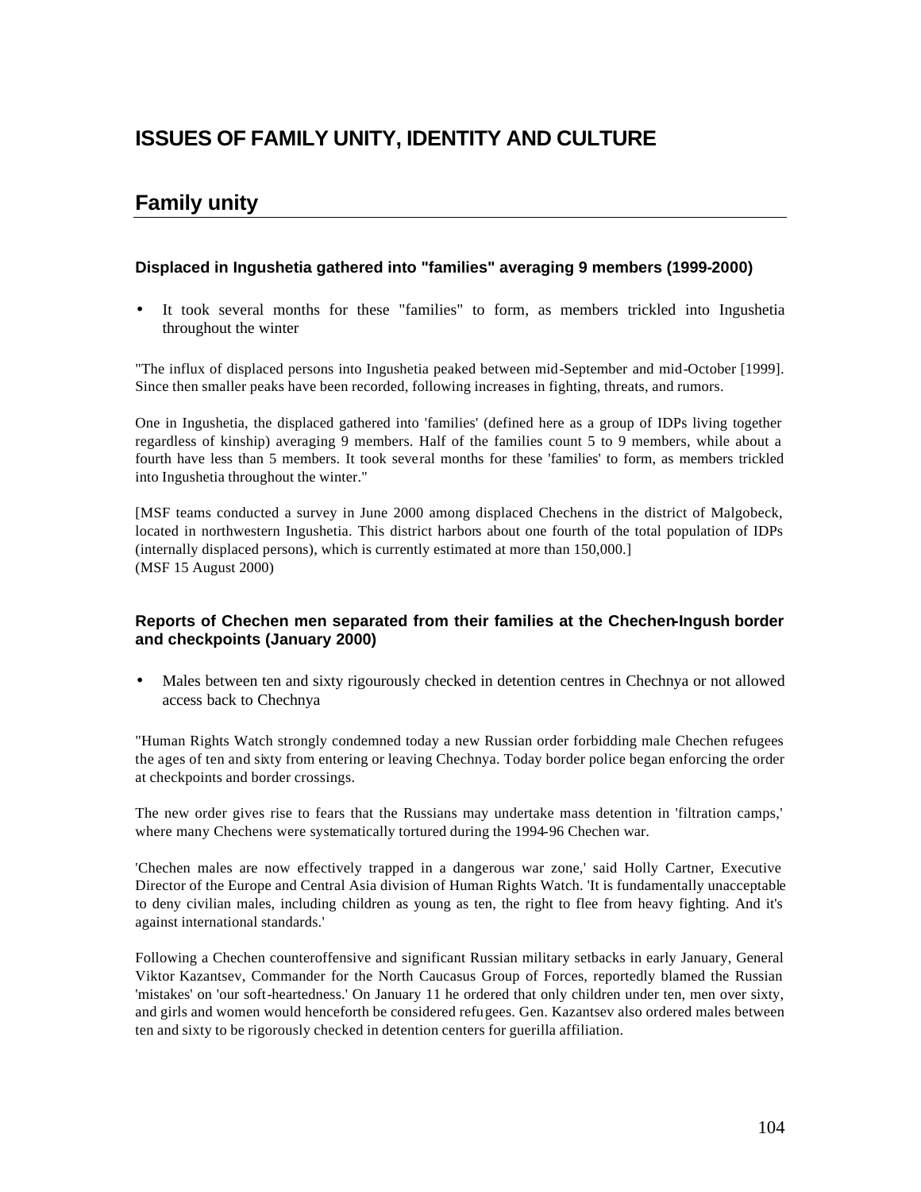# ISSUES OF FAMILY UNITY, IDENTITY AND CULTURE

## Family unity

### Displaced in Ingushetia gathered into "families" averaging 9 members (1999-2000)

- It took several months for these "families" to form, as members trickled into Ingushetia throughout the winter

"The influx of displaced persons into Ingushetia peaked between mid-September and mid-October [1999]. Since then smaller peaks have been recorded, following increases in fighting, threats, and rumors.

One in Ingushetia, the displaced gathered into 'families' (defined here as a group of IDPs living together regardless of kinship) averaging 9 members. Half of the families count 5 to 9 members, while about a fourth have less than 5 members. It took several months for these 'families' to form, as members trickled into Ingushetia throughout the winter."

[MSF teams conducted a survey in June 2000 among displaced Chechens in the district of Malgobeck, located in northwestern Ingushetia. This district harbors about one fourth of the total population of IDPs (internally displaced persons), which is currently estimated at more than 150,000.]
(MSF 15 August 2000)

### Reports of Chechen men separated from their families at the Chechen-Ingush border and checkpoints (January 2000)

- Males between ten and sixty rigourously checked in detention centres in Chechnya or not allowed access back to Chechnya

"Human Rights Watch strongly condemned today a new Russian order forbidding male Chechen refugees the ages of ten and sixty from entering or leaving Chechnya. Today border police began enforcing the order at checkpoints and border crossings.

The new order gives rise to fears that the Russians may undertake mass detention in 'filtration camps,' where many Chechens were systematically tortured during the 1994-96 Chechen war.

'Chechen males are now effectively trapped in a dangerous war zone,' said Holly Cartner, Executive Director of the Europe and Central Asia division of Human Rights Watch. 'It is fundamentally unacceptable to deny civilian males, including children as young as ten, the right to flee from heavy fighting. And it's against international standards.'

Following a Chechen counteroffensive and significant Russian military setbacks in early January, General Viktor Kazantsev, Commander for the North Caucasus Group of Forces, reportedly blamed the Russian 'mistakes' on 'our soft-heartedness.' On January 11 he ordered that only children under ten, men over sixty, and girls and women would henceforth be considered refugees. Gen. Kazantsev also ordered males between ten and sixty to be rigorously checked in detention centers for guerilla affiliation.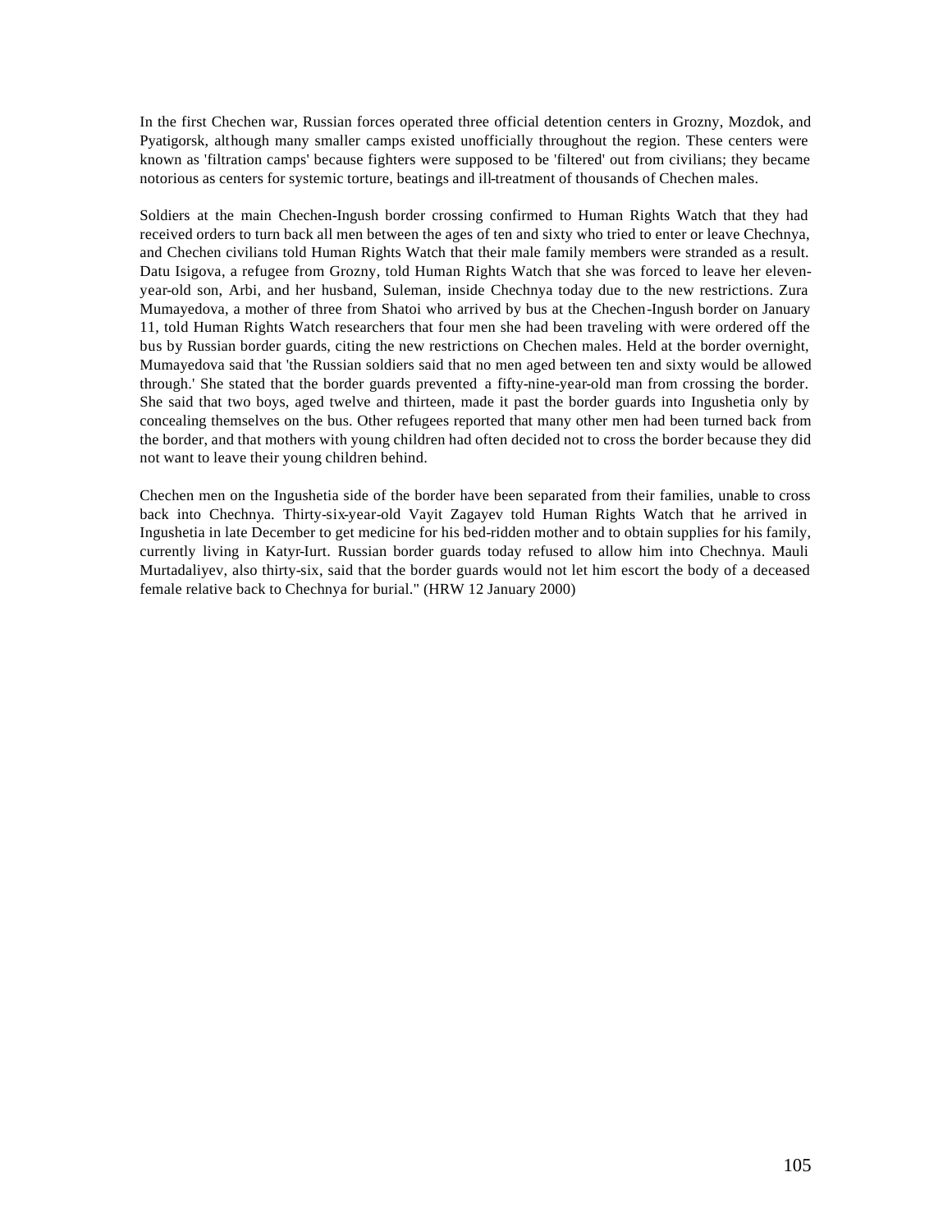In the first Chechen war, Russian forces operated three official detention centers in Grozny, Mozdok, and Pyatigorsk, although many smaller camps existed unofficially throughout the region. These centers were known as 'filtration camps' because fighters were supposed to be 'filtered' out from civilians; they became notorious as centers for systemic torture, beatings and ill-treatment of thousands of Chechen males.

Soldiers at the main Chechen-Ingush border crossing confirmed to Human Rights Watch that they had received orders to turn back all men between the ages of ten and sixty who tried to enter or leave Chechnya, and Chechen civilians told Human Rights Watch that their male family members were stranded as a result. Datu Isigova, a refugee from Grozny, told Human Rights Watch that she was forced to leave her eleven-year-old son, Arbi, and her husband, Suleman, inside Chechnya today due to the new restrictions. Zura Mumayedova, a mother of three from Shatoi who arrived by bus at the Chechen-Ingush border on January 11, told Human Rights Watch researchers that four men she had been traveling with were ordered off the bus by Russian border guards, citing the new restrictions on Chechen males. Held at the border overnight, Mumayedova said that 'the Russian soldiers said that no men aged between ten and sixty would be allowed through.' She stated that the border guards prevented a fifty-nine-year-old man from crossing the border. She said that two boys, aged twelve and thirteen, made it past the border guards into Ingushetia only by concealing themselves on the bus. Other refugees reported that many other men had been turned back from the border, and that mothers with young children had often decided not to cross the border because they did not want to leave their young children behind.

Chechen men on the Ingushetia side of the border have been separated from their families, unable to cross back into Chechnya. Thirty-six-year-old Vayit Zagayev told Human Rights Watch that he arrived in Ingushetia in late December to get medicine for his bed-ridden mother and to obtain supplies for his family, currently living in Katyr-Iurt. Russian border guards today refused to allow him into Chechnya. Mauli Murtadaliyev, also thirty-six, said that the border guards would not let him escort the body of a deceased female relative back to Chechnya for burial." (HRW 12 January 2000)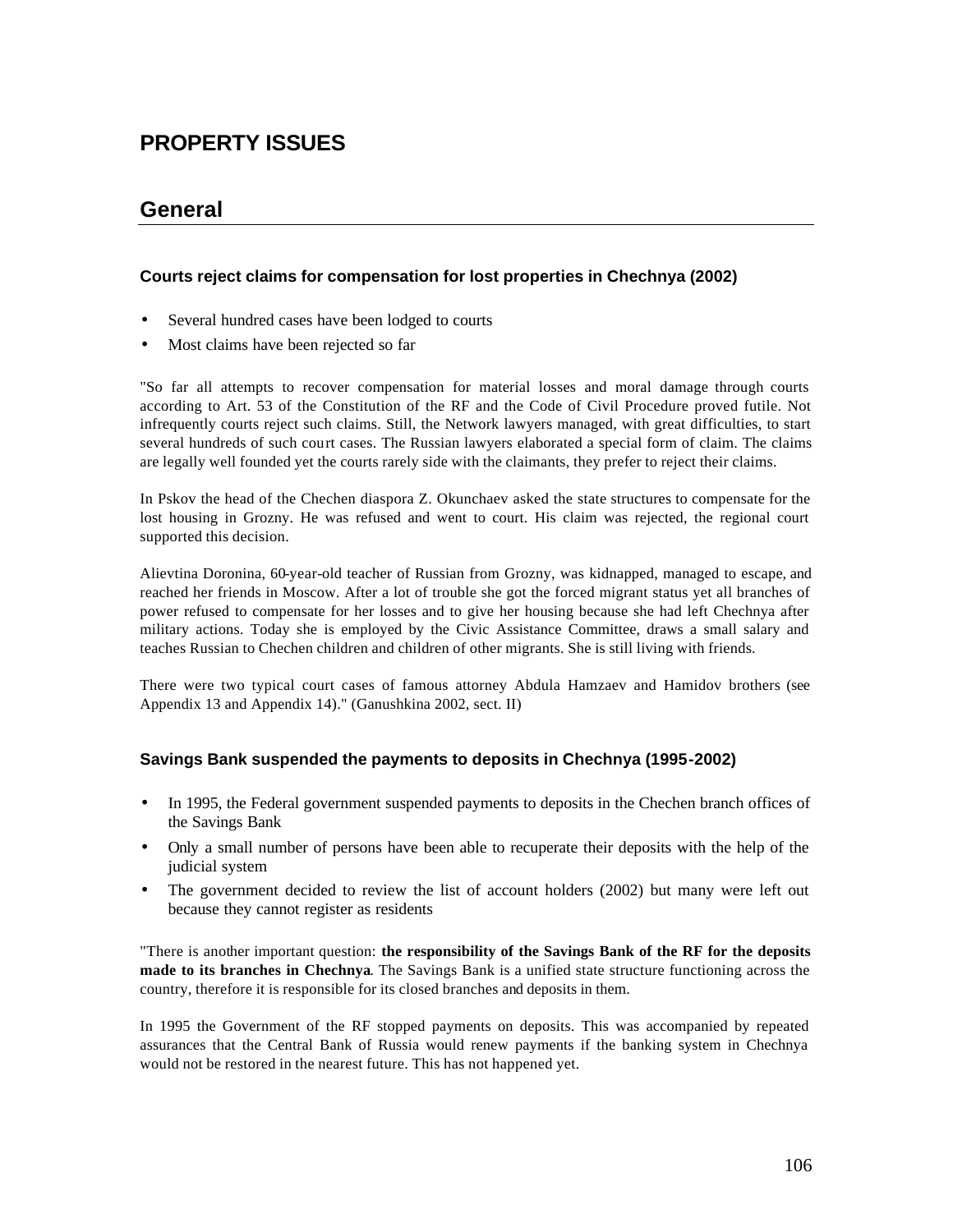# PROPERTY ISSUES

## General

### Courts reject claims for compensation for lost properties in Chechnya (2002)

- Several hundred cases have been lodged to courts
- Most claims have been rejected so far

"So far all attempts to recover compensation for material losses and moral damage through courts according to Art. 53 of the Constitution of the RF and the Code of Civil Procedure proved futile. Not infrequently courts reject such claims. Still, the Network lawyers managed, with great difficulties, to start several hundreds of such court cases. The Russian lawyers elaborated a special form of claim. The claims are legally well founded yet the courts rarely side with the claimants, they prefer to reject their claims.

In Pskov the head of the Chechen diaspora Z. Okunchaev asked the state structures to compensate for the lost housing in Grozny. He was refused and went to court. His claim was rejected, the regional court supported this decision.

Alievtina Doronina, 60-year-old teacher of Russian from Grozny, was kidnapped, managed to escape, and reached her friends in Moscow. After a lot of trouble she got the forced migrant status yet all branches of power refused to compensate for her losses and to give her housing because she had left Chechnya after military actions. Today she is employed by the Civic Assistance Committee, draws a small salary and teaches Russian to Chechen children and children of other migrants. She is still living with friends.

There were two typical court cases of famous attorney Abdula Hamzaev and Hamidov brothers (see Appendix 13 and Appendix 14)." (Ganushkina 2002, sect. II)

### Savings Bank suspended the payments to deposits in Chechnya (1995-2002)

- In 1995, the Federal government suspended payments to deposits in the Chechen branch offices of the Savings Bank
- Only a small number of persons have been able to recuperate their deposits with the help of the judicial system
- The government decided to review the list of account holders (2002) but many were left out because they cannot register as residents

"There is another important question: **the responsibility of the Savings Bank of the RF for the deposits made to its branches in Chechnya**. The Savings Bank is a unified state structure functioning across the country, therefore it is responsible for its closed branches and deposits in them.

In 1995 the Government of the RF stopped payments on deposits. This was accompanied by repeated assurances that the Central Bank of Russia would renew payments if the banking system in Chechnya would not be restored in the nearest future. This has not happened yet.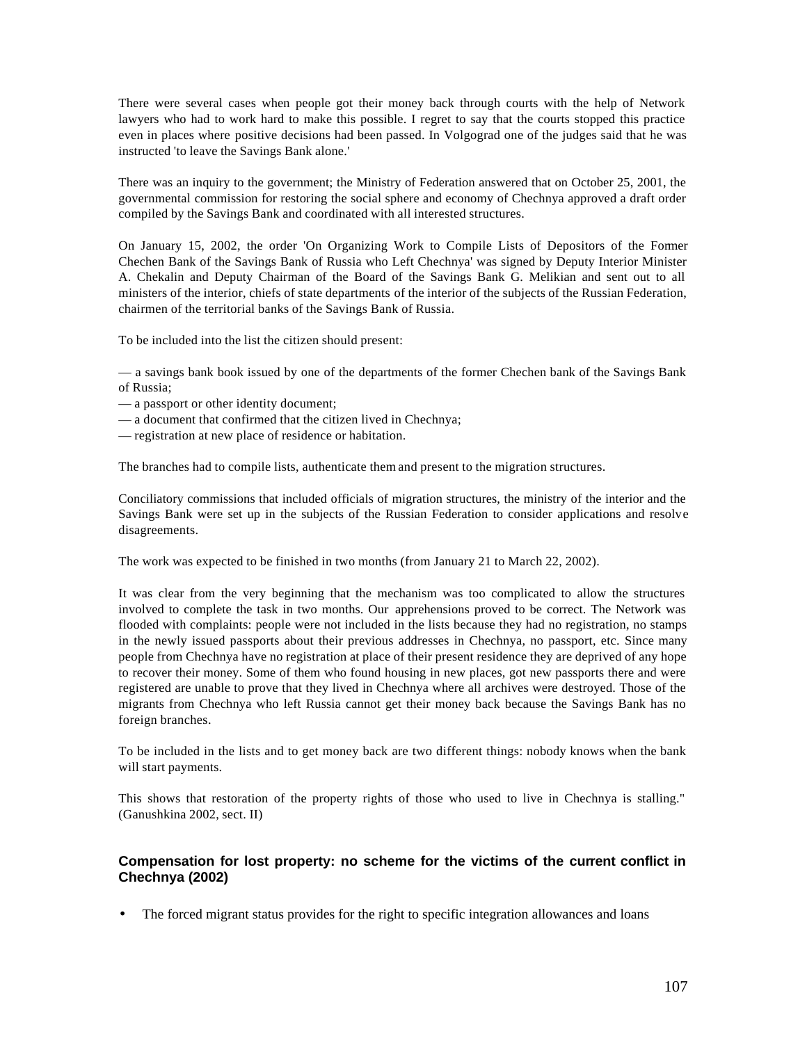There were several cases when people got their money back through courts with the help of Network lawyers who had to work hard to make this possible. I regret to say that the courts stopped this practice even in places where positive decisions had been passed. In Volgograd one of the judges said that he was instructed 'to leave the Savings Bank alone.'

There was an inquiry to the government; the Ministry of Federation answered that on October 25, 2001, the governmental commission for restoring the social sphere and economy of Chechnya approved a draft order compiled by the Savings Bank and coordinated with all interested structures.

On January 15, 2002, the order 'On Organizing Work to Compile Lists of Depositors of the Former Chechen Bank of the Savings Bank of Russia who Left Chechnya' was signed by Deputy Interior Minister A. Chekalin and Deputy Chairman of the Board of the Savings Bank G. Melikian and sent out to all ministers of the interior, chiefs of state departments of the interior of the subjects of the Russian Federation, chairmen of the territorial banks of the Savings Bank of Russia.

To be included into the list the citizen should present:

— a savings bank book issued by one of the departments of the former Chechen bank of the Savings Bank of Russia;
— a passport or other identity document;
— a document that confirmed that the citizen lived in Chechnya;
— registration at new place of residence or habitation.

The branches had to compile lists, authenticate them and present to the migration structures.

Conciliatory commissions that included officials of migration structures, the ministry of the interior and the Savings Bank were set up in the subjects of the Russian Federation to consider applications and resolve disagreements.

The work was expected to be finished in two months (from January 21 to March 22, 2002).

It was clear from the very beginning that the mechanism was too complicated to allow the structures involved to complete the task in two months. Our apprehensions proved to be correct. The Network was flooded with complaints: people were not included in the lists because they had no registration, no stamps in the newly issued passports about their previous addresses in Chechnya, no passport, etc. Since many people from Chechnya have no registration at place of their present residence they are deprived of any hope to recover their money. Some of them who found housing in new places, got new passports there and were registered are unable to prove that they lived in Chechnya where all archives were destroyed. Those of the migrants from Chechnya who left Russia cannot get their money back because the Savings Bank has no foreign branches.

To be included in the lists and to get money back are two different things: nobody knows when the bank will start payments.

This shows that restoration of the property rights of those who used to live in Chechnya is stalling." (Ganushkina 2002, sect. II)

### Compensation for lost property: no scheme for the victims of the current conflict in Chechnya (2002)

- The forced migrant status provides for the right to specific integration allowances and loans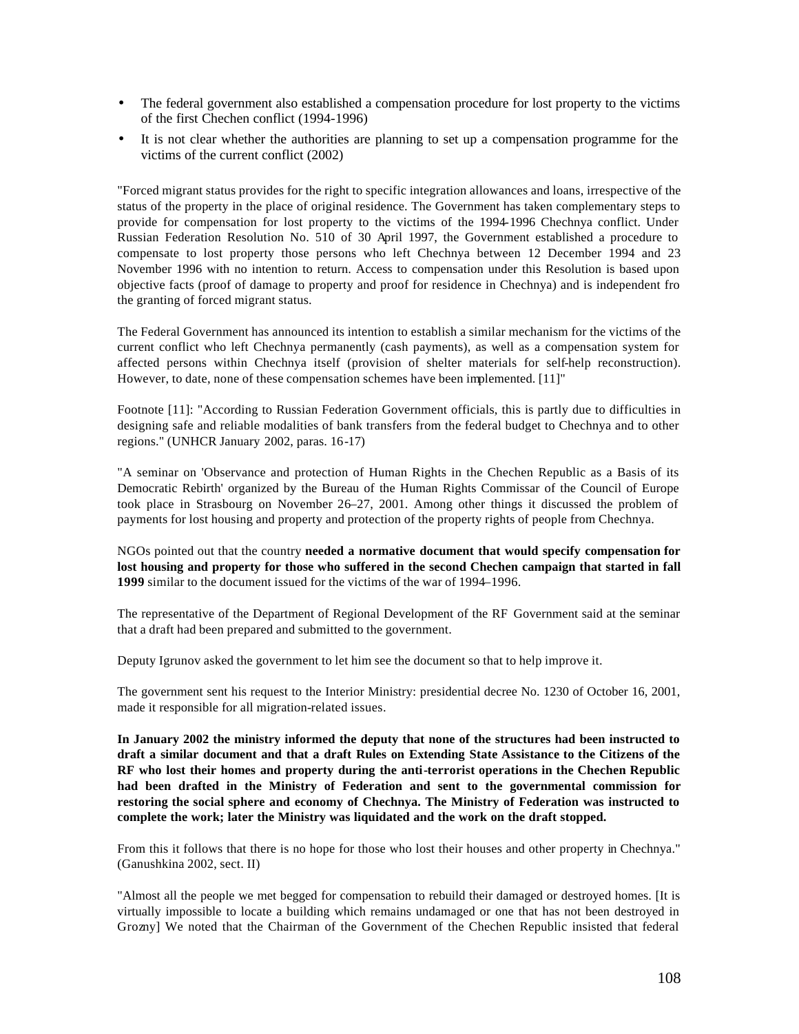- The federal government also established a compensation procedure for lost property to the victims of the first Chechen conflict (1994-1996)
- It is not clear whether the authorities are planning to set up a compensation programme for the victims of the current conflict (2002)

"Forced migrant status provides for the right to specific integration allowances and loans, irrespective of the status of the property in the place of original residence. The Government has taken complementary steps to provide for compensation for lost property to the victims of the 1994-1996 Chechnya conflict. Under Russian Federation Resolution No. 510 of 30 April 1997, the Government established a procedure to compensate to lost property those persons who left Chechnya between 12 December 1994 and 23 November 1996 with no intention to return. Access to compensation under this Resolution is based upon objective facts (proof of damage to property and proof for residence in Chechnya) and is independent fro the granting of forced migrant status.

The Federal Government has announced its intention to establish a similar mechanism for the victims of the current conflict who left Chechnya permanently (cash payments), as well as a compensation system for affected persons within Chechnya itself (provision of shelter materials for self-help reconstruction). However, to date, none of these compensation schemes have been implemented. [11]"

Footnote [11]: "According to Russian Federation Government officials, this is partly due to difficulties in designing safe and reliable modalities of bank transfers from the federal budget to Chechnya and to other regions." (UNHCR January 2002, paras. 16-17)

"A seminar on 'Observance and protection of Human Rights in the Chechen Republic as a Basis of its Democratic Rebirth' organized by the Bureau of the Human Rights Commissar of the Council of Europe took place in Strasbourg on November 26–27, 2001. Among other things it discussed the problem of payments for lost housing and property and protection of the property rights of people from Chechnya.

NGOs pointed out that the country **needed a normative document that would specify compensation for lost housing and property for those who suffered in the second Chechen campaign that started in fall 1999** similar to the document issued for the victims of the war of 1994–1996.

The representative of the Department of Regional Development of the RF Government said at the seminar that a draft had been prepared and submitted to the government.

Deputy Igrunov asked the government to let him see the document so that to help improve it.

The government sent his request to the Interior Ministry: presidential decree No. 1230 of October 16, 2001, made it responsible for all migration-related issues.

**In January 2002 the ministry informed the deputy that none of the structures had been instructed to draft a similar document and that a draft Rules on Extending State Assistance to the Citizens of the RF who lost their homes and property during the anti-terrorist operations in the Chechen Republic had been drafted in the Ministry of Federation and sent to the governmental commission for restoring the social sphere and economy of Chechnya. The Ministry of Federation was instructed to complete the work; later the Ministry was liquidated and the work on the draft stopped.**

From this it follows that there is no hope for those who lost their houses and other property in Chechnya." (Ganushkina 2002, sect. II)

"Almost all the people we met begged for compensation to rebuild their damaged or destroyed homes. [It is virtually impossible to locate a building which remains undamaged or one that has not been destroyed in Grozny] We noted that the Chairman of the Government of the Chechen Republic insisted that federal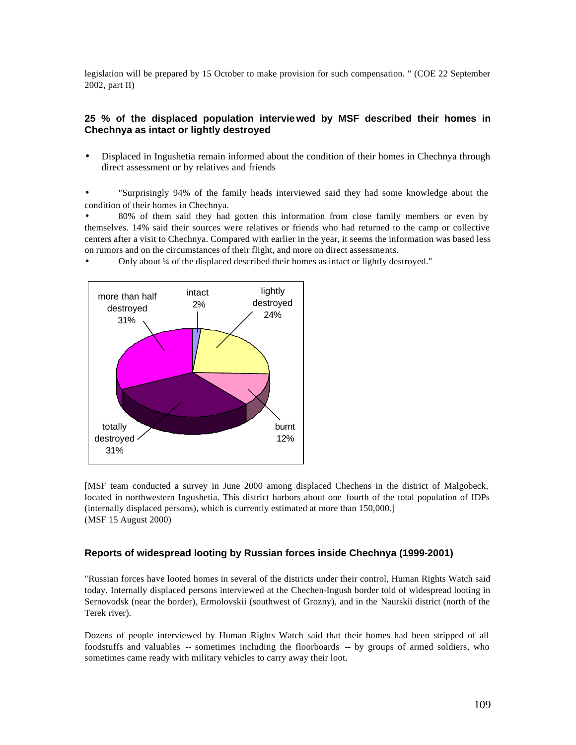legislation will be prepared by 15 October to make provision for such compensation. " (COE 22 September 2002, part II)

### 25 % of the displaced population interviewed by MSF described their homes in Chechnya as intact or lightly destroyed

- Displaced in Ingushetia remain informed about the condition of their homes in Chechnya through direct assessment or by relatives and friends

- "Surprisingly 94% of the family heads interviewed said they had some knowledge about the condition of their homes in Chechnya.
- 80% of them said they had gotten this information from close family members or even by themselves. 14% said their sources were relatives or friends who had returned to the camp or collective centers after a visit to Chechnya. Compared with earlier in the year, it seems the information was based less on rumors and on the circumstances of their flight, and more on direct assessments.
- Only about ¼ of the displaced described their homes as intact or lightly destroyed."

| Condition | Percentage |
|---|---|
| intact | 2% |
| lightly destroyed | 24% |
| burnt | 12% |
| totally destroyed | 31% |
| more than half destroyed | 31% |

[MSF team conducted a survey in June 2000 among displaced Chechens in the district of Malgobeck, located in northwestern Ingushetia. This district harbors about one fourth of the total population of IDPs (internally displaced persons), which is currently estimated at more than 150,000.]
(MSF 15 August 2000)

### Reports of widespread looting by Russian forces inside Chechnya (1999-2001)

"Russian forces have looted homes in several of the districts under their control, Human Rights Watch said today. Internally displaced persons interviewed at the Chechen-Ingush border told of widespread looting in Sernovodsk (near the border), Ermolovskii (southwest of Grozny), and in the Naurskii district (north of the Terek river).

Dozens of people interviewed by Human Rights Watch said that their homes had been stripped of all foodstuffs and valuables -- sometimes including the floorboards -- by groups of armed soldiers, who sometimes came ready with military vehicles to carry away their loot.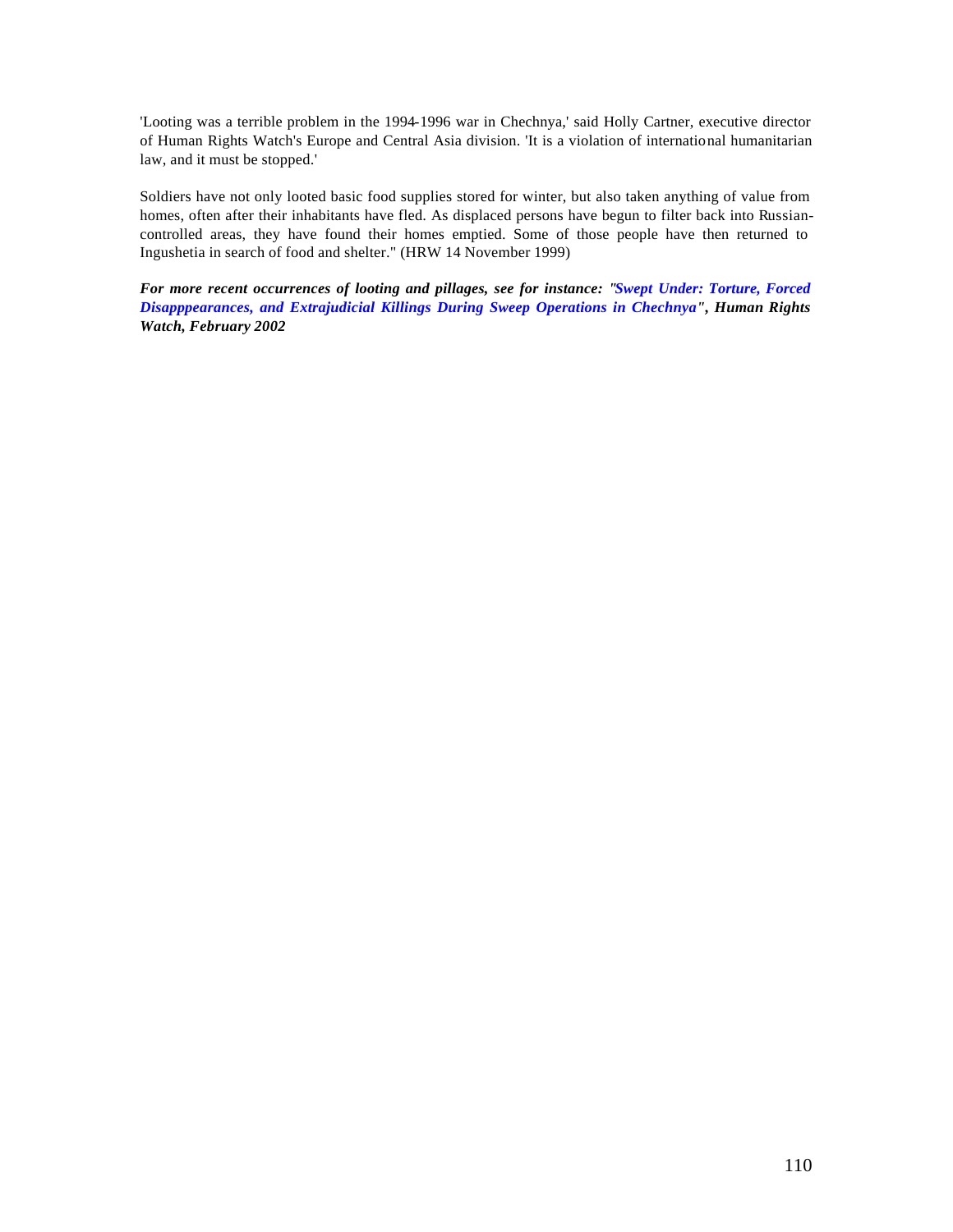'Looting was a terrible problem in the 1994-1996 war in Chechnya,' said Holly Cartner, executive director of Human Rights Watch's Europe and Central Asia division. 'It is a violation of international humanitarian law, and it must be stopped.'

Soldiers have not only looted basic food supplies stored for winter, but also taken anything of value from homes, often after their inhabitants have fled. As displaced persons have begun to filter back into Russian-controlled areas, they have found their homes emptied. Some of those people have then returned to Ingushetia in search of food and shelter." (HRW 14 November 1999)

***For more recent occurrences of looting and pillages, see for instance: "Swept Under: Torture, Forced Disapppearances, and Extrajudicial Killings During Sweep Operations in Chechnya", Human Rights Watch, February 2002***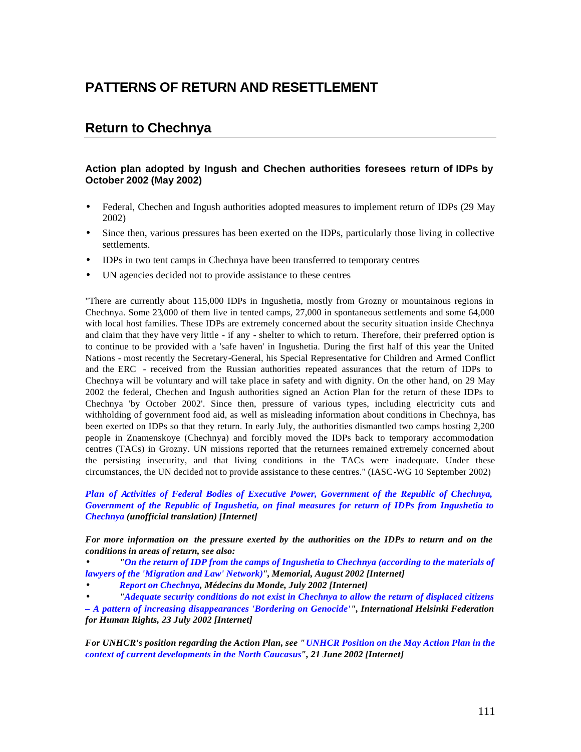# PATTERNS OF RETURN AND RESETTLEMENT

## Return to Chechnya

### Action plan adopted by Ingush and Chechen authorities foresees return of IDPs by October 2002 (May 2002)

- Federal, Chechen and Ingush authorities adopted measures to implement return of IDPs (29 May 2002)
- Since then, various pressures has been exerted on the IDPs, particularly those living in collective settlements.
- IDPs in two tent camps in Chechnya have been transferred to temporary centres
- UN agencies decided not to provide assistance to these centres

"There are currently about 115,000 IDPs in Ingushetia, mostly from Grozny or mountainous regions in Chechnya. Some 23,000 of them live in tented camps, 27,000 in spontaneous settlements and some 64,000 with local host families. These IDPs are extremely concerned about the security situation inside Chechnya and claim that they have very little - if any - shelter to which to return. Therefore, their preferred option is to continue to be provided with a 'safe haven' in Ingushetia. During the first half of this year the United Nations - most recently the Secretary-General, his Special Representative for Children and Armed Conflict and the ERC - received from the Russian authorities repeated assurances that the return of IDPs to Chechnya will be voluntary and will take place in safety and with dignity. On the other hand, on 29 May 2002 the federal, Chechen and Ingush authorities signed an Action Plan for the return of these IDPs to Chechnya 'by October 2002'. Since then, pressure of various types, including electricity cuts and withholding of government food aid, as well as misleading information about conditions in Chechnya, has been exerted on IDPs so that they return. In early July, the authorities dismantled two camps hosting 2,200 people in Znamenskoye (Chechnya) and forcibly moved the IDPs back to temporary accommodation centres (TACs) in Grozny. UN missions reported that the returnees remained extremely concerned about the persisting insecurity, and that living conditions in the TACs were inadequate. Under these circumstances, the UN decided not to provide assistance to these centres." (IASC-WG 10 September 2002)

***Plan of Activities of Federal Bodies of Executive Power, Government of the Republic of Chechnya, Government of the Republic of Ingushetia, on final measures for return of IDPs from Ingushetia to Chechnya (unofficial translation) [Internet]***

***For more information on the pressure exerted by the authorities on the IDPs to return and on the conditions in areas of return, see also:***

- ***"On the return of IDP from the camps of Ingushetia to Chechnya (according to the materials of lawyers of the 'Migration and Law' Network)", Memorial, August 2002 [Internet]***
- ***Report on Chechnya, Médecins du Monde, July 2002 [Internet]***
- ***"Adequate security conditions do not exist in Chechnya to allow the return of displaced citizens – A pattern of increasing disappearances 'Bordering on Genocide'", International Helsinki Federation for Human Rights, 23 July 2002 [Internet]***

***For UNHCR's position regarding the Action Plan, see "UNHCR Position on the May Action Plan in the context of current developments in the North Caucasus", 21 June 2002 [Internet]***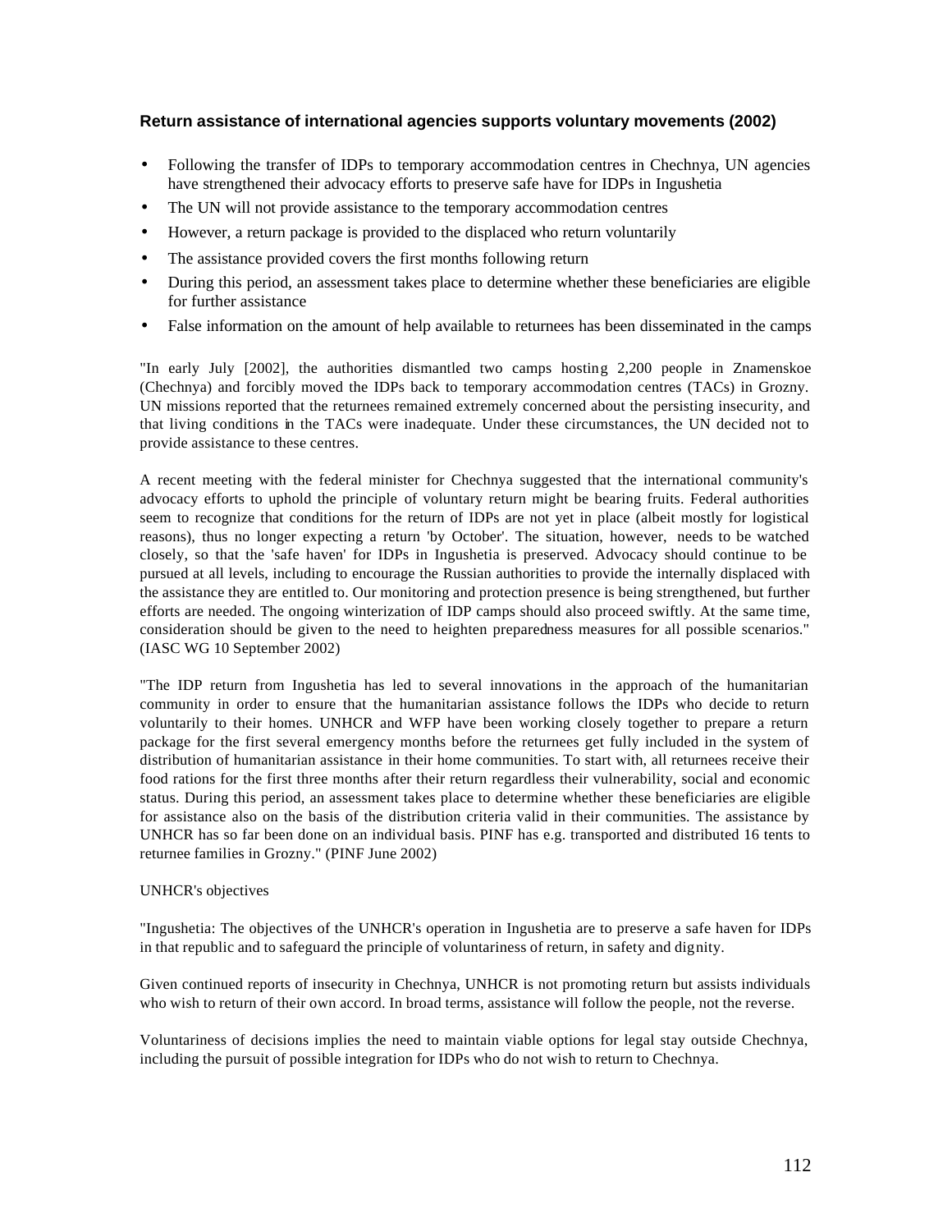### Return assistance of international agencies supports voluntary movements (2002)

- Following the transfer of IDPs to temporary accommodation centres in Chechnya, UN agencies have strengthened their advocacy efforts to preserve safe have for IDPs in Ingushetia
- The UN will not provide assistance to the temporary accommodation centres
- However, a return package is provided to the displaced who return voluntarily
- The assistance provided covers the first months following return
- During this period, an assessment takes place to determine whether these beneficiaries are eligible for further assistance
- False information on the amount of help available to returnees has been disseminated in the camps

"In early July [2002], the authorities dismantled two camps hosting 2,200 people in Znamenskoe (Chechnya) and forcibly moved the IDPs back to temporary accommodation centres (TACs) in Grozny. UN missions reported that the returnees remained extremely concerned about the persisting insecurity, and that living conditions in the TACs were inadequate. Under these circumstances, the UN decided not to provide assistance to these centres.

A recent meeting with the federal minister for Chechnya suggested that the international community's advocacy efforts to uphold the principle of voluntary return might be bearing fruits. Federal authorities seem to recognize that conditions for the return of IDPs are not yet in place (albeit mostly for logistical reasons), thus no longer expecting a return 'by October'. The situation, however, needs to be watched closely, so that the 'safe haven' for IDPs in Ingushetia is preserved. Advocacy should continue to be pursued at all levels, including to encourage the Russian authorities to provide the internally displaced with the assistance they are entitled to. Our monitoring and protection presence is being strengthened, but further efforts are needed. The ongoing winterization of IDP camps should also proceed swiftly. At the same time, consideration should be given to the need to heighten preparedness measures for all possible scenarios." (IASC WG 10 September 2002)

"The IDP return from Ingushetia has led to several innovations in the approach of the humanitarian community in order to ensure that the humanitarian assistance follows the IDPs who decide to return voluntarily to their homes. UNHCR and WFP have been working closely together to prepare a return package for the first several emergency months before the returnees get fully included in the system of distribution of humanitarian assistance in their home communities. To start with, all returnees receive their food rations for the first three months after their return regardless their vulnerability, social and economic status. During this period, an assessment takes place to determine whether these beneficiaries are eligible for assistance also on the basis of the distribution criteria valid in their communities. The assistance by UNHCR has so far been done on an individual basis. PINF has e.g. transported and distributed 16 tents to returnee families in Grozny." (PINF June 2002)

UNHCR's objectives

"Ingushetia: The objectives of the UNHCR's operation in Ingushetia are to preserve a safe haven for IDPs in that republic and to safeguard the principle of voluntariness of return, in safety and dignity.

Given continued reports of insecurity in Chechnya, UNHCR is not promoting return but assists individuals who wish to return of their own accord. In broad terms, assistance will follow the people, not the reverse.

Voluntariness of decisions implies the need to maintain viable options for legal stay outside Chechnya, including the pursuit of possible integration for IDPs who do not wish to return to Chechnya.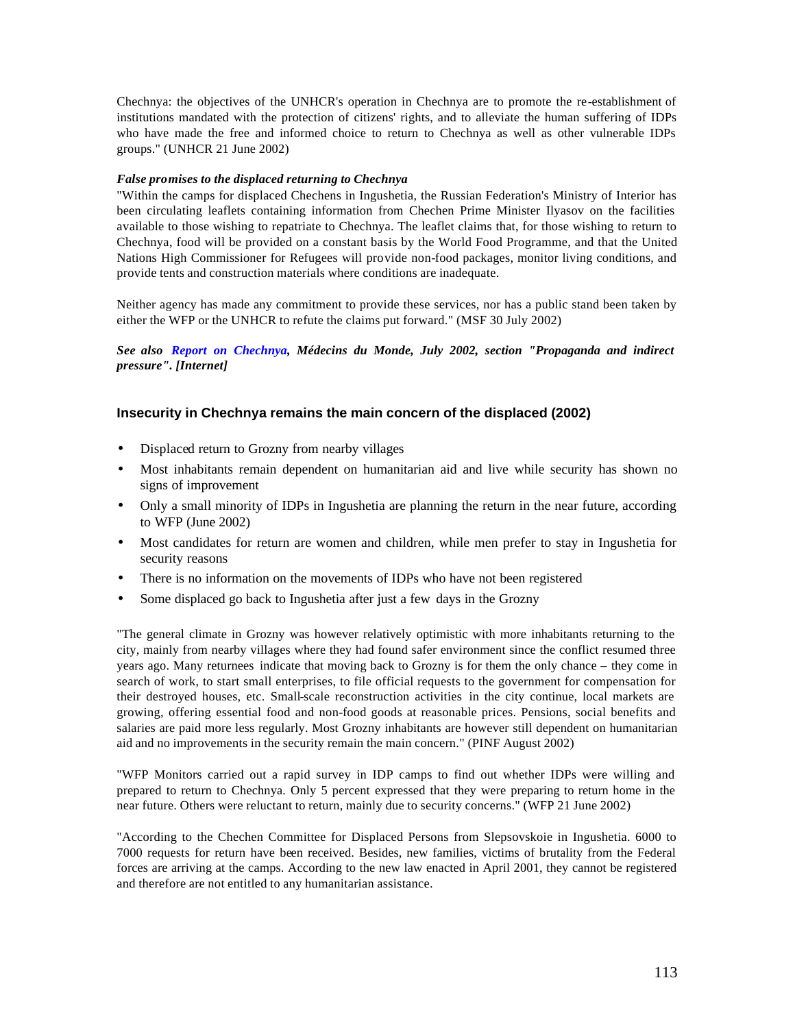Chechnya: the objectives of the UNHCR's operation in Chechnya are to promote the re-establishment of institutions mandated with the protection of citizens' rights, and to alleviate the human suffering of IDPs who have made the free and informed choice to return to Chechnya as well as other vulnerable IDPs groups." (UNHCR 21 June 2002)

***False promises to the displaced returning to Chechnya***

"Within the camps for displaced Chechens in Ingushetia, the Russian Federation's Ministry of Interior has been circulating leaflets containing information from Chechen Prime Minister Ilyasov on the facilities available to those wishing to repatriate to Chechnya. The leaflet claims that, for those wishing to return to Chechnya, food will be provided on a constant basis by the World Food Programme, and that the United Nations High Commissioner for Refugees will provide non-food packages, monitor living conditions, and provide tents and construction materials where conditions are inadequate.

Neither agency has made any commitment to provide these services, nor has a public stand been taken by either the WFP or the UNHCR to refute the claims put forward." (MSF 30 July 2002)

***See also Report on Chechnya, Médecins du Monde, July 2002, section "Propaganda and indirect pressure". [Internet]***

### Insecurity in Chechnya remains the main concern of the displaced (2002)

- Displaced return to Grozny from nearby villages
- Most inhabitants remain dependent on humanitarian aid and live while security has shown no signs of improvement
- Only a small minority of IDPs in Ingushetia are planning the return in the near future, according to WFP (June 2002)
- Most candidates for return are women and children, while men prefer to stay in Ingushetia for security reasons
- There is no information on the movements of IDPs who have not been registered
- Some displaced go back to Ingushetia after just a few days in the Grozny

"The general climate in Grozny was however relatively optimistic with more inhabitants returning to the city, mainly from nearby villages where they had found safer environment since the conflict resumed three years ago. Many returnees indicate that moving back to Grozny is for them the only chance – they come in search of work, to start small enterprises, to file official requests to the government for compensation for their destroyed houses, etc. Small-scale reconstruction activities in the city continue, local markets are growing, offering essential food and non-food goods at reasonable prices. Pensions, social benefits and salaries are paid more less regularly. Most Grozny inhabitants are however still dependent on humanitarian aid and no improvements in the security remain the main concern." (PINF August 2002)

"WFP Monitors carried out a rapid survey in IDP camps to find out whether IDPs were willing and prepared to return to Chechnya. Only 5 percent expressed that they were preparing to return home in the near future. Others were reluctant to return, mainly due to security concerns." (WFP 21 June 2002)

"According to the Chechen Committee for Displaced Persons from Slepsovskoie in Ingushetia. 6000 to 7000 requests for return have been received. Besides, new families, victims of brutality from the Federal forces are arriving at the camps. According to the new law enacted in April 2001, they cannot be registered and therefore are not entitled to any humanitarian assistance.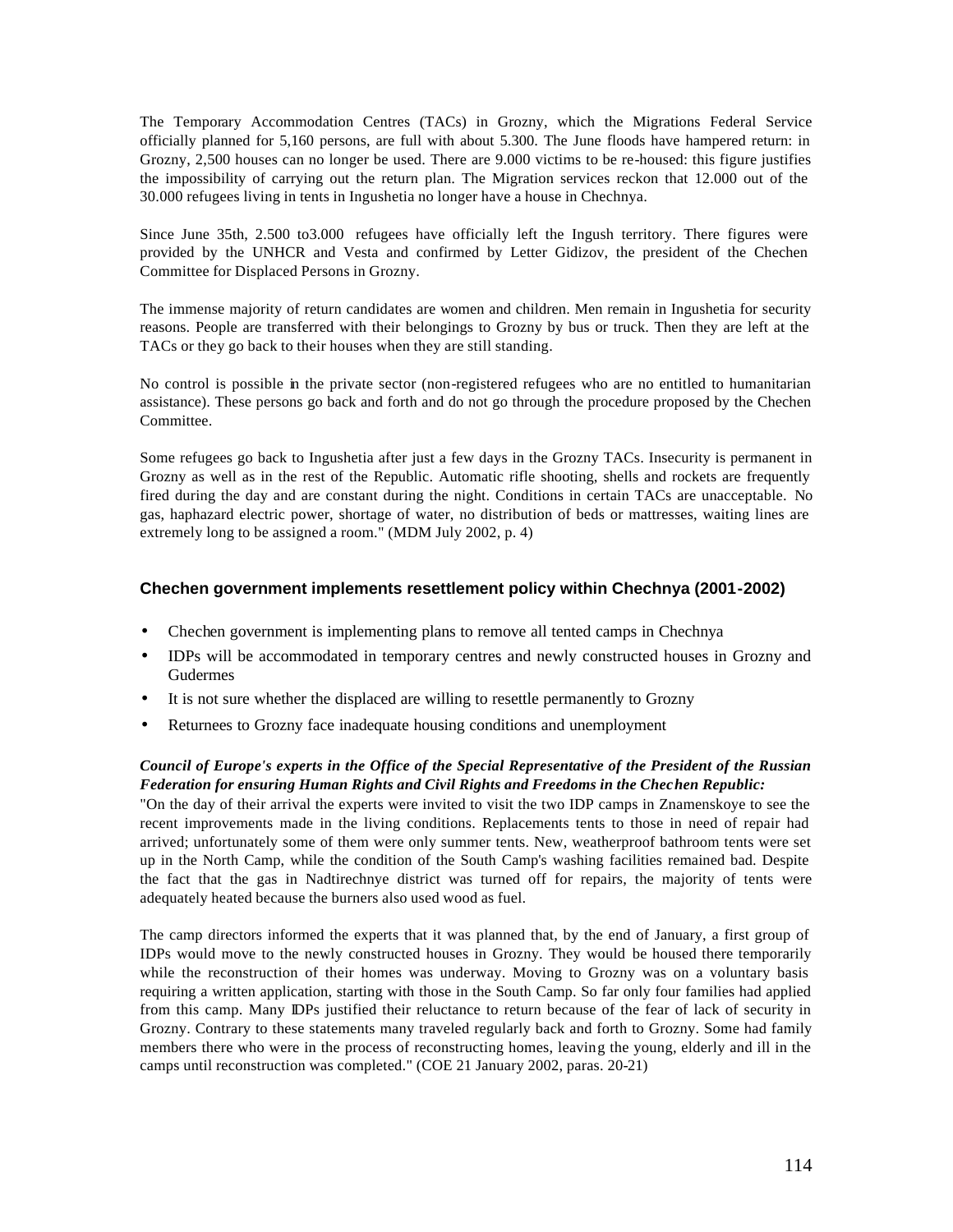The Temporary Accommodation Centres (TACs) in Grozny, which the Migrations Federal Service officially planned for 5,160 persons, are full with about 5.300. The June floods have hampered return: in Grozny, 2,500 houses can no longer be used. There are 9.000 victims to be re-housed: this figure justifies the impossibility of carrying out the return plan. The Migration services reckon that 12.000 out of the 30.000 refugees living in tents in Ingushetia no longer have a house in Chechnya.

Since June 35th, 2.500 to3.000 refugees have officially left the Ingush territory. There figures were provided by the UNHCR and Vesta and confirmed by Letter Gidizov, the president of the Chechen Committee for Displaced Persons in Grozny.

The immense majority of return candidates are women and children. Men remain in Ingushetia for security reasons. People are transferred with their belongings to Grozny by bus or truck. Then they are left at the TACs or they go back to their houses when they are still standing.

No control is possible in the private sector (non-registered refugees who are no entitled to humanitarian assistance). These persons go back and forth and do not go through the procedure proposed by the Chechen Committee.

Some refugees go back to Ingushetia after just a few days in the Grozny TACs. Insecurity is permanent in Grozny as well as in the rest of the Republic. Automatic rifle shooting, shells and rockets are frequently fired during the day and are constant during the night. Conditions in certain TACs are unacceptable. No gas, haphazard electric power, shortage of water, no distribution of beds or mattresses, waiting lines are extremely long to be assigned a room." (MDM July 2002, p. 4)

### Chechen government implements resettlement policy within Chechnya (2001-2002)

- Chechen government is implementing plans to remove all tented camps in Chechnya
- IDPs will be accommodated in temporary centres and newly constructed houses in Grozny and Gudermes
- It is not sure whether the displaced are willing to resettle permanently to Grozny
- Returnees to Grozny face inadequate housing conditions and unemployment

***Council of Europe's experts in the Office of the Special Representative of the President of the Russian Federation for ensuring Human Rights and Civil Rights and Freedoms in the Chechen Republic:***

"On the day of their arrival the experts were invited to visit the two IDP camps in Znamenskoye to see the recent improvements made in the living conditions. Replacements tents to those in need of repair had arrived; unfortunately some of them were only summer tents. New, weatherproof bathroom tents were set up in the North Camp, while the condition of the South Camp's washing facilities remained bad. Despite the fact that the gas in Nadtirechnye district was turned off for repairs, the majority of tents were adequately heated because the burners also used wood as fuel.

The camp directors informed the experts that it was planned that, by the end of January, a first group of IDPs would move to the newly constructed houses in Grozny. They would be housed there temporarily while the reconstruction of their homes was underway. Moving to Grozny was on a voluntary basis requiring a written application, starting with those in the South Camp. So far only four families had applied from this camp. Many IDPs justified their reluctance to return because of the fear of lack of security in Grozny. Contrary to these statements many traveled regularly back and forth to Grozny. Some had family members there who were in the process of reconstructing homes, leaving the young, elderly and ill in the camps until reconstruction was completed." (COE 21 January 2002, paras. 20-21)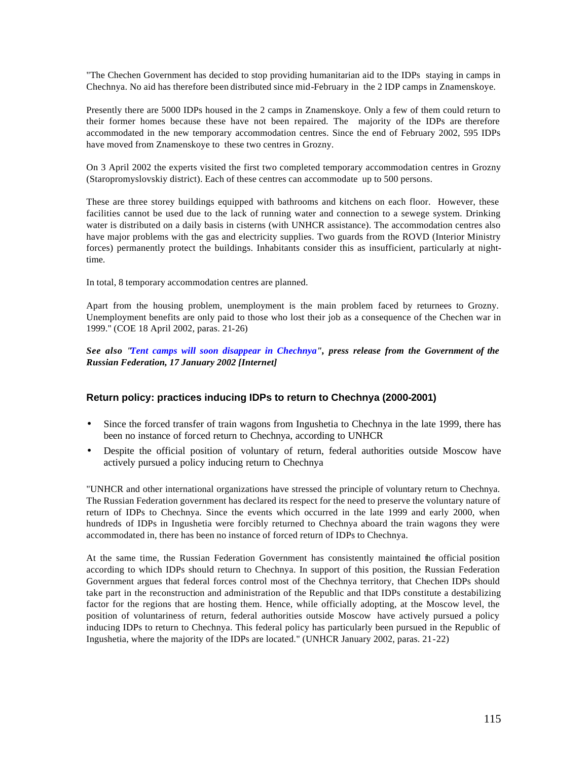"The Chechen Government has decided to stop providing humanitarian aid to the IDPs staying in camps in Chechnya. No aid has therefore been distributed since mid-February in the 2 IDP camps in Znamenskoye.

Presently there are 5000 IDPs housed in the 2 camps in Znamenskoye. Only a few of them could return to their former homes because these have not been repaired. The majority of the IDPs are therefore accommodated in the new temporary accommodation centres. Since the end of February 2002, 595 IDPs have moved from Znamenskoye to these two centres in Grozny.

On 3 April 2002 the experts visited the first two completed temporary accommodation centres in Grozny (Staropromyslovskiy district). Each of these centres can accommodate up to 500 persons.

These are three storey buildings equipped with bathrooms and kitchens on each floor. However, these facilities cannot be used due to the lack of running water and connection to a sewege system. Drinking water is distributed on a daily basis in cisterns (with UNHCR assistance). The accommodation centres also have major problems with the gas and electricity supplies. Two guards from the ROVD (Interior Ministry forces) permanently protect the buildings. Inhabitants consider this as insufficient, particularly at night-time.

In total, 8 temporary accommodation centres are planned.

Apart from the housing problem, unemployment is the main problem faced by returnees to Grozny. Unemployment benefits are only paid to those who lost their job as a consequence of the Chechen war in 1999." (COE 18 April 2002, paras. 21-26)

***See also "Tent camps will soon disappear in Chechnya", press release from the Government of the Russian Federation, 17 January 2002 [Internet]***

### Return policy: practices inducing IDPs to return to Chechnya (2000-2001)

- Since the forced transfer of train wagons from Ingushetia to Chechnya in the late 1999, there has been no instance of forced return to Chechnya, according to UNHCR
- Despite the official position of voluntary of return, federal authorities outside Moscow have actively pursued a policy inducing return to Chechnya

"UNHCR and other international organizations have stressed the principle of voluntary return to Chechnya. The Russian Federation government has declared its respect for the need to preserve the voluntary nature of return of IDPs to Chechnya. Since the events which occurred in the late 1999 and early 2000, when hundreds of IDPs in Ingushetia were forcibly returned to Chechnya aboard the train wagons they were accommodated in, there has been no instance of forced return of IDPs to Chechnya.

At the same time, the Russian Federation Government has consistently maintained the official position according to which IDPs should return to Chechnya. In support of this position, the Russian Federation Government argues that federal forces control most of the Chechnya territory, that Chechen IDPs should take part in the reconstruction and administration of the Republic and that IDPs constitute a destabilizing factor for the regions that are hosting them. Hence, while officially adopting, at the Moscow level, the position of voluntariness of return, federal authorities outside Moscow have actively pursued a policy inducing IDPs to return to Chechnya. This federal policy has particularly been pursued in the Republic of Ingushetia, where the majority of the IDPs are located." (UNHCR January 2002, paras. 21-22)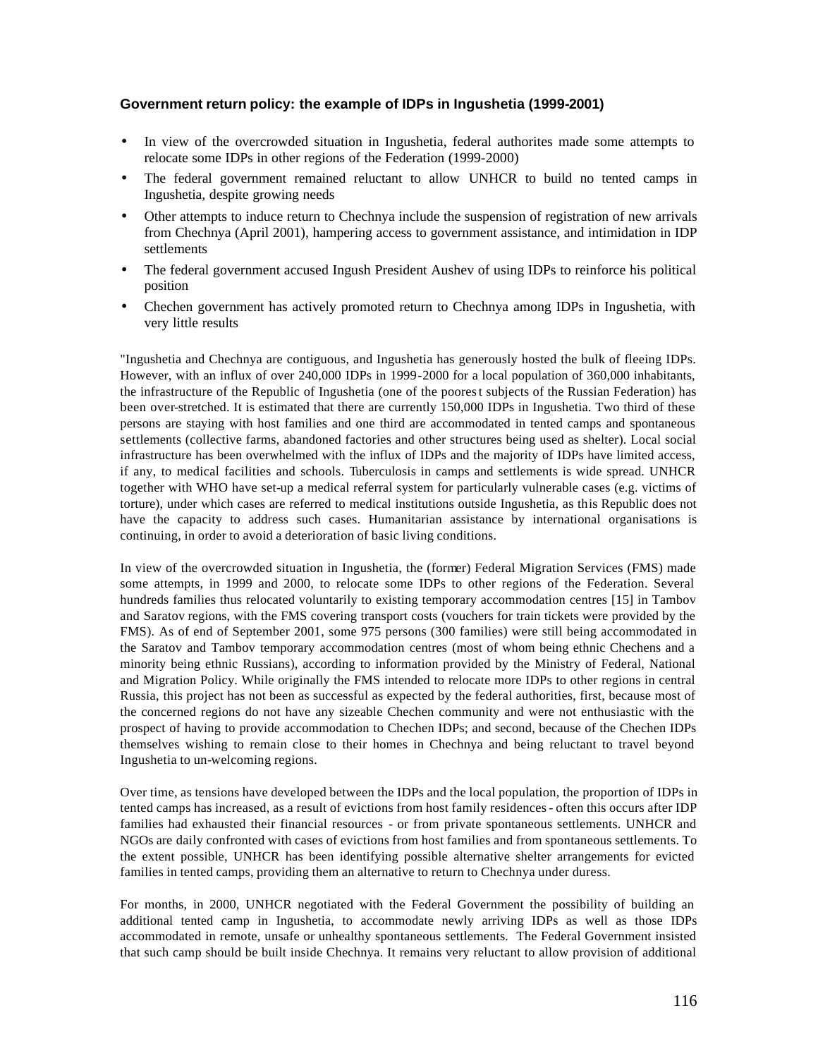### Government return policy: the example of IDPs in Ingushetia (1999-2001)

- In view of the overcrowded situation in Ingushetia, federal authorites made some attempts to relocate some IDPs in other regions of the Federation (1999-2000)
- The federal government remained reluctant to allow UNHCR to build no tented camps in Ingushetia, despite growing needs
- Other attempts to induce return to Chechnya include the suspension of registration of new arrivals from Chechnya (April 2001), hampering access to government assistance, and intimidation in IDP settlements
- The federal government accused Ingush President Aushev of using IDPs to reinforce his political position
- Chechen government has actively promoted return to Chechnya among IDPs in Ingushetia, with very little results

"Ingushetia and Chechnya are contiguous, and Ingushetia has generously hosted the bulk of fleeing IDPs. However, with an influx of over 240,000 IDPs in 1999-2000 for a local population of 360,000 inhabitants, the infrastructure of the Republic of Ingushetia (one of the poorest subjects of the Russian Federation) has been over-stretched. It is estimated that there are currently 150,000 IDPs in Ingushetia. Two third of these persons are staying with host families and one third are accommodated in tented camps and spontaneous settlements (collective farms, abandoned factories and other structures being used as shelter). Local social infrastructure has been overwhelmed with the influx of IDPs and the majority of IDPs have limited access, if any, to medical facilities and schools. Tuberculosis in camps and settlements is wide spread. UNHCR together with WHO have set-up a medical referral system for particularly vulnerable cases (e.g. victims of torture), under which cases are referred to medical institutions outside Ingushetia, as this Republic does not have the capacity to address such cases. Humanitarian assistance by international organisations is continuing, in order to avoid a deterioration of basic living conditions.

In view of the overcrowded situation in Ingushetia, the (former) Federal Migration Services (FMS) made some attempts, in 1999 and 2000, to relocate some IDPs to other regions of the Federation. Several hundreds families thus relocated voluntarily to existing temporary accommodation centres [15] in Tambov and Saratov regions, with the FMS covering transport costs (vouchers for train tickets were provided by the FMS). As of end of September 2001, some 975 persons (300 families) were still being accommodated in the Saratov and Tambov temporary accommodation centres (most of whom being ethnic Chechens and a minority being ethnic Russians), according to information provided by the Ministry of Federal, National and Migration Policy. While originally the FMS intended to relocate more IDPs to other regions in central Russia, this project has not been as successful as expected by the federal authorities, first, because most of the concerned regions do not have any sizeable Chechen community and were not enthusiastic with the prospect of having to provide accommodation to Chechen IDPs; and second, because of the Chechen IDPs themselves wishing to remain close to their homes in Chechnya and being reluctant to travel beyond Ingushetia to un-welcoming regions.

Over time, as tensions have developed between the IDPs and the local population, the proportion of IDPs in tented camps has increased, as a result of evictions from host family residences - often this occurs after IDP families had exhausted their financial resources - or from private spontaneous settlements. UNHCR and NGOs are daily confronted with cases of evictions from host families and from spontaneous settlements. To the extent possible, UNHCR has been identifying possible alternative shelter arrangements for evicted families in tented camps, providing them an alternative to return to Chechnya under duress.

For months, in 2000, UNHCR negotiated with the Federal Government the possibility of building an additional tented camp in Ingushetia, to accommodate newly arriving IDPs as well as those IDPs accommodated in remote, unsafe or unhealthy spontaneous settlements. The Federal Government insisted that such camp should be built inside Chechnya. It remains very reluctant to allow provision of additional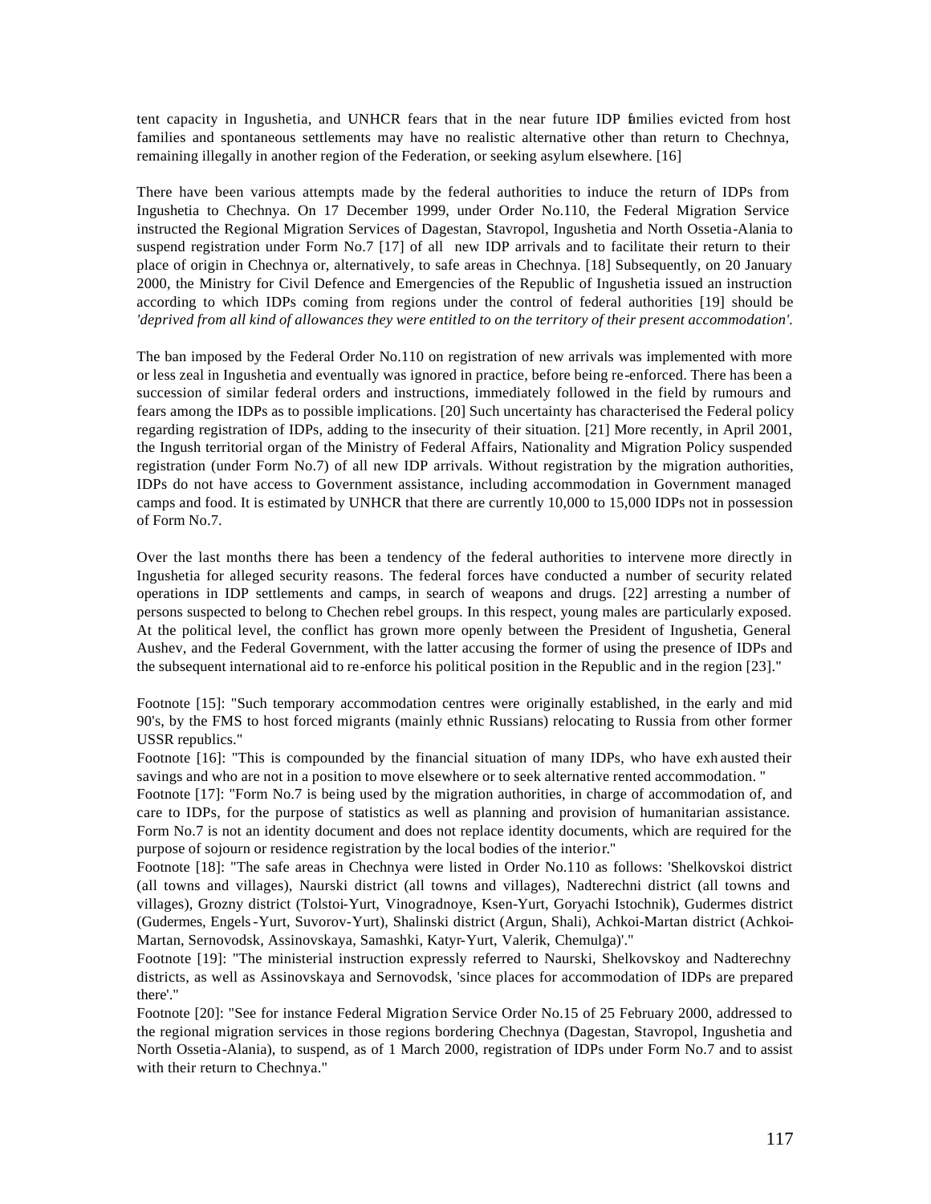tent capacity in Ingushetia, and UNHCR fears that in the near future IDP families evicted from host families and spontaneous settlements may have no realistic alternative other than return to Chechnya, remaining illegally in another region of the Federation, or seeking asylum elsewhere. [16]

There have been various attempts made by the federal authorities to induce the return of IDPs from Ingushetia to Chechnya. On 17 December 1999, under Order No.110, the Federal Migration Service instructed the Regional Migration Services of Dagestan, Stavropol, Ingushetia and North Ossetia-Alania to suspend registration under Form No.7 [17] of all new IDP arrivals and to facilitate their return to their place of origin in Chechnya or, alternatively, to safe areas in Chechnya. [18] Subsequently, on 20 January 2000, the Ministry for Civil Defence and Emergencies of the Republic of Ingushetia issued an instruction according to which IDPs coming from regions under the control of federal authorities [19] should be *'deprived from all kind of allowances they were entitled to on the territory of their present accommodation'.*

The ban imposed by the Federal Order No.110 on registration of new arrivals was implemented with more or less zeal in Ingushetia and eventually was ignored in practice, before being re-enforced. There has been a succession of similar federal orders and instructions, immediately followed in the field by rumours and fears among the IDPs as to possible implications. [20] Such uncertainty has characterised the Federal policy regarding registration of IDPs, adding to the insecurity of their situation. [21] More recently, in April 2001, the Ingush territorial organ of the Ministry of Federal Affairs, Nationality and Migration Policy suspended registration (under Form No.7) of all new IDP arrivals. Without registration by the migration authorities, IDPs do not have access to Government assistance, including accommodation in Government managed camps and food. It is estimated by UNHCR that there are currently 10,000 to 15,000 IDPs not in possession of Form No.7.

Over the last months there has been a tendency of the federal authorities to intervene more directly in Ingushetia for alleged security reasons. The federal forces have conducted a number of security related operations in IDP settlements and camps, in search of weapons and drugs. [22] arresting a number of persons suspected to belong to Chechen rebel groups. In this respect, young males are particularly exposed. At the political level, the conflict has grown more openly between the President of Ingushetia, General Aushev, and the Federal Government, with the latter accusing the former of using the presence of IDPs and the subsequent international aid to re-enforce his political position in the Republic and in the region [23]."

Footnote [15]: "Such temporary accommodation centres were originally established, in the early and mid 90's, by the FMS to host forced migrants (mainly ethnic Russians) relocating to Russia from other former USSR republics."

Footnote [16]: "This is compounded by the financial situation of many IDPs, who have exhausted their savings and who are not in a position to move elsewhere or to seek alternative rented accommodation. "

Footnote [17]: "Form No.7 is being used by the migration authorities, in charge of accommodation of, and care to IDPs, for the purpose of statistics as well as planning and provision of humanitarian assistance. Form No.7 is not an identity document and does not replace identity documents, which are required for the purpose of sojourn or residence registration by the local bodies of the interior."

Footnote [18]: "The safe areas in Chechnya were listed in Order No.110 as follows: 'Shelkovskoi district (all towns and villages), Naurski district (all towns and villages), Nadterechni district (all towns and villages), Grozny district (Tolstoi-Yurt, Vinogradnoye, Ksen-Yurt, Goryachi Istochnik), Gudermes district (Gudermes, Engels-Yurt, Suvorov-Yurt), Shalinski district (Argun, Shali), Achkoi-Martan district (Achkoi-Martan, Sernovodsk, Assinovskaya, Samashki, Katyr-Yurt, Valerik, Chemulga)'."

Footnote [19]: "The ministerial instruction expressly referred to Naurski, Shelkovskoy and Nadterechny districts, as well as Assinovskaya and Sernovodsk, 'since places for accommodation of IDPs are prepared there'."

Footnote [20]: "See for instance Federal Migration Service Order No.15 of 25 February 2000, addressed to the regional migration services in those regions bordering Chechnya (Dagestan, Stavropol, Ingushetia and North Ossetia-Alania), to suspend, as of 1 March 2000, registration of IDPs under Form No.7 and to assist with their return to Chechnya."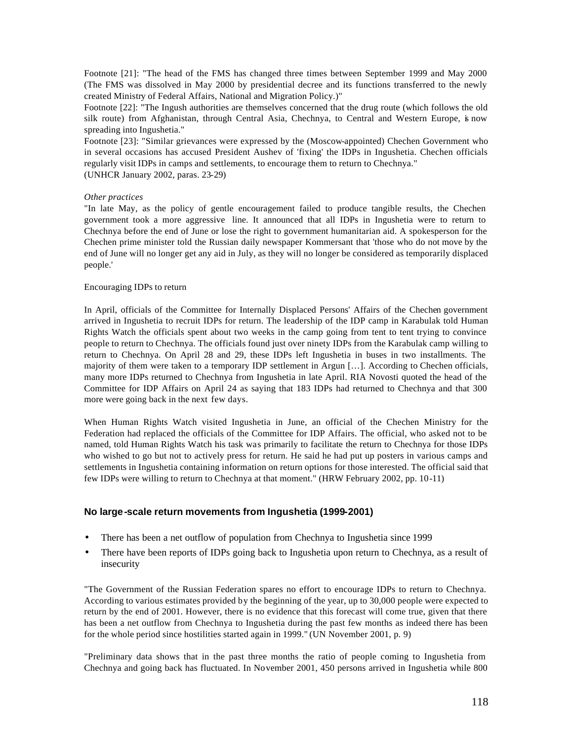Footnote [21]: "The head of the FMS has changed three times between September 1999 and May 2000 (The FMS was dissolved in May 2000 by presidential decree and its functions transferred to the newly created Ministry of Federal Affairs, National and Migration Policy.)"

Footnote [22]: "The Ingush authorities are themselves concerned that the drug route (which follows the old silk route) from Afghanistan, through Central Asia, Chechnya, to Central and Western Europe, is now spreading into Ingushetia."

Footnote [23]: "Similar grievances were expressed by the (Moscow-appointed) Chechen Government who in several occasions has accused President Aushev of 'fixing' the IDPs in Ingushetia. Chechen officials regularly visit IDPs in camps and settlements, to encourage them to return to Chechnya."

(UNHCR January 2002, paras. 23-29)

*Other practices*

"In late May, as the policy of gentle encouragement failed to produce tangible results, the Chechen government took a more aggressive line. It announced that all IDPs in Ingushetia were to return to Chechnya before the end of June or lose the right to government humanitarian aid. A spokesperson for the Chechen prime minister told the Russian daily newspaper Kommersant that 'those who do not move by the end of June will no longer get any aid in July, as they will no longer be considered as temporarily displaced people.'

Encouraging IDPs to return

In April, officials of the Committee for Internally Displaced Persons' Affairs of the Chechen government arrived in Ingushetia to recruit IDPs for return. The leadership of the IDP camp in Karabulak told Human Rights Watch the officials spent about two weeks in the camp going from tent to tent trying to convince people to return to Chechnya. The officials found just over ninety IDPs from the Karabulak camp willing to return to Chechnya. On April 28 and 29, these IDPs left Ingushetia in buses in two installments. The majority of them were taken to a temporary IDP settlement in Argun […]. According to Chechen officials, many more IDPs returned to Chechnya from Ingushetia in late April. RIA Novosti quoted the head of the Committee for IDP Affairs on April 24 as saying that 183 IDPs had returned to Chechnya and that 300 more were going back in the next few days.

When Human Rights Watch visited Ingushetia in June, an official of the Chechen Ministry for the Federation had replaced the officials of the Committee for IDP Affairs. The official, who asked not to be named, told Human Rights Watch his task was primarily to facilitate the return to Chechnya for those IDPs who wished to go but not to actively press for return. He said he had put up posters in various camps and settlements in Ingushetia containing information on return options for those interested. The official said that few IDPs were willing to return to Chechnya at that moment." (HRW February 2002, pp. 10-11)

### No large-scale return movements from Ingushetia (1999-2001)

- There has been a net outflow of population from Chechnya to Ingushetia since 1999
- There have been reports of IDPs going back to Ingushetia upon return to Chechnya, as a result of insecurity

"The Government of the Russian Federation spares no effort to encourage IDPs to return to Chechnya. According to various estimates provided by the beginning of the year, up to 30,000 people were expected to return by the end of 2001. However, there is no evidence that this forecast will come true, given that there has been a net outflow from Chechnya to Ingushetia during the past few months as indeed there has been for the whole period since hostilities started again in 1999." (UN November 2001, p. 9)

"Preliminary data shows that in the past three months the ratio of people coming to Ingushetia from Chechnya and going back has fluctuated. In November 2001, 450 persons arrived in Ingushetia while 800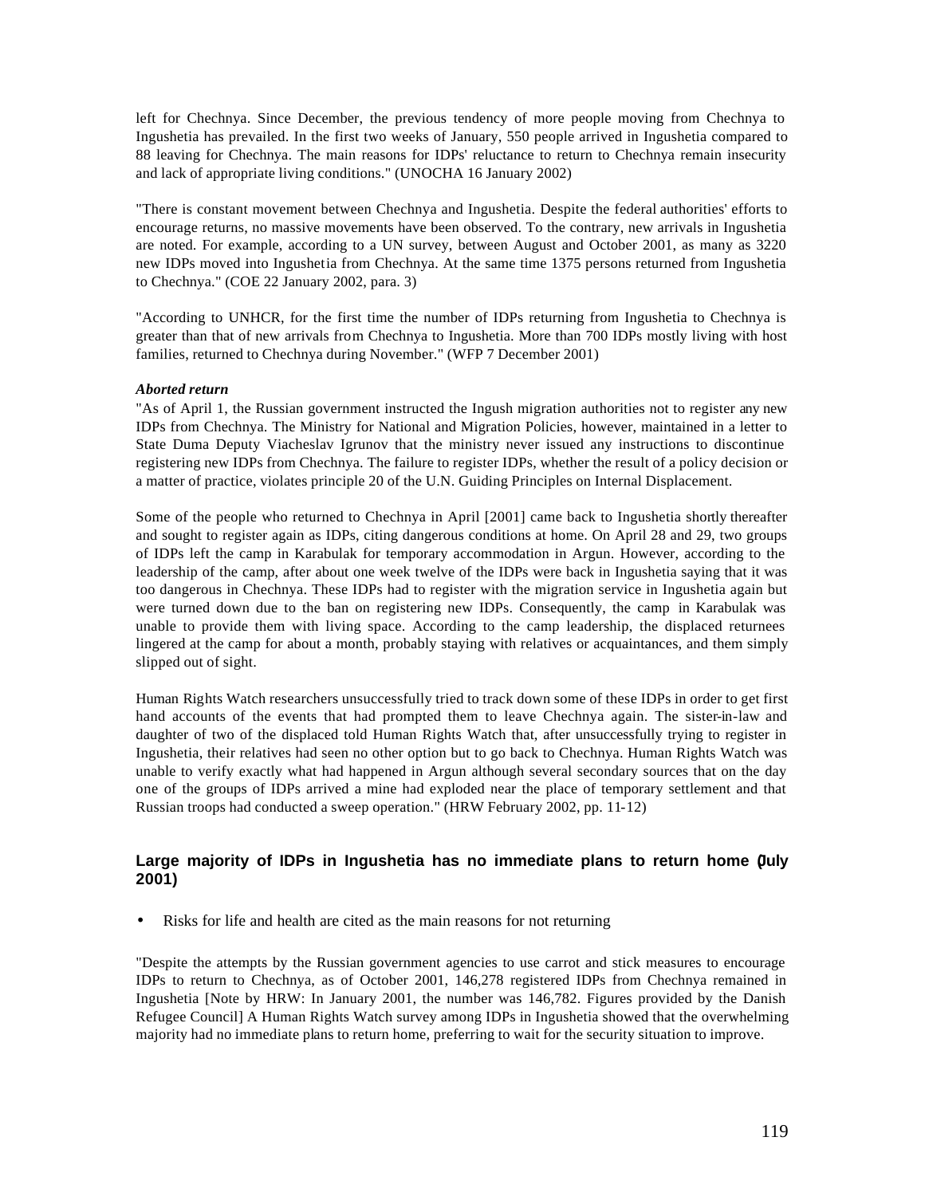left for Chechnya. Since December, the previous tendency of more people moving from Chechnya to Ingushetia has prevailed. In the first two weeks of January, 550 people arrived in Ingushetia compared to 88 leaving for Chechnya. The main reasons for IDPs' reluctance to return to Chechnya remain insecurity and lack of appropriate living conditions." (UNOCHA 16 January 2002)

"There is constant movement between Chechnya and Ingushetia. Despite the federal authorities' efforts to encourage returns, no massive movements have been observed. To the contrary, new arrivals in Ingushetia are noted. For example, according to a UN survey, between August and October 2001, as many as 3220 new IDPs moved into Ingushetia from Chechnya. At the same time 1375 persons returned from Ingushetia to Chechnya." (COE 22 January 2002, para. 3)

"According to UNHCR, for the first time the number of IDPs returning from Ingushetia to Chechnya is greater than that of new arrivals from Chechnya to Ingushetia. More than 700 IDPs mostly living with host families, returned to Chechnya during November." (WFP 7 December 2001)

***Aborted return***

"As of April 1, the Russian government instructed the Ingush migration authorities not to register any new IDPs from Chechnya. The Ministry for National and Migration Policies, however, maintained in a letter to State Duma Deputy Viacheslav Igrunov that the ministry never issued any instructions to discontinue registering new IDPs from Chechnya. The failure to register IDPs, whether the result of a policy decision or a matter of practice, violates principle 20 of the U.N. Guiding Principles on Internal Displacement.

Some of the people who returned to Chechnya in April [2001] came back to Ingushetia shortly thereafter and sought to register again as IDPs, citing dangerous conditions at home. On April 28 and 29, two groups of IDPs left the camp in Karabulak for temporary accommodation in Argun. However, according to the leadership of the camp, after about one week twelve of the IDPs were back in Ingushetia saying that it was too dangerous in Chechnya. These IDPs had to register with the migration service in Ingushetia again but were turned down due to the ban on registering new IDPs. Consequently, the camp in Karabulak was unable to provide them with living space. According to the camp leadership, the displaced returnees lingered at the camp for about a month, probably staying with relatives or acquaintances, and them simply slipped out of sight.

Human Rights Watch researchers unsuccessfully tried to track down some of these IDPs in order to get first hand accounts of the events that had prompted them to leave Chechnya again. The sister-in-law and daughter of two of the displaced told Human Rights Watch that, after unsuccessfully trying to register in Ingushetia, their relatives had seen no other option but to go back to Chechnya. Human Rights Watch was unable to verify exactly what had happened in Argun although several secondary sources that on the day one of the groups of IDPs arrived a mine had exploded near the place of temporary settlement and that Russian troops had conducted a sweep operation." (HRW February 2002, pp. 11-12)

### Large majority of IDPs in Ingushetia has no immediate plans to return home (July 2001)

- Risks for life and health are cited as the main reasons for not returning

"Despite the attempts by the Russian government agencies to use carrot and stick measures to encourage IDPs to return to Chechnya, as of October 2001, 146,278 registered IDPs from Chechnya remained in Ingushetia [Note by HRW: In January 2001, the number was 146,782. Figures provided by the Danish Refugee Council] A Human Rights Watch survey among IDPs in Ingushetia showed that the overwhelming majority had no immediate plans to return home, preferring to wait for the security situation to improve.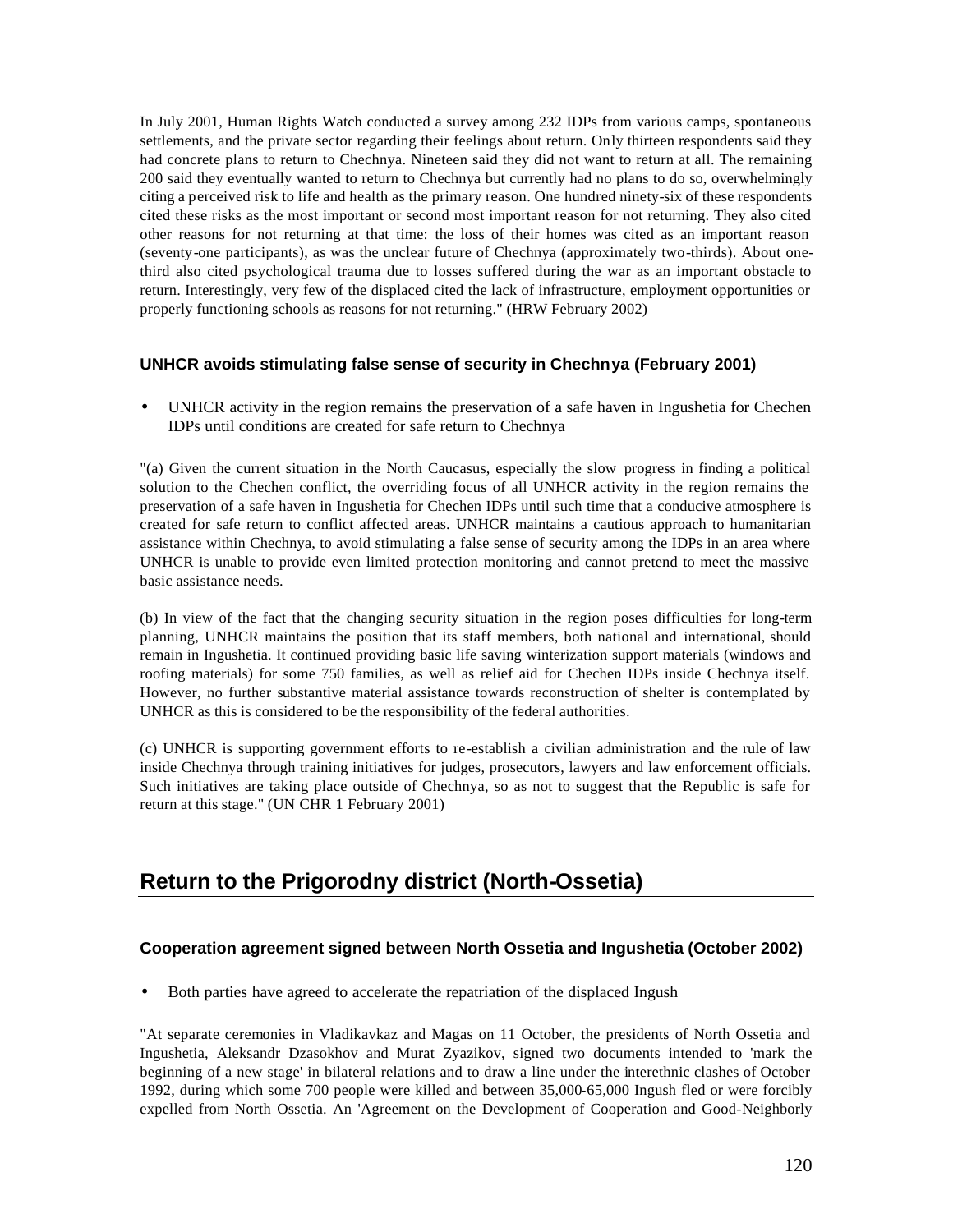In July 2001, Human Rights Watch conducted a survey among 232 IDPs from various camps, spontaneous settlements, and the private sector regarding their feelings about return. Only thirteen respondents said they had concrete plans to return to Chechnya. Nineteen said they did not want to return at all. The remaining 200 said they eventually wanted to return to Chechnya but currently had no plans to do so, overwhelmingly citing a perceived risk to life and health as the primary reason. One hundred ninety-six of these respondents cited these risks as the most important or second most important reason for not returning. They also cited other reasons for not returning at that time: the loss of their homes was cited as an important reason (seventy-one participants), as was the unclear future of Chechnya (approximately two-thirds). About one-third also cited psychological trauma due to losses suffered during the war as an important obstacle to return. Interestingly, very few of the displaced cited the lack of infrastructure, employment opportunities or properly functioning schools as reasons for not returning." (HRW February 2002)

### UNHCR avoids stimulating false sense of security in Chechnya (February 2001)

- UNHCR activity in the region remains the preservation of a safe haven in Ingushetia for Chechen IDPs until conditions are created for safe return to Chechnya

"(a) Given the current situation in the North Caucasus, especially the slow progress in finding a political solution to the Chechen conflict, the overriding focus of all UNHCR activity in the region remains the preservation of a safe haven in Ingushetia for Chechen IDPs until such time that a conducive atmosphere is created for safe return to conflict affected areas. UNHCR maintains a cautious approach to humanitarian assistance within Chechnya, to avoid stimulating a false sense of security among the IDPs in an area where UNHCR is unable to provide even limited protection monitoring and cannot pretend to meet the massive basic assistance needs.

(b) In view of the fact that the changing security situation in the region poses difficulties for long-term planning, UNHCR maintains the position that its staff members, both national and international, should remain in Ingushetia. It continued providing basic life saving winterization support materials (windows and roofing materials) for some 750 families, as well as relief aid for Chechen IDPs inside Chechnya itself. However, no further substantive material assistance towards reconstruction of shelter is contemplated by UNHCR as this is considered to be the responsibility of the federal authorities.

(c) UNHCR is supporting government efforts to re-establish a civilian administration and the rule of law inside Chechnya through training initiatives for judges, prosecutors, lawyers and law enforcement officials. Such initiatives are taking place outside of Chechnya, so as not to suggest that the Republic is safe for return at this stage." (UN CHR 1 February 2001)

## Return to the Prigorodny district (North-Ossetia)

### Cooperation agreement signed between North Ossetia and Ingushetia (October 2002)

- Both parties have agreed to accelerate the repatriation of the displaced Ingush

"At separate ceremonies in Vladikavkaz and Magas on 11 October, the presidents of North Ossetia and Ingushetia, Aleksandr Dzasokhov and Murat Zyazikov, signed two documents intended to 'mark the beginning of a new stage' in bilateral relations and to draw a line under the interethnic clashes of October 1992, during which some 700 people were killed and between 35,000-65,000 Ingush fled or were forcibly expelled from North Ossetia. An 'Agreement on the Development of Cooperation and Good-Neighborly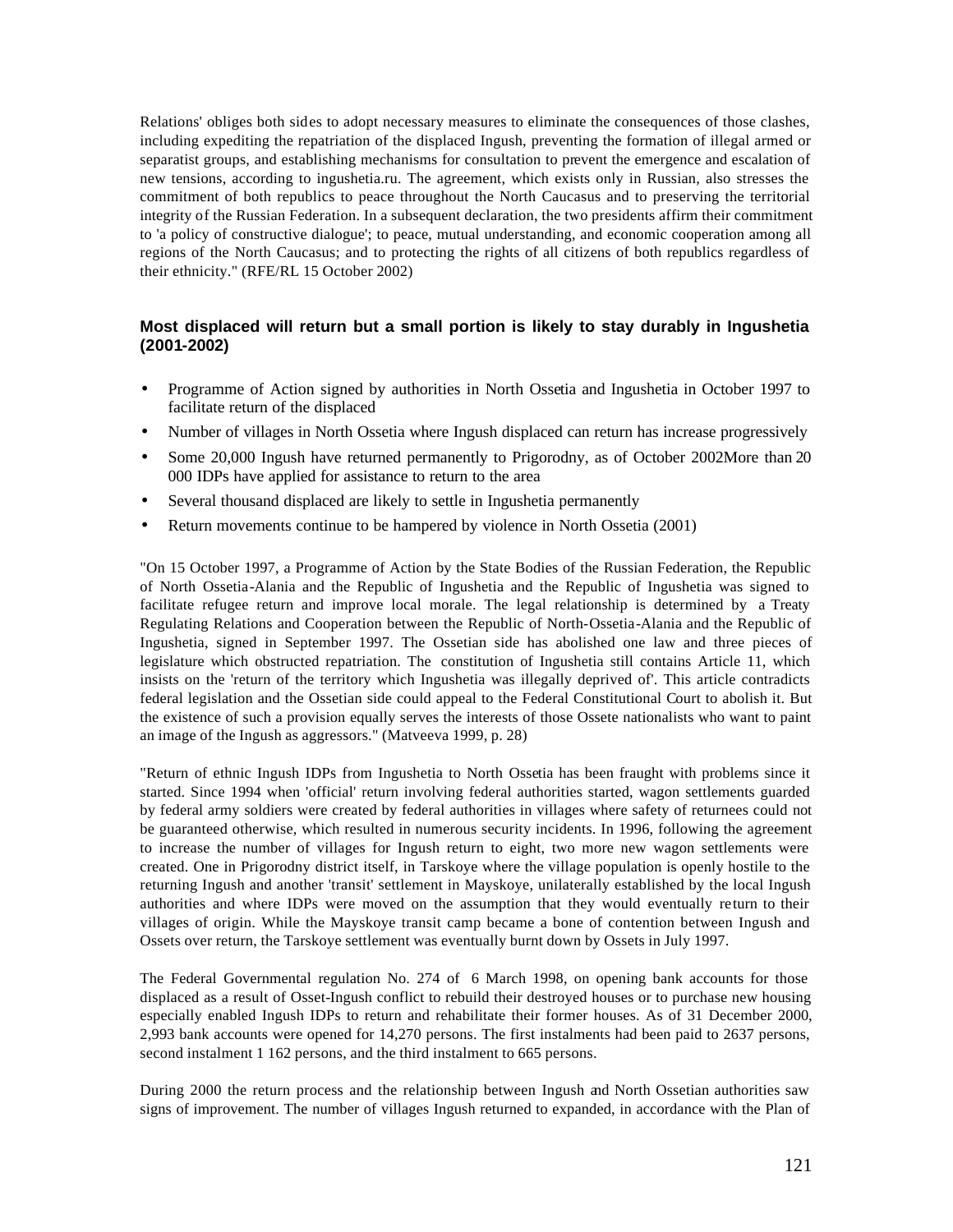Relations' obliges both sides to adopt necessary measures to eliminate the consequences of those clashes, including expediting the repatriation of the displaced Ingush, preventing the formation of illegal armed or separatist groups, and establishing mechanisms for consultation to prevent the emergence and escalation of new tensions, according to ingushetia.ru. The agreement, which exists only in Russian, also stresses the commitment of both republics to peace throughout the North Caucasus and to preserving the territorial integrity of the Russian Federation. In a subsequent declaration, the two presidents affirm their commitment to 'a policy of constructive dialogue'; to peace, mutual understanding, and economic cooperation among all regions of the North Caucasus; and to protecting the rights of all citizens of both republics regardless of their ethnicity." (RFE/RL 15 October 2002)

### Most displaced will return but a small portion is likely to stay durably in Ingushetia (2001-2002)

- Programme of Action signed by authorities in North Ossetia and Ingushetia in October 1997 to facilitate return of the displaced
- Number of villages in North Ossetia where Ingush displaced can return has increase progressively
- Some 20,000 Ingush have returned permanently to Prigorodny, as of October 2002More than 20 000 IDPs have applied for assistance to return to the area
- Several thousand displaced are likely to settle in Ingushetia permanently
- Return movements continue to be hampered by violence in North Ossetia (2001)

"On 15 October 1997, a Programme of Action by the State Bodies of the Russian Federation, the Republic of North Ossetia-Alania and the Republic of Ingushetia and the Republic of Ingushetia was signed to facilitate refugee return and improve local morale. The legal relationship is determined by a Treaty Regulating Relations and Cooperation between the Republic of North-Ossetia-Alania and the Republic of Ingushetia, signed in September 1997. The Ossetian side has abolished one law and three pieces of legislature which obstructed repatriation. The constitution of Ingushetia still contains Article 11, which insists on the 'return of the territory which Ingushetia was illegally deprived of'. This article contradicts federal legislation and the Ossetian side could appeal to the Federal Constitutional Court to abolish it. But the existence of such a provision equally serves the interests of those Ossete nationalists who want to paint an image of the Ingush as aggressors." (Matveeva 1999, p. 28)

"Return of ethnic Ingush IDPs from Ingushetia to North Ossetia has been fraught with problems since it started. Since 1994 when 'official' return involving federal authorities started, wagon settlements guarded by federal army soldiers were created by federal authorities in villages where safety of returnees could not be guaranteed otherwise, which resulted in numerous security incidents. In 1996, following the agreement to increase the number of villages for Ingush return to eight, two more new wagon settlements were created. One in Prigorodny district itself, in Tarskoye where the village population is openly hostile to the returning Ingush and another 'transit' settlement in Mayskoye, unilaterally established by the local Ingush authorities and where IDPs were moved on the assumption that they would eventually return to their villages of origin. While the Mayskoye transit camp became a bone of contention between Ingush and Ossets over return, the Tarskoye settlement was eventually burnt down by Ossets in July 1997.

The Federal Governmental regulation No. 274 of 6 March 1998, on opening bank accounts for those displaced as a result of Osset-Ingush conflict to rebuild their destroyed houses or to purchase new housing especially enabled Ingush IDPs to return and rehabilitate their former houses. As of 31 December 2000, 2,993 bank accounts were opened for 14,270 persons. The first instalments had been paid to 2637 persons, second instalment 1 162 persons, and the third instalment to 665 persons.

During 2000 the return process and the relationship between Ingush and North Ossetian authorities saw signs of improvement. The number of villages Ingush returned to expanded, in accordance with the Plan of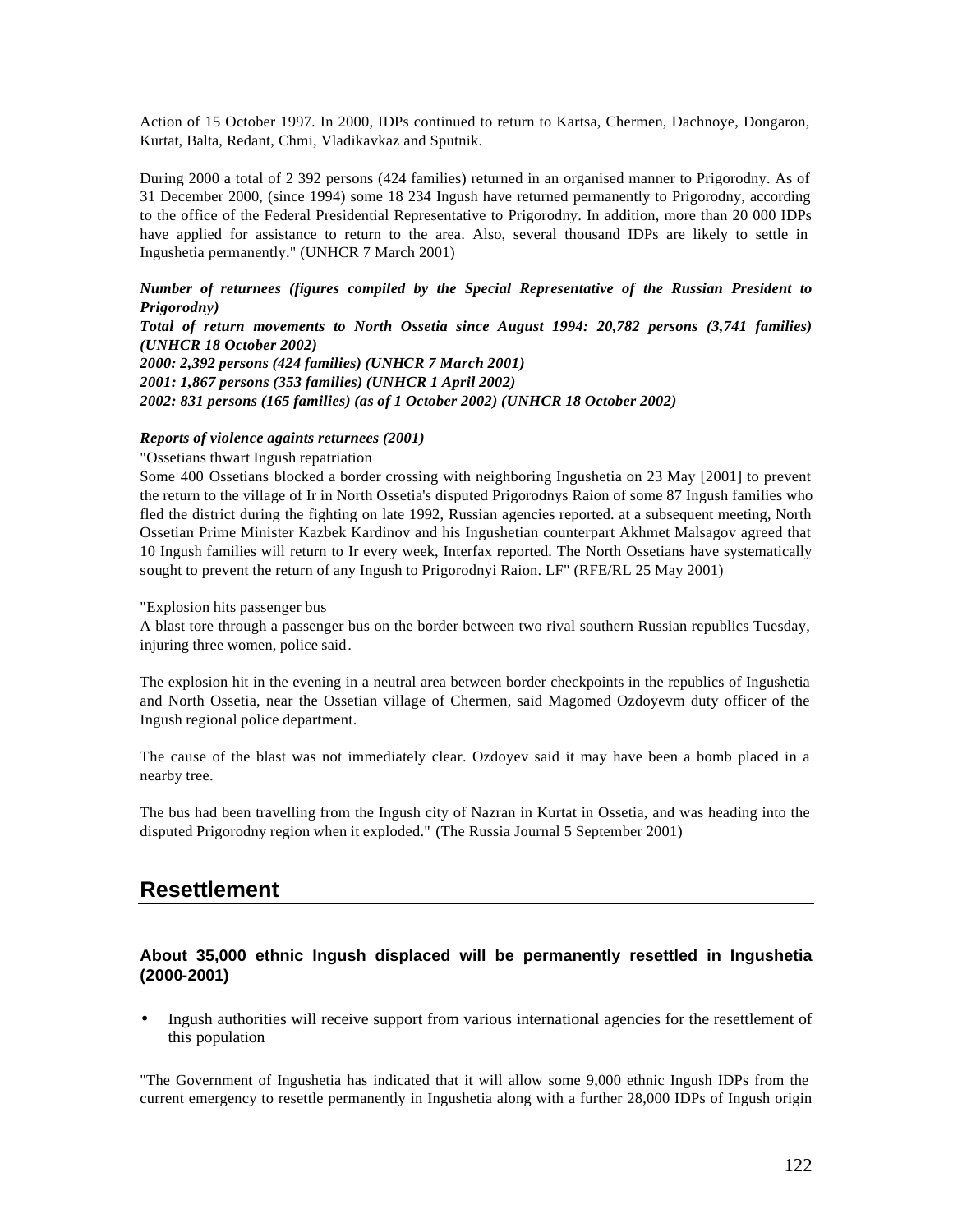Action of 15 October 1997. In 2000, IDPs continued to return to Kartsa, Chermen, Dachnoye, Dongaron, Kurtat, Balta, Redant, Chmi, Vladikavkaz and Sputnik.

During 2000 a total of 2 392 persons (424 families) returned in an organised manner to Prigorodny. As of 31 December 2000, (since 1994) some 18 234 Ingush have returned permanently to Prigorodny, according to the office of the Federal Presidential Representative to Prigorodny. In addition, more than 20 000 IDPs have applied for assistance to return to the area. Also, several thousand IDPs are likely to settle in Ingushetia permanently." (UNHCR 7 March 2001)

***Number of returnees (figures compiled by the Special Representative of the Russian President to Prigorodny)***
***Total of return movements to North Ossetia since August 1994: 20,782 persons (3,741 families) (UNHCR 18 October 2002)***
***2000: 2,392 persons (424 families) (UNHCR 7 March 2001)***
***2001: 1,867 persons (353 families) (UNHCR 1 April 2002)***
***2002: 831 persons (165 families) (as of 1 October 2002) (UNHCR 18 October 2002)***

***Reports of violence againts returnees (2001)***

"Ossetians thwart Ingush repatriation

Some 400 Ossetians blocked a border crossing with neighboring Ingushetia on 23 May [2001] to prevent the return to the village of Ir in North Ossetia's disputed Prigorodnys Raion of some 87 Ingush families who fled the district during the fighting on late 1992, Russian agencies reported. at a subsequent meeting, North Ossetian Prime Minister Kazbek Kardinov and his Ingushetian counterpart Akhmet Malsagov agreed that 10 Ingush families will return to Ir every week, Interfax reported. The North Ossetians have systematically sought to prevent the return of any Ingush to Prigorodnyi Raion. LF" (RFE/RL 25 May 2001)

"Explosion hits passenger bus

A blast tore through a passenger bus on the border between two rival southern Russian republics Tuesday, injuring three women, police said.

The explosion hit in the evening in a neutral area between border checkpoints in the republics of Ingushetia and North Ossetia, near the Ossetian village of Chermen, said Magomed Ozdoyevm duty officer of the Ingush regional police department.

The cause of the blast was not immediately clear. Ozdoyev said it may have been a bomb placed in a nearby tree.

The bus had been travelling from the Ingush city of Nazran in Kurtat in Ossetia, and was heading into the disputed Prigorodny region when it exploded." (The Russia Journal 5 September 2001)

## Resettlement

### About 35,000 ethnic Ingush displaced will be permanently resettled in Ingushetia (2000-2001)

- Ingush authorities will receive support from various international agencies for the resettlement of this population

"The Government of Ingushetia has indicated that it will allow some 9,000 ethnic Ingush IDPs from the current emergency to resettle permanently in Ingushetia along with a further 28,000 IDPs of Ingush origin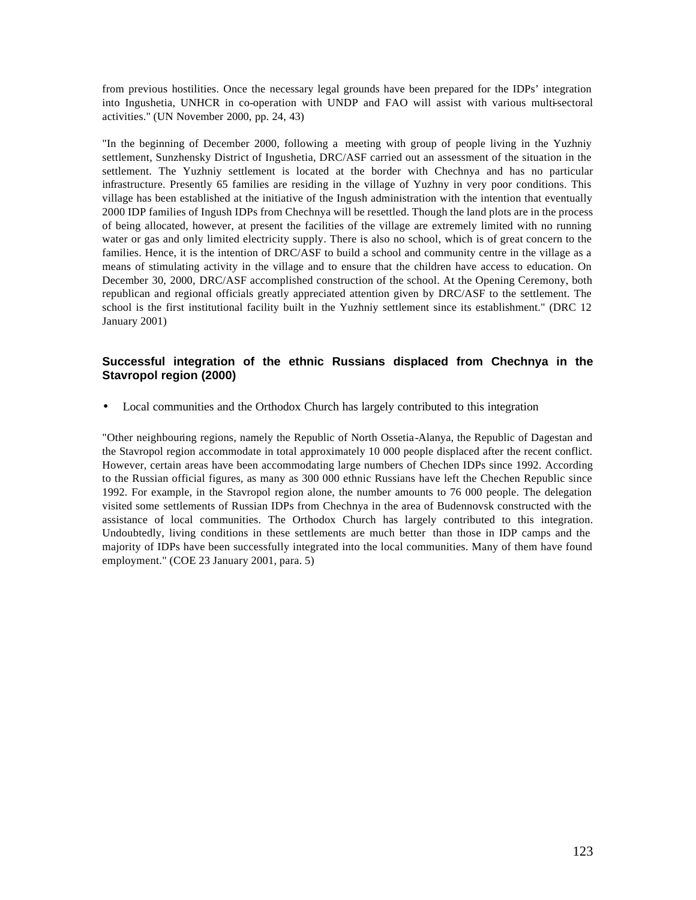from previous hostilities. Once the necessary legal grounds have been prepared for the IDPs' integration into Ingushetia, UNHCR in co-operation with UNDP and FAO will assist with various multi-sectoral activities." (UN November 2000, pp. 24, 43)

"In the beginning of December 2000, following a meeting with group of people living in the Yuzhniy settlement, Sunzhensky District of Ingushetia, DRC/ASF carried out an assessment of the situation in the settlement. The Yuzhniy settlement is located at the border with Chechnya and has no particular infrastructure. Presently 65 families are residing in the village of Yuzhny in very poor conditions. This village has been established at the initiative of the Ingush administration with the intention that eventually 2000 IDP families of Ingush IDPs from Chechnya will be resettled. Though the land plots are in the process of being allocated, however, at present the facilities of the village are extremely limited with no running water or gas and only limited electricity supply. There is also no school, which is of great concern to the families. Hence, it is the intention of DRC/ASF to build a school and community centre in the village as a means of stimulating activity in the village and to ensure that the children have access to education. On December 30, 2000, DRC/ASF accomplished construction of the school. At the Opening Ceremony, both republican and regional officials greatly appreciated attention given by DRC/ASF to the settlement. The school is the first institutional facility built in the Yuzhniy settlement since its establishment." (DRC 12 January 2001)

### Successful integration of the ethnic Russians displaced from Chechnya in the Stavropol region (2000)

- Local communities and the Orthodox Church has largely contributed to this integration

"Other neighbouring regions, namely the Republic of North Ossetia-Alanya, the Republic of Dagestan and the Stavropol region accommodate in total approximately 10 000 people displaced after the recent conflict. However, certain areas have been accommodating large numbers of Chechen IDPs since 1992. According to the Russian official figures, as many as 300 000 ethnic Russians have left the Chechen Republic since 1992. For example, in the Stavropol region alone, the number amounts to 76 000 people. The delegation visited some settlements of Russian IDPs from Chechnya in the area of Budennovsk constructed with the assistance of local communities. The Orthodox Church has largely contributed to this integration. Undoubtedly, living conditions in these settlements are much better than those in IDP camps and the majority of IDPs have been successfully integrated into the local communities. Many of them have found employment." (COE 23 January 2001, para. 5)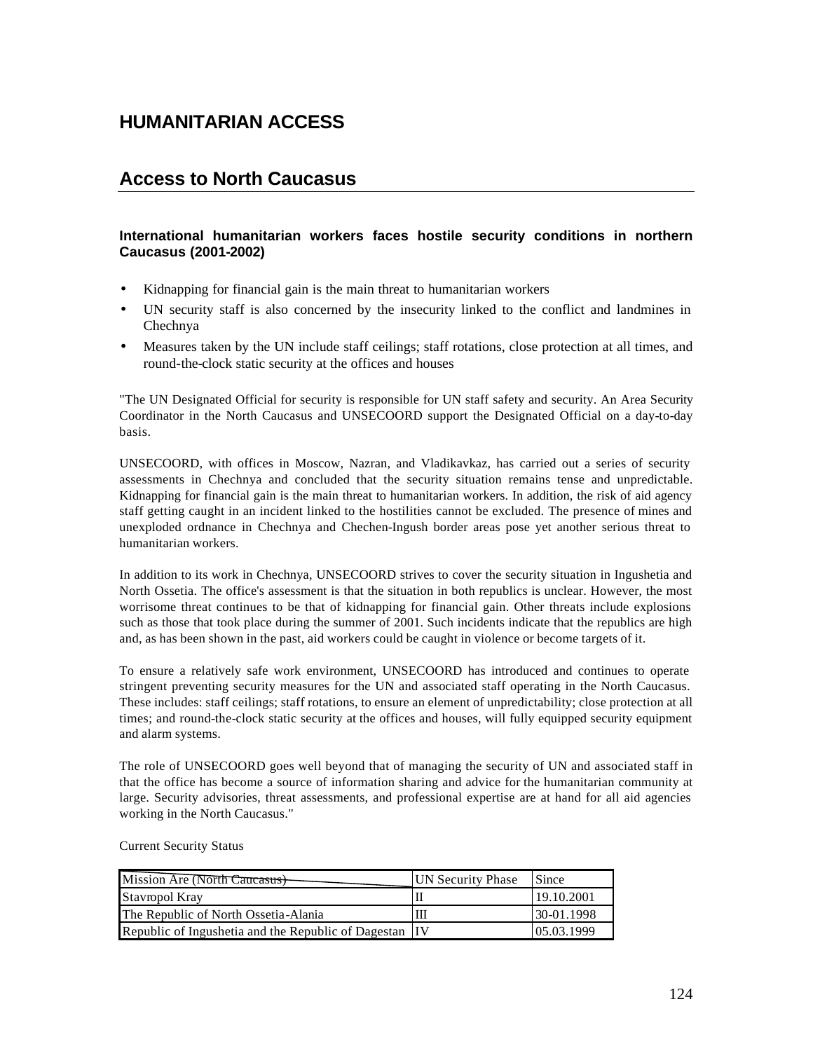# HUMANITARIAN ACCESS

## Access to North Caucasus

### International humanitarian workers faces hostile security conditions in northern Caucasus (2001-2002)

- Kidnapping for financial gain is the main threat to humanitarian workers
- UN security staff is also concerned by the insecurity linked to the conflict and landmines in Chechnya
- Measures taken by the UN include staff ceilings; staff rotations, close protection at all times, and round-the-clock static security at the offices and houses

"The UN Designated Official for security is responsible for UN staff safety and security. An Area Security Coordinator in the North Caucasus and UNSECOORD support the Designated Official on a day-to-day basis.

UNSECOORD, with offices in Moscow, Nazran, and Vladikavkaz, has carried out a series of security assessments in Chechnya and concluded that the security situation remains tense and unpredictable. Kidnapping for financial gain is the main threat to humanitarian workers. In addition, the risk of aid agency staff getting caught in an incident linked to the hostilities cannot be excluded. The presence of mines and unexploded ordnance in Chechnya and Chechen-Ingush border areas pose yet another serious threat to humanitarian workers.

In addition to its work in Chechnya, UNSECOORD strives to cover the security situation in Ingushetia and North Ossetia. The office's assessment is that the situation in both republics is unclear. However, the most worrisome threat continues to be that of kidnapping for financial gain. Other threats include explosions such as those that took place during the summer of 2001. Such incidents indicate that the republics are high and, as has been shown in the past, aid workers could be caught in violence or become targets of it.

To ensure a relatively safe work environment, UNSECOORD has introduced and continues to operate stringent preventing security measures for the UN and associated staff operating in the North Caucasus. These includes: staff ceilings; staff rotations, to ensure an element of unpredictability; close protection at all times; and round-the-clock static security at the offices and houses, will fully equipped security equipment and alarm systems.

The role of UNSECOORD goes well beyond that of managing the security of UN and associated staff in that the office has become a source of information sharing and advice for the humanitarian community at large. Security advisories, threat assessments, and professional expertise are at hand for all aid agencies working in the North Caucasus."

Current Security Status

| Mission Are (North Caucasus) | UN Security Phase | Since |
|---|---|---|
| Stavropol Kray | II | 19.10.2001 |
| The Republic of North Ossetia-Alania | III | 30-01.1998 |
| Republic of Ingushetia and the Republic of Dagestan | IV | 05.03.1999 |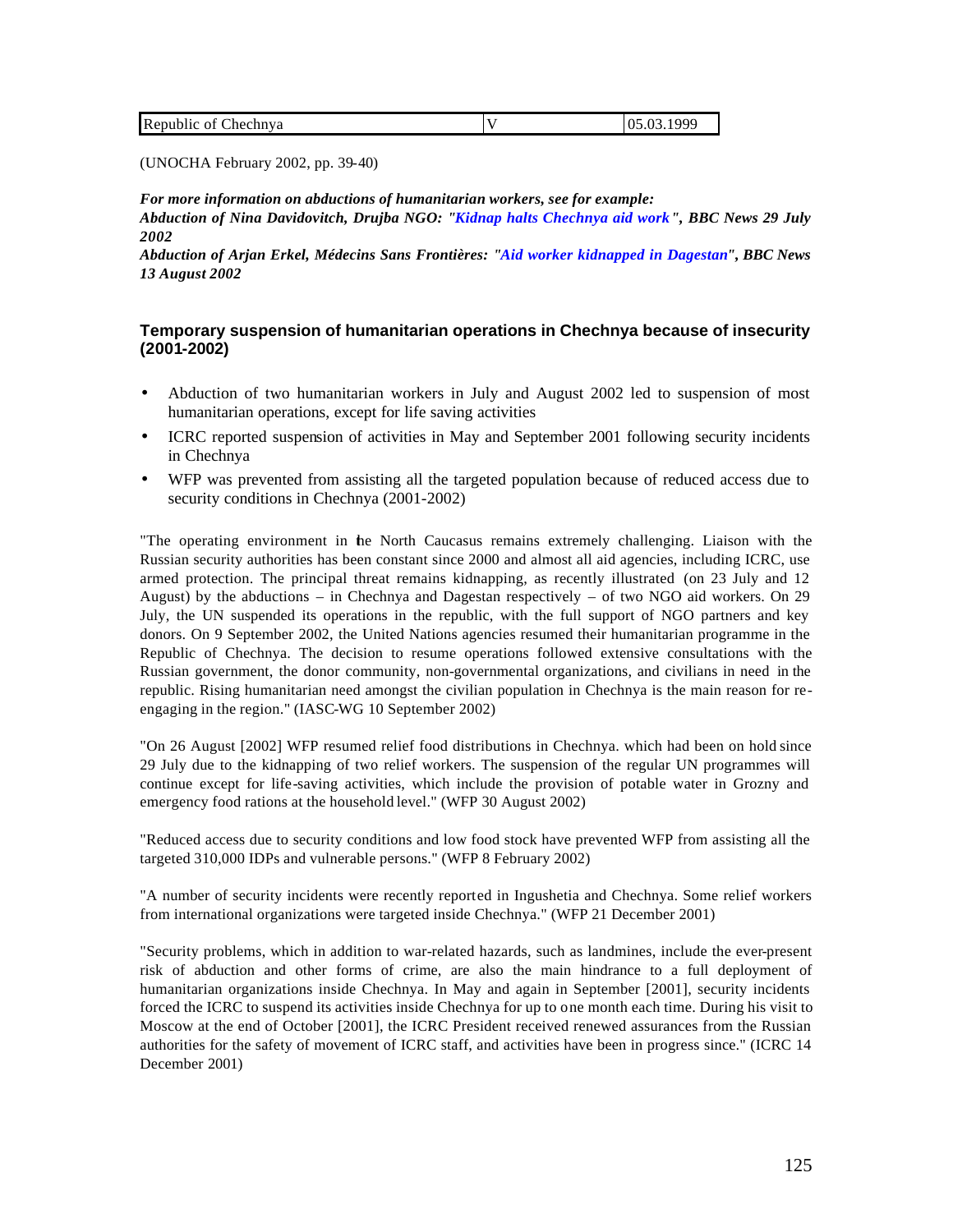| Republic of Chechnya | V | 05.03.1999 |
|---|---|---|

(UNOCHA February 2002, pp. 39-40)

***For more information on abductions of humanitarian workers, see for example:***
***Abduction of Nina Davidovitch, Drujba NGO: "Kidnap halts Chechnya aid work", BBC News 29 July 2002***
***Abduction of Arjan Erkel, Médecins Sans Frontières: "Aid worker kidnapped in Dagestan", BBC News 13 August 2002***

### Temporary suspension of humanitarian operations in Chechnya because of insecurity (2001-2002)

- Abduction of two humanitarian workers in July and August 2002 led to suspension of most humanitarian operations, except for life saving activities
- ICRC reported suspension of activities in May and September 2001 following security incidents in Chechnya
- WFP was prevented from assisting all the targeted population because of reduced access due to security conditions in Chechnya (2001-2002)

"The operating environment in the North Caucasus remains extremely challenging. Liaison with the Russian security authorities has been constant since 2000 and almost all aid agencies, including ICRC, use armed protection. The principal threat remains kidnapping, as recently illustrated (on 23 July and 12 August) by the abductions – in Chechnya and Dagestan respectively – of two NGO aid workers. On 29 July, the UN suspended its operations in the republic, with the full support of NGO partners and key donors. On 9 September 2002, the United Nations agencies resumed their humanitarian programme in the Republic of Chechnya. The decision to resume operations followed extensive consultations with the Russian government, the donor community, non-governmental organizations, and civilians in need in the republic. Rising humanitarian need amongst the civilian population in Chechnya is the main reason for re-engaging in the region." (IASC-WG 10 September 2002)

"On 26 August [2002] WFP resumed relief food distributions in Chechnya. which had been on hold since 29 July due to the kidnapping of two relief workers. The suspension of the regular UN programmes will continue except for life-saving activities, which include the provision of potable water in Grozny and emergency food rations at the household level." (WFP 30 August 2002)

"Reduced access due to security conditions and low food stock have prevented WFP from assisting all the targeted 310,000 IDPs and vulnerable persons." (WFP 8 February 2002)

"A number of security incidents were recently reported in Ingushetia and Chechnya. Some relief workers from international organizations were targeted inside Chechnya." (WFP 21 December 2001)

"Security problems, which in addition to war-related hazards, such as landmines, include the ever-present risk of abduction and other forms of crime, are also the main hindrance to a full deployment of humanitarian organizations inside Chechnya. In May and again in September [2001], security incidents forced the ICRC to suspend its activities inside Chechnya for up to one month each time. During his visit to Moscow at the end of October [2001], the ICRC President received renewed assurances from the Russian authorities for the safety of movement of ICRC staff, and activities have been in progress since." (ICRC 14 December 2001)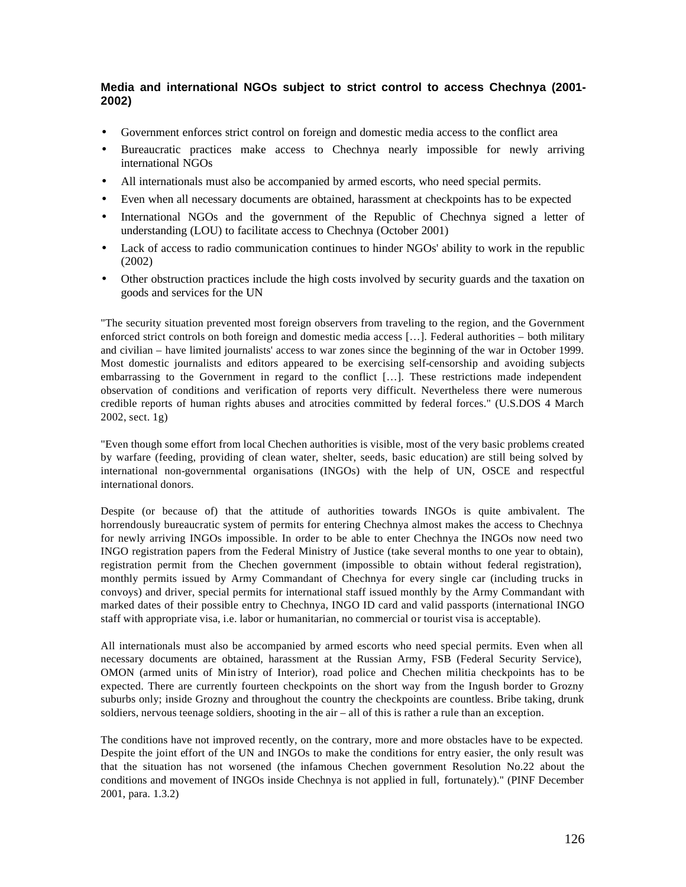### Media and international NGOs subject to strict control to access Chechnya (2001-2002)

- Government enforces strict control on foreign and domestic media access to the conflict area
- Bureaucratic practices make access to Chechnya nearly impossible for newly arriving international NGOs
- All internationals must also be accompanied by armed escorts, who need special permits.
- Even when all necessary documents are obtained, harassment at checkpoints has to be expected
- International NGOs and the government of the Republic of Chechnya signed a letter of understanding (LOU) to facilitate access to Chechnya (October 2001)
- Lack of access to radio communication continues to hinder NGOs' ability to work in the republic (2002)
- Other obstruction practices include the high costs involved by security guards and the taxation on goods and services for the UN

"The security situation prevented most foreign observers from traveling to the region, and the Government enforced strict controls on both foreign and domestic media access […]. Federal authorities – both military and civilian – have limited journalists' access to war zones since the beginning of the war in October 1999. Most domestic journalists and editors appeared to be exercising self-censorship and avoiding subjects embarrassing to the Government in regard to the conflict […]. These restrictions made independent observation of conditions and verification of reports very difficult. Nevertheless there were numerous credible reports of human rights abuses and atrocities committed by federal forces." (U.S.DOS 4 March 2002, sect. 1g)

"Even though some effort from local Chechen authorities is visible, most of the very basic problems created by warfare (feeding, providing of clean water, shelter, seeds, basic education) are still being solved by international non-governmental organisations (INGOs) with the help of UN, OSCE and respectful international donors.

Despite (or because of) that the attitude of authorities towards INGOs is quite ambivalent. The horrendously bureaucratic system of permits for entering Chechnya almost makes the access to Chechnya for newly arriving INGOs impossible. In order to be able to enter Chechnya the INGOs now need two INGO registration papers from the Federal Ministry of Justice (take several months to one year to obtain), registration permit from the Chechen government (impossible to obtain without federal registration), monthly permits issued by Army Commandant of Chechnya for every single car (including trucks in convoys) and driver, special permits for international staff issued monthly by the Army Commandant with marked dates of their possible entry to Chechnya, INGO ID card and valid passports (international INGO staff with appropriate visa, i.e. labor or humanitarian, no commercial or tourist visa is acceptable).

All internationals must also be accompanied by armed escorts who need special permits. Even when all necessary documents are obtained, harassment at the Russian Army, FSB (Federal Security Service), OMON (armed units of Ministry of Interior), road police and Chechen militia checkpoints has to be expected. There are currently fourteen checkpoints on the short way from the Ingush border to Grozny suburbs only; inside Grozny and throughout the country the checkpoints are countless. Bribe taking, drunk soldiers, nervous teenage soldiers, shooting in the air – all of this is rather a rule than an exception.

The conditions have not improved recently, on the contrary, more and more obstacles have to be expected. Despite the joint effort of the UN and INGOs to make the conditions for entry easier, the only result was that the situation has not worsened (the infamous Chechen government Resolution No.22 about the conditions and movement of INGOs inside Chechnya is not applied in full, fortunately)." (PINF December 2001, para. 1.3.2)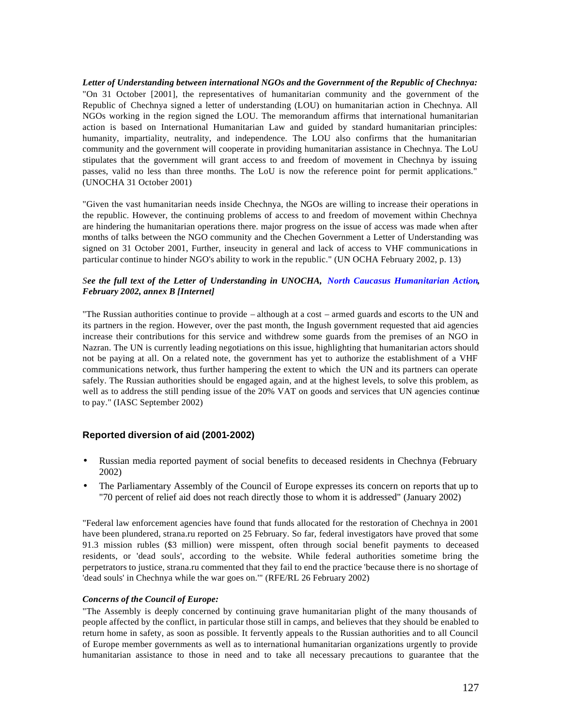***Letter of Understanding between international NGOs and the Government of the Republic of Chechnya:***
"On 31 October [2001], the representatives of humanitarian community and the government of the Republic of Chechnya signed a letter of understanding (LOU) on humanitarian action in Chechnya. All NGOs working in the region signed the LOU. The memorandum affirms that international humanitarian action is based on International Humanitarian Law and guided by standard humanitarian principles: humanity, impartiality, neutrality, and independence. The LOU also confirms that the humanitarian community and the government will cooperate in providing humanitarian assistance in Chechnya. The LoU stipulates that the government will grant access to and freedom of movement in Chechnya by issuing passes, valid no less than three months. The LoU is now the reference point for permit applications." (UNOCHA 31 October 2001)

"Given the vast humanitarian needs inside Chechnya, the NGOs are willing to increase their operations in the republic. However, the continuing problems of access to and freedom of movement within Chechnya are hindering the humanitarian operations there. major progress on the issue of access was made when after months of talks between the NGO community and the Chechen Government a Letter of Understanding was signed on 31 October 2001, Further, inseucity in general and lack of access to VHF communications in particular continue to hinder NGO's ability to work in the republic." (UN OCHA February 2002, p. 13)

***See the full text of the Letter of Understanding in UNOCHA, North Caucasus Humanitarian Action, February 2002, annex B [Internet]***

"The Russian authorities continue to provide – although at a cost – armed guards and escorts to the UN and its partners in the region. However, over the past month, the Ingush government requested that aid agencies increase their contributions for this service and withdrew some guards from the premises of an NGO in Nazran. The UN is currently leading negotiations on this issue, highlighting that humanitarian actors should not be paying at all. On a related note, the government has yet to authorize the establishment of a VHF communications network, thus further hampering the extent to which the UN and its partners can operate safely. The Russian authorities should be engaged again, and at the highest levels, to solve this problem, as well as to address the still pending issue of the 20% VAT on goods and services that UN agencies continue to pay." (IASC September 2002)

## Reported diversion of aid (2001-2002)

- Russian media reported payment of social benefits to deceased residents in Chechnya (February 2002)
- The Parliamentary Assembly of the Council of Europe expresses its concern on reports that up to "70 percent of relief aid does not reach directly those to whom it is addressed" (January 2002)

"Federal law enforcement agencies have found that funds allocated for the restoration of Chechnya in 2001 have been plundered, strana.ru reported on 25 February. So far, federal investigators have proved that some 91.3 mission rubles ($3 million) were misspent, often through social benefit payments to deceased residents, or 'dead souls', according to the website. While federal authorities sometime bring the perpetrators to justice, strana.ru commented that they fail to end the practice 'because there is no shortage of 'dead souls' in Chechnya while the war goes on.'" (RFE/RL 26 February 2002)

***Concerns of the Council of Europe:***
"The Assembly is deeply concerned by continuing grave humanitarian plight of the many thousands of people affected by the conflict, in particular those still in camps, and believes that they should be enabled to return home in safety, as soon as possible. It fervently appeals to the Russian authorities and to all Council of Europe member governments as well as to international humanitarian organizations urgently to provide humanitarian assistance to those in need and to take all necessary precautions to guarantee that the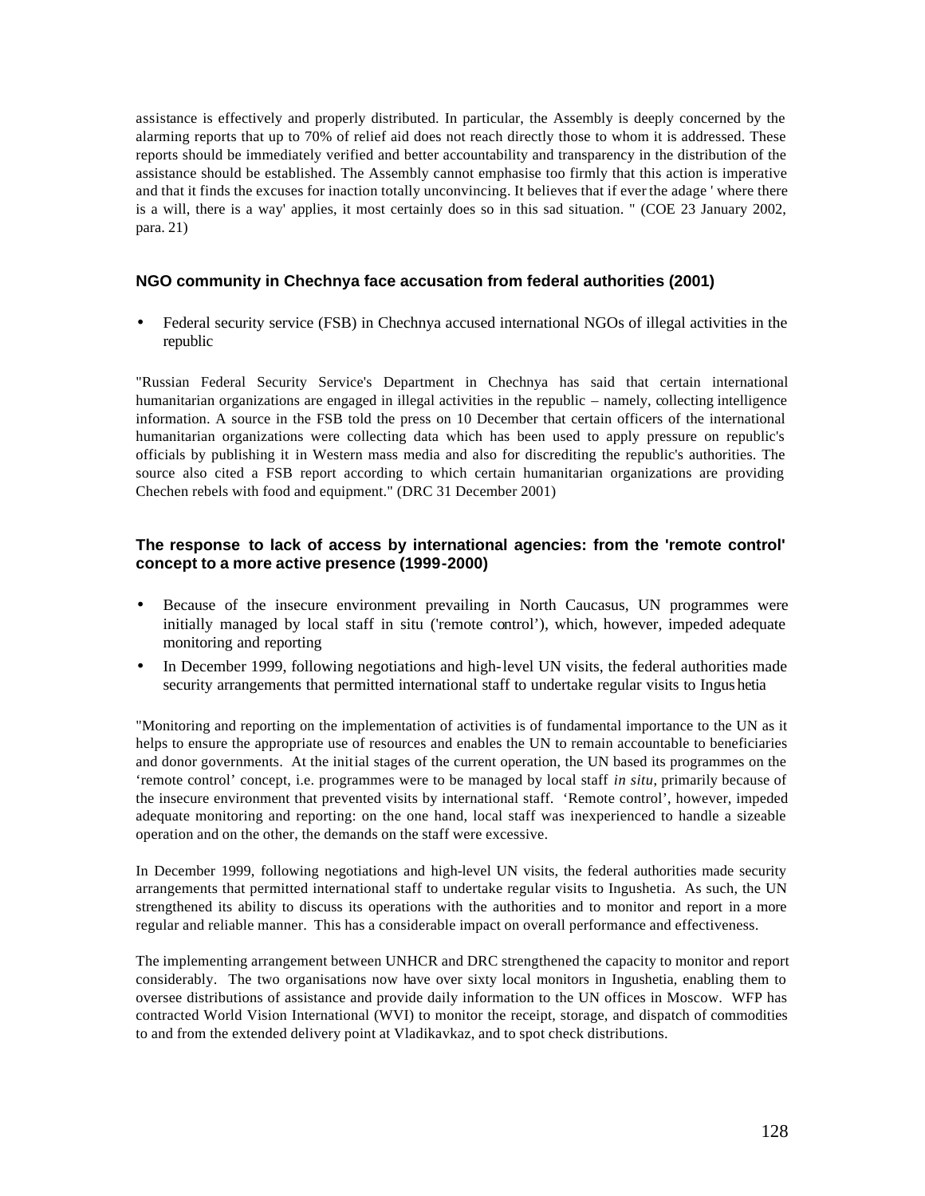assistance is effectively and properly distributed. In particular, the Assembly is deeply concerned by the alarming reports that up to 70% of relief aid does not reach directly those to whom it is addressed. These reports should be immediately verified and better accountability and transparency in the distribution of the assistance should be established. The Assembly cannot emphasise too firmly that this action is imperative and that it finds the excuses for inaction totally unconvincing. It believes that if ever the adage ' where there is a will, there is a way' applies, it most certainly does so in this sad situation. " (COE 23 January 2002, para. 21)

### NGO community in Chechnya face accusation from federal authorities (2001)

- Federal security service (FSB) in Chechnya accused international NGOs of illegal activities in the republic

"Russian Federal Security Service's Department in Chechnya has said that certain international humanitarian organizations are engaged in illegal activities in the republic – namely, collecting intelligence information. A source in the FSB told the press on 10 December that certain officers of the international humanitarian organizations were collecting data which has been used to apply pressure on republic's officials by publishing it in Western mass media and also for discrediting the republic's authorities. The source also cited a FSB report according to which certain humanitarian organizations are providing Chechen rebels with food and equipment." (DRC 31 December 2001)

### The response to lack of access by international agencies: from the 'remote control' concept to a more active presence (1999-2000)

- Because of the insecure environment prevailing in North Caucasus, UN programmes were initially managed by local staff in situ ('remote control'), which, however, impeded adequate monitoring and reporting
- In December 1999, following negotiations and high-level UN visits, the federal authorities made security arrangements that permitted international staff to undertake regular visits to Ingushetia

"Monitoring and reporting on the implementation of activities is of fundamental importance to the UN as it helps to ensure the appropriate use of resources and enables the UN to remain accountable to beneficiaries and donor governments. At the initial stages of the current operation, the UN based its programmes on the 'remote control' concept, i.e. programmes were to be managed by local staff *in situ*, primarily because of the insecure environment that prevented visits by international staff. 'Remote control', however, impeded adequate monitoring and reporting: on the one hand, local staff was inexperienced to handle a sizeable operation and on the other, the demands on the staff were excessive.

In December 1999, following negotiations and high-level UN visits, the federal authorities made security arrangements that permitted international staff to undertake regular visits to Ingushetia. As such, the UN strengthened its ability to discuss its operations with the authorities and to monitor and report in a more regular and reliable manner. This has a considerable impact on overall performance and effectiveness.

The implementing arrangement between UNHCR and DRC strengthened the capacity to monitor and report considerably. The two organisations now have over sixty local monitors in Ingushetia, enabling them to oversee distributions of assistance and provide daily information to the UN offices in Moscow. WFP has contracted World Vision International (WVI) to monitor the receipt, storage, and dispatch of commodities to and from the extended delivery point at Vladikavkaz, and to spot check distributions.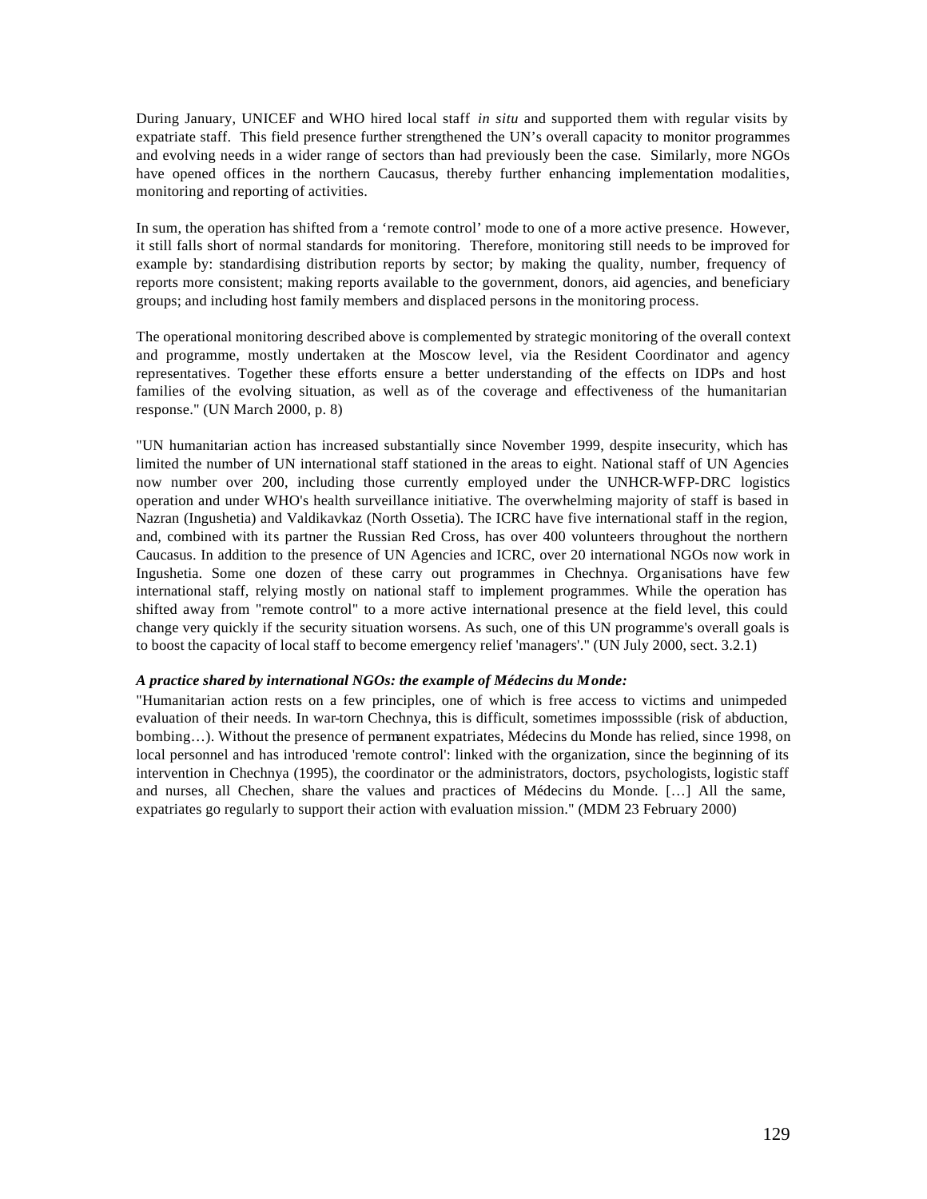During January, UNICEF and WHO hired local staff *in situ* and supported them with regular visits by expatriate staff. This field presence further strengthened the UN's overall capacity to monitor programmes and evolving needs in a wider range of sectors than had previously been the case. Similarly, more NGOs have opened offices in the northern Caucasus, thereby further enhancing implementation modalities, monitoring and reporting of activities.

In sum, the operation has shifted from a 'remote control' mode to one of a more active presence. However, it still falls short of normal standards for monitoring. Therefore, monitoring still needs to be improved for example by: standardising distribution reports by sector; by making the quality, number, frequency of reports more consistent; making reports available to the government, donors, aid agencies, and beneficiary groups; and including host family members and displaced persons in the monitoring process.

The operational monitoring described above is complemented by strategic monitoring of the overall context and programme, mostly undertaken at the Moscow level, via the Resident Coordinator and agency representatives. Together these efforts ensure a better understanding of the effects on IDPs and host families of the evolving situation, as well as of the coverage and effectiveness of the humanitarian response." (UN March 2000, p. 8)

"UN humanitarian action has increased substantially since November 1999, despite insecurity, which has limited the number of UN international staff stationed in the areas to eight. National staff of UN Agencies now number over 200, including those currently employed under the UNHCR-WFP-DRC logistics operation and under WHO's health surveillance initiative. The overwhelming majority of staff is based in Nazran (Ingushetia) and Valdikavkaz (North Ossetia). The ICRC have five international staff in the region, and, combined with its partner the Russian Red Cross, has over 400 volunteers throughout the northern Caucasus. In addition to the presence of UN Agencies and ICRC, over 20 international NGOs now work in Ingushetia. Some one dozen of these carry out programmes in Chechnya. Organisations have few international staff, relying mostly on national staff to implement programmes. While the operation has shifted away from "remote control" to a more active international presence at the field level, this could change very quickly if the security situation worsens. As such, one of this UN programme's overall goals is to boost the capacity of local staff to become emergency relief 'managers'." (UN July 2000, sect. 3.2.1)

***A practice shared by international NGOs: the example of Médecins du Monde:***

"Humanitarian action rests on a few principles, one of which is free access to victims and unimpeded evaluation of their needs. In war-torn Chechnya, this is difficult, sometimes imposssible (risk of abduction, bombing…). Without the presence of permanent expatriates, Médecins du Monde has relied, since 1998, on local personnel and has introduced 'remote control': linked with the organization, since the beginning of its intervention in Chechnya (1995), the coordinator or the administrators, doctors, psychologists, logistic staff and nurses, all Chechen, share the values and practices of Médecins du Monde. […] All the same, expatriates go regularly to support their action with evaluation mission." (MDM 23 February 2000)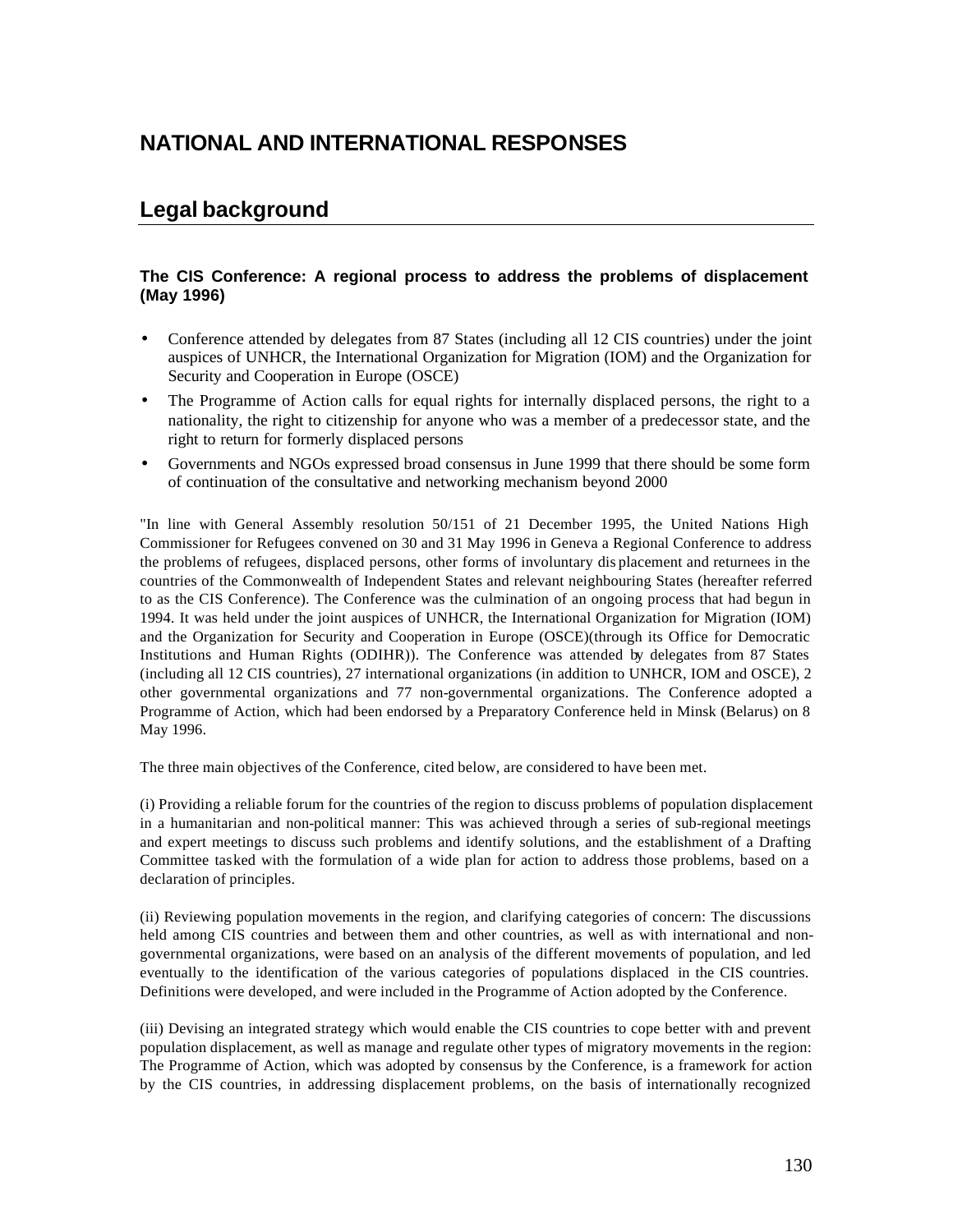# NATIONAL AND INTERNATIONAL RESPONSES

## Legal background

### The CIS Conference: A regional process to address the problems of displacement (May 1996)

- Conference attended by delegates from 87 States (including all 12 CIS countries) under the joint auspices of UNHCR, the International Organization for Migration (IOM) and the Organization for Security and Cooperation in Europe (OSCE)
- The Programme of Action calls for equal rights for internally displaced persons, the right to a nationality, the right to citizenship for anyone who was a member of a predecessor state, and the right to return for formerly displaced persons
- Governments and NGOs expressed broad consensus in June 1999 that there should be some form of continuation of the consultative and networking mechanism beyond 2000

"In line with General Assembly resolution 50/151 of 21 December 1995, the United Nations High Commissioner for Refugees convened on 30 and 31 May 1996 in Geneva a Regional Conference to address the problems of refugees, displaced persons, other forms of involuntary displacement and returnees in the countries of the Commonwealth of Independent States and relevant neighbouring States (hereafter referred to as the CIS Conference). The Conference was the culmination of an ongoing process that had begun in 1994. It was held under the joint auspices of UNHCR, the International Organization for Migration (IOM) and the Organization for Security and Cooperation in Europe (OSCE)(through its Office for Democratic Institutions and Human Rights (ODIHR)). The Conference was attended by delegates from 87 States (including all 12 CIS countries), 27 international organizations (in addition to UNHCR, IOM and OSCE), 2 other governmental organizations and 77 non-governmental organizations. The Conference adopted a Programme of Action, which had been endorsed by a Preparatory Conference held in Minsk (Belarus) on 8 May 1996.

The three main objectives of the Conference, cited below, are considered to have been met.

(i) Providing a reliable forum for the countries of the region to discuss problems of population displacement in a humanitarian and non-political manner: This was achieved through a series of sub-regional meetings and expert meetings to discuss such problems and identify solutions, and the establishment of a Drafting Committee tasked with the formulation of a wide plan for action to address those problems, based on a declaration of principles.

(ii) Reviewing population movements in the region, and clarifying categories of concern: The discussions held among CIS countries and between them and other countries, as well as with international and non-governmental organizations, were based on an analysis of the different movements of population, and led eventually to the identification of the various categories of populations displaced in the CIS countries. Definitions were developed, and were included in the Programme of Action adopted by the Conference.

(iii) Devising an integrated strategy which would enable the CIS countries to cope better with and prevent population displacement, as well as manage and regulate other types of migratory movements in the region: The Programme of Action, which was adopted by consensus by the Conference, is a framework for action by the CIS countries, in addressing displacement problems, on the basis of internationally recognized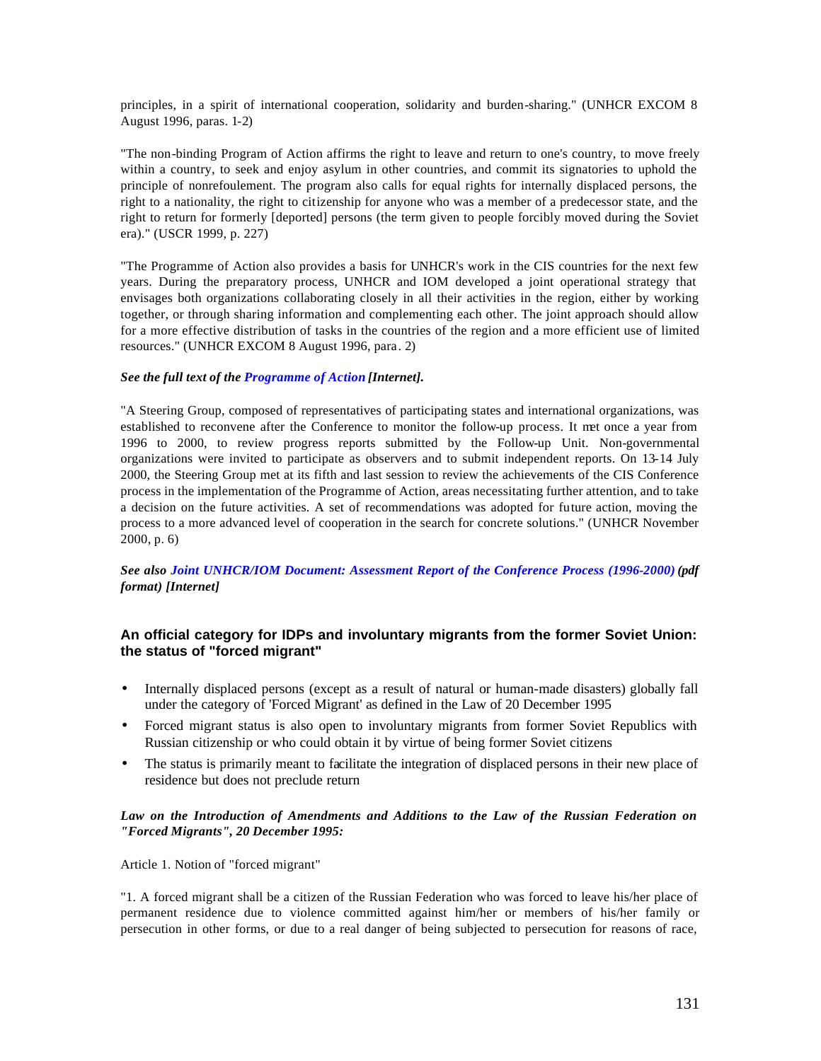principles, in a spirit of international cooperation, solidarity and burden-sharing." (UNHCR EXCOM 8 August 1996, paras. 1-2)

"The non-binding Program of Action affirms the right to leave and return to one's country, to move freely within a country, to seek and enjoy asylum in other countries, and commit its signatories to uphold the principle of nonrefoulement. The program also calls for equal rights for internally displaced persons, the right to a nationality, the right to citizenship for anyone who was a member of a predecessor state, and the right to return for formerly [deported] persons (the term given to people forcibly moved during the Soviet era)." (USCR 1999, p. 227)

"The Programme of Action also provides a basis for UNHCR's work in the CIS countries for the next few years. During the preparatory process, UNHCR and IOM developed a joint operational strategy that envisages both organizations collaborating closely in all their activities in the region, either by working together, or through sharing information and complementing each other. The joint approach should allow for a more effective distribution of tasks in the countries of the region and a more efficient use of limited resources." (UNHCR EXCOM 8 August 1996, para. 2)

***See the full text of the Programme of Action [Internet].***

"A Steering Group, composed of representatives of participating states and international organizations, was established to reconvene after the Conference to monitor the follow-up process. It met once a year from 1996 to 2000, to review progress reports submitted by the Follow-up Unit. Non-governmental organizations were invited to participate as observers and to submit independent reports. On 13-14 July 2000, the Steering Group met at its fifth and last session to review the achievements of the CIS Conference process in the implementation of the Programme of Action, areas necessitating further attention, and to take a decision on the future activities. A set of recommendations was adopted for future action, moving the process to a more advanced level of cooperation in the search for concrete solutions." (UNHCR November 2000, p. 6)

***See also Joint UNHCR/IOM Document: Assessment Report of the Conference Process (1996-2000) (pdf format) [Internet]***

### An official category for IDPs and involuntary migrants from the former Soviet Union: the status of "forced migrant"

- Internally displaced persons (except as a result of natural or human-made disasters) globally fall under the category of 'Forced Migrant' as defined in the Law of 20 December 1995
- Forced migrant status is also open to involuntary migrants from former Soviet Republics with Russian citizenship or who could obtain it by virtue of being former Soviet citizens
- The status is primarily meant to facilitate the integration of displaced persons in their new place of residence but does not preclude return

***Law on the Introduction of Amendments and Additions to the Law of the Russian Federation on "Forced Migrants", 20 December 1995:***

Article 1. Notion of "forced migrant"

"1. A forced migrant shall be a citizen of the Russian Federation who was forced to leave his/her place of permanent residence due to violence committed against him/her or members of his/her family or persecution in other forms, or due to a real danger of being subjected to persecution for reasons of race,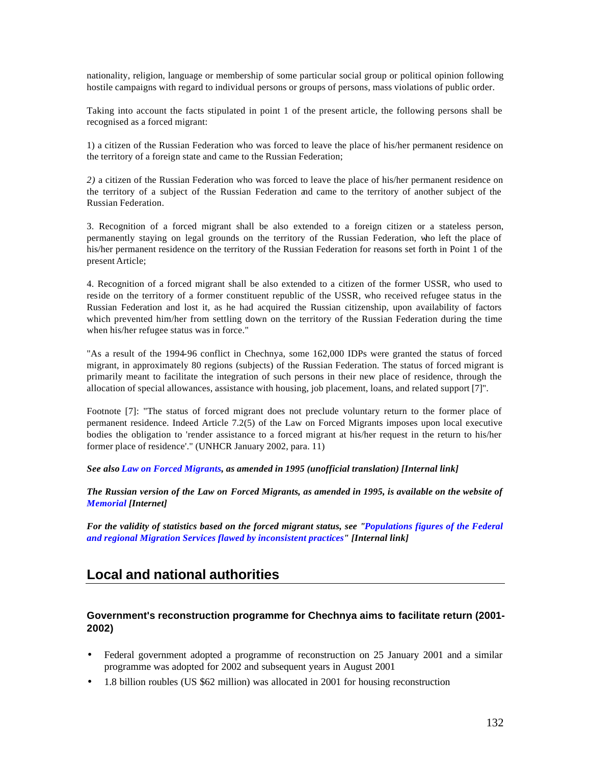nationality, religion, language or membership of some particular social group or political opinion following hostile campaigns with regard to individual persons or groups of persons, mass violations of public order.

Taking into account the facts stipulated in point 1 of the present article, the following persons shall be recognised as a forced migrant:

1) a citizen of the Russian Federation who was forced to leave the place of his/her permanent residence on the territory of a foreign state and came to the Russian Federation;

*2)* a citizen of the Russian Federation who was forced to leave the place of his/her permanent residence on the territory of a subject of the Russian Federation and came to the territory of another subject of the Russian Federation.

3. Recognition of a forced migrant shall be also extended to a foreign citizen or a stateless person, permanently staying on legal grounds on the territory of the Russian Federation, who left the place of his/her permanent residence on the territory of the Russian Federation for reasons set forth in Point 1 of the present Article;

4. Recognition of a forced migrant shall be also extended to a citizen of the former USSR, who used to reside on the territory of a former constituent republic of the USSR, who received refugee status in the Russian Federation and lost it, as he had acquired the Russian citizenship, upon availability of factors which prevented him/her from settling down on the territory of the Russian Federation during the time when his/her refugee status was in force."

"As a result of the 1994-96 conflict in Chechnya, some 162,000 IDPs were granted the status of forced migrant, in approximately 80 regions (subjects) of the Russian Federation. The status of forced migrant is primarily meant to facilitate the integration of such persons in their new place of residence, through the allocation of special allowances, assistance with housing, job placement, loans, and related support [7]".

Footnote [7]: "The status of forced migrant does not preclude voluntary return to the former place of permanent residence. Indeed Article 7.2(5) of the Law on Forced Migrants imposes upon local executive bodies the obligation to 'render assistance to a forced migrant at his/her request in the return to his/her former place of residence'." (UNHCR January 2002, para. 11)

***See also Law on Forced Migrants, as amended in 1995 (unofficial translation) [Internal link]***

***The Russian version of the Law on Forced Migrants, as amended in 1995, is available on the website of Memorial [Internet]***

***For the validity of statistics based on the forced migrant status, see "Populations figures of the Federal and regional Migration Services flawed by inconsistent practices" [Internal link]***

## Local and national authorities

### Government's reconstruction programme for Chechnya aims to facilitate return (2001-2002)

- Federal government adopted a programme of reconstruction on 25 January 2001 and a similar programme was adopted for 2002 and subsequent years in August 2001
- 1.8 billion roubles (US $62 million) was allocated in 2001 for housing reconstruction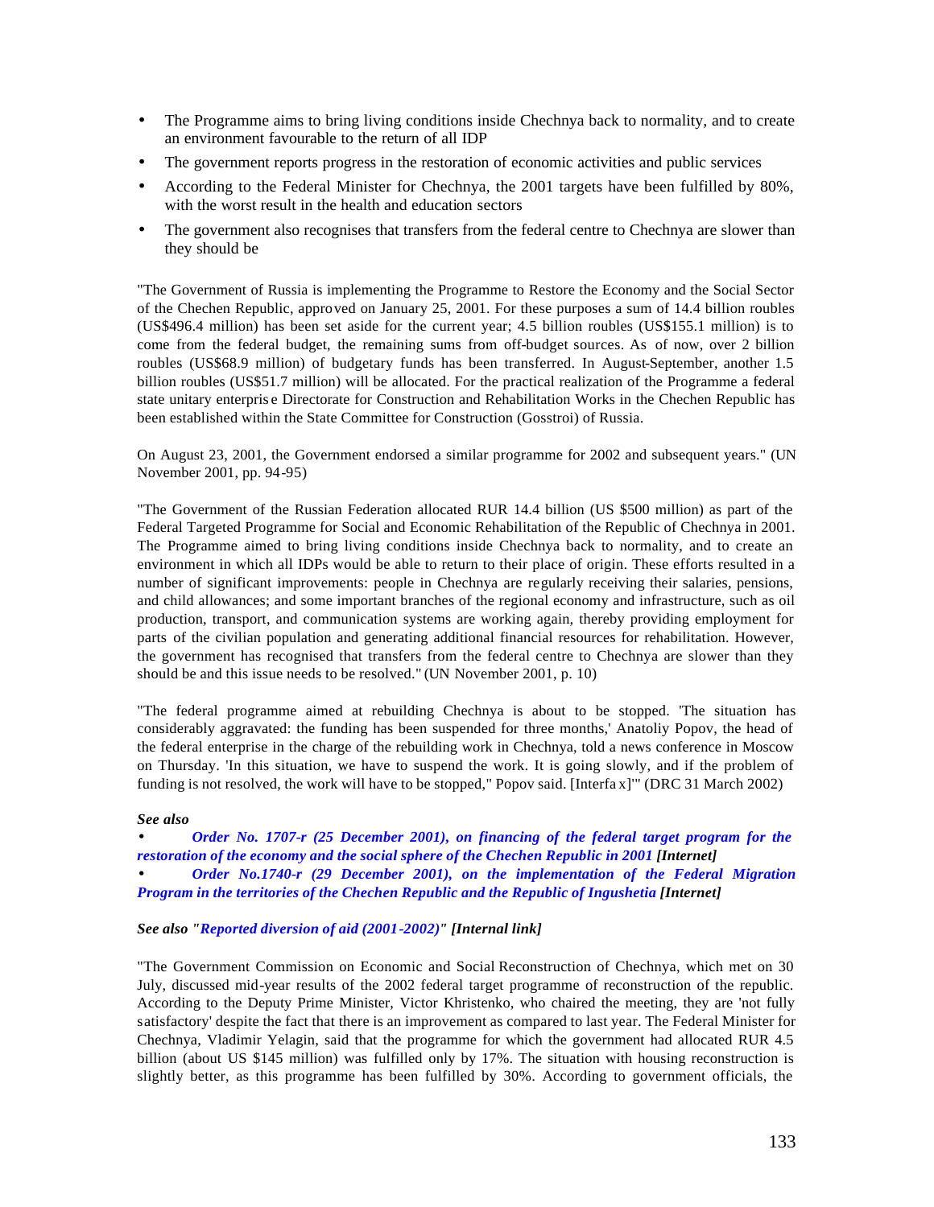- The Programme aims to bring living conditions inside Chechnya back to normality, and to create an environment favourable to the return of all IDP
- The government reports progress in the restoration of economic activities and public services
- According to the Federal Minister for Chechnya, the 2001 targets have been fulfilled by 80%, with the worst result in the health and education sectors
- The government also recognises that transfers from the federal centre to Chechnya are slower than they should be

"The Government of Russia is implementing the Programme to Restore the Economy and the Social Sector of the Chechen Republic, approved on January 25, 2001. For these purposes a sum of 14.4 billion roubles (US$496.4 million) has been set aside for the current year; 4.5 billion roubles (US$155.1 million) is to come from the federal budget, the remaining sums from off-budget sources. As of now, over 2 billion roubles (US$68.9 million) of budgetary funds has been transferred. In August-September, another 1.5 billion roubles (US$51.7 million) will be allocated. For the practical realization of the Programme a federal state unitary enterprise Directorate for Construction and Rehabilitation Works in the Chechen Republic has been established within the State Committee for Construction (Gosstroi) of Russia.

On August 23, 2001, the Government endorsed a similar programme for 2002 and subsequent years." (UN November 2001, pp. 94-95)

"The Government of the Russian Federation allocated RUR 14.4 billion (US $500 million) as part of the Federal Targeted Programme for Social and Economic Rehabilitation of the Republic of Chechnya in 2001. The Programme aimed to bring living conditions inside Chechnya back to normality, and to create an environment in which all IDPs would be able to return to their place of origin. These efforts resulted in a number of significant improvements: people in Chechnya are regularly receiving their salaries, pensions, and child allowances; and some important branches of the regional economy and infrastructure, such as oil production, transport, and communication systems are working again, thereby providing employment for parts of the civilian population and generating additional financial resources for rehabilitation. However, the government has recognised that transfers from the federal centre to Chechnya are slower than they should be and this issue needs to be resolved." (UN November 2001, p. 10)

"The federal programme aimed at rebuilding Chechnya is about to be stopped. 'The situation has considerably aggravated: the funding has been suspended for three months,' Anatoliy Popov, the head of the federal enterprise in the charge of the rebuilding work in Chechnya, told a news conference in Moscow on Thursday. 'In this situation, we have to suspend the work. It is going slowly, and if the problem of funding is not resolved, the work will have to be stopped," Popov said. [Interfax]'" (DRC 31 March 2002)

***See also***

- ***Order No. 1707-r (25 December 2001), on financing of the federal target program for the restoration of the economy and the social sphere of the Chechen Republic in 2001 [Internet]***
- ***Order No.1740-r (29 December 2001), on the implementation of the Federal Migration Program in the territories of the Chechen Republic and the Republic of Ingushetia [Internet]***

***See also "Reported diversion of aid (2001-2002)" [Internal link]***

"The Government Commission on Economic and Social Reconstruction of Chechnya, which met on 30 July, discussed mid-year results of the 2002 federal target programme of reconstruction of the republic. According to the Deputy Prime Minister, Victor Khristenko, who chaired the meeting, they are 'not fully satisfactory' despite the fact that there is an improvement as compared to last year. The Federal Minister for Chechnya, Vladimir Yelagin, said that the programme for which the government had allocated RUR 4.5 billion (about US $145 million) was fulfilled only by 17%. The situation with housing reconstruction is slightly better, as this programme has been fulfilled by 30%. According to government officials, the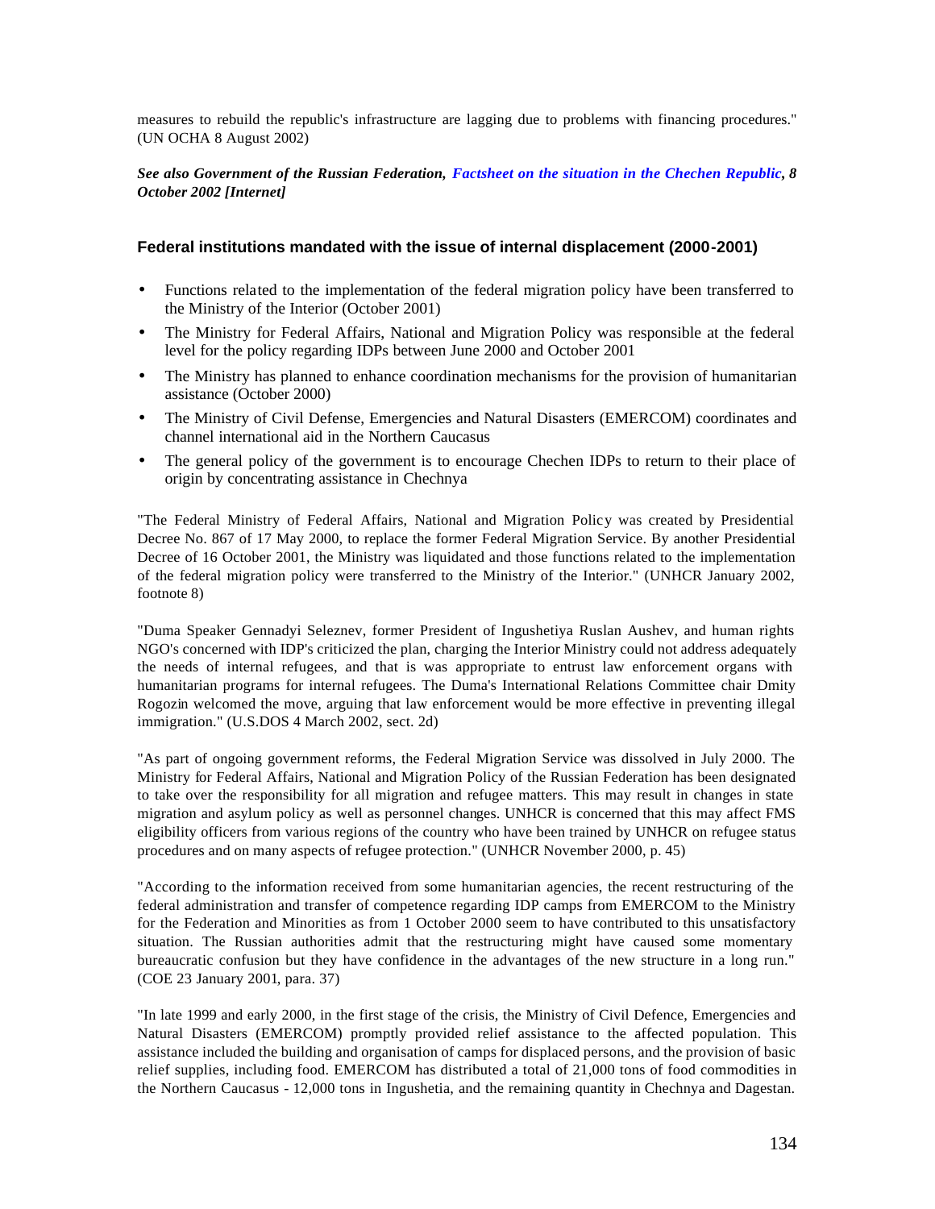measures to rebuild the republic's infrastructure are lagging due to problems with financing procedures." (UN OCHA 8 August 2002)

***See also Government of the Russian Federation, Factsheet on the situation in the Chechen Republic, 8 October 2002 [Internet]***

### Federal institutions mandated with the issue of internal displacement (2000-2001)

- Functions related to the implementation of the federal migration policy have been transferred to the Ministry of the Interior (October 2001)
- The Ministry for Federal Affairs, National and Migration Policy was responsible at the federal level for the policy regarding IDPs between June 2000 and October 2001
- The Ministry has planned to enhance coordination mechanisms for the provision of humanitarian assistance (October 2000)
- The Ministry of Civil Defense, Emergencies and Natural Disasters (EMERCOM) coordinates and channel international aid in the Northern Caucasus
- The general policy of the government is to encourage Chechen IDPs to return to their place of origin by concentrating assistance in Chechnya

"The Federal Ministry of Federal Affairs, National and Migration Policy was created by Presidential Decree No. 867 of 17 May 2000, to replace the former Federal Migration Service. By another Presidential Decree of 16 October 2001, the Ministry was liquidated and those functions related to the implementation of the federal migration policy were transferred to the Ministry of the Interior." (UNHCR January 2002, footnote 8)

"Duma Speaker Gennadyi Seleznev, former President of Ingushetiya Ruslan Aushev, and human rights NGO's concerned with IDP's criticized the plan, charging the Interior Ministry could not address adequately the needs of internal refugees, and that is was appropriate to entrust law enforcement organs with humanitarian programs for internal refugees. The Duma's International Relations Committee chair Dmity Rogozin welcomed the move, arguing that law enforcement would be more effective in preventing illegal immigration." (U.S.DOS 4 March 2002, sect. 2d)

"As part of ongoing government reforms, the Federal Migration Service was dissolved in July 2000. The Ministry for Federal Affairs, National and Migration Policy of the Russian Federation has been designated to take over the responsibility for all migration and refugee matters. This may result in changes in state migration and asylum policy as well as personnel changes. UNHCR is concerned that this may affect FMS eligibility officers from various regions of the country who have been trained by UNHCR on refugee status procedures and on many aspects of refugee protection." (UNHCR November 2000, p. 45)

"According to the information received from some humanitarian agencies, the recent restructuring of the federal administration and transfer of competence regarding IDP camps from EMERCOM to the Ministry for the Federation and Minorities as from 1 October 2000 seem to have contributed to this unsatisfactory situation. The Russian authorities admit that the restructuring might have caused some momentary bureaucratic confusion but they have confidence in the advantages of the new structure in a long run." (COE 23 January 2001, para. 37)

"In late 1999 and early 2000, in the first stage of the crisis, the Ministry of Civil Defence, Emergencies and Natural Disasters (EMERCOM) promptly provided relief assistance to the affected population. This assistance included the building and organisation of camps for displaced persons, and the provision of basic relief supplies, including food. EMERCOM has distributed a total of 21,000 tons of food commodities in the Northern Caucasus - 12,000 tons in Ingushetia, and the remaining quantity in Chechnya and Dagestan.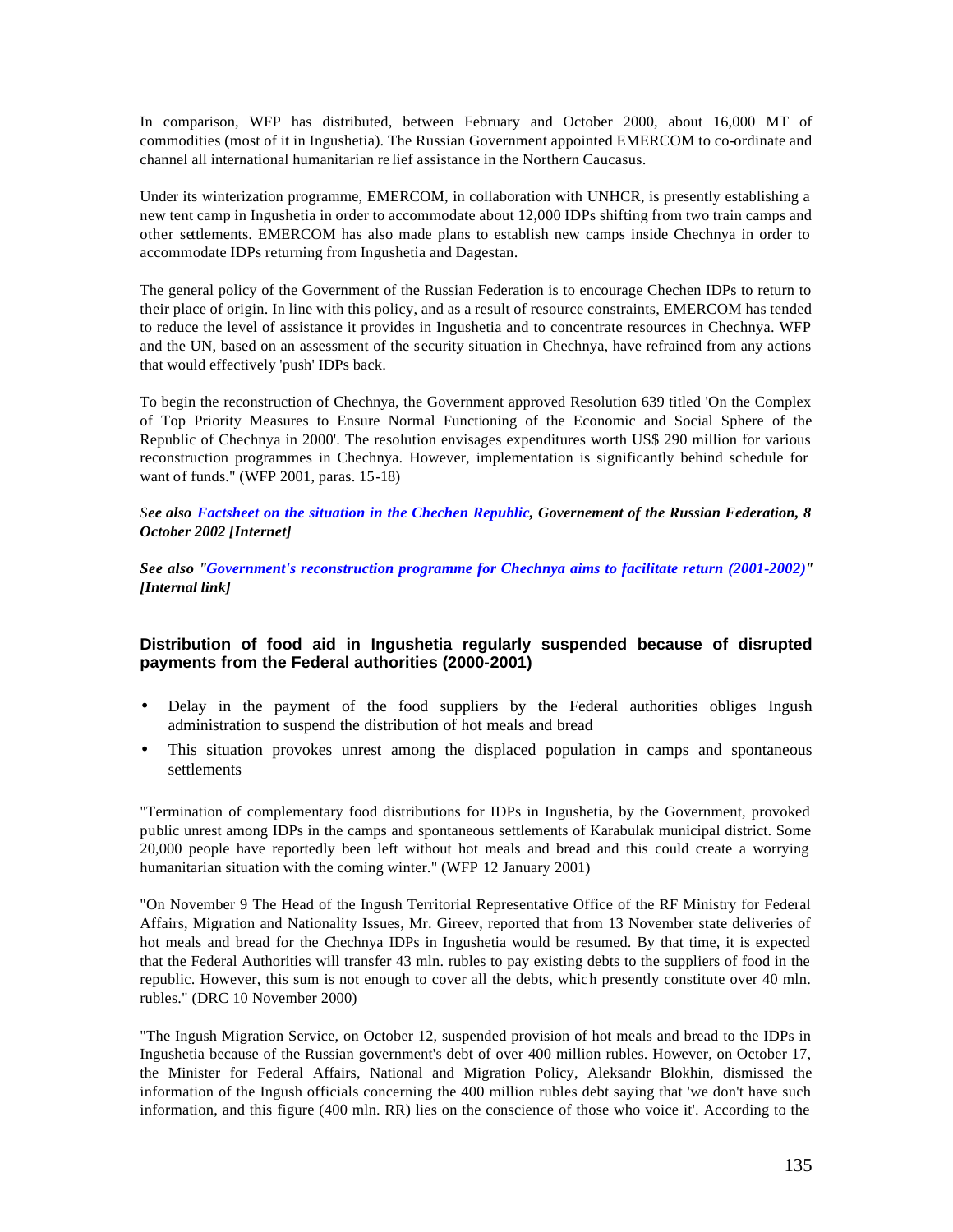In comparison, WFP has distributed, between February and October 2000, about 16,000 MT of commodities (most of it in Ingushetia). The Russian Government appointed EMERCOM to co-ordinate and channel all international humanitarian relief assistance in the Northern Caucasus.

Under its winterization programme, EMERCOM, in collaboration with UNHCR, is presently establishing a new tent camp in Ingushetia in order to accommodate about 12,000 IDPs shifting from two train camps and other settlements. EMERCOM has also made plans to establish new camps inside Chechnya in order to accommodate IDPs returning from Ingushetia and Dagestan.

The general policy of the Government of the Russian Federation is to encourage Chechen IDPs to return to their place of origin. In line with this policy, and as a result of resource constraints, EMERCOM has tended to reduce the level of assistance it provides in Ingushetia and to concentrate resources in Chechnya. WFP and the UN, based on an assessment of the security situation in Chechnya, have refrained from any actions that would effectively 'push' IDPs back.

To begin the reconstruction of Chechnya, the Government approved Resolution 639 titled 'On the Complex of Top Priority Measures to Ensure Normal Functioning of the Economic and Social Sphere of the Republic of Chechnya in 2000'. The resolution envisages expenditures worth US$ 290 million for various reconstruction programmes in Chechnya. However, implementation is significantly behind schedule for want of funds." (WFP 2001, paras. 15-18)

***See also Factsheet on the situation in the Chechen Republic, Governement of the Russian Federation, 8 October 2002 [Internet]***

***See also "Government's reconstruction programme for Chechnya aims to facilitate return (2001-2002)" [Internal link]***

## Distribution of food aid in Ingushetia regularly suspended because of disrupted payments from the Federal authorities (2000-2001)

- Delay in the payment of the food suppliers by the Federal authorities obliges Ingush administration to suspend the distribution of hot meals and bread
- This situation provokes unrest among the displaced population in camps and spontaneous settlements

"Termination of complementary food distributions for IDPs in Ingushetia, by the Government, provoked public unrest among IDPs in the camps and spontaneous settlements of Karabulak municipal district. Some 20,000 people have reportedly been left without hot meals and bread and this could create a worrying humanitarian situation with the coming winter." (WFP 12 January 2001)

"On November 9 The Head of the Ingush Territorial Representative Office of the RF Ministry for Federal Affairs, Migration and Nationality Issues, Mr. Gireev, reported that from 13 November state deliveries of hot meals and bread for the Chechnya IDPs in Ingushetia would be resumed. By that time, it is expected that the Federal Authorities will transfer 43 mln. rubles to pay existing debts to the suppliers of food in the republic. However, this sum is not enough to cover all the debts, which presently constitute over 40 mln. rubles." (DRC 10 November 2000)

"The Ingush Migration Service, on October 12, suspended provision of hot meals and bread to the IDPs in Ingushetia because of the Russian government's debt of over 400 million rubles. However, on October 17, the Minister for Federal Affairs, National and Migration Policy, Aleksandr Blokhin, dismissed the information of the Ingush officials concerning the 400 million rubles debt saying that 'we don't have such information, and this figure (400 mln. RR) lies on the conscience of those who voice it'. According to the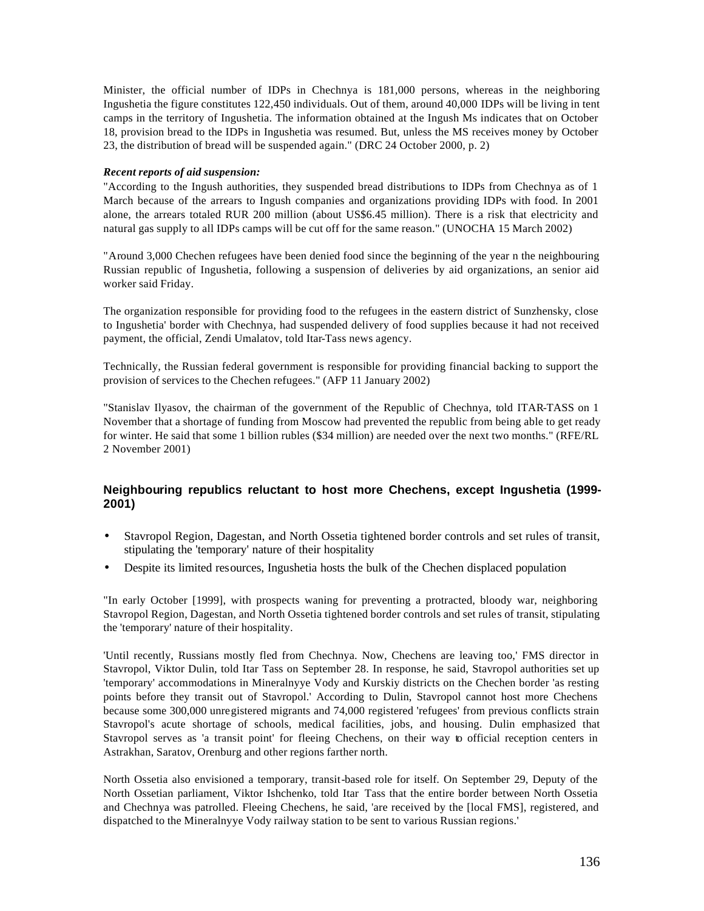Minister, the official number of IDPs in Chechnya is 181,000 persons, whereas in the neighboring Ingushetia the figure constitutes 122,450 individuals. Out of them, around 40,000 IDPs will be living in tent camps in the territory of Ingushetia. The information obtained at the Ingush Ms indicates that on October 18, provision bread to the IDPs in Ingushetia was resumed. But, unless the MS receives money by October 23, the distribution of bread will be suspended again." (DRC 24 October 2000, p. 2)

***Recent reports of aid suspension:***

"According to the Ingush authorities, they suspended bread distributions to IDPs from Chechnya as of 1 March because of the arrears to Ingush companies and organizations providing IDPs with food. In 2001 alone, the arrears totaled RUR 200 million (about US$6.45 million). There is a risk that electricity and natural gas supply to all IDPs camps will be cut off for the same reason." (UNOCHA 15 March 2002)

"Around 3,000 Chechen refugees have been denied food since the beginning of the year n the neighbouring Russian republic of Ingushetia, following a suspension of deliveries by aid organizations, an senior aid worker said Friday.

The organization responsible for providing food to the refugees in the eastern district of Sunzhensky, close to Ingushetia' border with Chechnya, had suspended delivery of food supplies because it had not received payment, the official, Zendi Umalatov, told Itar-Tass news agency.

Technically, the Russian federal government is responsible for providing financial backing to support the provision of services to the Chechen refugees." (AFP 11 January 2002)

"Stanislav Ilyasov, the chairman of the government of the Republic of Chechnya, told ITAR-TASS on 1 November that a shortage of funding from Moscow had prevented the republic from being able to get ready for winter. He said that some 1 billion rubles ($34 million) are needed over the next two months." (RFE/RL 2 November 2001)

### Neighbouring republics reluctant to host more Chechens, except Ingushetia (1999-2001)

- Stavropol Region, Dagestan, and North Ossetia tightened border controls and set rules of transit, stipulating the 'temporary' nature of their hospitality
- Despite its limited resources, Ingushetia hosts the bulk of the Chechen displaced population

"In early October [1999], with prospects waning for preventing a protracted, bloody war, neighboring Stavropol Region, Dagestan, and North Ossetia tightened border controls and set rules of transit, stipulating the 'temporary' nature of their hospitality.

'Until recently, Russians mostly fled from Chechnya. Now, Chechens are leaving too,' FMS director in Stavropol, Viktor Dulin, told Itar Tass on September 28. In response, he said, Stavropol authorities set up 'temporary' accommodations in Mineralnyye Vody and Kurskiy districts on the Chechen border 'as resting points before they transit out of Stavropol.' According to Dulin, Stavropol cannot host more Chechens because some 300,000 unregistered migrants and 74,000 registered 'refugees' from previous conflicts strain Stavropol's acute shortage of schools, medical facilities, jobs, and housing. Dulin emphasized that Stavropol serves as 'a transit point' for fleeing Chechens, on their way to official reception centers in Astrakhan, Saratov, Orenburg and other regions farther north.

North Ossetia also envisioned a temporary, transit-based role for itself. On September 29, Deputy of the North Ossetian parliament, Viktor Ishchenko, told Itar Tass that the entire border between North Ossetia and Chechnya was patrolled. Fleeing Chechens, he said, 'are received by the [local FMS], registered, and dispatched to the Mineralnyye Vody railway station to be sent to various Russian regions.'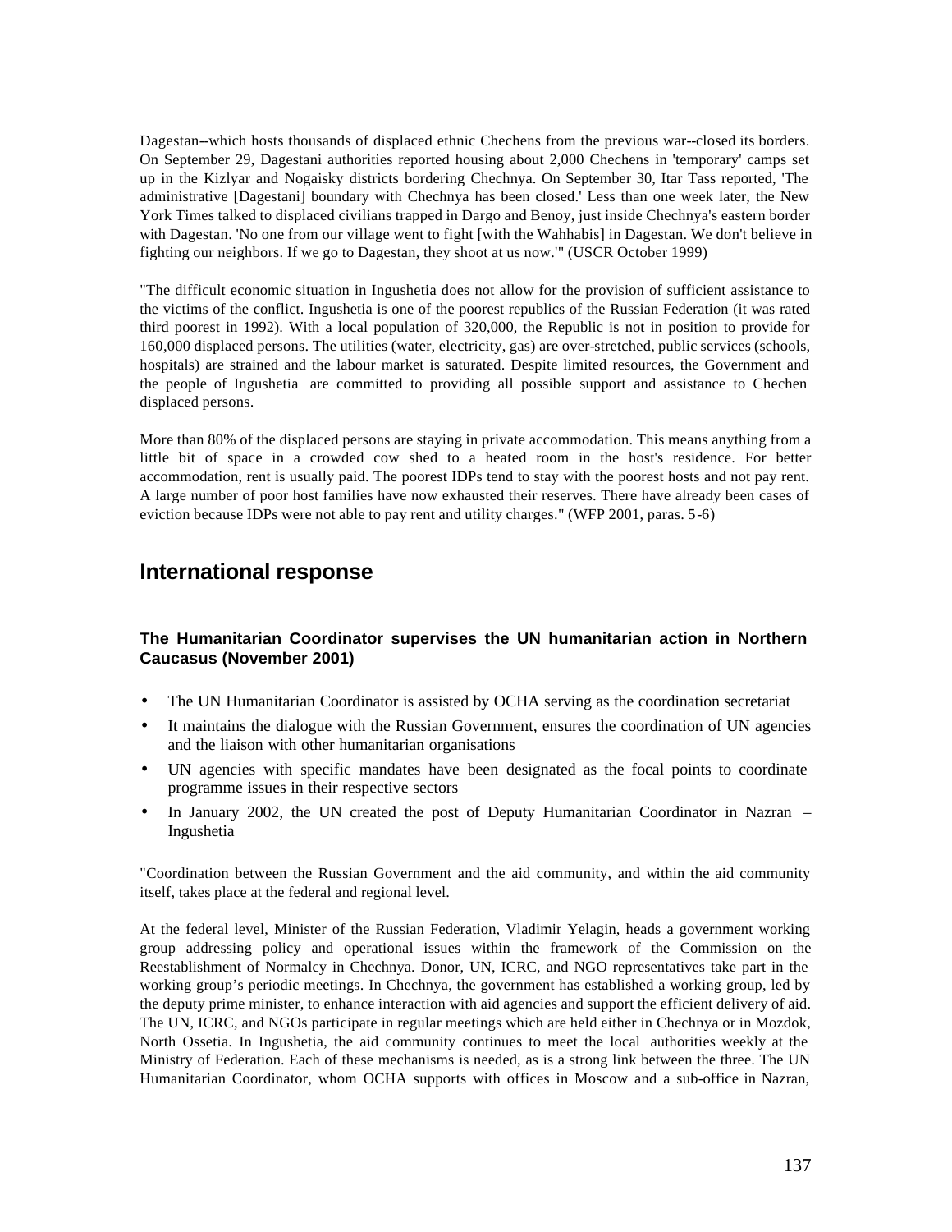Dagestan--which hosts thousands of displaced ethnic Chechens from the previous war--closed its borders. On September 29, Dagestani authorities reported housing about 2,000 Chechens in 'temporary' camps set up in the Kizlyar and Nogaisky districts bordering Chechnya. On September 30, Itar Tass reported, 'The administrative [Dagestani] boundary with Chechnya has been closed.' Less than one week later, the New York Times talked to displaced civilians trapped in Dargo and Benoy, just inside Chechnya's eastern border with Dagestan. 'No one from our village went to fight [with the Wahhabis] in Dagestan. We don't believe in fighting our neighbors. If we go to Dagestan, they shoot at us now.'" (USCR October 1999)

"The difficult economic situation in Ingushetia does not allow for the provision of sufficient assistance to the victims of the conflict. Ingushetia is one of the poorest republics of the Russian Federation (it was rated third poorest in 1992). With a local population of 320,000, the Republic is not in position to provide for 160,000 displaced persons. The utilities (water, electricity, gas) are over-stretched, public services (schools, hospitals) are strained and the labour market is saturated. Despite limited resources, the Government and the people of Ingushetia are committed to providing all possible support and assistance to Chechen displaced persons.

More than 80% of the displaced persons are staying in private accommodation. This means anything from a little bit of space in a crowded cow shed to a heated room in the host's residence. For better accommodation, rent is usually paid. The poorest IDPs tend to stay with the poorest hosts and not pay rent. A large number of poor host families have now exhausted their reserves. There have already been cases of eviction because IDPs were not able to pay rent and utility charges." (WFP 2001, paras. 5-6)

## International response

### The Humanitarian Coordinator supervises the UN humanitarian action in Northern Caucasus (November 2001)

- The UN Humanitarian Coordinator is assisted by OCHA serving as the coordination secretariat
- It maintains the dialogue with the Russian Government, ensures the coordination of UN agencies and the liaison with other humanitarian organisations
- UN agencies with specific mandates have been designated as the focal points to coordinate programme issues in their respective sectors
- In January 2002, the UN created the post of Deputy Humanitarian Coordinator in Nazran – Ingushetia

"Coordination between the Russian Government and the aid community, and within the aid community itself, takes place at the federal and regional level.

At the federal level, Minister of the Russian Federation, Vladimir Yelagin, heads a government working group addressing policy and operational issues within the framework of the Commission on the Reestablishment of Normalcy in Chechnya. Donor, UN, ICRC, and NGO representatives take part in the working group's periodic meetings. In Chechnya, the government has established a working group, led by the deputy prime minister, to enhance interaction with aid agencies and support the efficient delivery of aid. The UN, ICRC, and NGOs participate in regular meetings which are held either in Chechnya or in Mozdok, North Ossetia. In Ingushetia, the aid community continues to meet the local authorities weekly at the Ministry of Federation. Each of these mechanisms is needed, as is a strong link between the three. The UN Humanitarian Coordinator, whom OCHA supports with offices in Moscow and a sub-office in Nazran,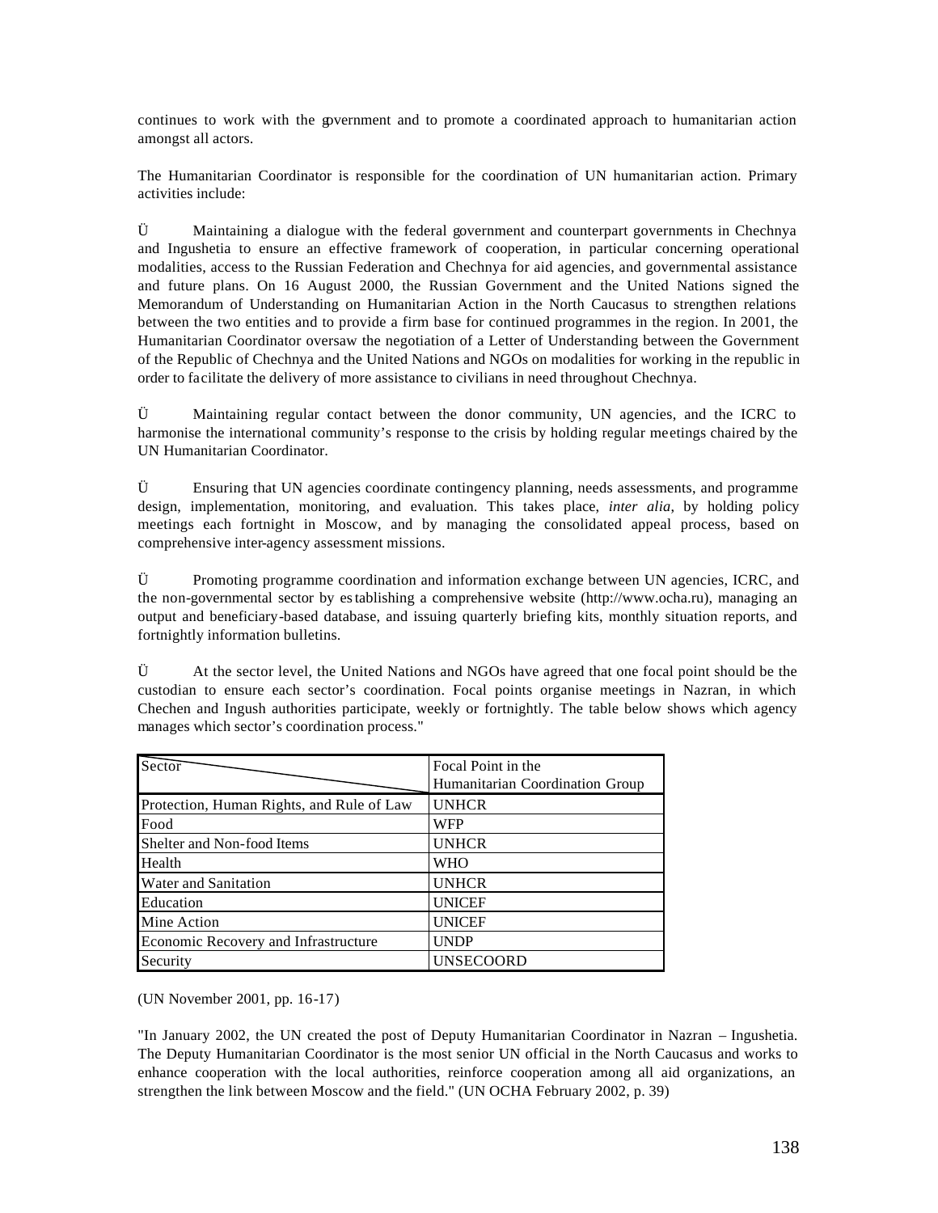continues to work with the government and to promote a coordinated approach to humanitarian action amongst all actors.

The Humanitarian Coordinator is responsible for the coordination of UN humanitarian action. Primary activities include:

Ü Maintaining a dialogue with the federal government and counterpart governments in Chechnya and Ingushetia to ensure an effective framework of cooperation, in particular concerning operational modalities, access to the Russian Federation and Chechnya for aid agencies, and governmental assistance and future plans. On 16 August 2000, the Russian Government and the United Nations signed the Memorandum of Understanding on Humanitarian Action in the North Caucasus to strengthen relations between the two entities and to provide a firm base for continued programmes in the region. In 2001, the Humanitarian Coordinator oversaw the negotiation of a Letter of Understanding between the Government of the Republic of Chechnya and the United Nations and NGOs on modalities for working in the republic in order to facilitate the delivery of more assistance to civilians in need throughout Chechnya.

Ü Maintaining regular contact between the donor community, UN agencies, and the ICRC to harmonise the international community's response to the crisis by holding regular meetings chaired by the UN Humanitarian Coordinator.

Ü Ensuring that UN agencies coordinate contingency planning, needs assessments, and programme design, implementation, monitoring, and evaluation. This takes place, *inter alia*, by holding policy meetings each fortnight in Moscow, and by managing the consolidated appeal process, based on comprehensive inter-agency assessment missions.

Ü Promoting programme coordination and information exchange between UN agencies, ICRC, and the non-governmental sector by establishing a comprehensive website (http://www.ocha.ru), managing an output and beneficiary-based database, and issuing quarterly briefing kits, monthly situation reports, and fortnightly information bulletins.

Ü At the sector level, the United Nations and NGOs have agreed that one focal point should be the custodian to ensure each sector's coordination. Focal points organise meetings in Nazran, in which Chechen and Ingush authorities participate, weekly or fortnightly. The table below shows which agency manages which sector's coordination process."

| Sector | Focal Point in the Humanitarian Coordination Group |
|---|---|
| Protection, Human Rights, and Rule of Law | UNHCR |
| Food | WFP |
| Shelter and Non-food Items | UNHCR |
| Health | WHO |
| Water and Sanitation | UNHCR |
| Education | UNICEF |
| Mine Action | UNICEF |
| Economic Recovery and Infrastructure | UNDP |
| Security | UNSECOORD |

(UN November 2001, pp. 16-17)

"In January 2002, the UN created the post of Deputy Humanitarian Coordinator in Nazran – Ingushetia. The Deputy Humanitarian Coordinator is the most senior UN official in the North Caucasus and works to enhance cooperation with the local authorities, reinforce cooperation among all aid organizations, an strengthen the link between Moscow and the field." (UN OCHA February 2002, p. 39)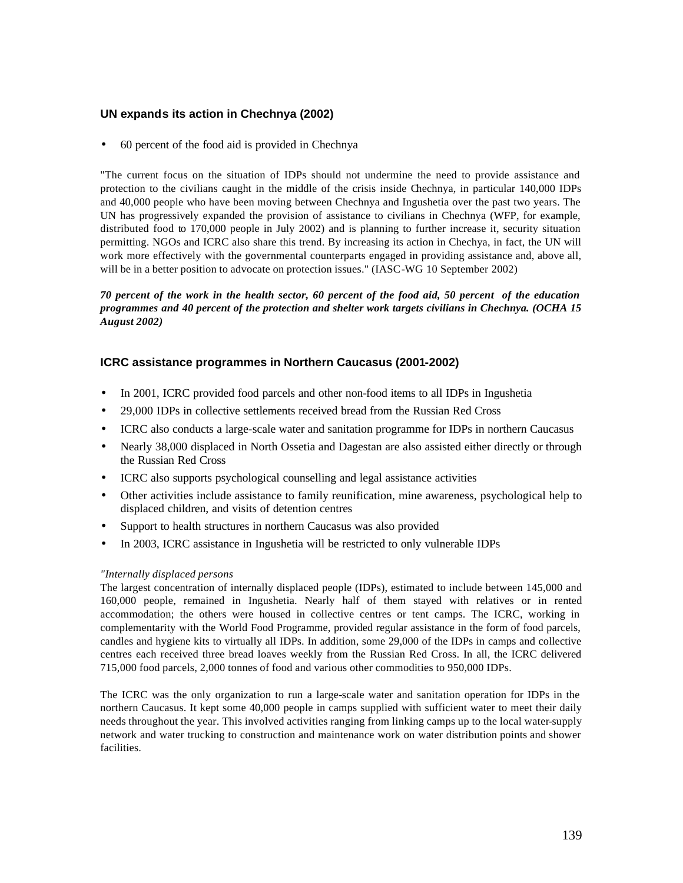### UN expands its action in Chechnya (2002)

- 60 percent of the food aid is provided in Chechnya

"The current focus on the situation of IDPs should not undermine the need to provide assistance and protection to the civilians caught in the middle of the crisis inside Chechnya, in particular 140,000 IDPs and 40,000 people who have been moving between Chechnya and Ingushetia over the past two years. The UN has progressively expanded the provision of assistance to civilians in Chechnya (WFP, for example, distributed food to 170,000 people in July 2002) and is planning to further increase it, security situation permitting. NGOs and ICRC also share this trend. By increasing its action in Chechya, in fact, the UN will work more effectively with the governmental counterparts engaged in providing assistance and, above all, will be in a better position to advocate on protection issues." (IASC-WG 10 September 2002)

***70 percent of the work in the health sector, 60 percent of the food aid, 50 percent of the education programmes and 40 percent of the protection and shelter work targets civilians in Chechnya. (OCHA 15 August 2002)***

### ICRC assistance programmes in Northern Caucasus (2001-2002)

- In 2001, ICRC provided food parcels and other non-food items to all IDPs in Ingushetia
- 29,000 IDPs in collective settlements received bread from the Russian Red Cross
- ICRC also conducts a large-scale water and sanitation programme for IDPs in northern Caucasus
- Nearly 38,000 displaced in North Ossetia and Dagestan are also assisted either directly or through the Russian Red Cross
- ICRC also supports psychological counselling and legal assistance activities
- Other activities include assistance to family reunification, mine awareness, psychological help to displaced children, and visits of detention centres
- Support to health structures in northern Caucasus was also provided
- In 2003, ICRC assistance in Ingushetia will be restricted to only vulnerable IDPs

*"Internally displaced persons*

The largest concentration of internally displaced people (IDPs), estimated to include between 145,000 and 160,000 people, remained in Ingushetia. Nearly half of them stayed with relatives or in rented accommodation; the others were housed in collective centres or tent camps. The ICRC, working in complementarity with the World Food Programme, provided regular assistance in the form of food parcels, candles and hygiene kits to virtually all IDPs. In addition, some 29,000 of the IDPs in camps and collective centres each received three bread loaves weekly from the Russian Red Cross. In all, the ICRC delivered 715,000 food parcels, 2,000 tonnes of food and various other commodities to 950,000 IDPs.

The ICRC was the only organization to run a large-scale water and sanitation operation for IDPs in the northern Caucasus. It kept some 40,000 people in camps supplied with sufficient water to meet their daily needs throughout the year. This involved activities ranging from linking camps up to the local water-supply network and water trucking to construction and maintenance work on water distribution points and shower facilities.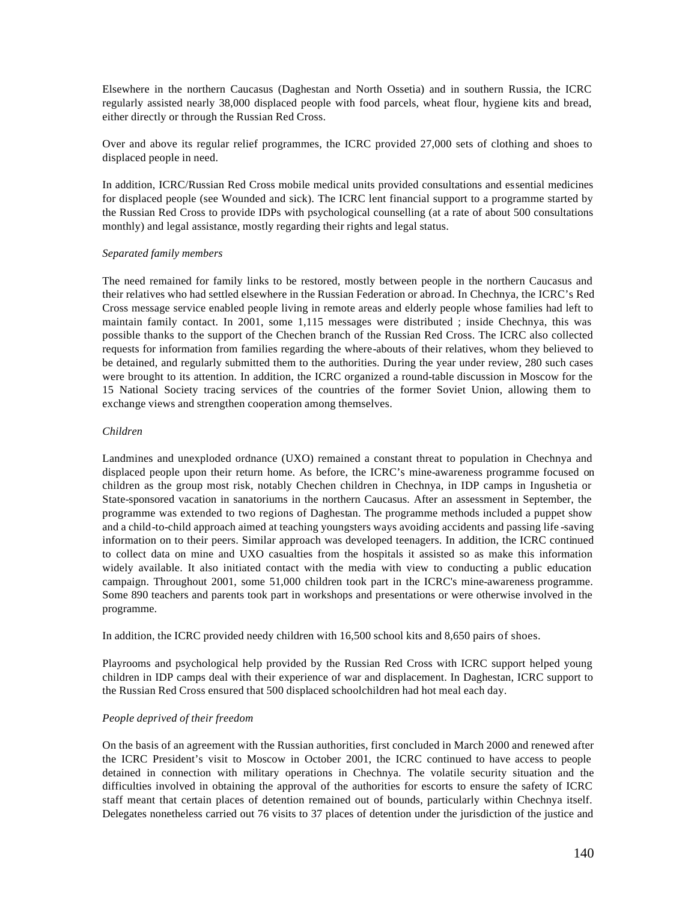Elsewhere in the northern Caucasus (Daghestan and North Ossetia) and in southern Russia, the ICRC regularly assisted nearly 38,000 displaced people with food parcels, wheat flour, hygiene kits and bread, either directly or through the Russian Red Cross.

Over and above its regular relief programmes, the ICRC provided 27,000 sets of clothing and shoes to displaced people in need.

In addition, ICRC/Russian Red Cross mobile medical units provided consultations and essential medicines for displaced people (see Wounded and sick). The ICRC lent financial support to a programme started by the Russian Red Cross to provide IDPs with psychological counselling (at a rate of about 500 consultations monthly) and legal assistance, mostly regarding their rights and legal status.

*Separated family members*

The need remained for family links to be restored, mostly between people in the northern Caucasus and their relatives who had settled elsewhere in the Russian Federation or abroad. In Chechnya, the ICRC's Red Cross message service enabled people living in remote areas and elderly people whose families had left to maintain family contact. In 2001, some 1,115 messages were distributed ; inside Chechnya, this was possible thanks to the support of the Chechen branch of the Russian Red Cross. The ICRC also collected requests for information from families regarding the where-abouts of their relatives, whom they believed to be detained, and regularly submitted them to the authorities. During the year under review, 280 such cases were brought to its attention. In addition, the ICRC organized a round-table discussion in Moscow for the 15 National Society tracing services of the countries of the former Soviet Union, allowing them to exchange views and strengthen cooperation among themselves.

*Children*

Landmines and unexploded ordnance (UXO) remained a constant threat to population in Chechnya and displaced people upon their return home. As before, the ICRC's mine-awareness programme focused on children as the group most risk, notably Chechen children in Chechnya, in IDP camps in Ingushetia or State-sponsored vacation in sanatoriums in the northern Caucasus. After an assessment in September, the programme was extended to two regions of Daghestan. The programme methods included a puppet show and a child-to-child approach aimed at teaching youngsters ways avoiding accidents and passing life-saving information on to their peers. Similar approach was developed teenagers. In addition, the ICRC continued to collect data on mine and UXO casualties from the hospitals it assisted so as make this information widely available. It also initiated contact with the media with view to conducting a public education campaign. Throughout 2001, some 51,000 children took part in the ICRC's mine-awareness programme. Some 890 teachers and parents took part in workshops and presentations or were otherwise involved in the programme.

In addition, the ICRC provided needy children with 16,500 school kits and 8,650 pairs of shoes.

Playrooms and psychological help provided by the Russian Red Cross with ICRC support helped young children in IDP camps deal with their experience of war and displacement. In Daghestan, ICRC support to the Russian Red Cross ensured that 500 displaced schoolchildren had hot meal each day.

*People deprived of their freedom*

On the basis of an agreement with the Russian authorities, first concluded in March 2000 and renewed after the ICRC President's visit to Moscow in October 2001, the ICRC continued to have access to people detained in connection with military operations in Chechnya. The volatile security situation and the difficulties involved in obtaining the approval of the authorities for escorts to ensure the safety of ICRC staff meant that certain places of detention remained out of bounds, particularly within Chechnya itself. Delegates nonetheless carried out 76 visits to 37 places of detention under the jurisdiction of the justice and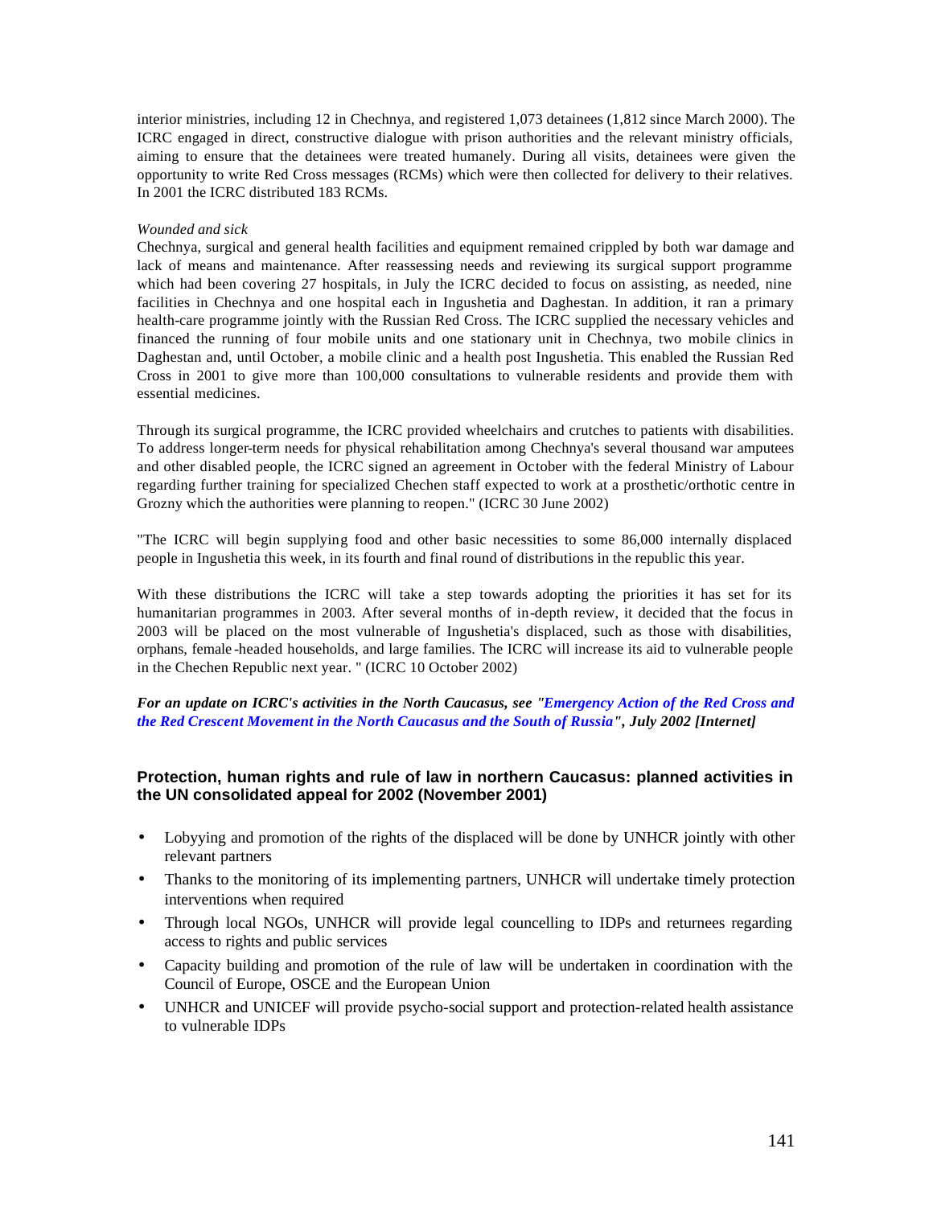interior ministries, including 12 in Chechnya, and registered 1,073 detainees (1,812 since March 2000). The ICRC engaged in direct, constructive dialogue with prison authorities and the relevant ministry officials, aiming to ensure that the detainees were treated humanely. During all visits, detainees were given the opportunity to write Red Cross messages (RCMs) which were then collected for delivery to their relatives. In 2001 the ICRC distributed 183 RCMs.

*Wounded and sick*
Chechnya, surgical and general health facilities and equipment remained crippled by both war damage and lack of means and maintenance. After reassessing needs and reviewing its surgical support programme which had been covering 27 hospitals, in July the ICRC decided to focus on assisting, as needed, nine facilities in Chechnya and one hospital each in Ingushetia and Daghestan. In addition, it ran a primary health-care programme jointly with the Russian Red Cross. The ICRC supplied the necessary vehicles and financed the running of four mobile units and one stationary unit in Chechnya, two mobile clinics in Daghestan and, until October, a mobile clinic and a health post Ingushetia. This enabled the Russian Red Cross in 2001 to give more than 100,000 consultations to vulnerable residents and provide them with essential medicines.

Through its surgical programme, the ICRC provided wheelchairs and crutches to patients with disabilities. To address longer-term needs for physical rehabilitation among Chechnya's several thousand war amputees and other disabled people, the ICRC signed an agreement in October with the federal Ministry of Labour regarding further training for specialized Chechen staff expected to work at a prosthetic/orthotic centre in Grozny which the authorities were planning to reopen." (ICRC 30 June 2002)

"The ICRC will begin supplying food and other basic necessities to some 86,000 internally displaced people in Ingushetia this week, in its fourth and final round of distributions in the republic this year.

With these distributions the ICRC will take a step towards adopting the priorities it has set for its humanitarian programmes in 2003. After several months of in-depth review, it decided that the focus in 2003 will be placed on the most vulnerable of Ingushetia's displaced, such as those with disabilities, orphans, female-headed households, and large families. The ICRC will increase its aid to vulnerable people in the Chechen Republic next year. " (ICRC 10 October 2002)

***For an update on ICRC's activities in the North Caucasus, see "Emergency Action of the Red Cross and the Red Crescent Movement in the North Caucasus and the South of Russia", July 2002 [Internet]***

### Protection, human rights and rule of law in northern Caucasus: planned activities in the UN consolidated appeal for 2002 (November 2001)

- Lobyying and promotion of the rights of the displaced will be done by UNHCR jointly with other relevant partners
- Thanks to the monitoring of its implementing partners, UNHCR will undertake timely protection interventions when required
- Through local NGOs, UNHCR will provide legal councelling to IDPs and returnees regarding access to rights and public services
- Capacity building and promotion of the rule of law will be undertaken in coordination with the Council of Europe, OSCE and the European Union
- UNHCR and UNICEF will provide psycho-social support and protection-related health assistance to vulnerable IDPs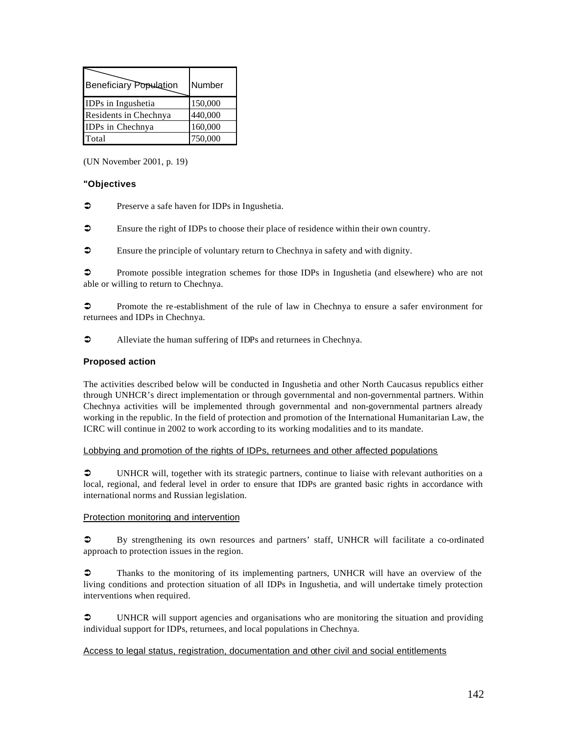| Beneficiary Population | Number |
|---|---|
| IDPs in Ingushetia | 150,000 |
| Residents in Chechnya | 440,000 |
| IDPs in Chechnya | 160,000 |
| Total | 750,000 |

(UN November 2001, p. 19)

**"Objectives**

- ➲ Preserve a safe haven for IDPs in Ingushetia.
- ➲ Ensure the right of IDPs to choose their place of residence within their own country.
- ➲ Ensure the principle of voluntary return to Chechnya in safety and with dignity.
- ➲ Promote possible integration schemes for those IDPs in Ingushetia (and elsewhere) who are not able or willing to return to Chechnya.
- ➲ Promote the re-establishment of the rule of law in Chechnya to ensure a safer environment for returnees and IDPs in Chechnya.
- ➲ Alleviate the human suffering of IDPs and returnees in Chechnya.

**Proposed action**

The activities described below will be conducted in Ingushetia and other North Caucasus republics either through UNHCR's direct implementation or through governmental and non-governmental partners. Within Chechnya activities will be implemented through governmental and non-governmental partners already working in the republic. In the field of protection and promotion of the International Humanitarian Law, the ICRC will continue in 2002 to work according to its working modalities and to its mandate.

<u>Lobbying and promotion of the rights of IDPs, returnees and other affected populations</u>

- ➲ UNHCR will, together with its strategic partners, continue to liaise with relevant authorities on a local, regional, and federal level in order to ensure that IDPs are granted basic rights in accordance with international norms and Russian legislation.

<u>Protection monitoring and intervention</u>

- ➲ By strengthening its own resources and partners' staff, UNHCR will facilitate a co-ordinated approach to protection issues in the region.
- ➲ Thanks to the monitoring of its implementing partners, UNHCR will have an overview of the living conditions and protection situation of all IDPs in Ingushetia, and will undertake timely protection interventions when required.
- ➲ UNHCR will support agencies and organisations who are monitoring the situation and providing individual support for IDPs, returnees, and local populations in Chechnya.

<u>Access to legal status, registration, documentation and other civil and social entitlements</u>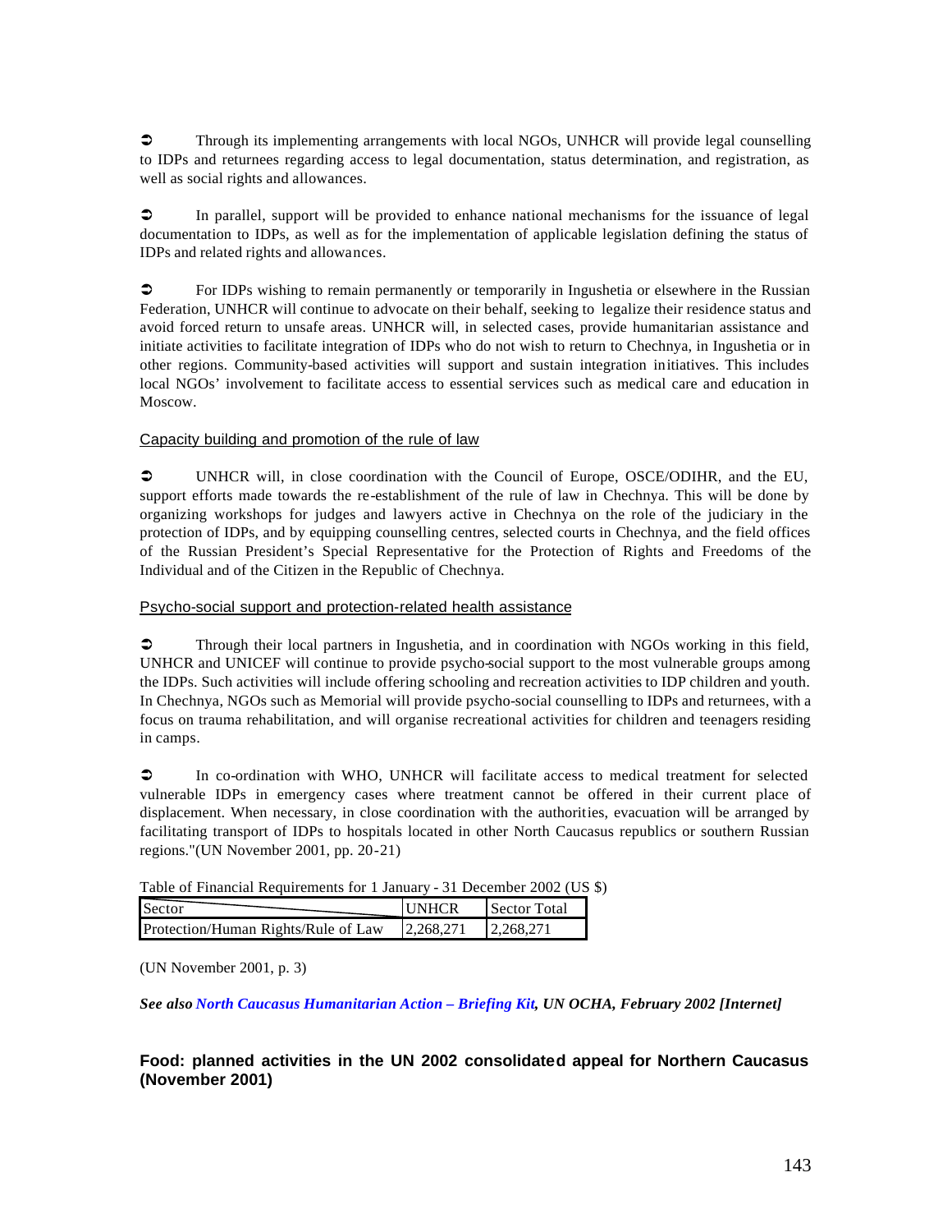➲ Through its implementing arrangements with local NGOs, UNHCR will provide legal counselling to IDPs and returnees regarding access to legal documentation, status determination, and registration, as well as social rights and allowances.

➲ In parallel, support will be provided to enhance national mechanisms for the issuance of legal documentation to IDPs, as well as for the implementation of applicable legislation defining the status of IDPs and related rights and allowances.

➲ For IDPs wishing to remain permanently or temporarily in Ingushetia or elsewhere in the Russian Federation, UNHCR will continue to advocate on their behalf, seeking to legalize their residence status and avoid forced return to unsafe areas. UNHCR will, in selected cases, provide humanitarian assistance and initiate activities to facilitate integration of IDPs who do not wish to return to Chechnya, in Ingushetia or in other regions. Community-based activities will support and sustain integration initiatives. This includes local NGOs' involvement to facilitate access to essential services such as medical care and education in Moscow.

Capacity building and promotion of the rule of law

➲ UNHCR will, in close coordination with the Council of Europe, OSCE/ODIHR, and the EU, support efforts made towards the re-establishment of the rule of law in Chechnya. This will be done by organizing workshops for judges and lawyers active in Chechnya on the role of the judiciary in the protection of IDPs, and by equipping counselling centres, selected courts in Chechnya, and the field offices of the Russian President's Special Representative for the Protection of Rights and Freedoms of the Individual and of the Citizen in the Republic of Chechnya.

Psycho-social support and protection-related health assistance

➲ Through their local partners in Ingushetia, and in coordination with NGOs working in this field, UNHCR and UNICEF will continue to provide psycho-social support to the most vulnerable groups among the IDPs. Such activities will include offering schooling and recreation activities to IDP children and youth. In Chechnya, NGOs such as Memorial will provide psycho-social counselling to IDPs and returnees, with a focus on trauma rehabilitation, and will organise recreational activities for children and teenagers residing in camps.

➲ In co-ordination with WHO, UNHCR will facilitate access to medical treatment for selected vulnerable IDPs in emergency cases where treatment cannot be offered in their current place of displacement. When necessary, in close coordination with the authorities, evacuation will be arranged by facilitating transport of IDPs to hospitals located in other North Caucasus republics or southern Russian regions."(UN November 2001, pp. 20-21)

Table of Financial Requirements for 1 January - 31 December 2002 (US $)

| Sector | UNHCR | Sector Total |
|---|---|---|
| Protection/Human Rights/Rule of Law | 2,268,271 | 2,268,271 |

(UN November 2001, p. 3)

***See also North Caucasus Humanitarian Action – Briefing Kit, UN OCHA, February 2002 [Internet]***

### Food: planned activities in the UN 2002 consolidated appeal for Northern Caucasus (November 2001)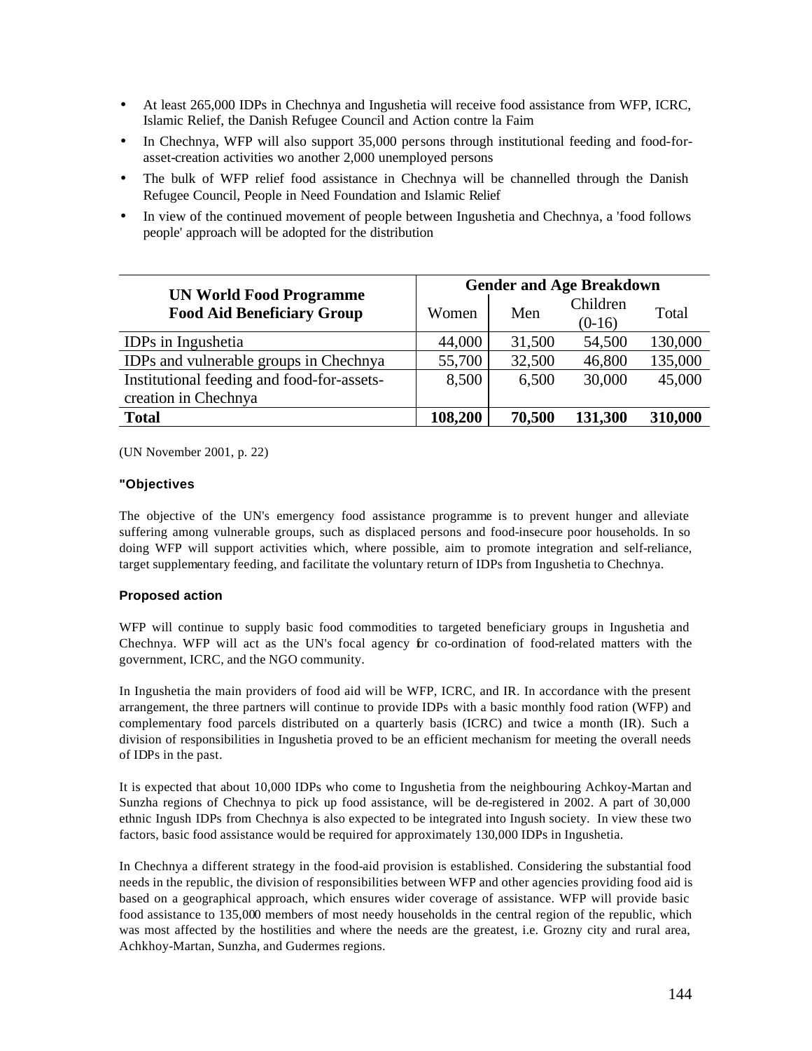- At least 265,000 IDPs in Chechnya and Ingushetia will receive food assistance from WFP, ICRC, Islamic Relief, the Danish Refugee Council and Action contre la Faim
- In Chechnya, WFP will also support 35,000 persons through institutional feeding and food-for-asset-creation activities wo another 2,000 unemployed persons
- The bulk of WFP relief food assistance in Chechnya will be channelled through the Danish Refugee Council, People in Need Foundation and Islamic Relief
- In view of the continued movement of people between Ingushetia and Chechnya, a 'food follows people' approach will be adopted for the distribution

| **UN World Food Programme Food Aid Beneficiary Group** | **Gender and Age Breakdown** | | | |
|---|---|---|---|---|
| | Women | Men | Children (0-16) | Total |
| IDPs in Ingushetia | 44,000 | 31,500 | 54,500 | 130,000 |
| IDPs and vulnerable groups in Chechnya | 55,700 | 32,500 | 46,800 | 135,000 |
| Institutional feeding and food-for-assets-creation in Chechnya | 8,500 | 6,500 | 30,000 | 45,000 |
| **Total** | **108,200** | **70,500** | **131,300** | **310,000** |

(UN November 2001, p. 22)

**"Objectives**

The objective of the UN's emergency food assistance programme is to prevent hunger and alleviate suffering among vulnerable groups, such as displaced persons and food-insecure poor households. In so doing WFP will support activities which, where possible, aim to promote integration and self-reliance, target supplementary feeding, and facilitate the voluntary return of IDPs from Ingushetia to Chechnya.

**Proposed action**

WFP will continue to supply basic food commodities to targeted beneficiary groups in Ingushetia and Chechnya. WFP will act as the UN's focal agency for co-ordination of food-related matters with the government, ICRC, and the NGO community.

In Ingushetia the main providers of food aid will be WFP, ICRC, and IR. In accordance with the present arrangement, the three partners will continue to provide IDPs with a basic monthly food ration (WFP) and complementary food parcels distributed on a quarterly basis (ICRC) and twice a month (IR). Such a division of responsibilities in Ingushetia proved to be an efficient mechanism for meeting the overall needs of IDPs in the past.

It is expected that about 10,000 IDPs who come to Ingushetia from the neighbouring Achkoy-Martan and Sunzha regions of Chechnya to pick up food assistance, will be de-registered in 2002. A part of 30,000 ethnic Ingush IDPs from Chechnya is also expected to be integrated into Ingush society. In view these two factors, basic food assistance would be required for approximately 130,000 IDPs in Ingushetia.

In Chechnya a different strategy in the food-aid provision is established. Considering the substantial food needs in the republic, the division of responsibilities between WFP and other agencies providing food aid is based on a geographical approach, which ensures wider coverage of assistance. WFP will provide basic food assistance to 135,000 members of most needy households in the central region of the republic, which was most affected by the hostilities and where the needs are the greatest, i.e. Grozny city and rural area, Achkhoy-Martan, Sunzha, and Gudermes regions.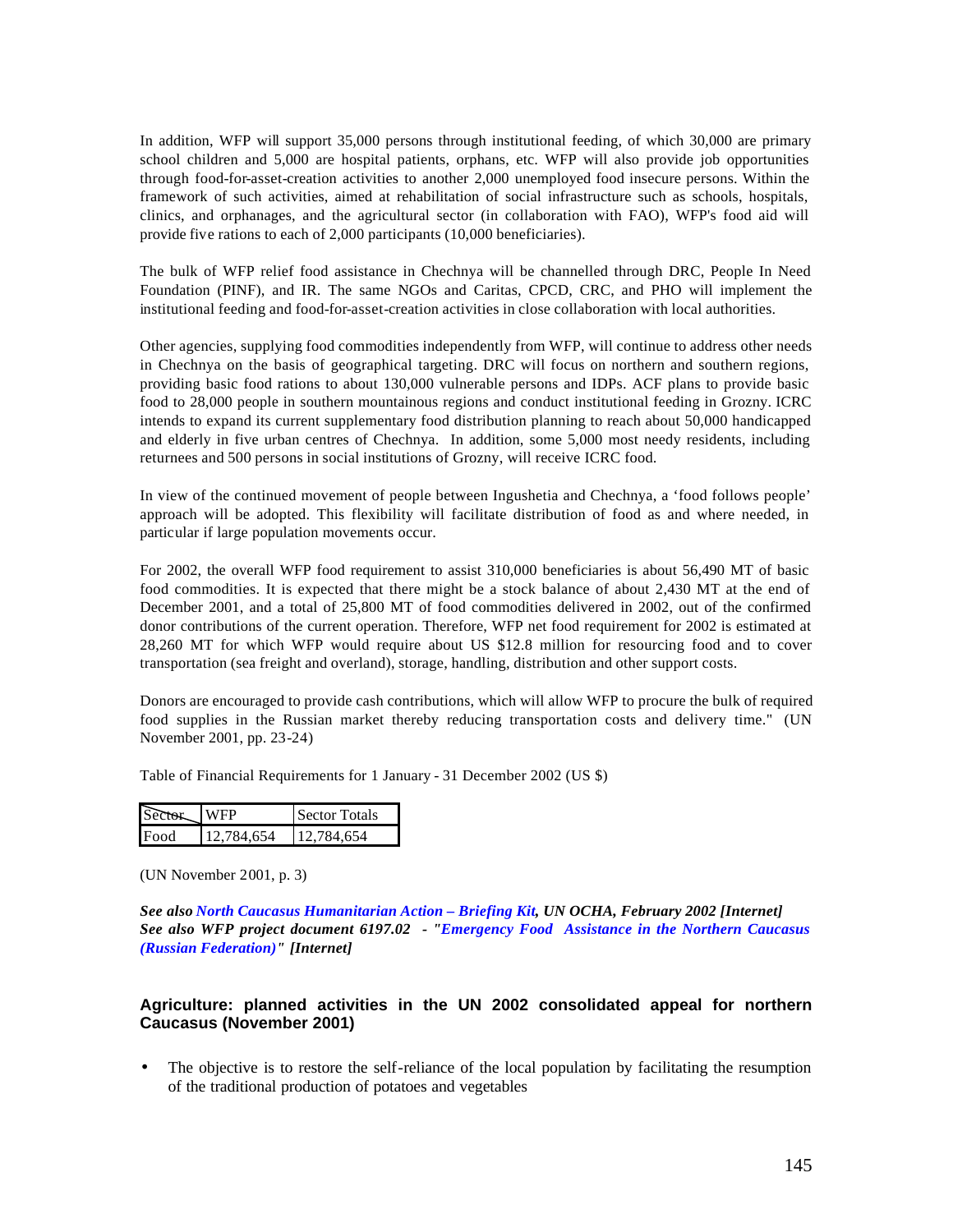In addition, WFP will support 35,000 persons through institutional feeding, of which 30,000 are primary school children and 5,000 are hospital patients, orphans, etc. WFP will also provide job opportunities through food-for-asset-creation activities to another 2,000 unemployed food insecure persons. Within the framework of such activities, aimed at rehabilitation of social infrastructure such as schools, hospitals, clinics, and orphanages, and the agricultural sector (in collaboration with FAO), WFP's food aid will provide five rations to each of 2,000 participants (10,000 beneficiaries).

The bulk of WFP relief food assistance in Chechnya will be channelled through DRC, People In Need Foundation (PINF), and IR. The same NGOs and Caritas, CPCD, CRC, and PHO will implement the institutional feeding and food-for-asset-creation activities in close collaboration with local authorities.

Other agencies, supplying food commodities independently from WFP, will continue to address other needs in Chechnya on the basis of geographical targeting. DRC will focus on northern and southern regions, providing basic food rations to about 130,000 vulnerable persons and IDPs. ACF plans to provide basic food to 28,000 people in southern mountainous regions and conduct institutional feeding in Grozny. ICRC intends to expand its current supplementary food distribution planning to reach about 50,000 handicapped and elderly in five urban centres of Chechnya. In addition, some 5,000 most needy residents, including returnees and 500 persons in social institutions of Grozny, will receive ICRC food.

In view of the continued movement of people between Ingushetia and Chechnya, a 'food follows people' approach will be adopted. This flexibility will facilitate distribution of food as and where needed, in particular if large population movements occur.

For 2002, the overall WFP food requirement to assist 310,000 beneficiaries is about 56,490 MT of basic food commodities. It is expected that there might be a stock balance of about 2,430 MT at the end of December 2001, and a total of 25,800 MT of food commodities delivered in 2002, out of the confirmed donor contributions of the current operation. Therefore, WFP net food requirement for 2002 is estimated at 28,260 MT for which WFP would require about US $12.8 million for resourcing food and to cover transportation (sea freight and overland), storage, handling, distribution and other support costs.

Donors are encouraged to provide cash contributions, which will allow WFP to procure the bulk of required food supplies in the Russian market thereby reducing transportation costs and delivery time." (UN November 2001, pp. 23-24)

Table of Financial Requirements for 1 January - 31 December 2002 (US $)

| Sector | WFP | Sector Totals |
|---|---|---|
| Food | 12,784,654 | 12,784,654 |

(UN November 2001, p. 3)

***See also North Caucasus Humanitarian Action – Briefing Kit, UN OCHA, February 2002 [Internet]***
***See also WFP project document 6197.02 - "Emergency Food Assistance in the Northern Caucasus (Russian Federation)" [Internet]***

### Agriculture: planned activities in the UN 2002 consolidated appeal for northern Caucasus (November 2001)

- The objective is to restore the self-reliance of the local population by facilitating the resumption of the traditional production of potatoes and vegetables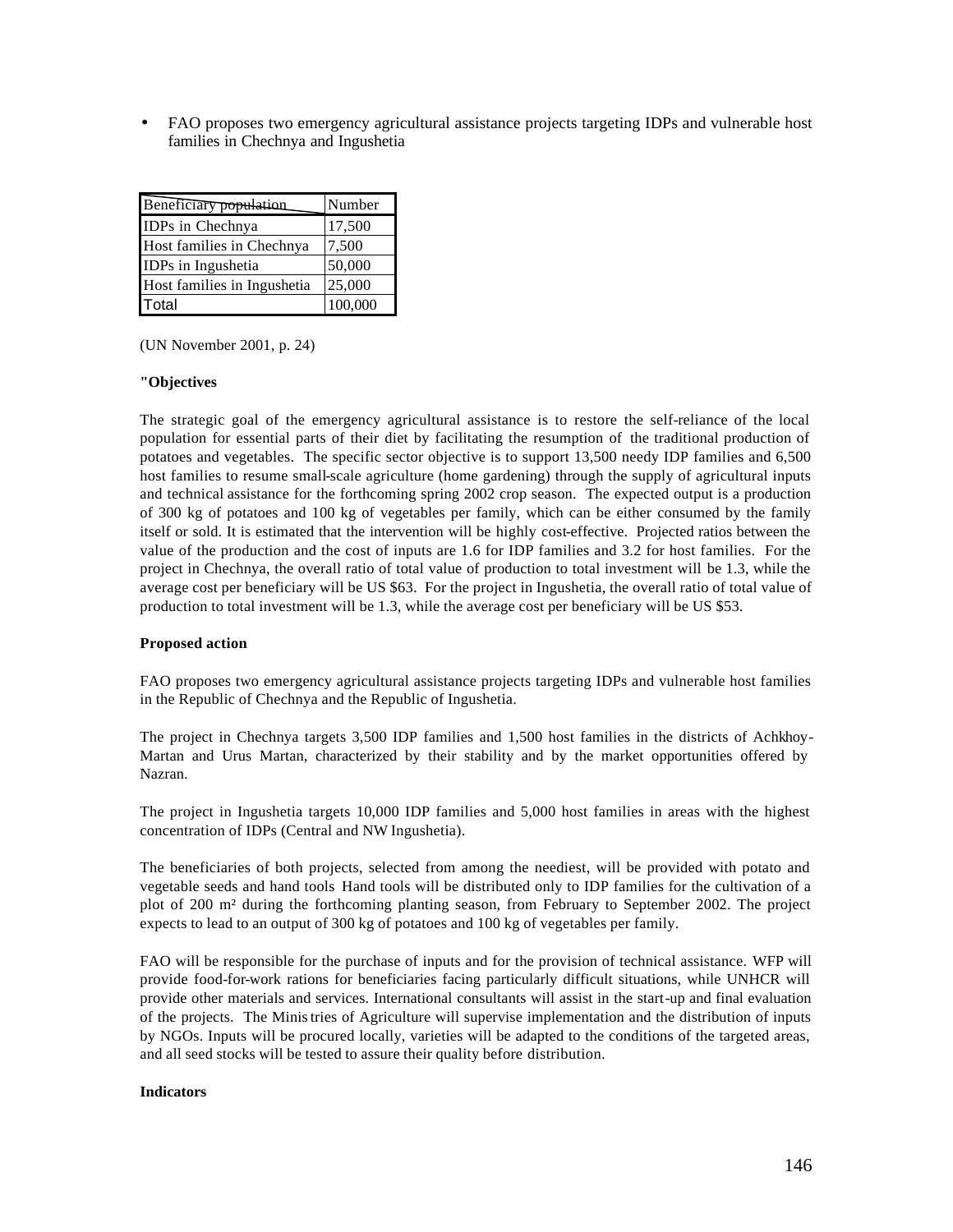- FAO proposes two emergency agricultural assistance projects targeting IDPs and vulnerable host families in Chechnya and Ingushetia

| Beneficiary population | Number |
|---|---|
| IDPs in Chechnya | 17,500 |
| Host families in Chechnya | 7,500 |
| IDPs in Ingushetia | 50,000 |
| Host families in Ingushetia | 25,000 |
| Total | 100,000 |

(UN November 2001, p. 24)

**"Objectives**

The strategic goal of the emergency agricultural assistance is to restore the self-reliance of the local population for essential parts of their diet by facilitating the resumption of the traditional production of potatoes and vegetables. The specific sector objective is to support 13,500 needy IDP families and 6,500 host families to resume small-scale agriculture (home gardening) through the supply of agricultural inputs and technical assistance for the forthcoming spring 2002 crop season. The expected output is a production of 300 kg of potatoes and 100 kg of vegetables per family, which can be either consumed by the family itself or sold. It is estimated that the intervention will be highly cost-effective. Projected ratios between the value of the production and the cost of inputs are 1.6 for IDP families and 3.2 for host families. For the project in Chechnya, the overall ratio of total value of production to total investment will be 1.3, while the average cost per beneficiary will be US $63. For the project in Ingushetia, the overall ratio of total value of production to total investment will be 1.3, while the average cost per beneficiary will be US $53.

**Proposed action**

FAO proposes two emergency agricultural assistance projects targeting IDPs and vulnerable host families in the Republic of Chechnya and the Republic of Ingushetia.

The project in Chechnya targets 3,500 IDP families and 1,500 host families in the districts of Achkhoy-Martan and Urus Martan, characterized by their stability and by the market opportunities offered by Nazran.

The project in Ingushetia targets 10,000 IDP families and 5,000 host families in areas with the highest concentration of IDPs (Central and NW Ingushetia).

The beneficiaries of both projects, selected from among the neediest, will be provided with potato and vegetable seeds and hand tools Hand tools will be distributed only to IDP families for the cultivation of a plot of 200 m² during the forthcoming planting season, from February to September 2002. The project expects to lead to an output of 300 kg of potatoes and 100 kg of vegetables per family.

FAO will be responsible for the purchase of inputs and for the provision of technical assistance. WFP will provide food-for-work rations for beneficiaries facing particularly difficult situations, while UNHCR will provide other materials and services. International consultants will assist in the start-up and final evaluation of the projects. The Ministries of Agriculture will supervise implementation and the distribution of inputs by NGOs. Inputs will be procured locally, varieties will be adapted to the conditions of the targeted areas, and all seed stocks will be tested to assure their quality before distribution.

**Indicators**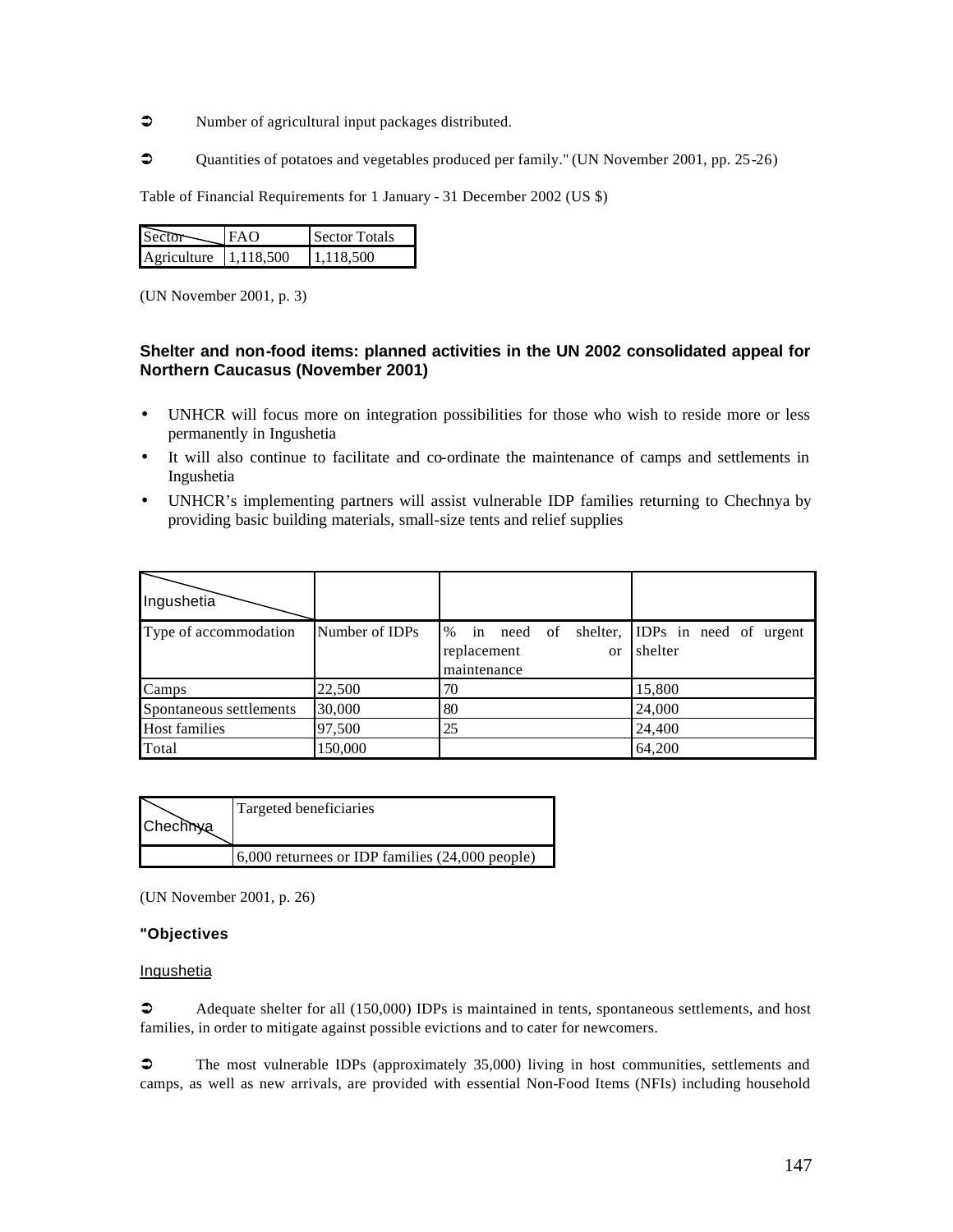➲ Number of agricultural input packages distributed.

➲ Quantities of potatoes and vegetables produced per family." (UN November 2001, pp. 25-26)

Table of Financial Requirements for 1 January - 31 December 2002 (US $)

| Sector | FAO | Sector Totals |
|---|---|---|
| Agriculture | 1,118,500 | 1,118,500 |

(UN November 2001, p. 3)

### Shelter and non-food items: planned activities in the UN 2002 consolidated appeal for Northern Caucasus (November 2001)

- UNHCR will focus more on integration possibilities for those who wish to reside more or less permanently in Ingushetia
- It will also continue to facilitate and co-ordinate the maintenance of camps and settlements in Ingushetia
- UNHCR's implementing partners will assist vulnerable IDP families returning to Chechnya by providing basic building materials, small-size tents and relief supplies

| Ingushetia | | | |
|---|---|---|---|
| Type of accommodation | Number of IDPs | % in need of shelter, replacement or maintenance | IDPs in need of urgent shelter |
| Camps | 22,500 | 70 | 15,800 |
| Spontaneous settlements | 30,000 | 80 | 24,000 |
| Host families | 97,500 | 25 | 24,400 |
| Total | 150,000 | | 64,200 |

| Chechnya | Targeted beneficiaries |
|---|---|
| | 6,000 returnees or IDP families (24,000 people) |

(UN November 2001, p. 26)

**"Objectives**

Ingushetia

➲ Adequate shelter for all (150,000) IDPs is maintained in tents, spontaneous settlements, and host families, in order to mitigate against possible evictions and to cater for newcomers.

➲ The most vulnerable IDPs (approximately 35,000) living in host communities, settlements and camps, as well as new arrivals, are provided with essential Non-Food Items (NFIs) including household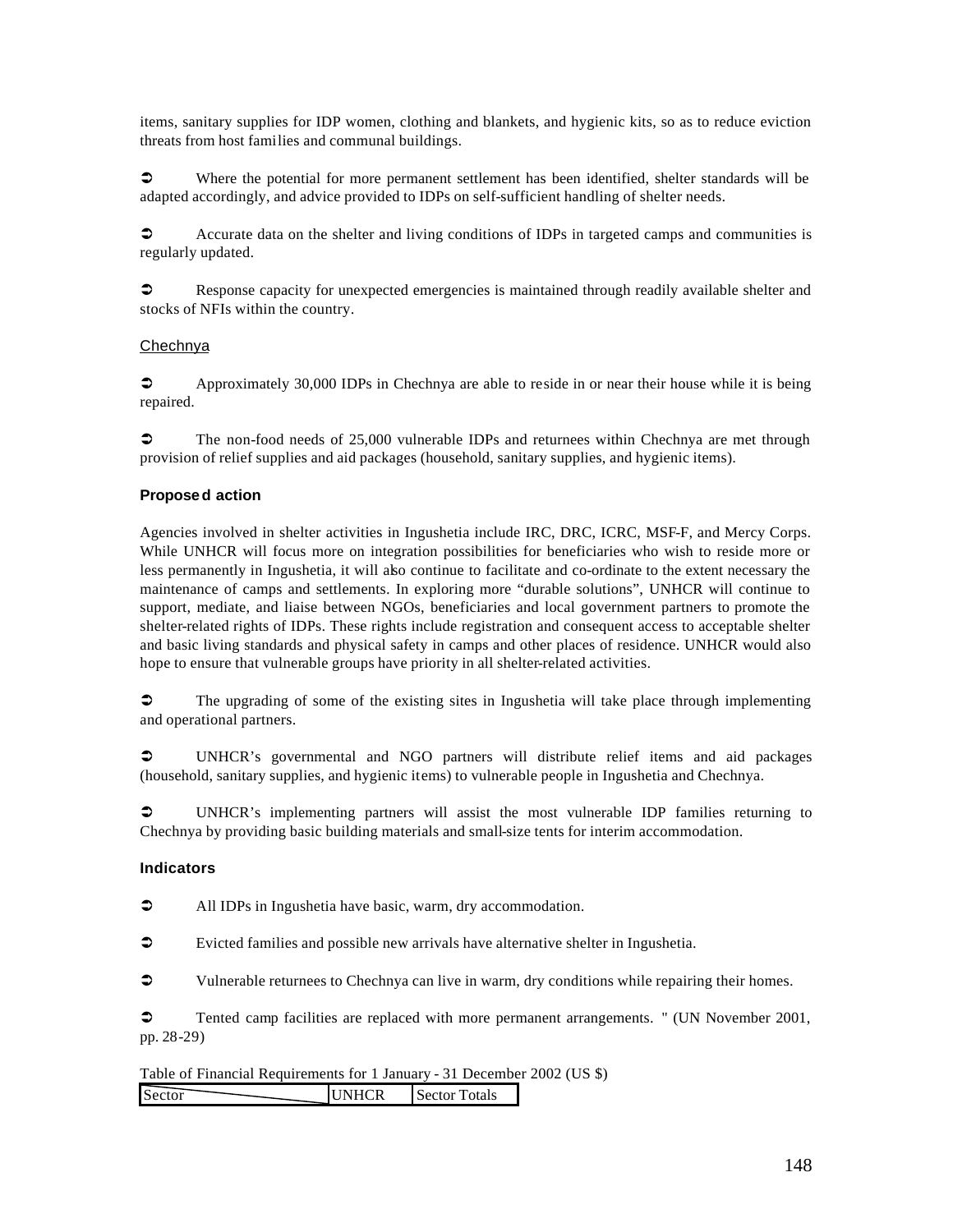items, sanitary supplies for IDP women, clothing and blankets, and hygienic kits, so as to reduce eviction threats from host families and communal buildings.

➲ Where the potential for more permanent settlement has been identified, shelter standards will be adapted accordingly, and advice provided to IDPs on self-sufficient handling of shelter needs.

➲ Accurate data on the shelter and living conditions of IDPs in targeted camps and communities is regularly updated.

➲ Response capacity for unexpected emergencies is maintained through readily available shelter and stocks of NFIs within the country.

Chechnya

➲ Approximately 30,000 IDPs in Chechnya are able to reside in or near their house while it is being repaired.

➲ The non-food needs of 25,000 vulnerable IDPs and returnees within Chechnya are met through provision of relief supplies and aid packages (household, sanitary supplies, and hygienic items).

**Proposed action**

Agencies involved in shelter activities in Ingushetia include IRC, DRC, ICRC, MSF-F, and Mercy Corps. While UNHCR will focus more on integration possibilities for beneficiaries who wish to reside more or less permanently in Ingushetia, it will also continue to facilitate and co-ordinate to the extent necessary the maintenance of camps and settlements. In exploring more "durable solutions", UNHCR will continue to support, mediate, and liaise between NGOs, beneficiaries and local government partners to promote the shelter-related rights of IDPs. These rights include registration and consequent access to acceptable shelter and basic living standards and physical safety in camps and other places of residence. UNHCR would also hope to ensure that vulnerable groups have priority in all shelter-related activities.

➲ The upgrading of some of the existing sites in Ingushetia will take place through implementing and operational partners.

➲ UNHCR's governmental and NGO partners will distribute relief items and aid packages (household, sanitary supplies, and hygienic items) to vulnerable people in Ingushetia and Chechnya.

➲ UNHCR's implementing partners will assist the most vulnerable IDP families returning to Chechnya by providing basic building materials and small-size tents for interim accommodation.

**Indicators**

➲ All IDPs in Ingushetia have basic, warm, dry accommodation.

➲ Evicted families and possible new arrivals have alternative shelter in Ingushetia.

➲ Vulnerable returnees to Chechnya can live in warm, dry conditions while repairing their homes.

➲ Tented camp facilities are replaced with more permanent arrangements. " (UN November 2001, pp. 28-29)

Table of Financial Requirements for 1 January - 31 December 2002 (US $)

| Sector | UNHCR | Sector Totals |
| --- | --- | --- |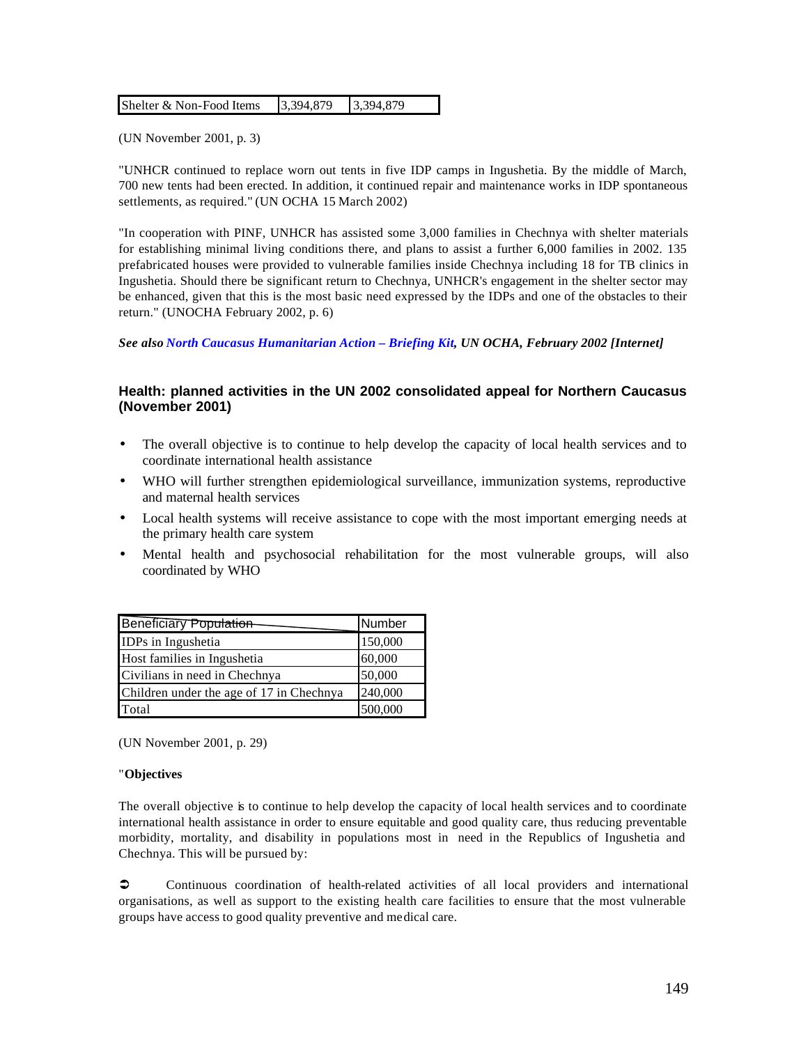| Shelter & Non-Food Items | 3,394,879 | 3,394,879 |
|---|---|---|

(UN November 2001, p. 3)

"UNHCR continued to replace worn out tents in five IDP camps in Ingushetia. By the middle of March, 700 new tents had been erected. In addition, it continued repair and maintenance works in IDP spontaneous settlements, as required." (UN OCHA 15 March 2002)

"In cooperation with PINF, UNHCR has assisted some 3,000 families in Chechnya with shelter materials for establishing minimal living conditions there, and plans to assist a further 6,000 families in 2002. 135 prefabricated houses were provided to vulnerable families inside Chechnya including 18 for TB clinics in Ingushetia. Should there be significant return to Chechnya, UNHCR's engagement in the shelter sector may be enhanced, given that this is the most basic need expressed by the IDPs and one of the obstacles to their return." (UNOCHA February 2002, p. 6)

***See also North Caucasus Humanitarian Action – Briefing Kit, UN OCHA, February 2002 [Internet]***

### Health: planned activities in the UN 2002 consolidated appeal for Northern Caucasus (November 2001)

- The overall objective is to continue to help develop the capacity of local health services and to coordinate international health assistance
- WHO will further strengthen epidemiological surveillance, immunization systems, reproductive and maternal health services
- Local health systems will receive assistance to cope with the most important emerging needs at the primary health care system
- Mental health and psychosocial rehabilitation for the most vulnerable groups, will also coordinated by WHO

| Beneficiary Population | Number |
|---|---|
| IDPs in Ingushetia | 150,000 |
| Host families in Ingushetia | 60,000 |
| Civilians in need in Chechnya | 50,000 |
| Children under the age of 17 in Chechnya | 240,000 |
| Total | 500,000 |

(UN November 2001, p. 29)

"**Objectives**

The overall objective is to continue to help develop the capacity of local health services and to coordinate international health assistance in order to ensure equitable and good quality care, thus reducing preventable morbidity, mortality, and disability in populations most in need in the Republics of Ingushetia and Chechnya. This will be pursued by:

➲ Continuous coordination of health-related activities of all local providers and international organisations, as well as support to the existing health care facilities to ensure that the most vulnerable groups have access to good quality preventive and medical care.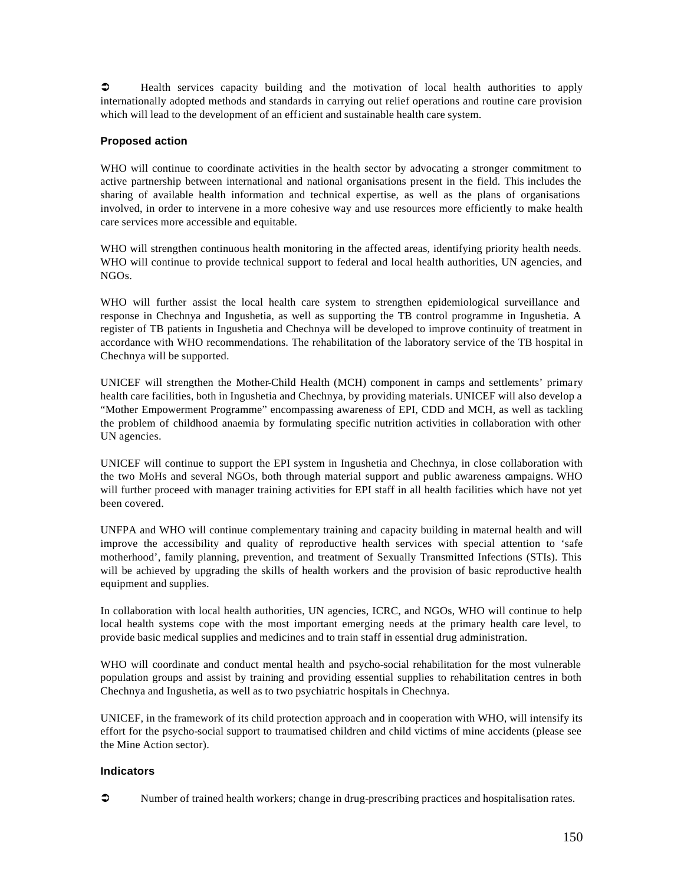- Health services capacity building and the motivation of local health authorities to apply internationally adopted methods and standards in carrying out relief operations and routine care provision which will lead to the development of an efficient and sustainable health care system.

### Proposed action

WHO will continue to coordinate activities in the health sector by advocating a stronger commitment to active partnership between international and national organisations present in the field. This includes the sharing of available health information and technical expertise, as well as the plans of organisations involved, in order to intervene in a more cohesive way and use resources more efficiently to make health care services more accessible and equitable.

WHO will strengthen continuous health monitoring in the affected areas, identifying priority health needs. WHO will continue to provide technical support to federal and local health authorities, UN agencies, and NGOs.

WHO will further assist the local health care system to strengthen epidemiological surveillance and response in Chechnya and Ingushetia, as well as supporting the TB control programme in Ingushetia. A register of TB patients in Ingushetia and Chechnya will be developed to improve continuity of treatment in accordance with WHO recommendations. The rehabilitation of the laboratory service of the TB hospital in Chechnya will be supported.

UNICEF will strengthen the Mother-Child Health (MCH) component in camps and settlements' primary health care facilities, both in Ingushetia and Chechnya, by providing materials. UNICEF will also develop a "Mother Empowerment Programme" encompassing awareness of EPI, CDD and MCH, as well as tackling the problem of childhood anaemia by formulating specific nutrition activities in collaboration with other UN agencies.

UNICEF will continue to support the EPI system in Ingushetia and Chechnya, in close collaboration with the two MoHs and several NGOs, both through material support and public awareness campaigns. WHO will further proceed with manager training activities for EPI staff in all health facilities which have not yet been covered.

UNFPA and WHO will continue complementary training and capacity building in maternal health and will improve the accessibility and quality of reproductive health services with special attention to 'safe motherhood', family planning, prevention, and treatment of Sexually Transmitted Infections (STIs). This will be achieved by upgrading the skills of health workers and the provision of basic reproductive health equipment and supplies.

In collaboration with local health authorities, UN agencies, ICRC, and NGOs, WHO will continue to help local health systems cope with the most important emerging needs at the primary health care level, to provide basic medical supplies and medicines and to train staff in essential drug administration.

WHO will coordinate and conduct mental health and psycho-social rehabilitation for the most vulnerable population groups and assist by training and providing essential supplies to rehabilitation centres in both Chechnya and Ingushetia, as well as to two psychiatric hospitals in Chechnya.

UNICEF, in the framework of its child protection approach and in cooperation with WHO, will intensify its effort for the psycho-social support to traumatised children and child victims of mine accidents (please see the Mine Action sector).

### Indicators

- Number of trained health workers; change in drug-prescribing practices and hospitalisation rates.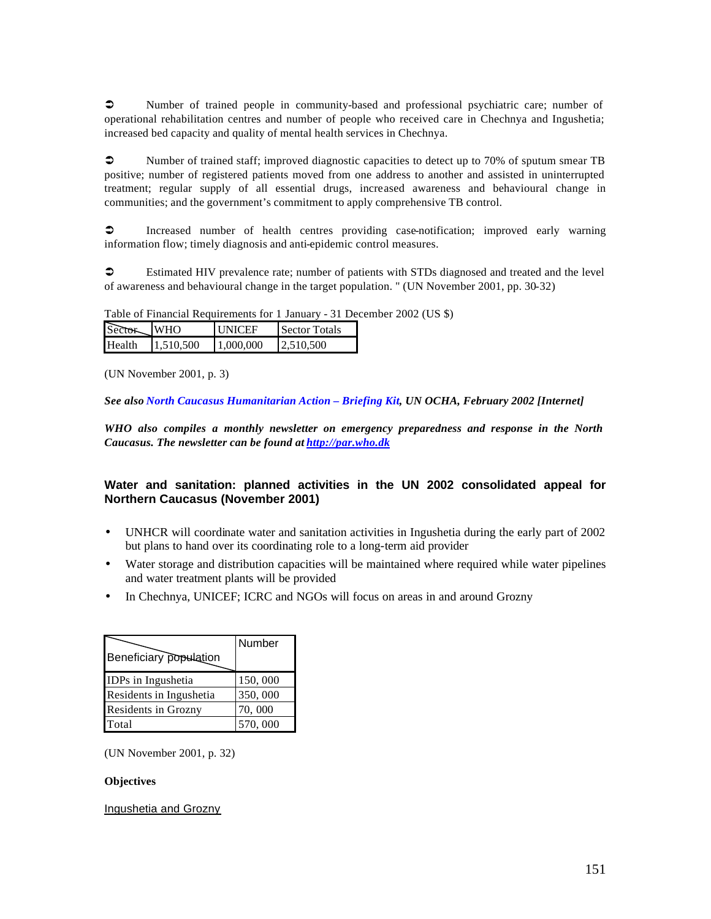➲ Number of trained people in community-based and professional psychiatric care; number of operational rehabilitation centres and number of people who received care in Chechnya and Ingushetia; increased bed capacity and quality of mental health services in Chechnya.

➲ Number of trained staff; improved diagnostic capacities to detect up to 70% of sputum smear TB positive; number of registered patients moved from one address to another and assisted in uninterrupted treatment; regular supply of all essential drugs, increased awareness and behavioural change in communities; and the government's commitment to apply comprehensive TB control.

➲ Increased number of health centres providing case-notification; improved early warning information flow; timely diagnosis and anti-epidemic control measures.

➲ Estimated HIV prevalence rate; number of patients with STDs diagnosed and treated and the level of awareness and behavioural change in the target population. " (UN November 2001, pp. 30-32)

Table of Financial Requirements for 1 January - 31 December 2002 (US $)

| Sector | WHO | UNICEF | Sector Totals |
|---|---|---|---|
| Health | 1,510,500 | 1,000,000 | 2,510,500 |

(UN November 2001, p. 3)

***See also North Caucasus Humanitarian Action – Briefing Kit, UN OCHA, February 2002 [Internet]***

***WHO also compiles a monthly newsletter on emergency preparedness and response in the North Caucasus. The newsletter can be found at http://par.who.dk***

### Water and sanitation: planned activities in the UN 2002 consolidated appeal for Northern Caucasus (November 2001)

- UNHCR will coordinate water and sanitation activities in Ingushetia during the early part of 2002 but plans to hand over its coordinating role to a long-term aid provider
- Water storage and distribution capacities will be maintained where required while water pipelines and water treatment plants will be provided
- In Chechnya, UNICEF; ICRC and NGOs will focus on areas in and around Grozny

| Beneficiary population | Number |
|---|---|
| IDPs in Ingushetia | 150, 000 |
| Residents in Ingushetia | 350, 000 |
| Residents in Grozny | 70, 000 |
| Total | 570, 000 |

(UN November 2001, p. 32)

**Objectives**

Ingushetia and Grozny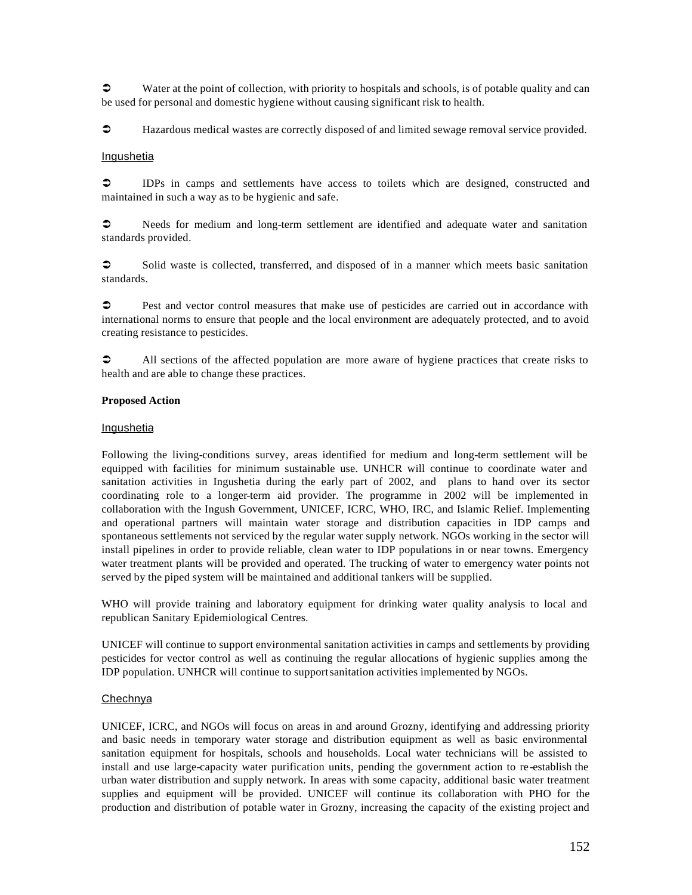➲ Water at the point of collection, with priority to hospitals and schools, is of potable quality and can be used for personal and domestic hygiene without causing significant risk to health.

➲ Hazardous medical wastes are correctly disposed of and limited sewage removal service provided.

Ingushetia

➲ IDPs in camps and settlements have access to toilets which are designed, constructed and maintained in such a way as to be hygienic and safe.

➲ Needs for medium and long-term settlement are identified and adequate water and sanitation standards provided.

➲ Solid waste is collected, transferred, and disposed of in a manner which meets basic sanitation standards.

➲ Pest and vector control measures that make use of pesticides are carried out in accordance with international norms to ensure that people and the local environment are adequately protected, and to avoid creating resistance to pesticides.

➲ All sections of the affected population are more aware of hygiene practices that create risks to health and are able to change these practices.

**Proposed Action**

Ingushetia

Following the living-conditions survey, areas identified for medium and long-term settlement will be equipped with facilities for minimum sustainable use. UNHCR will continue to coordinate water and sanitation activities in Ingushetia during the early part of 2002, and plans to hand over its sector coordinating role to a longer-term aid provider. The programme in 2002 will be implemented in collaboration with the Ingush Government, UNICEF, ICRC, WHO, IRC, and Islamic Relief. Implementing and operational partners will maintain water storage and distribution capacities in IDP camps and spontaneous settlements not serviced by the regular water supply network. NGOs working in the sector will install pipelines in order to provide reliable, clean water to IDP populations in or near towns. Emergency water treatment plants will be provided and operated. The trucking of water to emergency water points not served by the piped system will be maintained and additional tankers will be supplied.

WHO will provide training and laboratory equipment for drinking water quality analysis to local and republican Sanitary Epidemiological Centres.

UNICEF will continue to support environmental sanitation activities in camps and settlements by providing pesticides for vector control as well as continuing the regular allocations of hygienic supplies among the IDP population. UNHCR will continue to support sanitation activities implemented by NGOs.

Chechnya

UNICEF, ICRC, and NGOs will focus on areas in and around Grozny, identifying and addressing priority and basic needs in temporary water storage and distribution equipment as well as basic environmental sanitation equipment for hospitals, schools and households. Local water technicians will be assisted to install and use large-capacity water purification units, pending the government action to re-establish the urban water distribution and supply network. In areas with some capacity, additional basic water treatment supplies and equipment will be provided. UNICEF will continue its collaboration with PHO for the production and distribution of potable water in Grozny, increasing the capacity of the existing project and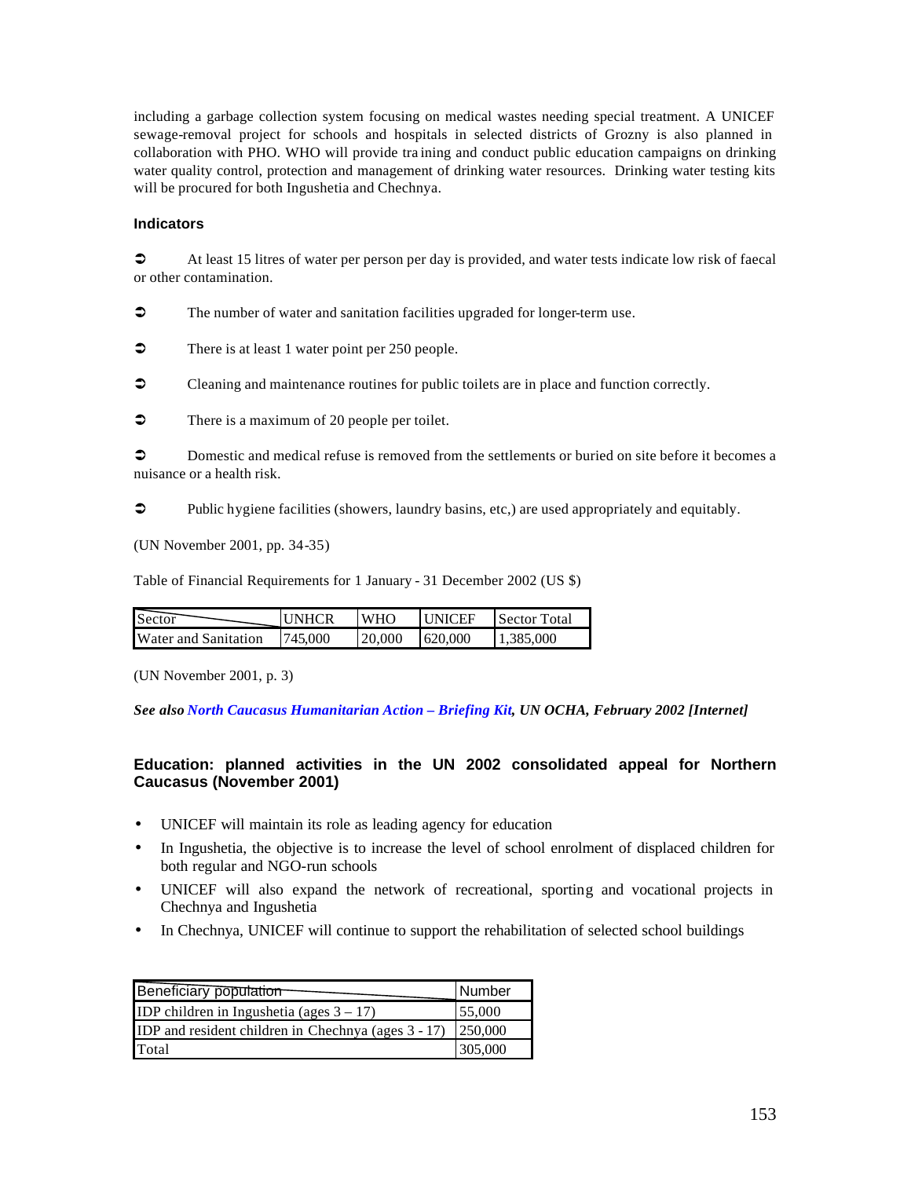including a garbage collection system focusing on medical wastes needing special treatment. A UNICEF sewage-removal project for schools and hospitals in selected districts of Grozny is also planned in collaboration with PHO. WHO will provide training and conduct public education campaigns on drinking water quality control, protection and management of drinking water resources. Drinking water testing kits will be procured for both Ingushetia and Chechnya.

**Indicators**

➲ At least 15 litres of water per person per day is provided, and water tests indicate low risk of faecal or other contamination.

➲ The number of water and sanitation facilities upgraded for longer-term use.

➲ There is at least 1 water point per 250 people.

➲ Cleaning and maintenance routines for public toilets are in place and function correctly.

➲ There is a maximum of 20 people per toilet.

➲ Domestic and medical refuse is removed from the settlements or buried on site before it becomes a nuisance or a health risk.

➲ Public hygiene facilities (showers, laundry basins, etc,) are used appropriately and equitably.

(UN November 2001, pp. 34-35)

Table of Financial Requirements for 1 January - 31 December 2002 (US $)

| Sector | UNHCR | WHO | UNICEF | Sector Total |
|---|---|---|---|---|
| Water and Sanitation | 745,000 | 20,000 | 620,000 | 1,385,000 |

(UN November 2001, p. 3)

***See also** North Caucasus Humanitarian Action – Briefing Kit, UN OCHA, February 2002 [Internet]*

### Education: planned activities in the UN 2002 consolidated appeal for Northern Caucasus (November 2001)

- UNICEF will maintain its role as leading agency for education
- In Ingushetia, the objective is to increase the level of school enrolment of displaced children for both regular and NGO-run schools
- UNICEF will also expand the network of recreational, sporting and vocational projects in Chechnya and Ingushetia
- In Chechnya, UNICEF will continue to support the rehabilitation of selected school buildings

| Beneficiary population | Number |
|---|---|
| IDP children in Ingushetia (ages 3 – 17) | 55,000 |
| IDP and resident children in Chechnya (ages 3 - 17) | 250,000 |
| Total | 305,000 |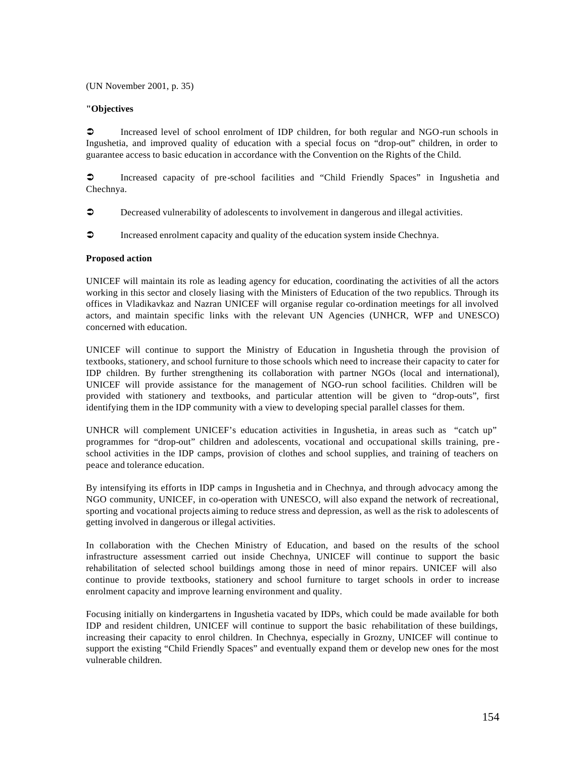(UN November 2001, p. 35)

**"Objectives**

➲ Increased level of school enrolment of IDP children, for both regular and NGO-run schools in Ingushetia, and improved quality of education with a special focus on "drop-out" children, in order to guarantee access to basic education in accordance with the Convention on the Rights of the Child.

➲ Increased capacity of pre-school facilities and "Child Friendly Spaces" in Ingushetia and Chechnya.

➲ Decreased vulnerability of adolescents to involvement in dangerous and illegal activities.

➲ Increased enrolment capacity and quality of the education system inside Chechnya.

**Proposed action**

UNICEF will maintain its role as leading agency for education, coordinating the activities of all the actors working in this sector and closely liasing with the Ministers of Education of the two republics. Through its offices in Vladikavkaz and Nazran UNICEF will organise regular co-ordination meetings for all involved actors, and maintain specific links with the relevant UN Agencies (UNHCR, WFP and UNESCO) concerned with education.

UNICEF will continue to support the Ministry of Education in Ingushetia through the provision of textbooks, stationery, and school furniture to those schools which need to increase their capacity to cater for IDP children. By further strengthening its collaboration with partner NGOs (local and international), UNICEF will provide assistance for the management of NGO-run school facilities. Children will be provided with stationery and textbooks, and particular attention will be given to "drop-outs", first identifying them in the IDP community with a view to developing special parallel classes for them.

UNHCR will complement UNICEF's education activities in Ingushetia, in areas such as "catch up" programmes for "drop-out" children and adolescents, vocational and occupational skills training, pre-school activities in the IDP camps, provision of clothes and school supplies, and training of teachers on peace and tolerance education.

By intensifying its efforts in IDP camps in Ingushetia and in Chechnya, and through advocacy among the NGO community, UNICEF, in co-operation with UNESCO, will also expand the network of recreational, sporting and vocational projects aiming to reduce stress and depression, as well as the risk to adolescents of getting involved in dangerous or illegal activities.

In collaboration with the Chechen Ministry of Education, and based on the results of the school infrastructure assessment carried out inside Chechnya, UNICEF will continue to support the basic rehabilitation of selected school buildings among those in need of minor repairs. UNICEF will also continue to provide textbooks, stationery and school furniture to target schools in order to increase enrolment capacity and improve learning environment and quality.

Focusing initially on kindergartens in Ingushetia vacated by IDPs, which could be made available for both IDP and resident children, UNICEF will continue to support the basic rehabilitation of these buildings, increasing their capacity to enrol children. In Chechnya, especially in Grozny, UNICEF will continue to support the existing "Child Friendly Spaces" and eventually expand them or develop new ones for the most vulnerable children.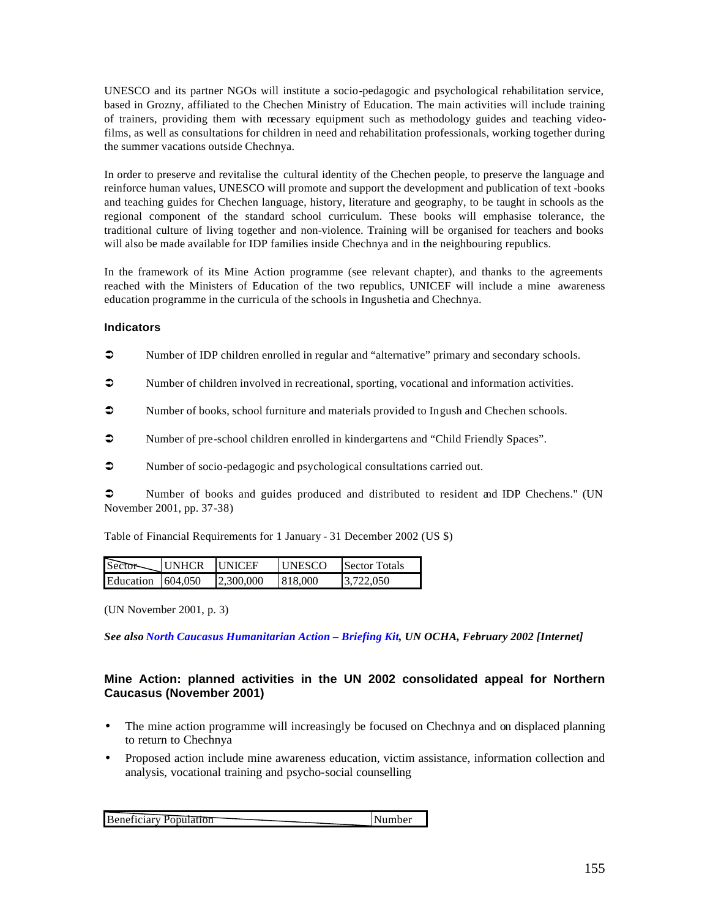UNESCO and its partner NGOs will institute a socio-pedagogic and psychological rehabilitation service, based in Grozny, affiliated to the Chechen Ministry of Education. The main activities will include training of trainers, providing them with necessary equipment such as methodology guides and teaching video-films, as well as consultations for children in need and rehabilitation professionals, working together during the summer vacations outside Chechnya.

In order to preserve and revitalise the cultural identity of the Chechen people, to preserve the language and reinforce human values, UNESCO will promote and support the development and publication of text-books and teaching guides for Chechen language, history, literature and geography, to be taught in schools as the regional component of the standard school curriculum. These books will emphasise tolerance, the traditional culture of living together and non-violence. Training will be organised for teachers and books will also be made available for IDP families inside Chechnya and in the neighbouring republics.

In the framework of its Mine Action programme (see relevant chapter), and thanks to the agreements reached with the Ministers of Education of the two republics, UNICEF will include a mine awareness education programme in the curricula of the schools in Ingushetia and Chechnya.

**Indicators**

- Number of IDP children enrolled in regular and "alternative" primary and secondary schools.
- Number of children involved in recreational, sporting, vocational and information activities.
- Number of books, school furniture and materials provided to Ingush and Chechen schools.
- Number of pre-school children enrolled in kindergartens and "Child Friendly Spaces".
- Number of socio-pedagogic and psychological consultations carried out.
- Number of books and guides produced and distributed to resident and IDP Chechens." (UN November 2001, pp. 37-38)

Table of Financial Requirements for 1 January - 31 December 2002 (US $)

| Sector | UNHCR | UNICEF | UNESCO | Sector Totals |
|---|---|---|---|---|
| Education | 604,050 | 2,300,000 | 818,000 | 3,722,050 |

(UN November 2001, p. 3)

***See also North Caucasus Humanitarian Action – Briefing Kit, UN OCHA, February 2002 [Internet]***

### Mine Action: planned activities in the UN 2002 consolidated appeal for Northern Caucasus (November 2001)

- The mine action programme will increasingly be focused on Chechnya and on displaced planning to return to Chechnya
- Proposed action include mine awareness education, victim assistance, information collection and analysis, vocational training and psycho-social counselling

| Beneficiary Population | Number |
|---|---|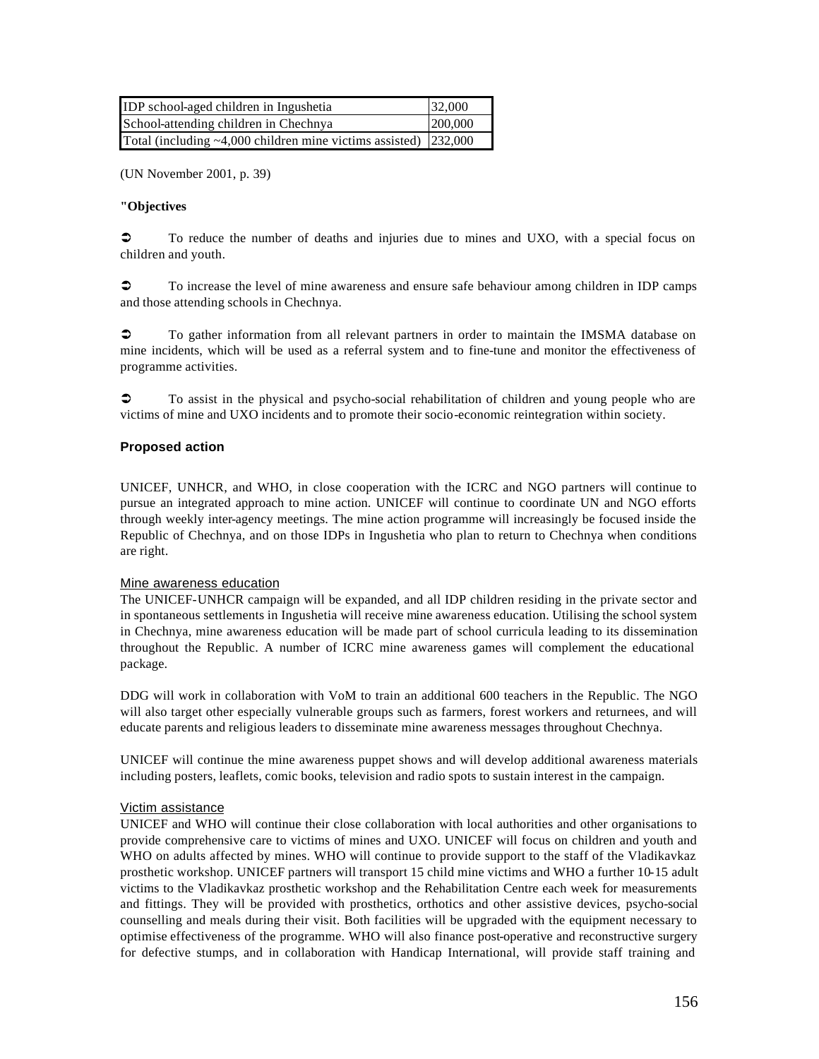| IDP school-aged children in Ingushetia | 32,000 |
|---|---|
| School-attending children in Chechnya | 200,000 |
| Total (including ~4,000 children mine victims assisted) | 232,000 |

(UN November 2001, p. 39)

**"Objectives**

➲ To reduce the number of deaths and injuries due to mines and UXO, with a special focus on children and youth.

➲ To increase the level of mine awareness and ensure safe behaviour among children in IDP camps and those attending schools in Chechnya.

➲ To gather information from all relevant partners in order to maintain the IMSMA database on mine incidents, which will be used as a referral system and to fine-tune and monitor the effectiveness of programme activities.

➲ To assist in the physical and psycho-social rehabilitation of children and young people who are victims of mine and UXO incidents and to promote their socio-economic reintegration within society.

**Proposed action**

UNICEF, UNHCR, and WHO, in close cooperation with the ICRC and NGO partners will continue to pursue an integrated approach to mine action. UNICEF will continue to coordinate UN and NGO efforts through weekly inter-agency meetings. The mine action programme will increasingly be focused inside the Republic of Chechnya, and on those IDPs in Ingushetia who plan to return to Chechnya when conditions are right.

Mine awareness education

The UNICEF-UNHCR campaign will be expanded, and all IDP children residing in the private sector and in spontaneous settlements in Ingushetia will receive mine awareness education. Utilising the school system in Chechnya, mine awareness education will be made part of school curricula leading to its dissemination throughout the Republic. A number of ICRC mine awareness games will complement the educational package.

DDG will work in collaboration with VoM to train an additional 600 teachers in the Republic. The NGO will also target other especially vulnerable groups such as farmers, forest workers and returnees, and will educate parents and religious leaders to disseminate mine awareness messages throughout Chechnya.

UNICEF will continue the mine awareness puppet shows and will develop additional awareness materials including posters, leaflets, comic books, television and radio spots to sustain interest in the campaign.

Victim assistance

UNICEF and WHO will continue their close collaboration with local authorities and other organisations to provide comprehensive care to victims of mines and UXO. UNICEF will focus on children and youth and WHO on adults affected by mines. WHO will continue to provide support to the staff of the Vladikavkaz prosthetic workshop. UNICEF partners will transport 15 child mine victims and WHO a further 10-15 adult victims to the Vladikavkaz prosthetic workshop and the Rehabilitation Centre each week for measurements and fittings. They will be provided with prosthetics, orthotics and other assistive devices, psycho-social counselling and meals during their visit. Both facilities will be upgraded with the equipment necessary to optimise effectiveness of the programme. WHO will also finance post-operative and reconstructive surgery for defective stumps, and in collaboration with Handicap International, will provide staff training and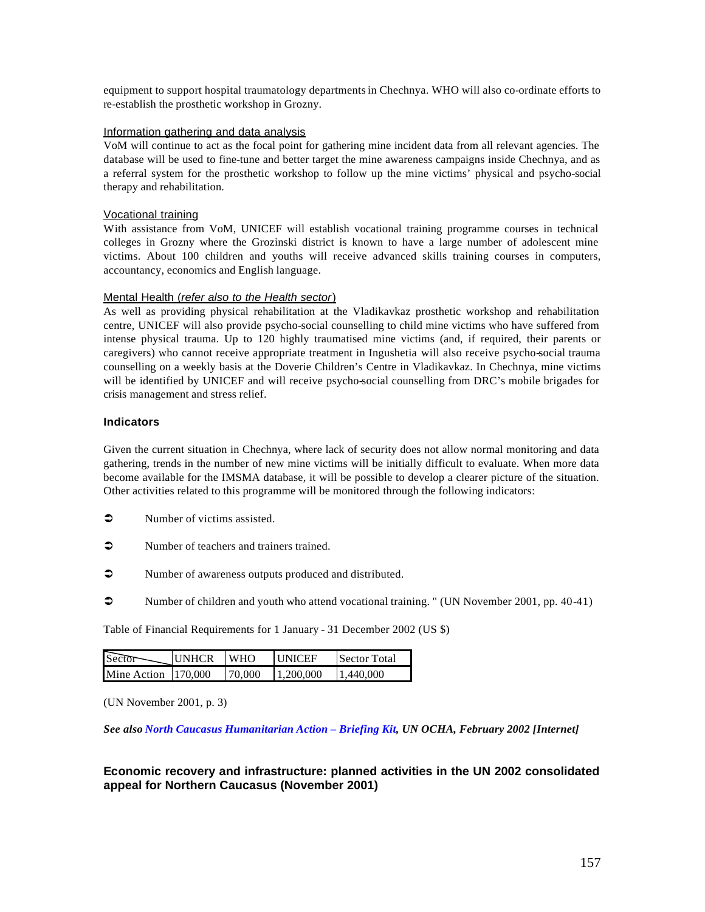equipment to support hospital traumatology departments in Chechnya. WHO will also co-ordinate efforts to re-establish the prosthetic workshop in Grozny.

<u>Information gathering and data analysis</u>
VoM will continue to act as the focal point for gathering mine incident data from all relevant agencies. The database will be used to fine-tune and better target the mine awareness campaigns inside Chechnya, and as a referral system for the prosthetic workshop to follow up the mine victims' physical and psycho-social therapy and rehabilitation.

<u>Vocational training</u>
With assistance from VoM, UNICEF will establish vocational training programme courses in technical colleges in Grozny where the Grozinski district is known to have a large number of adolescent mine victims. About 100 children and youths will receive advanced skills training courses in computers, accountancy, economics and English language.

<u>Mental Health (*refer also to the Health sector*)</u>
As well as providing physical rehabilitation at the Vladikavkaz prosthetic workshop and rehabilitation centre, UNICEF will also provide psycho-social counselling to child mine victims who have suffered from intense physical trauma. Up to 120 highly traumatised mine victims (and, if required, their parents or caregivers) who cannot receive appropriate treatment in Ingushetia will also receive psycho-social trauma counselling on a weekly basis at the Doverie Children's Centre in Vladikavkaz. In Chechnya, mine victims will be identified by UNICEF and will receive psycho-social counselling from DRC's mobile brigades for crisis management and stress relief.

**Indicators**

Given the current situation in Chechnya, where lack of security does not allow normal monitoring and data gathering, trends in the number of new mine victims will be initially difficult to evaluate. When more data become available for the IMSMA database, it will be possible to develop a clearer picture of the situation. Other activities related to this programme will be monitored through the following indicators:

- Number of victims assisted.
- Number of teachers and trainers trained.
- Number of awareness outputs produced and distributed.
- Number of children and youth who attend vocational training. " (UN November 2001, pp. 40-41)

Table of Financial Requirements for 1 January - 31 December 2002 (US $)

| Sector | UNHCR | WHO | UNICEF | Sector Total |
|---|---|---|---|---|
| Mine Action | 170,000 | 70,000 | 1,200,000 | 1,440,000 |

(UN November 2001, p. 3)

***See also* North Caucasus Humanitarian Action – Briefing Kit*, UN OCHA, February 2002 [Internet]***

### Economic recovery and infrastructure: planned activities in the UN 2002 consolidated appeal for Northern Caucasus (November 2001)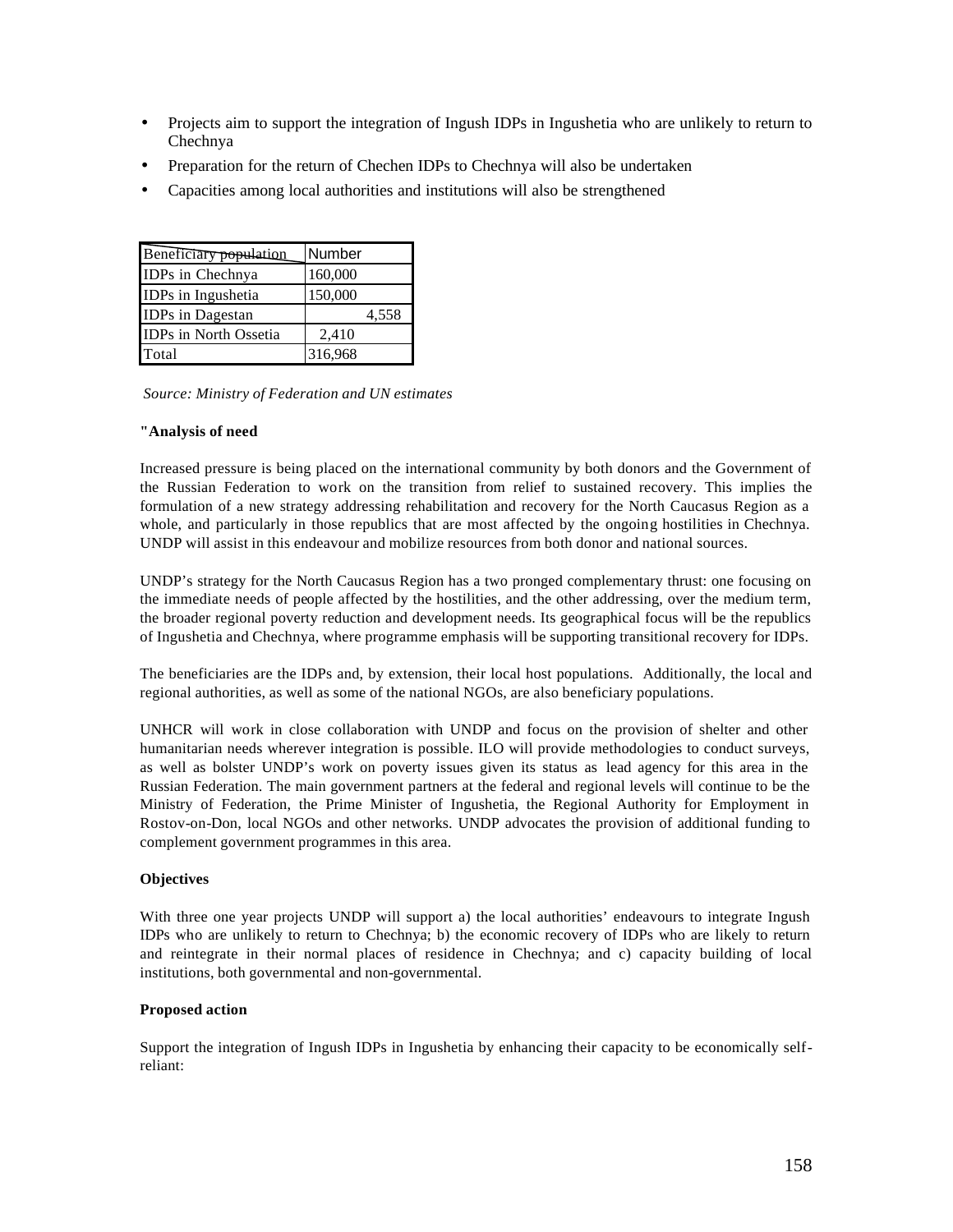- Projects aim to support the integration of Ingush IDPs in Ingushetia who are unlikely to return to Chechnya
- Preparation for the return of Chechen IDPs to Chechnya will also be undertaken
- Capacities among local authorities and institutions will also be strengthened

| Beneficiary population | Number |
|---|---|
| IDPs in Chechnya | 160,000 |
| IDPs in Ingushetia | 150,000 |
| IDPs in Dagestan | 4,558 |
| IDPs in North Ossetia | 2,410 |
| Total | 316,968 |

*Source: Ministry of Federation and UN estimates*

**"Analysis of need**

Increased pressure is being placed on the international community by both donors and the Government of the Russian Federation to work on the transition from relief to sustained recovery. This implies the formulation of a new strategy addressing rehabilitation and recovery for the North Caucasus Region as a whole, and particularly in those republics that are most affected by the ongoing hostilities in Chechnya. UNDP will assist in this endeavour and mobilize resources from both donor and national sources.

UNDP's strategy for the North Caucasus Region has a two pronged complementary thrust: one focusing on the immediate needs of people affected by the hostilities, and the other addressing, over the medium term, the broader regional poverty reduction and development needs. Its geographical focus will be the republics of Ingushetia and Chechnya, where programme emphasis will be supporting transitional recovery for IDPs.

The beneficiaries are the IDPs and, by extension, their local host populations. Additionally, the local and regional authorities, as well as some of the national NGOs, are also beneficiary populations.

UNHCR will work in close collaboration with UNDP and focus on the provision of shelter and other humanitarian needs wherever integration is possible. ILO will provide methodologies to conduct surveys, as well as bolster UNDP's work on poverty issues given its status as lead agency for this area in the Russian Federation. The main government partners at the federal and regional levels will continue to be the Ministry of Federation, the Prime Minister of Ingushetia, the Regional Authority for Employment in Rostov-on-Don, local NGOs and other networks. UNDP advocates the provision of additional funding to complement government programmes in this area.

**Objectives**

With three one year projects UNDP will support a) the local authorities' endeavours to integrate Ingush IDPs who are unlikely to return to Chechnya; b) the economic recovery of IDPs who are likely to return and reintegrate in their normal places of residence in Chechnya; and c) capacity building of local institutions, both governmental and non-governmental.

**Proposed action**

Support the integration of Ingush IDPs in Ingushetia by enhancing their capacity to be economically self-reliant: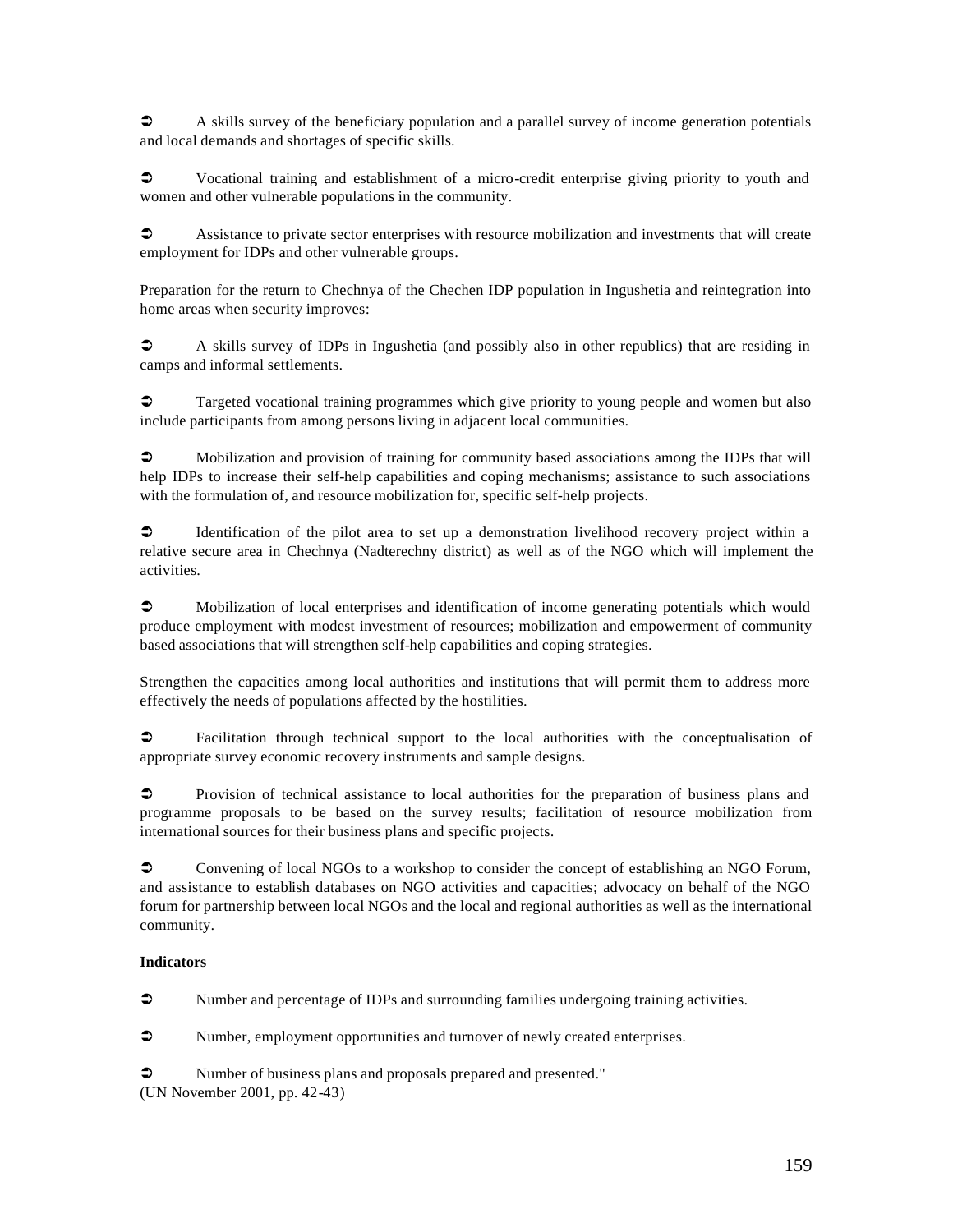➲ A skills survey of the beneficiary population and a parallel survey of income generation potentials and local demands and shortages of specific skills.

➲ Vocational training and establishment of a micro-credit enterprise giving priority to youth and women and other vulnerable populations in the community.

➲ Assistance to private sector enterprises with resource mobilization and investments that will create employment for IDPs and other vulnerable groups.

Preparation for the return to Chechnya of the Chechen IDP population in Ingushetia and reintegration into home areas when security improves:

➲ A skills survey of IDPs in Ingushetia (and possibly also in other republics) that are residing in camps and informal settlements.

➲ Targeted vocational training programmes which give priority to young people and women but also include participants from among persons living in adjacent local communities.

➲ Mobilization and provision of training for community based associations among the IDPs that will help IDPs to increase their self-help capabilities and coping mechanisms; assistance to such associations with the formulation of, and resource mobilization for, specific self-help projects.

➲ Identification of the pilot area to set up a demonstration livelihood recovery project within a relative secure area in Chechnya (Nadterechny district) as well as of the NGO which will implement the activities.

➲ Mobilization of local enterprises and identification of income generating potentials which would produce employment with modest investment of resources; mobilization and empowerment of community based associations that will strengthen self-help capabilities and coping strategies.

Strengthen the capacities among local authorities and institutions that will permit them to address more effectively the needs of populations affected by the hostilities.

➲ Facilitation through technical support to the local authorities with the conceptualisation of appropriate survey economic recovery instruments and sample designs.

➲ Provision of technical assistance to local authorities for the preparation of business plans and programme proposals to be based on the survey results; facilitation of resource mobilization from international sources for their business plans and specific projects.

➲ Convening of local NGOs to a workshop to consider the concept of establishing an NGO Forum, and assistance to establish databases on NGO activities and capacities; advocacy on behalf of the NGO forum for partnership between local NGOs and the local and regional authorities as well as the international community.

**Indicators**

➲ Number and percentage of IDPs and surrounding families undergoing training activities.

➲ Number, employment opportunities and turnover of newly created enterprises.

➲ Number of business plans and proposals prepared and presented."
(UN November 2001, pp. 42-43)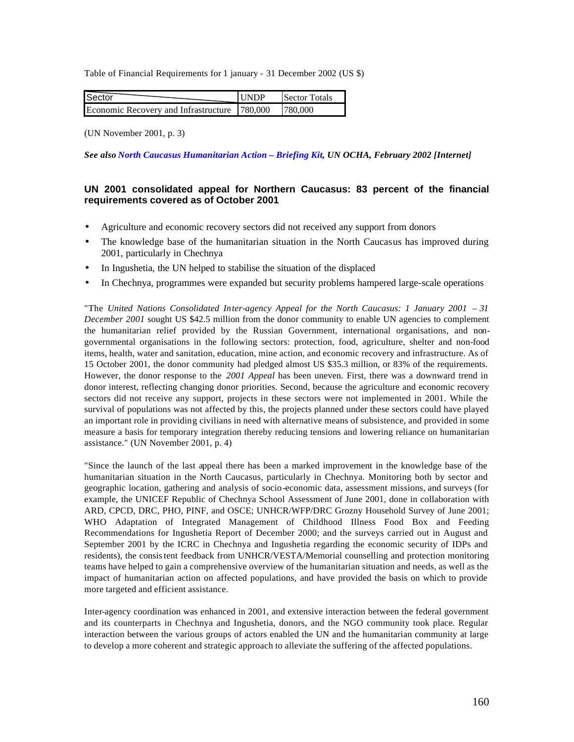Table of Financial Requirements for 1 january - 31 December 2002 (US $)

| Sector | UNDP | Sector Totals |
|---|---|---|
| Economic Recovery and Infrastructure | 780,000 | 780,000 |

(UN November 2001, p. 3)

***See also** [North Caucasus Humanitarian Action – Briefing Kit](), UN OCHA, February 2002 [Internet]*

### UN 2001 consolidated appeal for Northern Caucasus: 83 percent of the financial requirements covered as of October 2001

- Agriculture and economic recovery sectors did not received any support from donors
- The knowledge base of the humanitarian situation in the North Caucasus has improved during 2001, particularly in Chechnya
- In Ingushetia, the UN helped to stabilise the situation of the displaced
- In Chechnya, programmes were expanded but security problems hampered large-scale operations

"The *United Nations Consolidated Inter-agency Appeal for the North Caucasus: 1 January 2001 – 31 December 2001* sought US $42.5 million from the donor community to enable UN agencies to complement the humanitarian relief provided by the Russian Government, international organisations, and non-governmental organisations in the following sectors: protection, food, agriculture, shelter and non-food items, health, water and sanitation, education, mine action, and economic recovery and infrastructure. As of 15 October 2001, the donor community had pledged almost US $35.3 million, or 83% of the requirements. However, the donor response to the *2001 Appeal* has been uneven. First, there was a downward trend in donor interest, reflecting changing donor priorities. Second, because the agriculture and economic recovery sectors did not receive any support, projects in these sectors were not implemented in 2001. While the survival of populations was not affected by this, the projects planned under these sectors could have played an important role in providing civilians in need with alternative means of subsistence, and provided in some measure a basis for temporary integration thereby reducing tensions and lowering reliance on humanitarian assistance." (UN November 2001, p. 4)

"Since the launch of the last appeal there has been a marked improvement in the knowledge base of the humanitarian situation in the North Caucasus, particularly in Chechnya. Monitoring both by sector and geographic location, gathering and analysis of socio-economic data, assessment missions, and surveys (for example, the UNICEF Republic of Chechnya School Assessment of June 2001, done in collaboration with ARD, CPCD, DRC, PHO, PINF, and OSCE; UNHCR/WFP/DRC Grozny Household Survey of June 2001; WHO Adaptation of Integrated Management of Childhood Illness Food Box and Feeding Recommendations for Ingushetia Report of December 2000; and the surveys carried out in August and September 2001 by the ICRC in Chechnya and Ingushetia regarding the economic security of IDPs and residents), the consistent feedback from UNHCR/VESTA/Memorial counselling and protection monitoring teams have helped to gain a comprehensive overview of the humanitarian situation and needs, as well as the impact of humanitarian action on affected populations, and have provided the basis on which to provide more targeted and efficient assistance.

Inter-agency coordination was enhanced in 2001, and extensive interaction between the federal government and its counterparts in Chechnya and Ingushetia, donors, and the NGO community took place. Regular interaction between the various groups of actors enabled the UN and the humanitarian community at large to develop a more coherent and strategic approach to alleviate the suffering of the affected populations.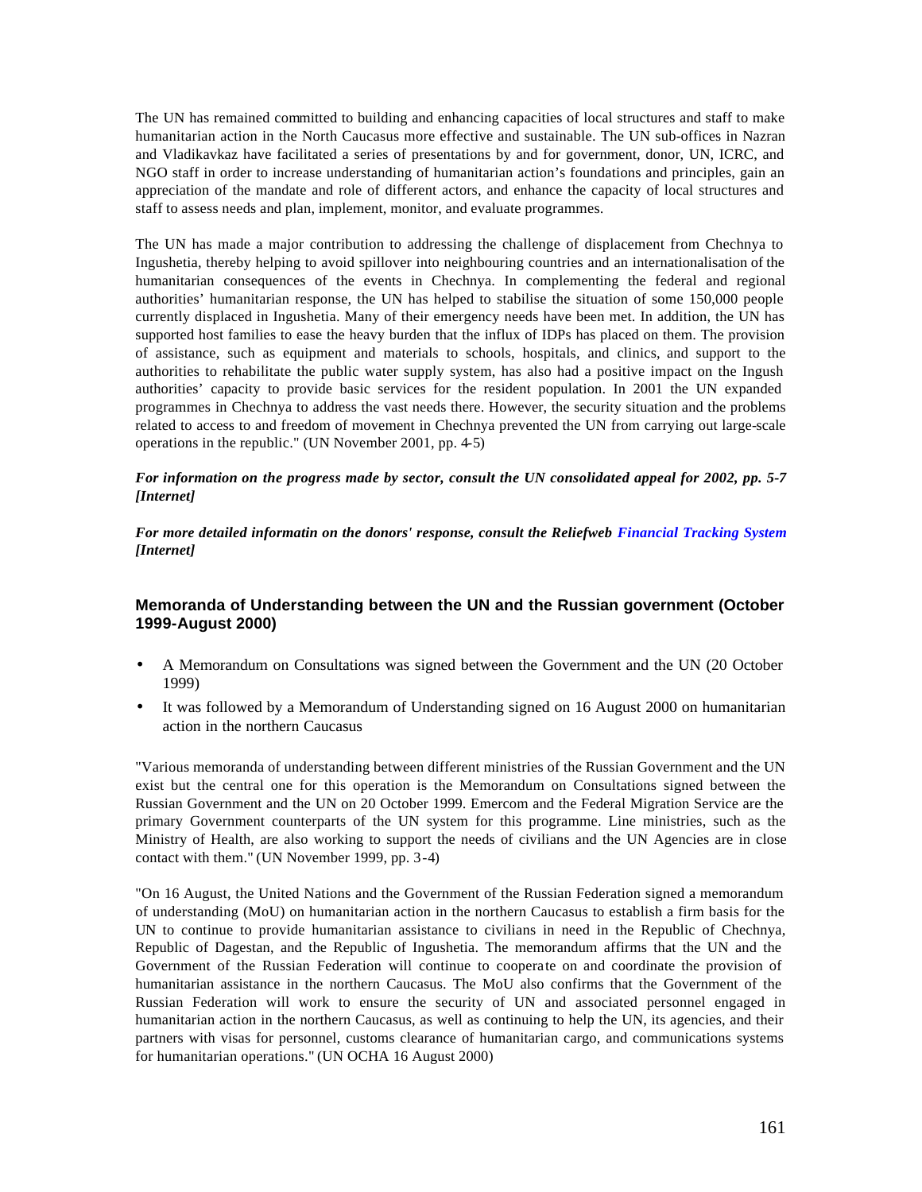The UN has remained committed to building and enhancing capacities of local structures and staff to make humanitarian action in the North Caucasus more effective and sustainable. The UN sub-offices in Nazran and Vladikavkaz have facilitated a series of presentations by and for government, donor, UN, ICRC, and NGO staff in order to increase understanding of humanitarian action's foundations and principles, gain an appreciation of the mandate and role of different actors, and enhance the capacity of local structures and staff to assess needs and plan, implement, monitor, and evaluate programmes.

The UN has made a major contribution to addressing the challenge of displacement from Chechnya to Ingushetia, thereby helping to avoid spillover into neighbouring countries and an internationalisation of the humanitarian consequences of the events in Chechnya. In complementing the federal and regional authorities' humanitarian response, the UN has helped to stabilise the situation of some 150,000 people currently displaced in Ingushetia. Many of their emergency needs have been met. In addition, the UN has supported host families to ease the heavy burden that the influx of IDPs has placed on them. The provision of assistance, such as equipment and materials to schools, hospitals, and clinics, and support to the authorities to rehabilitate the public water supply system, has also had a positive impact on the Ingush authorities' capacity to provide basic services for the resident population. In 2001 the UN expanded programmes in Chechnya to address the vast needs there. However, the security situation and the problems related to access to and freedom of movement in Chechnya prevented the UN from carrying out large-scale operations in the republic." (UN November 2001, pp. 4-5)

***For information on the progress made by sector, consult the UN consolidated appeal for 2002, pp. 5-7 [Internet]***

***For more detailed informatin on the donors' response, consult the Reliefweb Financial Tracking System [Internet]***

## Memoranda of Understanding between the UN and the Russian government (October 1999-August 2000)

- A Memorandum on Consultations was signed between the Government and the UN (20 October 1999)
- It was followed by a Memorandum of Understanding signed on 16 August 2000 on humanitarian action in the northern Caucasus

"Various memoranda of understanding between different ministries of the Russian Government and the UN exist but the central one for this operation is the Memorandum on Consultations signed between the Russian Government and the UN on 20 October 1999. Emercom and the Federal Migration Service are the primary Government counterparts of the UN system for this programme. Line ministries, such as the Ministry of Health, are also working to support the needs of civilians and the UN Agencies are in close contact with them." (UN November 1999, pp. 3-4)

"On 16 August, the United Nations and the Government of the Russian Federation signed a memorandum of understanding (MoU) on humanitarian action in the northern Caucasus to establish a firm basis for the UN to continue to provide humanitarian assistance to civilians in need in the Republic of Chechnya, Republic of Dagestan, and the Republic of Ingushetia. The memorandum affirms that the UN and the Government of the Russian Federation will continue to cooperate on and coordinate the provision of humanitarian assistance in the northern Caucasus. The MoU also confirms that the Government of the Russian Federation will work to ensure the security of UN and associated personnel engaged in humanitarian action in the northern Caucasus, as well as continuing to help the UN, its agencies, and their partners with visas for personnel, customs clearance of humanitarian cargo, and communications systems for humanitarian operations." (UN OCHA 16 August 2000)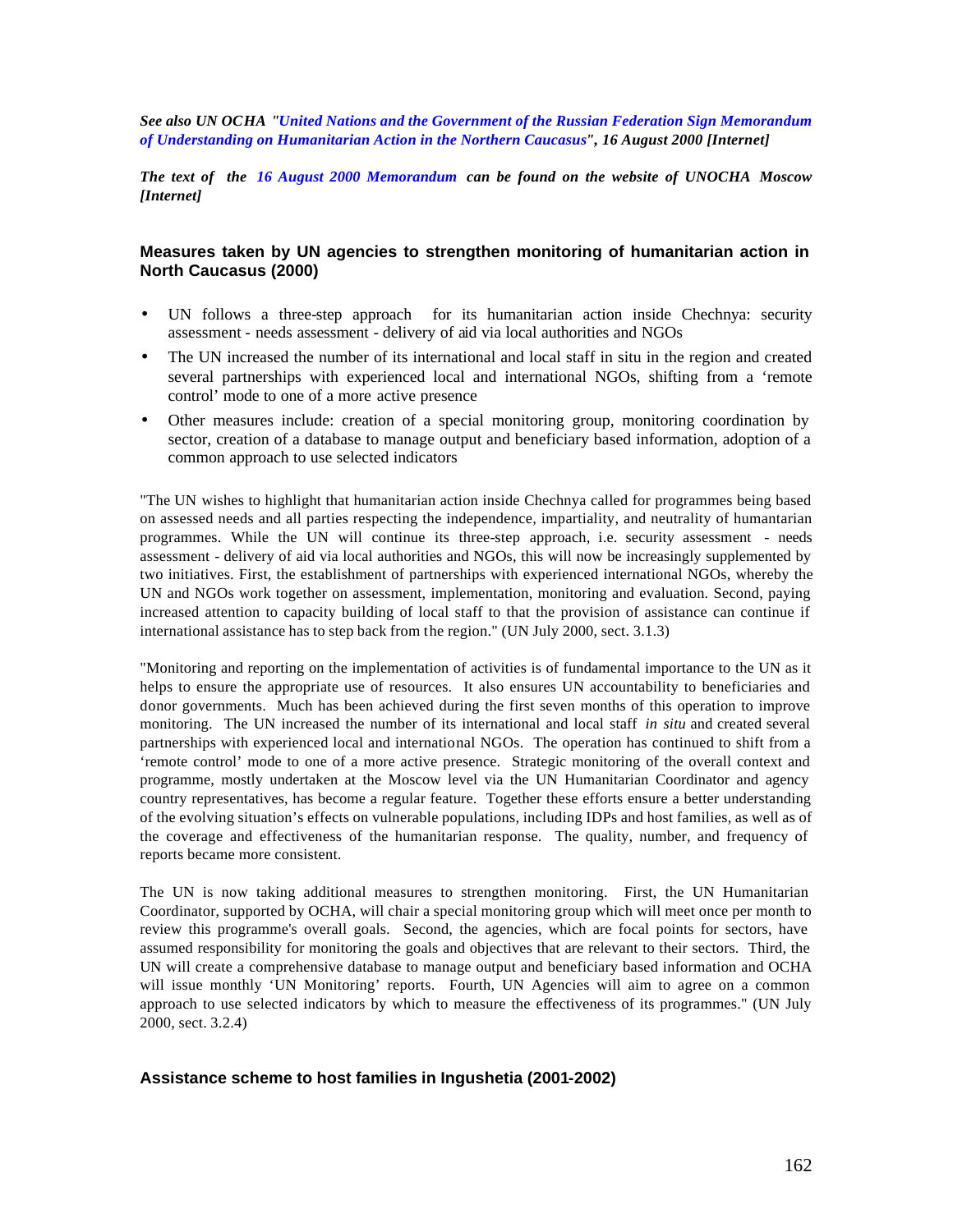***See also UN OCHA "United Nations and the Government of the Russian Federation Sign Memorandum of Understanding on Humanitarian Action in the Northern Caucasus", 16 August 2000 [Internet]***

***The text of the 16 August 2000 Memorandum can be found on the website of UNOCHA Moscow [Internet]***

### Measures taken by UN agencies to strengthen monitoring of humanitarian action in North Caucasus (2000)

- UN follows a three-step approach for its humanitarian action inside Chechnya: security assessment - needs assessment - delivery of aid via local authorities and NGOs
- The UN increased the number of its international and local staff in situ in the region and created several partnerships with experienced local and international NGOs, shifting from a 'remote control' mode to one of a more active presence
- Other measures include: creation of a special monitoring group, monitoring coordination by sector, creation of a database to manage output and beneficiary based information, adoption of a common approach to use selected indicators

"The UN wishes to highlight that humanitarian action inside Chechnya called for programmes being based on assessed needs and all parties respecting the independence, impartiality, and neutrality of humantarian programmes. While the UN will continue its three-step approach, i.e. security assessment - needs assessment - delivery of aid via local authorities and NGOs, this will now be increasingly supplemented by two initiatives. First, the establishment of partnerships with experienced international NGOs, whereby the UN and NGOs work together on assessment, implementation, monitoring and evaluation. Second, paying increased attention to capacity building of local staff to that the provision of assistance can continue if international assistance has to step back from the region." (UN July 2000, sect. 3.1.3)

"Monitoring and reporting on the implementation of activities is of fundamental importance to the UN as it helps to ensure the appropriate use of resources. It also ensures UN accountability to beneficiaries and donor governments. Much has been achieved during the first seven months of this operation to improve monitoring. The UN increased the number of its international and local staff *in situ* and created several partnerships with experienced local and international NGOs. The operation has continued to shift from a 'remote control' mode to one of a more active presence. Strategic monitoring of the overall context and programme, mostly undertaken at the Moscow level via the UN Humanitarian Coordinator and agency country representatives, has become a regular feature. Together these efforts ensure a better understanding of the evolving situation's effects on vulnerable populations, including IDPs and host families, as well as of the coverage and effectiveness of the humanitarian response. The quality, number, and frequency of reports became more consistent.

The UN is now taking additional measures to strengthen monitoring. First, the UN Humanitarian Coordinator, supported by OCHA, will chair a special monitoring group which will meet once per month to review this programme's overall goals. Second, the agencies, which are focal points for sectors, have assumed responsibility for monitoring the goals and objectives that are relevant to their sectors. Third, the UN will create a comprehensive database to manage output and beneficiary based information and OCHA will issue monthly 'UN Monitoring' reports. Fourth, UN Agencies will aim to agree on a common approach to use selected indicators by which to measure the effectiveness of its programmes." (UN July 2000, sect. 3.2.4)

### Assistance scheme to host families in Ingushetia (2001-2002)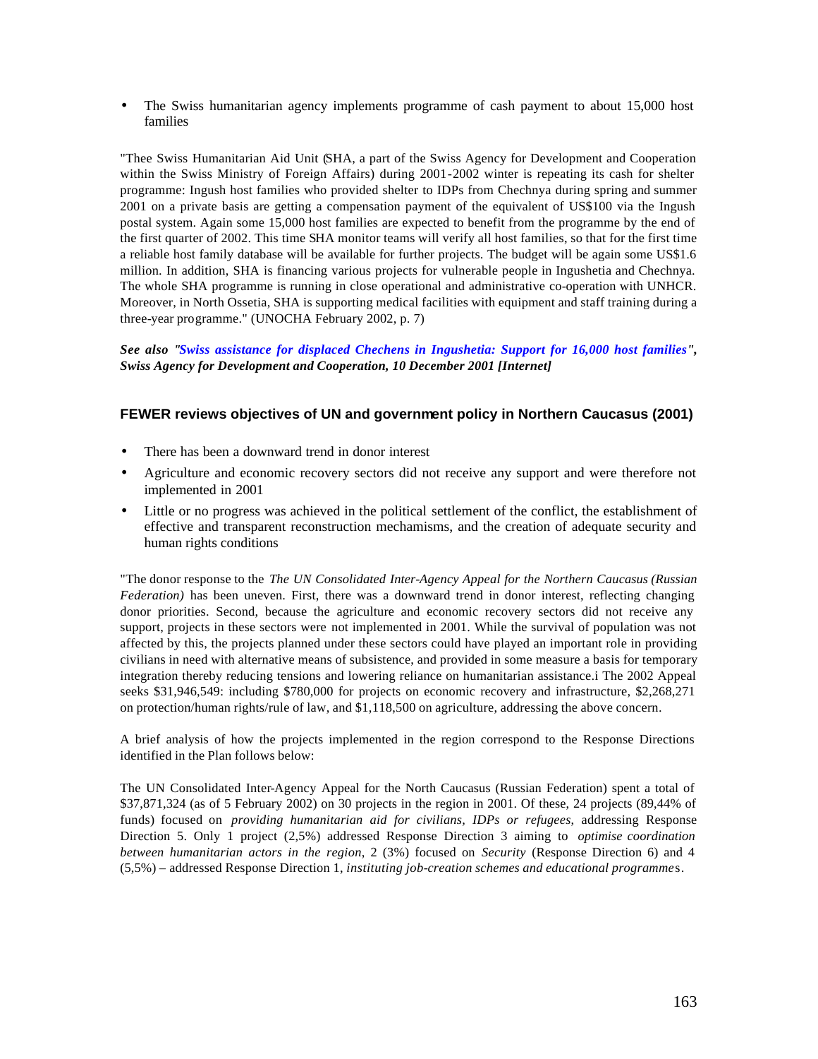- The Swiss humanitarian agency implements programme of cash payment to about 15,000 host families

"Thee Swiss Humanitarian Aid Unit (SHA, a part of the Swiss Agency for Development and Cooperation within the Swiss Ministry of Foreign Affairs) during 2001-2002 winter is repeating its cash for shelter programme: Ingush host families who provided shelter to IDPs from Chechnya during spring and summer 2001 on a private basis are getting a compensation payment of the equivalent of US$100 via the Ingush postal system. Again some 15,000 host families are expected to benefit from the programme by the end of the first quarter of 2002. This time SHA monitor teams will verify all host families, so that for the first time a reliable host family database will be available for further projects. The budget will be again some US$1.6 million. In addition, SHA is financing various projects for vulnerable people in Ingushetia and Chechnya. The whole SHA programme is running in close operational and administrative co-operation with UNHCR. Moreover, in North Ossetia, SHA is supporting medical facilities with equipment and staff training during a three-year programme." (UNOCHA February 2002, p. 7)

***See also "Swiss assistance for displaced Chechens in Ingushetia: Support for 16,000 host families", Swiss Agency for Development and Cooperation, 10 December 2001 [Internet]***

### FEWER reviews objectives of UN and government policy in Northern Caucasus (2001)

- There has been a downward trend in donor interest
- Agriculture and economic recovery sectors did not receive any support and were therefore not implemented in 2001
- Little or no progress was achieved in the political settlement of the conflict, the establishment of effective and transparent reconstruction mechamisms, and the creation of adequate security and human rights conditions

"The donor response to the *The UN Consolidated Inter-Agency Appeal for the Northern Caucasus (Russian Federation)* has been uneven. First, there was a downward trend in donor interest, reflecting changing donor priorities. Second, because the agriculture and economic recovery sectors did not receive any support, projects in these sectors were not implemented in 2001. While the survival of population was not affected by this, the projects planned under these sectors could have played an important role in providing civilians in need with alternative means of subsistence, and provided in some measure a basis for temporary integration thereby reducing tensions and lowering reliance on humanitarian assistance.i The 2002 Appeal seeks $31,946,549: including $780,000 for projects on economic recovery and infrastructure, $2,268,271 on protection/human rights/rule of law, and $1,118,500 on agriculture, addressing the above concern.

A brief analysis of how the projects implemented in the region correspond to the Response Directions identified in the Plan follows below:

The UN Consolidated Inter-Agency Appeal for the North Caucasus (Russian Federation) spent a total of $37,871,324 (as of 5 February 2002) on 30 projects in the region in 2001. Of these, 24 projects (89,44% of funds) focused on *providing humanitarian aid for civilians, IDPs or refugees,* addressing Response Direction 5. Only 1 project (2,5%) addressed Response Direction 3 aiming to *optimise coordination between humanitarian actors in the region*, 2 (3%) focused on *Security* (Response Direction 6) and 4 (5,5%) – addressed Response Direction 1, *instituting job-creation schemes and educational programmes*.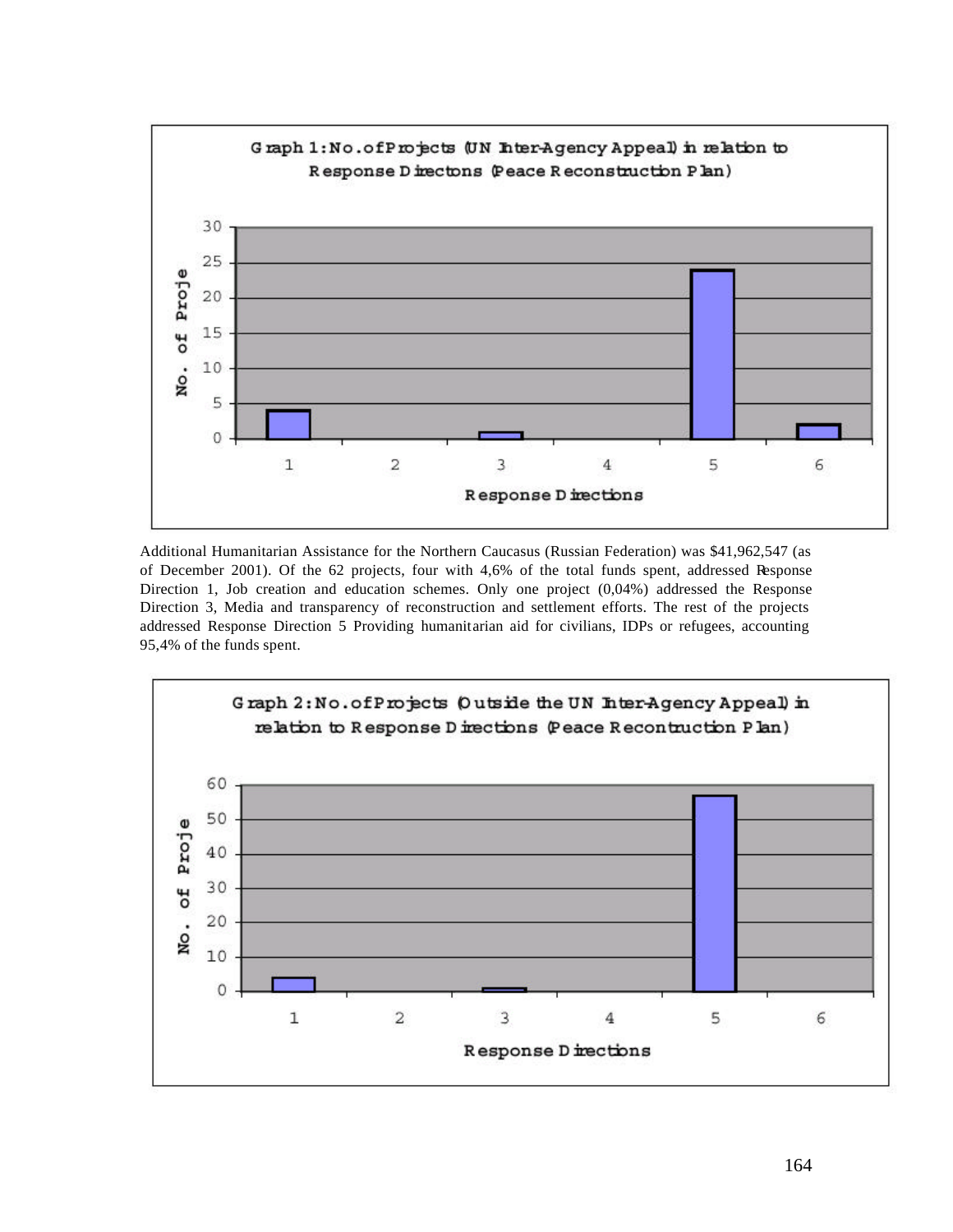**Graph 1: No. of Projects (UN Inter-Agency Appeal) in relation to Response Directons (Peace Reconstruction Plan)**

Additional Humanitarian Assistance for the Northern Caucasus (Russian Federation) was $41,962,547 (as of December 2001). Of the 62 projects, four with 4,6% of the total funds spent, addressed Response Direction 1, Job creation and education schemes. Only one project (0,04%) addressed the Response Direction 3, Media and transparency of reconstruction and settlement efforts. The rest of the projects addressed Response Direction 5 Providing humanitarian aid for civilians, IDPs or refugees, accounting 95,4% of the funds spent.

**Graph 2: No. of Projects (Outside the UN Inter-Agency Appeal) in relation to Response Directions (Peace Recontruction Plan)**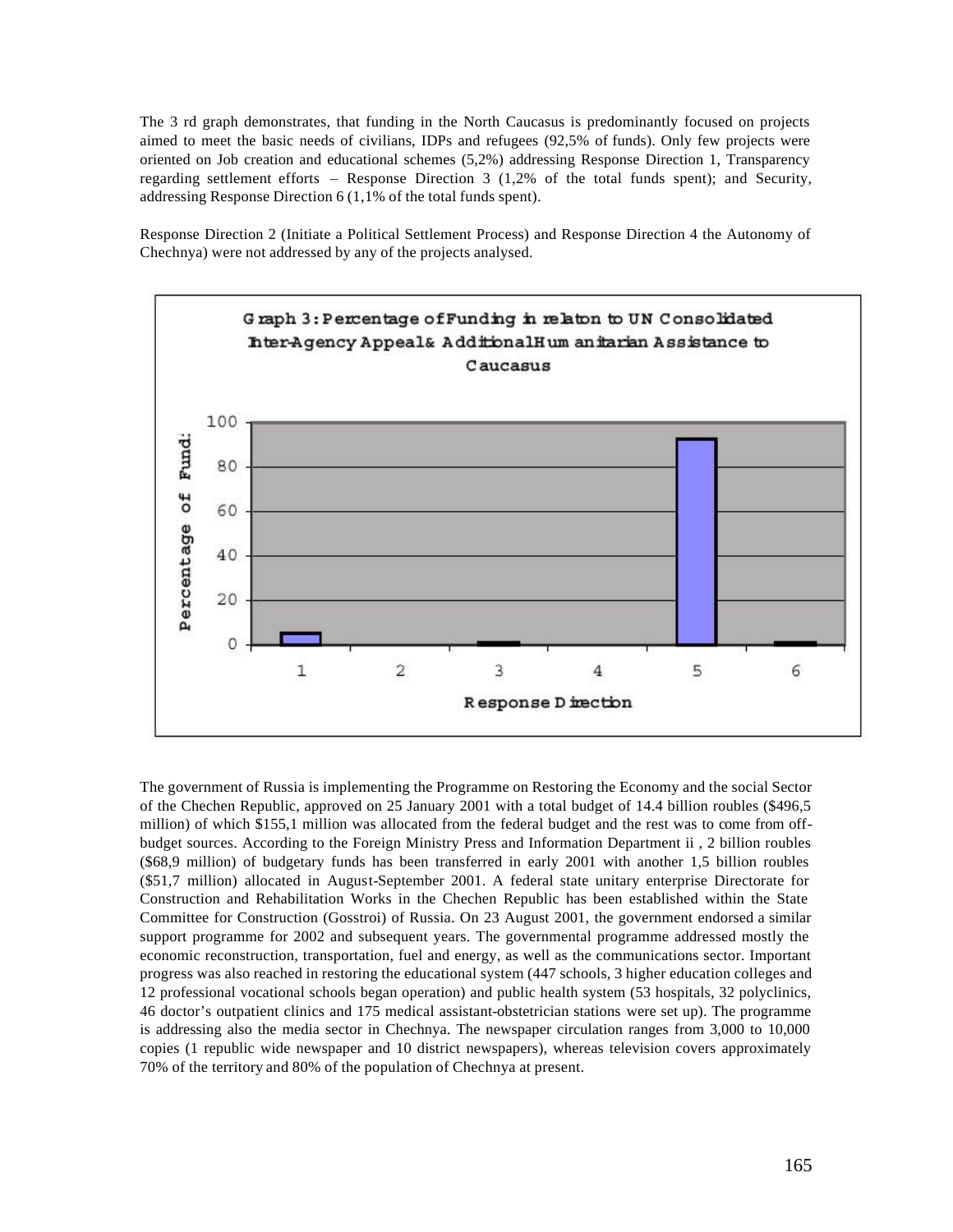The 3 rd graph demonstrates, that funding in the North Caucasus is predominantly focused on projects aimed to meet the basic needs of civilians, IDPs and refugees (92,5% of funds). Only few projects were oriented on Job creation and educational schemes (5,2%) addressing Response Direction 1, Transparency regarding settlement efforts – Response Direction 3 (1,2% of the total funds spent); and Security, addressing Response Direction 6 (1,1% of the total funds spent).

Response Direction 2 (Initiate a Political Settlement Process) and Response Direction 4 the Autonomy of Chechnya) were not addressed by any of the projects analysed.

Graph 3: Percentage of Funding in relation to UN Consolidated Inter-Agency Appeal & Additional Humanitarian Assistance to Caucasus

The government of Russia is implementing the Programme on Restoring the Economy and the social Sector of the Chechen Republic, approved on 25 January 2001 with a total budget of 14.4 billion roubles ($496,5 million) of which $155,1 million was allocated from the federal budget and the rest was to come from off-budget sources. According to the Foreign Ministry Press and Information Department ii , 2 billion roubles ($68,9 million) of budgetary funds has been transferred in early 2001 with another 1,5 billion roubles ($51,7 million) allocated in August-September 2001. A federal state unitary enterprise Directorate for Construction and Rehabilitation Works in the Chechen Republic has been established within the State Committee for Construction (Gosstroi) of Russia. On 23 August 2001, the government endorsed a similar support programme for 2002 and subsequent years. The governmental programme addressed mostly the economic reconstruction, transportation, fuel and energy, as well as the communications sector. Important progress was also reached in restoring the educational system (447 schools, 3 higher education colleges and 12 professional vocational schools began operation) and public health system (53 hospitals, 32 polyclinics, 46 doctor's outpatient clinics and 175 medical assistant-obstetrician stations were set up). The programme is addressing also the media sector in Chechnya. The newspaper circulation ranges from 3,000 to 10,000 copies (1 republic wide newspaper and 10 district newspapers), whereas television covers approximately 70% of the territory and 80% of the population of Chechnya at present.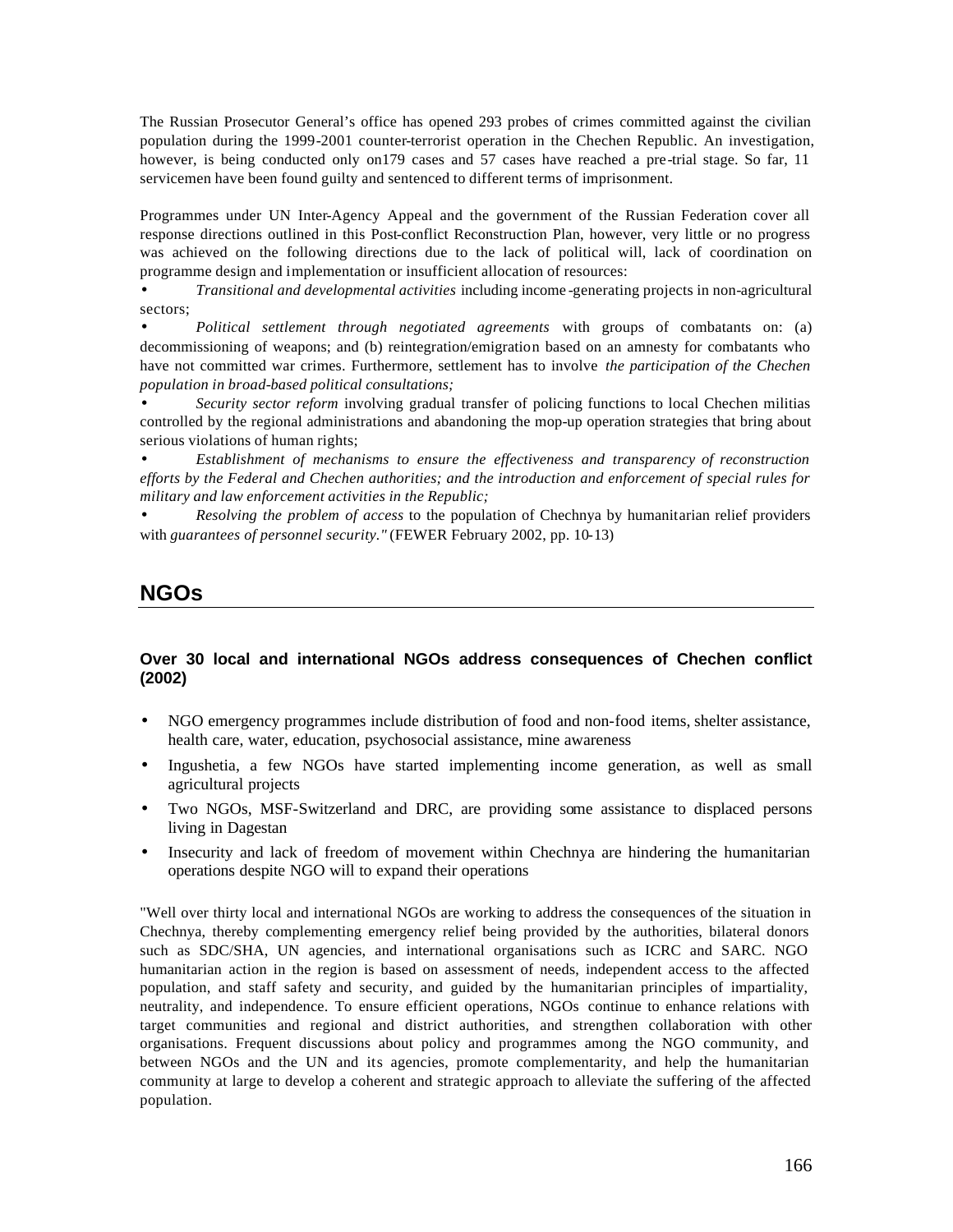The Russian Prosecutor General's office has opened 293 probes of crimes committed against the civilian population during the 1999-2001 counter-terrorist operation in the Chechen Republic. An investigation, however, is being conducted only on179 cases and 57 cases have reached a pre-trial stage. So far, 11 servicemen have been found guilty and sentenced to different terms of imprisonment.

Programmes under UN Inter-Agency Appeal and the government of the Russian Federation cover all response directions outlined in this Post-conflict Reconstruction Plan, however, very little or no progress was achieved on the following directions due to the lack of political will, lack of coordination on programme design and implementation or insufficient allocation of resources:

- *Transitional and developmental activities* including income-generating projects in non-agricultural sectors;
- *Political settlement through negotiated agreements* with groups of combatants on: (a) decommissioning of weapons; and (b) reintegration/emigration based on an amnesty for combatants who have not committed war crimes. Furthermore, settlement has to involve *the participation of the Chechen population in broad-based political consultations;*
- *Security sector reform* involving gradual transfer of policing functions to local Chechen militias controlled by the regional administrations and abandoning the mop-up operation strategies that bring about serious violations of human rights;
- *Establishment of mechanisms to ensure the effectiveness and transparency of reconstruction efforts by the Federal and Chechen authorities; and the introduction and enforcement of special rules for military and law enforcement activities in the Republic;*
- *Resolving the problem of access* to the population of Chechnya by humanitarian relief providers with *guarantees of personnel security."* (FEWER February 2002, pp. 10-13)

# NGOs

### Over 30 local and international NGOs address consequences of Chechen conflict (2002)

- NGO emergency programmes include distribution of food and non-food items, shelter assistance, health care, water, education, psychosocial assistance, mine awareness
- Ingushetia, a few NGOs have started implementing income generation, as well as small agricultural projects
- Two NGOs, MSF-Switzerland and DRC, are providing some assistance to displaced persons living in Dagestan
- Insecurity and lack of freedom of movement within Chechnya are hindering the humanitarian operations despite NGO will to expand their operations

"Well over thirty local and international NGOs are working to address the consequences of the situation in Chechnya, thereby complementing emergency relief being provided by the authorities, bilateral donors such as SDC/SHA, UN agencies, and international organisations such as ICRC and SARC. NGO humanitarian action in the region is based on assessment of needs, independent access to the affected population, and staff safety and security, and guided by the humanitarian principles of impartiality, neutrality, and independence. To ensure efficient operations, NGOs continue to enhance relations with target communities and regional and district authorities, and strengthen collaboration with other organisations. Frequent discussions about policy and programmes among the NGO community, and between NGOs and the UN and its agencies, promote complementarity, and help the humanitarian community at large to develop a coherent and strategic approach to alleviate the suffering of the affected population.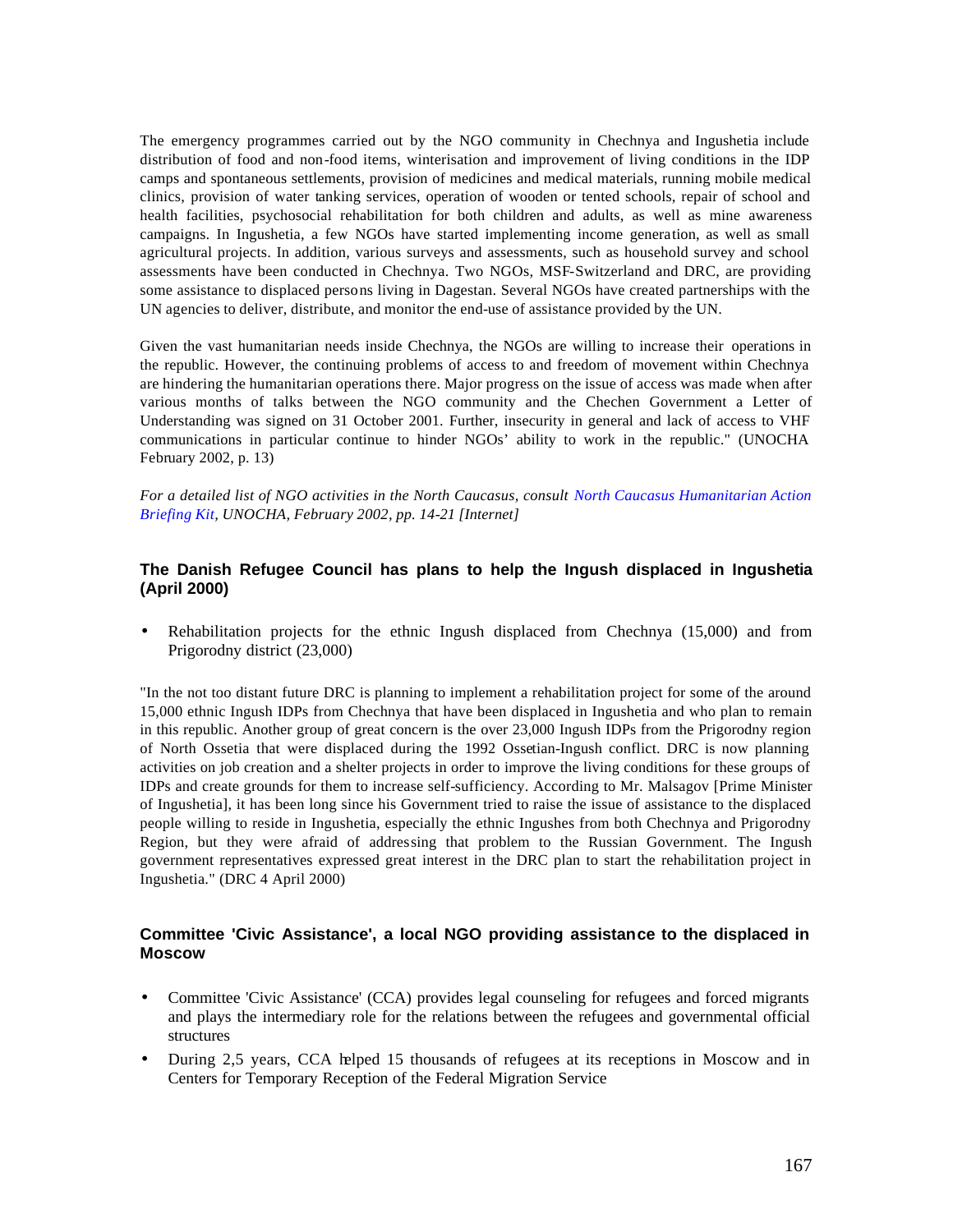The emergency programmes carried out by the NGO community in Chechnya and Ingushetia include distribution of food and non-food items, winterisation and improvement of living conditions in the IDP camps and spontaneous settlements, provision of medicines and medical materials, running mobile medical clinics, provision of water tanking services, operation of wooden or tented schools, repair of school and health facilities, psychosocial rehabilitation for both children and adults, as well as mine awareness campaigns. In Ingushetia, a few NGOs have started implementing income generation, as well as small agricultural projects. In addition, various surveys and assessments, such as household survey and school assessments have been conducted in Chechnya. Two NGOs, MSF-Switzerland and DRC, are providing some assistance to displaced persons living in Dagestan. Several NGOs have created partnerships with the UN agencies to deliver, distribute, and monitor the end-use of assistance provided by the UN.

Given the vast humanitarian needs inside Chechnya, the NGOs are willing to increase their operations in the republic. However, the continuing problems of access to and freedom of movement within Chechnya are hindering the humanitarian operations there. Major progress on the issue of access was made when after various months of talks between the NGO community and the Chechen Government a Letter of Understanding was signed on 31 October 2001. Further, insecurity in general and lack of access to VHF communications in particular continue to hinder NGOs' ability to work in the republic." (UNOCHA February 2002, p. 13)

*For a detailed list of NGO activities in the North Caucasus, consult North Caucasus Humanitarian Action Briefing Kit, UNOCHA, February 2002, pp. 14-21 [Internet]*

### The Danish Refugee Council has plans to help the Ingush displaced in Ingushetia (April 2000)

- Rehabilitation projects for the ethnic Ingush displaced from Chechnya (15,000) and from Prigorodny district (23,000)

"In the not too distant future DRC is planning to implement a rehabilitation project for some of the around 15,000 ethnic Ingush IDPs from Chechnya that have been displaced in Ingushetia and who plan to remain in this republic. Another group of great concern is the over 23,000 Ingush IDPs from the Prigorodny region of North Ossetia that were displaced during the 1992 Ossetian-Ingush conflict. DRC is now planning activities on job creation and a shelter projects in order to improve the living conditions for these groups of IDPs and create grounds for them to increase self-sufficiency. According to Mr. Malsagov [Prime Minister of Ingushetia], it has been long since his Government tried to raise the issue of assistance to the displaced people willing to reside in Ingushetia, especially the ethnic Ingushes from both Chechnya and Prigorodny Region, but they were afraid of addressing that problem to the Russian Government. The Ingush government representatives expressed great interest in the DRC plan to start the rehabilitation project in Ingushetia." (DRC 4 April 2000)

### Committee 'Civic Assistance', a local NGO providing assistance to the displaced in Moscow

- Committee 'Civic Assistance' (CCA) provides legal counseling for refugees and forced migrants and plays the intermediary role for the relations between the refugees and governmental official structures
- During 2,5 years, CCA helped 15 thousands of refugees at its receptions in Moscow and in Centers for Temporary Reception of the Federal Migration Service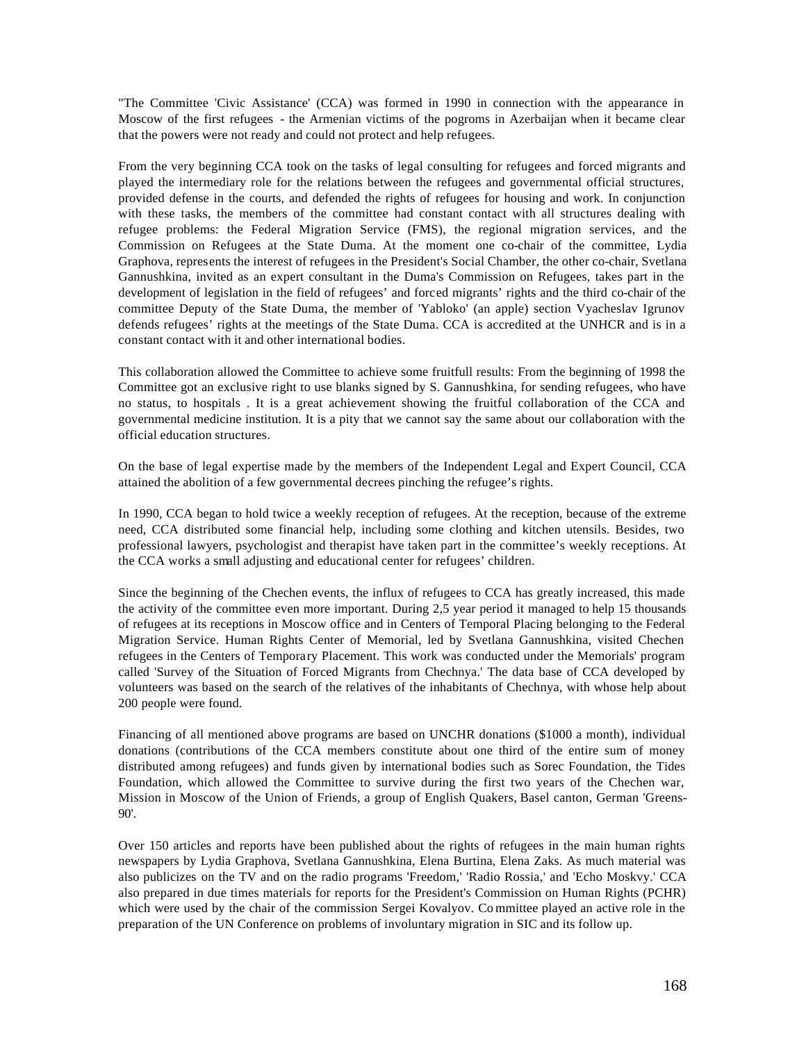"The Committee 'Civic Assistance' (CCA) was formed in 1990 in connection with the appearance in Moscow of the first refugees - the Armenian victims of the pogroms in Azerbaijan when it became clear that the powers were not ready and could not protect and help refugees.

From the very beginning CCA took on the tasks of legal consulting for refugees and forced migrants and played the intermediary role for the relations between the refugees and governmental official structures, provided defense in the courts, and defended the rights of refugees for housing and work. In conjunction with these tasks, the members of the committee had constant contact with all structures dealing with refugee problems: the Federal Migration Service (FMS), the regional migration services, and the Commission on Refugees at the State Duma. At the moment one co-chair of the committee, Lydia Graphova, represents the interest of refugees in the President's Social Chamber, the other co-chair, Svetlana Gannushkina, invited as an expert consultant in the Duma's Commission on Refugees, takes part in the development of legislation in the field of refugees' and forced migrants' rights and the third co-chair of the committee Deputy of the State Duma, the member of 'Yabloko' (an apple) section Vyacheslav Igrunov defends refugees' rights at the meetings of the State Duma. CCA is accredited at the UNHCR and is in a constant contact with it and other international bodies.

This collaboration allowed the Committee to achieve some fruitfull results: From the beginning of 1998 the Committee got an exclusive right to use blanks signed by S. Gannushkina, for sending refugees, who have no status, to hospitals . It is a great achievement showing the fruitful collaboration of the CCA and governmental medicine institution. It is a pity that we cannot say the same about our collaboration with the official education structures.

On the base of legal expertise made by the members of the Independent Legal and Expert Council, CCA attained the abolition of a few governmental decrees pinching the refugee's rights.

In 1990, CCA began to hold twice a weekly reception of refugees. At the reception, because of the extreme need, CCA distributed some financial help, including some clothing and kitchen utensils. Besides, two professional lawyers, psychologist and therapist have taken part in the committee's weekly receptions. At the CCA works a small adjusting and educational center for refugees' children.

Since the beginning of the Chechen events, the influx of refugees to CCA has greatly increased, this made the activity of the committee even more important. During 2,5 year period it managed to help 15 thousands of refugees at its receptions in Moscow office and in Centers of Temporal Placing belonging to the Federal Migration Service. Human Rights Center of Memorial, led by Svetlana Gannushkina, visited Chechen refugees in the Centers of Temporary Placement. This work was conducted under the Memorials' program called 'Survey of the Situation of Forced Migrants from Chechnya.' The data base of CCA developed by volunteers was based on the search of the relatives of the inhabitants of Chechnya, with whose help about 200 people were found.

Financing of all mentioned above programs are based on UNCHR donations ($1000 a month), individual donations (contributions of the CCA members constitute about one third of the entire sum of money distributed among refugees) and funds given by international bodies such as Sorec Foundation, the Tides Foundation, which allowed the Committee to survive during the first two years of the Chechen war, Mission in Moscow of the Union of Friends, a group of English Quakers, Basel canton, German 'Greens-90'.

Over 150 articles and reports have been published about the rights of refugees in the main human rights newspapers by Lydia Graphova, Svetlana Gannushkina, Elena Burtina, Elena Zaks. As much material was also publicizes on the TV and on the radio programs 'Freedom,' 'Radio Rossia,' and 'Echo Moskvy.' CCA also prepared in due times materials for reports for the President's Commission on Human Rights (PCHR) which were used by the chair of the commission Sergei Kovalyov. Committee played an active role in the preparation of the UN Conference on problems of involuntary migration in SIC and its follow up.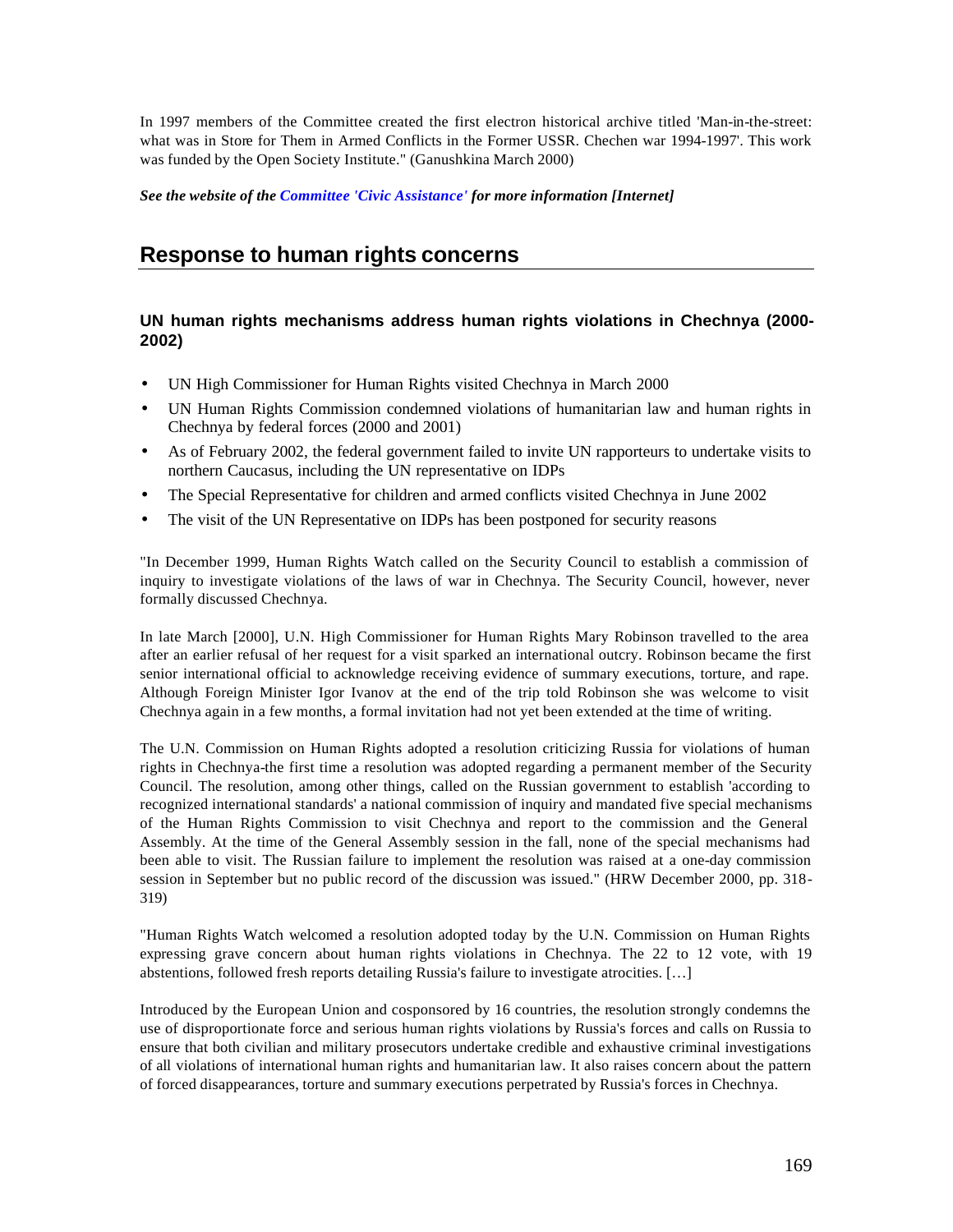In 1997 members of the Committee created the first electron historical archive titled 'Man-in-the-street: what was in Store for Them in Armed Conflicts in the Former USSR. Chechen war 1994-1997'. This work was funded by the Open Society Institute." (Ganushkina March 2000)

***See the website of the Committee 'Civic Assistance' for more information [Internet]***

## Response to human rights concerns

### UN human rights mechanisms address human rights violations in Chechnya (2000-2002)

- UN High Commissioner for Human Rights visited Chechnya in March 2000
- UN Human Rights Commission condemned violations of humanitarian law and human rights in Chechnya by federal forces (2000 and 2001)
- As of February 2002, the federal government failed to invite UN rapporteurs to undertake visits to northern Caucasus, including the UN representative on IDPs
- The Special Representative for children and armed conflicts visited Chechnya in June 2002
- The visit of the UN Representative on IDPs has been postponed for security reasons

"In December 1999, Human Rights Watch called on the Security Council to establish a commission of inquiry to investigate violations of the laws of war in Chechnya. The Security Council, however, never formally discussed Chechnya.

In late March [2000], U.N. High Commissioner for Human Rights Mary Robinson travelled to the area after an earlier refusal of her request for a visit sparked an international outcry. Robinson became the first senior international official to acknowledge receiving evidence of summary executions, torture, and rape. Although Foreign Minister Igor Ivanov at the end of the trip told Robinson she was welcome to visit Chechnya again in a few months, a formal invitation had not yet been extended at the time of writing.

The U.N. Commission on Human Rights adopted a resolution criticizing Russia for violations of human rights in Chechnya-the first time a resolution was adopted regarding a permanent member of the Security Council. The resolution, among other things, called on the Russian government to establish 'according to recognized international standards' a national commission of inquiry and mandated five special mechanisms of the Human Rights Commission to visit Chechnya and report to the commission and the General Assembly. At the time of the General Assembly session in the fall, none of the special mechanisms had been able to visit. The Russian failure to implement the resolution was raised at a one-day commission session in September but no public record of the discussion was issued." (HRW December 2000, pp. 318-319)

"Human Rights Watch welcomed a resolution adopted today by the U.N. Commission on Human Rights expressing grave concern about human rights violations in Chechnya. The 22 to 12 vote, with 19 abstentions, followed fresh reports detailing Russia's failure to investigate atrocities. […]

Introduced by the European Union and cosponsored by 16 countries, the resolution strongly condemns the use of disproportionate force and serious human rights violations by Russia's forces and calls on Russia to ensure that both civilian and military prosecutors undertake credible and exhaustive criminal investigations of all violations of international human rights and humanitarian law. It also raises concern about the pattern of forced disappearances, torture and summary executions perpetrated by Russia's forces in Chechnya.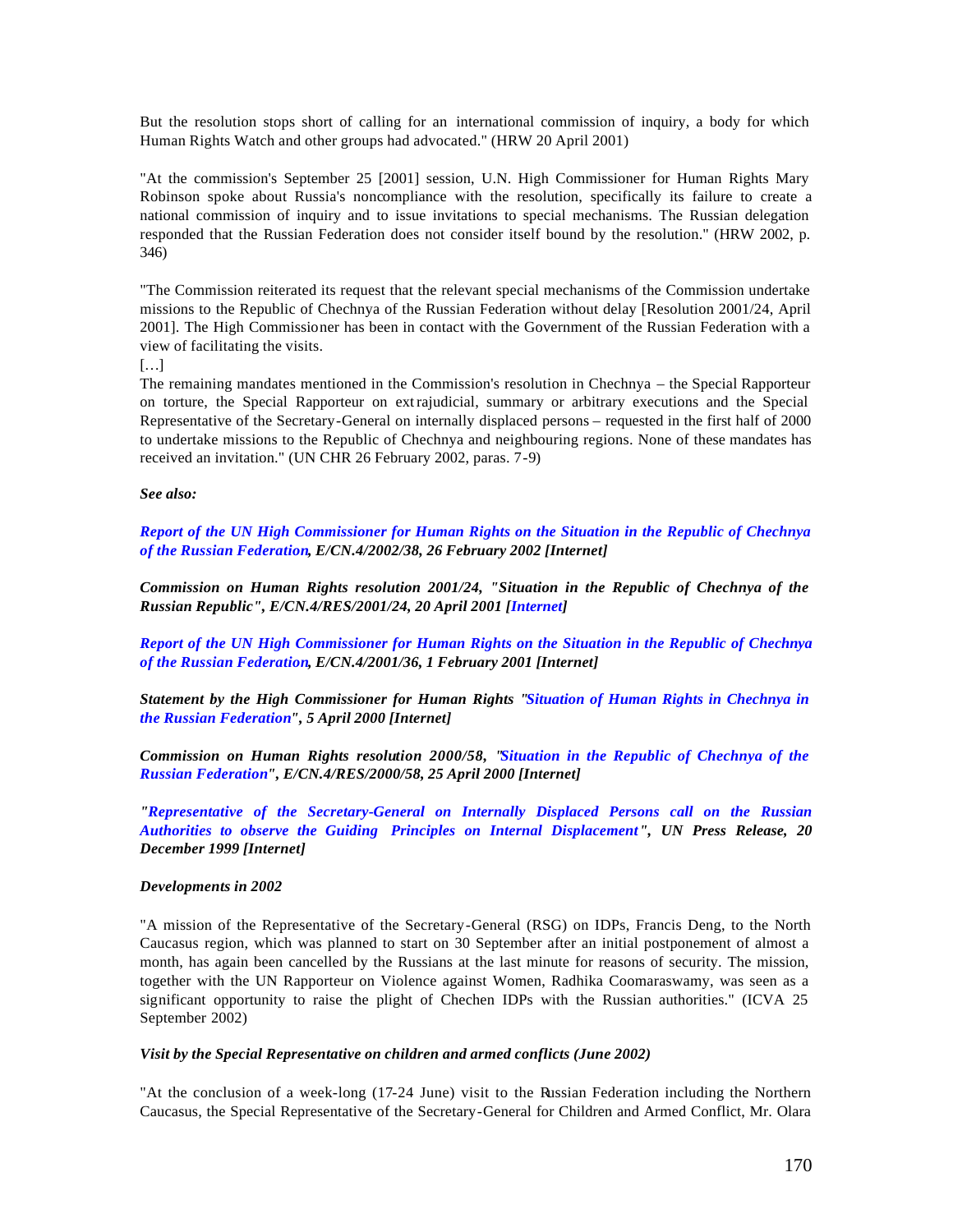But the resolution stops short of calling for an international commission of inquiry, a body for which Human Rights Watch and other groups had advocated." (HRW 20 April 2001)

"At the commission's September 25 [2001] session, U.N. High Commissioner for Human Rights Mary Robinson spoke about Russia's noncompliance with the resolution, specifically its failure to create a national commission of inquiry and to issue invitations to special mechanisms. The Russian delegation responded that the Russian Federation does not consider itself bound by the resolution." (HRW 2002, p. 346)

"The Commission reiterated its request that the relevant special mechanisms of the Commission undertake missions to the Republic of Chechnya of the Russian Federation without delay [Resolution 2001/24, April 2001]. The High Commissioner has been in contact with the Government of the Russian Federation with a view of facilitating the visits.

[…]

The remaining mandates mentioned in the Commission's resolution in Chechnya – the Special Rapporteur on torture, the Special Rapporteur on extrajudicial, summary or arbitrary executions and the Special Representative of the Secretary-General on internally displaced persons – requested in the first half of 2000 to undertake missions to the Republic of Chechnya and neighbouring regions. None of these mandates has received an invitation." (UN CHR 26 February 2002, paras. 7-9)

***See also:***

***Report of the UN High Commissioner for Human Rights on the Situation in the Republic of Chechnya of the Russian Federation, E/CN.4/2002/38, 26 February 2002 [Internet]***

***Commission on Human Rights resolution 2001/24, "Situation in the Republic of Chechnya of the Russian Republic", E/CN.4/RES/2001/24, 20 April 2001 [Internet]***

***Report of the UN High Commissioner for Human Rights on the Situation in the Republic of Chechnya of the Russian Federation, E/CN.4/2001/36, 1 February 2001 [Internet]***

***Statement by the High Commissioner for Human Rights "Situation of Human Rights in Chechnya in the Russian Federation", 5 April 2000 [Internet]***

***Commission on Human Rights resolution 2000/58, "Situation in the Republic of Chechnya of the Russian Federation", E/CN.4/RES/2000/58, 25 April 2000 [Internet]***

***"Representative of the Secretary-General on Internally Displaced Persons call on the Russian Authorities to observe the Guiding Principles on Internal Displacement", UN Press Release, 20 December 1999 [Internet]***

***Developments in 2002***

"A mission of the Representative of the Secretary-General (RSG) on IDPs, Francis Deng, to the North Caucasus region, which was planned to start on 30 September after an initial postponement of almost a month, has again been cancelled by the Russians at the last minute for reasons of security. The mission, together with the UN Rapporteur on Violence against Women, Radhika Coomaraswamy, was seen as a significant opportunity to raise the plight of Chechen IDPs with the Russian authorities." (ICVA 25 September 2002)

***Visit by the Special Representative on children and armed conflicts (June 2002)***

"At the conclusion of a week-long (17-24 June) visit to the Russian Federation including the Northern Caucasus, the Special Representative of the Secretary-General for Children and Armed Conflict, Mr. Olara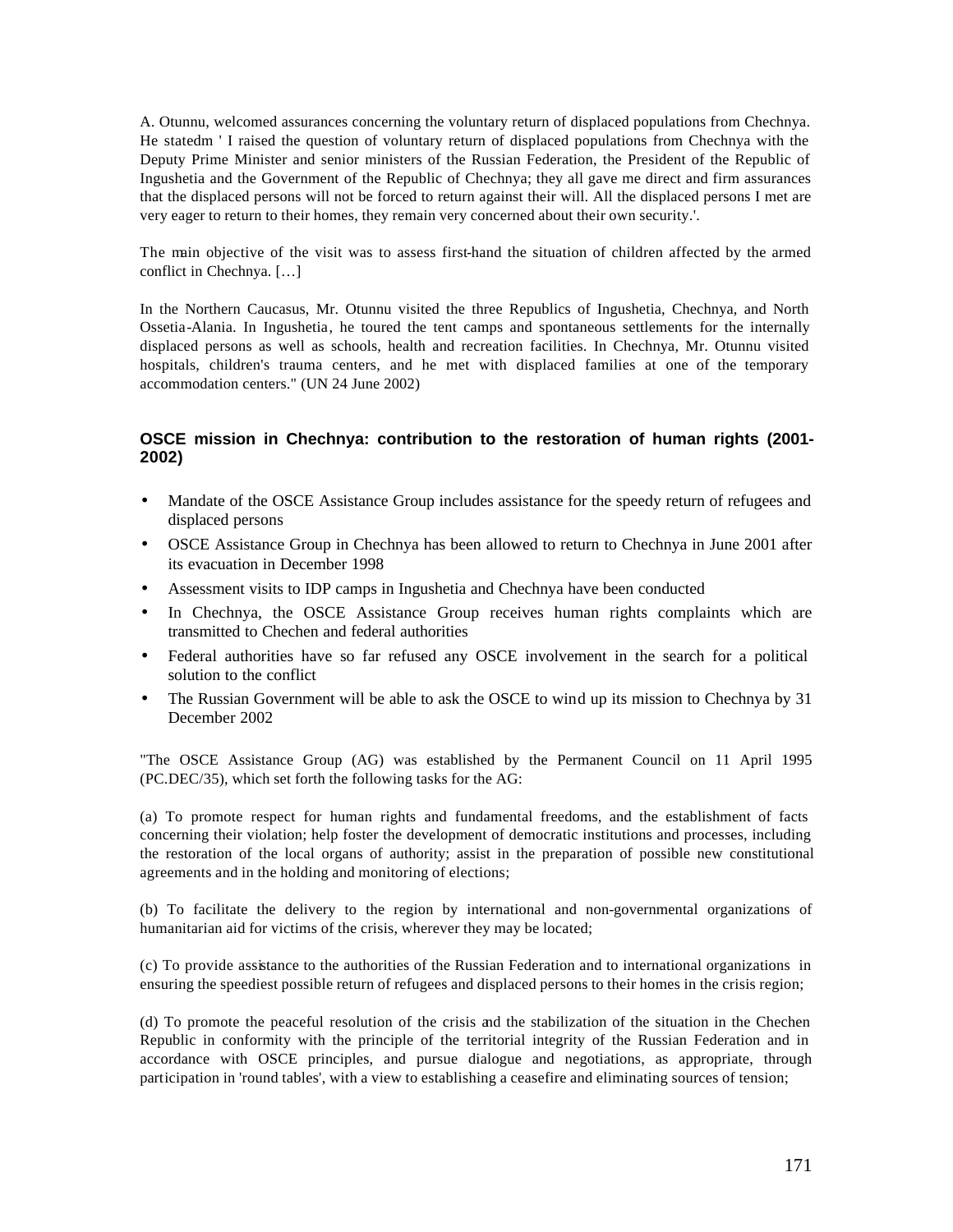A. Otunnu, welcomed assurances concerning the voluntary return of displaced populations from Chechnya. He statedm ' I raised the question of voluntary return of displaced populations from Chechnya with the Deputy Prime Minister and senior ministers of the Russian Federation, the President of the Republic of Ingushetia and the Government of the Republic of Chechnya; they all gave me direct and firm assurances that the displaced persons will not be forced to return against their will. All the displaced persons I met are very eager to return to their homes, they remain very concerned about their own security.'.

The main objective of the visit was to assess first-hand the situation of children affected by the armed conflict in Chechnya. […]

In the Northern Caucasus, Mr. Otunnu visited the three Republics of Ingushetia, Chechnya, and North Ossetia-Alania. In Ingushetia, he toured the tent camps and spontaneous settlements for the internally displaced persons as well as schools, health and recreation facilities. In Chechnya, Mr. Otunnu visited hospitals, children's trauma centers, and he met with displaced families at one of the temporary accommodation centers." (UN 24 June 2002)

### OSCE mission in Chechnya: contribution to the restoration of human rights (2001-2002)

- Mandate of the OSCE Assistance Group includes assistance for the speedy return of refugees and displaced persons
- OSCE Assistance Group in Chechnya has been allowed to return to Chechnya in June 2001 after its evacuation in December 1998
- Assessment visits to IDP camps in Ingushetia and Chechnya have been conducted
- In Chechnya, the OSCE Assistance Group receives human rights complaints which are transmitted to Chechen and federal authorities
- Federal authorities have so far refused any OSCE involvement in the search for a political solution to the conflict
- The Russian Government will be able to ask the OSCE to wind up its mission to Chechnya by 31 December 2002

"The OSCE Assistance Group (AG) was established by the Permanent Council on 11 April 1995 (PC.DEC/35), which set forth the following tasks for the AG:

(a) To promote respect for human rights and fundamental freedoms, and the establishment of facts concerning their violation; help foster the development of democratic institutions and processes, including the restoration of the local organs of authority; assist in the preparation of possible new constitutional agreements and in the holding and monitoring of elections;

(b) To facilitate the delivery to the region by international and non-governmental organizations of humanitarian aid for victims of the crisis, wherever they may be located;

(c) To provide assistance to the authorities of the Russian Federation and to international organizations in ensuring the speediest possible return of refugees and displaced persons to their homes in the crisis region;

(d) To promote the peaceful resolution of the crisis and the stabilization of the situation in the Chechen Republic in conformity with the principle of the territorial integrity of the Russian Federation and in accordance with OSCE principles, and pursue dialogue and negotiations, as appropriate, through participation in 'round tables', with a view to establishing a ceasefire and eliminating sources of tension;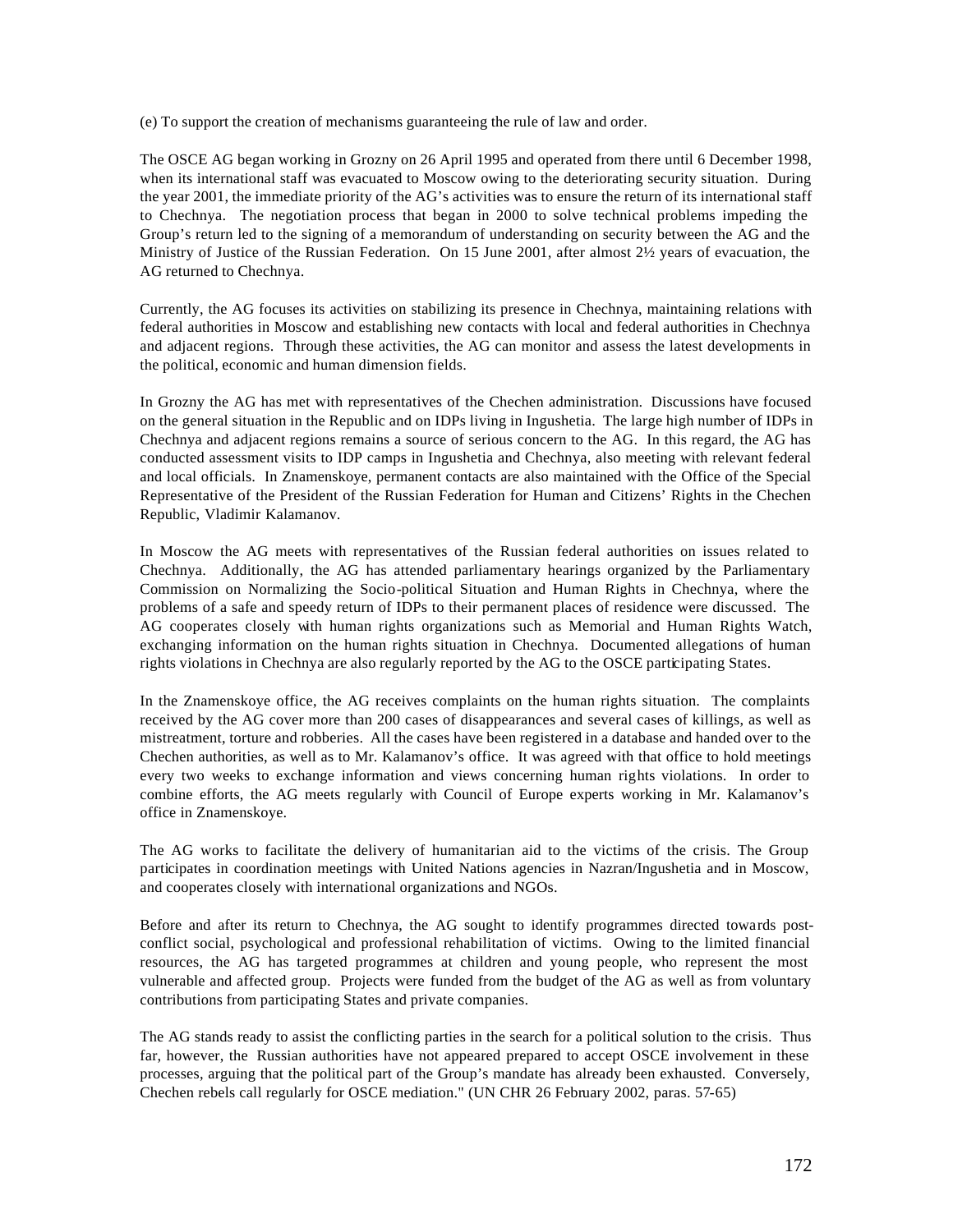(e) To support the creation of mechanisms guaranteeing the rule of law and order.

The OSCE AG began working in Grozny on 26 April 1995 and operated from there until 6 December 1998, when its international staff was evacuated to Moscow owing to the deteriorating security situation. During the year 2001, the immediate priority of the AG's activities was to ensure the return of its international staff to Chechnya. The negotiation process that began in 2000 to solve technical problems impeding the Group's return led to the signing of a memorandum of understanding on security between the AG and the Ministry of Justice of the Russian Federation. On 15 June 2001, after almost 2½ years of evacuation, the AG returned to Chechnya.

Currently, the AG focuses its activities on stabilizing its presence in Chechnya, maintaining relations with federal authorities in Moscow and establishing new contacts with local and federal authorities in Chechnya and adjacent regions. Through these activities, the AG can monitor and assess the latest developments in the political, economic and human dimension fields.

In Grozny the AG has met with representatives of the Chechen administration. Discussions have focused on the general situation in the Republic and on IDPs living in Ingushetia. The large high number of IDPs in Chechnya and adjacent regions remains a source of serious concern to the AG. In this regard, the AG has conducted assessment visits to IDP camps in Ingushetia and Chechnya, also meeting with relevant federal and local officials. In Znamenskoye, permanent contacts are also maintained with the Office of the Special Representative of the President of the Russian Federation for Human and Citizens' Rights in the Chechen Republic, Vladimir Kalamanov.

In Moscow the AG meets with representatives of the Russian federal authorities on issues related to Chechnya. Additionally, the AG has attended parliamentary hearings organized by the Parliamentary Commission on Normalizing the Socio-political Situation and Human Rights in Chechnya, where the problems of a safe and speedy return of IDPs to their permanent places of residence were discussed. The AG cooperates closely with human rights organizations such as Memorial and Human Rights Watch, exchanging information on the human rights situation in Chechnya. Documented allegations of human rights violations in Chechnya are also regularly reported by the AG to the OSCE participating States.

In the Znamenskoye office, the AG receives complaints on the human rights situation. The complaints received by the AG cover more than 200 cases of disappearances and several cases of killings, as well as mistreatment, torture and robberies. All the cases have been registered in a database and handed over to the Chechen authorities, as well as to Mr. Kalamanov's office. It was agreed with that office to hold meetings every two weeks to exchange information and views concerning human rights violations. In order to combine efforts, the AG meets regularly with Council of Europe experts working in Mr. Kalamanov's office in Znamenskoye.

The AG works to facilitate the delivery of humanitarian aid to the victims of the crisis. The Group participates in coordination meetings with United Nations agencies in Nazran/Ingushetia and in Moscow, and cooperates closely with international organizations and NGOs.

Before and after its return to Chechnya, the AG sought to identify programmes directed towards post-conflict social, psychological and professional rehabilitation of victims. Owing to the limited financial resources, the AG has targeted programmes at children and young people, who represent the most vulnerable and affected group. Projects were funded from the budget of the AG as well as from voluntary contributions from participating States and private companies.

The AG stands ready to assist the conflicting parties in the search for a political solution to the crisis. Thus far, however, the Russian authorities have not appeared prepared to accept OSCE involvement in these processes, arguing that the political part of the Group's mandate has already been exhausted. Conversely, Chechen rebels call regularly for OSCE mediation." (UN CHR 26 February 2002, paras. 57-65)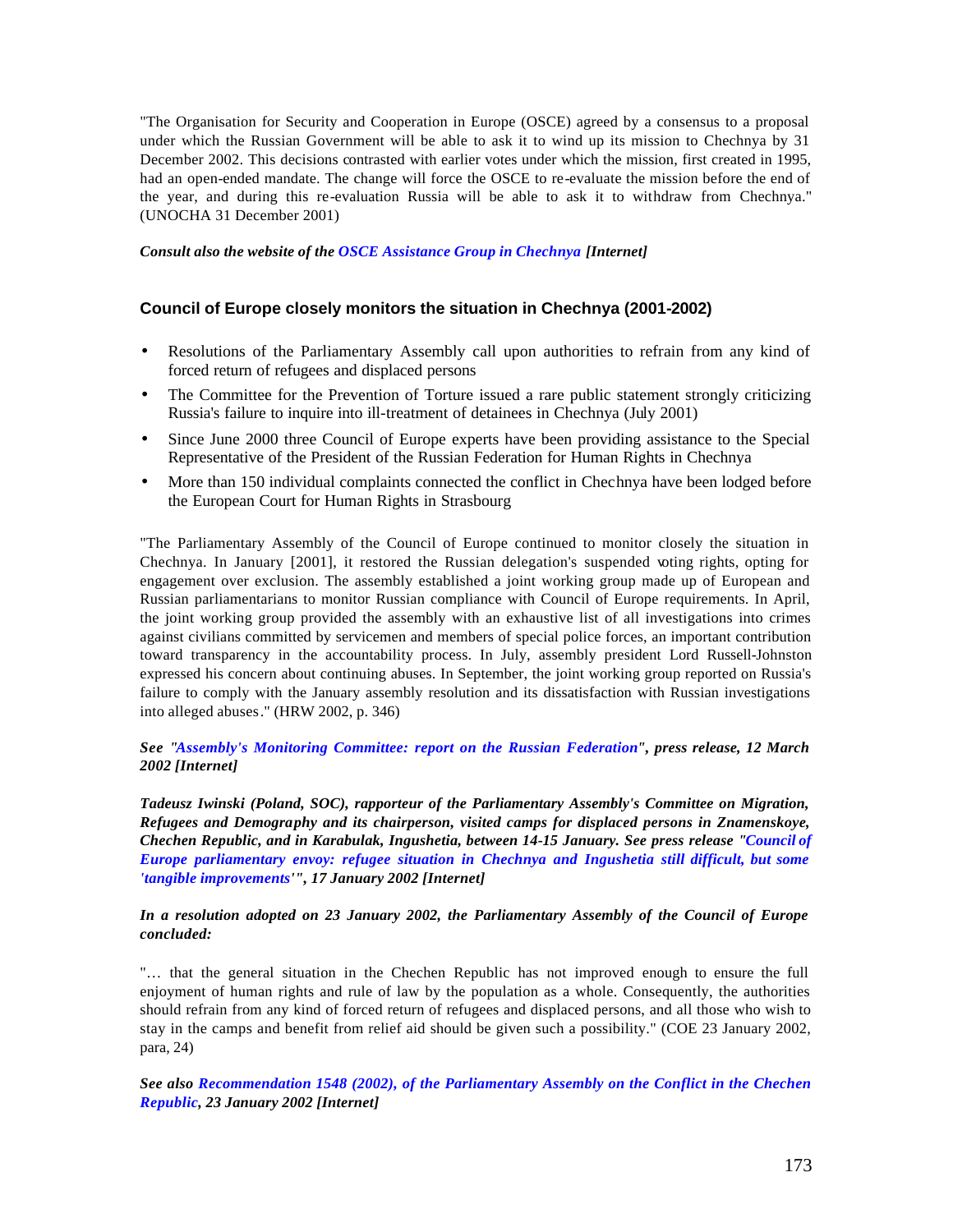"The Organisation for Security and Cooperation in Europe (OSCE) agreed by a consensus to a proposal under which the Russian Government will be able to ask it to wind up its mission to Chechnya by 31 December 2002. This decisions contrasted with earlier votes under which the mission, first created in 1995, had an open-ended mandate. The change will force the OSCE to re-evaluate the mission before the end of the year, and during this re-evaluation Russia will be able to ask it to withdraw from Chechnya." (UNOCHA 31 December 2001)

***Consult also the website of the OSCE Assistance Group in Chechnya [Internet]***

### Council of Europe closely monitors the situation in Chechnya (2001-2002)

- Resolutions of the Parliamentary Assembly call upon authorities to refrain from any kind of forced return of refugees and displaced persons
- The Committee for the Prevention of Torture issued a rare public statement strongly criticizing Russia's failure to inquire into ill-treatment of detainees in Chechnya (July 2001)
- Since June 2000 three Council of Europe experts have been providing assistance to the Special Representative of the President of the Russian Federation for Human Rights in Chechnya
- More than 150 individual complaints connected the conflict in Chechnya have been lodged before the European Court for Human Rights in Strasbourg

"The Parliamentary Assembly of the Council of Europe continued to monitor closely the situation in Chechnya. In January [2001], it restored the Russian delegation's suspended voting rights, opting for engagement over exclusion. The assembly established a joint working group made up of European and Russian parliamentarians to monitor Russian compliance with Council of Europe requirements. In April, the joint working group provided the assembly with an exhaustive list of all investigations into crimes against civilians committed by servicemen and members of special police forces, an important contribution toward transparency in the accountability process. In July, assembly president Lord Russell-Johnston expressed his concern about continuing abuses. In September, the joint working group reported on Russia's failure to comply with the January assembly resolution and its dissatisfaction with Russian investigations into alleged abuses." (HRW 2002, p. 346)

***See "Assembly's Monitoring Committee: report on the Russian Federation", press release, 12 March 2002 [Internet]***

***Tadeusz Iwinski (Poland, SOC), rapporteur of the Parliamentary Assembly's Committee on Migration, Refugees and Demography and its chairperson, visited camps for displaced persons in Znamenskoye, Chechen Republic, and in Karabulak, Ingushetia, between 14-15 January. See press release "Council of Europe parliamentary envoy: refugee situation in Chechnya and Ingushetia still difficult, but some 'tangible improvements'", 17 January 2002 [Internet]***

***In a resolution adopted on 23 January 2002, the Parliamentary Assembly of the Council of Europe concluded:***

"… that the general situation in the Chechen Republic has not improved enough to ensure the full enjoyment of human rights and rule of law by the population as a whole. Consequently, the authorities should refrain from any kind of forced return of refugees and displaced persons, and all those who wish to stay in the camps and benefit from relief aid should be given such a possibility." (COE 23 January 2002, para, 24)

***See also Recommendation 1548 (2002), of the Parliamentary Assembly on the Conflict in the Chechen Republic, 23 January 2002 [Internet]***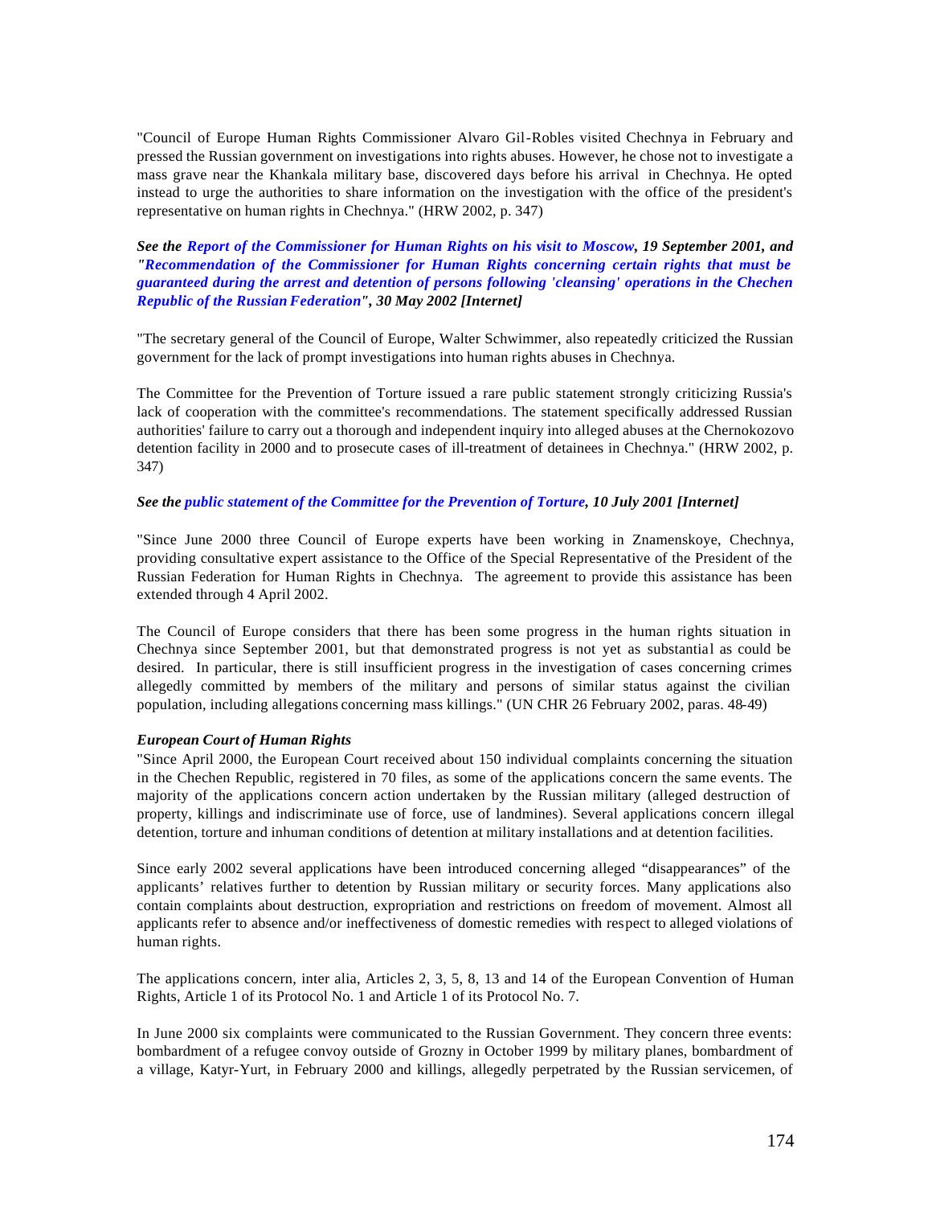"Council of Europe Human Rights Commissioner Alvaro Gil-Robles visited Chechnya in February and pressed the Russian government on investigations into rights abuses. However, he chose not to investigate a mass grave near the Khankala military base, discovered days before his arrival in Chechnya. He opted instead to urge the authorities to share information on the investigation with the office of the president's representative on human rights in Chechnya." (HRW 2002, p. 347)

***See the Report of the Commissioner for Human Rights on his visit to Moscow, 19 September 2001, and "Recommendation of the Commissioner for Human Rights concerning certain rights that must be guaranteed during the arrest and detention of persons following 'cleansing' operations in the Chechen Republic of the Russian Federation", 30 May 2002 [Internet]***

"The secretary general of the Council of Europe, Walter Schwimmer, also repeatedly criticized the Russian government for the lack of prompt investigations into human rights abuses in Chechnya.

The Committee for the Prevention of Torture issued a rare public statement strongly criticizing Russia's lack of cooperation with the committee's recommendations. The statement specifically addressed Russian authorities' failure to carry out a thorough and independent inquiry into alleged abuses at the Chernokozovo detention facility in 2000 and to prosecute cases of ill-treatment of detainees in Chechnya." (HRW 2002, p. 347)

***See the public statement of the Committee for the Prevention of Torture, 10 July 2001 [Internet]***

"Since June 2000 three Council of Europe experts have been working in Znamenskoye, Chechnya, providing consultative expert assistance to the Office of the Special Representative of the President of the Russian Federation for Human Rights in Chechnya. The agreement to provide this assistance has been extended through 4 April 2002.

The Council of Europe considers that there has been some progress in the human rights situation in Chechnya since September 2001, but that demonstrated progress is not yet as substantial as could be desired. In particular, there is still insufficient progress in the investigation of cases concerning crimes allegedly committed by members of the military and persons of similar status against the civilian population, including allegations concerning mass killings." (UN CHR 26 February 2002, paras. 48-49)

***European Court of Human Rights***

"Since April 2000, the European Court received about 150 individual complaints concerning the situation in the Chechen Republic, registered in 70 files, as some of the applications concern the same events. The majority of the applications concern action undertaken by the Russian military (alleged destruction of property, killings and indiscriminate use of force, use of landmines). Several applications concern illegal detention, torture and inhuman conditions of detention at military installations and at detention facilities.

Since early 2002 several applications have been introduced concerning alleged "disappearances" of the applicants' relatives further to detention by Russian military or security forces. Many applications also contain complaints about destruction, expropriation and restrictions on freedom of movement. Almost all applicants refer to absence and/or ineffectiveness of domestic remedies with respect to alleged violations of human rights.

The applications concern, inter alia, Articles 2, 3, 5, 8, 13 and 14 of the European Convention of Human Rights, Article 1 of its Protocol No. 1 and Article 1 of its Protocol No. 7.

In June 2000 six complaints were communicated to the Russian Government. They concern three events: bombardment of a refugee convoy outside of Grozny in October 1999 by military planes, bombardment of a village, Katyr-Yurt, in February 2000 and killings, allegedly perpetrated by the Russian servicemen, of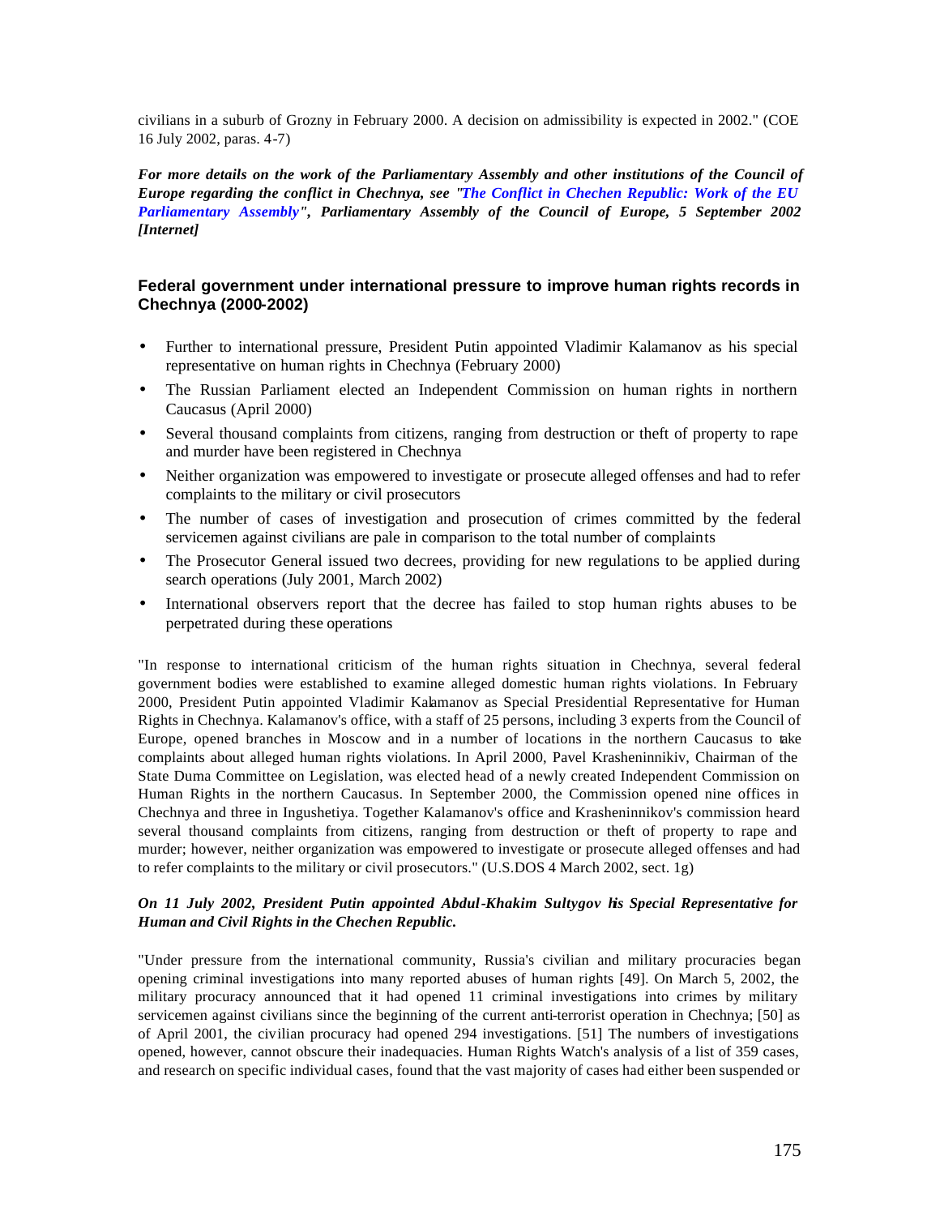civilians in a suburb of Grozny in February 2000. A decision on admissibility is expected in 2002." (COE 16 July 2002, paras. 4-7)

***For more details on the work of the Parliamentary Assembly and other institutions of the Council of Europe regarding the conflict in Chechnya, see "The Conflict in Chechen Republic: Work of the EU Parliamentary Assembly", Parliamentary Assembly of the Council of Europe, 5 September 2002 [Internet]***

### Federal government under international pressure to improve human rights records in Chechnya (2000-2002)

- Further to international pressure, President Putin appointed Vladimir Kalamanov as his special representative on human rights in Chechnya (February 2000)
- The Russian Parliament elected an Independent Commission on human rights in northern Caucasus (April 2000)
- Several thousand complaints from citizens, ranging from destruction or theft of property to rape and murder have been registered in Chechnya
- Neither organization was empowered to investigate or prosecute alleged offenses and had to refer complaints to the military or civil prosecutors
- The number of cases of investigation and prosecution of crimes committed by the federal servicemen against civilians are pale in comparison to the total number of complaints
- The Prosecutor General issued two decrees, providing for new regulations to be applied during search operations (July 2001, March 2002)
- International observers report that the decree has failed to stop human rights abuses to be perpetrated during these operations

"In response to international criticism of the human rights situation in Chechnya, several federal government bodies were established to examine alleged domestic human rights violations. In February 2000, President Putin appointed Vladimir Kalamanov as Special Presidential Representative for Human Rights in Chechnya. Kalamanov's office, with a staff of 25 persons, including 3 experts from the Council of Europe, opened branches in Moscow and in a number of locations in the northern Caucasus to take complaints about alleged human rights violations. In April 2000, Pavel Krasheninnikiv, Chairman of the State Duma Committee on Legislation, was elected head of a newly created Independent Commission on Human Rights in the northern Caucasus. In September 2000, the Commission opened nine offices in Chechnya and three in Ingushetiya. Together Kalamanov's office and Krasheninnikov's commission heard several thousand complaints from citizens, ranging from destruction or theft of property to rape and murder; however, neither organization was empowered to investigate or prosecute alleged offenses and had to refer complaints to the military or civil prosecutors." (U.S.DOS 4 March 2002, sect. 1g)

***On 11 July 2002, President Putin appointed Abdul-Khakim Sultygov his Special Representative for Human and Civil Rights in the Chechen Republic.***

"Under pressure from the international community, Russia's civilian and military procuracies began opening criminal investigations into many reported abuses of human rights [49]. On March 5, 2002, the military procuracy announced that it had opened 11 criminal investigations into crimes by military servicemen against civilians since the beginning of the current anti-terrorist operation in Chechnya; [50] as of April 2001, the civilian procuracy had opened 294 investigations. [51] The numbers of investigations opened, however, cannot obscure their inadequacies. Human Rights Watch's analysis of a list of 359 cases, and research on specific individual cases, found that the vast majority of cases had either been suspended or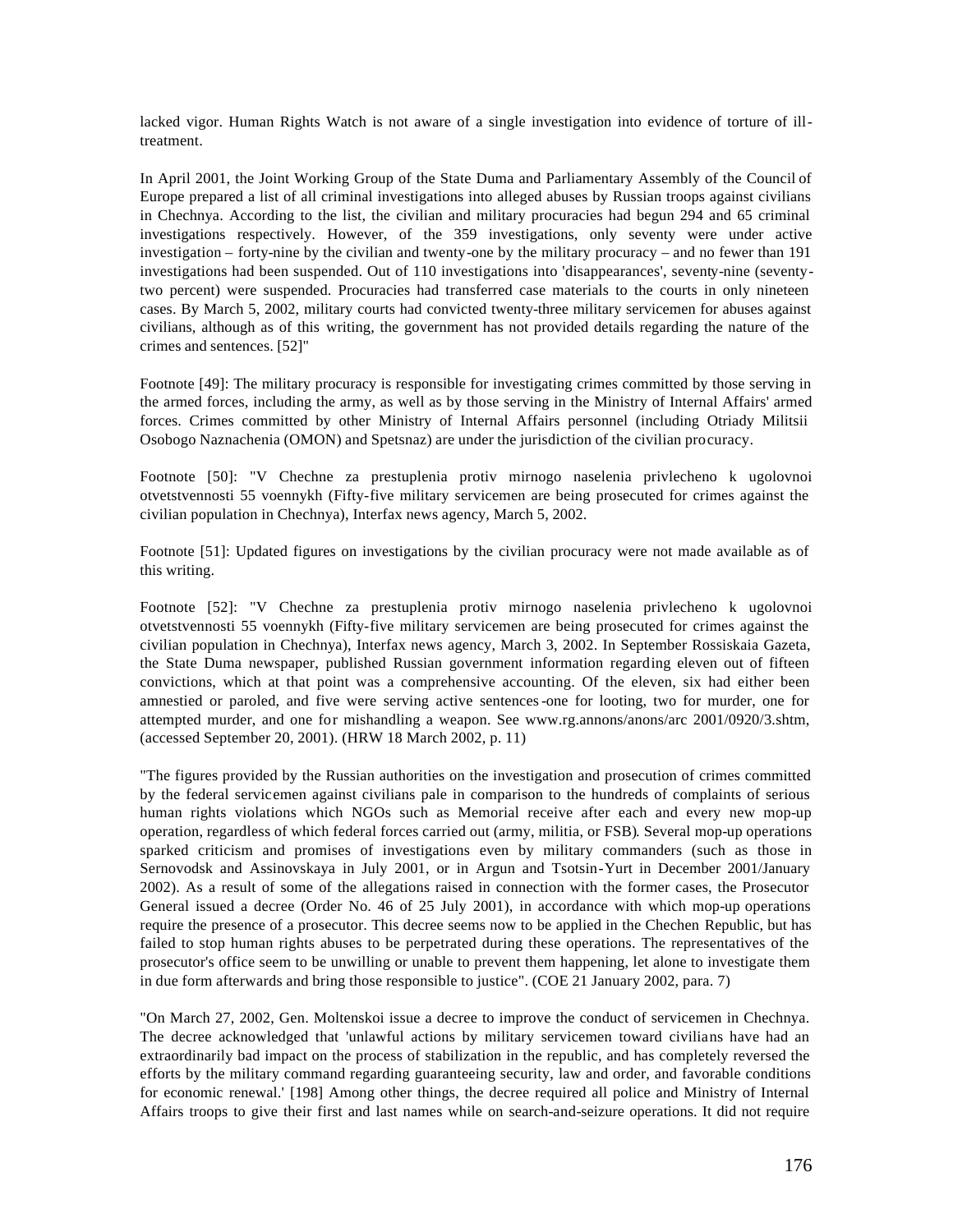lacked vigor. Human Rights Watch is not aware of a single investigation into evidence of torture of ill-treatment.

In April 2001, the Joint Working Group of the State Duma and Parliamentary Assembly of the Council of Europe prepared a list of all criminal investigations into alleged abuses by Russian troops against civilians in Chechnya. According to the list, the civilian and military procuracies had begun 294 and 65 criminal investigations respectively. However, of the 359 investigations, only seventy were under active investigation – forty-nine by the civilian and twenty-one by the military procuracy – and no fewer than 191 investigations had been suspended. Out of 110 investigations into 'disappearances', seventy-nine (seventy-two percent) were suspended. Procuracies had transferred case materials to the courts in only nineteen cases. By March 5, 2002, military courts had convicted twenty-three military servicemen for abuses against civilians, although as of this writing, the government has not provided details regarding the nature of the crimes and sentences. [52]"

Footnote [49]: The military procuracy is responsible for investigating crimes committed by those serving in the armed forces, including the army, as well as by those serving in the Ministry of Internal Affairs' armed forces. Crimes committed by other Ministry of Internal Affairs personnel (including Otriady Militsii Osobogo Naznachenia (OMON) and Spetsnaz) are under the jurisdiction of the civilian procuracy.

Footnote [50]: "V Chechne za prestuplenia protiv mirnogo naselenia privlecheno k ugolovnoi otvetstvennosti 55 voennykh (Fifty-five military servicemen are being prosecuted for crimes against the civilian population in Chechnya), Interfax news agency, March 5, 2002.

Footnote [51]: Updated figures on investigations by the civilian procuracy were not made available as of this writing.

Footnote [52]: "V Chechne za prestuplenia protiv mirnogo naselenia privlecheno k ugolovnoi otvetstvennosti 55 voennykh (Fifty-five military servicemen are being prosecuted for crimes against the civilian population in Chechnya), Interfax news agency, March 3, 2002. In September Rossiskaia Gazeta, the State Duma newspaper, published Russian government information regarding eleven out of fifteen convictions, which at that point was a comprehensive accounting. Of the eleven, six had either been amnestied or paroled, and five were serving active sentences-one for looting, two for murder, one for attempted murder, and one for mishandling a weapon. See www.rg.annons/anons/arc 2001/0920/3.shtm, (accessed September 20, 2001). (HRW 18 March 2002, p. 11)

"The figures provided by the Russian authorities on the investigation and prosecution of crimes committed by the federal servicemen against civilians pale in comparison to the hundreds of complaints of serious human rights violations which NGOs such as Memorial receive after each and every new mop-up operation, regardless of which federal forces carried out (army, militia, or FSB). Several mop-up operations sparked criticism and promises of investigations even by military commanders (such as those in Sernovodsk and Assinovskaya in July 2001, or in Argun and Tsotsin-Yurt in December 2001/January 2002). As a result of some of the allegations raised in connection with the former cases, the Prosecutor General issued a decree (Order No. 46 of 25 July 2001), in accordance with which mop-up operations require the presence of a prosecutor. This decree seems now to be applied in the Chechen Republic, but has failed to stop human rights abuses to be perpetrated during these operations. The representatives of the prosecutor's office seem to be unwilling or unable to prevent them happening, let alone to investigate them in due form afterwards and bring those responsible to justice". (COE 21 January 2002, para. 7)

"On March 27, 2002, Gen. Moltenskoi issue a decree to improve the conduct of servicemen in Chechnya. The decree acknowledged that 'unlawful actions by military servicemen toward civilians have had an extraordinarily bad impact on the process of stabilization in the republic, and has completely reversed the efforts by the military command regarding guaranteeing security, law and order, and favorable conditions for economic renewal.' [198] Among other things, the decree required all police and Ministry of Internal Affairs troops to give their first and last names while on search-and-seizure operations. It did not require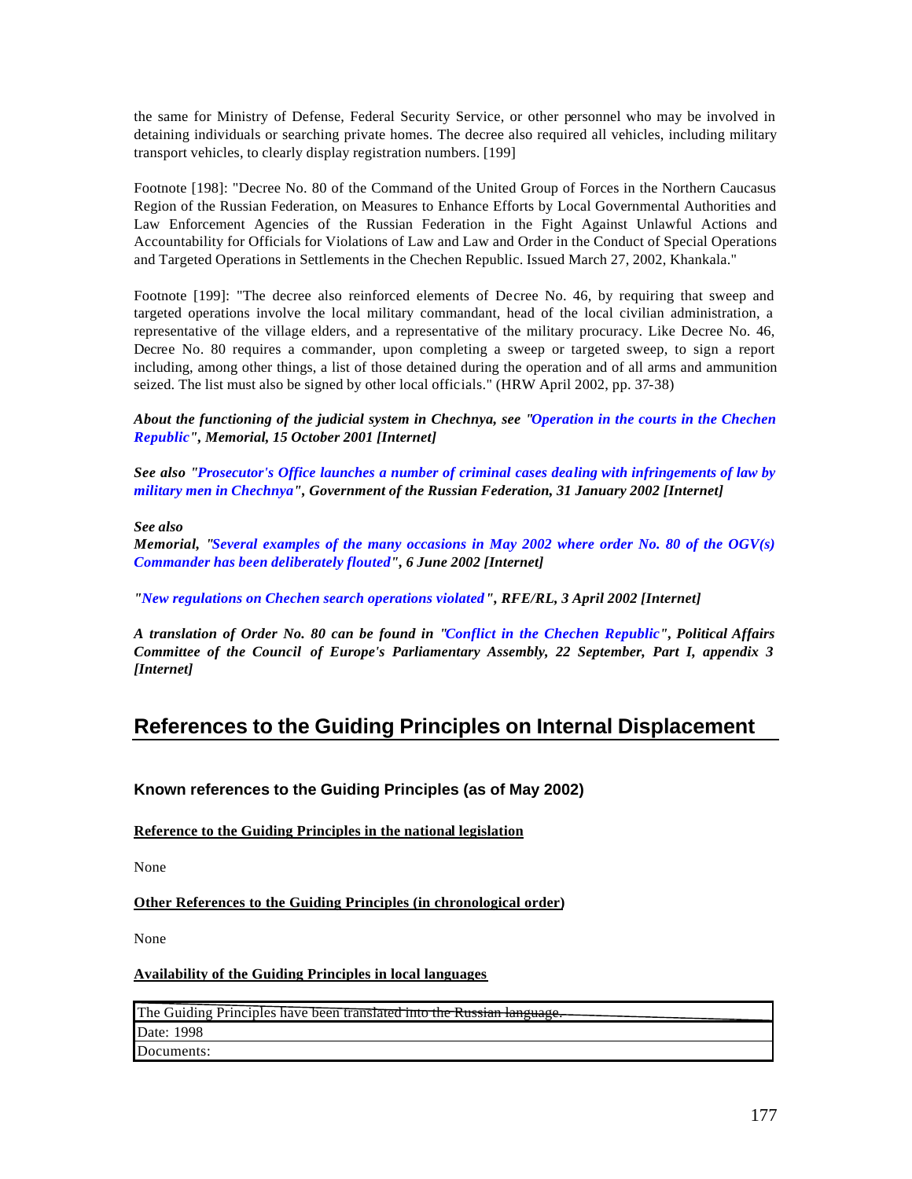the same for Ministry of Defense, Federal Security Service, or other personnel who may be involved in detaining individuals or searching private homes. The decree also required all vehicles, including military transport vehicles, to clearly display registration numbers. [199]

Footnote [198]: "Decree No. 80 of the Command of the United Group of Forces in the Northern Caucasus Region of the Russian Federation, on Measures to Enhance Efforts by Local Governmental Authorities and Law Enforcement Agencies of the Russian Federation in the Fight Against Unlawful Actions and Accountability for Officials for Violations of Law and Law and Order in the Conduct of Special Operations and Targeted Operations in Settlements in the Chechen Republic. Issued March 27, 2002, Khankala."

Footnote [199]: "The decree also reinforced elements of Decree No. 46, by requiring that sweep and targeted operations involve the local military commandant, head of the local civilian administration, a representative of the village elders, and a representative of the military procuracy. Like Decree No. 46, Decree No. 80 requires a commander, upon completing a sweep or targeted sweep, to sign a report including, among other things, a list of those detained during the operation and of all arms and ammunition seized. The list must also be signed by other local officials." (HRW April 2002, pp. 37-38)

***About the functioning of the judicial system in Chechnya, see "Operation in the courts in the Chechen Republic", Memorial, 15 October 2001 [Internet]***

***See also "Prosecutor's Office launches a number of criminal cases dealing with infringements of law by military men in Chechnya", Government of the Russian Federation, 31 January 2002 [Internet]***

***See also***
***Memorial, "Several examples of the many occasions in May 2002 where order No. 80 of the OGV(s) Commander has been deliberately flouted", 6 June 2002 [Internet]***

***"New regulations on Chechen search operations violated", RFE/RL, 3 April 2002 [Internet]***

***A translation of Order No. 80 can be found in "Conflict in the Chechen Republic", Political Affairs Committee of the Council of Europe's Parliamentary Assembly, 22 September, Part I, appendix 3 [Internet]***

# References to the Guiding Principles on Internal Displacement

### Known references to the Guiding Principles (as of May 2002)

**Reference to the Guiding Principles in the national legislation**

None

**Other References to the Guiding Principles (in chronological order)**

None

**Availability of the Guiding Principles in local languages**

| The Guiding Principles have been translated into the Russian language. |
|---|
| Date: 1998 |
| Documents: |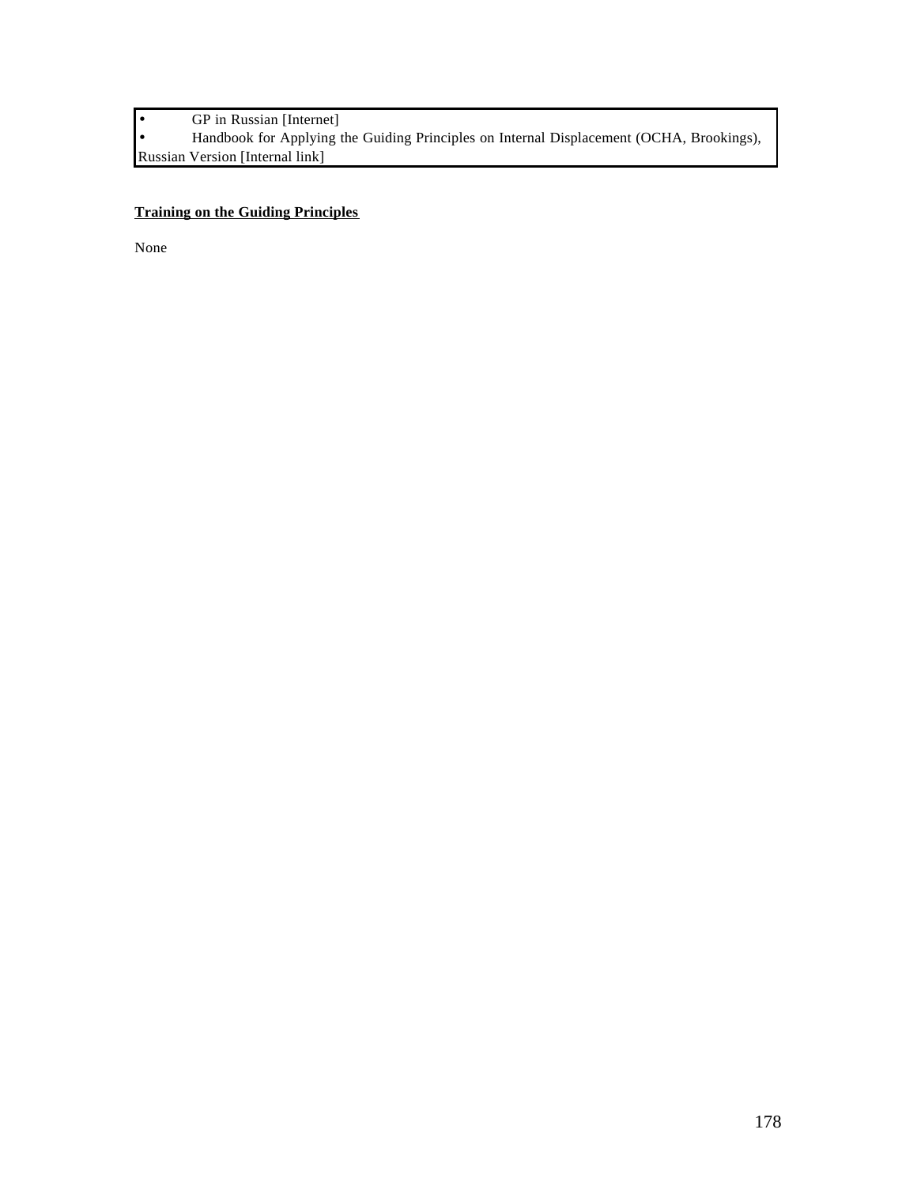- GP in Russian [Internet]
- Handbook for Applying the Guiding Principles on Internal Displacement (OCHA, Brookings), Russian Version [Internal link]

**Training on the Guiding Principles**

None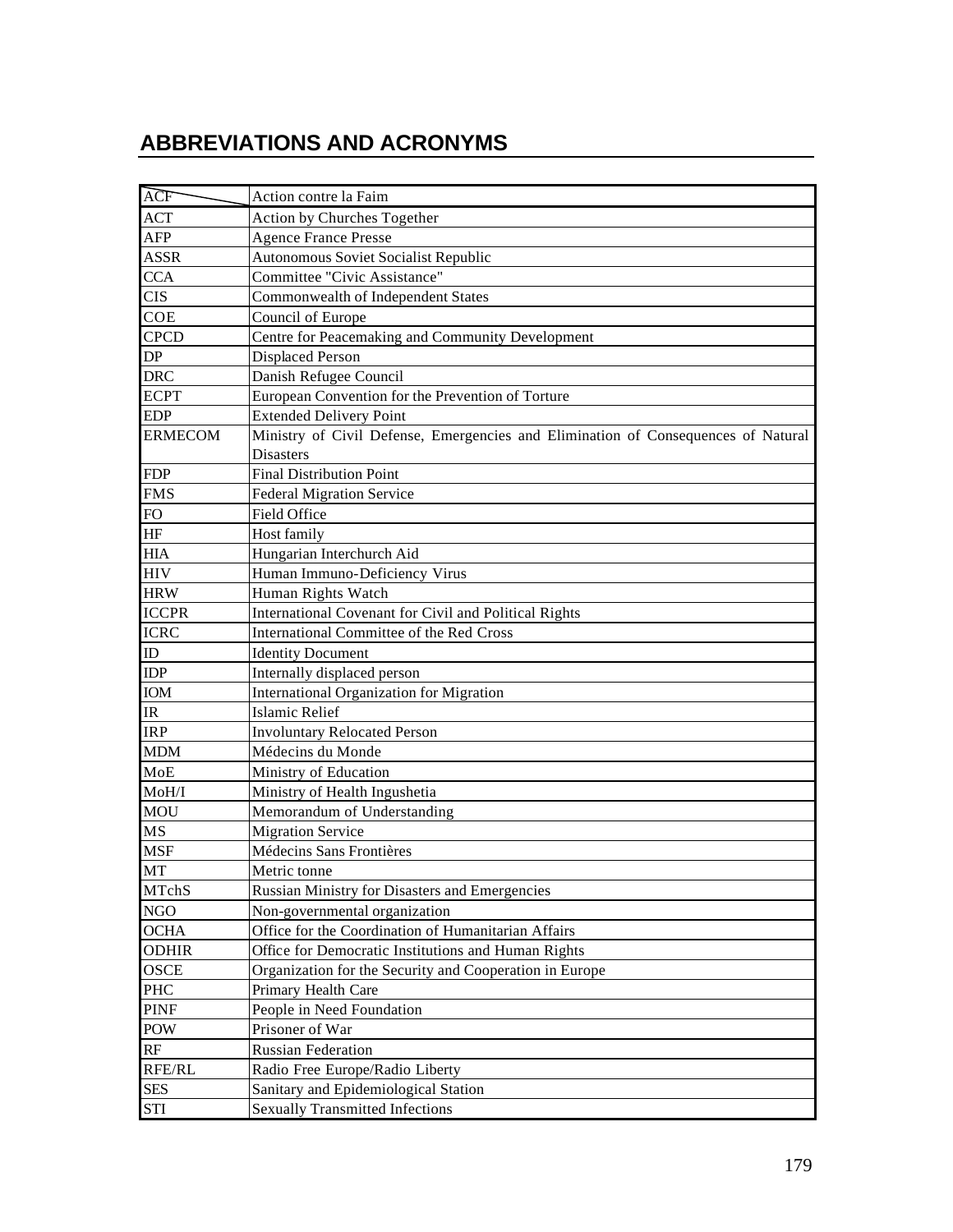# ABBREVIATIONS AND ACRONYMS

| | |
|---|---|
| ACF | Action contre la Faim |
| ACT | Action by Churches Together |
| AFP | Agence France Presse |
| ASSR | Autonomous Soviet Socialist Republic |
| CCA | Committee "Civic Assistance" |
| CIS | Commonwealth of Independent States |
| COE | Council of Europe |
| CPCD | Centre for Peacemaking and Community Development |
| DP | Displaced Person |
| DRC | Danish Refugee Council |
| ECPT | European Convention for the Prevention of Torture |
| EDP | Extended Delivery Point |
| ERMECOM | Ministry of Civil Defense, Emergencies and Elimination of Consequences of Natural Disasters |
| FDP | Final Distribution Point |
| FMS | Federal Migration Service |
| FO | Field Office |
| HF | Host family |
| HIA | Hungarian Interchurch Aid |
| HIV | Human Immuno-Deficiency Virus |
| HRW | Human Rights Watch |
| ICCPR | International Covenant for Civil and Political Rights |
| ICRC | International Committee of the Red Cross |
| ID | Identity Document |
| IDP | Internally displaced person |
| IOM | International Organization for Migration |
| IR | Islamic Relief |
| IRP | Involuntary Relocated Person |
| MDM | Médecins du Monde |
| MoE | Ministry of Education |
| MoH/I | Ministry of Health Ingushetia |
| MOU | Memorandum of Understanding |
| MS | Migration Service |
| MSF | Médecins Sans Frontières |
| MT | Metric tonne |
| MTchS | Russian Ministry for Disasters and Emergencies |
| NGO | Non-governmental organization |
| OCHA | Office for the Coordination of Humanitarian Affairs |
| ODHIR | Office for Democratic Institutions and Human Rights |
| OSCE | Organization for the Security and Cooperation in Europe |
| PHC | Primary Health Care |
| PINF | People in Need Foundation |
| POW | Prisoner of War |
| RF | Russian Federation |
| RFE/RL | Radio Free Europe/Radio Liberty |
| SES | Sanitary and Epidemiological Station |
| STI | Sexually Transmitted Infections |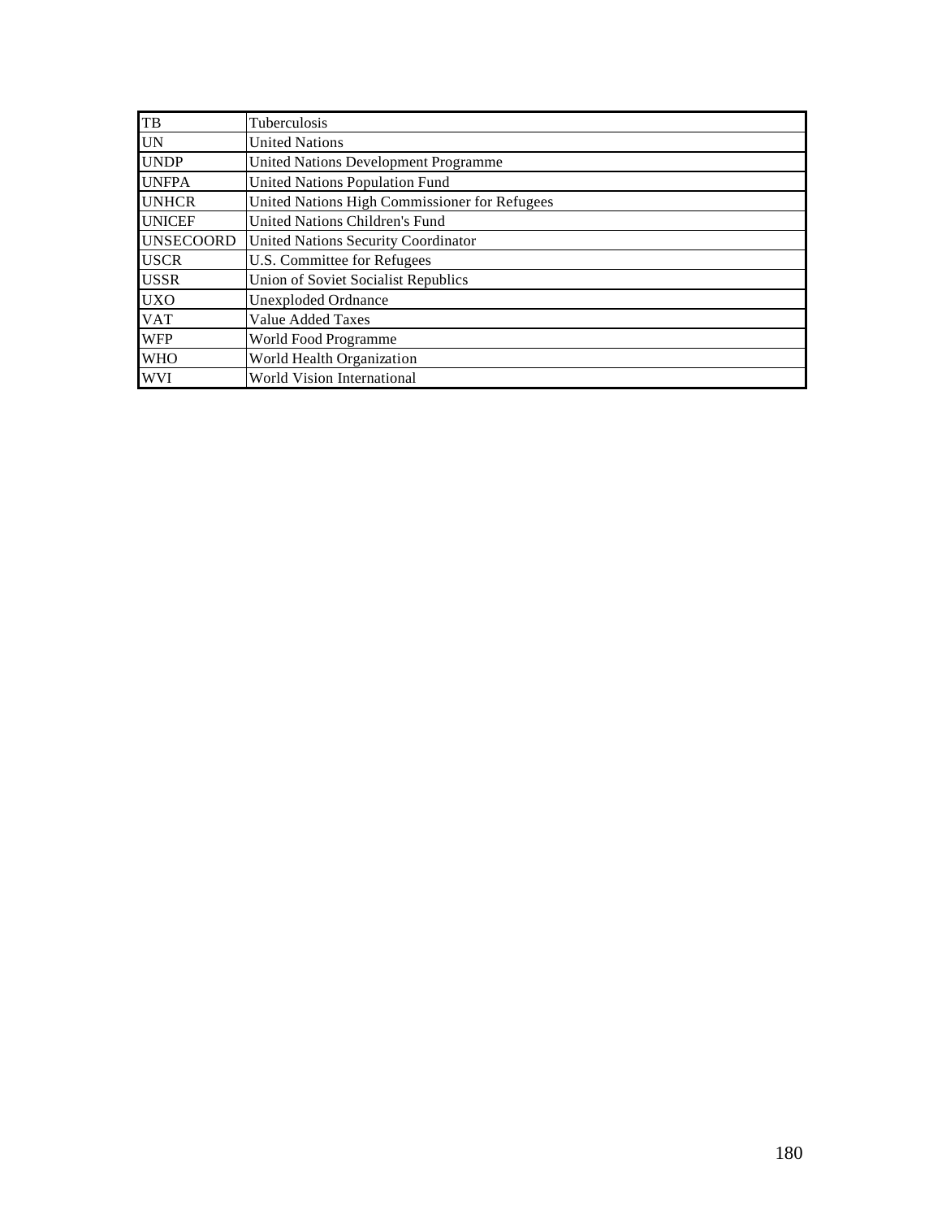| | |
|---|---|
| TB | Tuberculosis |
| UN | United Nations |
| UNDP | United Nations Development Programme |
| UNFPA | United Nations Population Fund |
| UNHCR | United Nations High Commissioner for Refugees |
| UNICEF | United Nations Children's Fund |
| UNSECOORD | United Nations Security Coordinator |
| USCR | U.S. Committee for Refugees |
| USSR | Union of Soviet Socialist Republics |
| UXO | Unexploded Ordnance |
| VAT | Value Added Taxes |
| WFP | World Food Programme |
| WHO | World Health Organization |
| WVI | World Vision International |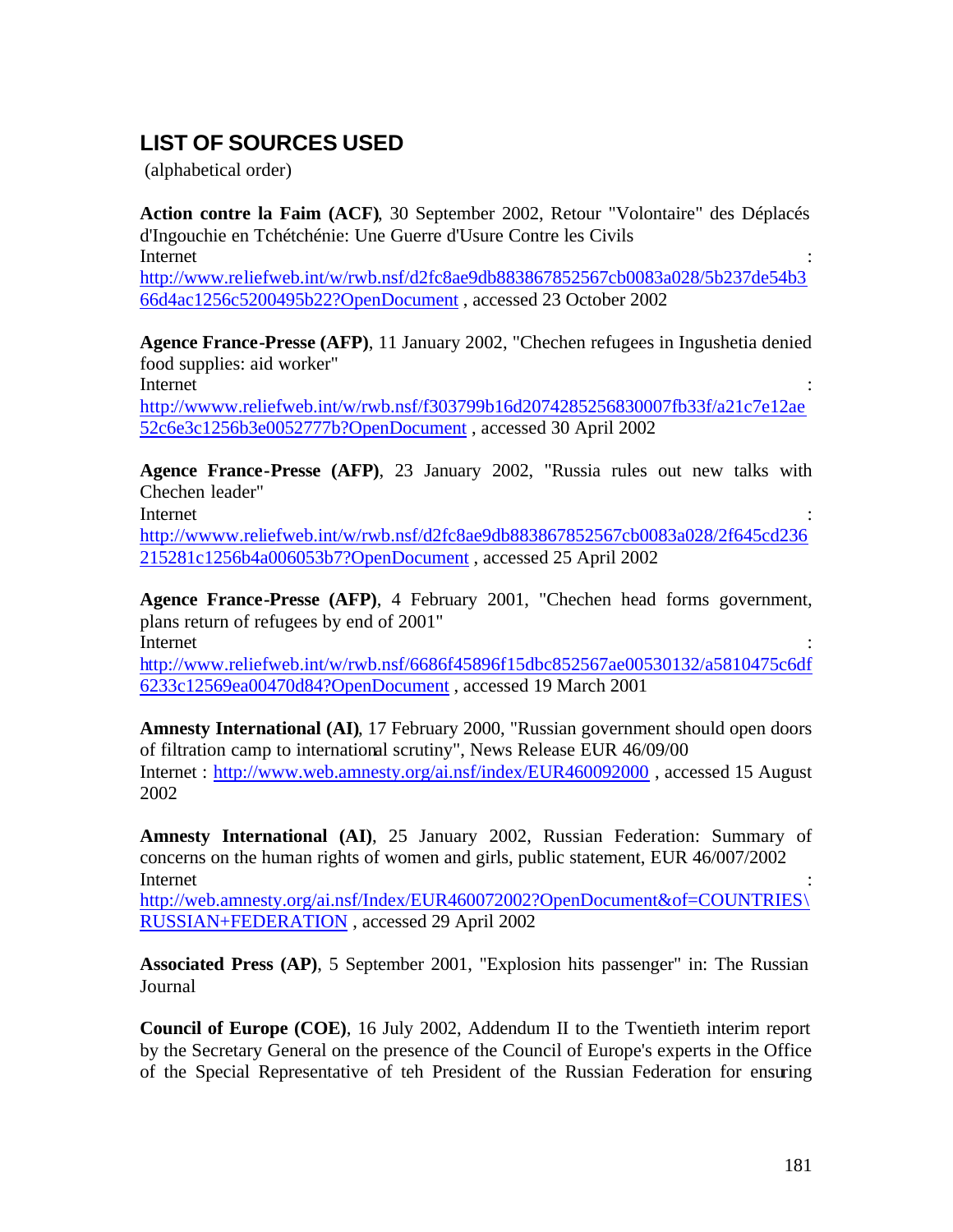## LIST OF SOURCES USED

(alphabetical order)

**Action contre la Faim (ACF)**, 30 September 2002, Retour "Volontaire" des Déplacés d'Ingouchie en Tchétchénie: Une Guerre d'Usure Contre les Civils
Internet : http://www.reliefweb.int/w/rwb.nsf/d2fc8ae9db883867852567cb0083a028/5b237de54b366d4ac1256c5200495b22?OpenDocument , accessed 23 October 2002

**Agence France-Presse (AFP)**, 11 January 2002, "Chechen refugees in Ingushetia denied food supplies: aid worker"
Internet : http://wwww.reliefweb.int/w/rwb.nsf/f303799b16d2074285256830007fb33f/a21c7e12ae52c6e3c1256b3e0052777b?OpenDocument , accessed 30 April 2002

**Agence France-Presse (AFP)**, 23 January 2002, "Russia rules out new talks with Chechen leader"
Internet : http://wwww.reliefweb.int/w/rwb.nsf/d2fc8ae9db883867852567cb0083a028/2f645cd236215281c1256b4a006053b7?OpenDocument , accessed 25 April 2002

**Agence France-Presse (AFP)**, 4 February 2001, "Chechen head forms government, plans return of refugees by end of 2001"
Internet : http://www.reliefweb.int/w/rwb.nsf/6686f45896f15dbc852567ae00530132/a5810475c6df6233c12569ea00470d84?OpenDocument , accessed 19 March 2001

**Amnesty International (AI)**, 17 February 2000, "Russian government should open doors of filtration camp to international scrutiny", News Release EUR 46/09/00
Internet : http://www.web.amnesty.org/ai.nsf/index/EUR460092000 , accessed 15 August 2002

**Amnesty International (AI)**, 25 January 2002, Russian Federation: Summary of concerns on the human rights of women and girls, public statement, EUR 46/007/2002
Internet : http://web.amnesty.org/ai.nsf/Index/EUR460072002?OpenDocument&of=COUNTRIES\RUSSIAN+FEDERATION , accessed 29 April 2002

**Associated Press (AP)**, 5 September 2001, "Explosion hits passenger" in: The Russian Journal

**Council of Europe (COE)**, 16 July 2002, Addendum II to the Twentieth interim report by the Secretary General on the presence of the Council of Europe's experts in the Office of the Special Representative of teh President of the Russian Federation for ensuring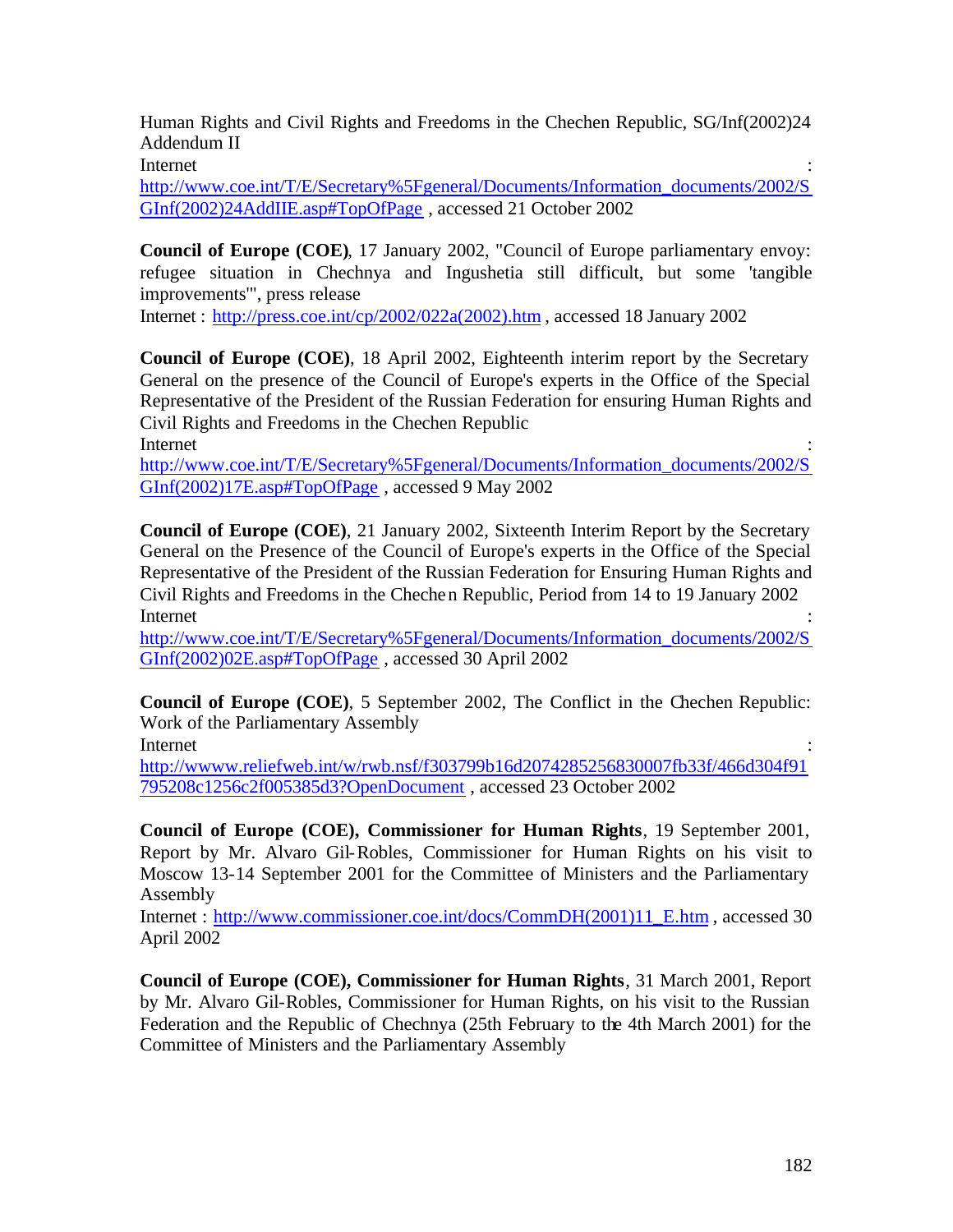Human Rights and Civil Rights and Freedoms in the Chechen Republic, SG/Inf(2002)24 Addendum II
Internet : http://www.coe.int/T/E/Secretary%5Fgeneral/Documents/Information_documents/2002/SGInf(2002)24AddIIE.asp#TopOfPage , accessed 21 October 2002

**Council of Europe (COE)**, 17 January 2002, "Council of Europe parliamentary envoy: refugee situation in Chechnya and Ingushetia still difficult, but some 'tangible improvements'", press release
Internet : http://press.coe.int/cp/2002/022a(2002).htm , accessed 18 January 2002

**Council of Europe (COE)**, 18 April 2002, Eighteenth interim report by the Secretary General on the presence of the Council of Europe's experts in the Office of the Special Representative of the President of the Russian Federation for ensuring Human Rights and Civil Rights and Freedoms in the Chechen Republic
Internet : http://www.coe.int/T/E/Secretary%5Fgeneral/Documents/Information_documents/2002/SGInf(2002)17E.asp#TopOfPage , accessed 9 May 2002

**Council of Europe (COE)**, 21 January 2002, Sixteenth Interim Report by the Secretary General on the Presence of the Council of Europe's experts in the Office of the Special Representative of the President of the Russian Federation for Ensuring Human Rights and Civil Rights and Freedoms in the Chechen Republic, Period from 14 to 19 January 2002
Internet : http://www.coe.int/T/E/Secretary%5Fgeneral/Documents/Information_documents/2002/SGInf(2002)02E.asp#TopOfPage , accessed 30 April 2002

**Council of Europe (COE)**, 5 September 2002, The Conflict in the Chechen Republic: Work of the Parliamentary Assembly
Internet : http://wwww.reliefweb.int/w/rwb.nsf/f303799b16d2074285256830007fb33f/466d304f91795208c1256c2f005385d3?OpenDocument , accessed 23 October 2002

**Council of Europe (COE), Commissioner for Human Rights**, 19 September 2001, Report by Mr. Alvaro Gil-Robles, Commissioner for Human Rights on his visit to Moscow 13-14 September 2001 for the Committee of Ministers and the Parliamentary Assembly
Internet : http://www.commissioner.coe.int/docs/CommDH(2001)11_E.htm , accessed 30 April 2002

**Council of Europe (COE), Commissioner for Human Rights**, 31 March 2001, Report by Mr. Alvaro Gil-Robles, Commissioner for Human Rights, on his visit to the Russian Federation and the Republic of Chechnya (25th February to the 4th March 2001) for the Committee of Ministers and the Parliamentary Assembly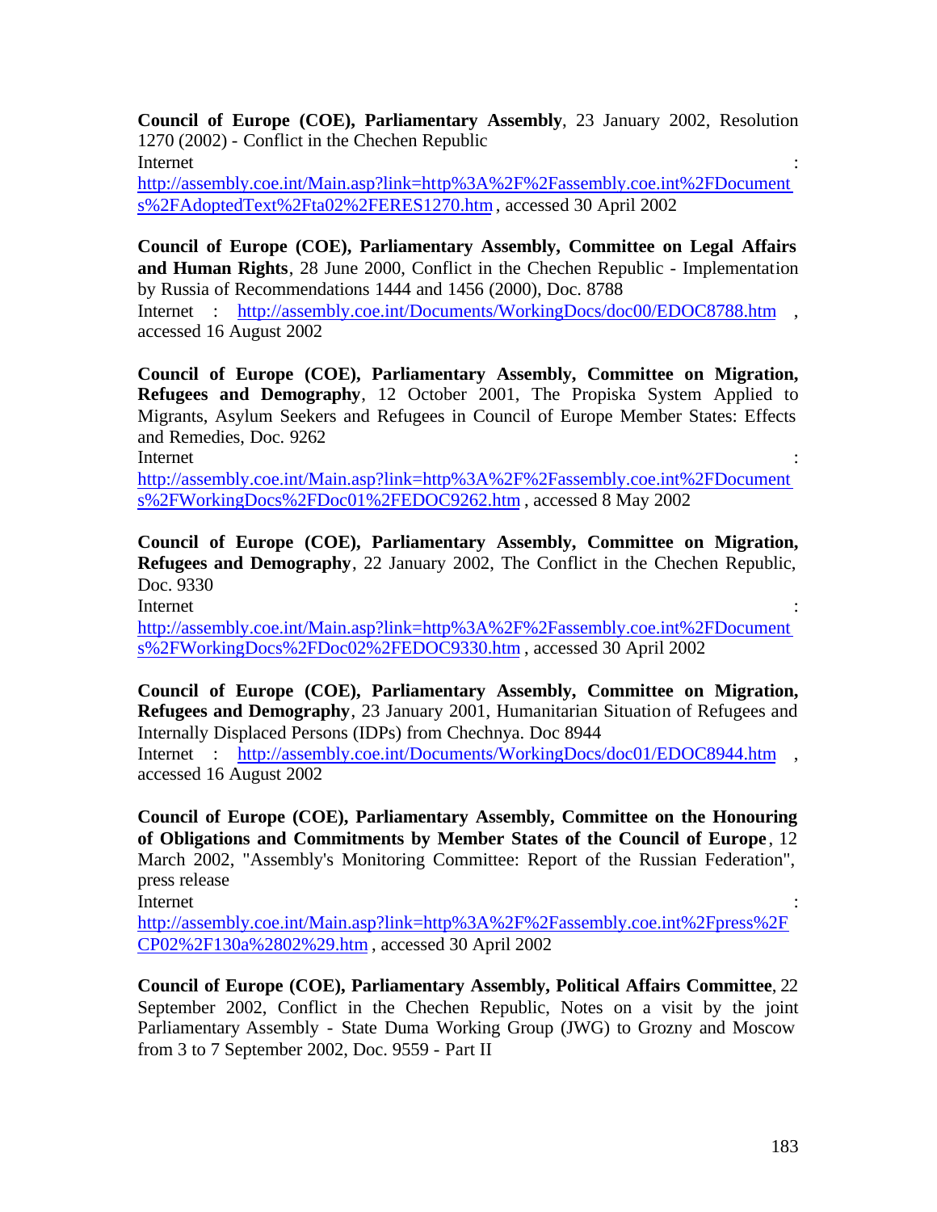**Council of Europe (COE), Parliamentary Assembly**, 23 January 2002, Resolution 1270 (2002) - Conflict in the Chechen Republic
Internet : http://assembly.coe.int/Main.asp?link=http%3A%2F%2Fassembly.coe.int%2FDocuments%2FAdoptedText%2Fta02%2FERES1270.htm , accessed 30 April 2002

**Council of Europe (COE), Parliamentary Assembly, Committee on Legal Affairs and Human Rights**, 28 June 2000, Conflict in the Chechen Republic - Implementation by Russia of Recommendations 1444 and 1456 (2000), Doc. 8788
Internet : http://assembly.coe.int/Documents/WorkingDocs/doc00/EDOC8788.htm , accessed 16 August 2002

**Council of Europe (COE), Parliamentary Assembly, Committee on Migration, Refugees and Demography**, 12 October 2001, The Propiska System Applied to Migrants, Asylum Seekers and Refugees in Council of Europe Member States: Effects and Remedies, Doc. 9262
Internet : http://assembly.coe.int/Main.asp?link=http%3A%2F%2Fassembly.coe.int%2FDocuments%2FWorkingDocs%2FDoc01%2FEDOC9262.htm , accessed 8 May 2002

**Council of Europe (COE), Parliamentary Assembly, Committee on Migration, Refugees and Demography**, 22 January 2002, The Conflict in the Chechen Republic, Doc. 9330
Internet : http://assembly.coe.int/Main.asp?link=http%3A%2F%2Fassembly.coe.int%2FDocuments%2FWorkingDocs%2FDoc02%2FEDOC9330.htm , accessed 30 April 2002

**Council of Europe (COE), Parliamentary Assembly, Committee on Migration, Refugees and Demography**, 23 January 2001, Humanitarian Situation of Refugees and Internally Displaced Persons (IDPs) from Chechnya. Doc 8944
Internet : http://assembly.coe.int/Documents/WorkingDocs/doc01/EDOC8944.htm , accessed 16 August 2002

**Council of Europe (COE), Parliamentary Assembly, Committee on the Honouring of Obligations and Commitments by Member States of the Council of Europe**, 12 March 2002, "Assembly's Monitoring Committee: Report of the Russian Federation", press release
Internet : http://assembly.coe.int/Main.asp?link=http%3A%2F%2Fassembly.coe.int%2Fpress%2FCP02%2F130a%2802%29.htm , accessed 30 April 2002

**Council of Europe (COE), Parliamentary Assembly, Political Affairs Committee**, 22 September 2002, Conflict in the Chechen Republic, Notes on a visit by the joint Parliamentary Assembly - State Duma Working Group (JWG) to Grozny and Moscow from 3 to 7 September 2002, Doc. 9559 - Part II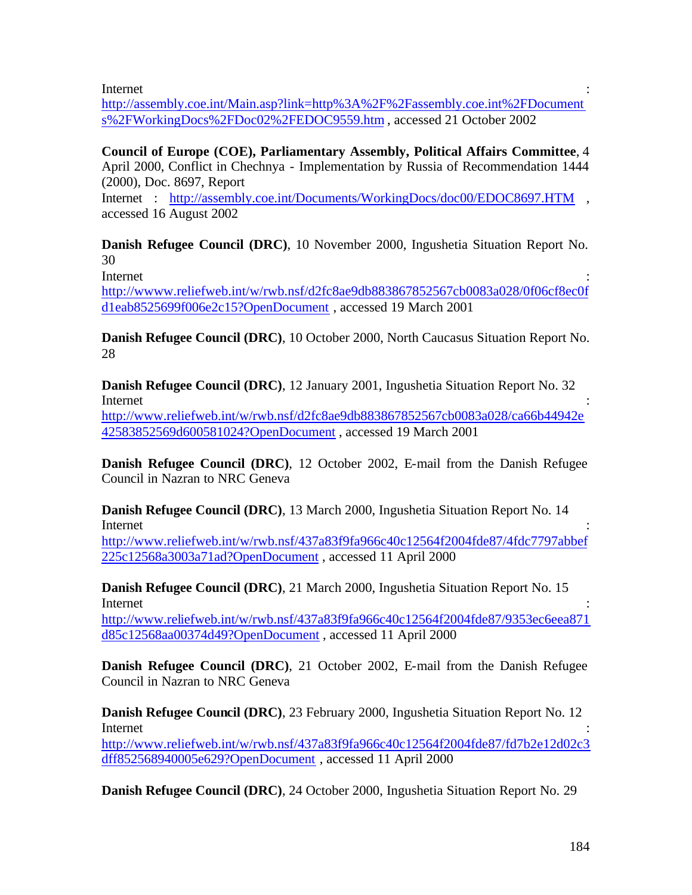Internet : http://assembly.coe.int/Main.asp?link=http%3A%2F%2Fassembly.coe.int%2FDocuments%2FWorkingDocs%2FDoc02%2FEDOC9559.htm , accessed 21 October 2002

**Council of Europe (COE), Parliamentary Assembly, Political Affairs Committee**, 4 April 2000, Conflict in Chechnya - Implementation by Russia of Recommendation 1444 (2000), Doc. 8697, Report
Internet : http://assembly.coe.int/Documents/WorkingDocs/doc00/EDOC8697.HTM , accessed 16 August 2002

**Danish Refugee Council (DRC)**, 10 November 2000, Ingushetia Situation Report No. 30
Internet : http://wwww.reliefweb.int/w/rwb.nsf/d2fc8ae9db883867852567cb0083a028/0f06cf8ec0fd1eab8525699f006e2c15?OpenDocument , accessed 19 March 2001

**Danish Refugee Council (DRC)**, 10 October 2000, North Caucasus Situation Report No. 28

**Danish Refugee Council (DRC)**, 12 January 2001, Ingushetia Situation Report No. 32
Internet : http://www.reliefweb.int/w/rwb.nsf/d2fc8ae9db883867852567cb0083a028/ca66b44942e42583852569d600581024?OpenDocument , accessed 19 March 2001

**Danish Refugee Council (DRC)**, 12 October 2002, E-mail from the Danish Refugee Council in Nazran to NRC Geneva

**Danish Refugee Council (DRC)**, 13 March 2000, Ingushetia Situation Report No. 14
Internet : http://www.reliefweb.int/w/rwb.nsf/437a83f9fa966c40c12564f2004fde87/4fdc7797abbef225c12568a3003a71ad?OpenDocument , accessed 11 April 2000

**Danish Refugee Council (DRC)**, 21 March 2000, Ingushetia Situation Report No. 15
Internet : http://www.reliefweb.int/w/rwb.nsf/437a83f9fa966c40c12564f2004fde87/9353ec6eea871d85c12568aa00374d49?OpenDocument , accessed 11 April 2000

**Danish Refugee Council (DRC)**, 21 October 2002, E-mail from the Danish Refugee Council in Nazran to NRC Geneva

**Danish Refugee Council (DRC)**, 23 February 2000, Ingushetia Situation Report No. 12
Internet : http://www.reliefweb.int/w/rwb.nsf/437a83f9fa966c40c12564f2004fde87/fd7b2e12d02c3dff852568940005e629?OpenDocument , accessed 11 April 2000

**Danish Refugee Council (DRC)**, 24 October 2000, Ingushetia Situation Report No. 29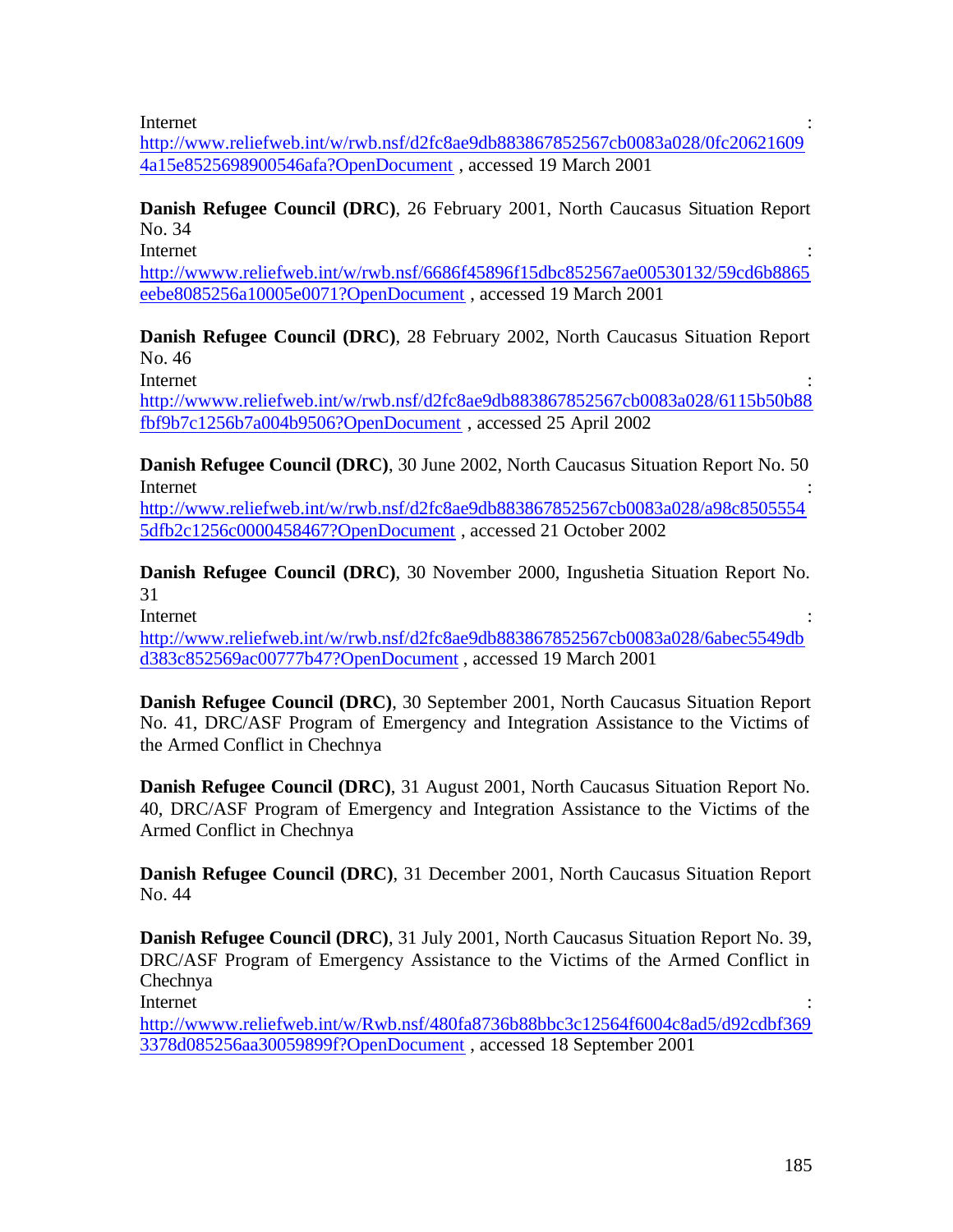Internet : http://www.reliefweb.int/w/rwb.nsf/d2fc8ae9db883867852567cb0083a028/0fc206216094a15e8525698900546afa?OpenDocument , accessed 19 March 2001

**Danish Refugee Council (DRC)**, 26 February 2001, North Caucasus Situation Report No. 34
Internet : http://wwww.reliefweb.int/w/rwb.nsf/6686f45896f15dbc852567ae00530132/59cd6b8865eebe8085256a10005e0071?OpenDocument , accessed 19 March 2001

**Danish Refugee Council (DRC)**, 28 February 2002, North Caucasus Situation Report No. 46
Internet : http://wwww.reliefweb.int/w/rwb.nsf/d2fc8ae9db883867852567cb0083a028/6115b50b88fbf9b7c1256b7a004b9506?OpenDocument , accessed 25 April 2002

**Danish Refugee Council (DRC)**, 30 June 2002, North Caucasus Situation Report No. 50
Internet : http://www.reliefweb.int/w/rwb.nsf/d2fc8ae9db883867852567cb0083a028/a98c85055545dfb2c1256c0000458467?OpenDocument , accessed 21 October 2002

**Danish Refugee Council (DRC)**, 30 November 2000, Ingushetia Situation Report No. 31
Internet : http://www.reliefweb.int/w/rwb.nsf/d2fc8ae9db883867852567cb0083a028/6abec5549dbd383c852569ac00777b47?OpenDocument , accessed 19 March 2001

**Danish Refugee Council (DRC)**, 30 September 2001, North Caucasus Situation Report No. 41, DRC/ASF Program of Emergency and Integration Assistance to the Victims of the Armed Conflict in Chechnya

**Danish Refugee Council (DRC)**, 31 August 2001, North Caucasus Situation Report No. 40, DRC/ASF Program of Emergency and Integration Assistance to the Victims of the Armed Conflict in Chechnya

**Danish Refugee Council (DRC)**, 31 December 2001, North Caucasus Situation Report No. 44

**Danish Refugee Council (DRC)**, 31 July 2001, North Caucasus Situation Report No. 39, DRC/ASF Program of Emergency Assistance to the Victims of the Armed Conflict in Chechnya
Internet : http://wwww.reliefweb.int/w/Rwb.nsf/480fa8736b88bbc3c12564f6004c8ad5/d92cdbf3693378d085256aa30059899f?OpenDocument , accessed 18 September 2001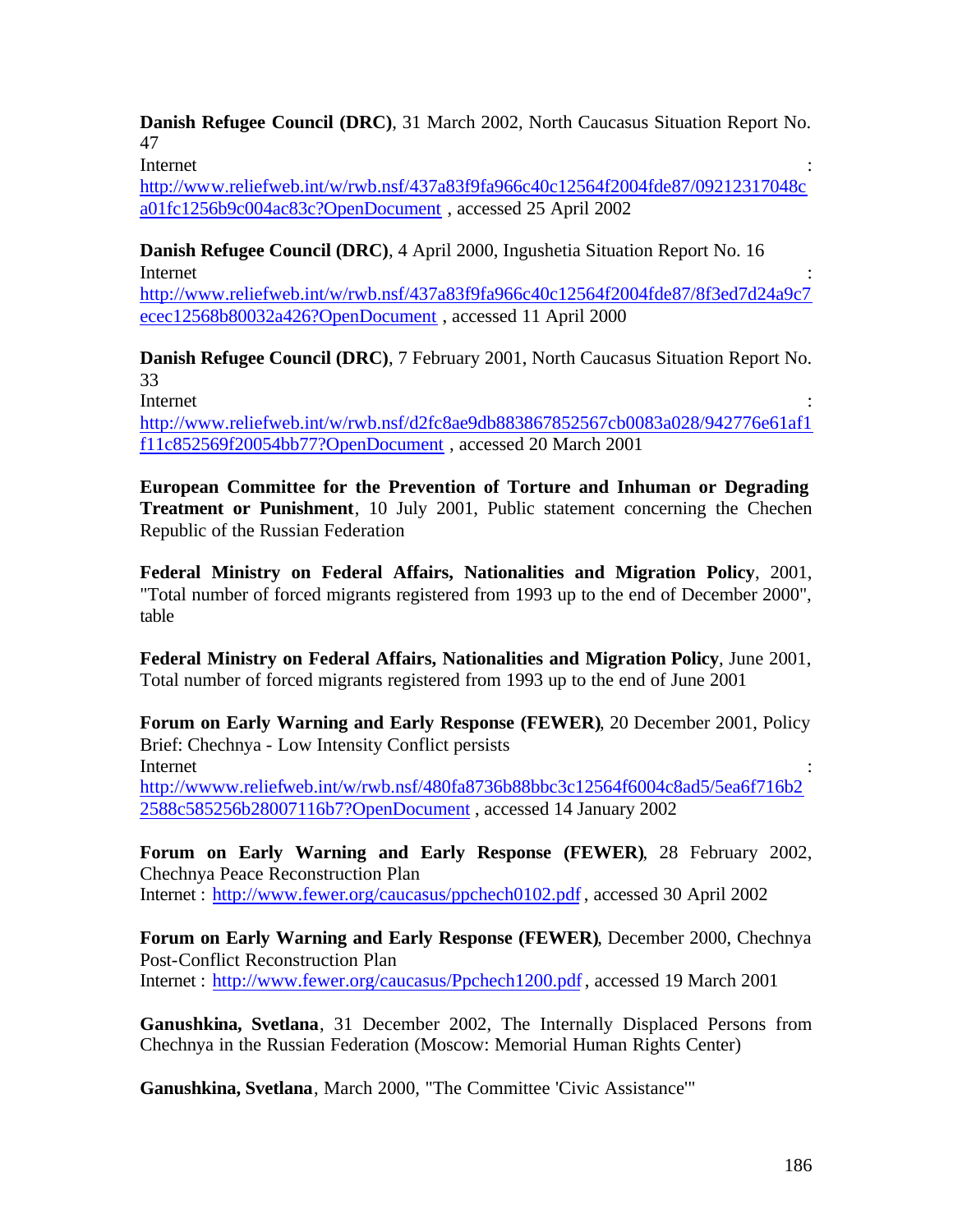**Danish Refugee Council (DRC)**, 31 March 2002, North Caucasus Situation Report No. 47
Internet : http://www.reliefweb.int/w/rwb.nsf/437a83f9fa966c40c12564f2004fde87/09212317048ca01fc1256b9c004ac83c?OpenDocument , accessed 25 April 2002

**Danish Refugee Council (DRC)**, 4 April 2000, Ingushetia Situation Report No. 16
Internet : http://www.reliefweb.int/w/rwb.nsf/437a83f9fa966c40c12564f2004fde87/8f3ed7d24a9c7ecec12568b80032a426?OpenDocument , accessed 11 April 2000

**Danish Refugee Council (DRC)**, 7 February 2001, North Caucasus Situation Report No. 33
Internet : http://www.reliefweb.int/w/rwb.nsf/d2fc8ae9db883867852567cb0083a028/942776e61af1f11c852569f20054bb77?OpenDocument , accessed 20 March 2001

**European Committee for the Prevention of Torture and Inhuman or Degrading Treatment or Punishment**, 10 July 2001, Public statement concerning the Chechen Republic of the Russian Federation

**Federal Ministry on Federal Affairs, Nationalities and Migration Policy**, 2001, "Total number of forced migrants registered from 1993 up to the end of December 2000", table

**Federal Ministry on Federal Affairs, Nationalities and Migration Policy**, June 2001, Total number of forced migrants registered from 1993 up to the end of June 2001

**Forum on Early Warning and Early Response (FEWER)**, 20 December 2001, Policy Brief: Chechnya - Low Intensity Conflict persists
Internet : http://wwww.reliefweb.int/w/rwb.nsf/480fa8736b88bbc3c12564f6004c8ad5/5ea6f716b22588c585256b28007116b7?OpenDocument , accessed 14 January 2002

**Forum on Early Warning and Early Response (FEWER)**, 28 February 2002, Chechnya Peace Reconstruction Plan
Internet : http://www.fewer.org/caucasus/ppchech0102.pdf , accessed 30 April 2002

**Forum on Early Warning and Early Response (FEWER)**, December 2000, Chechnya Post-Conflict Reconstruction Plan
Internet : http://www.fewer.org/caucasus/Ppchech1200.pdf , accessed 19 March 2001

**Ganushkina, Svetlana**, 31 December 2002, The Internally Displaced Persons from Chechnya in the Russian Federation (Moscow: Memorial Human Rights Center)

**Ganushkina, Svetlana**, March 2000, "The Committee 'Civic Assistance'"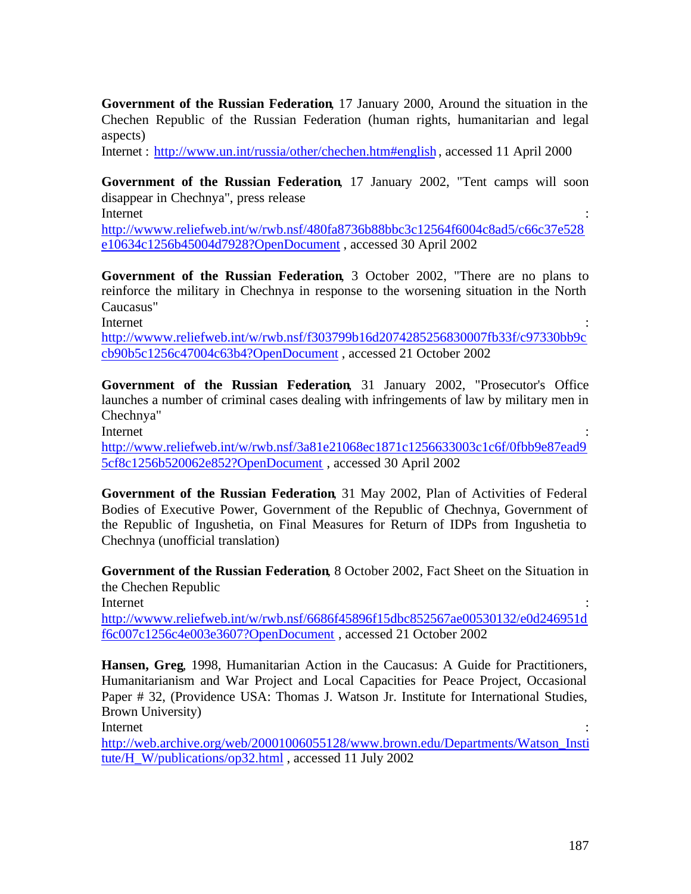**Government of the Russian Federation**, 17 January 2000, Around the situation in the Chechen Republic of the Russian Federation (human rights, humanitarian and legal aspects)
Internet : http://www.un.int/russia/other/chechen.htm#english , accessed 11 April 2000

**Government of the Russian Federation**, 17 January 2002, "Tent camps will soon disappear in Chechnya", press release
Internet : http://wwww.reliefweb.int/w/rwb.nsf/480fa8736b88bbc3c12564f6004c8ad5/c66c37e528e10634c1256b45004d7928?OpenDocument , accessed 30 April 2002

**Government of the Russian Federation**, 3 October 2002, "There are no plans to reinforce the military in Chechnya in response to the worsening situation in the North Caucasus"
Internet : http://wwww.reliefweb.int/w/rwb.nsf/f303799b16d2074285256830007fb33f/c97330bb9ccb90b5c1256c47004c63b4?OpenDocument , accessed 21 October 2002

**Government of the Russian Federation**, 31 January 2002, "Prosecutor's Office launches a number of criminal cases dealing with infringements of law by military men in Chechnya"
Internet : http://www.reliefweb.int/w/rwb.nsf/3a81e21068ec1871c1256633003c1c6f/0fbb9e87ead95cf8c1256b520062e852?OpenDocument , accessed 30 April 2002

**Government of the Russian Federation**, 31 May 2002, Plan of Activities of Federal Bodies of Executive Power, Government of the Republic of Chechnya, Government of the Republic of Ingushetia, on Final Measures for Return of IDPs from Ingushetia to Chechnya (unofficial translation)

**Government of the Russian Federation**, 8 October 2002, Fact Sheet on the Situation in the Chechen Republic
Internet : http://wwww.reliefweb.int/w/rwb.nsf/6686f45896f15dbc852567ae00530132/e0d246951df6c007c1256c4e003e3607?OpenDocument , accessed 21 October 2002

**Hansen, Greg**, 1998, Humanitarian Action in the Caucasus: A Guide for Practitioners, Humanitarianism and War Project and Local Capacities for Peace Project, Occasional Paper # 32, (Providence USA: Thomas J. Watson Jr. Institute for International Studies, Brown University)
Internet : http://web.archive.org/web/20001006055128/www.brown.edu/Departments/Watson_Institute/H_W/publications/op32.html , accessed 11 July 2002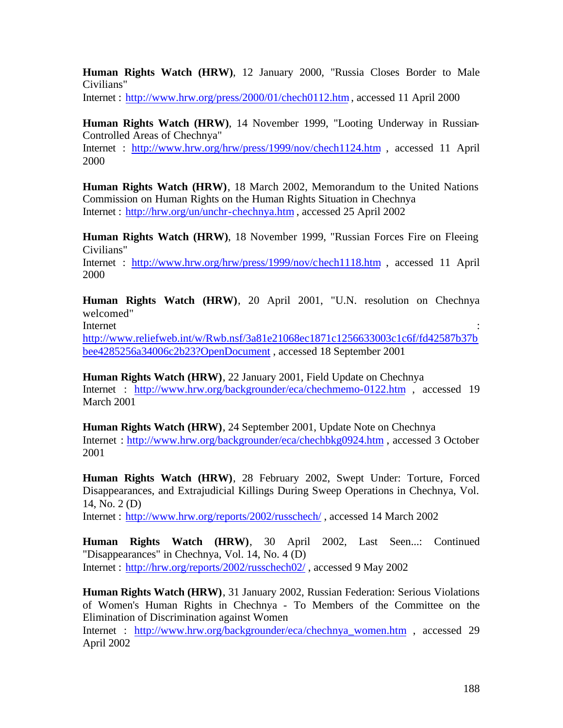**Human Rights Watch (HRW)**, 12 January 2000, "Russia Closes Border to Male Civilians"
Internet : http://www.hrw.org/press/2000/01/chech0112.htm , accessed 11 April 2000

**Human Rights Watch (HRW)**, 14 November 1999, "Looting Underway in Russian-Controlled Areas of Chechnya"
Internet : http://www.hrw.org/hrw/press/1999/nov/chech1124.htm , accessed 11 April 2000

**Human Rights Watch (HRW)**, 18 March 2002, Memorandum to the United Nations Commission on Human Rights on the Human Rights Situation in Chechnya
Internet : http://hrw.org/un/unchr-chechnya.htm , accessed 25 April 2002

**Human Rights Watch (HRW)**, 18 November 1999, "Russian Forces Fire on Fleeing Civilians"
Internet : http://www.hrw.org/hrw/press/1999/nov/chech1118.htm , accessed 11 April 2000

**Human Rights Watch (HRW)**, 20 April 2001, "U.N. resolution on Chechnya welcomed"
Internet : http://www.reliefweb.int/w/Rwb.nsf/3a81e21068ec1871c1256633003c1c6f/fd42587b37bbee4285256a34006c2b23?OpenDocument , accessed 18 September 2001

**Human Rights Watch (HRW)**, 22 January 2001, Field Update on Chechnya
Internet : http://www.hrw.org/backgrounder/eca/chechmemo-0122.htm , accessed 19 March 2001

**Human Rights Watch (HRW)**, 24 September 2001, Update Note on Chechnya
Internet : http://www.hrw.org/backgrounder/eca/chechbkg0924.htm , accessed 3 October 2001

**Human Rights Watch (HRW)**, 28 February 2002, Swept Under: Torture, Forced Disappearances, and Extrajudicial Killings During Sweep Operations in Chechnya, Vol. 14, No. 2 (D)
Internet : http://www.hrw.org/reports/2002/russchech/ , accessed 14 March 2002

**Human Rights Watch (HRW)**, 30 April 2002, Last Seen...: Continued "Disappearances" in Chechnya, Vol. 14, No. 4 (D)
Internet : http://hrw.org/reports/2002/russchech02/ , accessed 9 May 2002

**Human Rights Watch (HRW)**, 31 January 2002, Russian Federation: Serious Violations of Women's Human Rights in Chechnya - To Members of the Committee on the Elimination of Discrimination against Women
Internet : http://www.hrw.org/backgrounder/eca/chechnya_women.htm , accessed 29 April 2002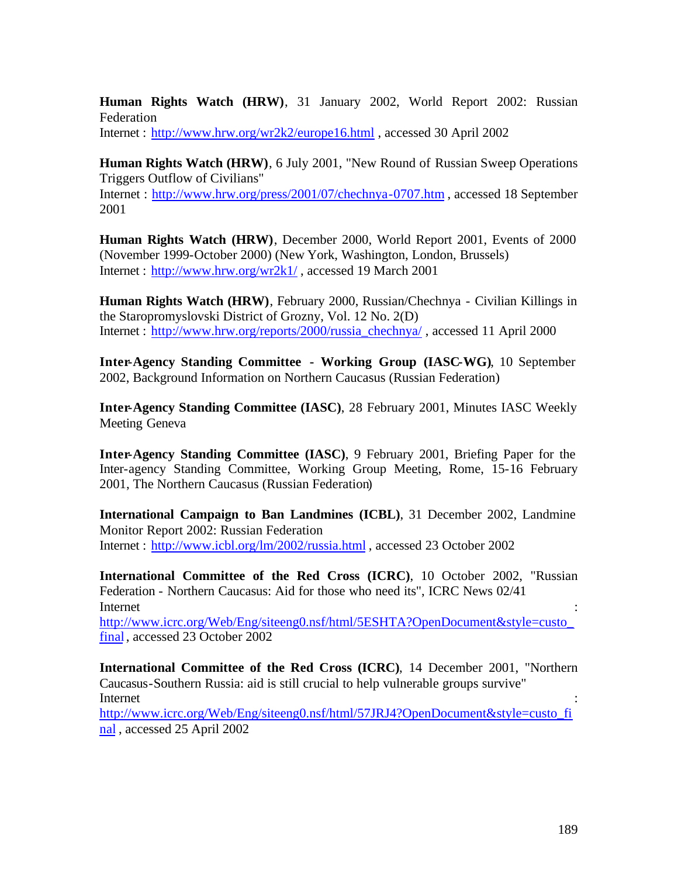**Human Rights Watch (HRW)**, 31 January 2002, World Report 2002: Russian Federation
Internet : http://www.hrw.org/wr2k2/europe16.html , accessed 30 April 2002

**Human Rights Watch (HRW)**, 6 July 2001, "New Round of Russian Sweep Operations Triggers Outflow of Civilians"
Internet : http://www.hrw.org/press/2001/07/chechnya-0707.htm , accessed 18 September 2001

**Human Rights Watch (HRW)**, December 2000, World Report 2001, Events of 2000 (November 1999-October 2000) (New York, Washington, London, Brussels)
Internet : http://www.hrw.org/wr2k1/ , accessed 19 March 2001

**Human Rights Watch (HRW)**, February 2000, Russian/Chechnya - Civilian Killings in the Staropromyslovski District of Grozny, Vol. 12 No. 2(D)
Internet : http://www.hrw.org/reports/2000/russia_chechnya/ , accessed 11 April 2000

**Inter-Agency Standing Committee - Working Group (IASC-WG)**, 10 September 2002, Background Information on Northern Caucasus (Russian Federation)

**Inter-Agency Standing Committee (IASC)**, 28 February 2001, Minutes IASC Weekly Meeting Geneva

**Inter-Agency Standing Committee (IASC)**, 9 February 2001, Briefing Paper for the Inter-agency Standing Committee, Working Group Meeting, Rome, 15-16 February 2001, The Northern Caucasus (Russian Federation)

**International Campaign to Ban Landmines (ICBL)**, 31 December 2002, Landmine Monitor Report 2002: Russian Federation
Internet : http://www.icbl.org/lm/2002/russia.html , accessed 23 October 2002

**International Committee of the Red Cross (ICRC)**, 10 October 2002, "Russian Federation - Northern Caucasus: Aid for those who need its", ICRC News 02/41
Internet : http://www.icrc.org/Web/Eng/siteeng0.nsf/html/5ESHTA?OpenDocument&style=custo_final , accessed 23 October 2002

**International Committee of the Red Cross (ICRC)**, 14 December 2001, "Northern Caucasus-Southern Russia: aid is still crucial to help vulnerable groups survive"
Internet : http://www.icrc.org/Web/Eng/siteeng0.nsf/html/57JRJ4?OpenDocument&style=custo_final , accessed 25 April 2002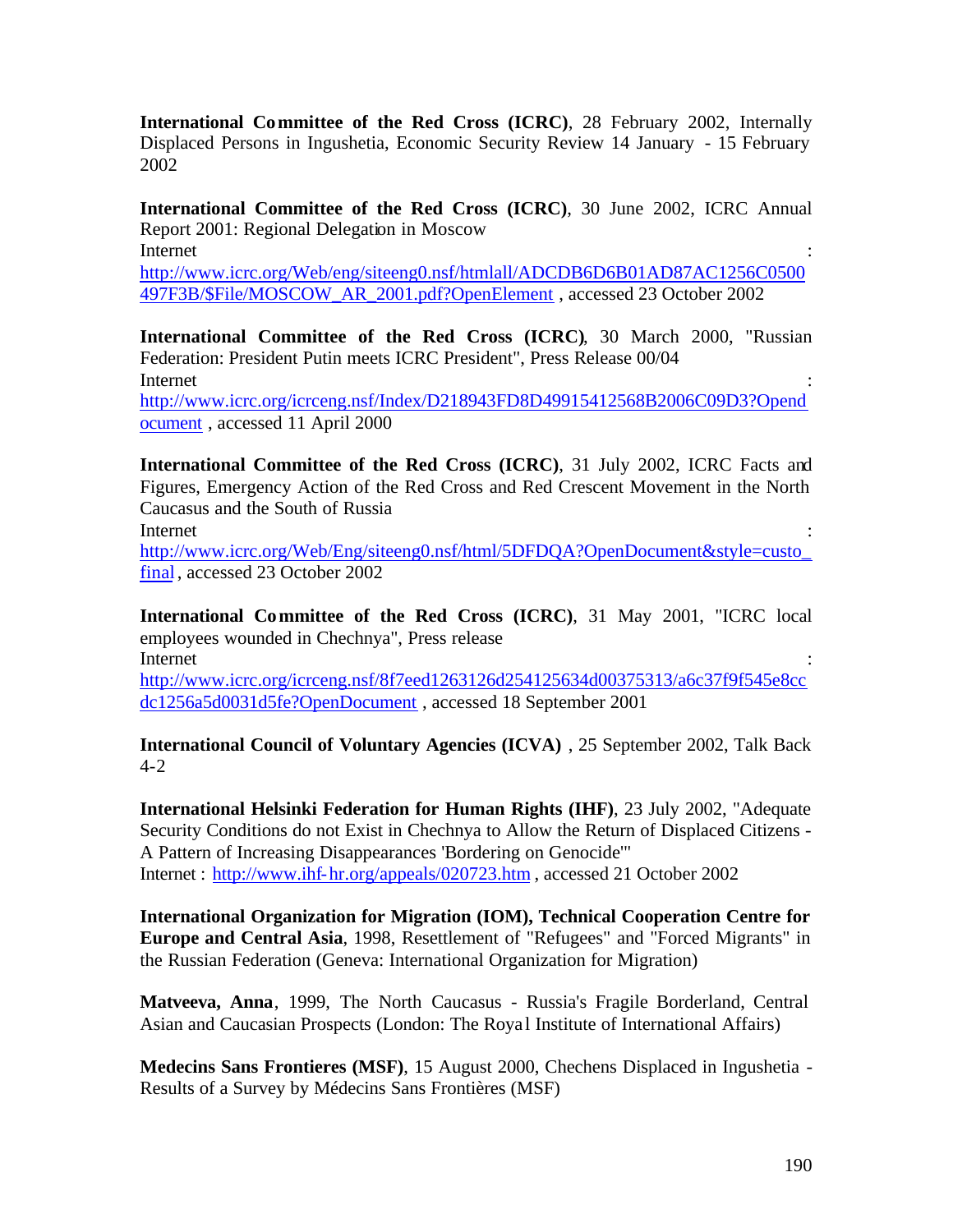**International Committee of the Red Cross (ICRC)**, 28 February 2002, Internally Displaced Persons in Ingushetia, Economic Security Review 14 January - 15 February 2002

**International Committee of the Red Cross (ICRC)**, 30 June 2002, ICRC Annual Report 2001: Regional Delegation in Moscow
Internet : http://www.icrc.org/Web/eng/siteeng0.nsf/htmlall/ADCDB6D6B01AD87AC1256C0500497F3B/$File/MOSCOW_AR_2001.pdf?OpenElement , accessed 23 October 2002

**International Committee of the Red Cross (ICRC)**, 30 March 2000, "Russian Federation: President Putin meets ICRC President", Press Release 00/04
Internet : http://www.icrc.org/icrceng.nsf/Index/D218943FD8D49915412568B2006C09D3?Opendocument , accessed 11 April 2000

**International Committee of the Red Cross (ICRC)**, 31 July 2002, ICRC Facts and Figures, Emergency Action of the Red Cross and Red Crescent Movement in the North Caucasus and the South of Russia
Internet : http://www.icrc.org/Web/Eng/siteeng0.nsf/html/5DFDQA?OpenDocument&style=custo_final , accessed 23 October 2002

**International Committee of the Red Cross (ICRC)**, 31 May 2001, "ICRC local employees wounded in Chechnya", Press release
Internet : http://www.icrc.org/icrceng.nsf/8f7eed1263126d254125634d00375313/a6c37f9f545e8ccdc1256a5d0031d5fe?OpenDocument , accessed 18 September 2001

**International Council of Voluntary Agencies (ICVA)** , 25 September 2002, Talk Back 4-2

**International Helsinki Federation for Human Rights (IHF)**, 23 July 2002, "Adequate Security Conditions do not Exist in Chechnya to Allow the Return of Displaced Citizens - A Pattern of Increasing Disappearances 'Bordering on Genocide'"
Internet : http://www.ihf-hr.org/appeals/020723.htm , accessed 21 October 2002

**International Organization for Migration (IOM), Technical Cooperation Centre for Europe and Central Asia**, 1998, Resettlement of "Refugees" and "Forced Migrants" in the Russian Federation (Geneva: International Organization for Migration)

**Matveeva, Anna**, 1999, The North Caucasus - Russia's Fragile Borderland, Central Asian and Caucasian Prospects (London: The Royal Institute of International Affairs)

**Medecins Sans Frontieres (MSF)**, 15 August 2000, Chechens Displaced in Ingushetia - Results of a Survey by Médecins Sans Frontières (MSF)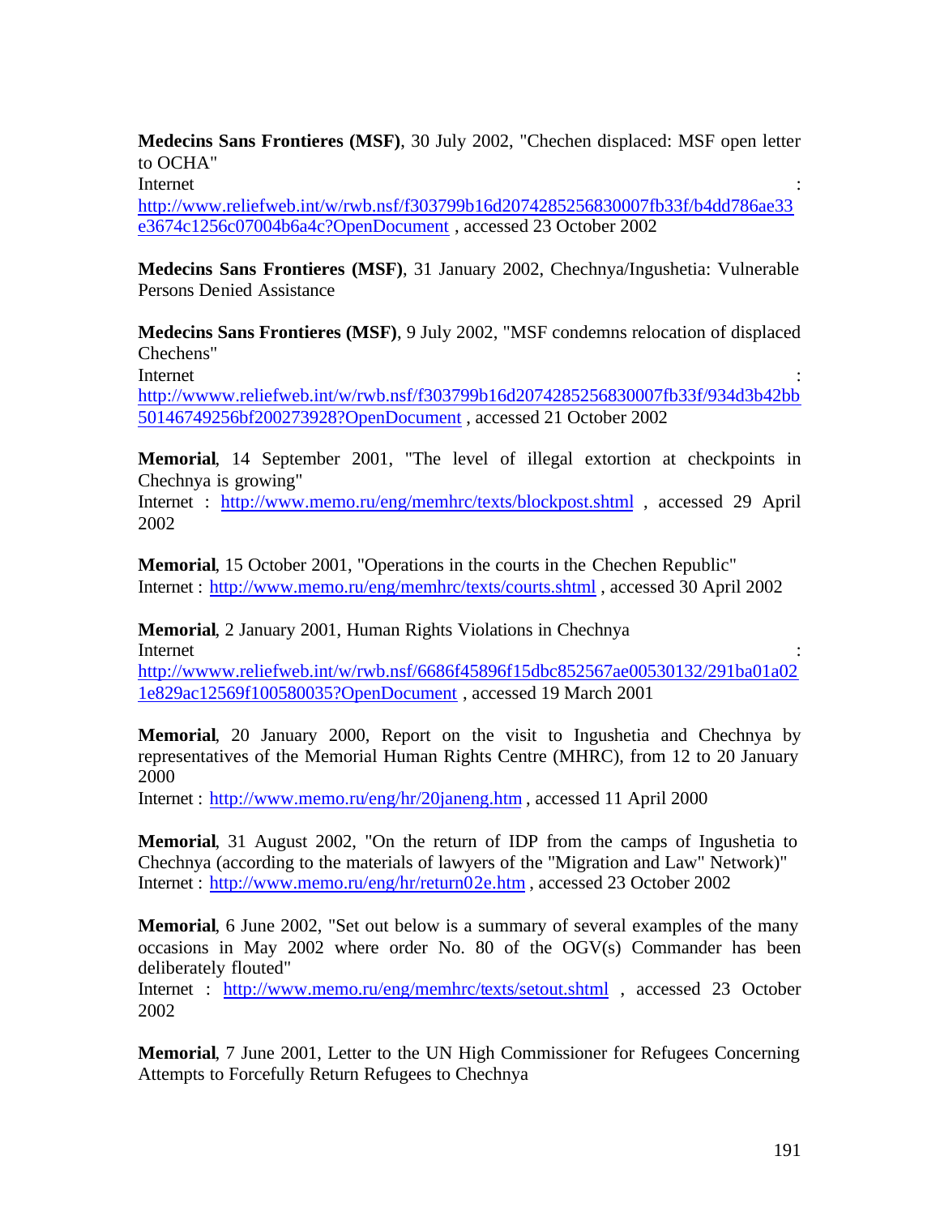**Medecins Sans Frontieres (MSF)**, 30 July 2002, "Chechen displaced: MSF open letter to OCHA"
Internet : http://www.reliefweb.int/w/rwb.nsf/f303799b16d2074285256830007fb33f/b4dd786ae33e3674c1256c07004b6a4c?OpenDocument , accessed 23 October 2002

**Medecins Sans Frontieres (MSF)**, 31 January 2002, Chechnya/Ingushetia: Vulnerable Persons Denied Assistance

**Medecins Sans Frontieres (MSF)**, 9 July 2002, "MSF condemns relocation of displaced Chechens"
Internet : http://wwww.reliefweb.int/w/rwb.nsf/f303799b16d2074285256830007fb33f/934d3b42bb50146749256bf200273928?OpenDocument , accessed 21 October 2002

**Memorial**, 14 September 2001, "The level of illegal extortion at checkpoints in Chechnya is growing"
Internet : http://www.memo.ru/eng/memhrc/texts/blockpost.shtml , accessed 29 April 2002

**Memorial**, 15 October 2001, "Operations in the courts in the Chechen Republic"
Internet : http://www.memo.ru/eng/memhrc/texts/courts.shtml , accessed 30 April 2002

**Memorial**, 2 January 2001, Human Rights Violations in Chechnya
Internet : http://wwww.reliefweb.int/w/rwb.nsf/6686f45896f15dbc852567ae00530132/291ba01a021e829ac12569f100580035?OpenDocument , accessed 19 March 2001

**Memorial**, 20 January 2000, Report on the visit to Ingushetia and Chechnya by representatives of the Memorial Human Rights Centre (MHRC), from 12 to 20 January 2000
Internet : http://www.memo.ru/eng/hr/20janeng.htm , accessed 11 April 2000

**Memorial**, 31 August 2002, "On the return of IDP from the camps of Ingushetia to Chechnya (according to the materials of lawyers of the "Migration and Law" Network)"
Internet : http://www.memo.ru/eng/hr/return02e.htm , accessed 23 October 2002

**Memorial**, 6 June 2002, "Set out below is a summary of several examples of the many occasions in May 2002 where order No. 80 of the OGV(s) Commander has been deliberately flouted"
Internet : http://www.memo.ru/eng/memhrc/texts/setout.shtml , accessed 23 October 2002

**Memorial**, 7 June 2001, Letter to the UN High Commissioner for Refugees Concerning Attempts to Forcefully Return Refugees to Chechnya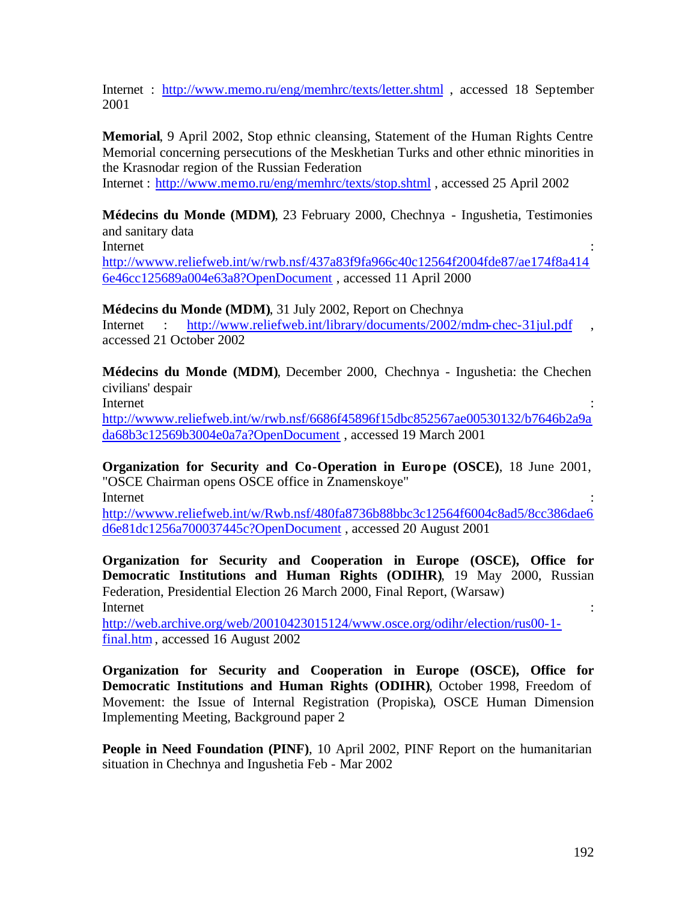Internet : http://www.memo.ru/eng/memhrc/texts/letter.shtml , accessed 18 September 2001

**Memorial**, 9 April 2002, Stop ethnic cleansing, Statement of the Human Rights Centre Memorial concerning persecutions of the Meskhetian Turks and other ethnic minorities in the Krasnodar region of the Russian Federation
Internet : http://www.memo.ru/eng/memhrc/texts/stop.shtml , accessed 25 April 2002

**Médecins du Monde (MDM)**, 23 February 2000, Chechnya - Ingushetia, Testimonies and sanitary data
Internet : http://wwww.reliefweb.int/w/rwb.nsf/437a83f9fa966c40c12564f2004fde87/ae174f8a4146e46cc125689a004e63a8?OpenDocument , accessed 11 April 2000

**Médecins du Monde (MDM)**, 31 July 2002, Report on Chechnya
Internet : http://www.reliefweb.int/library/documents/2002/mdm-chec-31jul.pdf , accessed 21 October 2002

**Médecins du Monde (MDM)**, December 2000, Chechnya - Ingushetia: the Chechen civilians' despair
Internet : http://wwww.reliefweb.int/w/rwb.nsf/6686f45896f15dbc852567ae00530132/b7646b2a9ada68b3c12569b3004e0a7a?OpenDocument , accessed 19 March 2001

**Organization for Security and Co-Operation in Europe (OSCE)**, 18 June 2001, "OSCE Chairman opens OSCE office in Znamenskoye"
Internet : http://wwww.reliefweb.int/w/Rwb.nsf/480fa8736b88bbc3c12564f6004c8ad5/8cc386dae6d6e81dc1256a700037445c?OpenDocument , accessed 20 August 2001

**Organization for Security and Cooperation in Europe (OSCE), Office for Democratic Institutions and Human Rights (ODIHR)**, 19 May 2000, Russian Federation, Presidential Election 26 March 2000, Final Report, (Warsaw)
Internet : http://web.archive.org/web/20010423015124/www.osce.org/odihr/election/rus00-1-final.htm , accessed 16 August 2002

**Organization for Security and Cooperation in Europe (OSCE), Office for Democratic Institutions and Human Rights (ODIHR)**, October 1998, Freedom of Movement: the Issue of Internal Registration (Propiska), OSCE Human Dimension Implementing Meeting, Background paper 2

**People in Need Foundation (PINF)**, 10 April 2002, PINF Report on the humanitarian situation in Chechnya and Ingushetia Feb - Mar 2002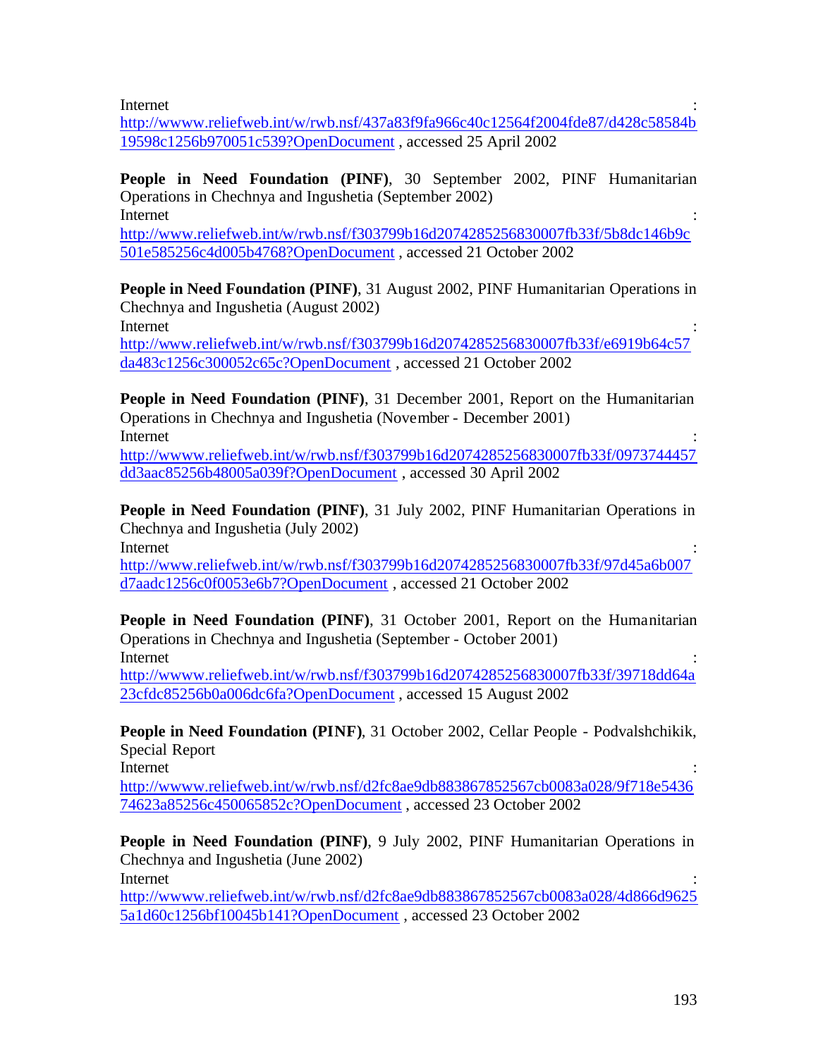Internet : http://wwww.reliefweb.int/w/rwb.nsf/437a83f9fa966c40c12564f2004fde87/d428c58584b19598c1256b970051c539?OpenDocument , accessed 25 April 2002

**People in Need Foundation (PINF)**, 30 September 2002, PINF Humanitarian Operations in Chechnya and Ingushetia (September 2002)
Internet : http://www.reliefweb.int/w/rwb.nsf/f303799b16d2074285256830007fb33f/5b8dc146b9c501e585256c4d005b4768?OpenDocument , accessed 21 October 2002

**People in Need Foundation (PINF)**, 31 August 2002, PINF Humanitarian Operations in Chechnya and Ingushetia (August 2002)
Internet : http://www.reliefweb.int/w/rwb.nsf/f303799b16d2074285256830007fb33f/e6919b64c57da483c1256c300052c65c?OpenDocument , accessed 21 October 2002

**People in Need Foundation (PINF)**, 31 December 2001, Report on the Humanitarian Operations in Chechnya and Ingushetia (November - December 2001)
Internet : http://wwww.reliefweb.int/w/rwb.nsf/f303799b16d2074285256830007fb33f/0973744457dd3aac85256b48005a039f?OpenDocument , accessed 30 April 2002

**People in Need Foundation (PINF)**, 31 July 2002, PINF Humanitarian Operations in Chechnya and Ingushetia (July 2002)
Internet : http://www.reliefweb.int/w/rwb.nsf/f303799b16d2074285256830007fb33f/97d45a6b007d7aadc1256c0f0053e6b7?OpenDocument , accessed 21 October 2002

**People in Need Foundation (PINF)**, 31 October 2001, Report on the Humanitarian Operations in Chechnya and Ingushetia (September - October 2001)
Internet : http://wwww.reliefweb.int/w/rwb.nsf/f303799b16d2074285256830007fb33f/39718dd64a23cfdc85256b0a006dc6fa?OpenDocument , accessed 15 August 2002

**People in Need Foundation (PINF)**, 31 October 2002, Cellar People - Podvalshchikik, Special Report
Internet : http://wwww.reliefweb.int/w/rwb.nsf/d2fc8ae9db883867852567cb0083a028/9f718e543674623a85256c450065852c?OpenDocument , accessed 23 October 2002

**People in Need Foundation (PINF)**, 9 July 2002, PINF Humanitarian Operations in Chechnya and Ingushetia (June 2002)
Internet : http://wwww.reliefweb.int/w/rwb.nsf/d2fc8ae9db883867852567cb0083a028/4d866d96255a1d60c1256bf10045b141?OpenDocument , accessed 23 October 2002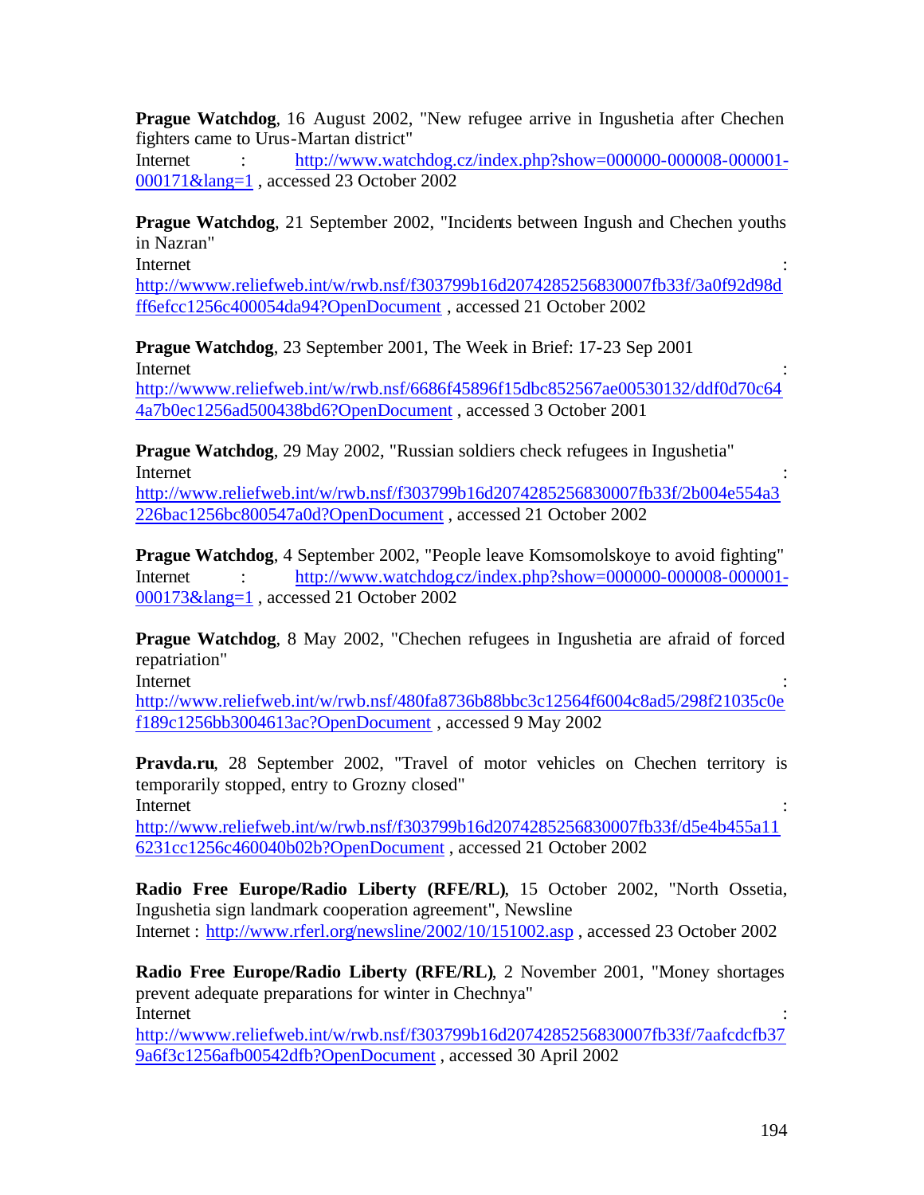**Prague Watchdog**, 16 August 2002, "New refugee arrive in Ingushetia after Chechen fighters came to Urus-Martan district"
Internet : http://www.watchdog.cz/index.php?show=000000-000008-000001-000171&lang=1 , accessed 23 October 2002

**Prague Watchdog**, 21 September 2002, "Incidents between Ingush and Chechen youths in Nazran"
Internet : http://wwww.reliefweb.int/w/rwb.nsf/f303799b16d2074285256830007fb33f/3a0f92d98dff6efcc1256c400054da94?OpenDocument , accessed 21 October 2002

**Prague Watchdog**, 23 September 2001, The Week in Brief: 17-23 Sep 2001
Internet : http://wwww.reliefweb.int/w/rwb.nsf/6686f45896f15dbc852567ae00530132/ddf0d70c644a7b0ec1256ad500438bd6?OpenDocument , accessed 3 October 2001

**Prague Watchdog**, 29 May 2002, "Russian soldiers check refugees in Ingushetia"
Internet : http://www.reliefweb.int/w/rwb.nsf/f303799b16d2074285256830007fb33f/2b004e554a3226bac1256bc800547a0d?OpenDocument , accessed 21 October 2002

**Prague Watchdog**, 4 September 2002, "People leave Komsomolskoye to avoid fighting"
Internet : http://www.watchdog.cz/index.php?show=000000-000008-000001-000173&lang=1 , accessed 21 October 2002

**Prague Watchdog**, 8 May 2002, "Chechen refugees in Ingushetia are afraid of forced repatriation"
Internet : http://www.reliefweb.int/w/rwb.nsf/480fa8736b88bbc3c12564f6004c8ad5/298f21035c0ef189c1256bb3004613ac?OpenDocument , accessed 9 May 2002

**Pravda.ru**, 28 September 2002, "Travel of motor vehicles on Chechen territory is temporarily stopped, entry to Grozny closed"
Internet : http://www.reliefweb.int/w/rwb.nsf/f303799b16d2074285256830007fb33f/d5e4b455a116231cc1256c460040b02b?OpenDocument , accessed 21 October 2002

**Radio Free Europe/Radio Liberty (RFE/RL)**, 15 October 2002, "North Ossetia, Ingushetia sign landmark cooperation agreement", Newsline
Internet : http://www.rferl.org/newsline/2002/10/151002.asp , accessed 23 October 2002

**Radio Free Europe/Radio Liberty (RFE/RL)**, 2 November 2001, "Money shortages prevent adequate preparations for winter in Chechnya"
Internet : http://wwww.reliefweb.int/w/rwb.nsf/f303799b16d2074285256830007fb33f/7aafcdcfb379a6f3c1256afb00542dfb?OpenDocument , accessed 30 April 2002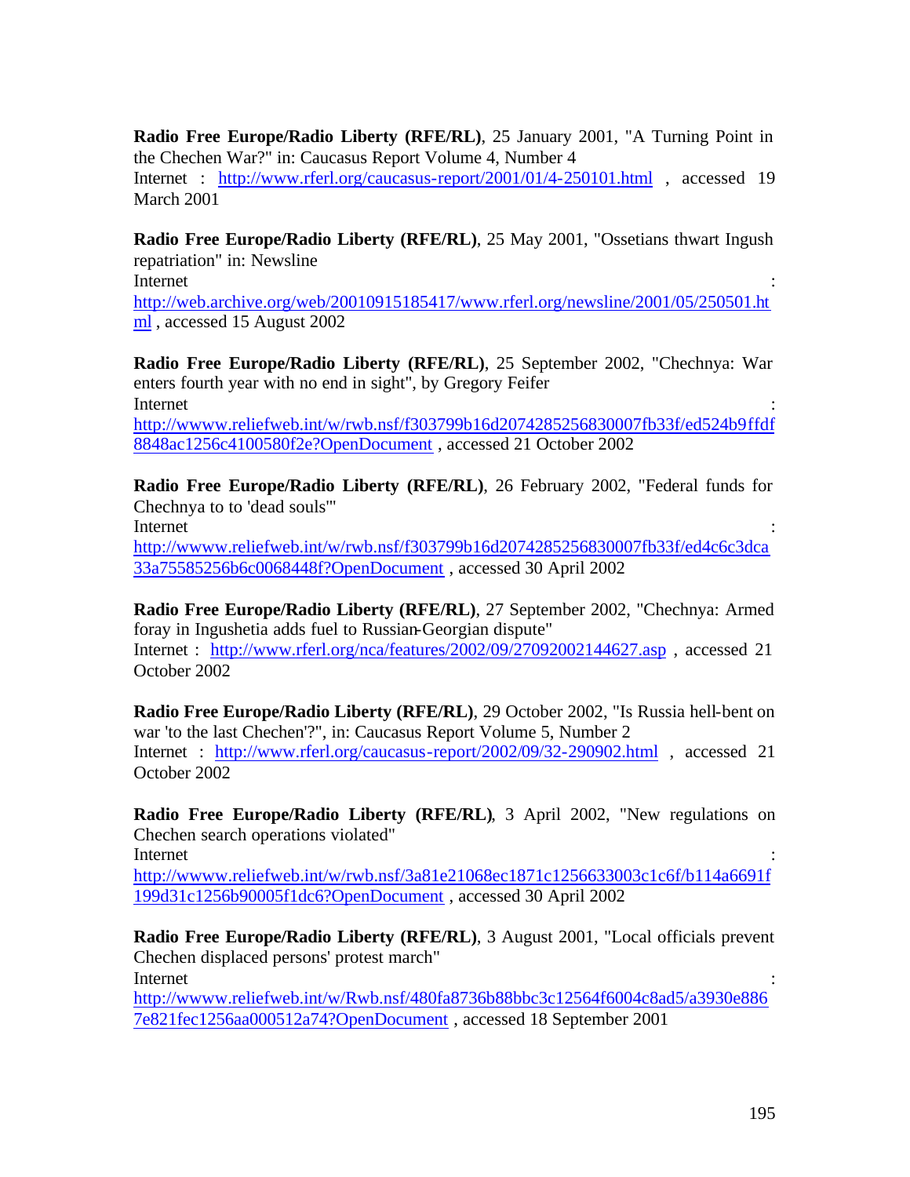**Radio Free Europe/Radio Liberty (RFE/RL)**, 25 January 2001, "A Turning Point in the Chechen War?" in: Caucasus Report Volume 4, Number 4
Internet : http://www.rferl.org/caucasus-report/2001/01/4-250101.html , accessed 19 March 2001

**Radio Free Europe/Radio Liberty (RFE/RL)**, 25 May 2001, "Ossetians thwart Ingush repatriation" in: Newsline
Internet : http://web.archive.org/web/20010915185417/www.rferl.org/newsline/2001/05/250501.html , accessed 15 August 2002

**Radio Free Europe/Radio Liberty (RFE/RL)**, 25 September 2002, "Chechnya: War enters fourth year with no end in sight", by Gregory Feifer
Internet : http://wwww.reliefweb.int/w/rwb.nsf/f303799b16d2074285256830007fb33f/ed524b9ffdf8848ac1256c4100580f2e?OpenDocument , accessed 21 October 2002

**Radio Free Europe/Radio Liberty (RFE/RL)**, 26 February 2002, "Federal funds for Chechnya to to 'dead souls'"
Internet : http://wwww.reliefweb.int/w/rwb.nsf/f303799b16d2074285256830007fb33f/ed4c6c3dca33a75585256b6c0068448f?OpenDocument , accessed 30 April 2002

**Radio Free Europe/Radio Liberty (RFE/RL)**, 27 September 2002, "Chechnya: Armed foray in Ingushetia adds fuel to Russian-Georgian dispute"
Internet : http://www.rferl.org/nca/features/2002/09/27092002144627.asp , accessed 21 October 2002

**Radio Free Europe/Radio Liberty (RFE/RL)**, 29 October 2002, "Is Russia hell-bent on war 'to the last Chechen'?", in: Caucasus Report Volume 5, Number 2
Internet : http://www.rferl.org/caucasus-report/2002/09/32-290902.html , accessed 21 October 2002

**Radio Free Europe/Radio Liberty (RFE/RL)**, 3 April 2002, "New regulations on Chechen search operations violated"
Internet : http://wwww.reliefweb.int/w/rwb.nsf/3a81e21068ec1871c1256633003c1c6f/b114a6691f199d31c1256b90005f1dc6?OpenDocument , accessed 30 April 2002

**Radio Free Europe/Radio Liberty (RFE/RL)**, 3 August 2001, "Local officials prevent Chechen displaced persons' protest march"
Internet : http://wwww.reliefweb.int/w/Rwb.nsf/480fa8736b88bbc3c12564f6004c8ad5/a3930e8867e821fec1256aa000512a74?OpenDocument , accessed 18 September 2001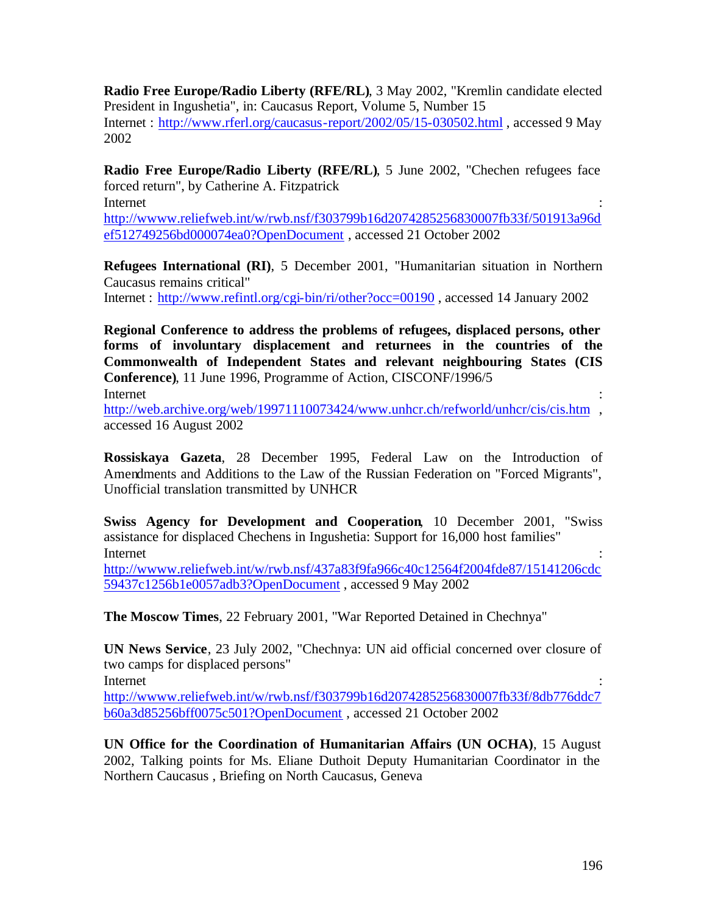**Radio Free Europe/Radio Liberty (RFE/RL)**, 3 May 2002, "Kremlin candidate elected President in Ingushetia", in: Caucasus Report, Volume 5, Number 15
Internet : http://www.rferl.org/caucasus-report/2002/05/15-030502.html , accessed 9 May 2002

**Radio Free Europe/Radio Liberty (RFE/RL)**, 5 June 2002, "Chechen refugees face forced return", by Catherine A. Fitzpatrick
Internet : http://wwww.reliefweb.int/w/rwb.nsf/f303799b16d2074285256830007fb33f/501913a96def512749256bd000074ea0?OpenDocument , accessed 21 October 2002

**Refugees International (RI)**, 5 December 2001, "Humanitarian situation in Northern Caucasus remains critical"
Internet : http://www.refintl.org/cgi-bin/ri/other?occ=00190 , accessed 14 January 2002

**Regional Conference to address the problems of refugees, displaced persons, other forms of involuntary displacement and returnees in the countries of the Commonwealth of Independent States and relevant neighbouring States (CIS Conference)**, 11 June 1996, Programme of Action, CISCONF/1996/5
Internet : http://web.archive.org/web/19971110073424/www.unhcr.ch/refworld/unhcr/cis/cis.htm , accessed 16 August 2002

**Rossiskaya Gazeta**, 28 December 1995, Federal Law on the Introduction of Amendments and Additions to the Law of the Russian Federation on "Forced Migrants", Unofficial translation transmitted by UNHCR

**Swiss Agency for Development and Cooperation**, 10 December 2001, "Swiss assistance for displaced Chechens in Ingushetia: Support for 16,000 host families"
Internet : http://wwww.reliefweb.int/w/rwb.nsf/437a83f9fa966c40c12564f2004fde87/15141206cdc59437c1256b1e0057adb3?OpenDocument , accessed 9 May 2002

**The Moscow Times**, 22 February 2001, "War Reported Detained in Chechnya"

**UN News Service**, 23 July 2002, "Chechnya: UN aid official concerned over closure of two camps for displaced persons"
Internet : http://wwww.reliefweb.int/w/rwb.nsf/f303799b16d2074285256830007fb33f/8db776ddc7b60a3d85256bff0075c501?OpenDocument , accessed 21 October 2002

**UN Office for the Coordination of Humanitarian Affairs (UN OCHA)**, 15 August 2002, Talking points for Ms. Eliane Duthoit Deputy Humanitarian Coordinator in the Northern Caucasus , Briefing on North Caucasus, Geneva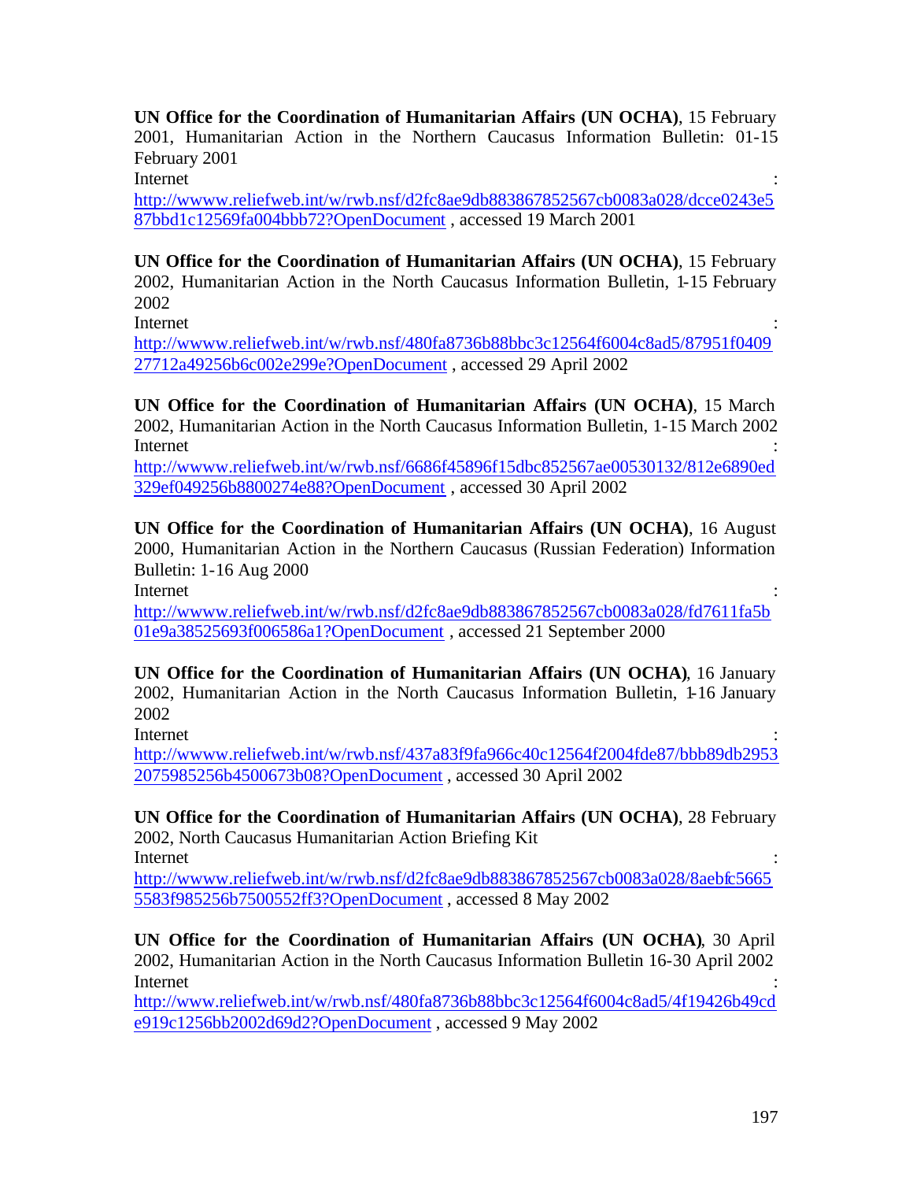**UN Office for the Coordination of Humanitarian Affairs (UN OCHA)**, 15 February 2001, Humanitarian Action in the Northern Caucasus Information Bulletin: 01-15 February 2001
Internet : http://wwww.reliefweb.int/w/rwb.nsf/d2fc8ae9db883867852567cb0083a028/dcce0243e587bbd1c12569fa004bbb72?OpenDocument , accessed 19 March 2001

**UN Office for the Coordination of Humanitarian Affairs (UN OCHA)**, 15 February 2002, Humanitarian Action in the North Caucasus Information Bulletin, 1-15 February 2002
Internet : http://wwww.reliefweb.int/w/rwb.nsf/480fa8736b88bbc3c12564f6004c8ad5/87951f040927712a49256b6c002e299e?OpenDocument , accessed 29 April 2002

**UN Office for the Coordination of Humanitarian Affairs (UN OCHA)**, 15 March 2002, Humanitarian Action in the North Caucasus Information Bulletin, 1-15 March 2002
Internet : http://wwww.reliefweb.int/w/rwb.nsf/6686f45896f15dbc852567ae00530132/812e6890ed329ef049256b8800274e88?OpenDocument , accessed 30 April 2002

**UN Office for the Coordination of Humanitarian Affairs (UN OCHA)**, 16 August 2000, Humanitarian Action in the Northern Caucasus (Russian Federation) Information Bulletin: 1-16 Aug 2000
Internet : http://wwww.reliefweb.int/w/rwb.nsf/d2fc8ae9db883867852567cb0083a028/fd7611fa5b01e9a38525693f006586a1?OpenDocument , accessed 21 September 2000

**UN Office for the Coordination of Humanitarian Affairs (UN OCHA)**, 16 January 2002, Humanitarian Action in the North Caucasus Information Bulletin, 1-16 January 2002
Internet : http://wwww.reliefweb.int/w/rwb.nsf/437a83f9fa966c40c12564f2004fde87/bbb89db29532075985256b4500673b08?OpenDocument , accessed 30 April 2002

**UN Office for the Coordination of Humanitarian Affairs (UN OCHA)**, 28 February 2002, North Caucasus Humanitarian Action Briefing Kit
Internet : http://wwww.reliefweb.int/w/rwb.nsf/d2fc8ae9db883867852567cb0083a028/8aebfc56655583f985256b7500552ff3?OpenDocument , accessed 8 May 2002

**UN Office for the Coordination of Humanitarian Affairs (UN OCHA)**, 30 April 2002, Humanitarian Action in the North Caucasus Information Bulletin 16-30 April 2002
Internet : http://www.reliefweb.int/w/rwb.nsf/480fa8736b88bbc3c12564f6004c8ad5/4f19426b49cde919c1256bb2002d69d2?OpenDocument , accessed 9 May 2002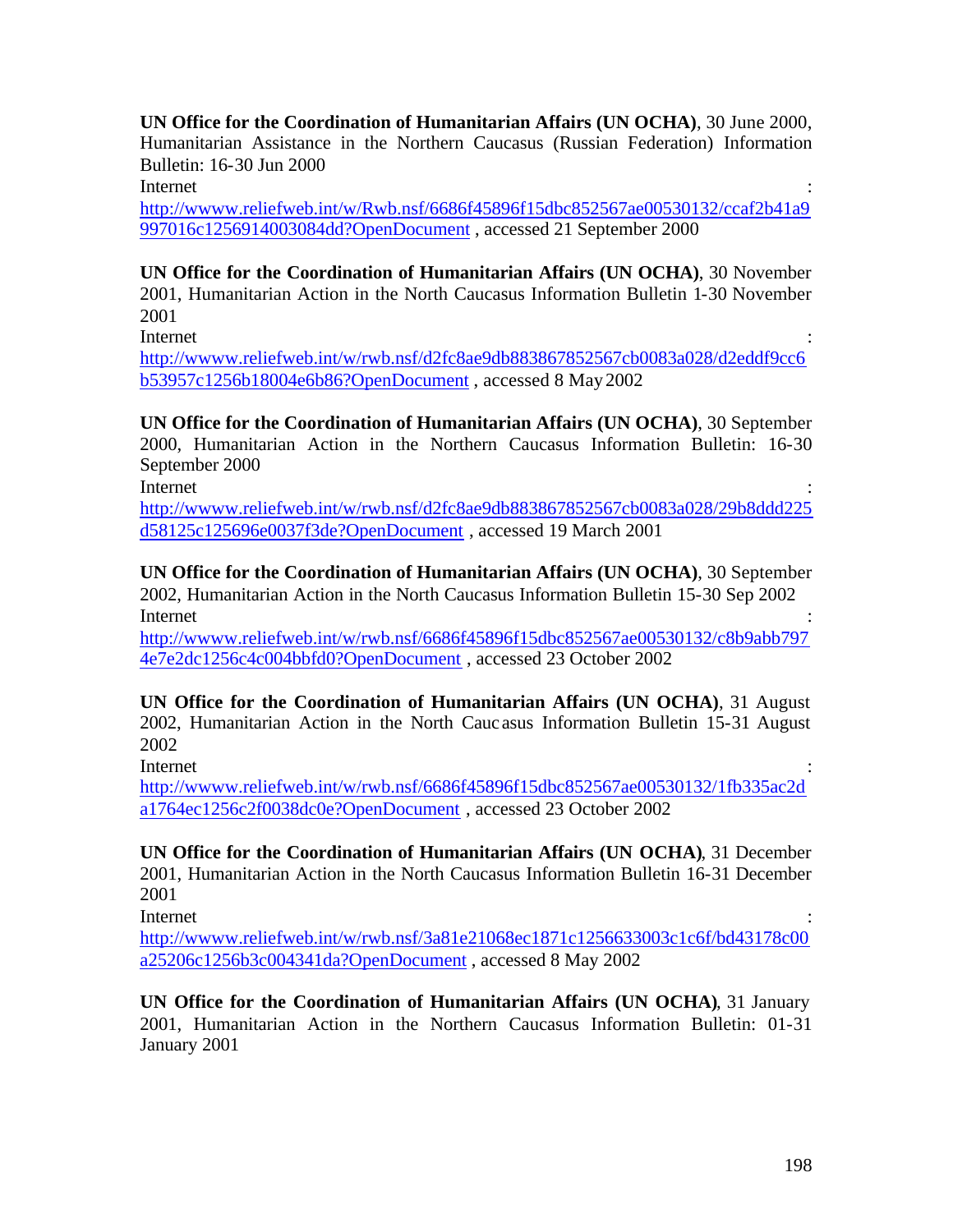**UN Office for the Coordination of Humanitarian Affairs (UN OCHA)**, 30 June 2000, Humanitarian Assistance in the Northern Caucasus (Russian Federation) Information Bulletin: 16-30 Jun 2000

Internet : http://wwww.reliefweb.int/w/Rwb.nsf/6686f45896f15dbc852567ae00530132/ccaf2b41a9997016c1256914003084dd?OpenDocument , accessed 21 September 2000

**UN Office for the Coordination of Humanitarian Affairs (UN OCHA)**, 30 November 2001, Humanitarian Action in the North Caucasus Information Bulletin 1-30 November 2001

Internet : http://wwww.reliefweb.int/w/rwb.nsf/d2fc8ae9db883867852567cb0083a028/d2eddf9cc6b53957c1256b18004e6b86?OpenDocument , accessed 8 May 2002

**UN Office for the Coordination of Humanitarian Affairs (UN OCHA)**, 30 September 2000, Humanitarian Action in the Northern Caucasus Information Bulletin: 16-30 September 2000

Internet : http://wwww.reliefweb.int/w/rwb.nsf/d2fc8ae9db883867852567cb0083a028/29b8ddd225d58125c125696e0037f3de?OpenDocument , accessed 19 March 2001

**UN Office for the Coordination of Humanitarian Affairs (UN OCHA)**, 30 September 2002, Humanitarian Action in the North Caucasus Information Bulletin 15-30 Sep 2002

Internet : http://wwww.reliefweb.int/w/rwb.nsf/6686f45896f15dbc852567ae00530132/c8b9abb7974e7e2dc1256c4c004bbfd0?OpenDocument , accessed 23 October 2002

**UN Office for the Coordination of Humanitarian Affairs (UN OCHA)**, 31 August 2002, Humanitarian Action in the North Caucasus Information Bulletin 15-31 August 2002

Internet : http://wwww.reliefweb.int/w/rwb.nsf/6686f45896f15dbc852567ae00530132/1fb335ac2da1764ec1256c2f0038dc0e?OpenDocument , accessed 23 October 2002

**UN Office for the Coordination of Humanitarian Affairs (UN OCHA)**, 31 December 2001, Humanitarian Action in the North Caucasus Information Bulletin 16-31 December 2001

Internet : http://wwww.reliefweb.int/w/rwb.nsf/3a81e21068ec1871c1256633003c1c6f/bd43178c00a25206c1256b3c004341da?OpenDocument , accessed 8 May 2002

**UN Office for the Coordination of Humanitarian Affairs (UN OCHA)**, 31 January 2001, Humanitarian Action in the Northern Caucasus Information Bulletin: 01-31 January 2001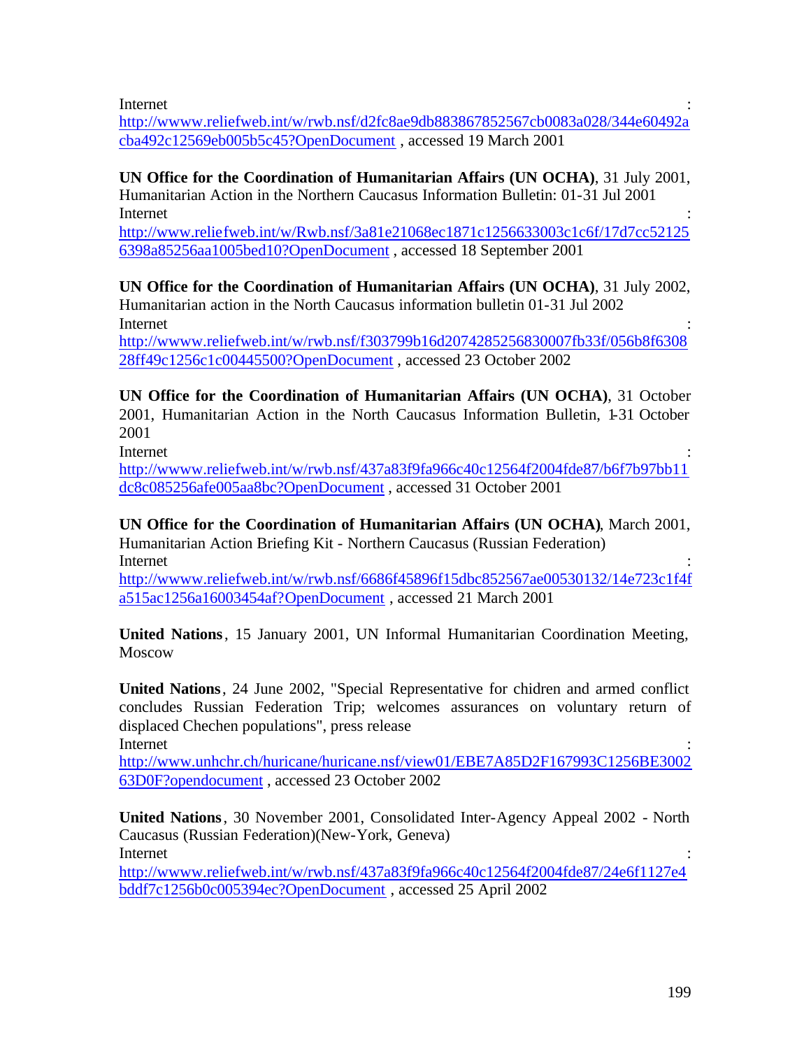Internet : http://wwww.reliefweb.int/w/rwb.nsf/d2fc8ae9db883867852567cb0083a028/344e60492acba492c12569eb005b5c45?OpenDocument , accessed 19 March 2001

**UN Office for the Coordination of Humanitarian Affairs (UN OCHA)**, 31 July 2001, Humanitarian Action in the Northern Caucasus Information Bulletin: 01-31 Jul 2001
Internet : http://www.reliefweb.int/w/Rwb.nsf/3a81e21068ec1871c1256633003c1c6f/17d7cc521256398a85256aa1005bed10?OpenDocument , accessed 18 September 2001

**UN Office for the Coordination of Humanitarian Affairs (UN OCHA)**, 31 July 2002, Humanitarian action in the North Caucasus information bulletin 01-31 Jul 2002
Internet : http://wwww.reliefweb.int/w/rwb.nsf/f303799b16d2074285256830007fb33f/056b8f630828ff49c1256c1c00445500?OpenDocument , accessed 23 October 2002

**UN Office for the Coordination of Humanitarian Affairs (UN OCHA)**, 31 October 2001, Humanitarian Action in the North Caucasus Information Bulletin, 1-31 October 2001
Internet : http://wwww.reliefweb.int/w/rwb.nsf/437a83f9fa966c40c12564f2004fde87/b6f7b97bb11dc8c085256afe005aa8bc?OpenDocument , accessed 31 October 2001

**UN Office for the Coordination of Humanitarian Affairs (UN OCHA)**, March 2001, Humanitarian Action Briefing Kit - Northern Caucasus (Russian Federation)
Internet : http://wwww.reliefweb.int/w/rwb.nsf/6686f45896f15dbc852567ae00530132/14e723c1f4fa515ac1256a16003454af?OpenDocument , accessed 21 March 2001

**United Nations**, 15 January 2001, UN Informal Humanitarian Coordination Meeting, Moscow

**United Nations**, 24 June 2002, "Special Representative for chidren and armed conflict concludes Russian Federation Trip; welcomes assurances on voluntary return of displaced Chechen populations", press release
Internet : http://www.unhchr.ch/huricane/huricane.nsf/view01/EBE7A85D2F167993C1256BE300263D0F?opendocument , accessed 23 October 2002

**United Nations**, 30 November 2001, Consolidated Inter-Agency Appeal 2002 - North Caucasus (Russian Federation)(New-York, Geneva)
Internet : http://wwww.reliefweb.int/w/rwb.nsf/437a83f9fa966c40c12564f2004fde87/24e6f1127e4bddf7c1256b0c005394ec?OpenDocument , accessed 25 April 2002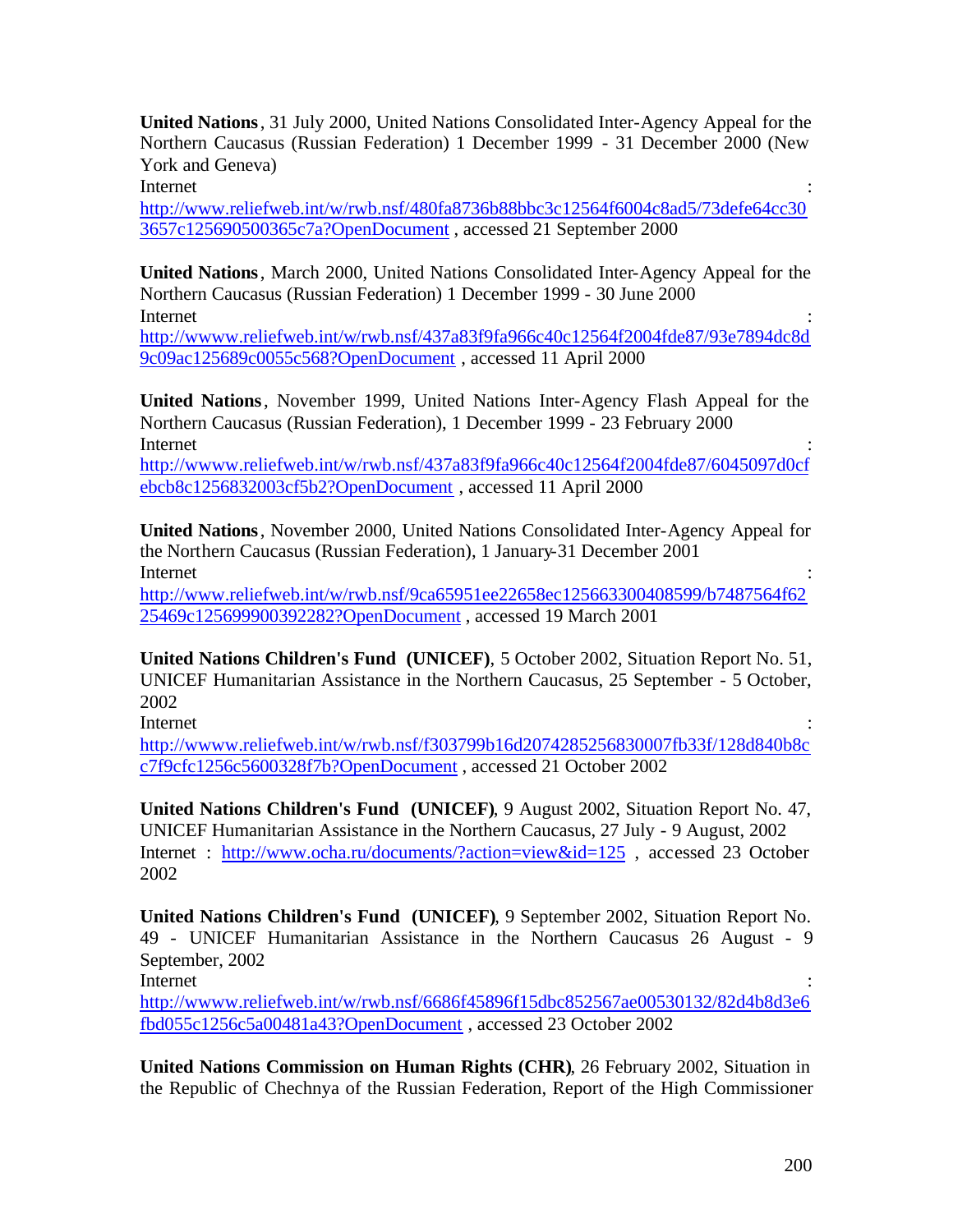**United Nations**, 31 July 2000, United Nations Consolidated Inter-Agency Appeal for the Northern Caucasus (Russian Federation) 1 December 1999 - 31 December 2000 (New York and Geneva)
Internet : http://www.reliefweb.int/w/rwb.nsf/480fa8736b88bbc3c12564f6004c8ad5/73defe64cc303657c125690500365c7a?OpenDocument , accessed 21 September 2000

**United Nations**, March 2000, United Nations Consolidated Inter-Agency Appeal for the Northern Caucasus (Russian Federation) 1 December 1999 - 30 June 2000
Internet : http://wwww.reliefweb.int/w/rwb.nsf/437a83f9fa966c40c12564f2004fde87/93e7894dc8d9c09ac125689c0055c568?OpenDocument , accessed 11 April 2000

**United Nations**, November 1999, United Nations Inter-Agency Flash Appeal for the Northern Caucasus (Russian Federation), 1 December 1999 - 23 February 2000
Internet : http://wwww.reliefweb.int/w/rwb.nsf/437a83f9fa966c40c12564f2004fde87/6045097d0cfebcb8c1256832003cf5b2?OpenDocument , accessed 11 April 2000

**United Nations**, November 2000, United Nations Consolidated Inter-Agency Appeal for the Northern Caucasus (Russian Federation), 1 January-31 December 2001
Internet : http://www.reliefweb.int/w/rwb.nsf/9ca65951ee22658ec125663300408599/b7487564f6225469c125699900392282?OpenDocument , accessed 19 March 2001

**United Nations Children's Fund (UNICEF)**, 5 October 2002, Situation Report No. 51, UNICEF Humanitarian Assistance in the Northern Caucasus, 25 September - 5 October, 2002
Internet : http://wwww.reliefweb.int/w/rwb.nsf/f303799b16d2074285256830007fb33f/128d840b8cc7f9cfc1256c5600328f7b?OpenDocument , accessed 21 October 2002

**United Nations Children's Fund (UNICEF)**, 9 August 2002, Situation Report No. 47, UNICEF Humanitarian Assistance in the Northern Caucasus, 27 July - 9 August, 2002
Internet : http://www.ocha.ru/documents/?action=view&id=125 , accessed 23 October 2002

**United Nations Children's Fund (UNICEF)**, 9 September 2002, Situation Report No. 49 - UNICEF Humanitarian Assistance in the Northern Caucasus 26 August - 9 September, 2002
Internet : http://wwww.reliefweb.int/w/rwb.nsf/6686f45896f15dbc852567ae00530132/82d4b8d3e6fbd055c1256c5a00481a43?OpenDocument , accessed 23 October 2002

**United Nations Commission on Human Rights (CHR)**, 26 February 2002, Situation in the Republic of Chechnya of the Russian Federation, Report of the High Commissioner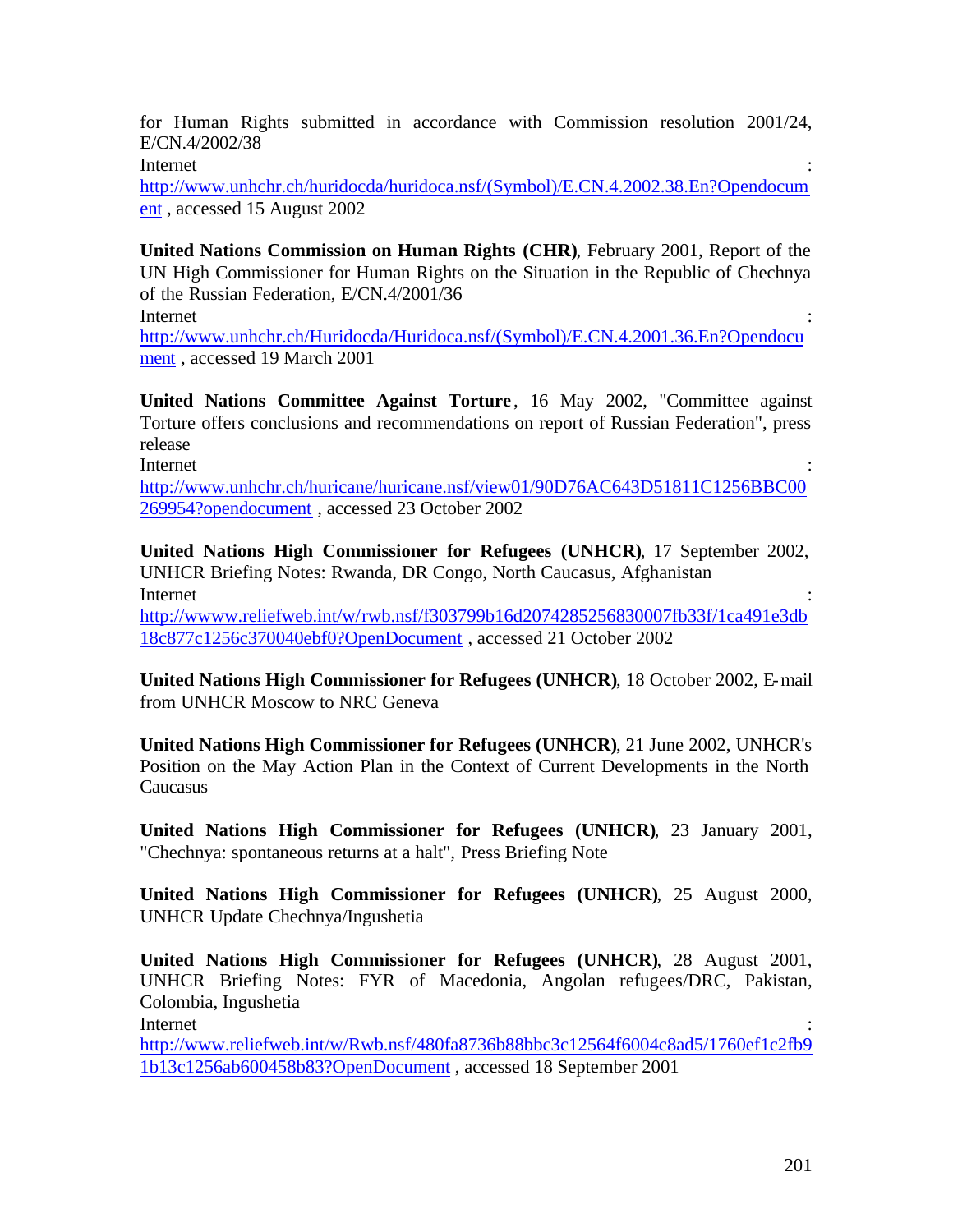for Human Rights submitted in accordance with Commission resolution 2001/24, E/CN.4/2002/38
Internet : http://www.unhchr.ch/huridocda/huridoca.nsf/(Symbol)/E.CN.4.2002.38.En?Opendocument , accessed 15 August 2002

**United Nations Commission on Human Rights (CHR)**, February 2001, Report of the UN High Commissioner for Human Rights on the Situation in the Republic of Chechnya of the Russian Federation, E/CN.4/2001/36
Internet : http://www.unhchr.ch/Huridocda/Huridoca.nsf/(Symbol)/E.CN.4.2001.36.En?Opendocument , accessed 19 March 2001

**United Nations Committee Against Torture**, 16 May 2002, "Committee against Torture offers conclusions and recommendations on report of Russian Federation", press release
Internet : http://www.unhchr.ch/huricane/huricane.nsf/view01/90D76AC643D51811C1256BBC00269954?opendocument , accessed 23 October 2002

**United Nations High Commissioner for Refugees (UNHCR)**, 17 September 2002, UNHCR Briefing Notes: Rwanda, DR Congo, North Caucasus, Afghanistan
Internet : http://wwww.reliefweb.int/w/rwb.nsf/f303799b16d2074285256830007fb33f/1ca491e3db18c877c1256c370040ebf0?OpenDocument , accessed 21 October 2002

**United Nations High Commissioner for Refugees (UNHCR)**, 18 October 2002, E-mail from UNHCR Moscow to NRC Geneva

**United Nations High Commissioner for Refugees (UNHCR)**, 21 June 2002, UNHCR's Position on the May Action Plan in the Context of Current Developments in the North Caucasus

**United Nations High Commissioner for Refugees (UNHCR)**, 23 January 2001, "Chechnya: spontaneous returns at a halt", Press Briefing Note

**United Nations High Commissioner for Refugees (UNHCR)**, 25 August 2000, UNHCR Update Chechnya/Ingushetia

**United Nations High Commissioner for Refugees (UNHCR)**, 28 August 2001, UNHCR Briefing Notes: FYR of Macedonia, Angolan refugees/DRC, Pakistan, Colombia, Ingushetia
Internet : http://www.reliefweb.int/w/Rwb.nsf/480fa8736b88bbc3c12564f6004c8ad5/1760ef1c2fb91b13c1256ab600458b83?OpenDocument , accessed 18 September 2001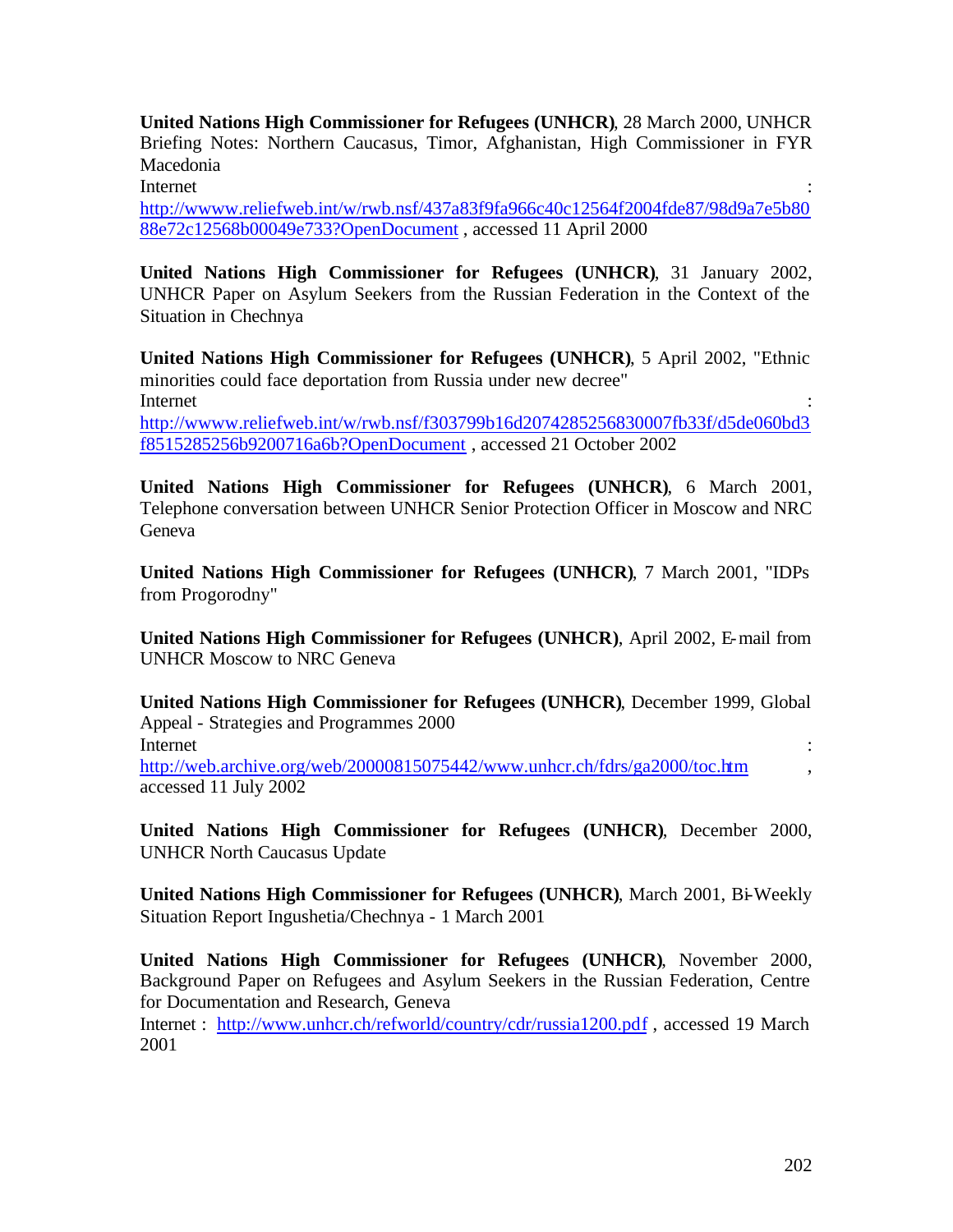**United Nations High Commissioner for Refugees (UNHCR)**, 28 March 2000, UNHCR Briefing Notes: Northern Caucasus, Timor, Afghanistan, High Commissioner in FYR Macedonia
Internet : http://wwww.reliefweb.int/w/rwb.nsf/437a83f9fa966c40c12564f2004fde87/98d9a7e5b8088e72c12568b00049e733?OpenDocument , accessed 11 April 2000

**United Nations High Commissioner for Refugees (UNHCR)**, 31 January 2002, UNHCR Paper on Asylum Seekers from the Russian Federation in the Context of the Situation in Chechnya

**United Nations High Commissioner for Refugees (UNHCR)**, 5 April 2002, "Ethnic minorities could face deportation from Russia under new decree"
Internet : http://wwww.reliefweb.int/w/rwb.nsf/f303799b16d2074285256830007fb33f/d5de060bd3f8515285256b9200716a6b?OpenDocument , accessed 21 October 2002

**United Nations High Commissioner for Refugees (UNHCR)**, 6 March 2001, Telephone conversation between UNHCR Senior Protection Officer in Moscow and NRC Geneva

**United Nations High Commissioner for Refugees (UNHCR)**, 7 March 2001, "IDPs from Progorodny"

**United Nations High Commissioner for Refugees (UNHCR)**, April 2002, E-mail from UNHCR Moscow to NRC Geneva

**United Nations High Commissioner for Refugees (UNHCR)**, December 1999, Global Appeal - Strategies and Programmes 2000
Internet : http://web.archive.org/web/20000815075442/www.unhcr.ch/fdrs/ga2000/toc.htm , accessed 11 July 2002

**United Nations High Commissioner for Refugees (UNHCR)**, December 2000, UNHCR North Caucasus Update

**United Nations High Commissioner for Refugees (UNHCR)**, March 2001, Bi-Weekly Situation Report Ingushetia/Chechnya - 1 March 2001

**United Nations High Commissioner for Refugees (UNHCR)**, November 2000, Background Paper on Refugees and Asylum Seekers in the Russian Federation, Centre for Documentation and Research, Geneva
Internet : http://www.unhcr.ch/refworld/country/cdr/russia1200.pdf , accessed 19 March 2001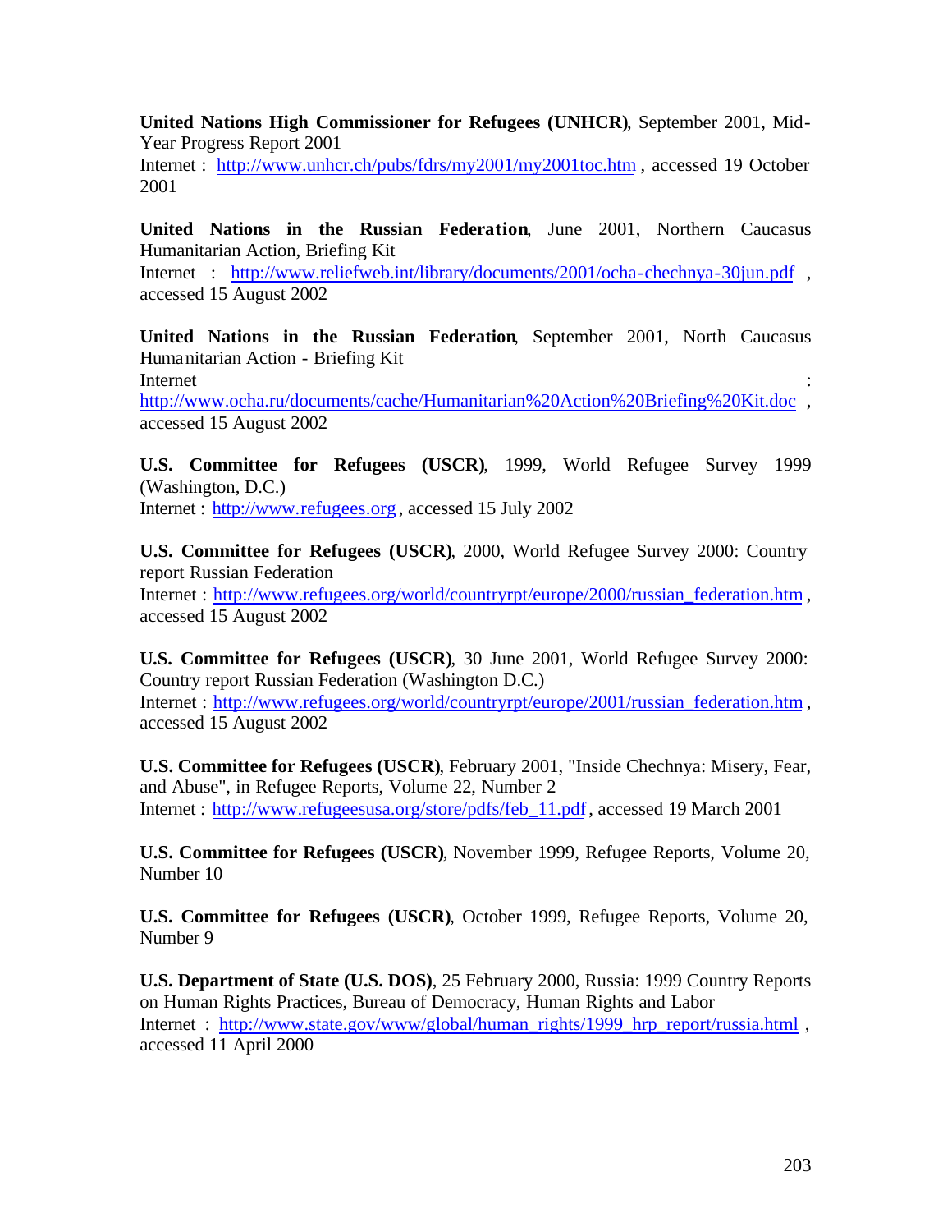**United Nations High Commissioner for Refugees (UNHCR)**, September 2001, Mid-Year Progress Report 2001
Internet : http://www.unhcr.ch/pubs/fdrs/my2001/my2001toc.htm , accessed 19 October 2001

**United Nations in the Russian Federation**, June 2001, Northern Caucasus Humanitarian Action, Briefing Kit
Internet : http://www.reliefweb.int/library/documents/2001/ocha-chechnya-30jun.pdf , accessed 15 August 2002

**United Nations in the Russian Federation**, September 2001, North Caucasus Humanitarian Action - Briefing Kit
Internet : http://www.ocha.ru/documents/cache/Humanitarian%20Action%20Briefing%20Kit.doc , accessed 15 August 2002

**U.S. Committee for Refugees (USCR)**, 1999, World Refugee Survey 1999 (Washington, D.C.)
Internet : http://www.refugees.org , accessed 15 July 2002

**U.S. Committee for Refugees (USCR)**, 2000, World Refugee Survey 2000: Country report Russian Federation
Internet : http://www.refugees.org/world/countryrpt/europe/2000/russian_federation.htm , accessed 15 August 2002

**U.S. Committee for Refugees (USCR)**, 30 June 2001, World Refugee Survey 2000: Country report Russian Federation (Washington D.C.)
Internet : http://www.refugees.org/world/countryrpt/europe/2001/russian_federation.htm , accessed 15 August 2002

**U.S. Committee for Refugees (USCR)**, February 2001, "Inside Chechnya: Misery, Fear, and Abuse", in Refugee Reports, Volume 22, Number 2
Internet : http://www.refugeesusa.org/store/pdfs/feb_11.pdf , accessed 19 March 2001

**U.S. Committee for Refugees (USCR)**, November 1999, Refugee Reports, Volume 20, Number 10

**U.S. Committee for Refugees (USCR)**, October 1999, Refugee Reports, Volume 20, Number 9

**U.S. Department of State (U.S. DOS)**, 25 February 2000, Russia: 1999 Country Reports on Human Rights Practices, Bureau of Democracy, Human Rights and Labor
Internet : http://www.state.gov/www/global/human_rights/1999_hrp_report/russia.html , accessed 11 April 2000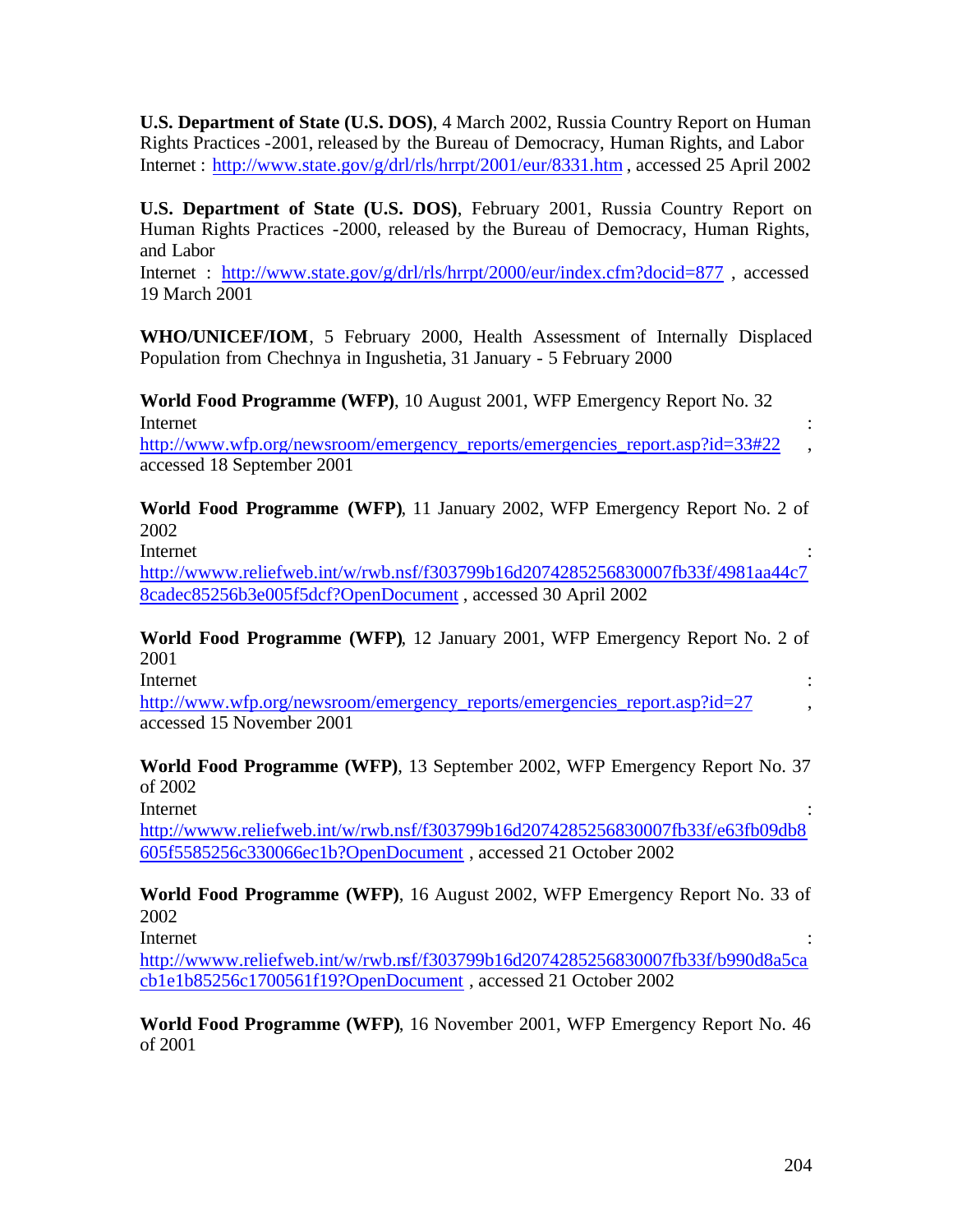**U.S. Department of State (U.S. DOS)**, 4 March 2002, Russia Country Report on Human Rights Practices -2001, released by the Bureau of Democracy, Human Rights, and Labor
Internet : http://www.state.gov/g/drl/rls/hrrpt/2001/eur/8331.htm , accessed 25 April 2002

**U.S. Department of State (U.S. DOS)**, February 2001, Russia Country Report on Human Rights Practices -2000, released by the Bureau of Democracy, Human Rights, and Labor
Internet : http://www.state.gov/g/drl/rls/hrrpt/2000/eur/index.cfm?docid=877 , accessed 19 March 2001

**WHO/UNICEF/IOM**, 5 February 2000, Health Assessment of Internally Displaced Population from Chechnya in Ingushetia, 31 January - 5 February 2000

**World Food Programme (WFP)**, 10 August 2001, WFP Emergency Report No. 32
Internet : http://www.wfp.org/newsroom/emergency_reports/emergencies_report.asp?id=33#22 , accessed 18 September 2001

**World Food Programme (WFP)**, 11 January 2002, WFP Emergency Report No. 2 of 2002
Internet : http://wwww.reliefweb.int/w/rwb.nsf/f303799b16d2074285256830007fb33f/4981aa44c78cadec85256b3e005f5dcf?OpenDocument , accessed 30 April 2002

**World Food Programme (WFP)**, 12 January 2001, WFP Emergency Report No. 2 of 2001
Internet : http://www.wfp.org/newsroom/emergency_reports/emergencies_report.asp?id=27 , accessed 15 November 2001

**World Food Programme (WFP)**, 13 September 2002, WFP Emergency Report No. 37 of 2002
Internet : http://wwww.reliefweb.int/w/rwb.nsf/f303799b16d2074285256830007fb33f/e63fb09db8605f5585256c330066ec1b?OpenDocument , accessed 21 October 2002

**World Food Programme (WFP)**, 16 August 2002, WFP Emergency Report No. 33 of 2002
Internet : http://wwww.reliefweb.int/w/rwb.nsf/f303799b16d2074285256830007fb33f/b990d8a5cacb1e1b85256c1700561f19?OpenDocument , accessed 21 October 2002

**World Food Programme (WFP)**, 16 November 2001, WFP Emergency Report No. 46 of 2001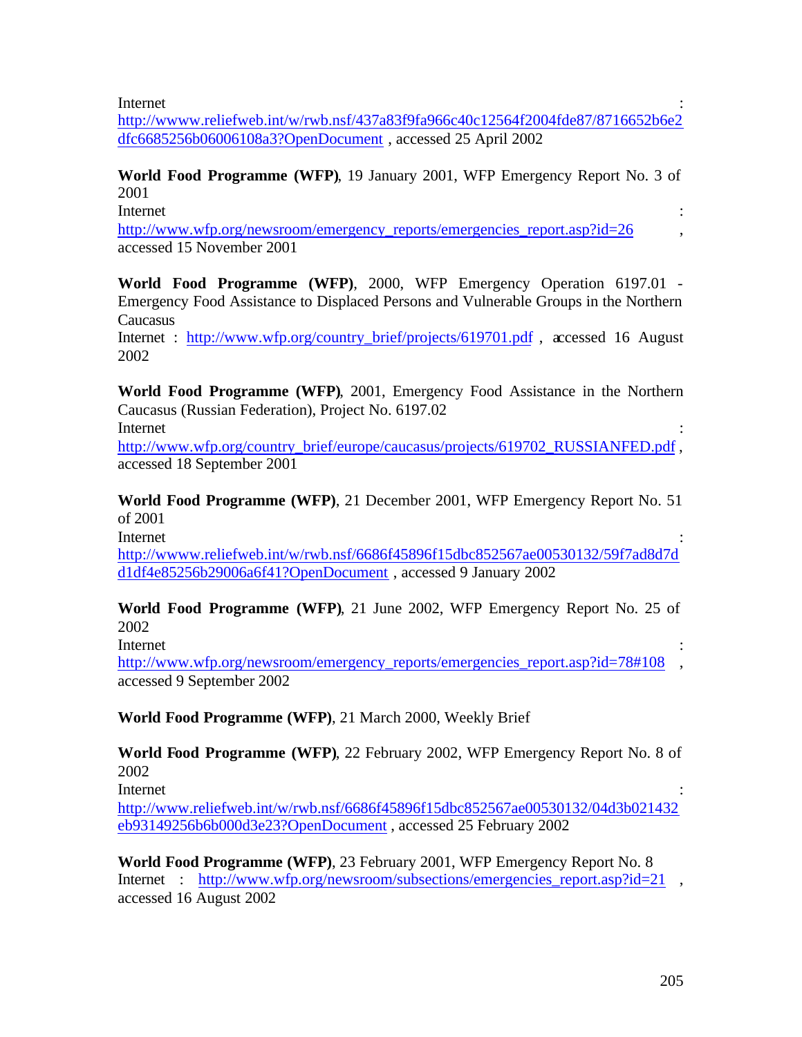Internet : http://wwww.reliefweb.int/w/rwb.nsf/437a83f9fa966c40c12564f2004fde87/8716652b6e2dfc6685256b06006108a3?OpenDocument , accessed 25 April 2002

**World Food Programme (WFP)**, 19 January 2001, WFP Emergency Report No. 3 of 2001
Internet : http://www.wfp.org/newsroom/emergency_reports/emergencies_report.asp?id=26 , accessed 15 November 2001

**World Food Programme (WFP)**, 2000, WFP Emergency Operation 6197.01 - Emergency Food Assistance to Displaced Persons and Vulnerable Groups in the Northern Caucasus
Internet : http://www.wfp.org/country_brief/projects/619701.pdf , accessed 16 August 2002

**World Food Programme (WFP)**, 2001, Emergency Food Assistance in the Northern Caucasus (Russian Federation), Project No. 6197.02
Internet : http://www.wfp.org/country_brief/europe/caucasus/projects/619702_RUSSIANFED.pdf , accessed 18 September 2001

**World Food Programme (WFP)**, 21 December 2001, WFP Emergency Report No. 51 of 2001
Internet : http://wwww.reliefweb.int/w/rwb.nsf/6686f45896f15dbc852567ae00530132/59f7ad8d7dd1df4e85256b29006a6f41?OpenDocument , accessed 9 January 2002

**World Food Programme (WFP)**, 21 June 2002, WFP Emergency Report No. 25 of 2002
Internet : http://www.wfp.org/newsroom/emergency_reports/emergencies_report.asp?id=78#108 , accessed 9 September 2002

**World Food Programme (WFP)**, 21 March 2000, Weekly Brief

**World Food Programme (WFP)**, 22 February 2002, WFP Emergency Report No. 8 of 2002
Internet : http://www.reliefweb.int/w/rwb.nsf/6686f45896f15dbc852567ae00530132/04d3b021432eb93149256b6b000d3e23?OpenDocument , accessed 25 February 2002

**World Food Programme (WFP)**, 23 February 2001, WFP Emergency Report No. 8
Internet : http://www.wfp.org/newsroom/subsections/emergencies_report.asp?id=21 , accessed 16 August 2002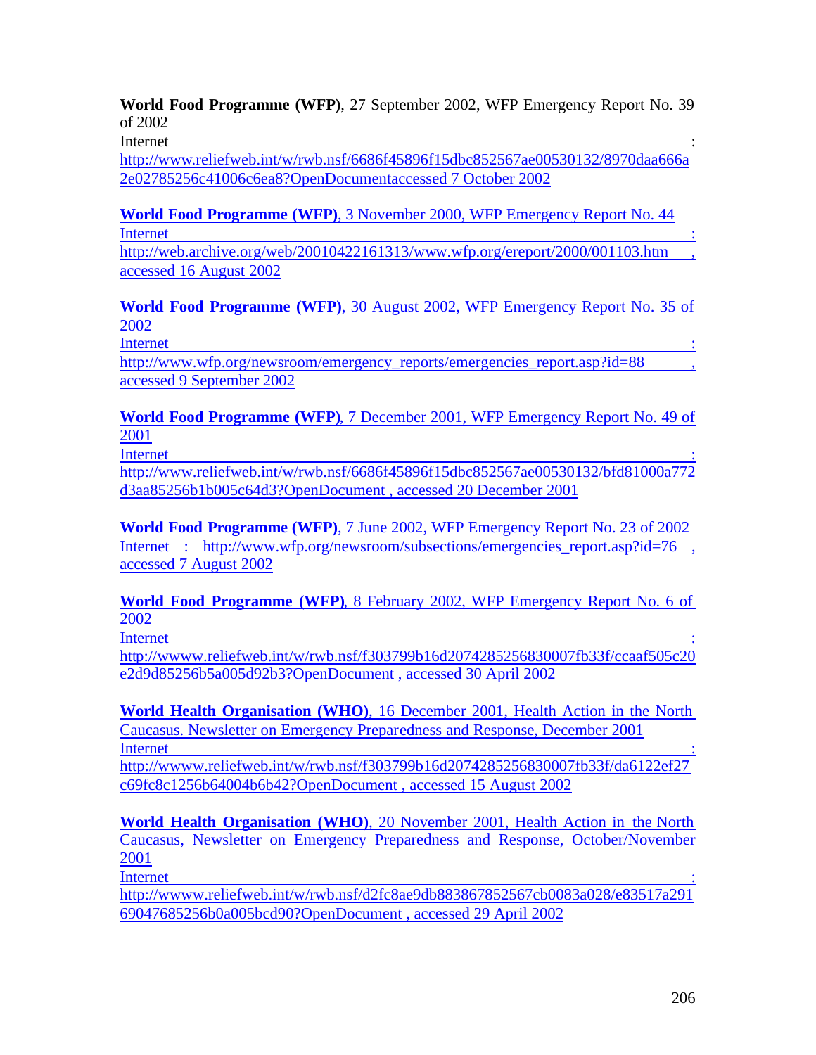**World Food Programme (WFP)**, 27 September 2002, WFP Emergency Report No. 39 of 2002
Internet : http://www.reliefweb.int/w/rwb.nsf/6686f45896f15dbc852567ae00530132/8970daa666a2e02785256c41006c6ea8?OpenDocumentaccessed 7 October 2002

**World Food Programme (WFP)**, 3 November 2000, WFP Emergency Report No. 44
Internet : http://web.archive.org/web/20010422161313/www.wfp.org/ereport/2000/001103.htm , accessed 16 August 2002

**World Food Programme (WFP)**, 30 August 2002, WFP Emergency Report No. 35 of 2002
Internet : http://www.wfp.org/newsroom/emergency_reports/emergencies_report.asp?id=88 , accessed 9 September 2002

**World Food Programme (WFP)**, 7 December 2001, WFP Emergency Report No. 49 of 2001
Internet : http://www.reliefweb.int/w/rwb.nsf/6686f45896f15dbc852567ae00530132/bfd81000a772d3aa85256b1b005c64d3?OpenDocument , accessed 20 December 2001

**World Food Programme (WFP)**, 7 June 2002, WFP Emergency Report No. 23 of 2002
Internet : http://www.wfp.org/newsroom/subsections/emergencies_report.asp?id=76 , accessed 7 August 2002

**World Food Programme (WFP)**, 8 February 2002, WFP Emergency Report No. 6 of 2002
Internet : http://wwww.reliefweb.int/w/rwb.nsf/f303799b16d2074285256830007fb33f/ccaaf505c20e2d9d85256b5a005d92b3?OpenDocument , accessed 30 April 2002

**World Health Organisation (WHO)**, 16 December 2001, Health Action in the North Caucasus. Newsletter on Emergency Preparedness and Response, December 2001
Internet : http://wwww.reliefweb.int/w/rwb.nsf/f303799b16d2074285256830007fb33f/da6122ef27c69fc8c1256b64004b6b42?OpenDocument , accessed 15 August 2002

**World Health Organisation (WHO)**, 20 November 2001, Health Action in the North Caucasus, Newsletter on Emergency Preparedness and Response, October/November 2001
Internet : http://wwww.reliefweb.int/w/rwb.nsf/d2fc8ae9db883867852567cb0083a028/e83517a29169047685256b0a005bcd90?OpenDocument , accessed 29 April 2002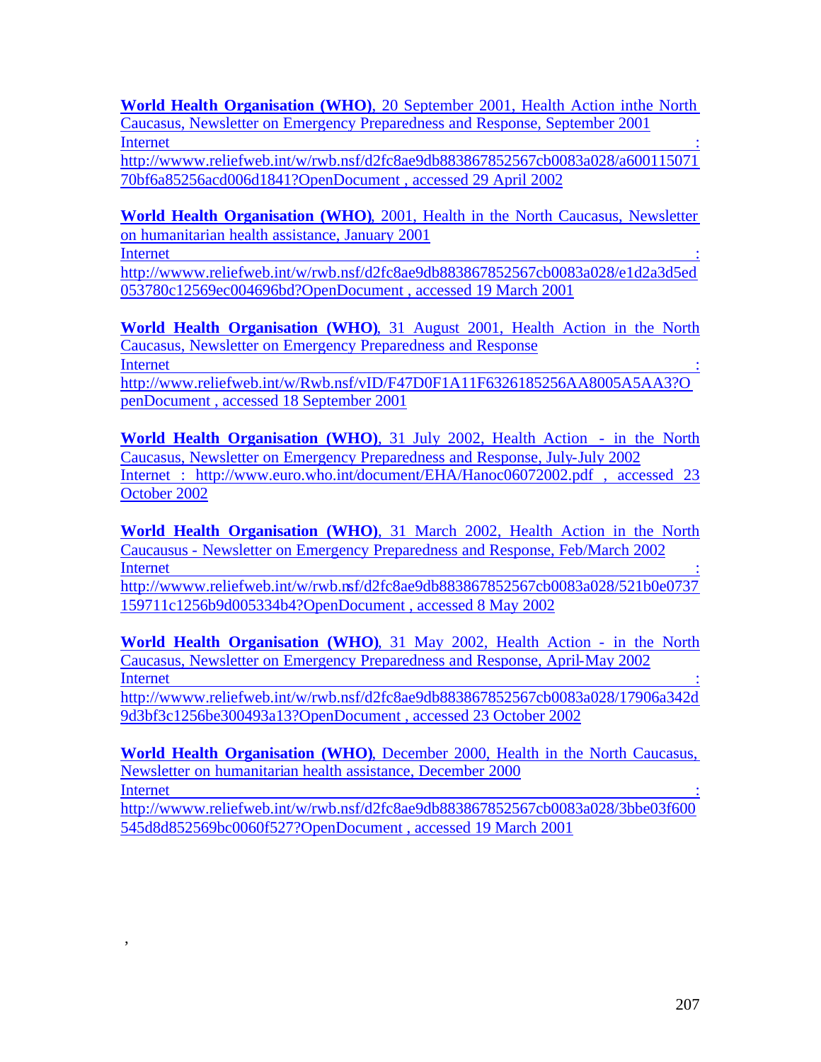**World Health Organisation (WHO)**, 20 September 2001, Health Action inthe North Caucasus, Newsletter on Emergency Preparedness and Response, September 2001
Internet : http://wwww.reliefweb.int/w/rwb.nsf/d2fc8ae9db883867852567cb0083a028/a60011507170bf6a85256acd006d1841?OpenDocument , accessed 29 April 2002

**World Health Organisation (WHO)**, 2001, Health in the North Caucasus, Newsletter on humanitarian health assistance, January 2001
Internet : http://wwww.reliefweb.int/w/rwb.nsf/d2fc8ae9db883867852567cb0083a028/e1d2a3d5ed053780c12569ec004696bd?OpenDocument , accessed 19 March 2001

**World Health Organisation (WHO)**, 31 August 2001, Health Action in the North Caucasus, Newsletter on Emergency Preparedness and Response
Internet : http://www.reliefweb.int/w/Rwb.nsf/vID/F47D0F1A11F6326185256AA8005A5AA3?OpenDocument , accessed 18 September 2001

**World Health Organisation (WHO)**, 31 July 2002, Health Action - in the North Caucasus, Newsletter on Emergency Preparedness and Response, July-July 2002
Internet : http://www.euro.who.int/document/EHA/Hanoc06072002.pdf , accessed 23 October 2002

**World Health Organisation (WHO)**, 31 March 2002, Health Action in the North Caucausus - Newsletter on Emergency Preparedness and Response, Feb/March 2002
Internet : http://wwww.reliefweb.int/w/rwb.nsf/d2fc8ae9db883867852567cb0083a028/521b0e0737159711c1256b9d005334b4?OpenDocument , accessed 8 May 2002

**World Health Organisation (WHO)**, 31 May 2002, Health Action - in the North Caucasus, Newsletter on Emergency Preparedness and Response, April-May 2002
Internet : http://wwww.reliefweb.int/w/rwb.nsf/d2fc8ae9db883867852567cb0083a028/17906a342d9d3bf3c1256be300493a13?OpenDocument , accessed 23 October 2002

**World Health Organisation (WHO)**, December 2000, Health in the North Caucasus, Newsletter on humanitarian health assistance, December 2000
Internet : http://wwww.reliefweb.int/w/rwb.nsf/d2fc8ae9db883867852567cb0083a028/3bbe03f600545d8d852569bc0060f527?OpenDocument , accessed 19 March 2001

,